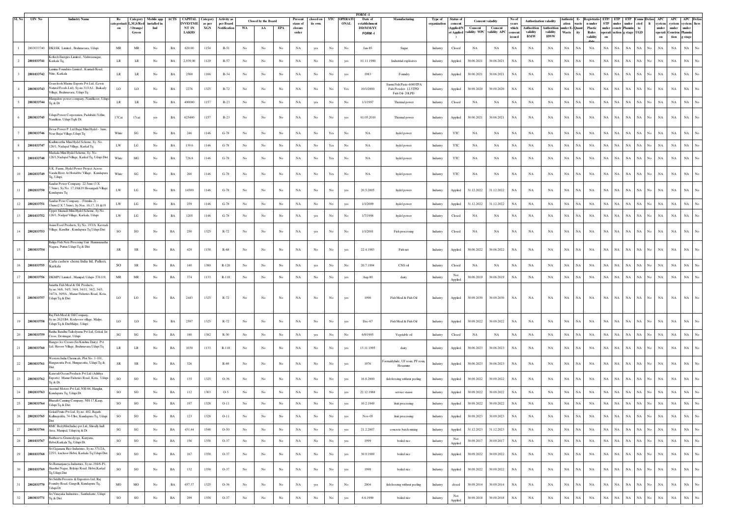FORM -I

| Sl. No | UIN No | Industry Name | Re categorization | Category L,M,S/Red / Orange/ Green | Mobile app installed in Ind | ACTS | CAPITAL INVESTMENT IN LAKHS | Category as per XGN | Activity as per Board Notification | Closed by the Board | | | Present staus of closure order | closed on its own | YTC | OPERATIONAL | Date of establishment DD/MM/YY FORM -I | Manufacturing | Type of organization | Status of consent (Applied/Not Applied) | Consent valadity | | No of years which consent issued | Authorization valadity | | Authorization under Waste | E-waste Quantity | Registration under Plastic Rules validity date | ETP/ STP under operation | ETP under construction | ETP under Planning stage | Connected to UGD | Defaulter list | APC system under operation | APC system under Construction | APC system under Planning stage | Defaulter list |
|---|---|---|---|---|---|---|---|---|---|---|---|---|---|---|---|---|---|---|---|---|---|---|---|---|---|---|---|---|---|---|---|---|---|---|---|---|---|
| | | | | | | | | | | WA | AA | EPA | | | | | | | | | Consent validity WPC | Consent validity APC | | Authorition validity BMW | Authorition validity HWW | | | | | | | | | | | | |
| 1 | 2803033740 | DKSSK Limited., Brahmavara, Udupi | MR | MR | No | BA | 620.00 | 1154 | R-51 | No | No | No | NA | yes | No | No | Jan-85 | Sugar | Industry | Closed | NA | NA | NA | NA | NA | NA | NA | NA | NA | NA | NA | NA | No | NA | NA | NA | No |
| 2 | 2801033741 | Keltech Energies Limited., Vishwasnagar, Karkala Tq. | LR | LR | No | BA | 2,939.00 | 1129 | R-57 | No | No | No | NA | No | No | yes | 01.11.1980 | Industrial explosives | Industry | Applied | 30.06.2021 | 30.06.2021 | NA | NA | NA | NA | NA | NA | NA | NA | NA | NA | No | NA | NA | NA | No |
| 3 | 2801033742 | Lamina Foundries Limited., Kuntadi Road, Nitte, Karkala | LR | LR | No | BA | 2560 | 1166 | R-34 | No | No | No | NA | No | No | yes | 1983 | Foundry | Industry | Applied | 30.06.2021 | 30.06.2021 | NA | NA | NA | NA | NA | NA | NA | NA | NA | NA | No | NA | NA | NA | No |
| 4 | 2803033743 | Goan fresh Marine Exports Pvt Ltd, (Lewis Natural Foods Ltd), Sy.no.31/1A1, Baikady Village, Brahmavara, Udupi Tq | LO | LO | No | BA | 2276 | 1325 | R-72 | No | No | No | NA | No | No | Yes | 10/1/2000 | Surmi Fish Paste-6000TPA Fish Powder- 12.5TPD Fish Oil- 20LPD | Industry | Applied | 30.09.2020 | 30.09.2020 | NA | NA | NA | NA | NA | NA | NA | NA | NA | NA | No | NA | NA | NA | No |
| 5 | 2803033744 | Mangalore power company, Nandikoor, Udupi Tq & Dt | LR | LR | No | BA | 400000 | 1157 | R-23 | No | No | No | NA | yes | No | No | 1/1/1997 | Thermal power | Industry | Closed | NA | NA | NA | NA | NA | NA | NA | NA | NA | NA | NA | NA | No | NA | NA | NA | No |
| 6 | 2803033745 | Udupi Power Corporation, Padubidri Yellur, Nandikur, Udupi Tq& Dt. | 17Cat | 17cat | yes | BA | 625400 | 1157 | R-23 | No | No | No | NA | No | No | yes | 01.05.2010 | Thermal power | Industry | Applied | 30.06.2021 | 30.06.2021 | NA | NA | NA | NA | NA | NA | NA | NA | NA | NA | No | NA | NA | NA | No |
| 7 | 2803033746 | Devar Power P. Ltd.Bajai Mini Hydel - 3mw, Near Bajai Village, Udupi Tq | White | SG | No | BA | 246 | 1146 | G-78 | No | No | No | NA | No | Yes | No | NA | hydel power | Industry | YTC | NA | NA | NA | NA | NA | NA | NA | NA | NA | NA | NA | NA | No | NA | NA | NA | No |
| 8 | 2801033747 | Kudhureertha Mini Hydel Scheme, Sy. No. 126/1, Nadapal Village, Karkal Tq | LW | LG | No | BA | 139.6 | 1146 | G-78 | No | No | No | NA | No | Yes | No | NA | hydel power | Industry | YTC | NA | NA | NA | NA | NA | NA | NA | NA | NA | NA | NA | NA | No | NA | NA | NA | No |
| 9 | 2801033748 | Markala Mini Hydel Scheme, Sy. No. 126/1,Nadapal Village, Karkal Tq, Udupi Dist. | White | MG | No | BA | 726.8 | 1146 | G-78 | No | No | No | NA | No | Yes | No | NA | hydel power | Industry | YTC | NA | NA | NA | NA | NA | NA | NA | NA | NA | NA | NA | NA | No | NA | NA | NA | No |
| 10 | 2802033749 | S.K. Farms, Hydel Power Project Across Varahi River At Horiabbe Village, Kundapura Tq, Udupi | White | SG | No | BA | 260 | 1146 | G-78 | No | No | No | NA | No | Yes | No | NA | hydel power | Industry | YTC | NA | NA | NA | NA | NA | NA | NA | NA | NA | NA | NA | NA | No | NA | NA | NA | No |
| 11 | 2802033750 | Sandur Power Company- 22.5mw (3 X 7.5mw), Sy.No. 17,18&19 Hosangadi Village, Kundapura Tq | LW | LG | No | BA | 14500 | 1146 | G-78 | No | No | No | NA | No | No | yes | 20.5.2005 | hydel power | Industry | Applied | 31.12.2022 | 31.12.2022 | NA | NA | NA | NA | NA | NA | NA | NA | NA | NA | No | NA | NA | NA | No |
| 12 | 2802033751 | Sandur Power Company - (Vrindu-2) - 15mw(2 X 7.5mw), Sy.Nos. 16,17, 18 &19 | LW | LG | No | BA | 259 | 1146 | G-78 | No | No | No | NA | No | No | yes | 1/1/2009 | hydel power | Industry | Applied | 31.12.2022 | 31.12.2022 | NA | NA | NA | NA | NA | NA | NA | NA | NA | NA | No | NA | NA | NA | No |
| 13 | 2801033752 | Upper Sitanadi Mini Hydel Scheme, Sy No. 126/1, Nadpal Village, Karkala, Udupi | LW | LG | No | BA | 1205 | 1146 | G-78 | No | No | No | NA | yes | No | No | 1/7/1998 | hydel power | Industry | Closed | NA | NA | NA | NA | NA | NA | NA | NA | NA | NA | NA | NA | No | NA | NA | NA | No |
| 14 | 2802033753 | Asian Food Products, Sy.No. 193/A, Kavradi Village, Kandlur , Kundapura Tq,Udupi Dist | SO | SO | No | BA | 250 | 1325 | R-72 | No | No | No | NA | yes | No | No | 1/1/2001 | Fish processing | Industry | Closed | NA | NA | NA | NA | NA | NA | NA | NA | NA | NA | NA | NA | No | NA | NA | NA | No |
| 15 | 2803033754 | Baliga Fish Nets Procesing Unit Hanumanatha Nagara, Puttur,Udupi Tq & Dist | SR | SR | No | BA | 429 | 1158 | R-68 | No | No | No | NA | No | No | yes | 22.4.1983 | Fish net | Industry | Applied | 30.06.2022 | 30.06.2022 | NA | NA | NA | NA | NA | NA | NA | NA | NA | NA | No | NA | NA | NA | No |
| 16 | 2801033755 | Carla cashew chemi India ltd, Pulkeri, Karkala | SO | SR | No | BA | 140 | 1390 | R-120 | No | No | No | NA | yes | No | No | 20.7.1994 | CNS oil | Industry | Closed | NA | NA | NA | NA | NA | NA | NA | NA | NA | NA | NA | NA | No | NA | NA | NA | No |
| 17 | 2803033756 | DKMPU Limited., Manipal, Udupi- 576119, | MR | MR | No | BA | 374 | 1133 | R-118 | No | No | No | NA | No | No | yes | Aug-80 | dairy | Industry | Not Applied | 30.06.2019 | 30.06.2019 | NA | NA | NA | NA | NA | NA | NA | NA | NA | NA | No | NA | NA | NA | No |
| 18 | 2803033757 | Janatha Fish Meal & Oil Products, Sy.no.34/6, 34/5, 34/4, 34/11, 34/2, 34/3, 34/7A, 36/9A , Manur Fisheries Road, Kota, Udupi Tq & Dist | LO | LO | No | BA | 2443 | 1325 | R-72 | No | No | No | NA | No | No | yes | 1990 | Fish Meal & Fish Oil | Industry | Applied | 30.09.2030 | 30.09.2030 | NA | NA | NA | NA | NA | NA | NA | NA | NA | NA | No | NA | NA | NA | No |
| 19 | 2803033758 | Raj Fish Meal & Oil Company, Sy.no.262/1B4, Kodavoor village, Malpe, Udupi Tq & DistMalpe, Udupi | LO | LO | No | BA | 2597 | 1325 | R-72 | No | No | No | NA | No | No | yes | Dec-67 | Fish Meal & Fish Oil | Industry | Applied | 30.09.2022 | 30.09.2022 | NA | NA | NA | NA | NA | NA | NA | NA | NA | NA | No | NA | NA | NA | No |
| 20 | 2803033759 | Raitha Bandhu Tailodyama Pvt Ltd, Gokul, Ist Cross, Devinagar, Udupi | SG | SG | No | BA | 180 | 1382 | R-50 | No | No | No | NA | yes | No | No | 6/8/1905 | Vegetable oil | Industry | Closed | NA | NA | NA | NA | NA | NA | NA | NA | NA | NA | NA | NA | No | NA | NA | NA | No |
| 21 | 2803033760 | Hangyo Ice Cream (Sri Krishna Dairy) Pvt Ltd, Heroor Village, Brahmavara,Udupi Tq | LR | LR | No | BA | 1030 | 1133 | R-118 | No | No | No | NA | No | No | yes | 13.11.1995 | dairy | Industry | Applied | 30.06.2023 | 30.06.2023 | NA | NA | NA | NA | NA | NA | NA | NA | NA | NA | No | NA | NA | NA | No |
| 22 | 2803033761 | Western India Chemicals, Plot No. 1-101, Hungarcutta Post, Hungarcutta, Udupi Tq & Dist | SR | SR | No | BA | 326 | | R-69 | No | No | No | NA | No | No | yes | 1976 | Formaldyhide, UF resin, PF resin, Hexamine | Industry | Applied | 30.06.2023 | 30.06.2023 | NA | NA | NA | NA | NA | NA | NA | NA | NA | NA | No | NA | NA | NA | No |
| 23 | 2803033762 | Kanavali Ocean Products Pvt Ltd (Adithya Exports) Manur Fisheries Road, Kota, Udupi Tq & Dt. | SO | SO | No | BA | 135 | 1325 | O-36 | No | No | No | NA | No | No | yes | 16.8.2000 | fish freezing without peeling | Industry | Applied | 30.09.2022 | 30.09.2022 | NA | NA | NA | NA | NA | NA | NA | NA | NA | NA | No | NA | NA | NA | No |
| 24 | 2802033763 | Aravind Motors Pvt Ltd, NH-66, Hanglur, Kundapura Tq, Udupi Dt. | SO | SO | No | BA | 112 | 1303 | O-5 | No | No | No | NA | No | No | yes | 22.12.1988 | service staion | Industry | Applied | 30.09.2022 | 30.09.2022 | NA | NA | NA | NA | NA | NA | NA | NA | NA | NA | No | NA | NA | NA | No |
| 25 | 2803033764 | Bharath Canning Company, NH-17,Kaup, Udupi Tq & Dist | SO | SO | No | BA | 197 | 1328 | O-11 | No | No | No | NA | No | No | yes | 10.2.1949 | fruit processing | Industry | Applied | 30.09.2022 | 30.09.2022 | NA | NA | NA | NA | NA | NA | NA | NA | NA | NA | No | NA | NA | NA | No |
| 26 | 2802033765 | Gokul Fruits Pvt Ltd, Sy.no. 402, Rajath Kallmajeddu, 74-Ullur, Kundapura Tq, Udupi Dist | SO | SO | No | BA | 123 | 1328 | O-11 | No | No | No | NA | No | No | yes | Nov-05 | fruit processing | Industry | Applied | 30.09.2023 | 30.09.2023 | NA | NA | NA | NA | NA | NA | NA | NA | NA | NA | No | NA | NA | NA | No |
| 27 | 2803033766 | RMC ReadyMix(India) pvt Ltd, Shivally Indl Area, Manipal, Udupi tq & Dt | SG | SG | No | BA | 431.44 | 1548 | O-50 | No | No | No | NA | No | No | yes | 21.2.2007 | concrete batch mixing | Industry | Applied | 31.12.2023 | 31.12.2023 | NA | NA | NA | NA | NA | NA | NA | NA | NA | NA | No | NA | NA | NA | No |
| 28 | 2801033767 | Raithaseva Gramodyoga, Kanyana, Hebri,Karkala Tq, Udupi Dt. | SO | SO | No | BA | 156 | 1358 | O-37 | No | No | No | NA | No | No | yes | 1999 | boiled rice | Industry | Not Applied | 30.09.2017 | 30.09.2017 | NA | NA | NA | NA | NA | NA | NA | NA | NA | NA | No | NA | NA | NA | No |
| 29 | 2801033768 | Sri Gajanana Rice Industries, Sy.no.371/2A, 225/1, kuchoor Hebri, Karkala Tq,Udupi Dist | SO | SO | No | BA | 167 | 1358 | O-37 | No | No | No | NA | No | No | yes | 30.9.1989 | boiled rice | Industry | Applied | 30.09.2022 | 30.09.2022 | NA | NA | NA | NA | NA | NA | NA | NA | NA | NA | No | NA | NA | NA | No |
| 30 | 2801033769 | Sri Ramanjaneya Industries, Sy.no.194/6-P1, Shasthri Nagar, Beltnje Road, Hebri,Karkal Tq,Udupi Dist | SO | SO | No | BA | 132 | 1358 | O-37 | No | No | No | NA | No | No | yes | 1998 | boiled rice | Industry | Applied | 30.09.2022 | 30.09.2022 | NA | NA | NA | NA | NA | NA | NA | NA | NA | NA | No | NA | NA | NA | No |
| 31 | 2802033770 | Sri Siddha Freezers & Exporters Ltd, Raj Foundry Road, Gangolli, Kundapura Tq, Udupi Dt | MO | MO | No | BA | 657.37 | 1325 | O-36 | No | No | No | NA | yes | No | No | 2004 | fish freezing without peeling | Industry | closed | 30.09.2014 | 30.09.2014 | NA | NA | NA | NA | NA | NA | NA | NA | NA | NA | No | NA | NA | NA | No |
| 32 | 2803033771 | Sri Vinayaka Industries., Santhekatte, Udupi Tq & Dist. | SO | SO | No | BA | 299 | 1358 | O-37 | No | No | No | NA | No | No | yes | 6.6.1990 | boiled rice | Industry | Not Applied | 30.09.2018 | 30.09.2018 | NA | NA | NA | NA | NA | NA | NA | NA | NA | NA | No | NA | NA | NA | No |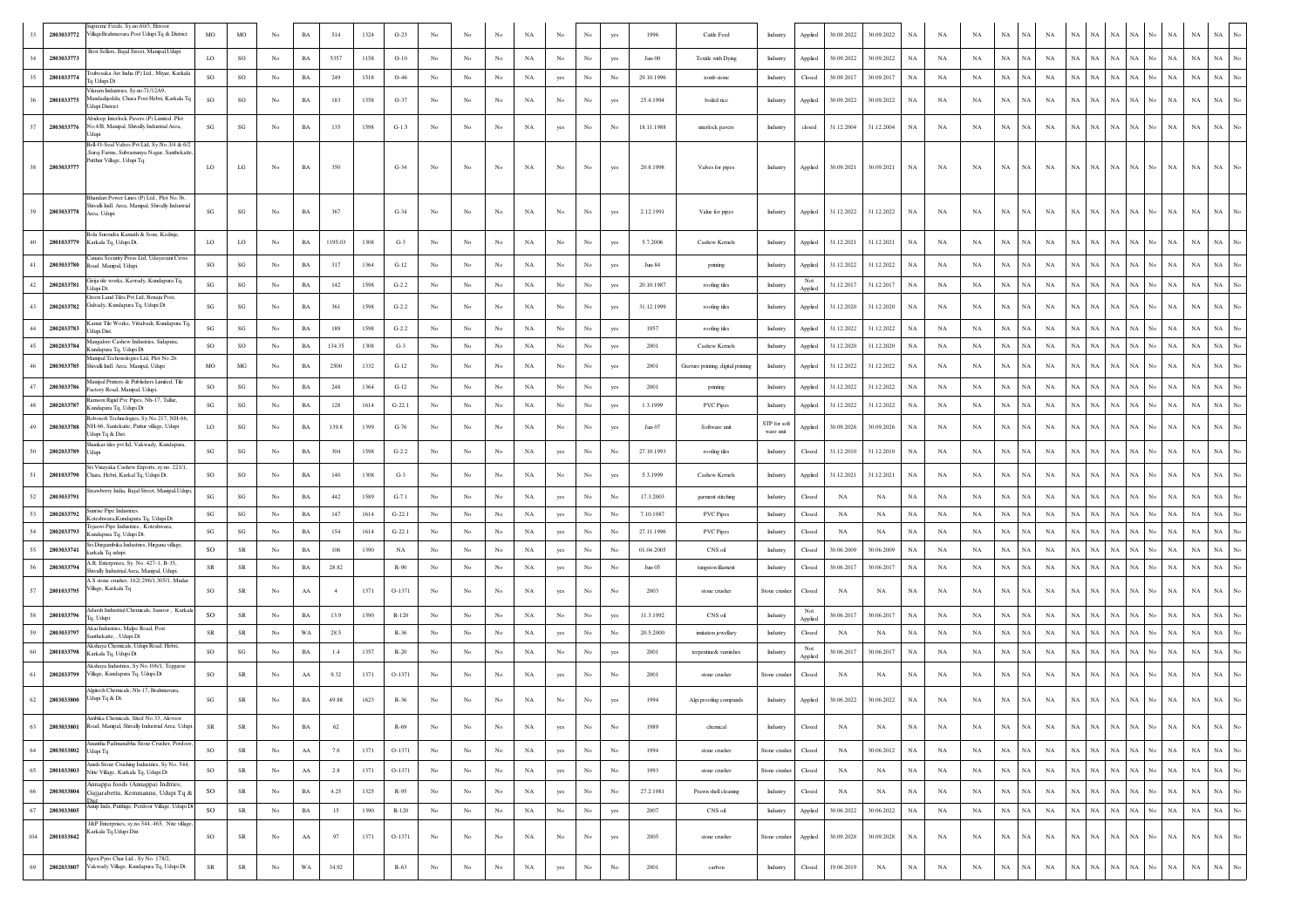| 33 | 2803033772 | Supreme Feeds, Sy.no.60/3, Heroor Village Brahmavara Post Udupi Tq & District | MO | MO | No | BA | 514 | 1324 | O-23 | No | No | No | NA | No | No | yes | 1996 | Cattle Feed | Industry | Applied | 30.09.2022 | 30.09.2022 | NA | NA | NA | NA | NA | NA | NA | NA | NA | NA | NA | No | NA | NA | NA | No |
|---|---|---|---|---|---|---|---|---|---|---|---|---|---|---|---|---|---|---|---|---|---|---|---|---|---|---|---|---|---|---|---|---|---|---|---|---|---|---|
| 34 | 2803033773 | Best Sellers, Bajal Street, Manipal,Udupi | LO | SO | No | BA | 5357 | 1158 | O-10 | No | No | No | NA | No | No | yes | Jan-00 | Textile with Dying | Industry | Applied | 30.09.2022 | 30.09.2022 | NA | NA | NA | NA | NA | NA | NA | NA | NA | NA | NA | No | NA | NA | NA | No |
| 35 | 2801033774 | Toabosaka Air India (P) Ltd., Miyar, Karkala Tq Udupi Dt | SO | SO | No | BA | 249 | 1518 | O-46 | No | No | No | NA | yes | No | No | 29.10.1996 | tomb stone | Industry | Closed | 30.09.2017 | 30.09.2017 | NA | NA | NA | NA | NA | NA | NA | NA | NA | NA | NA | No | NA | NA | NA | No |
| 36 | 2801033775 | Vikram Industries, Sy.no:71/12A9, Mandadijeddu, Chara Post Hebri, Karkala Tq Udupi District | SO | SO | No | BA | 183 | 1358 | O-37 | No | No | No | NA | No | No | yes | 25.4.1994 | boiled rice | Industry | Applied | 30.09.2022 | 30.09.2022 | NA | NA | NA | NA | NA | NA | NA | NA | NA | NA | NA | No | NA | NA | NA | No |
| 37 | 2803033776 | Abideep Interlock Pavers (P) Limited. Plot No.4/B, Manipal, Shivally Industrial Area, Udupi | SG | SG | No | BA | 135 | 1598 | G-1.5 | No | No | No | NA | yes | No | No | 18.11.1988 | interlock pavers | Industry | closed | 31.12.2004 | 31.12.2004 | NA | NA | NA | NA | NA | NA | NA | NA | NA | NA | NA | No | NA | NA | NA | No |
| 38 | 2803033777 | Bell-O-Seal Valves Pvt Ltd, Sy.No.3/4 & 6/2 ,Suraj Farms, Subramanya Nagar, Santhekatte, Putthur Village, Udupi Tq | LO | LG | No | BA | 350 | | G-34 | No | No | No | NA | No | No | yes | 20.8.1998 | Valves for pipes | Industry | Applied | 30.09.2021 | 30.09.2021 | NA | NA | NA | NA | NA | NA | NA | NA | NA | NA | NA | No | NA | NA | NA | No |
| 39 | 2803033778 | Bhandari Power Lines (P) Ltd., Plot No.3b, Shivalli Indl. Area, Manipal, Shivally Industrial Area, Udupi | SG | SG | No | BA | 367 | | G-34 | No | No | No | NA | No | No | yes | 2.12.1991 | Value for pipes | Industry | Applied | 31.12.2022 | 31.12.2022 | NA | NA | NA | NA | NA | NA | NA | NA | NA | NA | NA | No | NA | NA | NA | No |
| 40 | 2801033779 | Bola Surendra Kamath & Sons, Kedinje, Karkala Tq, Udupi Dt. | LO | LO | No | BA | 1195.03 | 1308 | G-3 | No | No | No | NA | No | No | yes | 5.7.2006 | Cashew Kernels | Industry | Applied | 31.12.2021 | 31.12.2021 | NA | NA | NA | NA | NA | NA | NA | NA | NA | NA | NA | No | NA | NA | NA | No |
| 41 | 2803033780 | Canara Security Press Ltd, Udayavani Cross Road, Manipal, Udupi. | SO | SG | No | BA | 317 | 1364 | G-12 | No | No | No | NA | No | No | yes | Jun-84 | printing | Industry | Applied | 31.12.2022 | 31.12.2022 | NA | NA | NA | NA | NA | NA | NA | NA | NA | NA | NA | No | NA | NA | NA | No |
| 42 | 2802033781 | Ganja tile works, Kavrady, Kundapura Tq, Udupi Dt. | SG | SG | No | BA | 142 | 1598 | G-2.2 | No | No | No | NA | No | No | yes | 20.10.1987 | roofing tiles | Industry | Not Applied | 31.12.2017 | 31.12.2017 | NA | NA | NA | NA | NA | NA | NA | NA | NA | NA | NA | No | NA | NA | NA | No |
| 43 | 2802033782 | Green Land Tiles Pvt Ltd, Benaju Post, Gulvady, Kundapura Tq, Udupi Dt | SG | SG | No | BA | 361 | 1598 | G-2.2 | No | No | No | NA | No | No | yes | 31.12.1999 | roofing tiles | Industry | Applied | 31.12.2020 | 31.12.2020 | NA | NA | NA | NA | NA | NA | NA | NA | NA | NA | NA | No | NA | NA | NA | No |
| 44 | 2802033783 | Kamat Tile Works, Vittalvadi, Kundapura Tq, Udupi Dist | SG | SG | No | BA | 189 | 1598 | G-2.2 | No | No | No | NA | No | No | yes | 1957 | roofing tiles | Industry | Applied | 31.12.2022 | 31.12.2022 | NA | NA | NA | NA | NA | NA | NA | NA | NA | NA | NA | No | NA | NA | NA | No |
| 45 | 2802033784 | Mangalore Cashew Industries, Sidapura, Kundapura Tq, Udupi Dt | SO | SO | No | BA | 134.35 | 1308 | G-3 | No | No | No | NA | No | No | yes | 2001 | Cashew Kernels | Industry | Applied | 31.12.2020 | 31.12.2020 | NA | NA | NA | NA | NA | NA | NA | NA | NA | NA | NA | No | NA | NA | NA | No |
| 46 | 2803033785 | Manipal Techonologies Ltd, Plot No.2b. Shivalli Indl. Area. Manipal, Udupi | MO | MG | No | BA | 2500 | 1332 | G-12 | No | No | No | NA | No | No | yes | 2001 | Gravure printing, digital printing | Industry | Applied | 31.12.2022 | 31.12.2022 | NA | NA | NA | NA | NA | NA | NA | NA | NA | NA | NA | No | NA | NA | NA | No |
| 47 | 2803033786 | Manipal Printers & Publishers Limited, Tile Factory Road, Manipal, Udupi | SO | SG | No | BA | 248 | 1364 | G-12 | No | No | No | NA | No | No | yes | 2001 | printing | Industry | Applied | 31.12.2022 | 31.12.2022 | NA | NA | NA | NA | NA | NA | NA | NA | NA | NA | NA | No | NA | NA | NA | No |
| 48 | 2802033787 | Ramson Rigid Pvc Pipes, Nh-17, Tallur, Kundapura Tq, Udupi Dt. | SG | SG | No | BA | 128 | 1614 | G-22.1 | No | No | No | NA | No | No | yes | 1.3.1999 | PVC Pipes | Industry | Applied | 31.12.2022 | 31.12.2022 | NA | NA | NA | NA | NA | NA | NA | NA | NA | NA | NA | No | NA | NA | NA | No |
| 49 | 2803033788 | Robosoft Technologies, Sy.No.217, NH-66, NH-66, Santekatte, Puttur village, Udupi Udupi Tq & Dist. | LO | SG | No | BA | 139.8 | 1399 | G-76 | No | No | No | NA | No | No | yes | Jan-07 | Software unit | STP for soft ware unit | Applied | 30.09.2026 | 30.09.2026 | NA | NA | NA | NA | NA | NA | NA | NA | NA | NA | NA | No | NA | NA | NA | No |
| 50 | 2802033789 | Shankar tiles pvt ltd, Vakwady, Kundapura, Udupi | SG | SG | No | BA | 304 | 1598 | G-2.2 | No | No | No | NA | yes | No | No | 27.10.1993 | roofing tiles | Industry | Closed | 31.12.2010 | 31.12.2010 | NA | NA | NA | NA | NA | NA | NA | NA | NA | NA | NA | No | NA | NA | NA | No |
| 51 | 2801033790 | Sri Vinayaka Cashew Exports, sy.no. 221/1, Chara, Hebri, Karkal Tq, Udupi Dt. | SO | SO | No | BA | 140 | 1308 | G-3 | No | No | No | NA | No | No | yes | 5.3.1999 | Cashew Kernels | Industry | Applied | 31.12.2021 | 31.12.2021 | NA | NA | NA | NA | NA | NA | NA | NA | NA | NA | NA | No | NA | NA | NA | No |
| 52 | 2803033791 | Strawberry India, Bajal Street, Manipal,Udupi, | SG | SG | No | BA | 442 | 1589 | G-7.1 | No | No | No | NA | yes | No | No | 17.3.2003 | garment stitching | Industry | Closed | NA | NA | NA | NA | NA | NA | NA | NA | NA | NA | NA | NA | NA | No | NA | NA | NA | No |
| 53 | 2802033792 | Sunrise Pipe Industries. Koteshwara,Kundapura Tq, Udupi Dt | SG | SG | No | BA | 147 | 1614 | G-22.1 | No | No | No | NA | yes | No | No | 7.10.1987 | PVC Pipes | Industry | Closed | NA | NA | NA | NA | NA | NA | NA | NA | NA | NA | NA | NA | NA | No | NA | NA | NA | No |
| 54 | 2802033793 | Tejaswi Pipe Industries., Koteshwara, Kundapura Tq, Udupi Dt. | SG | SG | No | BA | 154 | 1614 | G-22.1 | No | No | No | NA | yes | No | No | 27.11.1996 | PVC Pipes | Industry | Closed | NA | NA | NA | NA | NA | NA | NA | NA | NA | NA | NA | NA | NA | No | NA | NA | NA | No |
| 55 | 2803033741 | Sri Durgambika Industries, Hiriguna village, karkala Tq udupi | SO | SR | No | BA | 106 | 1390 | NA | No | No | No | NA | yes | No | No | 01.04.2005 | CNS oil | Industry | Closed | 30.06.2009 | 30.06.2009 | NA | NA | NA | NA | NA | NA | NA | NA | NA | NA | NA | No | NA | NA | NA | No |
| 56 | 2803033794 | A.R. Enterprises, Sy. No. 427-1, B-35, Shivally Industrial Area, Manipal, Udupi. | SR | SR | No | BA | 28.82 | | R-90 | No | No | No | NA | yes | No | No | Jun-05 | tungston filament | Industry | Closed | 30.06.2017 | 30.06.2017 | NA | NA | NA | NA | NA | NA | NA | NA | NA | NA | NA | No | NA | NA | NA | No |
| 57 | 2801033795 | A.S stone crusher, 162/296/1,305/1, Mudar Village, Karkala Tq | SO | SR | No | AA | 4 | 1371 | O-1371 | No | No | No | NA | yes | No | No | 2003 | stone crusher | Stone crusher | Closed | NA | NA | NA | NA | NA | NA | NA | NA | NA | NA | NA | NA | NA | No | NA | NA | NA | No |
| 58 | 2801033796 | Adarsh Industrial Chemicals, Sanoor , Karkala Tq, Udupi | SO | SR | No | BA | 13.9 | 1390 | R-120 | No | No | No | NA | No | No | No | 11.3.1992 | CNS oil | Industry | Not Applied | 30.06.2017 | 30.06.2017 | NA | NA | NA | NA | NA | NA | NA | NA | NA | NA | NA | No | NA | NA | NA | No |
| 59 | 2803033797 | Akai Industries, Malpe Road, Post Santhekatte, , Udupi Dt | SR | SR | No | WA | 28.5 | | R-36 | No | No | No | NA | yes | No | yes | 20.5.2000 | imitation jewellary | Industry | Closed | NA | NA | NA | NA | NA | NA | NA | NA | NA | NA | NA | NA | NA | No | NA | NA | NA | No |
| 60 | 2801033798 | Akshaya Chemicals, Udupi Road, Hebri, Karkala Tq, Udupi Dt | SO | SG | No | BA | 1.4 | 1357 | R-20 | No | No | No | NA | No | No | yes | 2001 | terpentine& varnishes | Industry | Not Applied | 30.06.2017 | 30.06.2017 | NA | NA | NA | NA | NA | NA | NA | NA | NA | NA | NA | No | NA | NA | NA | No |
| 61 | 2802033799 | Akshaya Industries, Sy No.106/1, Tegganse Village, Kundapura Tq, Udupi Dt | SO | SR | No | AA | 9.32 | 1371 | O-1371 | No | No | No | NA | yes | No | No | 2001 | stone crusher | Stone crusher | Closed | NA | NA | NA | NA | NA | NA | NA | NA | NA | NA | NA | NA | NA | No | NA | NA | NA | No |
| 62 | 2803033800 | Algitech Chemicals, Nh-17, Brahmavara, Udupi Tq & Dt. | SG | SR | No | BA | 49.88 | 1623 | R-36 | No | No | No | NA | No | No | yes | 1994 | Algi proofing compounds | Industry | Applied | 30.06.2022 | 30.06.2022 | NA | NA | NA | NA | NA | NA | NA | NA | NA | NA | NA | No | NA | NA | NA | No |
| 63 | 2803033801 | Ambika Chemicals, Shed No.33, Alewoor Road, Manipal, Shivally Industrial Area, Udupi | SR | SR | No | BA | 62 | | R-69 | No | No | No | NA | yes | No | No | 1989 | chemical | Industry | Closed | NA | NA | NA | NA | NA | NA | NA | NA | NA | NA | NA | NA | NA | No | NA | NA | NA | No |
| 64 | 2803033802 | Anantha Padmanabha Stone Crusher, Perdoor, Udupi Tq | SO | SR | No | AA | 7.6 | 1371 | O-1371 | No | No | No | NA | yes | No | No | 1994 | stone crusher | Stone crusher | Closed | NA | 30.06.2012 | NA | NA | NA | NA | NA | NA | NA | NA | NA | NA | NA | No | NA | NA | NA | No |
| 65 | 2801033803 | Anish Stone Crushing Industries, Sy No. 544, Nitte Village, Karkala Tq, Udupi Dt | SO | SR | No | AA | 2.8 | 1371 | O-1371 | No | No | No | NA | yes | No | No | 1993 | stone crusher | Stone crusher | Closed | NA | NA | NA | NA | NA | NA | NA | NA | NA | NA | NA | NA | NA | No | NA | NA | NA | No |
| 66 | 2803033804 | Annappa foods (Annappa) Indtries, Gujjarabettu, Kemmannu, Udupi Tq & Dist | SO | SR | No | BA | 4.25 | 1325 | R-95 | No | No | No | NA | yes | No | No | 27.2.1981 | Prawn shell cleaning | Industry | Closed | NA | NA | NA | NA | NA | NA | NA | NA | NA | NA | NA | NA | NA | No | NA | NA | NA | No |
| 67 | 2803033805 | Anup Inds, Puthige, Perdoor Village, Udupi Dt | SO | SR | No | BA | 15 | 1390 | R-120 | No | No | No | NA | No | No | yes | 2007 | CNS oil | Industry | Applied | 30.06.2022 | 30.06.2022 | NA | NA | NA | NA | NA | NA | NA | NA | NA | NA | NA | No | NA | NA | NA | No |
| 104 | 2801033842 | J&P Enterprises, sy.no.544, 465, Nite village, Karkala Tq,Udupi Dist | SO | SR | No | AA | 97 | 1371 | O-1371 | No | No | No | NA | No | No | yes | 2005 | stone crusher | Stone crusher | Applied | 30.09.2028 | 30.09.2028 | NA | NA | NA | NA | NA | NA | NA | NA | NA | NA | NA | No | NA | NA | NA | No |
| 69 | 2802033807 | Apex Pyro Char Ltd., Sy No. 178/2, Vakwady Village, Kundapura Tq, Udupi Dt. | SR | SR | No | WA | 34.92 | | R-63 | No | No | No | NA | yes | No | No | 2001 | carbon | Industry | Closed | 19.06.2019 | NA | NA | NA | NA | NA | NA | NA | NA | NA | NA | NA | NA | No | NA | NA | NA | No |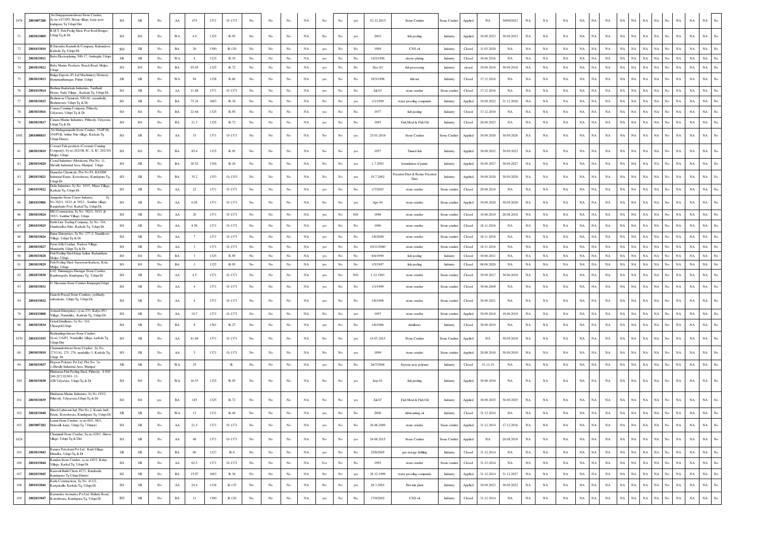| 1878 | 2803087280 | Sri Durgaparameshwari Stone Crusher, Sy.no.147/1P5, Hosur village, karje post kudupura Tq Udupi Dist | SO | SR | No | AA | 475 | 1371 | O-1371 | No | No | No | NA | No | No | yes | 02.12.2015 | Stone Crusher | Stone Crusher | Applied | NA | 30/09/2023 | NA | NA | NA | NA | NA | NA | NA | NA | NA | NA | NA | No | NA | NA | NA | No |
|---|---|---|---|---|---|---|---|---|---|---|---|---|---|---|---|---|---|---|---|---|---|---|---|---|---|---|---|---|---|---|---|---|---|---|---|---|---|---|
| 71 | 2803033809 | B.M.T. Fish Peelig Shed, Post Kodi Bengre, Udupi Tq & Dt | SO | SO | No | WA | 4.9 | 1325 | R-95 | No | No | No | NA | No | No | yes | 2003 | fish peeling | Industry | Applied | 30.09.2023 | 30.09.2023 | NA | NA | NA | NA | NA | NA | NA | NA | NA | NA | NA | No | NA | NA | NA | No |
| 72 | 2801033810 | B.Surendra Kamath & Company, Kukundoor, Karkala Tq, Udupi Dt. | SO | SR | No | BA | 26 | 1390 | R-120 | No | No | No | NA | yes | No | No | 1999 | CNS oil | Industry | Closed | 11.03.2020 | NA | NA | NA | NA | NA | NA | NA | NA | NA | NA | NA | NA | No | NA | NA | NA | No |
| 73 | 2803033811 | Babu Electroplating, NH-17, Ambagilu, Udupi. | SR | SR | No | WA | 4 | 1125 | R-35 | No | No | No | NA | yes | No | No | 14/2/1996 | electro plating | Industry | Closed | 30.06.2016 | NA | NA | NA | NA | NA | NA | NA | NA | NA | NA | NA | NA | No | NA | NA | NA | No |
| 74 | 2803033812 | Baby Marine Products, Beach Road, Malpe, Udupi. | SO | SO | No | BA | 95.95 | 1325 | R-72 | No | No | No | NA | yes | No | No | Dec-83 | fish processing | Industry | closed | 30.09.2018 | 30.09.2018 | NA | NA | NA | NA | NA | NA | NA | NA | NA | NA | NA | No | NA | NA | NA | No |
| 75 | 2803033813 | Baliga Exports (P) Ltd Machinery Division), , Hanumanthanagar, Puttur ,Udupi. | SR | SR | No | WA | 94 | 1158 | R-68 | No | No | No | NA | yes | No | No | 19/3/1998 | fish net | Industry | Closed | 17.12.2016 | NA | NA | NA | NA | NA | NA | NA | NA | NA | NA | NA | NA | No | NA | NA | NA | No |
| 76 | 2801033814 | Brahma Baidarkala Industries, Tardhadi House, Sada Village , Karkala Tq, Udupi Dt. | SO | SR | No | AA | 11.88 | 1371 | O-1371 | No | No | No | NA | yes | No | No | Jul-03 | stone crusher | Stone crusher | Closed | 17.12.2016 | NA | NA | NA | NA | NA | NA | NA | NA | NA | NA | NA | NA | No | NA | NA | NA | No |
| 77 | 2803033815 | Brahmavar Chemicals, NH-66, varambally, Brahmavara, Udupi Tq & Dt. | SG | SR | No | BA | 75.34 | 1603 | R-36 | No | No | No | NA | No | No | yes | 1/1/1999 | water proofing compunds | Industry | Applied | 30.09.2022 | 31.12.2028 | NA | NA | NA | NA | NA | NA | NA | NA | NA | NA | NA | No | NA | NA | NA | No |
| 78 | 2803033816 | Canara Canning Company, Pithrody, Udyavara, Udupi Tq & Dt | SO | SO | No | BA | 22.68 | 1325 | R-95 | No | No | No | NA | yes | No | No | 1977 | fish peeling | Industry | Closed | 17.12.2018 | NA | NA | NA | NA | NA | NA | NA | NA | NA | NA | NA | NA | No | NA | NA | NA | No |
| 79 | 2803033817 | Canara Marine Industries, Pithrody, Udyavara, Udupi Tq & Dt. | SO | SO | No | BA | 21.3 | 1325 | R-72 | No | No | No | NA | yes | No | No | 1985 | Fish Meal & Fish Oil | Industry | Closed | 28.09.2023 | NA | NA | NA | NA | NA | NA | NA | NA | NA | NA | NA | NA | No | NA | NA | NA | No |
| 1885 | 2801088815 | Sri Mahaganapathi Stone Crusher, 354/P1B, 354/P1B, Athur Nite village, Karkala Tq Udupi District. | SO | SR | No | AA | 33 | 1371 | O-1371 | No | No | No | NA | No | No | yes | 25.01.2016 | Stone Crusher | Stone Crusher | Applied | 30.09.2026 | 30.09.2026 | NA | NA | NA | NA | NA | NA | NA | NA | NA | NA | NA | No | NA | NA | NA | No |
| 81 | 2803033819 | Coronet Fish products (Coronate Canning Company), Sy.no.262/1B, IC, A, IC, 262/101 Malpe, Udupi | SO | SO | No | BA | 85.4 | 1325 | R-95 | No | No | No | NA | No | No | yes | 1957 | Tinned fish | Industry | Applied | 30.09.2022 | 30.09.2022 | NA | NA | NA | NA | NA | NA | NA | NA | NA | NA | NA | No | NA | NA | NA | No |
| 82 | 2803033820 | Costal Industries (Metakem), Plot No. 11, Shivally Industrial Area, Manipal, Udupi | SO | SR | No | BA | 30.52 | 1356 | R-20 | No | No | No | NA | No | No | yes | 1.7.2003 | formulation of paints | Industry | Applied | 30.09.2027 | 30.09.2027 | NA | NA | NA | NA | NA | NA | NA | NA | NA | NA | NA | No | NA | NA | NA | No |
| 83 | 2802033821 | Damodar Chemicals, Plot No P4, KSSIDC Industrial Estate, Koteshwara, Kundapura Tq, Udupi Dt | SO | SR | No | BA | 35.2 | 1353 | O-1353 | No | No | No | NA | No | No | yes | 19.7.2002 | Frication Dust & Resine Frication Dust | Industry | Applied | 30.09.2028 | 30.09.2028 | NA | NA | NA | NA | NA | NA | NA | NA | NA | NA | NA | No | NA | NA | NA | No |
| 84 | 2801033822 | Delta Industries, Sy No. 343/1, Miyar Village, Karkala Tq, Udupi Dt. | SO | SR | No | AA | 22 | 1371 | O-1371 | No | No | No | NA | yes | No | No | 1/7/2003 | stone crusher | Stone crusher | Closed | 20.08.2018 | NA | NA | NA | NA | NA | NA | NA | NA | NA | NA | NA | NA | No | NA | NA | NA | No |
| 68 | 2801033806 | Amigraha Stone Crusre Industry, Sy No.382/1, 383/1 & 385/1 , Santhur village, Kanjarkatte Post, Karkal Tq, Udupi Dt | SO | SR | No | AA | 6.05 | 1371 | O-1371 | No | No | No | NA | No | No | yes | Apr-04 | stone crusher | Stone crusher | Applied | 30.09.2028 | 30.09.2028 | NA | NA | NA | NA | NA | NA | NA | NA | NA | NA | NA | No | NA | NA | NA | No |
| 86 | 2803033824 | MG Construction, Sy No. 382/1, 383/1 & 385/1, Santhur Village, Udupi | SO | SR | No | AA | 20 | 1371 | O-1371 | No | No | No | NA | yes | No | NO | 1998 | stone crusher | Stone crusher | Closed | 19.06.2019 | 20.08.2018 | NA | NA | NA | NA | NA | NA | NA | NA | NA | NA | NA | No | NA | NA | NA | No |
| 87 | 2801033825 | Earth Line Trading Company, Sy No. 354, Gundyadka,Nitte, Karkala Tq, Udupi Dt. | SO | SR | No | AA | 8.58 | 1371 | O-1371 | No | No | No | NA | yes | No | No | 1996 | stone crusher | Stone crusher | Closed | 18.11.2016 | NA | NA | NA | NA | NA | NA | NA | NA | NA | NA | NA | NA | No | NA | NA | NA | No |
| 88 | 2803033826 | Emar Enterprises, Sy No. 177-2, Nandikoor Village, Udupi Tq & Dt | SO | SR | No | AA | 7 | 1371 | O-1371 | No | No | No | NA | yes | No | No | 1/8/2000 | stone crusher | Stone crusher | Closed | 18.11.2016 | NA | NA | NA | NA | NA | NA | NA | NA | NA | NA | NA | NA | No | NA | NA | NA | No |
| 89 | 2803033827 | Ferns Jelly Crusher, Nadoor Village, Mandarthi, Udupi Tq & Dt | SO | SR | No | AA | 3 | 1371 | O-1371 | No | No | No | NA | yes | No | No | 10/11/2000 | stone crusher | Stone crusher | Closed | 18.11.2016 | NA | NA | NA | NA | NA | NA | NA | NA | NA | NA | NA | NA | No | NA | NA | NA | No |
| 90 | 2803033828 | Fish Peeling Shed Jalaja Sadan, Badanidiyur, Malpe, Udupi. | SO | SO | No | BA | 3 | 1325 | R-95 | No | No | No | NA | yes | No | No | 8/4/1999 | fish peeling | Industry | Closed | 30.06.2011 | NA | NA | NA | NA | NA | NA | NA | NA | NA | NA | NA | NA | No | NA | NA | NA | No |
| 91 | 2803033829 | Fish Peeling Shed: Saraswati Karkera, Kola, Malpe, Udupi. | SO | SO | No | BA | 3 | 1325 | R-95 | No | No | No | NA | yes | No | No | 1/5/1997 | fish peeling | Industry | Closed | 08.06.2020 | NA | NA | NA | NA | NA | NA | NA | NA | NA | NA | NA | NA | No | NA | NA | NA | No |
| 92 | 2802033830 | G.D. Thimmappa Sheragar Stone Crusher, Kumbargodu, Kundapura Tq, Udupi Dt | SO | SR | No | AA | 4.5 | 1371 | O-1371 | No | No | No | NA | yes | No | NO | 1.12.1983 | stone crusher | Stone crusher | Closed | 30.09.2017 | 30.06.2010 | NA | NA | NA | NA | NA | NA | NA | NA | NA | NA | NA | No | NA | NA | NA | No |
| 93 | 2803033831 | G. Hassanar Stone Crusher,Kunjarigiri,Udupi | SO | SR | No | AA | 4 | 1371 | O-1371 | No | No | No | NA | yes | No | No | 1/1/1999 | stone crusher | Stone crusher | Closed | 30.06.2009 | NA | NA | NA | NA | NA | NA | NA | NA | NA | NA | NA | NA | No | NA | NA | NA | No |
| 94 | 2801033832 | Ganesh Prasad Stone Crushers, yedlhady, sabarkatte, Udupi Tq, Udupi Dt | SO | SR | No | AA | 4 | 1371 | O-1371 | No | No | No | NA | yes | No | No | 1/8/1998 | stone crusher | Stone crusher | Closed | 30.09.2021 | NA | NA | NA | NA | NA | NA | NA | NA | NA | NA | NA | NA | No | NA | NA | NA | No |
| 70 | 2801033808 | Avinash Enterprises, sy.no.233, Kalya (IV) Village, Nandalike, Karkala Tq, Udupi Dt. | SO | SR | No | AA | 10.7 | 1371 | O-1371 | No | No | No | NA | No | No | yes | 1997 | stone crusher | Stone crusher | Applied | 30.09.2018 | 19.06.2019 | NA | NA | NA | NA | NA | NA | NA | NA | NA | NA | NA | No | NA | NA | NA | No |
| 96 | 2803033834 | Gokul Distilleries, Sy No. 101, Uliyargoli,Udupi. | SO | SR | No | BA | 8 | 1361 | R-27 | No | No | No | NA | yes | No | No | 1/6/1986 | distilleries | Industry | Closed | 30.09.2010 | NA | NA | NA | NA | NA | NA | NA | NA | NA | NA | NA | NA | No | NA | NA | NA | No |
| 1870 | 2801033195 | Brahmalingeshwara Stone Crusher, Sy.no.116/P1, Nandalike village, karkala Tq Udupi Dist | SO | SR | No | AA | 41.69 | 1371 | O-1371 | No | No | No | NA | No | No | yes | 14.07.2015 | Stone Crusher | Stone Crusher | Applied | NA | 30.09.2018 | NA | NA | NA | NA | NA | NA | NA | NA | NA | NA | NA | No | NA | NA | NA | No |
| 80 | 2803033818 | Chamundeshwari Stone Crusher, Sy No. 273/1A1, 275, 276, nandalike-3, Karkala Tq, Udupi Dt | SO | SR | No | AA | 5 | 1371 | O-1371 | No | No | No | NA | No | No | yes | 1999 | stone crusher | Stone crusher | Applied | 20.08.2016 | 30.09.2018 | NA | NA | NA | NA | NA | NA | NA | NA | NA | NA | NA | No | NA | NA | NA | No |
| 99 | 2803033837 | Hepson Polymer Pvt Ltd, Plot No. 3a-1,Shivally Industrial Area, Manipal | SR | SR | No | WA | 25 | | R- | No | No | No | NA | yes | No | No | 26/7/2006 | Styrene acry polymer | Industry | Closed | 31.12.15 | NA | NA | NA | NA | NA | NA | NA | NA | NA | NA | NA | NA | No | NA | NA | NA | No |
| 100 | 2803033838 | Hindustan Fish Peeling Shed, Pithrody, S.NO 240-2C2 D NO- 12-42B Udyavara, Udupi Tq & Dt | SO | SO | No | WA | 16.53 | 1325 | R-95 | No | No | No | NA | No | No | yes | Sep-01 | fish peeling | Industry | Applied | 30.09.2030 | NA | NA | NA | NA | NA | NA | NA | NA | NA | NA | NA | NA | No | NA | NA | NA | No |
| 101 | 2803033839 | Hindustan Marine Industries, Sy No.193/2, Pithrody, Udayavara,Udupi Tq & Dt | SO | SO | yes | BA | 145 | 1325 | R-72 | No | No | No | NA | No | No | yes | Jul-07 | Fish Meal & Fish Oil | Industry | Applied | 30.09.2025 | 30.09.2025 | NA | NA | NA | NA | NA | NA | NA | NA | NA | NA | NA | No | NA | NA | NA | No |
| 102 | 2802033840 | Hitech Lubricant Ind, Plot No.2, Kssidc Indl Estate, Koteshwara, Kundapura Tq, Udupi Dt. | SR | SR | No | WA | 13 | 1131 | R-49 | No | No | No | NA | yes | No | No | 2000 | lubricanting oil | Industry | Closed | 31.12.2014 | NA | NA | NA | NA | NA | NA | NA | NA | NA | NA | NA | NA | No | NA | NA | NA | No |
| 103 | 2803087282 | Laxmi Stone Crusher, sy.no.49/1, 98/1, Halavalli, karje, Udupi Tq 7 District | SO | SR | No | AA | 21.5 | 1371 | O-1371 | No | No | No | NA | yes | No | No | 26.06.2009 | stone crusher | Stone crusher | Applied | 31.12.2014 | 17.12.2016 | NA | NA | NA | NA | NA | NA | NA | NA | NA | NA | NA | No | NA | NA | NA | No |
| 1824 | | Chamundi Stone Crusher, Sy.no.428/1, Shirva village, Udupi Tq & Dist | SO | SR | No | AA | 49 | 1371 | O-1371 | No | No | No | NA | No | No | yes | 24.06.2015 | Stone Crusher | Stone Crusher | Applied | NA | 20.08.2018 | NA | NA | NA | NA | NA | NA | NA | NA | NA | NA | NA | No | NA | NA | NA | No |
| 105 | 2803033843 | Kamara Petroleum Pvt Ltd, Kudi Village, Hiriadka, Udupi Tq & Dt | SR | SR | No | BA | 80 | 1127 | R-6 | No | No | No | NA | yes | No | No | 25/8/2005 | gas storage &filling | Industry | Closed | 31.12.2014 | NA | NA | NA | NA | NA | NA | NA | NA | NA | NA | NA | NA | No | NA | NA | NA | No |
| 106 | 2801033844 | Kandan Stone Crusher, sy.no.185/2, Kalya Village, Karkal Tq, Udupi Dt. | SO | SR | No | AA | 62.5 | 1371 | O-1371 | No | No | No | NA | Yes | No | No | 1995 | stone crusher | Stone crusher | Closed | 31.12.2014 | NA | NA | NA | NA | NA | NA | NA | NA | NA | NA | NA | NA | No | NA | NA | NA | No |
| 107 | 2802033845 | Karavali Build Chem, #271, Kumbashi, Kundapura Tq Udupi District | SG | SR | No | BA | 15.97 | 1603 | R-36 | No | No | No | NA | No | No | yes | 28.12.1999 | water proofing compunds | Industry | Applied | 31.12.2014 | 31.12.2027 | NA | NA | NA | NA | NA | NA | NA | NA | NA | NA | NA | No | NA | NA | NA | No |
| 108 | 2801033846 | Karki Constructions, Sy No. 411/2, Kanyakallu, Karkala Tq, Udupi Dt | SO | SR | No | AA | 24.4 | 1334 | R-135 | No | No | No | NA | No | No | yes | 28.3.2001 | Hot mix plant | Industry | Applied | 30.09.2022 | 30.09.2022 | NA | NA | NA | NA | NA | NA | NA | NA | NA | NA | NA | No | NA | NA | NA | No |
| 109 | 2802033847 | Karnataka Aromatics Pvt Ltd, Halledy Road, Koteshwara, Kundapura Tq, Udupi Dt | SO | SR | No | BA | 11 | 1390 | R-120 | No | No | No | NA | yes | No | No | 17/9/2002 | CNS oil | Industry | Closed | 31.12.2014 | NA | NA | NA | NA | NA | NA | NA | NA | NA | NA | NA | NA | No | NA | NA | NA | No |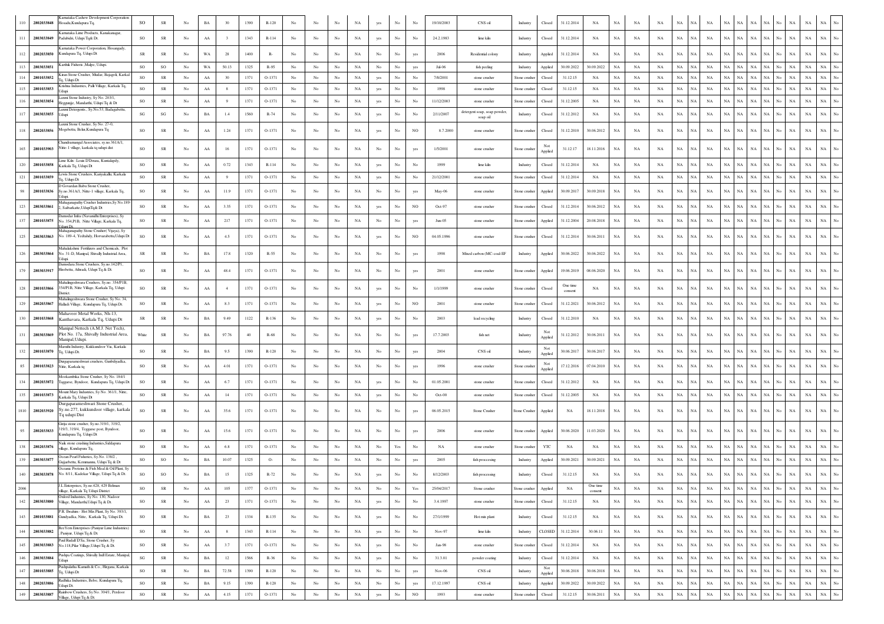| 110 | 2802033848 | Karnataka Cashew Development Corporation Hosadu,Kundapura Tq. | SO | SR | No | BA | 30 | 1390 | R-120 | No | No | No | NA | yes | No | No | 19/10/2003 | CNS oil | Industry | Closed | 31.12.2014 | NA | NA | NA | NA | NA | NA | NA | NA | NA | NA | NA | NA | No | NA | NA | NA | No |
|---|---|---|---|---|---|---|---|---|---|---|---|---|---|---|---|---|---|---|---|---|---|---|---|---|---|---|---|---|---|---|---|---|---|---|---|---|---|---|
| 111 | 2803033849 | Karnataka Lime Products, Kanakanagar, Padubidri, Udupi Tq& Dt. | SO | SR | No | AA | 3 | 1343 | R-114 | No | No | No | NA | yes | No | No | 24.2.1983 | lime kiln | Industry | Closed | 31.12.2014 | NA | NA | NA | NA | NA | NA | NA | NA | NA | NA | NA | NA | No | NA | NA | NA | No |
| 112 | 2802033850 | Karnataka Power Corporation, Hosangady, Kundapura Tq, Udupi Dt. | SR | SR | No | WA | 28 | 1400 | R- | No | No | No | NA | No | No | yes | 2006 | Residential colony | Industry | Applied | 31.12.2014 | NA | NA | NA | NA | NA | NA | NA | NA | NA | NA | NA | NA | No | NA | NA | NA | No |
| 113 | 2803033851 | Karthik Fisheris ,Malpe, Udupi. | SO | SO | No | WA | 50.13 | 1325 | R-95 | No | No | No | NA | No | No | yes | Jul-06 | fish peeling | Industry | Applied | 30.09.2022 | 30.09.2022 | NA | NA | NA | NA | NA | NA | NA | NA | NA | NA | NA | No | NA | NA | NA | No |
| 114 | 2801033852 | Kiran Stone Crusher, Mudar, Bajagoli, Karkal Tq, Udupi Dt | SO | SR | No | AA | 30 | 1371 | O-1371 | No | No | No | NA | yes | No | No | 7/8/2001 | stone crusher | Stone crusher | Closed | 31.12.15 | NA | NA | NA | NA | NA | NA | NA | NA | NA | NA | NA | NA | No | NA | NA | NA | No |
| 115 | 2801033853 | Krishna Industries, Palli Village, Karkala Tq, Udupi | SO | SR | No | AA | 8 | 1371 | O-1371 | No | No | No | NA | yes | No | No | 1998 | stone crusher | Stone crusher | Closed | 31.12.15 | NA | NA | NA | NA | NA | NA | NA | NA | NA | NA | NA | NA | No | NA | NA | NA | No |
| 116 | 2803033854 | Laxmi Stone Industry, Sy No. 203/1, Heggunje, Mandarthi, Udupi Tq & Dt | SO | SR | No | AA | 9 | 1371 | O-1371 | No | No | No | NA | yes | No | No | 11/12/2003 | stone crusher | Stone crusher | Closed | 31.12.2005 | NA | NA | NA | NA | NA | NA | NA | NA | NA | NA | NA | NA | No | NA | NA | NA | No |
| 117 | 2803033855 | Laxmi Detergents., Sy.No.53, Badagabettu, Udupi | SG | SG | No | BA | 1.4 | 1560 | R-74 | No | No | No | NA | yes | No | No | 2/11/2007 | detergent soap, soap powder, soap oil | Industry | Closed | 31.12.2012 | NA | NA | NA | NA | NA | NA | NA | NA | NA | NA | NA | NA | No | NA | NA | NA | No |
| 118 | 2802033856 | Laxmi Stone Crusher, Sy No. 27-0, Mogebettu, Belur,Kundapura Tq | SO | SR | No | AA | 1.24 | 1371 | O-1371 | No | No | No | NA | yes | No | NO | 8.7.2000 | stone crusher | Stone crusher | Closed | 31.12.2010 | 30.06.2012 | NA | NA | NA | NA | NA | NA | NA | NA | NA | NA | NA | No | NA | NA | NA | No |
| 165 | 2801033903 | Chandramangal Associates, sy.no.361A/1, Nitte-1 village, karkala tq udupi dist | SO | SR | No | AA | 16 | 1371 | O-1371 | No | No | No | NA | No | No | yes | 1/5/2001 | stone crusher | Stone crusher | Not Applied | 31.12.17 | 18.11.2016 | NA | NA | NA | NA | NA | NA | NA | NA | NA | NA | NA | No | NA | NA | NA | No |
| 120 | 2801033858 | Lime Kiln- Louis D'Douza, Kuntalpady, Karkala Tq, Udupi Dt | SO | SR | No | AA | 0.72 | 1343 | R-114 | No | No | No | NA | yes | No | No | 1999 | lime kiln | Industry | Closed | 31.12.2014 | NA | NA | NA | NA | NA | NA | NA | NA | NA | NA | NA | NA | No | NA | NA | NA | No |
| 121 | 2801033859 | Lewis Stone Crushers, Kariyakallu, Karkala Tq, Udupi Dt | SO | SR | No | AA | 9 | 1371 | O-1371 | No | No | No | NA | yes | No | No | 21/12/2001 | stone crusher | Stone crusher | Closed | 31.12.2014 | NA | NA | NA | NA | NA | NA | NA | NA | NA | NA | NA | NA | No | NA | NA | NA | No |
| 98 | 2801033836 | D Govardan Babu Stone Crusher, Sy.no.361A/1, Nitte-1 village, Karkala Tq, Udupi | SO | SR | No | AA | 11.9 | 1371 | O-1371 | No | No | No | NA | No | No | yes | May-06 | stone crusher | Stone crusher | Applied | 30.09.2017 | 30.09.2018 | NA | NA | NA | NA | NA | NA | NA | NA | NA | NA | NA | No | NA | NA | NA | No |
| 123 | 2803033861 | Mahaganapathy Crusher Industries,Sy No.189-2, Siabarkatte,UdupiTq& Dt | SO | SR | No | AA | 3.35 | 1371 | O-1371 | No | No | No | NA | yes | No | NO | Oct-97 | stone crusher | Stone crusher | Closed | 31.12.2014 | 30.06.2012 | NA | NA | NA | NA | NA | NA | NA | NA | NA | NA | NA | No | NA | NA | NA | No |
| 137 | 2801033875 | Damodar Infra (Navamithi Enterprises), Sy No. 354,P1B, Nitte Village, Karkala Tq, Udupi Dt | SO | SR | No | AA | 217 | 1371 | O-1371 | No | No | No | NA | No | No | yes | Jun-05 | stone crusher | Stone crusher | Applied | 31.12.2004 | 20.08.2018 | NA | NA | NA | NA | NA | NA | NA | NA | NA | NA | NA | No | NA | NA | NA | No |
| 125 | 2803033863 | Mahaganapathy Stone Crusher( Vijaya), Sy No. 189-4, Yedlahdy, Horvarabettu,Udupi Dt | SO | SR | No | AA | 4.5 | 1371 | O-1371 | No | No | No | NA | yes | No | NO | 04.05.1996 | stone crusher | Stone crusher | Closed | 31.12.2014 | 30.06.2011 | NA | NA | NA | NA | NA | NA | NA | NA | NA | NA | NA | No | NA | NA | NA | No |
| 126 | 2803033864 | Mahalakshmi Fertilizers and Chemicals, Plot No. 31-D, Manipal, Shivally Industrial Area, Udupi | SR | SR | No | BA | 17.8 | 1320 | R-55 | No | No | No | NA | No | No | yes | 1998 | Mixed carbon (MC-coal-EF | Industry | Applied | 30.06.2022 | 30.06.2022 | NA | NA | NA | NA | NA | NA | NA | NA | NA | NA | NA | No | NA | NA | NA | No |
| 179 | 2803033917 | Damodara Stone Crushers, Sy.no.142/P1, Hirebettu, Athradi, Udupi Tq & Dt | SO | SR | No | AA | 48.4 | 1371 | O-1371 | No | No | No | NA | No | No | yes | 2001 | stone crusher | Stone crusher | Applied | 19.06.2019 | 08.06.2020 | NA | NA | NA | NA | NA | NA | NA | NA | NA | NA | NA | No | NA | NA | NA | No |
| 128 | 2801033866 | Mahalingeshwara Crushers, Sy.no. 354/P1B, 354/P1B, Nitte Village, Karkala Tq, Udupi District. | SO | SR | No | AA | 4 | 1371 | O-1371 | No | No | No | NA | yes | No | No | 1/1/1999 | stone crusher | Stone crusher | Closed | One time consent | NA | NA | NA | NA | NA | NA | NA | NA | NA | NA | NA | NA | No | NA | NA | NA | No |
| 129 | 2802033867 | Mahalingeshwara Stone Crusher, Sy No. 34, Halladi Village, Kundapura Tq, Udupi Dt | SO | SR | No | AA | 8.3 | 1371 | O-1371 | No | No | No | NA | yes | No | NO | 2001 | stone crusher | Stone crusher | Closed | 31.12.2021 | 30.06.2012 | NA | NA | NA | NA | NA | NA | NA | NA | NA | NA | NA | No | NA | NA | NA | No |
| 130 | 2801033868 | Mahaveer Metal Works, Nh-13, Kanthavara, Karkala Tq, Udupi Dt | SR | SR | No | BA | 9.49 | 1122 | R-136 | No | No | No | NA | yes | No | No | 2003 | lead recycling | Industry | Closed | 31.12.2010 | NA | NA | NA | NA | NA | NA | NA | NA | NA | NA | NA | NA | No | NA | NA | NA | No |
| 131 | 2803033869 | Manipal Nettech (A.M.J. Net Tech), Plot No. 17a, Shivally Industrial Area, Manipal,Udupi. | White | SR | No | BA | 97.76 | 40 | R-68 | No | No | No | NA | No | No | yes | 17.7.2003 | fish net | Industry | Not Applied | 31.12.2012 | 30.06.2011 | NA | NA | NA | NA | NA | NA | NA | NA | NA | NA | NA | No | NA | NA | NA | No |
| 132 | 2801033870 | Maruthi Industry, Kukkundoor Via, Karkala Tq, Udupi Dt. | SO | SR | No | BA | 9.5 | 1390 | R-120 | No | No | No | NA | No | No | yes | 2004 | CNS oil | Industry | Not Applied | 30.06.2017 | 30.06.2017 | NA | NA | NA | NA | NA | NA | NA | NA | NA | NA | NA | No | NA | NA | NA | No |
| 85 | 2801033823 | Durgaparameshwari crushers, Gunbdyadka, Nitte, Karkala tq | SO | SR | No | AA | 4.01 | 1371 | O-1371 | No | No | No | NA | No | No | yes | 1996 | stone crusher | Stone crusher | Not Applied | 17.12.2016 | 07.04.2010 | NA | NA | NA | NA | NA | NA | NA | NA | NA | NA | NA | No | NA | NA | NA | No |
| 134 | 2802033872 | Mookambika Stone Crusher, Sy No. 184/1 Taggarse, Byndoor, Kundapura Tq, Udupi Dt. | SO | SR | No | AA | 6.7 | 1371 | O-1371 | No | No | No | NA | yes | No | No | 01.05.2001 | stone crusher | Stone crusher | Closed | 31.12.2012 | NA | NA | NA | NA | NA | NA | NA | NA | NA | NA | NA | NA | No | NA | NA | NA | No |
| 135 | 2801033873 | Mount Mary Industries, Sy No. 361/1, Nitte, Karkala Tq, Udupi Dt | SO | SR | No | AA | 14 | 1371 | O-1371 | No | No | No | NA | yes | No | No | Oct-00 | stone crusher | Stone crusher | Closed | 31.12.2005 | NA | NA | NA | NA | NA | NA | NA | NA | NA | NA | NA | NA | No | NA | NA | NA | No |
| 1810 | 2802033920 | Durgaparameshwari Stone Crusher, Sy.no.277, kukkundoor village, karkala Tq udupi Dist | SO | SR | No | AA | 35.6 | 1371 | O-1371 | No | No | No | NA | No | No | yes | 06.05.2015 | Stone Crusher | Stone Crusher | Applied | NA | 18.11.2018 | NA | NA | NA | NA | NA | NA | NA | NA | NA | NA | NA | No | NA | NA | NA | No |
| 95 | 2802033833 | Girija stone crusher, Sy.no.319/1, 319/2, 319/3, 319/4, Taggarse post, Byndoor, Kundapura Tq, Udupi Dt. | SO | SR | No | AA | 15.6 | 1371 | O-1371 | No | No | No | NA | No | No | yes | 2006 | stone crusher | Stone crusher | Applied | 30.06.2020 | 11.03.2020 | NA | NA | NA | NA | NA | NA | NA | NA | NA | NA | NA | No | NA | NA | NA | No |
| 138 | 2802033876 | Naik stone crushing Industries,Siddapura village, Kundapura Tq, | SO | SR | No | AA | 6.8 | 1371 | O-1371 | No | No | No | NA | No | Yes | No | NA | stone crusher | Stone crusher | YTC | NA | NA | NA | NA | NA | NA | NA | NA | NA | NA | NA | NA | NA | No | NA | NA | NA | No |
| 139 | 2803033877 | Ocean Pearl Fisheries, Sy.No. 138/2, Gujjarbettu, Kemmannu, Udupi Tq & Dt | SO | SO | No | BA | 10.07 | 1325 | O- | No | No | No | NA | No | No | yes | 2005 | fish proccesing | Industry | Applied | 30.09.2021 | 30.09.2021 | NA | NA | NA | NA | NA | NA | NA | NA | NA | NA | NA | No | NA | NA | NA | No |
| 140 | 2803033878 | Oceanic Proteins & Fish Meal & Oil Plant, Sy No. 8/11, Kadekar Village, Udupi Tq & Dt. | SO | SO | No | BA | 15 | 1325 | R-72 | No | No | No | NA | yes | No | No | 8/12/2003 | fish processing | Industry | Closed | 31.12.15 | NA | NA | NA | NA | NA | NA | NA | NA | NA | NA | NA | NA | No | NA | NA | NA | No |
| 2006 | | J.L Enterprises, Sy.no.428, 429 Belman village, Karkala Tq Udupi District | SO | SR | No | AA | 105 | 1377 | O-1371 | No | No | No | NA | No | No | Yes | 25/04/2017 | Stone crusher | Stone crusher | Applied | NA | One time consent | NA | NA | NA | NA | NA | NA | NA | NA | NA | NA | NA | No | NA | NA | NA | No |
| 142 | 2803033880 | Oxford Industries, Sy No. 130, Nadoor Village, Mandarthi,Udupi Tq & Dt. | SO | SR | No | AA | 23 | 1371 | O-1371 | No | No | No | NA | yes | No | No | 3.4.1997 | stone crusher | Stone crusher | Closed | 31.12.15 | NA | NA | NA | NA | NA | NA | NA | NA | NA | NA | NA | NA | No | NA | NA | NA | No |
| 143 | 2801033881 | P.R. Ibrahim - Hot Mix Plant, Sy No. 393/1, Gundyadka, Nitte, Karkala Tq, Udupi Dt. | SO | SR | No | BA | 23 | 1334 | R-135 | No | No | No | NA | yes | No | No | 27/1/1999 | Hot mix plant | Industry | Closed | 31.12.15 | NA | NA | NA | NA | NA | NA | NA | NA | NA | NA | NA | NA | No | NA | NA | NA | No |
| 144 | 2803033882 | Bee Vem Enterprises (Paniyur Lime Industries) , Paniyur, Udupi Tq & Dt | SO | SR | No | AA | 8 | 1343 | R-114 | No | No | No | NA | yes | No | No | Nov-97 | lime kiln | Industry | CLOSED | 31.12.2014 | 30.06.11 | NA | NA | NA | NA | NA | NA | NA | NA | NA | NA | NA | No | NA | NA | NA | No |
| 145 | 2803033883 | Paul Rudulf D'Sa, Stone Crusher, Sy No.118,Pilar Village,Udupi Tq & Dt. | SO | SR | No | AA | 3.7 | 1371 | O-1371 | No | No | No | NA | yes | No | No | Jun-98 | stone crusher | Stone crusher | Closed | 31.12.2014 | NA | NA | NA | NA | NA | NA | NA | NA | NA | NA | NA | NA | No | NA | NA | NA | No |
| 146 | 2803033884 | Pushpa Coatings, Shivally Indl Estate, Manipal, Udupi | SG | SR | No | BA | 12 | 1566 | R-36 | No | No | No | NA | yes | No | No | 31.3.01 | powder coating | Industry | Closed | 31.12.2014 | NA | NA | NA | NA | NA | NA | NA | NA | NA | NA | NA | NA | No | NA | NA | NA | No |
| 147 | 2801033885 | Pushpalatha Kamath & Co., Hirgana, Karkala Tq, Udupi Dt | SO | SR | No | BA | 72.58 | 1390 | R-120 | No | No | No | NA | No | No | yes | Nov-06 | CNS oil | Industry | Not Applied | 30.06.2018 | 30.06.2018 | NA | NA | NA | NA | NA | NA | NA | NA | NA | NA | NA | No | NA | NA | NA | No |
| 148 | 2802033886 | Radhika Industries, Belve, Kundapura Tq, Udupi Dt. | SO | SR | No | BA | 9.15 | 1390 | R-120 | No | No | No | NA | No | No | yes | 17.12.1997 | CNS oil | Industry | Applied | 30.09.2022 | 30.09.2022 | NA | NA | NA | NA | NA | NA | NA | NA | NA | NA | NA | No | NA | NA | NA | No |
| 149 | 2803033887 | Rainbow Crushers, Sy.No. 304/1, Perdoor Village, Udupi Tq & Dt. | SO | SR | No | AA | 4.15 | 1371 | O-1371 | No | No | No | NA | yes | No | NO | 1993 | stone crusher | Stone crusher | Closed | 31.12.15 | 30.06.2011 | NA | NA | NA | NA | NA | NA | NA | NA | NA | NA | NA | No | NA | NA | NA | No |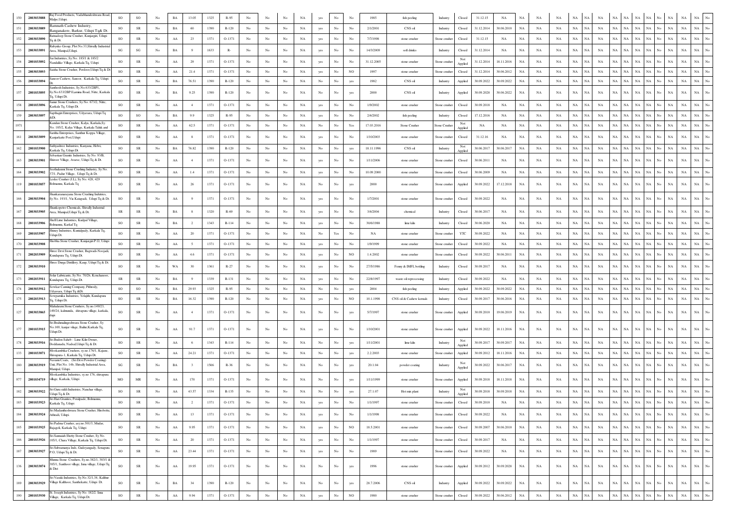| 150 | 2803033888 | Raj Food Products, Vadabhandeshwara Road, Malpe,Udupi. | SO | SO | No | BA | 13.05 | 1325 | R-95 | No | No | No | NA | yes | No | No | 1985 | fish peeling | Industry | Closed | 31.12.15 | NA | NA | NA | NA | NA | NA | NA | NA | NA | NA | NA | NA | No | NA | NA | No |
|---|---|---|---|---|---|---|---|---|---|---|---|---|---|---|---|---|---|---|---|---|---|---|---|---|---|---|---|---|---|---|---|---|---|---|---|---|---|
| 151 | 2803033889 | Ramnath Cashew Industry, Ranganakere, Barkur, Udupi Tq& Dt. | SO | SR | No | BA | 60 | 1390 | R-120 | No | No | No | NA | yes | No | No | 2/1/2001 | CNS oil | Industry | Closed | 31.12.2014 | 30.06.2010 | NA | NA | NA | NA | NA | NA | NA | NA | NA | NA | NA | NA | No | NA | NA | No |
| 152 | 2803033890 | Ramadeep Stone Crusher, Kunjargiri, Udupi Tq & Dt. | SO | SR | No | AA | 23 | 1371 | O-1371 | No | No | No | NA | yes | No | No | 7/7/1998 | stone crusher | Stone crusher | Closed | 31.12.15 | NA | NA | NA | NA | NA | NA | NA | NA | NA | NA | NA | NA | No | NA | NA | No |
| 153 | 2803033891 | Rubynko Group, Plot No.53,Shivally Industrial Area, Manipal,Udupi. | SG | SG | No | BA | 9 | 1633 | R- | No | No | No | NA | yes | No | No | 14/3/2009 | soft drinks | Industry | Closed | 31.12.2014 | NA | NA | NA | NA | NA | NA | NA | NA | NA | NA | NA | NA | No | NA | NA | No |
| 154 | 2801033892 | Sai Industries, Sy.No. 185/1 & 185/2 Nandalike Village, Karkala Tq, Udupi | SO | SR | No | AA | 29 | 1371 | O-1371 | No | No | No | NA | yes | No | No | 31.12.2005 | stone crusher | Stone crusher | Not Applied | 31.12.2014 | 18.11.2016 | NA | NA | NA | NA | NA | NA | NA | NA | NA | NA | NA | NA | No | NA | NA | No |
| 155 | 2803033893 | Saisha Stone Crusher, Perdoor,Udupi Tq & Dt | SO | SR | No | AA | 21.4 | 1371 | O-1371 | No | No | No | NA | yes | No | NO | 1997 | stone crusher | Stone crusher | Closed | 31.12.2014 | 30.06.2012 | NA | NA | NA | NA | NA | NA | NA | NA | NA | NA | NA | NA | No | NA | NA | No |
| 156 | 2801033894 | Sanoor Cashew, Sanoor, Karkala Tq, Udupi Dt. | SO | SR | No | BA | 76.51 | 1390 | R-120 | No | No | No | NA | No | No | yes | 1982 | CNS oil | Industry | Applied | 30.09.2022 | 30.09.2022 | NA | NA | NA | NA | NA | NA | NA | NA | NA | NA | NA | NA | No | NA | NA | No |
| 157 | 2801033895 | Santhosh Industries, Sy.No.633/2BP1, Sy.No.633/2BP1Lamina Road, Nitte, Karkala Tq, Udupi Dt. | SO | SR | No | BA | 9.25 | 1390 | R-120 | No | No | No | NA | No | No | yes | 2000 | CNS oil | Industry | Applied | 30.09.2028 | 30.06.2022 | NA | NA | NA | NA | NA | NA | NA | NA | NA | NA | NA | NA | No | NA | NA | No |
| 158 | 2801033896 | Sanur Stone Crushers, Sy No. 673/2, Nitte, Karkala Tq, Udupi Dt. | SO | SR | No | AA | 4 | 1371 | O-1371 | No | No | No | NA | yes | No | No | 1/9/2002 | stone crusher | Stone crusher | Closed | 30.09.2018 | NA | NA | NA | NA | NA | NA | NA | NA | NA | NA | NA | NA | No | NA | NA | No |
| 159 | 2803033897 | Sapthagiri Enterprises, Udyavara, Udupi Tq &Dt | SO | SO | No | BA | 9.9 | 1325 | R-95 | No | No | No | NA | yes | No | No | 2/4/2002 | fish peeling | Industry | Closed | 17.12.2016 | NA | NA | NA | NA | NA | NA | NA | NA | NA | NA | NA | NA | No | NA | NA | No |
| 1971 | | Kundan Stone Crusher, Kalya, Karkala,Sy. No. 185/2, Kalya Village, Karkala Taluk and | SO | SR | No | AA | 62.5 | 1371 | O-1371 | No | No | No | NA | No | No | Yes | 17.03.2016 | Stone Crusher | Stone Crusher | Not Applied | NA | NA | NA | NA | NA | NA | NA | NA | NA | NA | NA | NA | NA | No | NA | NA | No |
| 161 | 2803033899 | Saritha Enterprises, Santhur Koppa Village, Kanjarkatte Post,Udupi | SO | SR | No | AA | 8 | 1371 | O-1371 | No | No | No | NA | yes | No | No | 1/10/2003 | stone crusher | Stone crusher | Closed | 31.12.16 | NA | NA | NA | NA | NA | NA | NA | NA | NA | NA | NA | NA | No | NA | NA | No |
| 162 | 2801033900 | Sathyashree Industries, Kanyana, Hebri, Karkala Tq, Udupi Dt. | SO | SR | No | BA | 76.82 | 1390 | R-120 | No | No | No | NA | No | No | yes | 18.11.1996 | CNS oil | Industry | Not Applied | 30.06.2017 | 30.06.2017 | NA | NA | NA | NA | NA | NA | NA | NA | NA | NA | NA | NA | No | NA | NA | No |
| 163 | 2803033901 | Sebastian Granite Industries, Sy No. 93/B, Shiroor Village, Avarse, Udupi Tq & Dt. | SO | SR | No | AA | 4 | 1371 | O-1371 | No | No | No | NA | yes | No | No | 1/11/2006 | stone crusher | Stone crusher | Closed | 30.06.2011 | NA | NA | NA | NA | NA | NA | NA | NA | NA | NA | NA | NA | No | NA | NA | No |
| 164 | 2803033902 | Seethalaxmi Stone Crushing Industry, Sy No. 37/1, Padur Village, Udupi Tq & Dt. | SO | SR | No | AA | 1.4 | 1371 | O-1371 | No | No | No | NA | yes | No | No | 10.09.2000 | stone crusher | Stone crusher | Closed | 30.06.2009 | NA | NA | NA | NA | NA | NA | NA | NA | NA | NA | NA | NA | No | NA | NA | No |
| 119 | 2801033857 | Leslee Crusher (J.L), Sy No. 428, 429 Belmannu, Karkala Tq | SO | SR | No | AA | 26 | 1371 | O-1371 | No | No | No | NA | No | No | yes | 2000 | stone crusher | Stone crusher | Applied | 30.09.2022 | 17.12.2018 | NA | NA | NA | NA | NA | NA | NA | NA | NA | NA | NA | NA | No | NA | NA | No |
| 166 | 2803033904 | Shankaranarayana Stone Crushing Industries, Sy No. 193/1, Via Katapadi, Udupi Tq & Dt. | SO | SR | No | AA | 9 | 1371 | O-1371 | No | No | No | NA | yes | No | No | 1/7/2001 | stone crusher | Stone crusher | Closed | 30.09.2022 | NA | NA | NA | NA | NA | NA | NA | NA | NA | NA | NA | NA | No | NA | NA | No |
| 167 | 2803033905 | Shankopetro Chemicals, Shivally Industrial Area, Manipal,Udupi Tq & Dt. | SR | SR | No | BA | 8 | 1320 | R-69 | No | No | No | NA | yes | No | No | 3/4/2004 | chemical | Industry | Closed | 30.06.2017 | NA | NA | NA | NA | NA | NA | NA | NA | NA | NA | NA | NA | No | NA | NA | No |
| 168 | 2801033906 | Shell Lime Industries, Kudpal Village, Belmannu, Karkal Tq | SO | SR | No | BA | 2 | 1343 | R-114 | No | No | No | NA | yes | No | No | 30/6/1988 | lime kiln | Industry | Closed | 30.06.2020 | NA | NA | NA | NA | NA | NA | NA | NA | NA | NA | NA | NA | No | NA | NA | No |
| 169 | 2801033907 | Shiney Industries, Kuntalpady, Karkala Tq, Udupi Dt. | SO | SR | No | AA | 20 | 1371 | O-1371 | No | No | No | NA | No | Yes | No | NA | stone crusher | Stone crusher | YTC | 30.09.2022 | NA | NA | NA | NA | NA | NA | NA | NA | NA | NA | NA | NA | No | NA | NA | No |
| 170 | 2803033908 | Shobha Stone Crusher, Kunjargiri P.O, Udupi | SO | SR | No | AA | 5 | 1371 | O-1371 | No | No | No | NA | yes | No | No | 1/9/1999 | stone crusher | Stone crusher | Closed | 30.09.2022 | NA | NA | NA | NA | NA | NA | NA | NA | NA | NA | NA | NA | No | NA | NA | No |
| 171 | 2802033909 | Shree Devi Stone Crusher, Bagwadi-Noojadi, Kundapura Tq, Udupi Dt. | SO | SR | No | AA | 4.6 | 1371 | O-1371 | No | No | No | NA | yes | No | NO | 1.4.2002 | stone crusher | Stone crusher | Closed | 30.09.2022 | 30.06.2011 | NA | NA | NA | NA | NA | NA | NA | NA | NA | NA | NA | NA | No | NA | NA | No |
| 172 | 2803033910 | Shree Durga Distillery, Kaup, Udupi Tq & Dt. | SO | SR | No | WA | 30 | 1361 | R-27 | No | No | No | NA | yes | No | No | 27/5/1986 | Fenny & IMFL bottling | Industry | Closed | 30.09.2017 | NA | NA | NA | NA | NA | NA | NA | NA | NA | NA | NA | NA | No | NA | NA | No |
| 173 | 2802033911 | Solar Lubricants, Sy No. 70/2b, Kenchanoor, Kundapura Tq, Udupi Dt. | SR | SR | No | BA | 9 | 1339 | R-131 | No | No | No | NA | yes | No | No | 22/8/1997 | waste oil reprocessing | Industry | Closed | 30.09.2022 | NA | NA | NA | NA | NA | NA | NA | NA | NA | NA | NA | NA | No | NA | NA | No |
| 174 | 2803033912 | Sowkar Canning Company, Pithrody, Udyavara, Udupi Tq &Dt. | SO | SO | No | BA | 29.93 | 1325 | R-95 | No | No | No | NA | No | No | yes | 2004 | fish peeling | Industry | Applied | 30.09.2022 | 30.09.2022 | NA | NA | NA | NA | NA | NA | NA | NA | NA | NA | NA | NA | No | NA | NA | No |
| 175 | 2802033913 | Sowparnika Industries, Yelajith, Kundapura Tq, Udupi Dt. | SO | SR | No | BA | 16.32 | 1390 | R-120 | No | No | No | NA | yes | No | NO | 10.1.1998 | CNS oil & Cashew kernals | Industry | Closed | 30.09.2017 | 30.06.2016 | NA | NA | NA | NA | NA | NA | NA | NA | NA | NA | NA | NA | No | NA | NA | No |
| 127 | 2803033865 | Mahalaxmi Stone Crushers, Sy.no.149/23, 149/24, kalmunda, shivapura village, karkala, dupi | SO | SR | No | AA | 4 | 1371 | O-1371 | No | No | No | NA | No | No | yes | 5/7/1997 | stone crusher | Stone crusher | Applied | 30.09.2010 | 19.06.2019 | NA | NA | NA | NA | NA | NA | NA | NA | NA | NA | NA | NA | No | NA | NA | No |
| 177 | 2801033915 | Sri Brahmalingeshwara Stone Crusher, Sy No.169, kanjar vilage, Bailur,Karkala Tq, Udupi Dt. | SO | SR | No | AA | 91.7 | 1371 | O-1371 | No | No | No | NA | yes | No | No | 1/10/2001 | stone crusher | Stone crusher | Applied | 30.09.2022 | 18.11.2016 | NA | NA | NA | NA | NA | NA | NA | NA | NA | NA | NA | NA | No | NA | NA | No |
| 178 | 2803033916 | Sri Budan Saheb - Lime Kiln Owner, Doddanadu, Nadsal,Udupi Tq & Dt. | SO | SR | No | AA | 6 | 1343 | R-114 | No | No | No | NA | No | No | yes | 1/11/2001 | lime kiln | Industry | Not Applied | 30.09.2017 | 30.09.2017 | NA | NA | NA | NA | NA | NA | NA | NA | NA | NA | NA | NA | No | NA | NA | No |
| 133 | 2801033871 | Mookambika Crushers, sy.no.176/1, Kajane, Shivapura-1, Karkala Tq, Udupi Dt. | SO | SR | No | AA | 24.21 | 1371 | O-1371 | No | No | No | NA | No | No | yes | 2.2.2003 | stone crusher | Stone crusher | Applied | 30.09.2012 | 18.11.2016 | NA | NA | NA | NA | NA | NA | NA | NA | NA | NA | NA | NA | No | NA | NA | No |
| 180 | 2803033919 | Navami Coats, (Sri Devi Powder Coating) Unit, Plot No. 14b, Shivally Industrial Area, Manipal, Udupi. | SG | SR | No | BA | 3 | 1566 | R-36 | No | No | No | NA | No | No | yes | 20.1.04 | powder coating | Industry | Not Applied | 30.09.2022 | 30.06.2017 | NA | NA | NA | NA | NA | NA | NA | NA | NA | NA | NA | NA | No | NA | NA | No |
| 977 | 2801034719 | Mookambika Industries, sy.no 176, shivapura village, Karkala, Udupi | MO | MR | No | AA | 170 | 1371 | O-1371 | No | No | No | NA | No | No | yes | 1/11/1999 | stone crusher | Stone crusher | Applied | 30.09.2018 | 18.11.2018 | NA | NA | NA | NA | NA | NA | NA | NA | NA | NA | NA | NA | No | NA | NA | No |
| 182 | 2803033922 | Sri Guru siddi Industries, Nanchar village, Udupi Tq & Dt. | SO | SR | No | AA | 43.57 | 1334 | R-135 | No | No | No | NA | No | No | yes | 27.1.07 | Hot mix plant | Industry | Not Applied | 30.09.2018 | 30.09.2018 | NA | NA | NA | NA | NA | NA | NA | NA | NA | NA | NA | NA | No | NA | NA | No |
| 183 | 2801033923 | Sri Hari Granites, Peralpade, Belmannu, Karkala Tq, Udupi | SO | SR | No | AA | 2 | 1371 | O-1371 | No | No | No | NA | yes | No | No | 1/1/1997 | stone crusher | Stone crusher | Closed | 30.09.2010 | NA | NA | NA | NA | NA | NA | NA | NA | NA | NA | NA | NA | No | NA | NA | No |
| 184 | 2803033924 | Sri Madantheshwara Stone Crusher, Hirebettu, Athradi, Udupi. | SO | SR | No | AA | 13 | 1371 | O-1371 | No | No | No | NA | yes | No | No | 1/1/1998 | stone crusher | Stone crusher | Closed | 30.09.2022 | NA | NA | NA | NA | NA | NA | NA | NA | NA | NA | NA | NA | No | NA | NA | No |
| 185 | 2801033925 | Sri Padma Crusher, asy.no.501/3, Mudar, Bajagoli, Karkala Tq, Udupi | SO | SR | No | AA | 9.95 | 1371 | O-1371 | No | No | No | NA | yes | No | NO | 18.5.2001 | stone crusher | Stone crusher | Closed | 30.09.2007 | 30.06.2010 | NA | NA | NA | NA | NA | NA | NA | NA | NA | NA | NA | NA | No | NA | NA | No |
| 186 | 2801033926 | Sri Sanmaiah Shetty Stone Crusher, Sy No. 105/1, Chara Village, Karkala Tq, Udupi Dt. | SO | SR | No | AA | 20 | 1371 | O-1371 | No | No | No | NA | yes | No | No | 1/1/1997 | stone crusher | Stone crusher | Closed | 30.09.2017 | NA | NA | NA | NA | NA | NA | NA | NA | NA | NA | NA | NA | No | NA | NA | No |
| 187 | 2803033927 | Sri Subramanya Inds, Gudeyangady, Senapura P.O, Udupi Tq & Dt. | SO | SR | No | AA | 23.44 | 1371 | O-1371 | No | No | No | NA | yes | No | No | 1989 | stone crusher | Stone crusher | Closed | 30.09.2022 | NA | NA | NA | NA | NA | NA | NA | NA | NA | NA | NA | NA | No | NA | NA | No |
| 136 | 2803033874 | Munna Stone Crushers, Sy.no.382/1, 383/1 & 385/1, Santhoor village, Innu village, Udupi Tq & Dist | SO | SR | No | AA | 19.95 | 1371 | O-1371 | No | No | No | NA | No | No | yes | 1996 | stone crusher | Stone crusher | Applied | 30.09.2012 | 30.09.2028 | NA | NA | NA | NA | NA | NA | NA | NA | NA | NA | NA | NA | No | NA | NA | No |
| 189 | 2803033929 | Sri Vasuki Industries, Sy.No.32/1,38, Kalthur Village Kalthoor, Santhekatte, Udupi Dt. | SO | SR | No | BA | 34 | 1390 | R-120 | No | No | No | NA | No | No | yes | 28.7.2006 | CNS oil | Industry | Applied | 30.09.2022 | 30.09.2022 | NA | NA | NA | NA | NA | NA | NA | NA | NA | NA | NA | NA | No | NA | NA | No |
| 190 | 2801033930 | St. Joseph Industries, Sy No. 182/2 Innu Village, Karkala Tq, Udupi Dt. | SO | SR | No | AA | 9.94 | 1371 | O-1371 | No | No | No | NA | yes | No | NO | 1980 | stone crusher | Stone crusher | Closed | 30.09.2022 | 30.06.2012 | NA | NA | NA | NA | NA | NA | NA | NA | NA | NA | NA | NA | No | NA | NA | No |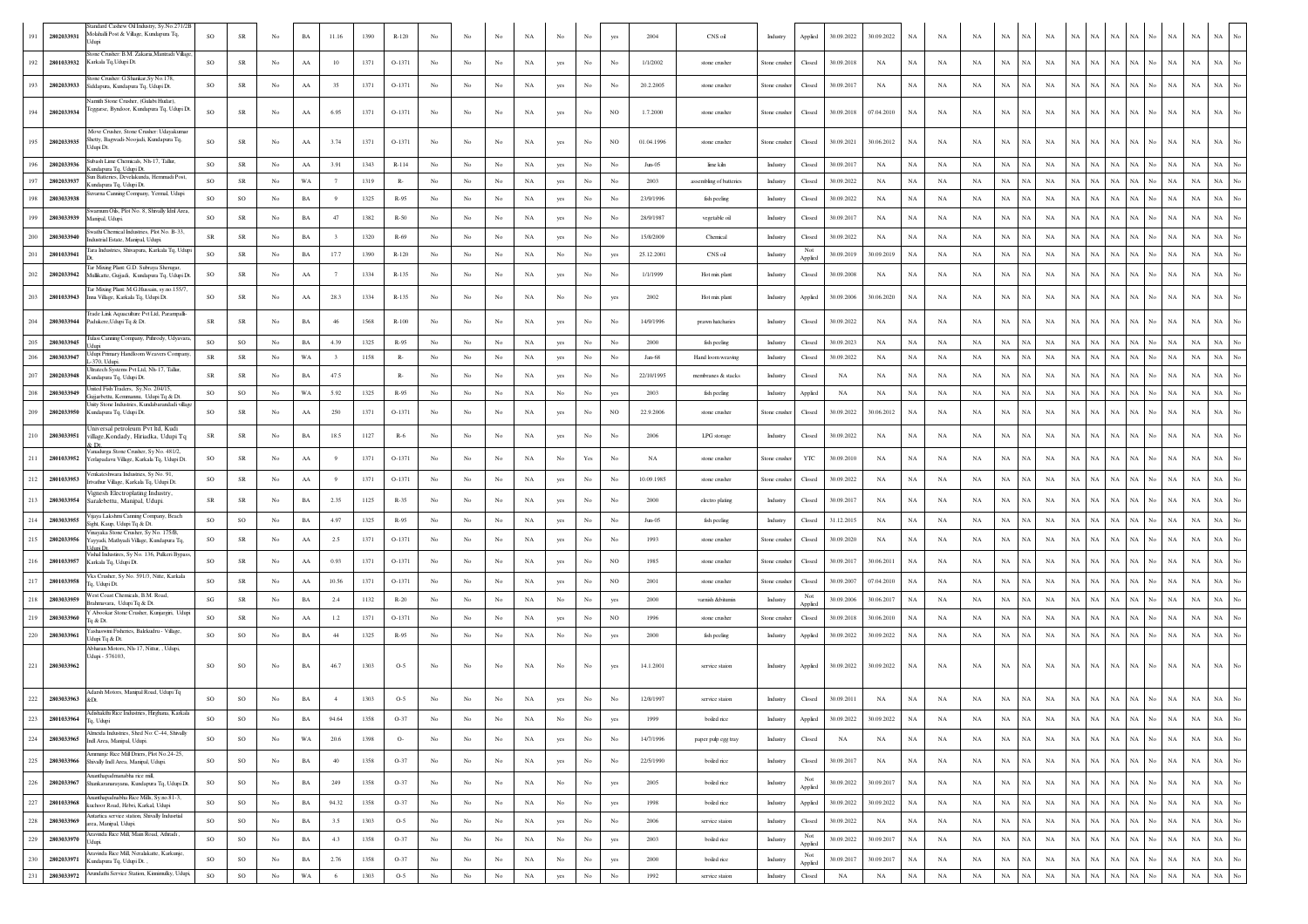| 191 | 2802033931 | Standard Cashew Oil Industry, Sy.No.271/2B Molahalli Post & Village, Kundapura Tq, Udupi | SO | SR | No | BA | 11.16 | 1390 | R-120 | No | No | No | NA | No | No | yes | 2004 | CNS oil | Industry | Applied | 30.09.2022 | 30.09.2022 | NA | NA | NA | NA | NA | NA | NA | NA | NA | NA | NA | No | NA | NA | NA | No |
|---|---|---|---|---|---|---|---|---|---|---|---|---|---|---|---|---|---|---|---|---|---|---|---|---|---|---|---|---|---|---|---|---|---|---|---|---|---|---|
| 192 | 2801033932 | Stone Crusher: B.M. Zakaria,Manitradi Village, Karkala Tq,Udupi Dt. | SO | SR | No | AA | 10 | 1371 | O-1371 | No | No | No | NA | yes | No | No | 1/1/2002 | stone crusher | Stone crusher | Closed | 30.09.2018 | NA | NA | NA | NA | NA | NA | NA | NA | NA | NA | NA | No | NA | NA | NA | No |
| 193 | 2802033933 | Stone Crusher: G.Shankar,Sy.No.178, Siddapura, Kundapura Tq, Udupi Dt. | SO | SR | No | AA | 35 | 1371 | O-1371 | No | No | No | NA | yes | No | No | 20.2.2005 | stone crusher | Stone crusher | Closed | 30.09.2017 | NA | NA | NA | NA | NA | NA | NA | NA | NA | NA | NA | No | NA | NA | NA | No |
| 194 | 2802033934 | Namith Stone Crusher, (Gulabi Hadaz), Yeggarse, Byndoor, Kundapura Tq, Udupi Dt. | SO | SR | No | AA | 6.95 | 1371 | O-1371 | No | No | No | NA | yes | No | NO | 1.7.2000 | stone crusher | Stone crusher | Closed | 30.09.2018 | 07.04.2010 | NA | NA | NA | NA | NA | NA | NA | NA | NA | NA | NA | No | NA | NA | NA | No |
| 195 | 2802033935 | Move Crusher, Stone Crusher: Udayakumar Shetty, Bagwadi-Noojadi, Kundapura Tq, Udupi Dt. | SO | SR | No | AA | 3.74 | 1371 | O-1371 | No | No | No | NA | yes | No | NO | 01.04.1996 | stone crusher | Stone crusher | Closed | 30.09.2021 | 30.06.2012 | NA | NA | NA | NA | NA | NA | NA | NA | NA | NA | NA | No | NA | NA | NA | No |
| 196 | 2802033936 | Subash Lime Chemicals, Nh-17, Tallur, Kundapura Tq, Udupi Dt. | SO | SR | No | AA | 3.91 | 1343 | R-114 | No | No | No | NA | yes | No | No | Jun-05 | lime kiln | Industry | Closed | 30.09.2017 | NA | NA | NA | NA | NA | NA | NA | NA | NA | NA | NA | No | NA | NA | NA | No |
| 197 | 2802033937 | Sun Batteries, Devalkunda, Hemmadi Post, Kundapura Tq, Udupi Dt. | SO | SR | No | WA | 7 | 1319 | R- | No | No | No | NA | yes | No | No | 2003 | assembling of batteries | Industry | Closed | 30.09.2022 | NA | NA | NA | NA | NA | NA | NA | NA | NA | NA | NA | No | NA | NA | NA | No |
| 198 | 2803033938 | Suvarna Canning Company, Yermal, Udupi | SO | SO | No | BA | 9 | 1325 | R-95 | No | No | No | NA | yes | No | No | 23/9/1996 | fish peeling | Industry | Closed | 30.09.2022 | NA | NA | NA | NA | NA | NA | NA | NA | NA | NA | NA | No | NA | NA | NA | No |
| 199 | 2803033939 | Swarnam Oils, Plot No. 8, Shivally Idnl Area, Manipal, Udupi | SO | SR | No | BA | 47 | 1382 | R-50 | No | No | No | NA | yes | No | No | 28/9/1987 | vegetable oil | Industry | Closed | 30.09.2017 | NA | NA | NA | NA | NA | NA | NA | NA | NA | NA | NA | No | NA | NA | NA | No |
| 200 | 2803033940 | Swathi Chemical Industries, Plot No. B-33, Industrial Estate, Manipal, Udupi. | SR | SR | No | BA | 3 | 1320 | R-69 | No | No | No | NA | yes | No | No | 15/8/2009 | Chemical | Industry | Closed | 30.09.2022 | NA | NA | NA | NA | NA | NA | NA | NA | NA | NA | NA | No | NA | NA | NA | No |
| 201 | 2801033941 | Tara Industries, Shivapura, Karkala Tq, Udupi Dt. | SO | SR | No | BA | 17.7 | 1390 | R-120 | No | No | No | NA | No | No | yes | 25.12.2001 | CNS oil | Industry | Not Applied | 30.09.2019 | 30.09.2019 | NA | NA | NA | NA | NA | NA | NA | NA | NA | NA | NA | No | NA | NA | NA | No |
| 202 | 2802033942 | Tar Mixing Plant: G.D. Subraya Sherugar, Mullikatte, Gujjadi, Kundapura Tq, Udupi Dt. | SO | SR | No | AA | 7 | 1334 | R-135 | No | No | No | NA | yes | No | No | 1/1/1999 | Hot mix plant | Industry | Closed | 30.09.2008 | NA | NA | NA | NA | NA | NA | NA | NA | NA | NA | NA | No | NA | NA | NA | No |
| 203 | 2801033943 | Tar Mixing Plant: M.G.Hussain, sy.no.155/7, Inna Village, Karkala Tq, Udupi Dt. | SO | SR | No | AA | 28.3 | 1334 | R-135 | No | No | No | NA | No | No | yes | 2002 | Hot mix plant | Industry | Applied | 30.09.2006 | 30.06.2020 | NA | NA | NA | NA | NA | NA | NA | NA | NA | NA | NA | No | NA | NA | NA | No |
| 204 | 2803033944 | Trade Link Aquaculture Pvt Ltd, Parampalli-Padukere,Udupi Tq & Dt. | SR | SR | No | BA | 46 | 1568 | R-100 | No | No | No | NA | yes | No | No | 14/8/1996 | prawn hatcheries | Industry | Closed | 30.09.2022 | NA | NA | NA | NA | NA | NA | NA | NA | NA | NA | NA | No | NA | NA | NA | No |
| 205 | 2803033945 | Tulasi Canning Company, Pithrody, Udyavara, Udupi | SO | SO | No | BA | 4.39 | 1325 | R-95 | No | No | No | NA | yes | No | No | 2000 | fish peeling | Industry | Closed | 30.09.2023 | NA | NA | NA | NA | NA | NA | NA | NA | NA | NA | NA | No | NA | NA | NA | No |
| 206 | 2803033947 | Udupi Primary Handloom Weavers Company, L-370, Udupi. | SR | SR | No | WA | 3 | 1158 | R- | No | No | No | NA | yes | No | No | Jan-68 | Hand loom weaving | Industry | Closed | 30.09.2022 | NA | NA | NA | NA | NA | NA | NA | NA | NA | NA | NA | No | NA | NA | NA | No |
| 207 | 2802033948 | Ultratech Systems Pvt Ltd, Nh-17, Tallur, Kundapura Tq, Udupi Dt. | SR | SR | No | BA | 47.5 | | R- | No | No | No | NA | yes | No | No | 22/10/1995 | membranes & stacks | Industry | Closed | NA | NA | NA | NA | NA | NA | NA | NA | NA | NA | NA | NA | No | NA | NA | NA | No |
| 208 | 2803033949 | United Fish Traders, Sy.No. 204/15, Gujjarbettu, Kemmannu, Udupi Tq & Dt. | SO | SO | No | WA | 5.92 | 1325 | R-95 | No | No | No | NA | No | No | yes | 2003 | fish peeling | Industry | Applied | NA | NA | NA | NA | NA | NA | NA | NA | NA | NA | NA | NA | No | NA | NA | NA | No |
| 209 | 2802033950 | Unity Stone Industries, Kundabarandadi village Kundapura Tq, Udupi Dt. | SO | SR | No | AA | 250 | 1371 | O-1371 | No | No | No | NA | yes | No | NO | 22.9.2006 | stone crusher | Stone crusher | Closed | 30.09.2022 | 30.06.2012 | NA | NA | NA | NA | NA | NA | NA | NA | NA | NA | NA | No | NA | NA | NA | No |
| 210 | 2803033951 | Universal petroleum Pvt ltd, Kudi village,Kondady, Hiriadka, Udupi Tq & Dt. | SR | SR | No | BA | 18.5 | 1127 | R-6 | No | No | No | NA | yes | No | No | 2006 | LPG storage | Industry | Closed | 30.09.2022 | NA | NA | NA | NA | NA | NA | NA | NA | NA | NA | NA | No | NA | NA | NA | No |
| 211 | 2801033952 | Vanadurga Stone Crusher, Sy.No. 481/2, Yerlapadavu Village, Karkala Tq, Udupi Dt. | SO | SR | No | AA | 9 | 1371 | O-1371 | No | No | No | NA | No | Yes | No | NA | stone crusher | Stone crusher | YTC | 30.09.2010 | NA | NA | NA | NA | NA | NA | NA | NA | NA | NA | NA | No | NA | NA | NA | No |
| 212 | 2801033953 | Venkateshwara Industries, Sy No. 91, Irvathur Village, Karkala Tq, Udupi Dt. | SO | SR | No | AA | 9 | 1371 | O-1371 | No | No | No | NA | yes | No | No | 10.09.1985 | stone crusher | Stone crusher | Closed | 30.09.2022 | NA | NA | NA | NA | NA | NA | NA | NA | NA | NA | NA | No | NA | NA | NA | No |
| 213 | 2803033954 | Vignesh Electroplating Industry, Saralebettu, Manipal, Udupi. | SR | SR | No | BA | 2.35 | 1125 | R-35 | No | No | No | NA | yes | No | No | 2000 | electro plating | Industry | Closed | 30.09.2017 | NA | NA | NA | NA | NA | NA | NA | NA | NA | NA | NA | No | NA | NA | NA | No |
| 214 | 2803033955 | Vijaya Lakshmi Canning Company, Beach Sight, Kaup, Udupi Tq & Dt. | SO | SO | No | BA | 4.97 | 1325 | R-95 | No | No | No | NA | yes | No | No | Jun-05 | fish peeling | Industry | Closed | 31.12.2015 | NA | NA | NA | NA | NA | NA | NA | NA | NA | NA | NA | No | NA | NA | NA | No |
| 215 | 2802033956 | Vinayaka Stone Crusher, Sy No. 175/B, Yaiyadi, Mathyadi Village, Kundapura Tq, Udupi Dt. | SO | SR | No | AA | 2.5 | 1371 | O-1371 | No | No | No | NA | yes | No | No | 1993 | stone crusher | Stone crusher | Closed | 30.09.2020 | NA | NA | NA | NA | NA | NA | NA | NA | NA | NA | NA | No | NA | NA | NA | No |
| 216 | 2801033957 | Vishal Industries, Sy No. 136, Pulkeri Bypass, Karkala Tq, Udupi Dt. | SO | SR | No | AA | 0.93 | 1371 | O-1371 | No | No | No | NA | yes | No | NO | 1985 | stone crusher | Stone crusher | Closed | 30.09.2017 | 30.06.2011 | NA | NA | NA | NA | NA | NA | NA | NA | NA | NA | NA | No | NA | NA | NA | No |
| 217 | 2801033958 | Vks Crusher, Sy No. 591/3, Nitte, Karkala Tq, Udupi Dt. | SO | SR | No | AA | 10.56 | 1371 | O-1371 | No | No | No | NA | yes | No | NO | 2001 | stone crusher | Stone crusher | Closed | 30.09.2007 | 07.04.2010 | NA | NA | NA | NA | NA | NA | NA | NA | NA | NA | NA | No | NA | NA | NA | No |
| 218 | 2803033959 | West Coast Chemicals, B.M. Road, Brahmavara, Udupi Tq & Dt. | SG | SR | No | BA | 2.4 | 1132 | R-20 | No | No | No | NA | No | No | yes | 2000 | varnish &bitumin | Industry | Not Applied | 30.09.2006 | 30.06.2017 | NA | NA | NA | NA | NA | NA | NA | NA | NA | NA | NA | No | NA | NA | NA | No |
| 219 | 2803033960 | Y Aboobkar Stone Crusher, Kunjargiri, Udupi Tq & Dt. | SO | SR | No | AA | 1.2 | 1371 | O-1371 | No | No | No | NA | yes | No | NO | 1996 | stone crusher | Stone crusher | Closed | 30.09.2018 | 30.06.2010 | NA | NA | NA | NA | NA | NA | NA | NA | NA | NA | NA | No | NA | NA | NA | No |
| 220 | 2803033961 | Yashaswini Fisheries, Balekudru - Village, Udupi Tq & Dt. | SO | SO | No | BA | 44 | 1325 | R-95 | No | No | No | NA | No | No | yes | 2000 | fish peeling | Industry | Applied | 30.09.2022 | 30.09.2022 | NA | NA | NA | NA | NA | NA | NA | NA | NA | NA | NA | No | NA | NA | NA | No |
| 221 | 2803033962 | Abharan Motors, Nh-17, Nittur, , Udupi, Udupi - 576103, | SO | SO | No | BA | 46.7 | 1303 | O-5 | No | No | No | NA | No | No | yes | 14.1.2001 | service staion | Industry | Applied | 30.09.2022 | 30.09.2022 | NA | NA | NA | NA | NA | NA | NA | NA | NA | NA | NA | No | NA | NA | NA | No |
| 222 | 2803033963 | Adarsh Motors, Manipal Road, Udupi Tq &Dt. | SO | SO | No | BA | 4 | 1303 | O-5 | No | No | No | NA | yes | No | No | 12/8/1997 | service staion | Industry | Closed | 30.09.2011 | NA | NA | NA | NA | NA | NA | NA | NA | NA | NA | NA | No | NA | NA | NA | No |
| 223 | 2801033964 | Adishakthi Rice Industries, Hirgbana, Karkala Tq, Udupi | SO | SO | No | BA | 94.64 | 1358 | O-37 | No | No | No | NA | No | No | yes | 1999 | boiled rice | Industry | Applied | 30.09.2022 | 30.09.2022 | NA | NA | NA | NA | NA | NA | NA | NA | NA | NA | NA | No | NA | NA | NA | No |
| 224 | 2803033965 | Almeida Industries, Shed No: C-44, Shivally Indl Area, Manipal, Udupi. | SO | SO | No | WA | 20.6 | 1398 | O- | No | No | No | NA | yes | No | No | 14/7/1996 | paper pulp egg tray | Industry | Closed | NA | NA | NA | NA | NA | NA | NA | NA | NA | NA | NA | NA | No | NA | NA | NA | No |
| 225 | 2803033966 | Ammanje Rice Mill Driers, Plot No.24-25, Shivally Indl Area, Manipal, Udupi. | SO | SO | No | BA | 40 | 1358 | O-37 | No | No | No | NA | yes | No | No | 22/5/1990 | boiled rice | Industry | Closed | 30.09.2017 | NA | NA | NA | NA | NA | NA | NA | NA | NA | NA | NA | No | NA | NA | NA | No |
| 226 | 2802033967 | Ananthapadmanabha rice mill, Shankaranarayana, Kundapura Tq, Udupi Dt. | SO | SO | No | BA | 249 | 1358 | O-37 | No | No | No | NA | No | No | yes | 2005 | boiled rice | Industry | Not Applied | 30.09.2017 | 30.09.2017 | NA | NA | NA | NA | NA | NA | NA | NA | NA | NA | NA | No | NA | NA | NA | No |
| 227 | 2801033968 | Ananthapadmabha Rice Mills, Sy.no.81-3, kachoor Road, Hebri, Karkal, Udupi | SO | SO | No | BA | 94.32 | 1358 | O-37 | No | No | No | NA | No | No | yes | 1998 | boiled rice | Industry | Applied | 30.09.2022 | 30.09.2022 | NA | NA | NA | NA | NA | NA | NA | NA | NA | NA | NA | No | NA | NA | NA | No |
| 228 | 2803033969 | Antartica service station, Shivally Industrial area, Manipal, Udupi. | SO | SO | No | BA | 3.5 | 1303 | O-5 | No | No | No | NA | yes | No | No | 2006 | service staion | Industry | Closed | 30.09.2022 | NA | NA | NA | NA | NA | NA | NA | NA | NA | NA | NA | No | NA | NA | NA | No |
| 229 | 2803033970 | Aravinda Rice Mill, Main Road, Athradi , Udupi. | SO | SO | No | BA | 4.3 | 1358 | O-37 | No | No | No | NA | No | No | yes | 2003 | boiled rice | Industry | Not Applied | 30.09.2022 | 30.09.2017 | NA | NA | NA | NA | NA | NA | NA | NA | NA | NA | NA | No | NA | NA | NA | No |
| 230 | 2802033971 | Aravinda Rice Mill, Neralakatte, Karkunje, Kundapura Tq, Udupi Dt. , | SO | SO | No | BA | 2.76 | 1358 | O-37 | No | No | No | NA | No | No | yes | 2000 | boiled rice | Industry | Not Applied | 30.09.2017 | 30.09.2017 | NA | NA | NA | NA | NA | NA | NA | NA | NA | NA | NA | No | NA | NA | NA | No |
| 231 | 2803033972 | Arundathi Service Station, Kinnimulky, Udupi. | SO | SO | No | WA | 6 | 1303 | O-5 | No | No | No | NA | yes | No | No | 1992 | service staion | Industry | Closed | NA | NA | NA | NA | NA | NA | NA | NA | NA | NA | NA | NA | No | NA | NA | NA | No |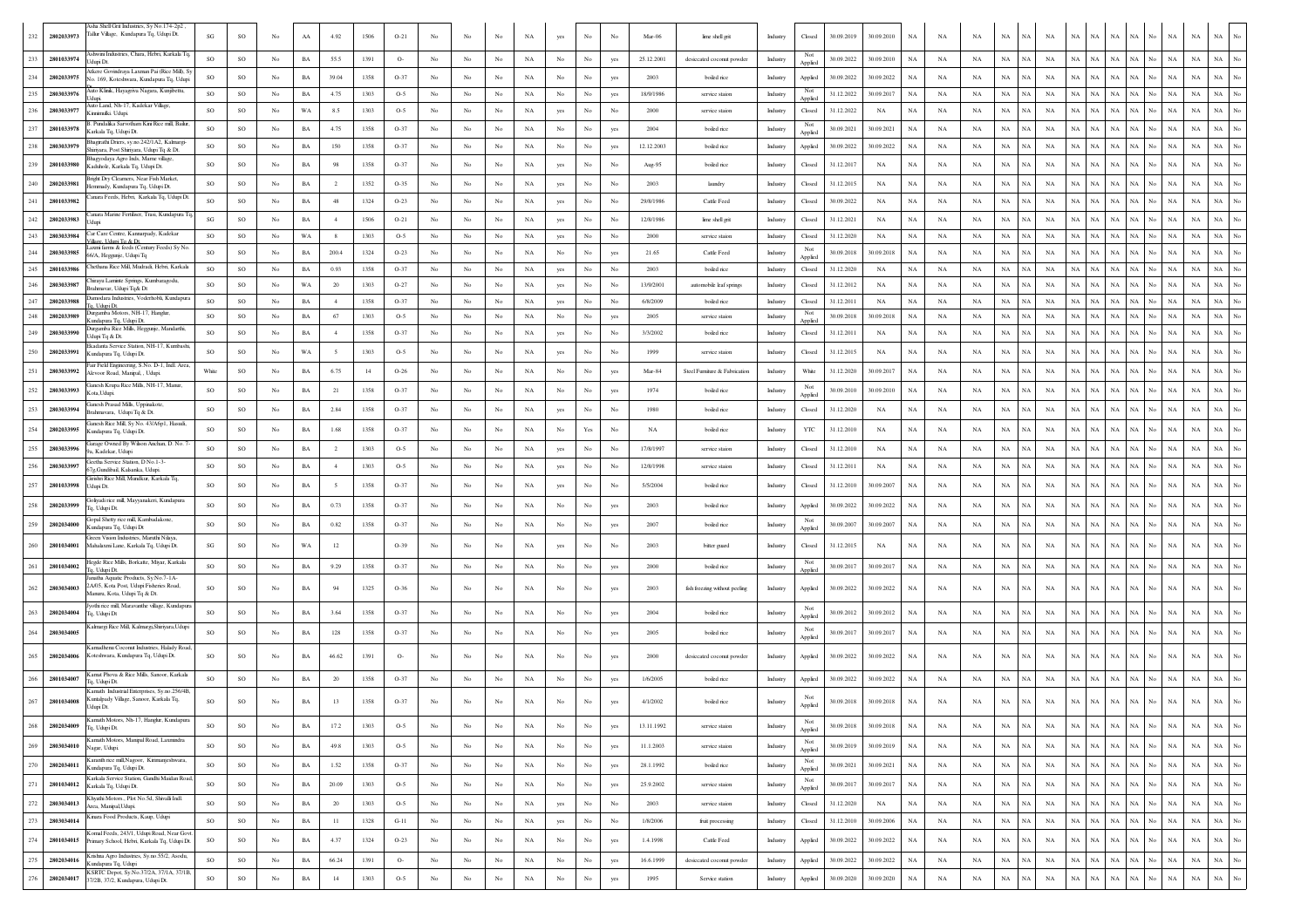| | | | | | | | | | | | | | | | | | | | | | | | | | | | | | | | | | | | | | | | |
|---|---|---|---|---|---|---|---|---|---|---|---|---|---|---|---|---|---|---|---|---|---|---|---|---|---|---|---|---|---|---|---|---|---|---|---|---|---|---|---|
| 232 | 2802033973 | Asha Shell Grit Industries, Sy No.174-2p2 , Tallur Village, Kundapura Tq, Udupi Dt. | SG | SO | No | AA | 4.92 | 1506 | O-21 | No | No | No | NA | yes | No | No | Mar-06 | lime shell grit | Industry | Closed | 30.09.2019 | 30.09.2010 | NA | NA | NA | NA | NA | NA | NA | NA | NA | NA | NA | NA | No | NA | NA | NA | No |
| 233 | 2801033974 | Ashwini Industries, Charu, Hebri, Karkala Tq, Udupi Dt. | SO | SO | No | BA | 55.5 | 1391 | O- | No | No | No | NA | No | No | yes | 25.12.2001 | desiccated coconut powder | Industry | Not Applied | 30.09.2022 | 30.09.2010 | NA | NA | NA | NA | NA | NA | NA | NA | NA | NA | NA | NA | No | NA | NA | NA | No |
| 234 | 2802033975 | Attekre Govindraya Laxman Pai (Rice Mill), Sy No. 169, Koteshwara, Kundapura Tq, Udupi | SO | SO | No | BA | 39.04 | 1358 | O-37 | No | No | No | NA | No | No | yes | 2003 | boiled rice | Industry | Applied | 30.09.2022 | 30.09.2022 | NA | NA | NA | NA | NA | NA | NA | NA | NA | NA | NA | NA | No | NA | NA | NA | No |
| 235 | 2803033976 | Auto Klinik, Hayagriva Nagara, Kunjibettu, Udupi. | SO | SO | No | BA | 4.75 | 1303 | O-5 | No | No | No | NA | No | No | yes | 18/9/1986 | service station | Industry | Not Applied | 31.12.2022 | 30.09.2017 | NA | NA | NA | NA | NA | NA | NA | NA | NA | NA | NA | NA | No | NA | NA | NA | No |
| 236 | 2803033977 | Auto Land, Nh-17, Kadekar Village, Kinnimulki, Udupi. | SO | SO | No | WA | 8.5 | 1303 | O-5 | No | No | No | NA | yes | No | No | 2000 | service station | Industry | Closed | 31.12.2022 | NA | NA | NA | NA | NA | NA | NA | NA | NA | NA | NA | NA | NA | No | NA | NA | NA | No |
| 237 | 2801033978 | B. Pundalika Sarvotham Kini Rice mill, Bailur, Karkala Tq, Udupi Dt. | SO | SO | No | BA | 4.75 | 1358 | O-37 | No | No | No | NA | No | No | yes | 2004 | boiled rice | Industry | Not Applied | 30.09.2021 | 30.09.2021 | NA | NA | NA | NA | NA | NA | NA | NA | NA | NA | NA | NA | No | NA | NA | NA | No |
| 238 | 2803033979 | Bhagirathi Driers, sy.no.242/1A2, Kalmargi-Shiriyara, Post Shiriyara, Udupi Tq & Dt. | SO | SO | No | BA | 150 | 1358 | O-37 | No | No | No | NA | No | No | yes | 12.12.2003 | boiled rice | Industry | Applied | 30.09.2022 | 30.09.2022 | NA | NA | NA | NA | NA | NA | NA | NA | NA | NA | NA | NA | No | NA | NA | NA | No |
| 239 | 2801033980 | Bhagyodaya Agro Inds, Marne village, Kalsholi, Karkala Tq, Udupi Dt. | SO | SO | No | BA | 98 | 1358 | O-37 | No | No | No | NA | yes | No | No | Aug-95 | boiled rice | Industry | Closed | 31.12.2017 | NA | NA | NA | NA | NA | NA | NA | NA | NA | NA | NA | NA | NA | No | NA | NA | NA | No |
| 240 | 2802033981 | Bright Dry Cleaners, Near Fish Market, Hemmady, Kundapura Tq, Udupi Dt. | SO | SO | No | BA | 2 | 1352 | O-35 | No | No | No | NA | yes | No | No | 2003 | laundry | Industry | Closed | 31.12.2015 | NA | NA | NA | NA | NA | NA | NA | NA | NA | NA | NA | NA | NA | No | NA | NA | NA | No |
| 241 | 2803033982 | Canara Feeds, Hebri, Karkala Tq, Udupi Dt. | SO | SO | No | BA | 48 | 1324 | O-23 | No | No | No | NA | yes | No | No | 29/8/1986 | Cattle Feed | Industry | Closed | 30.09.2022 | NA | NA | NA | NA | NA | NA | NA | NA | NA | NA | NA | NA | NA | No | NA | NA | NA | No |
| 242 | 2802033983 | Canara Marine Fertiliser, Trasi, Kundapura Tq, Udupi | SG | SO | No | BA | 4 | 1506 | O-21 | No | No | No | NA | yes | No | No | 12/8/1986 | lime shell grit | Industry | Closed | 31.12.2021 | NA | NA | NA | NA | NA | NA | NA | NA | NA | NA | NA | NA | NA | No | NA | NA | NA | No |
| 243 | 2803033984 | Car Care Centre, Kannarpady, Kadekar Village, Udupi Tq & Dt. | SO | SO | No | WA | 8 | 1303 | O-5 | No | No | No | NA | yes | No | No | 2000 | service station | Industry | Closed | 31.12.2020 | NA | NA | NA | NA | NA | NA | NA | NA | NA | NA | NA | NA | NA | No | NA | NA | NA | No |
| 244 | 2803033985 | Laxmi farms & feeds (Century Feeds) Sy No. 66/A, Hegganje, Udupi Tq | SO | SO | No | BA | 200.4 | 1324 | O-23 | No | No | No | NA | No | No | yes | 21.65 | Cattle Feed | Industry | Not Applied | 30.09.2018 | 30.09.2018 | NA | NA | NA | NA | NA | NA | NA | NA | NA | NA | NA | NA | No | NA | NA | NA | No |
| 245 | 2801033986 | Chethana Rice Mill, Mudradi, Hebri, Karkala | SO | SO | No | BA | 0.93 | 1358 | O-37 | No | No | No | NA | yes | No | No | 2003 | boiled rice | Industry | Closed | 31.12.2020 | NA | NA | NA | NA | NA | NA | NA | NA | NA | NA | NA | NA | NA | No | NA | NA | NA | No |
| 246 | 2803033987 | Chirayu Laminte Springs, Kumbaragodu, Brahmavar, Udupi Tq& Dt. | SO | SO | No | WA | 20 | 1303 | O-27 | No | No | No | NA | yes | No | No | 13/8/2001 | automobile leaf springs | Industry | Closed | 31.12.2012 | NA | NA | NA | NA | NA | NA | NA | NA | NA | NA | NA | NA | NA | No | NA | NA | NA | No |
| 247 | 2802033988 | Damodara Industries, Vodorhobli, Kundapura Tq, Udupi Dt. | SO | SO | No | BA | 4 | 1358 | O-37 | No | No | No | NA | yes | No | No | 6/8/2009 | boiled rice | Industry | Closed | 31.12.2011 | NA | NA | NA | NA | NA | NA | NA | NA | NA | NA | NA | NA | NA | No | NA | NA | NA | No |
| 248 | 2802033989 | Durgamba Motors, NH-17, Hanglur, Kundapura Tq, Udupi Dt. | SO | SO | No | BA | 67 | 1303 | O-5 | No | No | No | NA | No | No | yes | 2005 | service station | Industry | Not Applied | 30.09.2018 | 30.09.2018 | NA | NA | NA | NA | NA | NA | NA | NA | NA | NA | NA | NA | No | NA | NA | NA | No |
| 249 | 2803033990 | Durgamba Rice Mills, Hegganje, Mandarthi, Udupi Tq & Dt. | SO | SO | No | BA | 4 | 1358 | O-37 | No | No | No | NA | yes | No | No | 3/3/2002 | boiled rice | Industry | Closed | 31.12.2011 | NA | NA | NA | NA | NA | NA | NA | NA | NA | NA | NA | NA | NA | No | NA | NA | NA | No |
| 250 | 2802033991 | Ekadanta Service Station, NH-17, Kumbashi, Kundapura Tq, Udupi Dt. | SO | SO | No | WA | 5 | 1303 | O-5 | No | No | No | NA | yes | No | No | 1999 | service station | Industry | Closed | 31.12.2015 | NA | NA | NA | NA | NA | NA | NA | NA | NA | NA | NA | NA | NA | No | NA | NA | NA | No |
| 251 | 2803033992 | Fair Field Engineering, S.No. D-1, Indl. Area, Alevoor Road, Manipal, , Udupi. | White | SO | No | BA | 6.75 | 14 | O-26 | No | No | No | NA | No | No | yes | Mar-84 | Steel Furniture & Fabrication | Industry | White | 31.12.2020 | 30.09.2017 | NA | NA | NA | NA | NA | NA | NA | NA | NA | NA | NA | NA | No | NA | NA | NA | No |
| 252 | 2803033993 | Ganesh Krupa Rice Mills, NH-17, Manur, Kota,Udupi. | SO | SO | No | BA | 21 | 1358 | O-37 | No | No | No | NA | No | No | yes | 1974 | boiled rice | Industry | Not Applied | 30.09.2010 | 30.09.2010 | NA | NA | NA | NA | NA | NA | NA | NA | NA | NA | NA | NA | No | NA | NA | NA | No |
| 253 | 2803033994 | Ganesh Prasad Mills, Uppinakote, Brahmavara, Udupi Tq & Dt. | SO | SO | No | BA | 2.84 | 1358 | O-37 | No | No | No | NA | yes | No | No | 1980 | boiled rice | Industry | Closed | 31.12.2020 | NA | NA | NA | NA | NA | NA | NA | NA | NA | NA | NA | NA | NA | No | NA | NA | NA | No |
| 254 | 2802033995 | Ganesh Rice Mill, Sy No. 43/A6p1, Hasadi, Kundapura Tq, Udupi Dt. | SO | SO | No | BA | 1.68 | 1358 | O-37 | No | No | No | NA | No | Yes | No | NA | boiled rice | Industry | YTC | 31.12.2010 | NA | NA | NA | NA | NA | NA | NA | NA | NA | NA | NA | NA | NA | No | NA | NA | NA | No |
| 255 | 2803033996 | Garage Owned By Wilson Anchan, D. No. 7-9a, Kadekar, Udupi. | SO | SO | No | BA | 2 | 1303 | O-5 | No | No | No | NA | yes | No | No | 17/8/1997 | service station | Industry | Closed | 31.12.2010 | NA | NA | NA | NA | NA | NA | NA | NA | NA | NA | NA | NA | NA | No | NA | NA | NA | No |
| 256 | 2803033997 | Geetha Service Station, D.No.1-3-67g,Gundibail, Kalsanka, Udupi. | SO | SO | No | BA | 4 | 1303 | O-5 | No | No | No | NA | yes | No | No | 12/8/1998 | service station | Industry | Closed | 31.12.2011 | NA | NA | NA | NA | NA | NA | NA | NA | NA | NA | NA | NA | NA | No | NA | NA | NA | No |
| 257 | 2801033998 | Giridra Rice Mill, Mundkur, Karkala Tq, Udupi Dt. | SO | SO | No | BA | 5 | 1358 | O-37 | No | No | No | NA | yes | No | No | 5/5/2004 | boiled rice | Industry | Closed | 31.12.2010 | 30.09.2007 | NA | NA | NA | NA | NA | NA | NA | NA | NA | NA | NA | NA | No | NA | NA | NA | No |
| 258 | 2802033999 | Golyadi rice mill, Mayyanakeri, Kundapura Tq, Udupi Dt. | SO | SO | No | BA | 0.73 | 1358 | O-37 | No | No | No | NA | No | No | yes | 2003 | boiled rice | Industry | Applied | 30.09.2022 | 30.09.2022 | NA | NA | NA | NA | NA | NA | NA | NA | NA | NA | NA | NA | No | NA | NA | NA | No |
| 259 | 2802034000 | Gopal Shetty rice mill, Kambadakone, Kundapura Tq, Udupi Dt. | SO | SO | No | BA | 0.82 | 1358 | O-37 | No | No | No | NA | No | No | yes | 2007 | boiled rice | Industry | Not Applied | 30.09.2007 | 30.09.2007 | NA | NA | NA | NA | NA | NA | NA | NA | NA | NA | NA | NA | No | NA | NA | NA | No |
| 260 | 2801034001 | Green Vision Industries, Maruthi Nilaya, Mahalaxmi Lane, Karkala Tq, Udupi Dt. | SG | SO | No | WA | 12 | | O-39 | No | No | No | NA | yes | No | No | 2003 | bitter guard | Industry | Closed | 31.12.2015 | NA | NA | NA | NA | NA | NA | NA | NA | NA | NA | NA | NA | NA | No | NA | NA | NA | No |
| 261 | 2801034002 | Hegde Rice Mills, Borkatte, Miyar, Karkala Tq, Udupi Dt. | SO | SO | No | BA | 9.29 | 1358 | O-37 | No | No | No | NA | No | No | yes | 2000 | boiled rice | Industry | Not Applied | 30.09.2017 | 30.09.2017 | NA | NA | NA | NA | NA | NA | NA | NA | NA | NA | NA | NA | No | NA | NA | NA | No |
| 262 | 2803034003 | Janatha Aquatic Products, Sy.No.7-1A-2A/05, Kota Post, Udupi Fisheries Road, Manuru, Kota, Udupi Tq & Dt. | SO | SO | No | BA | 94 | 1325 | O-36 | No | No | No | NA | No | No | yes | 2003 | fish freezing without peeling | Industry | Applied | 30.09.2022 | 30.09.2022 | NA | NA | NA | NA | NA | NA | NA | NA | NA | NA | NA | NA | No | NA | NA | NA | No |
| 263 | 2802034004 | Jyothi rice mill, Maravanthe village, Kundapura Tq, Udupi Dt | SO | SO | No | BA | 3.64 | 1358 | O-37 | No | No | No | NA | No | No | yes | 2004 | boiled rice | Industry | Not Applied | 30.09.2012 | 30.09.2012 | NA | NA | NA | NA | NA | NA | NA | NA | NA | NA | NA | NA | No | NA | NA | NA | No |
| 264 | 2803034005 | Kalmargi Rice Mill, Kalmargi,Shiriyara,Udupi | SO | SO | No | BA | 128 | 1358 | O-37 | No | No | No | NA | No | No | yes | 2005 | boiled rice | Industry | Not Applied | 30.09.2017 | 30.09.2017 | NA | NA | NA | NA | NA | NA | NA | NA | NA | NA | NA | NA | No | NA | NA | NA | No |
| 265 | 2802034006 | Kamadhenu Coconut Industries, Halady Road, Koteshwara, Kundapura Tq, Udupi Dt. | SO | SO | No | BA | 46.62 | 1391 | O- | No | No | No | NA | No | No | yes | 2000 | desiccated coconut powder | Industry | Applied | 30.09.2022 | 30.09.2022 | NA | NA | NA | NA | NA | NA | NA | NA | NA | NA | NA | NA | No | NA | NA | NA | No |
| 266 | 2801034007 | Kamat Phova & Rice Mills, Sanoor, Karkala Tq, Udupi Dt. | SO | SO | No | BA | 20 | 1358 | O-37 | No | No | No | NA | No | No | yes | 1/8/2005 | boiled rice | Industry | Applied | 30.09.2022 | 30.09.2022 | NA | NA | NA | NA | NA | NA | NA | NA | NA | NA | NA | NA | No | NA | NA | NA | No |
| 267 | 2801034008 | Kamath Industrial Enterprises, Sy.no.256/4B, Kundalpady Village, Sanoor, Karkala Tq, Udupi Dt. | SO | SO | No | BA | 13 | 1358 | O-37 | No | No | No | NA | No | No | yes | 4/1/2002 | boiled rice | Industry | Not Applied | 30.09.2018 | 30.09.2018 | NA | NA | NA | NA | NA | NA | NA | NA | NA | NA | NA | NA | No | NA | NA | NA | No |
| 268 | 2802034009 | Kamath Motors, Nh-17, Hanglur, Kundapura Tq, Udupi Dt. | SO | SO | No | BA | 17.2 | 1303 | O-5 | No | No | No | NA | No | No | yes | 13.11.1992 | service station | Industry | Not Applied | 30.09.2018 | 30.09.2018 | NA | NA | NA | NA | NA | NA | NA | NA | NA | NA | NA | NA | No | NA | NA | NA | No |
| 269 | 2803034010 | Kamath Motors, Manipal Road, Laxmindra Nagar, Udupi. | SO | SO | No | BA | 49.8 | 1303 | O-5 | No | No | No | NA | No | No | yes | 11.1.2003 | service station | Industry | Not Applied | 30.09.2019 | 30.09.2019 | NA | NA | NA | NA | NA | NA | NA | NA | NA | NA | NA | NA | No | NA | NA | NA | No |
| 270 | 2802034011 | Kamath rice mill,Nagoor, Kirimanjeshwara, Kundapura Tq, Udupi Dt. | SO | SO | No | BA | 1.52 | 1358 | O-37 | No | No | No | NA | No | No | yes | 28.1.1992 | boiled rice | Industry | Not Applied | 30.09.2021 | 30.09.2021 | NA | NA | NA | NA | NA | NA | NA | NA | NA | NA | NA | NA | No | NA | NA | NA | No |
| 271 | 2801034012 | Karkala Service Station, Gandhi Maidan Road, Karkala Tq, Udupi Dt. | SO | SO | No | BA | 20.09 | 1303 | O-5 | No | No | No | NA | No | No | yes | 25.9.2002 | service station | Industry | Not Applied | 30.09.2017 | 30.09.2017 | NA | NA | NA | NA | NA | NA | NA | NA | NA | NA | NA | NA | No | NA | NA | NA | No |
| 272 | 2803034013 | Khyathi Motors , Plot No.5d, Shivalli Indl. Area, Manipal,Udupi. | SO | SO | No | BA | 20 | 1303 | O-5 | No | No | No | NA | yes | No | No | 2003 | service station | Industry | Closed | 31.12.2020 | NA | NA | NA | NA | NA | NA | NA | NA | NA | NA | NA | NA | NA | No | NA | NA | NA | No |
| 273 | 2803034014 | Kinara Food Products, Kaup, Udupi | SO | SO | No | BA | 11 | 1328 | G-11 | No | No | No | NA | yes | No | No | 1/8/2006 | fruit processing | Industry | Closed | 31.12.2010 | 30.09.2006 | NA | NA | NA | NA | NA | NA | NA | NA | NA | NA | NA | NA | No | NA | NA | NA | No |
| 274 | 2801034015 | Komal Feeds, 243/1, Udupi Road, Near Govt. Primary School, Hebri, Karkala Tq, Udupi Dt. | SO | SO | No | BA | 4.37 | 1324 | O-23 | No | No | No | NA | No | No | yes | 1.4.1998 | Cattle Feed | Industry | Applied | 30.09.2022 | 30.09.2022 | NA | NA | NA | NA | NA | NA | NA | NA | NA | NA | NA | NA | No | NA | NA | NA | No |
| 275 | 2802034016 | Krishna Agro Industries, Sy.no.55/2, Asodu, Kundapura Tq, Udupi | SO | SO | No | BA | 66.24 | 1391 | O- | No | No | No | NA | No | No | yes | 16.6.1999 | desiccated coconut powder | Industry | Applied | 30.09.2022 | 30.09.2022 | NA | NA | NA | NA | NA | NA | NA | NA | NA | NA | NA | NA | No | NA | NA | NA | No |
| 276 | 2802034017 | KSRTC Depot, Sy.No.37/2A, 37/1A, 37/1B, 37/2B, 37/2, Kundapura, Udupi Dt. | SO | SO | No | BA | 14 | 1303 | O-5 | No | No | No | NA | No | No | yes | 1995 | Service station | Industry | Applied | 30.09.2020 | 30.09.2020 | NA | NA | NA | NA | NA | NA | NA | NA | NA | NA | NA | NA | No | NA | NA | NA | No |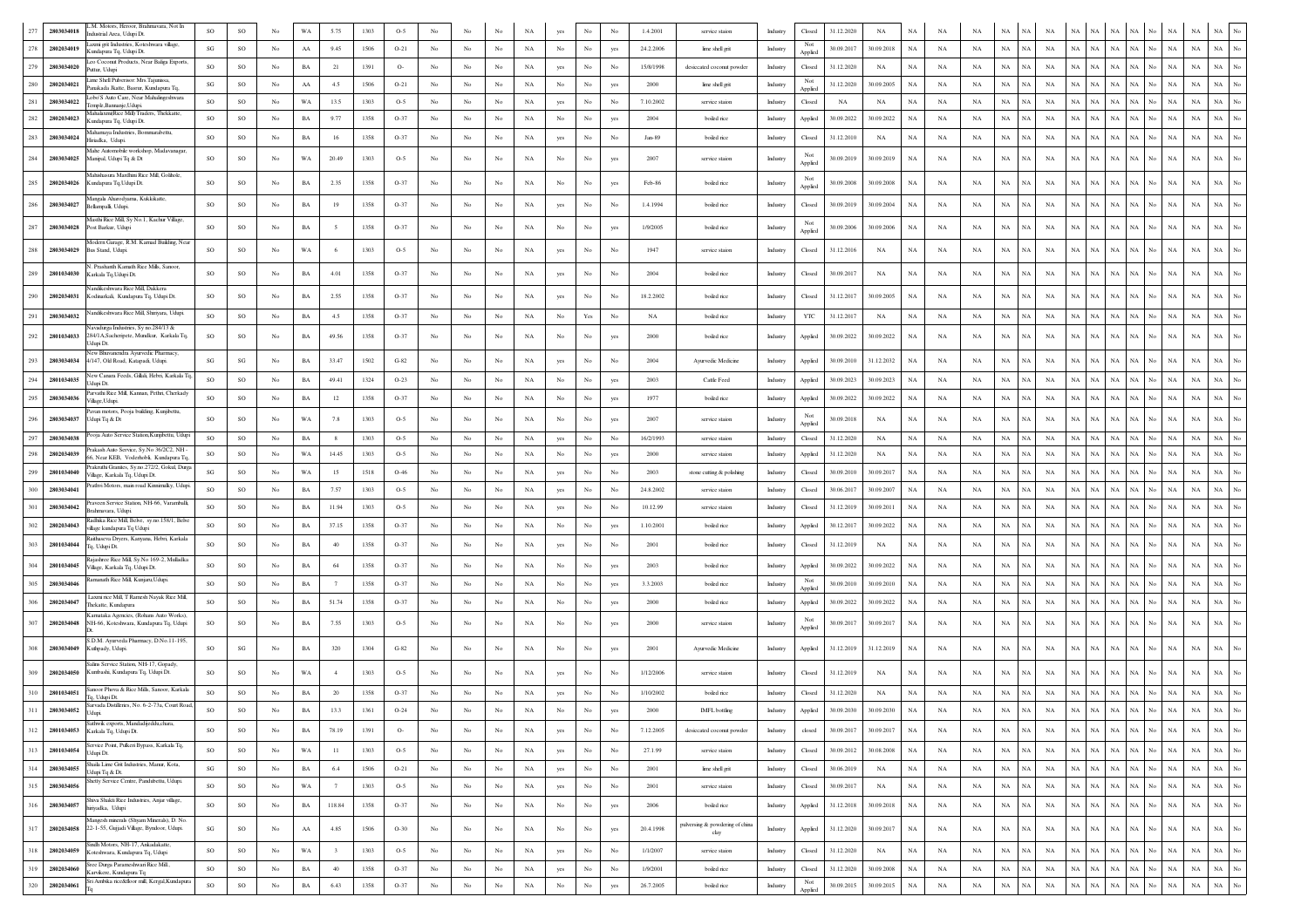| | | | | | | | | | | | | | | | | | | | | | | | | | | | | | | | | | | | | | | | |
|---|---|---|---|---|---|---|---|---|---|---|---|---|---|---|---|---|---|---|---|---|---|---|---|---|---|---|---|---|---|---|---|---|---|---|---|---|---|---|---|
| 277 | 2803034018 | L.M. Motors, Heroor, Brahmavara, Not In Industrial Area, Udupi Dt. | SO | SO | No | WA | 5.75 | 1303 | O-5 | No | No | No | NA | yes | No | No | 1.4.2001 | service station | Industry | Closed | 31.12.2020 | NA | NA | NA | NA | NA | NA | NA | NA | NA | NA | NA | NA | NA | No | NA | NA | NA | No |
| 278 | 2802034019 | Laxmi grit Industries, Koteshwara village, Kundapura Tq, Udupi Dt. | SG | SO | No | AA | 9.45 | 1506 | O-21 | No | No | No | NA | No | No | yes | 24.2.2006 | lime shell grit | Industry | Not Applied | 30.09.2017 | 30.09.2018 | NA | NA | NA | NA | NA | NA | NA | NA | NA | NA | NA | NA | No | NA | NA | NA | No |
| 279 | 2803034020 | Leo Coconut Products, Near Baliga Exports, Puttur, Udupi | SO | SO | No | BA | 21 | 1391 | O- | No | No | No | NA | yes | No | No | 15/8/1998 | desiccated coconut powder | Industry | Closed | 31.12.2020 | NA | NA | NA | NA | NA | NA | NA | NA | NA | NA | NA | NA | NA | No | NA | NA | NA | No |
| 280 | 2802034021 | Lime Shell Pulverisor: Mrs.Tajunnisa, Panakadu Jkatte, Basrur, Kundapura Tq, | SG | SO | No | AA | 4.5 | 1506 | O-21 | No | No | No | NA | No | No | yes | 2000 | lime shell grit | Industry | Not Applied | 31.12.2020 | 30.09.2005 | NA | NA | NA | NA | NA | NA | NA | NA | NA | NA | NA | NA | No | NA | NA | NA | No |
| 281 | 2803034022 | Lobo'S Auto Care, Near Mahalingeshwara Temple,Bannanje,Udupi. | SO | SO | No | WA | 13.5 | 1303 | O-5 | No | No | No | NA | yes | No | No | 7.10.2002 | service station | Industry | Closed | NA | NA | NA | NA | NA | NA | NA | NA | NA | NA | NA | NA | NA | NA | No | NA | NA | NA | No |
| 282 | 2802034023 | MahalaxmiRice Mill/ Traders, Thekkatte, Kundapura Tq, Udupi Dt. | SO | SO | No | BA | 9.77 | 1358 | O-37 | No | No | No | NA | No | No | yes | 2004 | boiled rice | Industry | Applied | 30.09.2022 | 30.09.2022 | NA | NA | NA | NA | NA | NA | NA | NA | NA | NA | NA | NA | No | NA | NA | NA | No |
| 283 | 2803034024 | Mahamaya Industries, Bommarabettu, Hiriadka, Udupi. | SO | SO | No | BA | 16 | 1358 | O-37 | No | No | No | NA | yes | No | No | Jan-89 | boiled rice | Industry | Closed | 31.12.2010 | NA | NA | NA | NA | NA | NA | NA | NA | NA | NA | NA | NA | NA | No | NA | NA | NA | No |
| 284 | 2803034025 | Mahe Automobile workshop, Madavanagar, Manipal, Udupi Tq & Dt | SO | SO | No | WA | 20.49 | 1303 | O-5 | No | No | No | NA | No | No | yes | 2007 | service station | Industry | Not Applied | 30.09.2019 | 30.09.2019 | NA | NA | NA | NA | NA | NA | NA | NA | NA | NA | NA | NA | No | NA | NA | NA | No |
| 285 | 2802034026 | Maheshwara Mardhini Rice Mill, Golihole, Kundapura Tq,Udupi Dt. | SO | SO | No | BA | 2.35 | 1358 | O-37 | No | No | No | NA | No | No | yes | Feb-86 | boiled rice | Industry | Not Applied | 30.09.2008 | 30.09.2008 | NA | NA | NA | NA | NA | NA | NA | NA | NA | NA | NA | NA | No | NA | NA | NA | No |
| 286 | 2803034027 | Mangala Ahnavdyama, Kukkikatte, Bellampalli Udupi. | SO | SO | No | BA | 19 | 1358 | O-37 | No | No | No | NA | yes | No | No | 1.4.1994 | boiled rice | Industry | Closed | 30.09.2019 | 30.09.2004 | NA | NA | NA | NA | NA | NA | NA | NA | NA | NA | NA | NA | No | NA | NA | NA | No |
| 287 | 2803034028 | Marthi Rice Mill, Sy.No.1, Kachur Village, Post Burkur, Udupi | SO | SO | No | BA | 5 | 1358 | O-37 | No | No | No | NA | No | No | yes | 1/9/2005 | boiled rice | Industry | Not Applied | 30.09.2006 | 30.09.2006 | NA | NA | NA | NA | NA | NA | NA | NA | NA | NA | NA | NA | No | NA | NA | NA | No |
| 288 | 2803034029 | Modern Garage, R.M. Kamad Building, Near Bus Stand, Udupi. | SO | SO | No | WA | 6 | 1303 | O-5 | No | No | No | NA | yes | No | No | 1947 | service station | Industry | Closed | 31.12.2016 | NA | NA | NA | NA | NA | NA | NA | NA | NA | NA | NA | NA | NA | No | NA | NA | NA | No |
| 289 | 2801034030 | N. Prashanth Kamath Rice Mills, Sanoor, Karkala Tq,Udupi Dt. | SO | SO | No | BA | 4.01 | 1358 | O-37 | No | No | No | NA | yes | No | No | 2004 | boiled rice | Industry | Closed | 30.09.2017 | NA | NA | NA | NA | NA | NA | NA | NA | NA | NA | NA | NA | NA | No | NA | NA | NA | No |
| 290 | 2802034031 | Nandikeshwara Rice Mill, Dakkera Kodimarkali, Kundapura Tq, Udupi Dt. | SO | SO | No | BA | 2.55 | 1358 | O-37 | No | No | No | NA | yes | No | No | 18.2.2002 | boiled rice | Industry | Closed | 31.12.2017 | 30.09.2005 | NA | NA | NA | NA | NA | NA | NA | NA | NA | NA | NA | NA | No | NA | NA | NA | No |
| 291 | 2803034032 | Nandikeshwara Rice Mill, Shiriyara, Udupi. | SO | SO | No | BA | 4.5 | 1358 | O-37 | No | No | No | NA | No | Yes | No | NA | boiled rice | Industry | YTC | 31.12.2017 | NA | NA | NA | NA | NA | NA | NA | NA | NA | NA | NA | NA | NA | No | NA | NA | NA | No |
| 292 | 2801034033 | Navadurga Industries, Sy no.284/13 & 284/1A,Sachenpete, Mundkur, Karkala Tq, Udupi Dt. | SO | SO | No | BA | 49.56 | 1358 | O-37 | No | No | No | NA | No | No | yes | 2000 | boiled rice | Industry | Applied | 30.09.2022 | 30.09.2022 | NA | NA | NA | NA | NA | NA | NA | NA | NA | NA | NA | NA | No | NA | NA | NA | No |
| 293 | 2803034034 | New Bhuvanendra Ayurvedic Pharmacy, 4/147, Old Road, Katapadi, Udupi. | SG | SG | No | BA | 33.47 | 1502 | G-82 | No | No | No | NA | yes | No | No | 2004 | Ayurvedic Medicine | Industry | Applied | 30.09.2010 | 31.12.2032 | NA | NA | NA | NA | NA | NA | NA | NA | NA | NA | NA | NA | No | NA | NA | NA | No |
| 294 | 2801034035 | New Canara Feeds, Gilluk, Hebri, Karkala Tq, Udupi Dt. | SO | SO | No | BA | 49.41 | 1324 | O-23 | No | No | No | NA | No | No | yes | 2003 | Cattle Feed | Industry | Applied | 30.09.2023 | 30.09.2023 | NA | NA | NA | NA | NA | NA | NA | NA | NA | NA | NA | NA | No | NA | NA | NA | No |
| 295 | 2803034036 | Parvathi Rice Mill, Kannan, Prthri, Cherkady Village,Udupi. | SO | SO | No | BA | 12 | 1358 | O-37 | No | No | No | NA | No | No | yes | 1977 | boiled rice | Industry | Applied | 30.09.2022 | 30.09.2022 | NA | NA | NA | NA | NA | NA | NA | NA | NA | NA | NA | NA | No | NA | NA | NA | No |
| 296 | 2803034037 | Pavan motors, Pooja building, Kunjibettu, Udupi Tq & Dt | SO | SO | No | WA | 7.8 | 1303 | O-5 | No | No | No | NA | No | No | yes | 2007 | service station | Industry | Not Applied | 30.09.2018 | NA | NA | NA | NA | NA | NA | NA | NA | NA | NA | NA | NA | NA | No | NA | NA | NA | No |
| 297 | 2803034038 | Pooja Auto Service Station,Kunjibettu, Udupi | SO | SO | No | BA | 8 | 1303 | O-5 | No | No | No | NA | yes | No | No | 16/2/1993 | service station | Industry | Closed | 31.12.2020 | NA | NA | NA | NA | NA | NA | NA | NA | NA | NA | NA | NA | NA | No | NA | NA | NA | No |
| 298 | 2802034039 | Prakash Auto Service, Sy.No 36/2C2, NH-66, Near KEB, Vodcrhobli, Kundapura Tq, | SO | SO | No | WA | 14.45 | 1303 | O-5 | No | No | No | NA | No | No | yes | 2000 | service station | Industry | Applied | 31.12.2020 | NA | NA | NA | NA | NA | NA | NA | NA | NA | NA | NA | NA | NA | No | NA | NA | NA | No |
| 299 | 2801034040 | Prakruthi Granites, Sy.no.272/2, Gokul, Durga Village, Karkala Tq, Udupi Dt. | SG | SO | No | WA | 15 | 1518 | O-46 | No | No | No | NA | yes | No | No | 2003 | stone cutting & polishing | Industry | Closed | 30.09.2010 | 30.09.2017 | NA | NA | NA | NA | NA | NA | NA | NA | NA | NA | NA | NA | No | NA | NA | NA | No |
| 300 | 2803034041 | Prathvi Motors, main road Kinnimulky, Udupi. | SO | SO | No | BA | 7.57 | 1303 | O-5 | No | No | No | NA | yes | No | No | 24.8.2002 | service station | Industry | Closed | 30.06.2017 | 30.09.2007 | NA | NA | NA | NA | NA | NA | NA | NA | NA | NA | NA | NA | No | NA | NA | NA | No |
| 301 | 2803034042 | Praveen Service Station, NH-66, Varambally, Brahmavara, Udupi. | SO | SO | No | BA | 11.94 | 1303 | O-5 | No | No | No | NA | yes | No | No | 10.12.99 | service station | Industry | Closed | 31.12.2019 | 30.09.2011 | NA | NA | NA | NA | NA | NA | NA | NA | NA | NA | NA | NA | No | NA | NA | NA | No |
| 302 | 2802034043 | Radhika Rice Mill, Belve, sy.no.158/1, Belve village kundapura Tq Udupi | SO | SO | No | BA | 37.15 | 1358 | O-37 | No | No | No | NA | No | No | yes | 1.10.2001 | boiled rice | Industry | Applied | 30.12.2017 | 30.09.2022 | NA | NA | NA | NA | NA | NA | NA | NA | NA | NA | NA | NA | No | NA | NA | NA | No |
| 303 | 2801034044 | Raithaseva Dryers, Kanyana, Hebri, Karkala Tq, Udupi Dt. | SO | SO | No | BA | 40 | 1358 | O-37 | No | No | No | NA | yes | No | No | 2001 | boiled rice | Industry | Closed | 31.12.2019 | NA | NA | NA | NA | NA | NA | NA | NA | NA | NA | NA | NA | NA | No | NA | NA | NA | No |
| 304 | 2801034045 | Rajashree Rice Mill, Sy.No 169-2, Mulladka Village, Karkala Tq, Udupi Dt. | SO | SO | No | BA | 64 | 1358 | O-37 | No | No | No | NA | No | No | yes | 2000 | boiled rice | Industry | Applied | 30.09.2022 | 30.09.2022 | NA | NA | NA | NA | NA | NA | NA | NA | NA | NA | NA | NA | No | NA | NA | NA | No |
| 305 | 2803034046 | Ramanath Rice Mill, Kunjaru,Udupi. | SO | SO | No | BA | 7 | 1358 | O-37 | No | No | No | NA | No | No | yes | 3.3.2003 | boiled rice | Industry | Not Applied | 30.09.2010 | 30.09.2010 | NA | NA | NA | NA | NA | NA | NA | NA | NA | NA | NA | NA | No | NA | NA | NA | No |
| 306 | 2802034047 | Laxmi rice Mill, T Ramesh Nayak Rice Mill, Thekatte, Kundapura | SO | SO | No | BA | 51.74 | 1358 | O-37 | No | No | No | NA | No | No | yes | 2000 | boiled rice | Industry | Applied | 30.09.2022 | 30.09.2022 | NA | NA | NA | NA | NA | NA | NA | NA | NA | NA | NA | NA | No | NA | NA | NA | No |
| 307 | 2802034048 | Karnataka Agencies, (Rithans Auto Works), NH-66, Koteshwara, Kundapura Tq, Udupi Dt. | SO | SO | No | BA | 7.55 | 1303 | O-5 | No | No | No | NA | No | No | yes | 2000 | service station | Industry | Not Applied | 30.09.2017 | 30.09.2017 | NA | NA | NA | NA | NA | NA | NA | NA | NA | NA | NA | NA | No | NA | NA | NA | No |
| 308 | 2803034049 | S.D.M. Ayurveda Pharmacy, D.No.11-195, Kuthpady, Udupi. | SO | SG | No | BA | 320 | 1304 | G-82 | No | No | No | NA | No | No | yes | 2001 | Ayurvedic Medicine | Industry | Applied | 31.12.2019 | 31.12.2019 | NA | NA | NA | NA | NA | NA | NA | NA | NA | NA | NA | NA | No | NA | NA | NA | No |
| 309 | 2802034050 | Salim Service Station, NH-17, Gopady, Kumbashi, Kundapura Tq, Udupi Dt. | SO | SO | No | WA | 4 | 1303 | O-5 | No | No | No | NA | yes | No | No | 1/12/2006 | service station | Industry | Closed | 31.12.2019 | NA | NA | NA | NA | NA | NA | NA | NA | NA | NA | NA | NA | NA | No | NA | NA | NA | No |
| 310 | 2801034051 | Sanoor Phova & Rice Mills, Sanoor, Karkala Tq, Udupi Dt. | SO | SO | No | BA | 20 | 1358 | O-37 | No | No | No | NA | yes | No | No | 1/10/2002 | boiled rice | Industry | Closed | 31.12.2020 | NA | NA | NA | NA | NA | NA | NA | NA | NA | NA | NA | NA | NA | No | NA | NA | NA | No |
| 311 | 2803034052 | Sarvada Distilleries, No. 6-2-73a, Court Road, Udupi. | SO | SO | No | BA | 13.3 | 1361 | O-24 | No | No | No | NA | No | No | yes | 2000 | IMFL bottling | Industry | Applied | 30.09.2030 | 30.09.2030 | NA | NA | NA | NA | NA | NA | NA | NA | NA | NA | NA | NA | No | NA | NA | NA | No |
| 312 | 2801034053 | Sathwik exports, Mandadgeddu,chara, Karkala Tq, Udupi Dt. | SO | SO | No | BA | 78.19 | 1391 | O- | No | No | No | NA | yes | No | No | 7.12.2005 | desiccated coconut powder | Industry | closed | 30.09.2017 | 30.09.2017 | NA | NA | NA | NA | NA | NA | NA | NA | NA | NA | NA | NA | No | NA | NA | NA | No |
| 313 | 2801034054 | Service Point, Pulkeri Bypass, Karkala Tq, Udupi Dt. | SO | SO | No | WA | 11 | 1303 | O-5 | No | No | No | NA | yes | No | No | 27.1.99 | service station | Industry | Closed | 30.09.2012 | 30.08.2008 | NA | NA | NA | NA | NA | NA | NA | NA | NA | NA | NA | NA | No | NA | NA | NA | No |
| 314 | 2803034055 | Shaila Lime Grit Industries, Manur, Kota, Udupi Tq & Dt. | SG | SO | No | BA | 6.4 | 1506 | O-21 | No | No | No | NA | yes | No | No | 2001 | lime shell grit | Industry | Closed | 30.06.2019 | NA | NA | NA | NA | NA | NA | NA | NA | NA | NA | NA | NA | NA | No | NA | NA | NA | No |
| 315 | 2803034056 | Shetty Service Centre, Pundubettu, Udupi. | SO | SO | No | WA | 7 | 1303 | O-5 | No | No | No | NA | yes | No | No | 2001 | service station | Industry | Closed | 30.09.2017 | NA | NA | NA | NA | NA | NA | NA | NA | NA | NA | NA | NA | NA | No | NA | NA | NA | No |
| 316 | 2803034057 | Shiva Shakti Rice Industries, Anjar village, hiriyadka, Udupi | SO | SO | No | BA | 118.84 | 1358 | O-37 | No | No | No | NA | No | No | yes | 2006 | boiled rice | Industry | Applied | 31.12.2018 | 30.09.2018 | NA | NA | NA | NA | NA | NA | NA | NA | NA | NA | NA | NA | No | NA | NA | NA | No |
| 317 | 2802034058 | Mangesh minerals (Shyam Minerals), D. No. 22-1-55, Gujjadi Village, Byndoor, Udupi. | SG | SO | No | AA | 4.85 | 1506 | O-30 | No | No | No | NA | No | No | yes | 20.4.1998 | pulversing & powdering of china clay | Industry | Applied | 31.12.2020 | 30.09.2017 | NA | NA | NA | NA | NA | NA | NA | NA | NA | NA | NA | NA | No | NA | NA | NA | No |
| 318 | 2802034059 | Sindh Motors, NH-17, Ankadakatte, Koteshwara, Kundapura Tq, Udupi | SO | SO | No | WA | 3 | 1303 | O-5 | No | No | No | NA | yes | No | No | 1/1/2007 | service station | Industry | Closed | 31.12.2020 | NA | NA | NA | NA | NA | NA | NA | NA | NA | NA | NA | NA | NA | No | NA | NA | NA | No |
| 319 | 2802034060 | Sree Durga Parameshwari Rice Mill, Karvikere, Kundapura Tq | SO | SO | No | BA | 40 | 1358 | O-37 | No | No | No | NA | yes | No | No | 1/9/2001 | boiled rice | Industry | Closed | 31.12.2020 | 30.09.2008 | NA | NA | NA | NA | NA | NA | NA | NA | NA | NA | NA | NA | No | NA | NA | NA | No |
| 320 | 2802034061 | Sri Ambika riceflour mill, Kergal,Kundapura Tq | SO | SO | No | BA | 6.43 | 1358 | O-37 | No | No | No | NA | No | No | yes | 26.7.2005 | boiled rice | Industry | Not Applied | 30.09.2015 | 30.09.2015 | NA | NA | NA | NA | NA | NA | NA | NA | NA | NA | NA | NA | No | NA | NA | NA | No |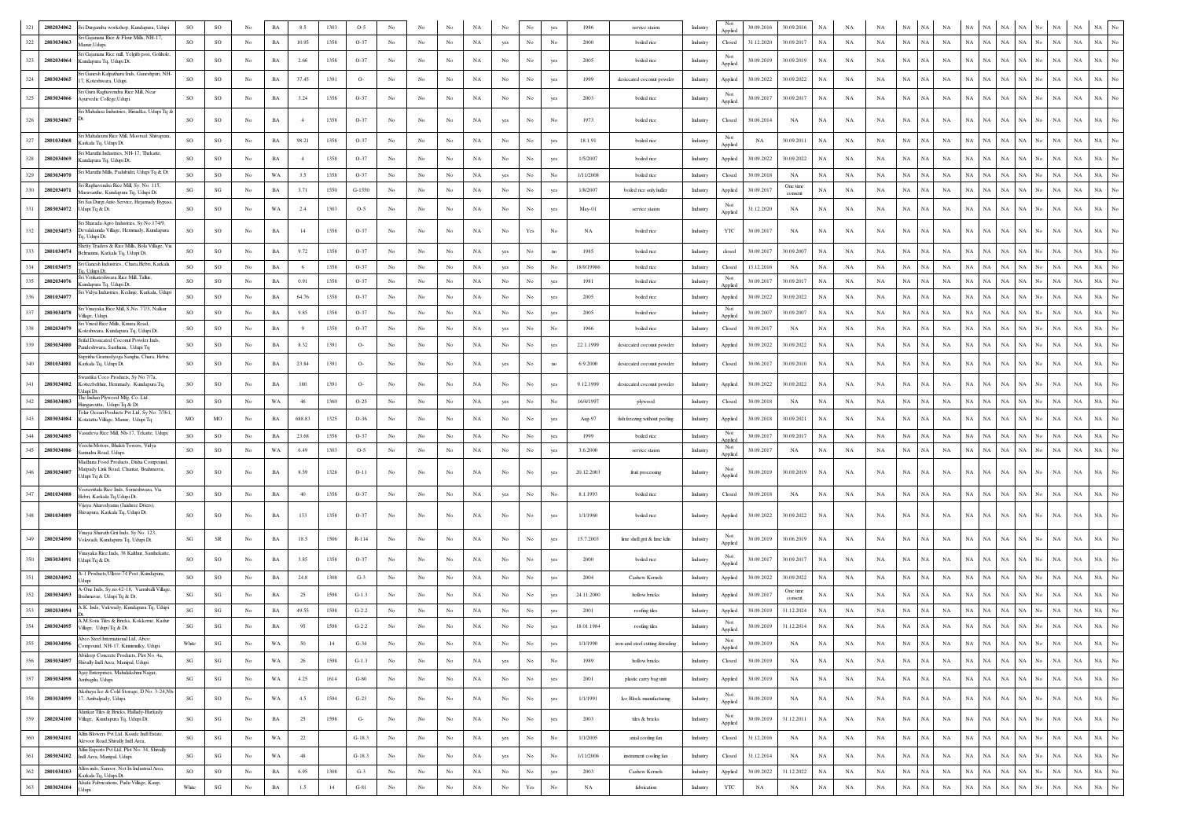| 321 | 2802034062 | Sri Durgamba workshop, Kundapura, Udupi | SO | SO | No | BA | 8.5 | 1303 | O-5 | No | No | No | NA | No | No | yes | 1986 | service staion | Industry | Not Applied | 30.09.2016 | 30.09.2016 | NA | NA | NA | NA | NA | NA | NA | NA | NA | NA | No | NA | NA | No |
|---|---|---|---|---|---|---|---|---|---|---|---|---|---|---|---|---|---|---|---|---|---|---|---|---|---|---|---|---|---|---|---|---|---|---|---|---|
| 322 | 2803034063 | Sri Gajanana Rice & Flour Mills, NH-17, Manur,Udupi. | SO | SO | No | BA | 10.95 | 1358 | O-37 | No | No | No | NA | yes | No | No | 2000 | boiled rice | Industry | Closed | 31.12.2020 | 30.09.2017 | NA | NA | NA | NA | NA | NA | NA | NA | NA | NA | No | NA | NA | No |
| 323 | 2803034064 | Sri Gajanana Rice mill, Yelgili post, Golihole, Kundapura Tq, Udupi Dt. | SO | SO | No | BA | 2.66 | 1358 | O-37 | No | No | No | NA | No | No | yes | 2005 | boiled rice | Industry | Not Applied | 30.09.2019 | 30.09.2019 | NA | NA | NA | NA | NA | NA | NA | NA | NA | NA | No | NA | NA | No |
| 324 | 2803034065 | Sri Ganesh Kalpathuru Inds, Ganeshpuri, NH-17, Koteshwara, Udupi. | SO | SO | No | BA | 37.45 | 1391 | O- | No | No | No | NA | No | No | yes | 1999 | desiccated coconut powder | Industry | Applied | 30.09.2022 | 30.09.2022 | NA | NA | NA | NA | NA | NA | NA | NA | NA | NA | No | NA | NA | No |
| 325 | 2803034066 | Sri Guru Raghavendra Rice Mill, Near Ayurvedic College,Udupi. | SO | SO | No | BA | 3.24 | 1358 | O-37 | No | No | No | NA | No | No | yes | 2003 | boiled rice | Industry | Not Applied | 30.09.2017 | 30.09.2017 | NA | NA | NA | NA | NA | NA | NA | NA | NA | NA | No | NA | NA | No |
| 326 | 2803034067 | Sri Mahalasa Industries, Hiriadka, Udupi Tq & Dt. | SO | SO | No | BA | 4 | 1358 | O-37 | No | No | No | NA | yes | No | No | 1973 | boiled rice | Industry | Closed | 30.06.2014 | NA | NA | NA | NA | NA | NA | NA | NA | NA | NA | NA | No | NA | NA | No |
| 327 | 2801034068 | Sri Mahalaxmi Rice Mill, Moorsal. Shivapura, Karkala Tq, Udupi Dt. | SO | SO | No | BA | 98.21 | 1358 | O-37 | No | No | No | NA | No | No | yes | 18.1.91 | boiled rice | Industry | Not Applied | NA | 30.09.2011 | NA | NA | NA | NA | NA | NA | NA | NA | NA | NA | No | NA | NA | No |
| 328 | 2802034069 | Sri Maruthi Industries, NH-17, Thekatte, Kundapura Tq, Udupi Dt. | SO | SO | No | BA | 4 | 1358 | O-37 | No | No | No | NA | No | No | yes | 1/5/2007 | boiled rice | Industry | Applied | 30.09.2022 | 30.09.2022 | NA | NA | NA | NA | NA | NA | NA | NA | NA | NA | No | NA | NA | No |
| 329 | 2803034070 | Sri Maruthi Mills, Padubidri, Udupi Tq & Dt | SO | SO | No | WA | 3.5 | 1358 | O-37 | No | No | No | NA | yes | No | No | 1/11/2008 | boiled rice | Industry | Closed | 30.09.2018 | NA | NA | NA | NA | NA | NA | NA | NA | NA | NA | NA | No | NA | NA | No |
| 330 | 2802034071 | Sri Raghavendra Rice Mill, Sy. No. 115, Maravanthe, Kundapura Tq, Udupi Dt. | SG | SG | No | BA | 3.71 | 1550 | G-1550 | No | No | No | NA | No | No | yes | 1/8/2007 | boiled rice only huller | Industry | Applied | 30.09.2017 | One time consent | NA | NA | NA | NA | NA | NA | NA | NA | NA | NA | No | NA | NA | No |
| 331 | 2803034072 | Sri Sai Durga Auto Service, Hejamady Bypass, Udupi Tq & Dt. | SO | SO | No | WA | 2.4 | 1303 | O-5 | No | No | No | NA | No | No | yes | May-01 | service staion | Industry | Not Applied | 31.12.2020 | NA | NA | NA | NA | NA | NA | NA | NA | NA | NA | NA | No | NA | NA | No |
| 332 | 2802034073 | Sri Sharada Agro Industries, Sy No.174/9, Devalakunda Village, Hemmady, Kundapura Tq, Udupi Dt. | SO | SO | No | BA | 14 | 1358 | O-37 | No | No | No | NA | No | Yes | No | NA | boiled rice | Industry | YTC | 30.09.2017 | NA | NA | NA | NA | NA | NA | NA | NA | NA | NA | NA | No | NA | NA | No |
| 333 | 2801034074 | Shetty Traders & Rice Mills, Bola Village, Via Belmannu, Karkala Tq, Udupi Dt. | SO | SO | No | BA | 9.72 | 1358 | O-37 | No | No | No | NA | yes | No | no | 1985 | boiled rice | Industry | closed | 30.09.2017 | 30.09.2007 | NA | NA | NA | NA | NA | NA | NA | NA | NA | NA | No | NA | NA | No |
| 334 | 2801034075 | Sri Ganesh Industries , Chara,Hebri, Karkala Tq, Udupi Dt. | SO | SO | No | BA | 6 | 1358 | O-37 | No | No | No | NA | yes | No | No | 18/9/19986 | boiled rice | Industry | Closed | 13.12.2016 | NA | NA | NA | NA | NA | NA | NA | NA | NA | NA | NA | No | NA | NA | No |
| 335 | 2802034076 | Sri Venkateshwara Rice Mill, Talur, Kundapura Tq, Udupi Dt. | SO | SO | No | BA | 0.91 | 1358 | O-37 | No | No | No | NA | No | No | yes | 1981 | boiled rice | Industry | Not Applied | 30.09.2017 | 30.09.2017 | NA | NA | NA | NA | NA | NA | NA | NA | NA | NA | No | NA | NA | No |
| 336 | 2801034077 | Sri Vidya Industries, Kedinje, Karkala, Udupi | SO | SO | No | BA | 64.76 | 1358 | O-37 | No | No | No | NA | No | No | yes | 2005 | boiled rice | Industry | Applied | 30.09.2022 | 30.09.2022 | NA | NA | NA | NA | NA | NA | NA | NA | NA | NA | No | NA | NA | No |
| 337 | 2803034078 | Sri Vinayaka Rice Mill S.No. 77/3, Nalkur Village, Udupi. | SO | SO | No | BA | 9.85 | 1358 | O-37 | No | No | No | NA | No | No | yes | 2005 | boiled rice | Industry | Not Applied | 30.09.2007 | 30.09.2007 | NA | NA | NA | NA | NA | NA | NA | NA | NA | NA | No | NA | NA | No |
| 338 | 2802034079 | Sri Vinod Rice Mills, Kinara Road, Koteshwara, Kundapura Tq, Udupi Dt. | SO | SO | No | BA | 9 | 1358 | O-37 | No | No | No | NA | yes | No | No | 1966 | boiled rice | Industry | Closed | 30.09.2017 | NA | NA | NA | NA | NA | NA | NA | NA | NA | NA | NA | No | NA | NA | No |
| 339 | 2803034080 | Srilal Desiccated Coconut Powder Inds, Pandeshwara, Sasthana, Udupi Tq | SO | SO | No | BA | 8.32 | 1391 | O- | No | No | No | NA | No | No | yes | 22.1.1999 | desiccated coconut powder | Industry | Applied | 30.09.2022 | 30.09.2022 | NA | NA | NA | NA | NA | NA | NA | NA | NA | NA | No | NA | NA | No |
| 340 | 2801034081 | Sujeetha Gramodyoga Sangha, Chara, Hebri, Karkala Tq, Udupi Dt. | SO | SO | No | BA | 23.84 | 1391 | O- | No | No | No | NA | yes | No | no | 6.9.2000 | desiccated coconut powder | Industry | Closed | 30.06.2017 | 30.09.2010 | NA | NA | NA | NA | NA | NA | NA | NA | NA | NA | No | NA | NA | No |
| 341 | 2803034082 | Swastika Coco Products, Sy No 7/7a, Kotteshthar, Hemmady, Kundapura Tq, Udupi Dt. | SO | SO | No | BA | 180 | 1391 | O- | No | No | No | NA | No | No | yes | 9.12.1999 | desiccated coconut powder | Industry | Applied | 30.09.2022 | 30.09.2022 | NA | NA | NA | NA | NA | NA | NA | NA | NA | NA | No | NA | NA | No |
| 342 | 2803034083 | The Indian Plywood Mfg. Co. Ltd. Hungarcatta, Udupi Tq & Dt. | SO | SO | No | WA | 46 | 1360 | O-25 | No | No | No | NA | yes | No | No | 16/4/1997 | plywood | Industry | Closed | 30.09.2018 | NA | NA | NA | NA | NA | NA | NA | NA | NA | NA | NA | No | NA | NA | No |
| 343 | 2803034084 | Tolar Ocean Products Pvt Ltd, Sy No. 7/3b1, Kotatattu Village, Manur, Udupi Tq | MO | MO | No | BA | 688.83 | 1325 | O-36 | No | No | No | NA | No | No | yes | Aug-97 | fish freezing without peeling | Industry | Applied | 30.09.2018 | 30.09.2021 | NA | NA | NA | NA | NA | NA | NA | NA | NA | NA | No | NA | NA | No |
| 344 | 2803034085 | Vasudeva Rice Mill, Nh-17, Tekatte, Udupi. | SO | SO | No | BA | 23.68 | 1358 | O-37 | No | No | No | NA | No | No | yes | 1999 | boiled rice | Industry | Not Applied | 30.09.2017 | 30.09.2017 | NA | NA | NA | NA | NA | NA | NA | NA | NA | NA | No | NA | NA | No |
| 345 | 2803034086 | Veechi Motors, Bhakti Towers, Vidya Samudra Road, Udupi. | SO | SO | No | WA | 6.49 | 1303 | O-5 | No | No | No | NA | No | No | yes | 3.6.2000 | service staion | Industry | Not Applied | 30.09.2017 | NA | NA | NA | NA | NA | NA | NA | NA | NA | NA | NA | No | NA | NA | No |
| 346 | 2803034087 | Madhura Food Products, Disha Compound, Manipady Link Road, Chantar, Brahmavra, Udupi Tq & Dt. | SO | SO | No | BA | 8.59 | 1328 | O-11 | No | No | No | NA | No | No | yes | 20.12.2003 | fruit processing | Industry | Not Applied | 30.09.2019 | 30.09.2019 | NA | NA | NA | NA | NA | NA | NA | NA | NA | NA | No | NA | NA | No |
| 347 | 2801034088 | Veeravittala Rice Inds, Someshwara, Via Hebri, Karkala Tq,Udupi Dt. | SO | SO | No | BA | 40 | 1358 | O-37 | No | No | No | NA | yes | No | No | 8.1.1993 | boiled rice | Industry | Closed | 30.09.2018 | NA | NA | NA | NA | NA | NA | NA | NA | NA | NA | NA | No | NA | NA | No |
| 348 | 2801034089 | Vijaya Aharodyama (Jaideee Driers), Shivapura, Karkala Tq, Udupi Dt. | SO | SO | No | BA | 133 | 1358 | O-37 | No | No | No | NA | No | No | yes | 1/1/1960 | boiled rice | Industry | Applied | 30.09.2022 | 30.09.2022 | NA | NA | NA | NA | NA | NA | NA | NA | NA | NA | No | NA | NA | No |
| 349 | 2802034090 | Vinaya Sharath Grit Inds, Sy.No. 123, Vakwadi, Kundapura Tq, Udupi Dt. | SG | SR | No | BA | 18.5 | 1506 | R-114 | No | No | No | NA | No | No | yes | 15.7.2003 | lime shell grit & lime kiln | Industry | Not Applied | 30.09.2019 | 30.06.2019 | NA | NA | NA | NA | NA | NA | NA | NA | NA | NA | No | NA | NA | No |
| 350 | 2803034091 | Vinayaka Rice Inds, 38 Kalthur, Santhekatte, Udupi Tq & Dt. | SO | SO | No | BA | 3.85 | 1358 | O-37 | No | No | No | NA | No | No | yes | 2000 | boiled rice | Industry | Not Applied | 30.09.2017 | 30.09.2017 | NA | NA | NA | NA | NA | NA | NA | NA | NA | NA | No | NA | NA | No |
| 351 | 2802034092 | A-1 Products,Ulloor-74 Post ,Kundapura, Udupi | SO | SO | No | BA | 24.8 | 1308 | G-3 | No | No | No | NA | No | No | yes | 2004 | Cashew Kernels | Industry | Applied | 30.09.2022 | 30.09.2022 | NA | NA | NA | NA | NA | NA | NA | NA | NA | NA | No | NA | NA | No |
| 352 | 2803034093 | A-One Inds, Sy.no.42-18, Varmbalii Village, Brahmavar, Udupi Tq & Dt. | SG | SG | No | BA | 25 | 1598 | G-1.3 | No | No | No | NA | No | No | yes | 24.11.2000 | hollow bricks | Industry | Applied | 30.09.2017 | One time consent | NA | NA | NA | NA | NA | NA | NA | NA | NA | NA | No | NA | NA | No |
| 353 | 2802034094 | A.K. Inds, Vakwady, Kundapura Tq, Udupi Dt. | SG | SG | No | BA | 49.55 | 1598 | G-2.2 | No | No | No | NA | No | No | yes | 2001 | roofing tiles | Industry | Applied | 30.09.2019 | 31.12.2024 | NA | NA | NA | NA | NA | NA | NA | NA | NA | NA | No | NA | NA | No |
| 354 | 2803034095 | A.M.Sons Tiles & Bricks, Kokkerne, Kadur Village, Udupi Tq & Dt. | SG | SG | No | BA | 95 | 1598 | G-2.2 | No | No | No | NA | No | No | yes | 18.01.1984 | roofing tiles | Industry | Not Applied | 30.09.2019 | 31.12.2014 | NA | NA | NA | NA | NA | NA | NA | NA | NA | NA | No | NA | NA | No |
| 355 | 2803034096 | Abco Steel International Ltd, Abco Compound, NH-17, Kinnimulky, Udupi. | White | SG | No | WA | 50 | 14 | G-34 | No | No | No | NA | No | No | yes | 1/1/1990 | iron and steel cutting &trading | Industry | Not Applied | 30.09.2019 | NA | NA | NA | NA | NA | NA | NA | NA | NA | NA | NA | No | NA | NA | No |
| 356 | 2803034097 | Abideep Concrete Products, Plot No. 4a, Shivally Indl Area, Manipal, Udupi. | SG | SG | No | WA | 26 | 1598 | G-1.3 | No | No | No | NA | yes | No | No | 1989 | hollow bricks | Industry | Closed | 30.09.2019 | NA | NA | NA | NA | NA | NA | NA | NA | NA | NA | NA | No | NA | NA | No |
| 357 | 2803034098 | Ajay Enterprises, Mahalakshmi Nagar, Ambagilu, Udupi. | SG | SG | No | WA | 4.25 | 1614 | G-80 | No | No | No | NA | No | No | yes | 2001 | plastic carry bag unit | Industry | Applied | 30.09.2019 | NA | NA | NA | NA | NA | NA | NA | NA | NA | NA | NA | No | NA | NA | No |
| 358 | 2803034099 | Akshaya Ice & Cold Storage, D No. 3-24,Nh-17, Ambalpady, Udupi. | SG | SO | No | WA | 4.5 | 1594 | G-23 | No | No | No | NA | No | No | yes | 1/1/1991 | Ice Block manufacturing | Industry | Not Applied | 30.09.2019 | NA | NA | NA | NA | NA | NA | NA | NA | NA | NA | NA | No | NA | NA | No |
| 359 | 2802034100 | Alankar Tiles & Bricks, Hallady-Harkady Village, Kundapura Tq, Udupi Dt. | SG | SG | No | BA | 25 | 1598 | G- | No | No | No | NA | No | No | yes | 2003 | tiles & bricks | Industry | Not Applied | 30.09.2019 | 31.12.2011 | NA | NA | NA | NA | NA | NA | NA | NA | NA | NA | No | NA | NA | No |
| 360 | 2803034101 | Allin Blowers Pvt Ltd, Kssidc Indl Estate, Alevoor Road,Shivally Indl Area, | SG | SG | No | WA | 22 | | G-18.3 | No | No | No | NA | yes | No | No | 1/1/2005 | axial cooling fan | Industry | Closed | 31.12.2016 | NA | NA | NA | NA | NA | NA | NA | NA | NA | NA | NA | No | NA | NA | No |
| 361 | 2803034102 | Allin Exports Pvt Ltd, Plot No. 34, Shivally Indl Area, Manipal, Udupi. | SG | SG | No | WA | 48 | | G-18.3 | No | No | No | NA | yes | No | No | 1/11/2006 | instrument cooling fan | Industry | Closed | 31.12.2014 | NA | NA | NA | NA | NA | NA | NA | NA | NA | NA | NA | No | NA | NA | No |
| 362 | 2801034103 | Allen inds, Sanoor, Not In Industrial Area, Karkala Tq, Udupi Dt. | SO | SO | No | BA | 6.95 | 1308 | G-3 | No | No | No | NA | No | No | yes | 2003 | Cashew Kernels | Industry | Applied | 30.09.2022 | 31.12.2022 | NA | NA | NA | NA | NA | NA | NA | NA | NA | NA | No | NA | NA | No |
| 363 | 2803034104 | Alsafa Fabrications, Padu Village, Kaup, Udupi. | White | SG | No | BA | 1.5 | 14 | G-81 | No | No | No | NA | No | Yes | No | NA | fabrication | Industry | YTC | NA | NA | NA | NA | NA | NA | NA | NA | NA | NA | NA | NA | No | NA | NA | No |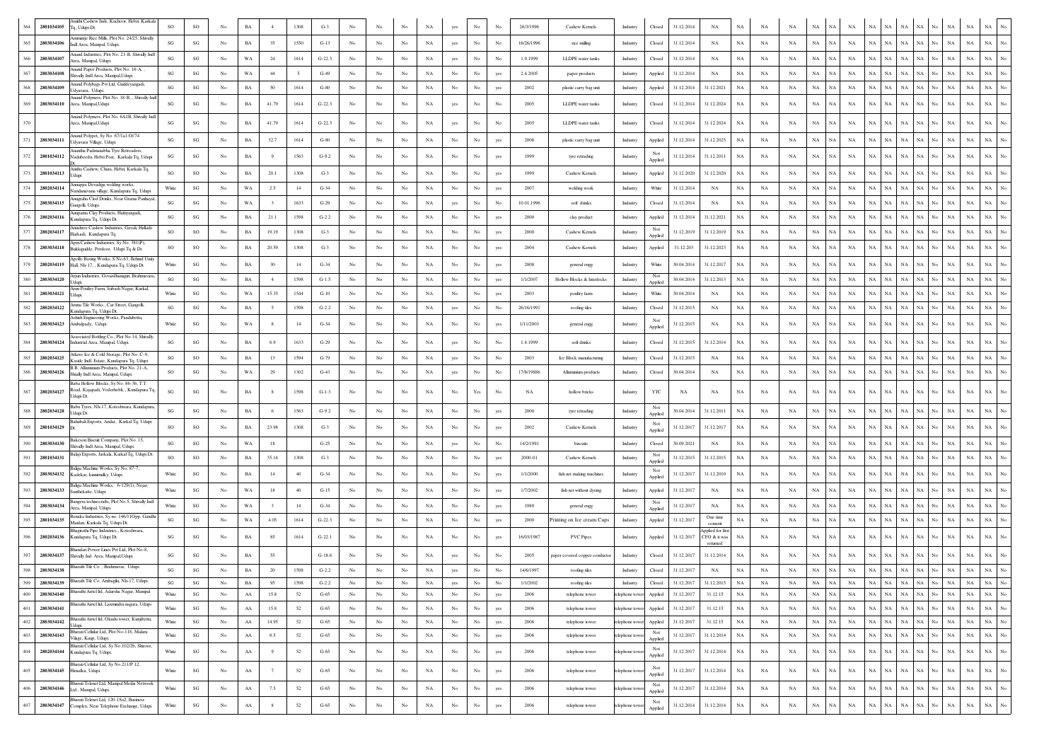| 364 | 2801034105 | Amitha Cashew Inds, Kuchoor, Hebri, Karkala Tq, Udupi Dt. | SO | SO | No | BA | 4 | 1308 | G-3 | No | No | No | NA | yes | No | No | 26/3/1996 | Cashew Kernels | Industry | Closed | 31.12.2014 | NA | NA | NA | NA | NA | NA | NA | NA | NA | NA | NA | NA | NA | No | NA | NA | NA | No |
|---|---|---|---|---|---|---|---|---|---|---|---|---|---|---|---|---|---|---|---|---|---|---|---|---|---|---|---|---|---|---|---|---|---|---|---|---|---|---|---|
| 365 | 2803034106 | Ammunje Rice Mills, Plot No. 24/25, Shivally Indl Area, Manipal, Udupi. | SG | SG | No | BA | 35 | 1550 | G-13 | No | No | No | NA | yes | No | No | 16/26/1996 | rice milling | Industry | Closed | 31.12.2014 | NA | NA | NA | NA | NA | NA | NA | NA | NA | NA | NA | NA | NA | No | NA | NA | NA | No |
| 366 | 2803034107 | Anand Industries, Plot No. 21-B, Shivally Indl Area, Manipal, Udupi. | SG | SG | No | WA | 24 | 1614 | G-22.3 | No | No | No | NA | yes | No | No | 1.9.1999 | LLDPE water tanks | Industry | Closed | 31.12.2014 | NA | NA | NA | NA | NA | NA | NA | NA | NA | NA | NA | NA | NA | No | NA | NA | NA | No |
| 367 | 2803034108 | Anand Paper Products, Plot No. 18-A, , Shivally Indl Area, Manipal,Udupi | SG | SG | No | WA | 44 | 5 | G-49 | No | No | No | NA | No | No | yes | 2.4.2005 | paper products | Industry | Applied | 31.12.2014 | NA | NA | NA | NA | NA | NA | NA | NA | NA | NA | NA | NA | NA | No | NA | NA | NA | No |
| 368 | 2803034109 | Anand Polybags Pvt Ltd, Guddeyangadi, Udyavara, Udupi. | SG | SG | No | BA | 50 | 1614 | G-80 | No | No | No | NA | No | No | yes | 2002 | plastic carry bag unit | Industry | Applied | 31.12.2014 | 31.12.2021 | NA | NA | NA | NA | NA | NA | NA | NA | NA | NA | NA | NA | No | NA | NA | NA | No |
| 369 | 2803034110 | Anand Polymers, Plot No. 18-B, , Shivally Indl Area, Manipal,Udupi | SG | SG | No | BA | 41.79 | 1614 | G-22.3 | No | No | No | NA | yes | No | No | 2005 | LLDPE water tanks | Industry | Closed | 31.12.2014 | 31.12.2024 | NA | NA | NA | NA | NA | NA | NA | NA | NA | NA | NA | NA | No | NA | NA | NA | No |
| 370 | | Anand Polymers, Plot No. 6A1B, Shivally Indl Area, Manipal,Udupi | SG | SG | No | BA | 41.79 | 1614 | G-22.3 | No | No | No | NA | yes | No | No | 2005 | LLDPE water tanks | Industry | Closed | 31.12.2014 | 31.12.2024 | NA | NA | NA | NA | NA | NA | NA | NA | NA | NA | NA | NA | No | NA | NA | NA | No |
| 371 | 2803034111 | Anand Polypet, Sy No. 67/1a1 Of 74 Udyavara Village, Udupi. | SG | SG | No | BA | 32.7 | 1614 | G-80 | No | No | No | NA | No | No | yes | 2006 | plastic carry bag unit | Industry | Applied | 31.12.2014 | 31.12.2025 | NA | NA | NA | NA | NA | NA | NA | NA | NA | NA | NA | NA | No | NA | NA | NA | No |
| 372 | 2801034112 | Anantha Padmanabha Tyre Retreaders, Nadubeedu, Hebri Post, Karkala Tq, Udupi Dt. | SG | SG | No | BA | 9 | 1563 | G-9.2 | No | No | No | NA | No | No | yes | 1999 | tyre retrading | Industry | Not Applied | 31.12.2014 | 31.12.2011 | NA | NA | NA | NA | NA | NA | NA | NA | NA | NA | NA | NA | No | NA | NA | NA | No |
| 373 | 2801034113 | Anitha Cashew, Chara, Hebri, Karkala Tq, Udupi | SO | SO | No | BA | 20.1 | 1308 | G-3 | No | No | No | NA | No | No | yes | 1999 | Cashew Kernels | Industry | Applied | 31.12.2020 | 31.12.2020 | NA | NA | NA | NA | NA | NA | NA | NA | NA | NA | NA | NA | No | NA | NA | NA | No |
| 374 | 2802034114 | Annappa Devadiga welding works, Nandanavana village, Kundapura Tq, Udupi | White | SG | No | WA | 2.5 | 14 | G-34 | No | No | No | NA | No | No | yes | 2007 | welding work | Industry | White | 31.12.2014 | NA | NA | NA | NA | NA | NA | NA | NA | NA | NA | NA | NA | NA | No | NA | NA | NA | No |
| 375 | 2802034115 | Anugraha Cfod Drinks, Near Grama Panhayat, Gangolli, Udupi. | SG | SG | No | WA | 3 | 1633 | G-29 | No | No | No | NA | yes | No | No | 10.01.1996 | soft drinks | Industry | Closed | 31.12.2014 | NA | NA | NA | NA | NA | NA | NA | NA | NA | NA | NA | NA | NA | No | NA | NA | NA | No |
| 376 | 2802034116 | Anupama Clay Products, Hattiyangadi, Kundapura Tq, Udupi Dt. | SG | SG | No | BA | 21.1 | 1598 | G-2.2 | No | No | No | NA | No | No | yes | 2000 | clay product | Industry | Applied | 31.12.2014 | 31.12.2021 | NA | NA | NA | NA | NA | NA | NA | NA | NA | NA | NA | NA | No | NA | NA | NA | No |
| 377 | 2802034117 | Anushree Cashew Industries, Govali, Halladi-Harkadi, Kundapura Tq. | SO | SO | No | BA | 19.19 | 1308 | G-3 | No | No | No | NA | No | No | yes | 2000 | Cashew Kernels | Industry | Not Applied | 31.12.2019 | 31.12.2019 | NA | NA | NA | NA | NA | NA | NA | NA | NA | NA | NA | NA | No | NA | NA | NA | No |
| 378 | 2803034118 | Apna Cashew Industries, Sy.No. 381(P), Bukkiguddle, Perdoor, Udupi Tq & Dt. | SO | SO | No | BA | 20.59 | 1308 | G-3 | No | No | No | NA | No | No | yes | 2004 | Cashew Kernels | Industry | Applied | 31.12.203 | 31.12.2023 | NA | NA | NA | NA | NA | NA | NA | NA | NA | NA | NA | NA | No | NA | NA | NA | No |
| 379 | 2802034119 | Apollo Boring Works, S.No.63, Behind Unity Hall, Nh-17, , Kundapura Tq, Udupi Dt. | White | SG | No | BA | 30 | 14 | G-34 | No | No | No | NA | No | No | yes | 2008 | general engg | Industry | White | 30.04.2014 | 31.12.2017 | NA | NA | NA | NA | NA | NA | NA | NA | NA | NA | NA | NA | No | NA | NA | NA | No |
| 380 | 2803034120 | Arjun Industries, Govardhanagiri, Brahmavara, Udupi. | SG | SG | No | BA | 4 | 1598 | G-1.5 | No | No | No | NA | No | No | yes | 1/1/2007 | Hollow Blocks & Interlocks | Industry | Not Applied | 30.04.2014 | 31.12.2013 | NA | NA | NA | NA | NA | NA | NA | NA | NA | NA | NA | NA | No | NA | NA | NA | No |
| 381 | 2803034121 | Arun Poultry Farm, Subash Nagar, Kurkal, Udupi. | White | SG | No | WA | 15.35 | 1544 | G-10 | No | No | No | NA | No | No | yes | 2003 | poultry farm | Industry | White | 30.04.2014 | NA | NA | NA | NA | NA | NA | NA | NA | NA | NA | NA | NA | NA | No | NA | NA | NA | No |
| 382 | 2802034122 | Aruna Tile Works, Car Street, Gangolli, Kundapura Tq, Udupi Dt. | SG | SG | No | BA | 5 | 1598 | G-2.2 | No | No | No | NA | yes | No | No | 26/16/1991 | roofing tiles | Industry | Closed | 31.12.2015 | NA | NA | NA | NA | NA | NA | NA | NA | NA | NA | NA | NA | NA | No | NA | NA | NA | No |
| 383 | 2803034123 | Ashish Engineering Works, Pandubettu, Ambalpady, Udupi. | White | SG | No | WA | 8 | 14 | G-34 | No | No | No | NA | No | No | yes | 1/11/2003 | general engg | Industry | Not Applied | 31.12.2015 | NA | NA | NA | NA | NA | NA | NA | NA | NA | NA | NA | NA | NA | No | NA | NA | NA | No |
| 384 | 2803034124 | Associated Bottling Co., Plot No.14, Shivally Industrial Area, Manipal, Udupi. | SG | SG | No | BA | 6.9 | 1633 | G-29 | No | No | No | NA | yes | No | No | 1.4.1999 | soft drinks | Industry | Closed | 31.12.2015 | 31.12.2014 | NA | NA | NA | NA | NA | NA | NA | NA | NA | NA | NA | NA | No | NA | NA | NA | No |
| 385 | 2802034125 | Atkeree Ice & Cold Storage, Plot No. C-9, Kssidc Indl. Estate, Kundapura Tq, Udupi | SG | SO | No | BA | 13 | 1594 | G-79 | No | No | No | NA | yes | No | No | 2003 | Ice Block manufacturing | Industry | Closed | 31.12.2015 | NA | NA | NA | NA | NA | NA | NA | NA | NA | NA | NA | NA | NA | No | NA | NA | NA | No |
| 386 | 2803034126 | B.B. Alluminium Products, Plot No. 21-A, Shivally Indl Area, Manipal, Udupi. | SO | SG | No | WA | 29 | 1302 | G-43 | No | No | No | NA | yes | No | No | 17/8/19886 | Alluminium products | Industry | Closed | 30.04.2014 | NA | NA | NA | NA | NA | NA | NA | NA | NA | NA | NA | NA | NA | No | NA | NA | NA | No |
| 387 | 2802034127 | Bahu Hollow Blocks, Sy No. 86-3b, T.T. Road, Kajapadi, Vodorhobli, , Kundapura Tq, Udupi Dt. | SG | SG | No | BA | 8 | 1598 | G-1.3 | No | No | No | NA | No | Yes | No | NA | hollow bricks | Industry | YTC | NA | NA | NA | NA | NA | NA | NA | NA | NA | NA | NA | NA | NA | NA | No | NA | NA | NA | No |
| 388 | 2802034128 | Babu Tyres, Nh-17, Koteshwara, Kundapura, Udupi Dt. | SG | SG | No | BA | 6 | 1563 | G-9.2 | No | No | No | NA | No | No | yes | 2000 | tyre retrading | Industry | Not Applied | 30.04.2014 | 31.12.2011 | NA | NA | NA | NA | NA | NA | NA | NA | NA | NA | NA | NA | No | NA | NA | NA | No |
| 389 | 2801034129 | Bahubali Exports, Andar, Karkal Tq, Udupi Dt. | SO | SO | No | BA | 23.98 | 1308 | G-3 | No | No | No | NA | No | No | yes | 2002 | Cashew Kernels | Industry | Not Applied | 31.12.2017 | 31.12.2017 | NA | NA | NA | NA | NA | NA | NA | NA | NA | NA | NA | NA | No | NA | NA | NA | No |
| 390 | 2803034130 | Bakeson Biscuit Company, Plot No. 15, Shivally Indl Area, Manipal, Udupi. | SG | SG | No | WA | 18 | | G-25 | No | No | No | NA | yes | No | No | 14/2/1991 | biscuits | Industry | Closed | 30.09.2021 | NA | NA | NA | NA | NA | NA | NA | NA | NA | NA | NA | NA | NA | No | NA | NA | NA | No |
| 391 | 2801034131 | Balaji Exports, Jarkala, Karkal Tq, Udupi Dt. | SO | SO | No | BA | 35.14 | 1308 | G-3 | No | No | No | NA | No | No | yes | 2000-01 | Cashew Kernels | Industry | Not Applied | 31.12.2015 | 31.12.2015 | NA | NA | NA | NA | NA | NA | NA | NA | NA | NA | NA | NA | No | NA | NA | NA | No |
| 392 | 2803034132 | Balqis Machine Works, Sy No. 87-7, Kadekar, kunnandkey, Udupi. | White | SG | No | BA | 14 | 40 | G-34 | No | No | No | NA | No | No | yes | 1/1/2000 | fish net making machines | Industry | Not Applied | 31.12.2017 | 31.12.2010 | NA | NA | NA | NA | NA | NA | NA | NA | NA | NA | NA | NA | No | NA | NA | NA | No |
| 393 | 2803034133 | Balqis Machine Works, 6-129(1), Nejar, Santhekatte, Udupi. | White | SG | No | WA | 18 | 40 | G-15 | No | No | No | NA | No | No | yes | 1/7/2002 | fish net without dyeing | Industry | Applied | 31.12.2017 | NA | NA | NA | NA | NA | NA | NA | NA | NA | NA | NA | NA | NA | No | NA | NA | NA | No |
| 394 | 2803034134 | Bangera technocrafts, Plot No.5, Shivally Indl Area, Manipal, Udupi. | White | SG | No | WA | 3 | 14 | G-34 | No | No | No | NA | No | No | yes | 1989 | general engg | Industry | Not Applied | 31.12.2017 | NA | NA | NA | NA | NA | NA | NA | NA | NA | NA | NA | NA | NA | No | NA | NA | NA | No |
| 395 | 2801034135 | Beraka Industries, Sy.no. 146/11Opp. Gandhi Maidan, Karkala Tq, Udupi Dt. | SG | SG | No | WA | 4.05 | 1614 | G-22.3 | No | No | No | NA | No | No | yes | 2000 | Printing on Ice cream Cups | Industry | Applied | 31.12.2017 | One time consent | NA | NA | NA | NA | NA | NA | NA | NA | NA | NA | NA | NA | No | NA | NA | NA | No |
| 396 | 2802034136 | Bhagirathi Pipe Industries, Koteshwara, Kundapura Tq, Udupi Dt. | SG | SG | No | BA | 85 | 1614 | G-22.1 | No | No | No | NA | No | No | yes | 16/03/1987 | PVC Pipes | Industry | Applied | 31.12.2017 | Applied for first CFO & it was returned | NA | NA | NA | NA | NA | NA | NA | NA | NA | NA | NA | NA | No | NA | NA | NA | No |
| 397 | 2803034137 | Bhandari Power Lines Pvt Ltd, Plot No-8, Shivally Ind. Area, Manipal,Udupi | SG | SG | No | BA | 55 | | G-18.6 | No | No | No | NA | yes | No | No | 2005 | paper covered copper conductor | Industry | Closed | 31.12.2017 | 31.12.2014 | NA | NA | NA | NA | NA | NA | NA | NA | NA | NA | NA | NA | No | NA | NA | NA | No |
| 398 | 2803034138 | Bharath Tile Co. , Brahmavar, Udupi. | SG | SG | No | BA | 20 | 1598 | G-2.2 | No | No | No | NA | yes | No | No | 14/6/1997 | roofing tiles | Industry | Closed | 31.12.2017 | NA | NA | NA | NA | NA | NA | NA | NA | NA | NA | NA | NA | NA | No | NA | NA | NA | No |
| 399 | 2803034139 | Bharath Tile Co. Ambagilu, Nh-17, Udupi. | SG | SG | No | BA | 95 | 1598 | G-2.2 | No | No | No | NA | yes | No | No | 1/1/2002 | roofing tiles | Industry | Closed | 31.12.2017 | 31.12.2015 | NA | NA | NA | NA | NA | NA | NA | NA | NA | NA | NA | NA | No | NA | NA | NA | No |
| 400 | 2803034140 | Bharathi Airtel ltd, Adarsha Nagar, Manipal | White | SG | No | AA | 15.8 | 52 | G-65 | No | No | No | NA | No | No | yes | 2006 | telephone tower | telephone tower | Applied | 31.12.2017 | 31.12.15 | NA | NA | NA | NA | NA | NA | NA | NA | NA | NA | NA | NA | No | NA | NA | NA | No |
| 401 | 2803034141 | Bharathi Airtel ltd, Laxmindra nagara, Udupi | White | SG | No | AA | 15.8 | 52 | G-65 | No | No | No | NA | No | No | yes | 2006 | telephone tower | telephone tower | Applied | 31.12.2017 | 31.12.15 | NA | NA | NA | NA | NA | NA | NA | NA | NA | NA | NA | NA | No | NA | NA | NA | No |
| 402 | 2803034142 | Bharathi Airtel ltd, Okudu tower, Kunjibettu, Udupi. | White | SG | No | AA | 14.95 | 52 | G-65 | No | No | No | NA | No | No | yes | 2006 | telephone tower | telephone tower | Applied | 31.12.2017 | 31.12.15 | NA | NA | NA | NA | NA | NA | NA | NA | NA | NA | NA | NA | No | NA | NA | NA | No |
| 403 | 2803034143 | Bharati Cellular Ltd, Plot No-118, Malaru Village, Kaup, Udupi. | White | SG | No | AA | 8.5 | 52 | G-65 | No | No | No | NA | No | No | yes | 2006 | telephone tower | telephone tower | Not Applied | 31.12.2017 | 31.12.2014 | NA | NA | NA | NA | NA | NA | NA | NA | NA | NA | NA | NA | No | NA | NA | NA | No |
| 404 | 2802034144 | Bharati Cellular Ltd, Sy No.102/2b, Shiroor, Kundapura Tq, Udupi. | White | SG | No | AA | 9 | 52 | G-65 | No | No | No | NA | No | No | yes | 2006 | telephone tower | telephone tower | Not Applied | 31.12.2017 | 31.12.2014 | NA | NA | NA | NA | NA | NA | NA | NA | NA | NA | NA | NA | No | NA | NA | NA | No |
| 405 | 2803034145 | Bharati Cellular Ltd, Sy No.211/P 12, Hiriadka, Udupi. | White | SG | No | AA | 7 | 52 | G-65 | No | No | No | NA | No | No | yes | 2006 | telephone tower | telephone tower | Not Applied | 31.12.2017 | 31.12.2014 | NA | NA | NA | NA | NA | NA | NA | NA | NA | NA | NA | NA | No | NA | NA | NA | No |
| 406 | 2803034146 | Bharati Telenet Ltd, Manipal Media Network Ltd , Manipal, Udupi. | White | SG | No | AA | 7.5 | 52 | G-65 | No | No | No | NA | No | No | yes | 2006 | telephone tower | telephone tower | Not Applied | 31.12.2017 | 31.12.2014 | NA | NA | NA | NA | NA | NA | NA | NA | NA | NA | NA | NA | No | NA | NA | NA | No |
| 407 | 2803034147 | Bharati Telenet Ltd, 120-18a2, Business Complex, Near Telephone Exchange, Udupi. | White | SG | No | AA | 8 | 52 | G-65 | No | No | No | NA | No | No | yes | 2006 | telephone tower | telephone tower | Not Applied | 31.12.2014 | 31.12.2014 | NA | NA | NA | NA | NA | NA | NA | NA | NA | NA | NA | NA | No | NA | NA | NA | No |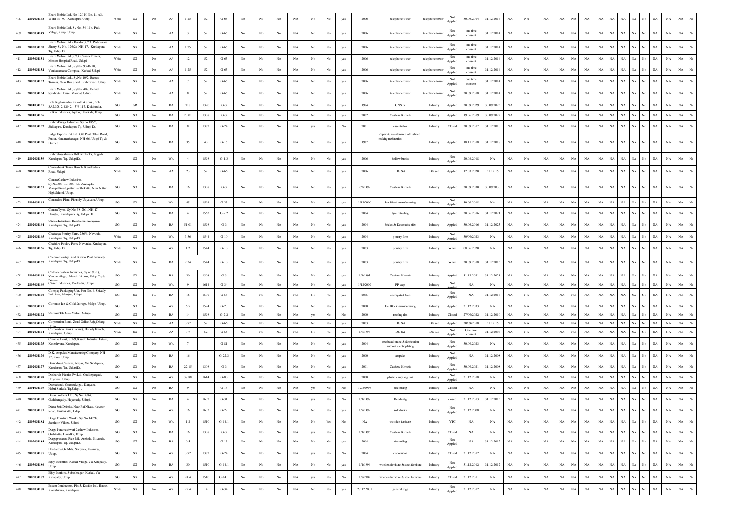| 408 | 2802034148 | Bharti Mobile Ltd, No. 120 H-No. 1a-A3, Ward No. 9, , Kundapura Udupi | White | SG | No | AA | 1.25 | 52 | G-65 | No | No | No | NA | No | No | yes | 2006 | telephone tower | telephone tower | Not Applied | 30.06.2014 | 31.12.2014 | NA | NA | NA | NA | NA | NA | NA | NA | NA | NA | NA | No | NA | NA | NA | No |
|---|---|---|---|---|---|---|---|---|---|---|---|---|---|---|---|---|---|---|---|---|---|---|---|---|---|---|---|---|---|---|---|---|---|---|---|---|---|---|
| 409 | 2803034149 | Bharti Mobile Ltd, Sy No. 34-11b, Padu Village, Kaup, Udupi. | White | SG | No | AA | 3 | 52 | G-65 | No | No | No | NA | No | No | yes | 2006 | telephone tower | telephone tower | Not Applied | one time consent | 31.12.2014 | NA | NA | NA | NA | NA | NA | NA | NA | NA | NA | NA | No | NA | NA | NA | No |
| 410 | 2802034150 | Bharti Mobile Ltd - Baindor, C/O. Prabhakara Shetty, Sy No. 126/2a, NH-17, Kundapura Tq, Udupi Dt. | White | SG | No | AA | 1.25 | 52 | G-65 | No | No | No | NA | No | No | yes | 2006 | telephone tower | telephone tower | Not Applied | one time consent | 31.12.2014 | NA | NA | NA | NA | NA | NA | NA | NA | NA | NA | NA | No | NA | NA | NA | No |
| 411 | 2803034151 | Bharti Mobile Ltd., C/O. Canara Towers, Mission Hospital Road, Udupi. | White | SG | No | AA | 12 | 52 | G-65 | No | No | No | NA | No | No | yes | 2006 | telephone tower | telephone tower | Not Applied | one time consent | 31.12.2014 | NA | NA | NA | NA | NA | NA | NA | NA | NA | NA | NA | No | NA | NA | NA | No |
| 412 | 2803034152 | Bharti Mobile Ltd., Sy.No. 93-B-10, Venkatramana Complex, Karkal, Udupi. | White | SG | No | AA | 1.25 | 52 | G-65 | No | No | No | NA | No | No | yes | 2006 | telephone tower | telephone tower | Not Applied | one time consent | 31.12.2014 | NA | NA | NA | NA | NA | NA | NA | NA | NA | NA | NA | No | NA | NA | NA | No |
| 413 | 2803034153 | Bharti Mobile Ltd., Sy.No.10/2, Barnes Towers, Near Bus Stand, Brahmavara, Udupi. | White | SG | No | AA | 7 | 52 | G-65 | No | No | No | NA | No | No | yes | 2006 | telephone tower | telephone tower | Not Applied | one time consent | 31.12.2014 | NA | NA | NA | NA | NA | NA | NA | NA | NA | NA | NA | No | NA | NA | NA | No |
| 414 | 2803034154 | Bharti Mobile Ltd., Sy.No. 4/07, Behind Syndicate House, Manipal, Udupi. | White | SG | No | AA | 8 | 52 | G-65 | No | No | No | NA | No | No | yes | 2006 | telephone tower | telephone tower | Not Applied | 30.09.2018 | 31.12.2014 | NA | NA | NA | NA | NA | NA | NA | NA | NA | NA | NA | No | NA | NA | NA | No |
| 415 | 2801034155 | Bola Raghavendra Kamath &Sons., 321-3A2,378-2,429-2, -576 117, Kukkundur, | SO | SR | No | BA | 718 | 1390 | G-3 | No | No | No | NA | No | No | yes | 1994 | CNS oil | Industry | Applied | 30.09.2029 | 30.09.2023 | NA | NA | NA | NA | NA | NA | NA | NA | NA | NA | NA | No | NA | NA | NA | No |
| 416 | 2801034156 | Bolkar Industries, Ajekar, Karkala, Udupi. | SO | SO | No | BA | 23.01 | 1308 | G-3 | No | No | No | NA | No | No | yes | 2002 | Cashew Kernels | Industry | Applied | 19.06.2019 | 30.09.2022 | NA | NA | NA | NA | NA | NA | NA | NA | NA | NA | NA | No | NA | NA | NA | No |
| 417 | 2802034157 | Brahmi Durga Industries, Sy.no.185/6, Siddapura, Kundapura Tq, Udupi Dt. | SO | SG | No | BA | 8 | 1382 | G-24 | No | No | No | NA | yes | No | No | 2001 | essential oil | Industry | Closed | 30.09.2017 | 31.12.2010 | NA | NA | NA | NA | NA | NA | NA | NA | NA | NA | NA | No | NA | NA | NA | No |
| 418 | 2803034158 | Bulega Exports Pvt Ltd, Old Post Office Road, Puttur, Hanumanthanagar, NH-66, Udupi Tq & District, | SG | SG | No | BA | 35 | 40 | G-15 | No | No | No | NA | No | No | yes | 1987 | Repair & maintenance of Fishnet making mchineries | Industry | Applied | 18.11.2018 | 31.12.2018 | NA | NA | NA | NA | NA | NA | NA | NA | NA | NA | NA | No | NA | NA | NA | No |
| 419 | 2802034159 | Brahmalingeshwara Hollow blocks, Gujjadi, Kundapura Tq, Udupi Dt. | SG | SG | No | WA | 4 | 1598 | G-1.3 | No | No | No | NA | No | No | yes | 2006 | hollow bricks | Industry | Not Applied | 20.08.2018 | NA | NA | NA | NA | NA | NA | NA | NA | NA | NA | NA | NA | No | NA | NA | NA | No |
| 420 | 2803034160 | Canara bank,Town Branch, Kanakadasa Road, Udupi. | White | SG | No | AA | 23 | 52 | G-66 | No | No | No | NA | No | No | yes | 2006 | DG Set | DG set | Applied | 12.03.2020 | 31.12.15 | NA | NA | NA | NA | NA | NA | NA | NA | NA | NA | NA | No | NA | NA | NA | No |
| 421 | 2803034161 | Canara Cashew Industries, Sy.No.308-3B, 308-3A, Ambagilu, Manipal Road,puttur, santhekatte, Near Nittur High School, Udupi. | SO | SO | No | BA | 16 | 1308 | G-3 | No | No | No | NA | No | No | yes | 2/2/1999 | Cashew Kernels | Industry | Applied | 30.09.2030 | 30.09.2030 | NA | NA | NA | NA | NA | NA | NA | NA | NA | NA | NA | No | NA | NA | NA | No |
| 422 | 2803034162 | Canara Ice Plant, Pithrody,Udyavara, Udupi | SG | SO | No | WA | 45 | 1594 | G-23 | No | No | No | NA | No | No | yes | 1/12/2000 | Ice Block manufacturing | Industry | Not Applied | 30.09.2018 | NA | NA | NA | NA | NA | NA | NA | NA | NA | NA | NA | NA | No | NA | NA | NA | No |
| 423 | 2802034163 | Canara Tyres, Sy.No. 58-2b1, NH-17, Hanglur, Kundapura Tq, Udupi Dt. | SG | SG | No | BA | 4 | 1563 | G-9.2 | No | No | No | NA | No | No | yes | 2004 | tyre retrading | Industry | Applied | 30.06.2016 | 31.12.2021 | NA | NA | NA | NA | NA | NA | NA | NA | NA | NA | NA | No | NA | NA | NA | No |
| 424 | 2802034164 | Classic Industries, Badabettu, Kamyana, Kundapura Tq, Udupi Dt. | SG | SG | No | BA | 51.01 | 1598 | G-3 | No | No | No | NA | No | No | yes | 2004 | Bricks & Decorative tiles | Industry | Applied | 30.06.2016 | 31.12.2025 | NA | NA | NA | NA | NA | NA | NA | NA | NA | NA | NA | No | NA | NA | NA | No |
| 425 | 2802034165 | Chaitanya Poultry Farm, 236/4, Navunda, Kundapura Tq, Udupi Dt. | White | SG | No | WA | 3.36 | 1544 | G-10 | No | No | No | NA | No | No | yes | 2004 | poultry farm | Industry | Not Applied | 30/09/2023 | NA | NA | NA | NA | NA | NA | NA | NA | NA | NA | NA | NA | No | NA | NA | NA | No |
| 426 | 2802034166 | Chalukya Poultry Farm, Navunda, Kundapura Tq, Udupi Dt. | White | SG | No | WA | 1.2 | 1544 | G-10 | No | No | No | NA | No | No | yes | 2003 | poultry farm | Industry | White | 08.06.2020 | NA | NA | NA | NA | NA | NA | NA | NA | NA | NA | NA | NA | No | NA | NA | NA | No |
| 427 | 2802034167 | Chetana Poultry Feed, Kalvar Post, Saliwady, Kundapura Tq, Udupi Dt. | White | SG | No | BA | 2.34 | 1544 | G-10 | No | No | No | NA | No | No | yes | 2003 | poultry farm | Industry | White | 30.09.2018 | 31.12.2015 | NA | NA | NA | NA | NA | NA | NA | NA | NA | NA | NA | No | NA | NA | NA | No |
| 428 | 2803034168 | Chithara cashew Industries, Sy.no.93(1), Vandar village, Mandarthi post, Udupi Tq & District | SO | SO | No | BA | 20 | 1308 | G-3 | No | No | No | NA | No | No | yes | 1/1/1995 | Cashew Kernels | Industry | Applied | 31.12.2021 | 31.12.2021 | NA | NA | NA | NA | NA | NA | NA | NA | NA | NA | NA | No | NA | NA | NA | No |
| 429 | 2803034169 | Citizen Industries, Volakadu, Udupi. | SG | SG | No | WA | 9 | 1614 | G-34 | No | No | No | NA | No | No | yes | 1/12/2009 | PP caps | Industry | Not Applied | NA | NA | NA | NA | NA | NA | NA | NA | NA | NA | NA | NA | NA | No | NA | NA | NA | No |
| 430 | 2803034170 | Compaq Packaging Unit, Plot No. 6, Shivally Indl Area, Manipal, Udupi. | SG | SG | No | BA | 16 | 1509 | G-55 | No | No | No | NA | No | No | yes | 2005 | corrugated box | Industry | Not Applied | NA | 31.12.2015 | NA | NA | NA | NA | NA | NA | NA | NA | NA | NA | NA | No | NA | NA | NA | No |
| 431 | 2803034171 | Coronate Ice & Cold Storage, Malpe, Udupi. | SG | SO | No | WA | 6.5 | 1594 | G-23 | No | No | No | NA | No | No | yes | 2000 | Ice Block manufacturing | Industry | Applied | 31.12.2033 | NA | NA | NA | NA | NA | NA | NA | NA | NA | NA | NA | NA | No | NA | NA | NA | No |
| 432 | 2803034172 | Coronet Tile Co., Malpe, Udupi. | SG | SG | No | BA | 14 | 1598 | G-2.2 | No | No | No | NA | yes | No | No | 2000 | roofing tiles | Industry | Closed | 27/09/2022 | 31.12.2010 | NA | NA | NA | NA | NA | NA | NA | NA | NA | NA | NA | No | NA | NA | NA | No |
| 433 | 2803034173 | Corporation Bank, Zonal Office,Rajaji Marg, Udupi | White | SG | No | AA | 3.77 | 52 | G-66 | No | No | No | NA | No | No | yes | 2003 | DG Set | DG set | Applied | 30/09/2018 | 31.12.15 | NA | NA | NA | NA | NA | NA | NA | NA | NA | NA | NA | No | NA | NA | NA | No |
| 434 | 2802034174 | Corporation Bank (Barkur), Herady Branch, Kundapura, Udupi. | White | SG | No | AA | 0.7 | 52 | G-66 | No | No | No | NA | No | No | yes | 1/8/1996 | DG Set | DG set | Not Applied | One time consent | 31.12.2005 | NA | NA | NA | NA | NA | NA | NA | NA | NA | NA | NA | No | NA | NA | NA | No |
| 435 | 2802034175 | Crane & Hoist, Spl-9, Kssidc Industrail Estate, Koteshwara, Kundapura. | SG | SG | No | WA | 7 | | G-81 | No | No | No | NA | No | No | yes | 2004 | overhead crane & fabrication without electroplating | Industry | Not Applied | 30.09.2023 | NA | NA | NA | NA | NA | NA | NA | NA | NA | NA | NA | NA | No | NA | NA | NA | No |
| 436 | 2803034176 | D.K. Ampules Manufacturing Company, NH-17, Kota, Udupi. | SG | SG | No | BA | 16 | | G-22.3 | No | No | No | NA | No | No | yes | 2000 | ampules | Industry | Not Applied | NA | 31.12.2008 | NA | NA | NA | NA | NA | NA | NA | NA | NA | NA | NA | No | NA | NA | NA | No |
| 437 | 2802034177 | Damodara Cashew, Ampar, Via Siddapura, , Kundapura Tq, Udupi Dt. | SO | SO | No | BA | 22.15 | 1308 | G-3 | No | No | No | NA | No | No | yes | 2001 | Cashew Kernels | Industry | Not Applied | 30.09.2021 | 31.12.2008 | NA | NA | NA | NA | NA | NA | NA | NA | NA | NA | NA | No | NA | NA | NA | No |
| 438 | 2803034178 | Dasharath Plastics Pvt Ltd, Guddeyangadi, Udyavara, Udupi. | SG | SG | No | WA | 37.88 | 1614 | G-80 | No | No | No | NA | No | No | yes | 2000 | plastic carry bag unit | Industry | Not Applied | 31.12.2018 | NA | NA | NA | NA | NA | NA | NA | NA | NA | NA | NA | NA | No | NA | NA | NA | No |
| 439 | 2801034179 | Deenabandu Gramodyoga., Kanyana, Hebri,Karkala Tq,Udupi . | SG | SG | No | BA | 9 | | G-13 | No | No | No | NA | yes | No | No | 12/8/1996 | rice milling | Industry | Closed | NA | NA | NA | NA | NA | NA | NA | NA | NA | NA | NA | NA | NA | No | NA | NA | NA | No |
| 440 | 2803034180 | Desai Brothers Ltd., Sy.No. 4/84, Guddeangady, Hejamady, Udupi. | SG | SG | No | BA | 4 | 1632 | G-31 | No | No | No | NA | yes | No | No | 1/1/1997 | Beedi mfg | Industry | closed | 31.12.2013 | 31.12.2013 | NA | NA | NA | NA | NA | NA | NA | NA | NA | NA | NA | No | NA | NA | NA | No |
| 441 | 2803034181 | Diana Soft Drinks, Near Pai Nivas, Alevoor Road, Kukkikatte, Udupi. | SG | SG | No | WA | 16 | 1633 | G-29 | No | No | No | NA | No | No | yes | 1/7/1999 | soft drinks | Industry | Not Applied | 31.12.2008 | NA | NA | NA | NA | NA | NA | NA | NA | NA | NA | NA | NA | No | NA | NA | NA | No |
| 442 | 2803034182 | Durga Furniture Works, Sy No 142/1a, Santhoor Village, Udupi. | SG | SG | No | WA | 1.2 | 1510 | G-14.1 | No | No | No | NA | No | Yes | No | NA | wooden furniture | Industry | YTC | NA | NA | NA | NA | NA | NA | NA | NA | NA | NA | NA | NA | NA | No | NA | NA | NA | No |
| 443 | 2803034183 | Durga Parameshwari Cashew Industries, Onthibettu, Hiriadka, Udupi. | SO | SO | No | BA | 16 | 1308 | G-3 | No | No | No | NA | yes | No | No | 1/1/1996 | Cashew Kernels | Industry | Closed | NA | NA | NA | NA | NA | NA | NA | NA | NA | NA | NA | NA | NA | No | NA | NA | NA | No |
| 444 | 2802034184 | Durgaprasanna Rice Mill, Arehole, Navunda, Kundapura Tq, Udupi Dt. | SG | SG | No | BA | 0.5 | | G-13 | No | No | No | NA | No | No | yes | 2004 | rice milling | Industry | Not Applied | NA | 31.12.2012 | NA | NA | NA | NA | NA | NA | NA | NA | NA | NA | NA | No | NA | NA | NA | No |
| 445 | 2803034185 | Ekadantha Oil Mills, Shiriyara, Kalmargi, Udupi. | SG | SG | No | WA | 3.92 | 1382 | G-24 | No | No | No | NA | yes | No | No | 2004 | coconut oil | Industry | Closed | 31.12.2012 | NA | NA | NA | NA | NA | NA | NA | NA | NA | NA | NA | NA | No | NA | NA | NA | No |
| 446 | 2803034186 | Eljay Industries, Karkal Village,Via Katapady, Udupi. | SG | SG | No | BA | 30 | 1510 | G-14.1 | No | No | No | NA | No | No | yes | 1/1/1994 | wooden furniture & steel furniture | Industry | Not Applied | 31.12.2012 | 31.12.2012 | NA | NA | NA | NA | NA | NA | NA | NA | NA | NA | NA | No | NA | NA | NA | No |
| 447 | 2803034187 | Eljay Interiors, Subashnagar, Kurkal, Via Katapady, Udupi. | SG | SG | No | WA | 24.4 | 1510 | G-14.1 | No | No | No | NA | yes | No | No | 1/8/2002 | wooden furniture & steel furniture | Industry | Closed | 31.12.2011 | NA | NA | NA | NA | NA | NA | NA | NA | NA | NA | NA | NA | No | NA | NA | NA | No |
| 448 | 2802034188 | Essem Conductors, Plot 5, Kssidc Indl. Estate, Koteshwara, Kundapura. | White | SG | No | WA | 22.4 | 14 | G-34 | No | No | No | NA | No | No | yes | 27.12.2001 | general engg | Industry | Not Applied | 31.12.2012 | NA | NA | NA | NA | NA | NA | NA | NA | NA | NA | NA | NA | No | NA | NA | NA | No |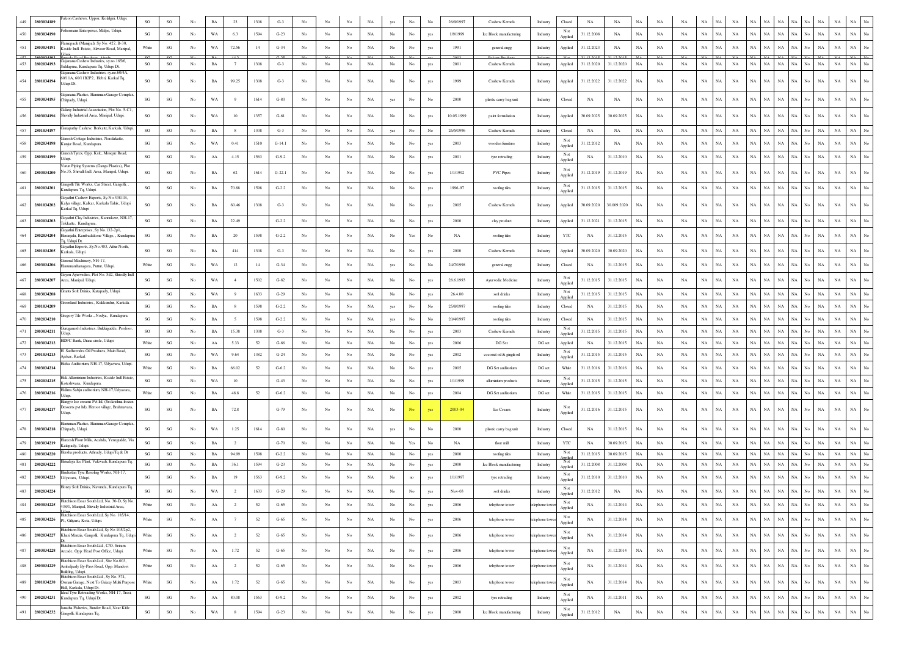| 449 | 2803034189 | Falcon Cashews, Uppor, Kolalgiri, Udupi. | SO | SO | No | BA | 23 | 1308 | G-3 | No | No | No | NA | yes | No | No | 26/9/1997 | Cashew Kernels | Industry | Closed | NA | NA | NA | NA | NA | NA | NA | NA | NA | NA | NA | NA | NA | No | NA | NA | NA | No |
|---|---|---|---|---|---|---|---|---|---|---|---|---|---|---|---|---|---|---|---|---|---|---|---|---|---|---|---|---|---|---|---|---|---|---|---|---|---|---|
| 450 | 2803034190 | Fishermans Enterprises, Malpe, Udupi. | SG | SO | No | WA | 6.3 | 1594 | G-23 | No | No | No | NA | No | No | yes | 1/9/1999 | Ice Block manufacturing | Industry | Not Applied | 31.12.2008 | NA | NA | NA | NA | NA | NA | NA | NA | NA | NA | NA | NA | No | NA | NA | NA | No |
| 451 | 2803034191 | Flamepack (Manipal), Sy No. 427, B-30, Kosale Indl Estate, Alevoor Road, Manipal, Udupi | White | SG | No | WA | 72.56 | 14 | G-34 | No | No | No | NA | No | No | yes | 1991 | general engg | Industry | Applied | 31.12.2023 | NA | NA | NA | NA | NA | NA | NA | NA | NA | NA | NA | NA | No | NA | NA | NA | No |
| 453 | 2802034193 | Gajanana Cashew Industries, sy.no.185/6, Siddapura, Kundapura Tq, Udupi Dt. | SO | SO | No | BA | 7 | 1308 | G-3 | No | No | No | NA | No | No | yes | 2001 | Cashew Kernels | Industry | Applied | 31.12.2020 | 31.12.2020 | NA | NA | NA | NA | NA | NA | NA | NA | NA | NA | NA | No | NA | NA | NA | No |
| 454 | 2801034194 | Gajanana Cashew Industries, sy.no.60/4A, 60/11A, 60/11B2P2, Hebri, Karkal Tq, Udupi Dt. | SO | SO | No | BA | 99.25 | 1308 | G-3 | No | No | No | NA | No | No | yes | 1999 | Cashew Kernels | Industry | Applied | 31.12.2022 | 31.12.2022 | NA | NA | NA | NA | NA | NA | NA | NA | NA | NA | NA | No | NA | NA | NA | No |
| 455 | 2803034195 | Gajanana Plastics, Hanuman Garage Complex, Chitpady, Udupi. | SG | SG | No | WA | 9 | 1614 | G-80 | No | No | No | NA | yes | No | No | 2000 | plastic carry bag unit | Industry | Closed | NA | NA | NA | NA | NA | NA | NA | NA | NA | NA | NA | NA | NA | No | NA | NA | NA | No |
| 456 | 2803034196 | Galaxy Industrial Association, Plot No. 5-C1, Shivally Industrial Area, Manipal, Udupi. | SO | SO | No | WA | 10 | 1357 | G-61 | No | No | No | NA | No | No | yes | 10.05.1999 | paint formulation | Industry | Applied | 30.09.2025 | 30.09.2025 | NA | NA | NA | NA | NA | NA | NA | NA | NA | NA | NA | No | NA | NA | NA | No |
| 457 | 2801034197 | Ganapathy Cashew, Borkatte,Karkala, Udupi. | SO | SO | No | BA | 8 | 1308 | G-3 | No | No | No | NA | yes | No | No | 26/5/1996 | Cashew Kernels | Industry | Closed | NA | NA | NA | NA | NA | NA | NA | NA | NA | NA | NA | NA | NA | No | NA | NA | NA | No |
| 458 | 2802034198 | Ganesh Cottage Industries, Neralakatte, Kunjar Road, Kundapura. | SG | SG | No | WA | 0.41 | 1510 | G-14.1 | No | No | No | NA | No | No | yes | 2003 | wooden furniture | Industry | Not Applied | 31.12.2012 | NA | NA | NA | NA | NA | NA | NA | NA | NA | NA | NA | NA | No | NA | NA | NA | No |
| 459 | 2803034199 | Ganesh Tyres, Opp. Kstc, Mosque Road, Udupi. | SG | SG | No | AA | 4.15 | 1563 | G-9.2 | No | No | No | NA | No | No | yes | 2001 | tyre retrading | Industry | Not Applied | NA | 31.12.2010 | NA | NA | NA | NA | NA | NA | NA | NA | NA | NA | NA | No | NA | NA | NA | No |
| 460 | 2803034200 | Varun Piping Systems (Ganga Plastics), Plot No.35, Shivalli Indl. Area, Manipal, Udupi. | SG | SG | No | BA | 62 | 1614 | G-22.1 | No | No | No | NA | No | No | yes | 1/1/1992 | PVC Pipes | Industry | Not Applied | 31.12.2019 | 31.12.2019 | NA | NA | NA | NA | NA | NA | NA | NA | NA | NA | NA | No | NA | NA | NA | No |
| 461 | 2802034201 | Gangolli Tile Works, Car Street, Gangolli, , Kundapura Tq, Udupi. | SG | SG | No | BA | 70.88 | 1598 | G-2.2 | No | No | No | NA | No | No | yes | 1996-97 | roofing tiles | Industry | Not Applied | 31.12.2015 | 31.12.2015 | NA | NA | NA | NA | NA | NA | NA | NA | NA | NA | NA | No | NA | NA | NA | No |
| 462 | 2801034202 | Gayathri Cashew Exports, Sy.No.338/1B, Kalya village, Kalkar, Karkala Taluk, Udupi Karkal Tq, Udupi | SO | SO | No | BA | 60.46 | 1308 | G-3 | No | No | No | NA | No | No | yes | 2005 | Cashew Kernels | Industry | Applied | 30.09.2020 | 30.009.2020 | NA | NA | NA | NA | NA | NA | NA | NA | NA | NA | NA | No | NA | NA | NA | No |
| 463 | 2802034203 | Gayathri Clay Industries, Kannukere, NH-17, Tekkatte, Kundapura. | SG | SG | No | BA | 22.49 | | G-2.2 | No | No | No | NA | No | No | yes | 2000 | clay product | Industry | Applied | 31.12.2021 | 31.12.2015 | NA | NA | NA | NA | NA | NA | NA | NA | NA | NA | NA | No | NA | NA | NA | No |
| 464 | 2802034204 | Gayathri Enterprises, Sy No.132-2p1, Heranjalu, Kambadakone Village, , Kundapura Tq, Udupi Dt. | SG | SG | No | BA | 20 | 1598 | G-2.2 | No | No | No | NA | No | Yes | No | NA | roofing tiles | Industry | YTC | NA | 31.12.2015 | NA | NA | NA | NA | NA | NA | NA | NA | NA | NA | NA | No | NA | NA | NA | No |
| 465 | 2801034205 | Gayathri Exports, Sy No.403, Attur North, Karkala, Udupi. | SO | SO | No | BA | 414 | 1308 | G-3 | No | No | No | NA | No | No | yes | 2000 | Cashew Kernels | Industry | Applied | 30.09.2020 | 30.09.2020 | NA | NA | NA | NA | NA | NA | NA | NA | NA | NA | NA | No | NA | NA | NA | No |
| 466 | 2803034206 | General Machinery, NH-17, Hanumanthanagara, Puttur, Udupi. | White | SG | No | WA | 12 | 14 | G-34 | No | No | No | NA | yes | No | No | 24/7/1998 | general engg | Industry | Closed | NA | 31.12.2015 | NA | NA | NA | NA | NA | NA | NA | NA | NA | NA | NA | No | NA | NA | NA | No |
| 467 | 2803034207 | Geyen Ayurvedics, Plot No. 5d2, Shivally Indl Area, Manipal, Udupi. | SG | SG | No | WA | 4 | 1502 | G-82 | No | No | No | NA | No | No | yes | 28.6.1993 | Ayurvedic Medicine | Industry | Not Applied | 31.12.2015 | 31.12.2015 | NA | NA | NA | NA | NA | NA | NA | NA | NA | NA | NA | No | NA | NA | NA | No |
| 468 | 2803034208 | Grams Soft Drinks, Katapady, Udupi. | SG | SG | No | WA | 9 | 1633 | G-29 | No | No | No | NA | No | No | yes | 26.4.00 | soft drinks | Industry | Not Applied | 31.12.2015 | 31.12.2015 | NA | NA | NA | NA | NA | NA | NA | NA | NA | NA | NA | No | NA | NA | NA | No |
| 469 | 2801034209 | Greenland Industries., Kukkundur, Karkala. | SG | SG | No | BA | 8 | 1598 | G-2.2 | No | No | No | NA | yes | No | No | 25/8/1997 | roofing tiles | Industry | Closed | NA | 31.12.2015 | NA | NA | NA | NA | NA | NA | NA | NA | NA | NA | NA | No | NA | NA | NA | No |
| 470 | 2802034210 | Gregory Tile Works., Nodya, Kundapura. | SG | SG | No | BA | 5 | 1598 | G-2.2 | No | No | No | NA | yes | No | No | 20/4/1997 | roofing tiles | Industry | Closed | NA | 31.12.2015 | NA | NA | NA | NA | NA | NA | NA | NA | NA | NA | NA | No | NA | NA | NA | No |
| 471 | 2803034211 | Guruganesh Industries, Bakkigudde, Perdoor, Udupi. | SO | SO | No | BA | 15.38 | 1308 | G-3 | No | No | No | NA | No | No | yes | 2003 | Cashew Kernels | Industry | Not Applied | 31.12.2015 | 31.12.2015 | NA | NA | NA | NA | NA | NA | NA | NA | NA | NA | NA | No | NA | NA | NA | No |
| 472 | 2803034212 | HDFC Bank, Diana circle, Udupi | White | SG | No | AA | 5.33 | 52 | G-66 | No | No | No | NA | No | No | yes | 2006 | DG Set | DG set | Applied | NA | 31.12.2015 | NA | NA | NA | NA | NA | NA | NA | NA | NA | NA | NA | No | NA | NA | NA | No |
| 473 | 2801034213 | H. Sudheendra Oil Products, Main Road, Ajekar, Karkal. | SG | SG | No | WA | 9.64 | 1382 | G-24 | No | No | No | NA | No | No | yes | 2002 | coconut oil & gingili oil | Industry | Not Applied | 31.12.2015 | 31.12.2015 | NA | NA | NA | NA | NA | NA | NA | NA | NA | NA | NA | No | NA | NA | NA | No |
| 474 | 2803034214 | Hafsa Auditorium, NH-17, Udyavara, Udupi. | White | SG | No | BA | 66.02 | 52 | G-6.2 | No | No | No | NA | No | No | yes | 2005 | DG Set auditorium | DG set | White | 31.12.2016 | 31.12.2016 | NA | NA | NA | NA | NA | NA | NA | NA | NA | NA | NA | No | NA | NA | NA | No |
| 475 | 2802034215 | Hak Allumnium Industries, Kosale Indl Estate, Koteshwara, Kundapura. | SG | SG | No | WA | 10 | | G-43 | No | No | No | NA | No | No | yes | 1/1/1999 | alluminum products | Industry | Not Applied | 31.12.2015 | 31.12.2015 | NA | NA | NA | NA | NA | NA | NA | NA | NA | NA | NA | No | NA | NA | NA | No |
| 476 | 2803034216 | Halima Sabju auditorium, NH-17,Udyavara, Udupi. | White | SG | No | BA | 48.8 | 52 | G-6.2 | No | No | No | NA | No | No | yes | 2004 | DG Set auditorium | DG set | White | 31.12.2015 | 31.12.2015 | NA | NA | NA | NA | NA | NA | NA | NA | NA | NA | NA | No | NA | NA | NA | No |
| 477 | 2803034217 | Hangyo Ice creams Pvt ltd, (Sri krishna frozen Desserts pvt ltd), Hiroor village, Brahmavara, Udupi. | SG | SG | No | BA | 72.8 | | G-79 | No | No | No | NA | No | No | yes | 2003-04 | Ice Cream | Industry | Not Applied | 31.12.2016 | 31.12.2015 | NA | NA | NA | NA | NA | NA | NA | NA | NA | NA | NA | No | NA | NA | NA | No |
| 478 | 2803034218 | Hanuman Plastics, Hanuman Garage Complex, Chitpady, Udupi. | SG | SG | No | WA | 1.25 | 1614 | G-80 | No | No | No | NA | yes | No | No | 2000 | plastic carry bag unit | Industry | Closed | NA | 31.12.2015 | NA | NA | NA | NA | NA | NA | NA | NA | NA | NA | NA | No | NA | NA | NA | No |
| 479 | 2803034219 | Hareesh Flour Mills, Acahdu, Yenegudde, Via Katapady, Udupi. | SG | SG | No | BA | 2 | | G-70 | No | No | No | NA | No | Yes | No | NA | flour mill | Industry | YTC | NA | 30.09.2015 | NA | NA | NA | NA | NA | NA | NA | NA | NA | NA | NA | No | NA | NA | NA | No |
| 480 | 2803034220 | Hersha products, Athrady, Udupi Tq & Dt | SG | SG | No | BA | 94.99 | 1598 | G-2.2 | No | No | No | NA | No | No | yes | 2000 | roofing tiles | Industry | Not Applied | 31.12.2015 | 30.09.2015 | NA | NA | NA | NA | NA | NA | NA | NA | NA | NA | NA | No | NA | NA | NA | No |
| 481 | 2802034222 | Himalaya Ice Plant, Valewadi, Kundapura Tq. | SG | SO | No | BA | 36.1 | 1594 | G-23 | No | No | No | NA | No | No | yes | 2000 | Ice Block manufacturing | Industry | Not Applied | 31.12.2008 | 31.12.2008 | NA | NA | NA | NA | NA | NA | NA | NA | NA | NA | NA | No | NA | NA | NA | No |
| 482 | 2803034223 | Hindustan Tyre Resoling Works, NH-17, Udyavara, Udupi. | SG | SG | No | BA | 19 | 1563 | G-9.2 | No | No | No | NA | No | no | yes | 1/1/1997 | tyre retrading | Industry | Not Applied | 31.12.2010 | 31.12.2010 | NA | NA | NA | NA | NA | NA | NA | NA | NA | NA | NA | No | NA | NA | NA | No |
| 483 | 2802034224 | Honey Soft Drinks, Navunda, Kundapura Tq. | SG | SG | No | WA | 2 | 1633 | G-29 | No | No | No | NA | No | No | yes | Nov-03 | soft drinks | Industry | Not Applied | 31.12.2012 | NA | NA | NA | NA | NA | NA | NA | NA | NA | NA | NA | NA | No | NA | NA | NA | No |
| 484 | 2803034225 | Hutchison Essar South Ltd, No. 30-D, Sy No. 438/1, Manipal, Shivally Industrial Area, Udupi. | White | SG | No | AA | 2 | 52 | G-65 | No | No | No | NA | No | No | yes | 2006 | telephone tower | telephone tower | Not Applied | NA | 31.12.2014 | NA | NA | NA | NA | NA | NA | NA | NA | NA | NA | NA | No | NA | NA | NA | No |
| 485 | 2803034226 | Hutchison Essar South Ltd, Sy No. 185/14, P1, Giliyaru, Kota, Udupi. | White | SG | No | AA | 7 | 52 | G-65 | No | No | No | NA | No | No | yes | 2006 | telephone tower | telephone tower | Not Applied | NA | 31.12.2014 | NA | NA | NA | NA | NA | NA | NA | NA | NA | NA | NA | No | NA | NA | NA | No |
| 486 | 2802034227 | Hutchison Essar South Ltd, Sy No 105/2p2, Khazi Maneu, Gangolli, Kundapura Tq, Udupi Dt. | White | SG | No | AA | 2 | 52 | G-65 | No | No | No | NA | No | No | yes | 2006 | telephone tower | telephone tower | Not Applied | NA | 31.12.2014 | NA | NA | NA | NA | NA | NA | NA | NA | NA | NA | NA | No | NA | NA | NA | No |
| 487 | 2803034228 | Hutchison Essar South Ltd., C/O. Sriram Arcade, Opp: Head Post Office, Udupi. | White | SG | No | AA | 1.72 | 52 | G-65 | No | No | No | NA | No | No | yes | 2006 | telephone tower | telephone tower | Not Applied | NA | 31.12.2014 | NA | NA | NA | NA | NA | NA | NA | NA | NA | NA | NA | No | NA | NA | NA | No |
| 488 | 2803034229 | Hutchison Essar South Ltd., Site No.003, Ambalpady By-Pass Road, Opp: Mandovi Building, Udupi. | White | SG | No | AA | 2 | 52 | G-65 | No | No | No | NA | No | No | yes | 2006 | telephone tower | telephone tower | Not Applied | NA | 31.12.2014 | NA | NA | NA | NA | NA | NA | NA | NA | NA | NA | NA | No | NA | NA | NA | No |
| 489 | 2801034230 | Hutchison Essar South Ltd., Sy No. 574, Osman Garage, Next To Galaxy Multi Purpose Hall, Karkala, Udupi Dt. | White | SG | No | AA | 1.72 | 52 | G-65 | No | No | No | NA | No | No | yes | 2003 | telephone tower | telephone tower | Not Applied | NA | 31.12.2014 | NA | NA | NA | NA | NA | NA | NA | NA | NA | NA | NA | No | NA | NA | NA | No |
| 490 | 2802034231 | Ideal Tyre Retreading Works, NH-17, Trasi, Kundapura Tq, Udupi Dt. | SG | SG | No | AA | 80.08 | 1563 | G-9.2 | No | No | No | NA | No | No | yes | 2002 | tyre retrading | Industry | Not Applied | NA | 31.12.2011 | NA | NA | NA | NA | NA | NA | NA | NA | NA | NA | NA | No | NA | NA | NA | No |
| 491 | 2802034232 | Janatha Fisheries, Bander Road, Near Kldc Gangolli, Kundapura Tq. | SG | SO | No | WA | 8 | 1594 | G-23 | No | No | No | NA | No | No | yes | 2000 | Ice Block manufacturing | Industry | Not Applied | 31.12.2012 | NA | NA | NA | NA | NA | NA | NA | NA | NA | NA | NA | NA | No | NA | NA | NA | No |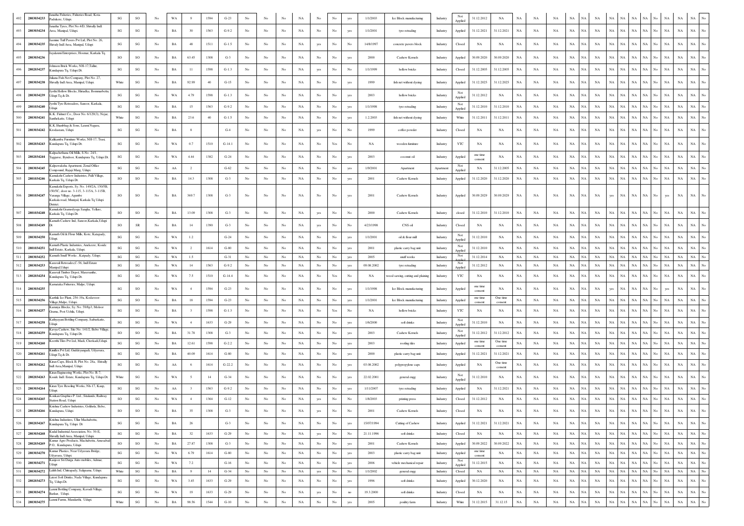| 492 | 2803034233 | Janatha Fisheries, Fisheries Road, Kota-Padukere, Udupi. | SG | SO | No | WA | 9 | 1594 | G-23 | No | No | No | NA | No | No | yes | 1/1/2003 | Ice Block manufacturing | Industry | Not Applied | 31.12.2012 | NA | NA | NA | NA | NA | NA | NA | NA | NA | NA | NA | No | NA | NA | NA | No |
|---|---|---|---|---|---|---|---|---|---|---|---|---|---|---|---|---|---|---|---|---|---|---|---|---|---|---|---|---|---|---|---|---|---|---|---|---|---|
| 493 | 2803034234 | Janatha Tyres, Plot No.4/D, Shivally Indl. Area, Manipal, Udupi. | SG | SG | No | BA | 30 | 1563 | G-9.2 | No | No | No | NA | No | No | yes | 1/1/2001 | tyre retrading | Industry | Applied | 31.12.2021 | 31.12.2021 | NA | NA | NA | NA | NA | NA | NA | NA | NA | NA | NA | No | NA | NA | NA | No |
| 494 | 2803034235 | Jasmine Tuff Pavers Pvt Ltd, Plot No. 26, Shivaly Indl Area, Manipal, Udupi | SG | SG | No | BA | 48 | 1511 | G-1.5 | No | No | No | NA | yes | No | No. | 14/8/1997 | concrete pavers block | Industry | Closed | NA | NA | NA | NA | NA | NA | NA | NA | NA | NA | NA | NA | NA | No | NA | NA | NA | No |
| 495 | 2803034236 | Jayalaxmi Enterprises, Hosmar, Karkala Tq. | SO | SO | No | BA | 63.45 | 1308 | G-3 | No | No | No | NA | No | No | yes | 2000 | Cashew Kernels | Industry | Applied | 30.09.2020 | 30.09.2020 | NA | NA | NA | NA | NA | NA | NA | NA | NA | NA | NA | No | NA | NA | NA | No |
| 496 | 2802034237 | Johnson Brick Works, NH-17,Tallur, Kundapura Tq, Udupi Dt. | SG | SG | No | BA | 11 | 1598 | G-1.3 | No | No | No | NA | yes | No | No | 1/1/1999 | hollow bricks | Industry | Closed | 31.12.2005 | 31.12.2005 | NA | NA | NA | NA | NA | NA | NA | NA | NA | NA | NA | No | NA | NA | NA | No |
| 497 | 2803034238 | Juliana Fish Net Company, Plot No. 27, Shivally Indl Area, Manipal, Udupi. | White | SG | No | BA | 92.99 | 40 | G-15 | No | No | No | NA | No | No | yes | 1999 | fish net without dyeing | Industry | Applied | 31.12.2025 | 31.12.2025 | NA | NA | NA | NA | NA | NA | NA | NA | NA | NA | NA | No | NA | NA | NA | No |
| 498 | 2803034239 | Jyothi Hollow Blocks, Hiriadka, Bommarbettu, Udupi Tq & Dt. | SG | SG | No | WA | 4.79 | 1598 | G-1.3 | No | No | No | NA | No | No | yes | 2003 | hollow bricks | Industry | Not Applied | 31.12.2012 | NA | NA | NA | NA | NA | NA | NA | NA | NA | NA | NA | NA | No | NA | NA | NA | No |
| 499 | 2801034240 | Jyothi Tyre Retreaders, Sanoor, Karkala, Udupi | SG | SG | No | BA | 15 | 1563 | G-9.2 | No | No | No | NA | No | No | yes | 1/1/1998 | tyre retrading | Industry | Not Applied | 31.12.2010 | 31.12.2010 | NA | NA | NA | NA | NA | NA | NA | NA | NA | NA | NA | No | NA | NA | NA | No |
| 500 | 2803034241 | K.K. Fishnet Co., Door No. 6/129(3), Nejar, Santhekatte, Udupi | White | SG | No | BA | 23.6 | 40 | G-1.5 | No | No | No | NA | No | No | yes | 1.2.2003 | fish net without dyeing | Industry | White | 31.12.2011 | 31.12.2011 | NA | NA | NA | NA | NA | NA | NA | NA | NA | NA | NA | No | NA | NA | NA | No |
| 501 | 2803034242 | K.K.Shanbhag & Sons, Laxmi Nagara, Krodasram, Udupi | SG | SG | No | BA | 8 | | G-4 | No | No | No | NA | yes | No | No | 1999 | coffee powder | Industry | Closed | NA | NA | NA | NA | NA | NA | NA | NA | NA | NA | NA | NA | NA | No | NA | NA | NA | No |
| 502 | 2802034243 | Kalikamba Furniture Works, NH-17, Trasi, Kundapura Tq, Udupi Dt. | SG | SG | No | WA | 0.7 | 1510 | G-14.1 | No | No | No | NA | No | Yes | No | NA | wooden furniture | Industry | YTC | NA | NA | NA | NA | NA | NA | NA | NA | NA | NA | NA | NA | NA | No | NA | NA | NA | No |
| 503 | 2802034244 | Kalpachethana Oil Mills, S.No. 24/1, Taggarse, Byndoor, Kundapura Tq, Udupi Dt. | SG | SG | No | WA | 4.44 | 1382 | G-24 | No | No | No | NA | No | No | yes | 2003 | coconut oil | Industry | Applied | one time consent | NA | NA | NA | NA | NA | NA | NA | NA | NA | NA | NA | NA | No | NA | NA | NA | No |
| 504 | 2803034245 | Kalpavraksha Apartment, Zonal Office Compound, Rajaji Marg, Udupi. | SG | SG | No | AA | 2 | | G-62 | No | No | No | NA | No | No | yes | 1/9/2001 | Apartment | Apartment | Not Applied | NA | 31.12.2005 | NA | NA | NA | NA | NA | NA | NA | NA | NA | NA | NA | No | NA | NA | NA | No |
| 505 | 2801034246 | Kamakshi Cashew Industries, Palli Village, Karkala Tq, Udupi Dt. | SO | SO | No | BA | 14.3 | 1308 | G-3 | No | No | No | NA | No | No | yes | 2001 | Cashew Kernels | Industry | Applied | 31.12.2020 | 31.12.2020 | NA | NA | NA | NA | NA | NA | NA | NA | NA | NA | NA | No | NA | NA | NA | No |
| 506 | 2801034247 | Kamakshi Exports, Sy. No. 149/2A, 150/5B, 150/5C, door no. 3-115, 3-115A, 3-115B, Varanga Village, Ajjambe Karkala road, Muniyal, Karkala Tq Udupi District. | SO | SO | No | BA | 369.7 | 1308 | G-3 | No | No | No | NA | No | No | yes | 2001 | Cashew Kernels | Industry | Applied | 30.09.2029 | 30.09.2029 | NA | NA | NA | NA | NA | NA | NA | yes | NA | NA | NA | No | yes | NA | NA | No |
| 507 | 2801034248 | Kamakshi Gramodyoga Sangha, Yellare, Karkala Tq, Udupi Dt. | SO | SO | No | BA | 13.09 | 1308 | G-3 | No | No | No | NA | yes | No | No | 2000 | Cashew Kernels | Industry | closed | 31.12.2010 | 31.12.2010 | NA | NA | NA | NA | NA | NA | NA | NA | NA | NA | NA | No | NA | NA | NA | No |
| 508 | 2801034249 | Kamath Cashew Ind, Sanoor,Karkala,Udupi Dt | SO | SR | No | BA | 14 | 1390 | G-3 | No | No | No | NA | yes | No | No | 4/23/1998 | CNS oil | Industry | Closed | NA | NA | NA | NA | NA | NA | NA | NA | NA | NA | NA | NA | NA | No | NA | NA | NA | No |
| 509 | 2803034250 | Kamath Oil & Flour Mills, Kote, Katapady, Udupi. | SG | SG | No | WA | 1.2 | | G-24 | No | No | No | NA | No | No | yes | 1/1/2001 | oil & flour mill | Industry | Not Applied | 31.12.2010 | NA | NA | NA | NA | NA | NA | NA | NA | NA | NA | NA | NA | No | NA | NA | NA | No |
| 510 | 2801034251 | Kamath Plastic Industries, Anekeere, Kssidc Indl Estate, Karkala, Udupi. | SG | SG | No | WA | 2 | 1614 | G-80 | No | No | No | NA | No | No | yes | 2001 | plastic carry bag unit | Industry | Not Applied | 31.12.2010 | NA | NA | NA | NA | NA | NA | NA | NA | NA | NA | NA | NA | No | NA | NA | NA | No |
| 511 | 2803034252 | Kamath Snuff Works , Katpady, Udupi. | SG | SG | No | WA | 1.5 | | G-31 | No | No | No | NA | No | No | yes | 2005 | snuff works | Industry | Not Applied | 31.12.2014 | NA | NA | NA | NA | NA | NA | NA | NA | NA | NA | NA | NA | No | NA | NA | NA | No |
| 512 | 2803034253 | Karavali Retreades,C-56, Indl Estate Manipal,Udupi | SG | SG | No | WA | 14 | 1563 | G-9.2 | No | No | No | NA | No | No | yes | 09.08.2002 | tyre retrading | Industry | Not Applied | 31.12.2012 | NA | NA | NA | NA | NA | NA | NA | NA | NA | NA | NA | NA | No | NA | NA | NA | No |
| 513 | 2802034254 | Karavali Timber Depot, Maravanthe, Kundapura Tq, Udupi Dt. | SG | SG | No | WA | 7.5 | 1510 | G-14.4 | No | No | No | NA | No | Yes | No | NA | wood sawing, cutting and plaining | Industry | YTC | NA | NA | NA | NA | NA | NA | NA | NA | NA | NA | NA | NA | NA | No | NA | NA | NA | No |
| 514 | 2803034255 | Karnataka Fisheries, Malpe, Udupi. | SG | SO | No | WA | 4 | 1594 | G-23 | No | No | No | NA | No | No | yes | 1/1/1998 | Ice Block manufacturing | Industry | Applied | one time consent | NA | NA | NA | NA | NA | NA | NA | NA | yes | NA | NA | NA | No | yes | NA | NA | No |
| 515 | 2803034256 | Karthik Ice Plant, 254-19a, Kodavoor-Village,Malpe, Udupi. | SG | SO | No | BA | 18 | 1594 | G-23 | No | No | No | NA | No | No | yes | 1/1/2001 | Ice Block manufacturing | Industry | Applied | one time consent | One time consent | NA | NA | NA | NA | NA | NA | NA | NA | NA | NA | NA | No | NA | NA | NA | No |
| 516 | 2803034257 | Karunya Blocks, Sy. No. 59/8p3, Molsor Grama, Post Uchila, Udupi. | SG | SG | No | BA | 3 | 1598 | G-1.3 | No | No | No | NA | No | Yes | No | NA | hollow bricks | Industry | YTC | NA | NA | NA | NA | NA | NA | NA | NA | NA | NA | NA | NA | NA | No | NA | NA | NA | No |
| 517 | 2803034258 | Kathyayani Bottling Company, Saibarkatte, Udupi | SG | SG | No | WA | 4 | 1633 | G-29 | No | No | No | NA | No | No | yes | 1/6/2000 | soft drinks | Industry | Not Applied | 31.12.2010 | NA | NA | NA | NA | NA | NA | NA | NA | NA | NA | NA | NA | No | NA | NA | NA | No |
| 518 | 2802034259 | Kavya Cashew, Site No. 141/2, Belve Village, Kundapura Tq, Udupi Dt. | SO | SO | No | BA | 31.78 | 1308 | G-3 | No | No | No | NA | No | No | yes | 2003 | Cashew Kernels | Industry | Not Applied | 31.12.2012 | 31.12.2012 | NA | NA | NA | NA | NA | NA | NA | NA | NA | NA | NA | No | NA | NA | NA | No |
| 519 | 2803034260 | Keerthi Tiles Pvt Ltd, Mudi, Cherkadi,Udupi. | SG | SG | No | BA | 12.61 | 1598 | G-2.2 | No | No | No | NA | No | No | yes | 2003 | roofing tiles | Industry | Applied | one time consent | One time consent | NA | NA | NA | NA | NA | NA | NA | NA | NA | NA | NA | No | NA | NA | NA | No |
| 520 | 2803034261 | Kimflex Pvt Ltd, Guddeyangadi, Udyavara, Udupi Tq & Dt. | SG | SG | No | BA | 40.09 | 1614 | G-80 | No | No | No | NA | No | No | yes | 2000 | plastic carry bag unit | Industry | Applied | 31.12.2021 | 31.12.2021 | NA | NA | NA | NA | NA | NA | NA | NA | NA | NA | NA | No | NA | NA | NA | No |
| 521 | 2803034262 | Kiran Caps, Block B, Plot No. 28a, Shivally Indl Area,Manipal, Udupi | SG | SG | No | AA | 6 | 1614 | G-22.2 | No | No | No | NA | No | No | yes | 03.08.2002 | polypropylene caps | Industry | Applied | NA | One time consent | NA | NA | NA | NA | NA | NA | NA | NA | NA | NA | NA | No | NA | NA | NA | No |
| 522 | 2802034263 | Kiran Engineering Works, Plot No. R-7, Kssidc Indl. Estate, Kundapura Tq, Udupi Dt. | White | SG | No | WA | 5 | 14 | G-34 | No | No | No | NA | No | No | yes | 22.02.2001 | general engg | Industry | Not Applied | 31.12.2010 | NA | NA | NA | NA | NA | NA | NA | NA | NA | NA | NA | NA | No | NA | NA | NA | No |
| 523 | 2803034264 | Kiran Tyre Reseling Works, Nh-17, Kaup, Udupi. | SG | SG | No | AA | 3 | 1563 | G-9.2 | No | No | No | NA | No | No | yes | 1/11/2007 | tyre retrading | Industry | Applied | NA | 31.12.2021 | NA | NA | NA | NA | NA | NA | NA | NA | NA | NA | NA | No | NA | NA | NA | No |
| 524 | 2803034265 | Konkan Graphics P. Ltd., Sridandi, Railway Station Road, Udupi. | SO | SG | No | WA | 4 | 1364 | G-12 | No | No | No | NA | yes | No | No | 1/8/2003 | printing press | Industry | Closed | 31.12.2012 | NA | NA | NA | NA | NA | NA | NA | NA | NA | NA | NA | NA | No | NA | NA | NA | No |
| 525 | 2802034266 | Krishna Cashew Industries, Golihola, Belve, Kundapura, Udupi | SO | SO | No | BA | 35 | 1308 | G-3 | No | No | No | NA | yes | No | No | 2001 | Cashew Kernels | Industry | Closed | NA | NA | NA | NA | NA | NA | NA | NA | NA | NA | NA | NA | NA | No | NA | NA | NA | No |
| 526 | 2802034267 | Krishna Industries, Ullur Machabettu, Kundapura Tq, Udupi Dt | SG | SG | No | BA | 26 | | G-3 | No | No | No | NA | No | No | yes | 15/07/1994 | Cutting of Cashew | Industry | Applied | 31.12.2021 | 31.12.2021 | NA | NA | NA | NA | NA | NA | NA | NA | NA | NA | NA | No | NA | NA | NA | No |
| 527 | 2803034268 | Kudal Industrial Association, No. 30-E, Shivally Indl Area, Manipal, Udupi. | SG | SG | No | BA | 32 | 1633 | G-29 | No | No | No | NA | yes | No | No | 21.11.1996 | soft drinks | Industry | Closed | NA | NA | NA | NA | NA | NA | NA | NA | NA | NA | NA | NA | NA | No | NA | NA | NA | No |
| 528 | 2802034269 | Kumar Agro Products, Machabettu, Amesabail P.O., Kundapura, Udupi | SO | SO | No | BA | 27.87 | 1308 | G-3 | No | No | No | NA | No | No | yes | 2001 | Cashew Kernels | Industry | Applied | 30.09.2022 | 30.09.2022 | NA | NA | NA | NA | NA | NA | NA | NA | NA | NA | NA | No | NA | NA | NA | No |
| 529 | 2803034270 | Kumar Plastics, Near Udyavara Bridge, Udyavara, Udupi. | SG | SG | No | WA | 6.79 | 1614 | G-80 | No | No | No | NA | No | No | yes | 2003 | plastic carry bag unit | Industry | Applied | one time consent | NA | NA | NA | NA | NA | NA | NA | NA | NA | NA | NA | NA | No | NA | NA | NA | No |
| 530 | 2803034271 | Kanpoor Sri Durga Auto mobiles, Adinar, Udupi | SG | SG | No | WA | 7.2 | | G-16 | No | No | No | NA | No | No | yes | 2006 | vehicle mechanical repair | Industry | Not Applied | 31.12.2015 | NA | NA | NA | NA | NA | NA | NA | NA | NA | NA | NA | NA | No | NA | NA | NA | No |
| 531 | 2803034272 | Lalith Ind, Chitrapady, Saligrama, Udupi. | White | SG | No | BA | 9 | 14 | G-34 | No | No | No | NA | yes | No | No | 1/1/2002 | general engg | Industry | Closed | NA | NA | NA | NA | NA | NA | NA | NA | NA | NA | NA | NA | NA | No | NA | NA | NA | No |
| 532 | 2802034273 | Latest Soft Drinks, Nada Village, Kundapura Tq, Udupi Dt. | SG | SG | No | WA | 3.45 | 1633 | G-29 | No | No | No | NA | No | No | yes | 1996 | soft drinks | Industry | Applied | 30.12.2020 | NA | NA | NA | NA | NA | NA | NA | NA | NA | NA | NA | NA | No | NA | NA | NA | No |
| 533 | 2803034274 | Laxmi Bottling Company, Kavadi Village, Barkur, Udupi. | SG | SG | No | WA | 19 | 1633 | G-29 | No | No | No | NA | yes | No | no | 19.3.2000 | soft drinks | Industry | Closed | NA | NA | NA | NA | NA | NA | NA | NA | NA | NA | NA | NA | NA | No | NA | NA | NA | No |
| 534 | 2803034275 | Laxmi Farms, Mandarthi, Udupi. | White | SG | No | BA | 98.56 | 1544 | G-10 | No | No | No | NA | No | No | yes | 2005 | poultry farms | Industry | White | 31.12.2015 | 31.12.15 | NA | NA | NA | NA | NA | NA | NA | NA | NA | NA | NA | No | NA | NA | NA | No |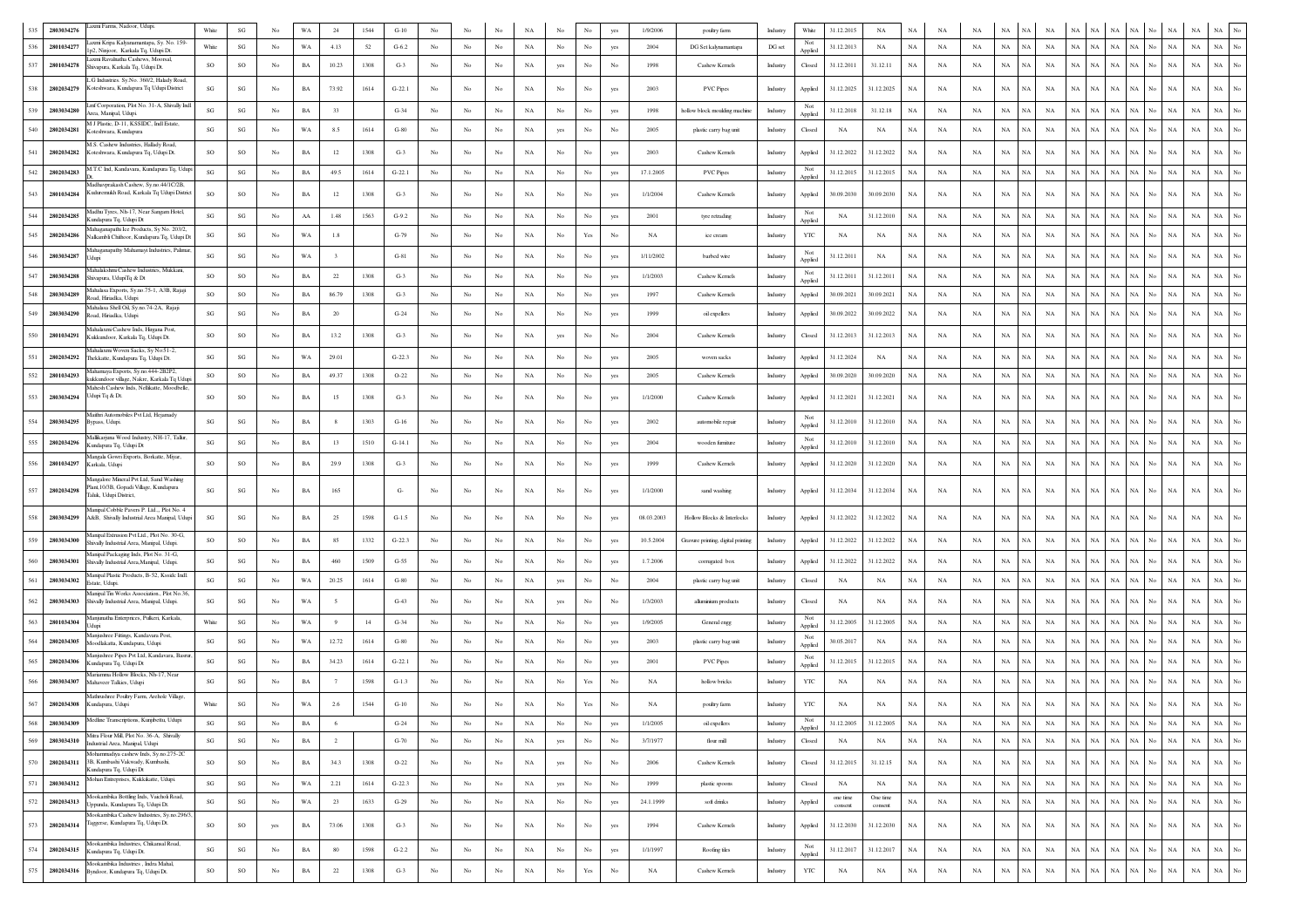| 535 | 2803034276 | Laxmi Farms, Nadoor, Udupi. | White | SG | No | WA | 24 | 1544 | G-10 | No | No | No | NA | No | No | yes | 1/9/2006 | poultry farms | Industry | White | 31.12.2015 | NA | NA | NA | NA | NA | NA | NA | NA | NA | NA | NA | NA | No | NA | NA | NA | No |
|---|---|---|---|---|---|---|---|---|---|---|---|---|---|---|---|---|---|---|---|---|---|---|---|---|---|---|---|---|---|---|---|---|---|---|---|---|---|---|
| 536 | 2801034277 | Laxmi Kripa Kalyanamantapa, Sy. No. 159-1p2, Nitepoor, Karkala Tq. Udupi Dt. | White | SG | No | WA | 4.13 | 52 | G-6.2 | No | No | No | NA | No | No | yes | 2004 | DG Set kalyanamantapa | DG set | Not Applied | 31.12.2013 | NA | NA | NA | NA | NA | NA | NA | NA | NA | NA | NA | NA | No | NA | NA | NA | No |
| 537 | 2801034278 | Laxmi Ravalnathu Cashews, Moorsal, Shivapura, Karkala Tq. Udupi Dt. | SO | SO | No | BA | 10.23 | 1308 | G-3 | No | No | No | NA | yes | No | No | 1998 | Cashew Kernels | Industry | Closed | 31.12.2011 | 31.12.11 | NA | NA | NA | NA | NA | NA | NA | NA | NA | NA | NA | No | NA | NA | NA | No |
| 538 | 2802034279 | L.G Industries. Sy.No. 360/2, Hallady Road, Koteshwara, Kundapura Tq Udupi District | SG | SG | No | BA | 73.92 | 1614 | G-22.1 | No | No | No | NA | No | No | yes | 2003 | PVC Pipes | Industry | Applied | 31.12.2025 | 31.12.2025 | NA | NA | NA | NA | NA | NA | NA | NA | NA | NA | NA | No | NA | NA | NA | No |
| 539 | 2803034280 | Lmf Corporation, Plot No. 31-A, Shivally Indl Area, Manipal, Udupi. | SG | SG | No | BA | 33 |  | G-34 | No | No | No | NA | No | No | yes | 1998 | hollow block moulding machine | Industry | Not Applied | 31.12.2018 | 31.12.18 | NA | NA | NA | NA | NA | NA | NA | NA | NA | NA | NA | No | NA | NA | NA | No |
| 540 | 2802034281 | M J Plastic, D-11, KSSIDC, Indl Estate, Koteshwara, Kundapura | SG | SG | No | WA | 8.5 | 1614 | G-80 | No | No | No | NA | yes | No | No | 2005 | plastic carry bag unit | Industry | Closed | NA | NA | NA | NA | NA | NA | NA | NA | NA | NA | NA | NA | NA | No | NA | NA | NA | No |
| 541 | 2802034282 | M.S. Cashew Industries, Hallady Road, Koteshwara, Kundapura Tq. Udupi Dt. | SO | SO | No | BA | 12 | 1308 | G-3 | No | No | No | NA | No | No | yes | 2003 | Cashew Kernels | Industry | Applied | 31.12.2022 | 31.12.2022 | NA | NA | NA | NA | NA | NA | NA | NA | NA | NA | NA | No | NA | NA | NA | No |
| 542 | 2802034283 | M.T.C Ind, Kandavara, Kundapura Tq. Udupi Dt. | SG | SG | No | BA | 49.5 | 1614 | G-22.1 | No | No | No | NA | No | No | yes | 17.1.2005 | PVC Pipes | Industry | Not Applied | 31.12.2015 | 31.12.2015 | NA | NA | NA | NA | NA | NA | NA | NA | NA | NA | NA | No | NA | NA | NA | No |
| 543 | 2801034284 | Madhavprakash Cashew, Sy.no.44/1C/2B, Kudurumukh Road, Karkala Tq Udupi District | SO | SO | No | BA | 12 | 1308 | G-3 | No | No | No | NA | No | No | yes | 1/1/2004 | Cashew Kernels | Industry | Applied | 30.09.2030 | 30.09.2030 | NA | NA | NA | NA | NA | NA | NA | NA | NA | NA | NA | No | NA | NA | NA | No |
| 544 | 2802034285 | Madhu Tyres, Nh-17, Near Sangam Hotel, Kundapura Tq. Udupi Dt. | SG | SG | No | AA | 1.48 | 1563 | G-9.2 | No | No | No | NA | No | No | yes | 2001 | tyre retrading | Industry | Not Applied | NA | 31.12.2010 | NA | NA | NA | NA | NA | NA | NA | NA | NA | NA | NA | No | NA | NA | NA | No |
| 545 | 2802034286 | Mahaganapathi Ice Products, Sy No. 203/2, Nalkambli Chithoor, Kundapura Tq. Udupi Dt. | SG | SG | No | WA | 1.8 |  | G-79 | No | No | No | NA | No | Yes | No | NA | ice cream | Industry | YTC | NA | NA | NA | NA | NA | NA | NA | NA | NA | NA | NA | NA | NA | No | NA | NA | NA | No |
| 546 | 2803034287 | Mahaganapathy Mahamayi Industries, Palimar, Udupi | SG | SG | No | WA | 3 |  | G-81 | No | No | No | NA | No | No | yes | 1/11/2002 | barbed wire | Industry | Not Applied | 31.12.2011 | NA | NA | NA | NA | NA | NA | NA | NA | NA | NA | NA | NA | No | NA | NA | NA | No |
| 547 | 2803034288 | Mahalakshmi Cashew Industries, Mukkani, Shivapura, UdupiTq & Dt | SO | SO | No | BA | 22 | 1308 | G-3 | No | No | No | NA | No | No | yes | 1/1/2003 | Cashew Kernels | Industry | Not Applied | 31.12.2011 | 31.12.2011 | NA | NA | NA | NA | NA | NA | NA | NA | NA | NA | NA | No | NA | NA | NA | No |
| 548 | 2803034289 | Mahalasa Exports, Sy.no.75-1, A3B, Rajaji Road, Hiriadka, Udupi | SO | SO | No | BA | 86.79 | 1308 | G-3 | No | No | No | NA | No | No | yes | 1997 | Cashew Kernels | Industry | Applied | 30.09.2021 | 30.09.2021 | NA | NA | NA | NA | NA | NA | NA | NA | NA | NA | NA | No | NA | NA | NA | No |
| 549 | 2803034290 | Mahalasa Shell Oil, Sy.no.74-2A, Rajaji Road, Hiriadka, Udupi | SG | SG | No | BA | 20 |  | G-24 | No | No | No | NA | No | No | yes | 1999 | oil expellers | Industry | Applied | 30.09.2022 | 30.09.2022 | NA | NA | NA | NA | NA | NA | NA | NA | NA | NA | NA | No | NA | NA | NA | No |
| 550 | 2801034291 | Mahalaxmi Cashew Inds, Hirgana Post, Kukkundoor, Karkala Tq. Udupi Dt. | SO | SO | No | BA | 13.2 | 1308 | G-3 | No | No | No | NA | yes | No | No | 2004 | Cashew Kernels | Industry | Closed | 31.12.2013 | 31.12.2013 | NA | NA | NA | NA | NA | NA | NA | NA | NA | NA | NA | No | NA | NA | NA | No |
| 551 | 2802034292 | Mahalaxmi Woven Sacks, Sy No.51-2, Thekkatte, Kundapura Tq. Udupi Dt. | SG | SG | No | WA | 29.01 |  | G-22.3 | No | No | No | NA | No | No | yes | 2005 | woven sacks | Industry | Applied | 31.12.2024 | NA | NA | NA | NA | NA | NA | NA | NA | NA | NA | NA | NA | No | NA | NA | NA | No |
| 552 | 2801034293 | Mahamaya Exports, Sy.no.444-2B2P2, kukkundoor village, Nakre, Karkala Tq Udupi | SO | SO | No | BA | 49.37 | 1308 | O-22 | No | No | No | NA | No | No | yes | 2005 | Cashew Kernels | Industry | Applied | 30.09.2020 | 30.09.2020 | NA | NA | NA | NA | NA | NA | NA | NA | NA | NA | NA | No | NA | NA | NA | No |
| 553 | 2803034294 | Mahesh Cashew Inds, Nellikatte, Moodbelle, Udupi Tq & Dt. | SO | SO | No | BA | 15 | 1308 | G-3 | No | No | No | NA | No | No | yes | 1/1/2000 | Cashew Kernels | Industry | Applied | 31.12.2021 | 31.12.2021 | NA | NA | NA | NA | NA | NA | NA | NA | NA | NA | NA | No | NA | NA | NA | No |
| 554 | 2803034295 | Maithri Automobiles Pvt Ltd, Hejamady Bypass, Udupi. | SG | SG | No | BA | 8 | 1303 | G-16 | No | No | No | NA | No | No | yes | 2002 | automobile repair | Industry | Not Applied | 31.12.2010 | 31.12.2010 | NA | NA | NA | NA | NA | NA | NA | NA | NA | NA | NA | No | NA | NA | NA | No |
| 555 | 2802034296 | Mallikarjuna Wood Industry, NH-17, Tallur, Kundapura Tq. Udupi Dt. | SG | SG | No | BA | 13 | 1510 | G-14.1 | No | No | No | NA | No | No | yes | 2004 | wooden furniture | Industry | Not Applied | 31.12.2010 | 31.12.2010 | NA | NA | NA | NA | NA | NA | NA | NA | NA | NA | NA | No | NA | NA | NA | No |
| 556 | 2801034297 | Mangala Gowri Exports, Borkatte, Miyar, Karkala, Udupi | SO | SO | No | BA | 29.9 | 1308 | G-3 | No | No | No | NA | No | No | yes | 1999 | Cashew Kernels | Industry | Applied | 31.12.2020 | 31.12.2020 | NA | NA | NA | NA | NA | NA | NA | NA | NA | NA | NA | No | NA | NA | NA | No |
| 557 | 2802034298 | Mangalore Mineral Pvt Ltd, Sand Washing Plant,10/3B, Gopadi Village, Kundapura Taluk, Udupi District, | SG | SG | No | BA | 165 |  | G- | No | No | No | NA | No | No | yes | 1/1/2000 | sand washing | Industry | Applied | 31.12.2034 | 31.12.2034 | NA | NA | NA | NA | NA | NA | NA | NA | NA | NA | NA | No | NA | NA | NA | No |
| 558 | 2803034299 | Manipal Cobble Pavers P. Ltd.,, Plot No. 4 A&B, Shivally Industrial Area Manipal, Udupi | SG | SG | No | BA | 25 | 1598 | G-1.5 | No | No | No | NA | No | No | yes | 08.03.2003 | Hollow Blocks & Interlocks | Industry | Applied | 31.12.2022 | 31.12.2022 | NA | NA | NA | NA | NA | NA | NA | NA | NA | NA | NA | No | NA | NA | NA | No |
| 559 | 2803034300 | Manipal Extrusion Pvt.Ltd., Plot No. 30-G, Shivally Industrial Area, Manipal, Udupi. | SO | SO | No | BA | 85 | 1332 | G-22.3 | No | No | No | NA | No | No | yes | 10.5.2004 | Gravure printing, digital printing | Industry | Applied | 31.12.2022 | 31.12.2022 | NA | NA | NA | NA | NA | NA | NA | NA | NA | NA | NA | No | NA | NA | NA | No |
| 560 | 2803034301 | Manipal Packaging Inds, Plot No. 31-G, Shivally Industrial Area,Manipal, Udupi. | SG | SG | No | BA | 460 | 1509 | G-55 | No | No | No | NA | No | No | yes | 1.7.2006 | corrugated box | Industry | Applied | 31.12.2022 | 31.12.2022 | NA | NA | NA | NA | NA | NA | NA | NA | NA | NA | NA | No | NA | NA | NA | No |
| 561 | 2803034302 | Manipal Plastic Products, B-52, Kssidc Indl. Estate, Udupi. | SG | SG | No | WA | 20.25 | 1614 | G-80 | No | No | No | NA | yes | No | No | 2004 | plastic carry bag unit | Industry | Closed | NA | NA | NA | NA | NA | NA | NA | NA | NA | NA | NA | NA | NA | No | NA | NA | NA | No |
| 562 | 2803034303 | Manipal Tin Works Association., Plot No.36, Shivally Industrial Area, Manipal, Udupi. | SG | SG | No | WA | 5 |  | G-43 | No | No | No | NA | yes | No | No | 1/3/2003 | alluminium products | Industry | Closed | NA | NA | NA | NA | NA | NA | NA | NA | NA | NA | NA | NA | NA | No | NA | NA | NA | No |
| 563 | 2801034304 | Manjunatha Enterprices, Pulkeri, Karkala, Udupi | White | SG | No | WA | 9 | 14 | G-34 | No | No | No | NA | No | No | yes | 1/9/2005 | General engg | Industry | Not Applied | 31.12.2005 | 31.12.2005 | NA | NA | NA | NA | NA | NA | NA | NA | NA | NA | NA | No | NA | NA | NA | No |
| 564 | 2802034305 | Manjushree Fittings, Kandavara Post, Moodlakatta, Kundapura, Udupi | SG | SG | No | WA | 12.72 | 1614 | G-80 | No | No | No | NA | No | No | yes | 2003 | plastic carry bag unit | Industry | Not Applied | 30.05.2017 | NA | NA | NA | NA | NA | NA | NA | NA | NA | NA | NA | NA | No | NA | NA | NA | No |
| 565 | 2802034306 | Manjushree Pipes Pvt Ltd, Kandavara, Basrur, Kundapura Tq. Udupi Dt. | SG | SG | No | BA | 34.23 | 1614 | G-22.1 | No | No | No | NA | No | No | yes | 2001 | PVC Pipes | Industry | Not Applied | 31.12.2015 | 31.12.2015 | NA | NA | NA | NA | NA | NA | NA | NA | NA | NA | NA | No | NA | NA | NA | No |
| 566 | 2803034307 | Marunuma Hollow Blocks, Nh-17, Near Mahaveer Talkies, Udupi | SG | SG | No | BA | 7 | 1598 | G-1.3 | No | No | No | NA | No | Yes | No | NA | hollow bricks | Industry | YTC | NA | NA | NA | NA | NA | NA | NA | NA | NA | NA | NA | NA | NA | No | NA | NA | NA | No |
| 567 | 2802034308 | Mathrushree Poultry Farm, Arehole Village, Kundapura, Udupi | White | SG | No | WA | 2.6 | 1544 | G-10 | No | No | No | NA | No | Yes | No | NA | poultry farms | Industry | YTC | NA | NA | NA | NA | NA | NA | NA | NA | NA | NA | NA | NA | NA | No | NA | NA | NA | No |
| 568 | 2803034309 | Medline Transcriptions, Kunjibettu, Udupi | SG | SG | No | BA | 6 |  | G-24 | No | No | No | NA | No | No | yes | 1/1/2005 | oil expellers | Industry | Not Applied | 31.12.2005 | 31.12.2005 | NA | NA | NA | NA | NA | NA | NA | NA | NA | NA | NA | No | NA | NA | NA | No |
| 569 | 2803034310 | Mitra Flour Mill, Plot No. 36-A, Shivally Industrial Area, Manipal, Udupi. | SG | SG | No | BA | 2 |  | G-70 | No | No | No | NA | yes | No | No | 3/7/1977 | flour mill | Industry | Closed | NA | NA | NA | NA | NA | NA | NA | NA | NA | NA | NA | NA | NA | No | NA | NA | NA | No |
| 570 | 2802034311 | Mohammadiya cashew Inds, Sy.no.275-2C 3B, Kumbashi Vakwady, Kumbashi, Kundapura Tq. Udupi Dt. | SO | SO | No | BA | 34.3 | 1308 | O-22 | No | No | No | NA | yes | No | No | 2006 | Cashew Kernels | Industry | Closed | 31.12.2015 | 31.12.15 | NA | NA | NA | NA | NA | NA | NA | NA | NA | NA | NA | No | NA | NA | NA | No |
| 571 | 2803034312 | Mohan Enterprises, Kukkikatte, Udupi. | SG | SG | No | WA | 2.21 | 1614 | G-22.3 | No | No | No | NA | yes | No | No | 1999 | plastic spoons | Industry | Closed | NA | NA | NA | NA | NA | NA | NA | NA | NA | NA | NA | NA | NA | No | NA | NA | NA | No |
| 572 | 2802034313 | Mookambika Bottling Inds, Vaacholi Road, Uppunda, Kundapura Tq. Udupi Dt. | SG | SG | No | WA | 23 | 1633 | G-29 | No | No | No | NA | No | No | yes | 24.1.1999 | soft drinks | Industry | Applied | one time consent | One time consent | NA | NA | NA | NA | NA | NA | NA | NA | NA | NA | NA | No | NA | NA | NA | No |
| 573 | 2802034314 | Mookambika Cashew Industries, Sy.no.296/3, Taggerse, Kundapura Tq. Udupi Dt. | SO | SO | yes | BA | 73.06 | 1308 | G-3 | No | No | No | NA | No | No | yes | 1994 | Cashew Kernels | Industry | Applied | 31.12.2030 | 31.12.2030 | NA | NA | NA | NA | NA | NA | NA | NA | NA | NA | NA | No | NA | NA | NA | No |
| 574 | 2802034315 | Mookambika Industries, Chikansal Road, Kundapura Tq. Udupi Dt. | SG | SG | No | BA | 80 | 1598 | G-2.2 | No | No | No | NA | No | No | yes | 1/1/1997 | Roofing tiles | Industry | Not Applied | 31.12.2017 | 31.12.2017 | NA | NA | NA | NA | NA | NA | NA | NA | NA | NA | NA | No | NA | NA | NA | No |
| 575 | 2802034316 | Mookambika Industries , Indra Mahal, Byndoor, Kundapura Tq. Udupi Dt. | SO | SO | No | BA | 22 | 1308 | G-3 | No | No | No | NA | No | Yes | No | NA | Cashew Kernels | Industry | YTC | NA | NA | NA | NA | NA | NA | NA | NA | NA | NA | NA | NA | NA | No | NA | NA | NA | No |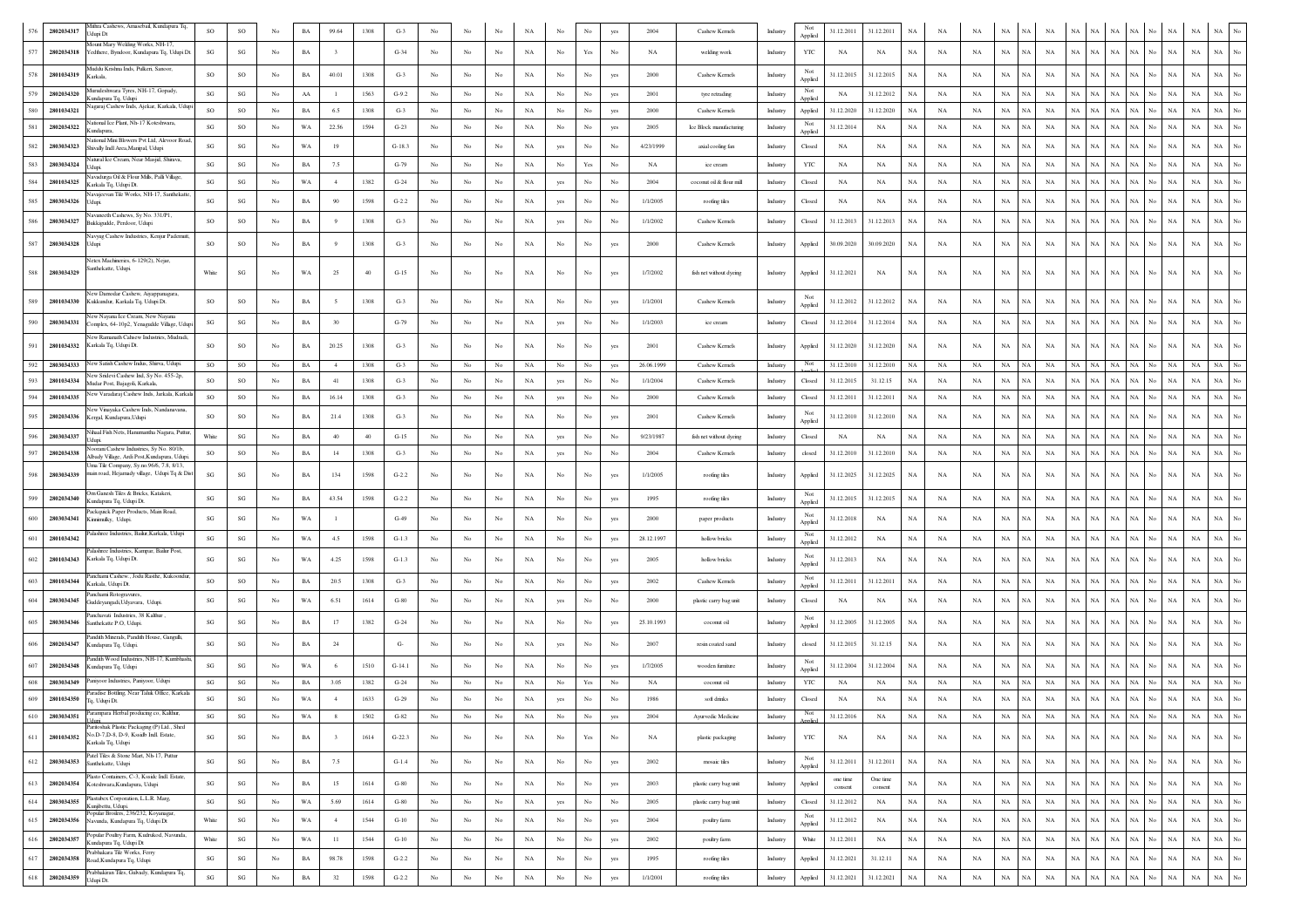| | | | | | | | | | | | | | | | | | | | | | | | | | | | | | | | | | | | | | | | |
|---|---|---|---|---|---|---|---|---|---|---|---|---|---|---|---|---|---|---|---|---|---|---|---|---|---|---|---|---|---|---|---|---|---|---|---|---|---|---|---|
| 576 | 2802034317 | Mithra Cashews, Amasebail, Kundapura Tq, Udupi Dt | SO | SO | No | BA | 99.64 | 1308 | G-3 | No | No | No | NA | No | No | yes | 2004 | Cashew Kernels | Industry | Not Applied | 31.12.2011 | 31.12.2011 | NA | NA | NA | NA | NA | NA | NA | NA | NA | NA | NA | NA | NA | No | NA | NA | No |
| 577 | 2802034318 | Mount Mary Welding Works, NH-17, Yedthere, Byndoor, Kundapura Tq, Udupi Dt | SG | SG | No | BA | 3 | | G-34 | No | No | No | NA | No | Yes | No | NA | welding work | Industry | YTC | NA | NA | NA | NA | NA | NA | NA | NA | NA | NA | NA | NA | NA | NA | NA | No | NA | NA | No |
| 578 | 2801034319 | Muddu Krishna Inds, Pulkeri, Sanoor, Karkala, | SO | SO | No | BA | 40.01 | 1308 | G-3 | No | No | No | NA | No | No | yes | 2000 | Cashew Kernels | Industry | Not Applied | 31.12.2015 | 31.12.2015 | NA | NA | NA | NA | NA | NA | NA | NA | NA | NA | NA | NA | NA | No | NA | NA | No |
| 579 | 2802034320 | Murudeshwara Tyres, NH-17, Gopady, Kundapura Tq, Udupi | SG | SG | No | AA | 1 | 1563 | G-9.2 | No | No | No | NA | No | No | yes | 2001 | tyre retrading | Industry | Not Applied | NA | 31.12.2012 | NA | NA | NA | NA | NA | NA | NA | NA | NA | NA | NA | NA | NA | No | NA | NA | No |
| 580 | 2801034321 | Nagaraj Cashew Inds, Ajekar, Karkala, Udupi | SO | SO | No | BA | 6.5 | 1308 | G-3 | No | No | No | NA | No | No | yes | 2000 | Cashew Kernels | Industry | Applied | 31.12.2020 | 31.12.2020 | NA | NA | NA | NA | NA | NA | NA | NA | NA | NA | NA | NA | NA | No | NA | NA | No |
| 581 | 2802034322 | National Ice Plant, Nh-17 Koteshwara, Kundapura, | SG | SO | No | WA | 22.56 | 1594 | G-23 | No | No | No | NA | No | No | yes | 2005 | Ice Block manufacturing | Industry | Not Applied | 31.12.2014 | NA | NA | NA | NA | NA | NA | NA | NA | NA | NA | NA | NA | NA | NA | No | NA | NA | No |
| 582 | 2803034323 | National Mini Blowers Pvt Ltd, Alevoor Road, Shivally Indl Area,Manipal, Udupi | SG | SG | No | WA | 19 | | G-18.3 | No | No | No | NA | yes | No | No | 4/23/1999 | axial cooling fan | Industry | Closed | NA | NA | NA | NA | NA | NA | NA | NA | NA | NA | NA | NA | NA | NA | NA | No | NA | NA | No |
| 583 | 2803034324 | Natural Ice Cream, Near Masjid, Shirava, Udupi. | SG | SG | No | BA | 7.5 | | G-79 | No | No | No | NA | No | Yes | No | NA | ice cream | Industry | YTC | NA | NA | NA | NA | NA | NA | NA | NA | NA | NA | NA | NA | NA | NA | NA | No | NA | NA | No |
| 584 | 2801034325 | Navadurga Oil & Flour Mills, Palli Village, Karkala Tq, Udupi Dt. | SG | SG | No | WA | 4 | 1382 | G-24 | No | No | No | NA | yes | No | No | 2004 | coconut oil & flour mill | Industry | Closed | NA | NA | NA | NA | NA | NA | NA | NA | NA | NA | NA | NA | NA | NA | NA | No | NA | NA | No |
| 585 | 2803034326 | Navajeevan Tile Works, NH-17, Santhekatte, Udupi. | SG | SG | No | BA | 90 | 1598 | G-2.2 | No | No | No | NA | yes | No | No | 1/1/2005 | roofing tiles | Industry | Closed | NA | NA | NA | NA | NA | NA | NA | NA | NA | NA | NA | NA | NA | NA | NA | No | NA | NA | No |
| 586 | 2803034327 | Navaneeth Cashews, Sy No. 331/P1, Bukkigudde, Perdoor, Udupi | SO | SO | No | BA | 9 | 1308 | G-3 | No | No | No | NA | yes | No | No | 1/1/2002 | Cashew Kernels | Industry | Closed | 31.12.2013 | 31.12.2013 | NA | NA | NA | NA | NA | NA | NA | NA | NA | NA | NA | NA | NA | No | NA | NA | No |
| 587 | 2803034328 | Navyug Cashew Industries, Kenjur Padermutt, Udupi | SO | SO | No | BA | 9 | 1308 | G-3 | No | No | No | NA | No | No | yes | 2000 | Cashew Kernels | Industry | Applied | 30.09.2020 | 30.09.2020 | NA | NA | NA | NA | NA | NA | NA | NA | NA | NA | NA | NA | NA | No | NA | NA | No |
| 588 | 2803034329 | Netex Machineries, 6-129(2), Nejar, Santhekatte, Udupi. | White | SG | No | WA | 25 | 40 | G-15 | No | No | No | NA | No | No | yes | 1/7/2002 | fish net without dyeing | Industry | Applied | 31.12.2021 | NA | NA | NA | NA | NA | NA | NA | NA | NA | NA | NA | NA | NA | NA | No | NA | NA | No |
| 589 | 2801034330 | New Damodar Cashew, Ajjappunagara, Kukkundur, Karkala Tq, Udupi Dt. | SO | SO | No | BA | 5 | 1308 | G-3 | No | No | No | NA | No | No | yes | 1/1/2001 | Cashew Kernels | Industry | Not Applied | 31.12.2012 | 31.12.2012 | NA | NA | NA | NA | NA | NA | NA | NA | NA | NA | NA | NA | NA | No | NA | NA | No |
| 590 | 2803034331 | New Nayana Ice Cream, New Nayana Complex, 64-10p2, Yenagudde Village, Udupi | SG | SG | No | BA | 30 | | G-79 | No | No | No | NA | yes | No | No | 1/1/2003 | ice cream | Industry | Closed | 31.12.2014 | 31.12.2014 | NA | NA | NA | NA | NA | NA | NA | NA | NA | NA | NA | NA | NA | No | NA | NA | No |
| 591 | 2801034332 | New Ramanath Cahsew Industries, Mudradi, Karkala Tq, Udupi Dt. | SO | SO | No | BA | 20.25 | 1308 | G-3 | No | No | No | NA | No | No | yes | 2001 | Cashew Kernels | Industry | Applied | 31.12.2020 | 31.12.2020 | NA | NA | NA | NA | NA | NA | NA | NA | NA | NA | NA | NA | NA | No | NA | NA | No |
| 592 | 2803034333 | New Satish Cashew Indus, Shirva, Udupi. | SO | SO | No | BA | 4 | 1308 | G-3 | No | No | No | NA | No | No | yes | 26.06.1999 | Cashew Kernels | Industry | Not Applied | 31.12.2010 | 31.12.2010 | NA | NA | NA | NA | NA | NA | NA | NA | NA | NA | NA | NA | NA | No | NA | NA | No |
| 593 | 2801034334 | New Sridevi Cashew Ind, Sy No. 455-2p, Mudar Post, Bajagoli, Karkala, | SO | SO | No | BA | 41 | 1308 | G-3 | No | No | No | NA | yes | No | No | 1/1/2004 | Cashew Kernels | Industry | Closed | 31.12.2015 | 31.12.15 | NA | NA | NA | NA | NA | NA | NA | NA | NA | NA | NA | NA | NA | No | NA | NA | No |
| 594 | 2801034335 | New Varadaraj Cashew Inds, Jarkala, Karkala | SO | SO | No | BA | 16.14 | 1308 | G-3 | No | No | No | NA | yes | No | No | 2000 | Cashew Kernels | Industry | Closed | 31.12.2011 | 31.12.2011 | NA | NA | NA | NA | NA | NA | NA | NA | NA | NA | NA | NA | NA | No | NA | NA | No |
| 595 | 2802034336 | New Vinayaka Cashew Inds, Nandanavana, Kergal, Kundapura,Udupi | SO | SO | No | BA | 21.4 | 1308 | G-3 | No | No | No | NA | No | No | yes | 2001 | Cashew Kernels | Industry | Not Applied | 31.12.2010 | 31.12.2010 | NA | NA | NA | NA | NA | NA | NA | NA | NA | NA | NA | NA | NA | No | NA | NA | No |
| 596 | 2803034337 | Nihaal Fish Nets, Hanumantha Nagara, Puttur, Udupi. | White | SG | No | BA | 40 | 40 | G-15 | No | No | No | NA | yes | No | No | 9/23/1987 | fish net without dyeing | Industry | Closed | NA | NA | NA | NA | NA | NA | NA | NA | NA | NA | NA | NA | NA | NA | NA | No | NA | NA | No |
| 597 | 2802034338 | Noorani Cashew Industries, Sy No. 80/1b, Albady Village, Ardi Post,Kundapura, Udupi. | SO | SO | No | BA | 14 | 1308 | G-3 | No | No | No | NA | yes | No | No | 2004 | Cashew Kernels | Industry | closed | 31.12.2010 | 31.12.2010 | NA | NA | NA | NA | NA | NA | NA | NA | NA | NA | NA | NA | NA | No | NA | NA | No |
| 598 | 2803034339 | Uma Tile Company, Sy.no.96/6, 7,8, 8/13, main road, Hejamady village, Udupi Tq & Dist | SG | SG | No | BA | 134 | 1598 | G-2.2 | No | No | No | NA | No | No | yes | 1/1/2005 | roofing tiles | Industry | Applied | 31.12.2025 | 31.12.2025 | NA | NA | NA | NA | NA | NA | NA | NA | NA | NA | NA | NA | NA | No | NA | NA | No |
| 599 | 2802034340 | Om Ganesh Tiles & Bricks, Katakeri, Kundapura Tq, Udupi Dt. | SG | SG | No | BA | 43.54 | 1598 | G-2.2 | No | No | No | NA | No | No | yes | 1995 | roofing tiles | Industry | Not Applied | 31.12.2015 | 31.12.2015 | NA | NA | NA | NA | NA | NA | NA | NA | NA | NA | NA | NA | NA | No | NA | NA | No |
| 600 | 2803034341 | Packquick Paper Products, Main Road, Kinnimulky, Udupi. | SG | SG | No | WA | 1 | | G-49 | No | No | No | NA | No | No | yes | 2000 | paper products | Industry | Not Applied | 31.12.2018 | NA | NA | NA | NA | NA | NA | NA | NA | NA | NA | NA | NA | NA | NA | No | NA | NA | No |
| 601 | 2801034342 | Palashree Industries, Bailur,Karkala, Udupi | SG | SG | No | WA | 4.5 | 1598 | G-1.3 | No | No | No | NA | No | No | yes | 28.12.1997 | hollow bricks | Industry | Not Applied | 31.12.2012 | NA | NA | NA | NA | NA | NA | NA | NA | NA | NA | NA | NA | NA | NA | No | NA | NA | No |
| 602 | 2801034343 | Palashree Industries, Kampar, Bailur Post, Karkala Tq, Udupi Dt. | SG | SG | No | WA | 4.25 | 1598 | G-1.3 | No | No | No | NA | No | No | yes | 2005 | hollow bricks | Industry | Not Applied | 31.12.2013 | NA | NA | NA | NA | NA | NA | NA | NA | NA | NA | NA | NA | NA | NA | No | NA | NA | No |
| 603 | 2801034344 | Panchami Cashew, , Joshi Rasthe, Kukkundur, Karkala, Udupi Dt. | SO | SO | No | BA | 20.5 | 1308 | G-3 | No | No | No | NA | No | No | yes | 2002 | Cashew Kernels | Industry | Not Applied | 31.12.2011 | 31.12.2011 | NA | NA | NA | NA | NA | NA | NA | NA | NA | NA | NA | NA | NA | No | NA | NA | No |
| 604 | 2803034345 | Panchami Rotogravures, Guddeyangadi,Udyavara, Udupi. | SG | SG | No | WA | 6.51 | 1614 | G-80 | No | No | No | NA | yes | No | No | 2000 | plastic carry bag unit | Industry | Closed | NA | NA | NA | NA | NA | NA | NA | NA | NA | NA | NA | NA | NA | NA | NA | No | NA | NA | No |
| 605 | 2803034346 | Panchavati Industries, 38 Kalthur , Santhekatte P.O, Udupi. | SG | SG | No | BA | 17 | 1382 | G-24 | No | No | No | NA | No | No | yes | 25.10.1993 | coconut oil | Industry | Not Applied | 31.12.2005 | 31.12.2005 | NA | NA | NA | NA | NA | NA | NA | NA | NA | NA | NA | NA | NA | No | NA | NA | No |
| 606 | 2802034347 | Pandith Minerals, Pandith House, Gangulli, Kundapura Tq, Udupi. | SG | SG | No | BA | 24 | | G- | No | No | No | NA | yes | No | No | 2007 | resin coated sand | Industry | closed | 31.12.2015 | 31.12.15 | NA | NA | NA | NA | NA | NA | NA | NA | NA | NA | NA | NA | NA | No | NA | NA | No |
| 607 | 2802034348 | Pandith Wood Industries, NH-17, Kumbhashi, Kundapura Tq, Udupi | SG | SG | No | WA | 6 | 1510 | G-14.1 | No | No | No | NA | No | No | yes | 1/7/2005 | wooden furniture | Industry | Not Applied | 31.12.2004 | 31.12.2004 | NA | NA | NA | NA | NA | NA | NA | NA | NA | NA | NA | NA | NA | No | NA | NA | No |
| 608 | 2803034349 | Paniyoor Industries, Paniyoor, Udupi | SG | SG | No | BA | 3.05 | 1382 | G-24 | No | No | No | NA | No | Yes | No | NA | coconut oil | Industry | YTC | NA | NA | NA | NA | NA | NA | NA | NA | NA | NA | NA | NA | NA | NA | NA | No | NA | NA | No |
| 609 | 2801034350 | Paradise Bottling, Near Taluk Office, Karkala Tq, Udupi Dt. | SG | SG | No | WA | 4 | 1633 | G-29 | No | No | No | NA | yes | No | No | 1986 | soft drinks | Industry | Closed | NA | NA | NA | NA | NA | NA | NA | NA | NA | NA | NA | NA | NA | NA | NA | No | NA | NA | No |
| 610 | 2803034351 | Parampara Herbal producing co, Kalthur, Udupi | SG | SG | No | WA | 8 | 1502 | G-82 | No | No | No | NA | No | No | yes | 2004 | Ayurvedic Medicine | Industry | Not Applied | 31.12.2016 | NA | NA | NA | NA | NA | NA | NA | NA | NA | NA | NA | NA | NA | NA | No | NA | NA | No |
| 611 | 2801034352 | Paritoshak Plastic Packaging (P) Ltd., Shed No.D-7,D-8, D-9, Kssidb Indl. Estate, Karkala Tq, Udupi | SG | SG | No | BA | 3 | 1614 | G-22.3 | No | No | No | NA | No | Yes | No | NA | plastic packaging | Industry | YTC | NA | NA | NA | NA | NA | NA | NA | NA | NA | NA | NA | NA | NA | NA | NA | No | NA | NA | No |
| 612 | 2803034353 | Patel Tiles & Stone Mart, Nh-17, Puttur Santhekatte, Udupi | SG | SG | No | BA | 7.5 | | G-1.4 | No | No | No | NA | No | No | yes | 2002 | mosaic tiles | Industry | Not Applied | 31.12.2011 | 31.12.2011 | NA | NA | NA | NA | NA | NA | NA | NA | NA | NA | NA | NA | NA | No | NA | NA | No |
| 613 | 2802034354 | Plasto Containers, C-3, Kssidc Indl. Estate, Koteshwara,Kundapura, Udupi | SG | SG | No | BA | 15 | 1614 | G-80 | No | No | No | NA | No | No | yes | 2003 | plastic carry bag unit | Industry | Applied | one time consent | One time consent | NA | NA | NA | NA | NA | NA | NA | NA | NA | NA | NA | NA | NA | No | NA | NA | No |
| 614 | 2803034355 | Plastubex Corporation, L.L.R. Marg, Kunjibettu, Udupi. | SG | SG | No | WA | 5.69 | 1614 | G-80 | No | No | No | NA | yes | No | No | 2005 | plastic carry bag unit | Industry | Closed | 31.12.2012 | NA | NA | NA | NA | NA | NA | NA | NA | NA | NA | NA | NA | NA | NA | No | NA | NA | No |
| 615 | 2802034356 | Popular Broilers, 236/232, Koyanagar, Navunda, Kundapura Tq, Udupi Dt. | White | SG | No | WA | 4 | 1544 | G-10 | No | No | No | NA | No | No | yes | 2004 | poultry farm | Industry | Not Applied | 31.12.2012 | NA | NA | NA | NA | NA | NA | NA | NA | NA | NA | NA | NA | NA | NA | No | NA | NA | No |
| 616 | 2802034357 | Popular Poultry Farm, Kudrukod, Navunda, Kundapura Tq, Udupi Dt. | White | SG | No | WA | 11 | 1544 | G-10 | No | No | No | NA | No | No | yes | 2002 | poultry farm | Industry | White | 31.12.2011 | NA | NA | NA | NA | NA | NA | NA | NA | NA | NA | NA | NA | NA | NA | No | NA | NA | No |
| 617 | 2802034358 | Prabhakara Tile Works, Ferry Road,Kundapura Tq, Udupi. | SG | SG | No | BA | 98.78 | 1598 | G-2.2 | No | No | No | NA | No | No | yes | 1995 | roofing tiles | Industry | Applied | 31.12.2021 | 31.12.11 | NA | NA | NA | NA | NA | NA | NA | NA | NA | NA | NA | NA | NA | No | NA | NA | No |
| 618 | 2802034359 | Prabhakaran Tiles, Gulvady, Kundapura Tq, Udupi Dt. | SG | SG | No | BA | 32 | 1598 | G-2.2 | No | No | No | NA | No | No | yes | 1/1/2001 | roofing tiles | Industry | Applied | 31.12.2021 | 31.12.2021 | NA | NA | NA | NA | NA | NA | NA | NA | NA | NA | NA | NA | NA | No | NA | NA | No |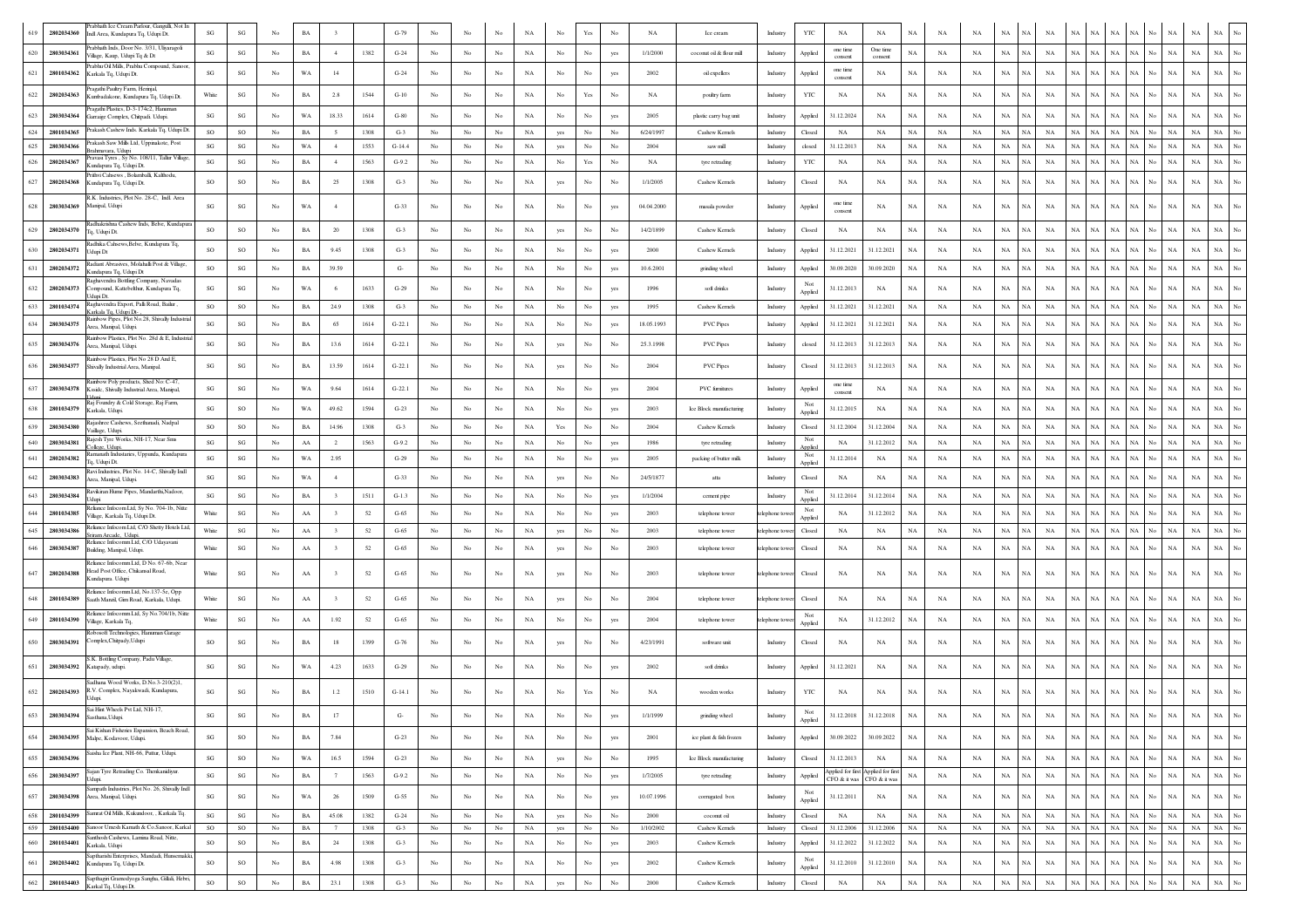| 619 | 2802034360 | Prabhath Ice Cream Parlour, Ganguli, Not In Indl Area, Kundapura Tq, Udupi Dt | SG | SG | No | BA | 3 | | G-79 | No | No | No | NA | No | Yes | No | NA | Ice cream | Industry | YTC | NA | NA | NA | NA | NA | NA | NA | NA | NA | NA | NA | NA | NA | No | NA | NA | NA | No |
|---|---|---|---|---|---|---|---|---|---|---|---|---|---|---|---|---|---|---|---|---|---|---|---|---|---|---|---|---|---|---|---|---|---|---|---|---|---|---|
| 620 | 2803034361 | Prabhath Inds. Door No. 3/31, Uliyaragoli Village, Kaup, Udupi Tq & Dt | SG | SG | No | BA | 4 | 1382 | G-24 | No | No | No | NA | No | No | yes | 1/1/2000 | coconut oil & flour mill | Industry | Applied | one time consent | One time consent | NA | NA | NA | NA | NA | NA | NA | NA | NA | NA | NA | No | NA | NA | NA | No |
| 621 | 2801034362 | Prabhu Oil Mills, Prabhu Compound, Sanoor, Karkala Tq, Udupi Dt. | SG | SG | No | WA | 14 | | G-24 | No | No | No | NA | No | No | yes | 2002 | oil expellers | Industry | Applied | one time consent | NA | NA | NA | NA | NA | NA | NA | NA | NA | NA | NA | NA | No | NA | NA | NA | No |
| 622 | 2802034363 | Pragathi Paultry Farm, Hemmadi, Kumbadakone, Kundapura Tq, Udupi Dt. | White | SG | No | BA | 2.8 | 1544 | G-10 | No | No | No | NA | No | Yes | No | NA | poultry farm | Industry | YTC | NA | NA | NA | NA | NA | NA | NA | NA | NA | NA | NA | NA | NA | No | NA | NA | NA | No |
| 623 | 2803034364 | Pragathi Plastics, D-3-174c2, Hanuman Garrage Complex, Chitpadi, Udupi. | SG | SG | No | WA | 18.33 | 1614 | G-80 | No | No | No | NA | No | No | yes | 2005 | plastic carry bag unit | Industry | Applied | 31.12.2024 | NA | NA | NA | NA | NA | NA | NA | NA | NA | NA | NA | NA | No | NA | NA | NA | No |
| 624 | 2801034365 | Prakash Cashew Inds. Karkala Tq, Udupi Dt. | SO | SO | No | BA | 5 | 1308 | G-3 | No | No | No | NA | yes | No | No | 6/24/1997 | Cashew Kernels | Industry | Closed | NA | NA | NA | NA | NA | NA | NA | NA | NA | NA | NA | NA | NA | No | NA | NA | NA | No |
| 625 | 2803034366 | Prakash Saw Mills Ltd, Uppinakote, Post Brahmavara, Udupi | SG | SG | No | WA | 4 | 1553 | G-14.4 | No | No | No | NA | yes | No | No | 2004 | saw mill | Industry | closed | 31.12.2013 | NA | NA | NA | NA | NA | NA | NA | NA | NA | NA | NA | NA | No | NA | NA | NA | No |
| 626 | 2802034367 | Pravasi Tyres, Sy No. 108/11, Tallur Village, Kundapura Tq, Udupi Dt. | SG | SG | No | BA | 4 | 1563 | G-9.2 | No | No | No | NA | No | Yes | No | NA | tyre retrading | Industry | YTC | NA | NA | NA | NA | NA | NA | NA | NA | NA | NA | NA | NA | NA | No | NA | NA | NA | No |
| 627 | 2802034368 | Prithvi Cahews, Bolambalk Kalthodu, Kundapura Tq, Udupi Dt. | SO | SO | No | BA | 25 | 1308 | G-3 | No | No | No | NA | yes | No | No | 1/1/2005 | Cashew Kernels | Industry | Closed | NA | NA | NA | NA | NA | NA | NA | NA | NA | NA | NA | NA | NA | No | NA | NA | NA | No |
| 628 | 2803034369 | R.K. Industries, Plot No. 28-C, Indl. Area Manipal, Udupi. | SG | SG | No | WA | 4 | | G-33 | No | No | No | NA | No | No | yes | 04.04.2000 | masala powder | Industry | Applied | one time consent | NA | NA | NA | NA | NA | NA | NA | NA | NA | NA | NA | NA | No | NA | NA | NA | No |
| 629 | 2802034370 | Radhakrishna Cashew Inds, Belve, Kundapura Tq, Udupi Dt. | SO | SO | No | BA | 20 | 1308 | G-3 | No | No | No | NA | yes | No | No | 14/2/1899 | Cashew Kernels | Industry | Closed | NA | NA | NA | NA | NA | NA | NA | NA | NA | NA | NA | NA | NA | No | NA | NA | NA | No |
| 630 | 2803034371 | Radhika Cahsews,Belve, Kundapura Tq, Udupi Dt. | SO | SO | No | BA | 9.45 | 1308 | G-3 | No | No | No | NA | No | No | yes | 2000 | Cashew Kernels | Industry | Applied | 31.12.2021 | 31.12.2021 | NA | NA | NA | NA | NA | NA | NA | NA | NA | NA | NA | No | NA | NA | NA | No |
| 631 | 2802034372 | Radiant Abrasives, Molahalli Post & Village, Kundapura Tq, Udupi Dt. | SO | SG | No | BA | 39.59 | | G- | No | No | No | NA | No | No | yes | 10.6.2001 | grinding wheel | Industry | Applied | 30.09.2020 | 30.09.2020 | NA | NA | NA | NA | NA | NA | NA | NA | NA | NA | NA | No | NA | NA | NA | No |
| 632 | 2802034373 | Raghavendra Bottling Company, Navadas Compound, Kattebelthur, Kundapura Tq, Udupi Dt. | SG | SG | No | WA | 6 | 1633 | G-29 | No | No | No | NA | No | No | yes | 1996 | soft drinks | Industry | Not Applied | 31.12.2013 | NA | NA | NA | NA | NA | NA | NA | NA | NA | NA | NA | NA | No | NA | NA | NA | No |
| 633 | 2801034374 | Raghavendra Export, Palli Road, Bailur, Karkala Tq, Udupi Dt- . | SO | SO | No | BA | 24.9 | 1308 | G-3 | No | No | No | NA | No | No | yes | 1995 | Cashew Kernels | Industry | Applied | 31.12.2021 | 31.12.2021 | NA | NA | NA | NA | NA | NA | NA | NA | NA | NA | NA | No | NA | NA | NA | No |
| 634 | 2803034375 | Rainbow Pipes, Plot No.28, Shivally Industrial Area, Manipal, Udupi. | SG | SG | No | BA | 65 | 1614 | G-22.1 | No | No | No | NA | No | No | yes | 18.05.1993 | PVC Pipes | Industry | Applied | 31.12.2021 | 31.12.2021 | NA | NA | NA | NA | NA | NA | NA | NA | NA | NA | NA | No | NA | NA | NA | No |
| 635 | 2803034376 | Rainbow Plastics, Plot No. 28d & E, Industrial Area, Manipal, Udupi. | SG | SG | No | BA | 13.6 | 1614 | G-22.1 | No | No | No | NA | yes | No | No | 25.3.1998 | PVC Pipes | Industry | closed | 31.12.2013 | 31.12.2013 | NA | NA | NA | NA | NA | NA | NA | NA | NA | NA | NA | No | NA | NA | NA | No |
| 636 | 2803034377 | Rainbow Plastics, Plot No 28 D And E, Shivally Industrial Area, Manipal. | SG | SG | No | BA | 13.59 | 1614 | G-22.1 | No | No | No | NA | yes | No | No | 2004 | PVC Pipes | Industry | Closed | 31.12.2013 | 31.12.2013 | NA | NA | NA | NA | NA | NA | NA | NA | NA | NA | NA | No | NA | NA | NA | No |
| 637 | 2803034378 | Rainbow Poly products, Shed No: C-47, Kssidc, Shivally Industrial Area, Manipal, Udupi | SG | SG | No | WA | 9.64 | 1614 | G-22.1 | No | No | No | NA | No | No | yes | 2004 | PVC furnitures | Industry | Applied | one time consent | NA | NA | NA | NA | NA | NA | NA | NA | NA | NA | NA | NA | No | NA | NA | NA | No |
| 638 | 2801034379 | Raj Foundry & Cold Storage, Raj Farm, Karkala, Udupi. | SG | SO | No | WA | 49.62 | 1594 | G-23 | No | No | No | NA | No | No | yes | 2003 | Ice Block manufacturing | Industry | Not Applied | 31.12.2015 | NA | NA | NA | NA | NA | NA | NA | NA | NA | NA | NA | NA | No | NA | NA | NA | No |
| 639 | 2803034380 | Rajashree Cashews, Seethanadi, Nadpal Vaillage, Udupi. | SO | SO | No | BA | 14.96 | 1308 | G-3 | No | No | No | NA | Yes | No | No | 2004 | Cashew Kernels | Industry | Closed | 31.12.2004 | 31.12.2004 | NA | NA | NA | NA | NA | NA | NA | NA | NA | NA | NA | No | NA | NA | NA | No |
| 640 | 2803034381 | Rajesh Tyre Works, NH-17, Near Sms College, Udupi. | SG | SG | No | AA | 2 | 1563 | G-9.2 | No | No | No | NA | No | No | yes | 1986 | tyre retrading | Industry | Not Applied | NA | 31.12.2012 | NA | NA | NA | NA | NA | NA | NA | NA | NA | NA | NA | No | NA | NA | NA | No |
| 641 | 2802034382 | Ramanath Industaries, Uppunda, Kundapura Tq, Udupi Dt. | SG | SG | No | WA | 2.95 | | G-29 | No | No | No | NA | No | No | yes | 2005 | packing of butter milk | Industry | Not Applied | 31.12.2014 | NA | NA | NA | NA | NA | NA | NA | NA | NA | NA | NA | NA | No | NA | NA | NA | No |
| 642 | 2803034383 | Ravi Industries, Plot No. 14-C, Shivally Indl Area, Manipal, Udupi. | SG | SG | No | WA | 4 | | G-33 | No | No | No | NA | yes | No | No | 24/5/1877 | atta | Industry | Closed | NA | NA | NA | NA | NA | NA | NA | NA | NA | NA | NA | NA | NA | No | NA | NA | NA | No |
| 643 | 2803034384 | Ravikiran Hume Pipes, Mandarthi,Nadoor, Udupi | SG | SG | No | BA | 3 | 1511 | G-1.3 | No | No | No | NA | No | No | yes | 1/1/2004 | cement pipe | Industry | Not Applied | 31.12.2014 | 31.12.2014 | NA | NA | NA | NA | NA | NA | NA | NA | NA | NA | NA | No | NA | NA | NA | No |
| 644 | 2801034385 | Reliance Infocom Ltd, Sy No. 704-1b, Nitte Village, Karkala Tq, Udupi Dt. | White | SG | No | AA | 3 | 52 | G-65 | No | No | No | NA | No | No | yes | 2003 | telephone tower | telephone tower | Not Applied | NA | 31.12.2012 | NA | NA | NA | NA | NA | NA | NA | NA | NA | NA | NA | No | NA | NA | NA | No |
| 645 | 2803034386 | Reliance Infocom Ltd, C/O Shetty Hotels Ltd, Sriram Arcade, Udupi. | White | SG | No | AA | 3 | 52 | G-65 | No | No | No | NA | yes | No | No | 2003 | telephone tower | telephone tower | Closed | NA | NA | NA | NA | NA | NA | NA | NA | NA | NA | NA | NA | NA | No | NA | NA | NA | No |
| 646 | 2803034387 | Reliance Infocomm Ltd, C/O Udayavani Building, Manipal, Udupi. | White | SG | No | AA | 3 | 52 | G-65 | No | No | No | NA | yes | No | No | 2003 | telephone tower | telephone tower | Closed | NA | NA | NA | NA | NA | NA | NA | NA | NA | NA | NA | NA | NA | No | NA | NA | NA | No |
| 647 | 2802034388 | Reliance Infocomm Ltd, D No. 67-6b, Near Head Post Office, Chikansal Road, Kundapura. Udupi | White | SG | No | AA | 3 | 52 | G-65 | No | No | No | NA | yes | No | No | 2003 | telephone tower | telephone tower | Closed | NA | NA | NA | NA | NA | NA | NA | NA | NA | NA | NA | NA | NA | No | NA | NA | NA | No |
| 648 | 2801034389 | Reliance Infocomm Ltd, No.137-5c, Opp Saath Mandi, Gm Road, Karkala, Udupi. | White | SG | No | AA | 3 | 52 | G-65 | No | No | No | NA | yes | No | No | 2004 | telephone tower | telephone tower | Closed | NA | NA | NA | NA | NA | NA | NA | NA | NA | NA | NA | NA | NA | No | NA | NA | NA | No |
| 649 | 2801034390 | Reliance Infocomm Ltd, Sy No.704/1b, Nitte Village, Karkala Tq. | White | SG | No | AA | 1.92 | 52 | G-65 | No | No | No | NA | No | No | yes | 2004 | telephone tower | telephone tower | Not Applied | NA | 31.12.2012 | NA | NA | NA | NA | NA | NA | NA | NA | NA | NA | NA | No | NA | NA | NA | No |
| 650 | 2803034391 | Robosoft Technologies, Hanuman Garage Complex,Chitpady,Udupi | SO | SG | No | BA | 18 | 1399 | G-76 | No | No | No | NA | yes | No | No | 4/23/1991 | software unit | Industry | Closed | NA | NA | NA | NA | NA | NA | NA | NA | NA | NA | NA | NA | NA | No | NA | NA | NA | No |
| 651 | 2803034392 | S.K. Bottling Company, Padu Village, Katapady, udupi. | SG | SG | No | WA | 4.23 | 1633 | G-29 | No | No | No | NA | No | No | yes | 2002 | soft drinks | Industry | Applied | 31.12.2021 | NA | NA | NA | NA | NA | NA | NA | NA | NA | NA | NA | NA | No | NA | NA | NA | No |
| 652 | 2802034393 | Sadhana Wood Works, D.No.3-21(X2)1, R.V. Complex, Nayakwadi, Kundapura, Udupi. | SG | SG | No | BA | 1.2 | 1510 | G-14.1 | No | No | No | NA | No | Yes | No | NA | wooden works | Industry | YTC | NA | NA | NA | NA | NA | NA | NA | NA | NA | NA | NA | NA | NA | No | NA | NA | NA | No |
| 653 | 2803034394 | Sai Hint Wheels Pvt Ltd, NH-17, Saisthana,Udupi. | SG | SG | No | BA | 17 | | G- | No | No | No | NA | No | No | yes | 1/1/1999 | grinding wheel | Industry | Not Applied | 31.12.2018 | 31.12.2018 | NA | NA | NA | NA | NA | NA | NA | NA | NA | NA | NA | No | NA | NA | NA | No |
| 654 | 2803034395 | Sai Kishan Fisheries Expansion, Beach Road, Malpe, Kodavoor, Udupi. | SG | SO | No | BA | 7.84 | | G-23 | No | No | No | NA | No | No | yes | 2001 | ice plant & fish frozen | Industry | Applied | 30.09.2022 | 30.09.2022 | NA | NA | NA | NA | NA | NA | NA | NA | NA | NA | NA | No | NA | NA | NA | No |
| 655 | 2803034396 | Saisha Ice Plant, NH-66, Puttur, Udupi. | SG | SO | No | WA | 16.5 | 1594 | G-23 | No | No | No | NA | yes | No | No | 1995 | Ice Block manufacturing | Industry | Closed | 31.12.2013 | NA | NA | NA | NA | NA | NA | NA | NA | NA | NA | NA | NA | No | NA | NA | NA | No |
| 656 | 2803034397 | Sajan Tyre Retrading Co. Thenkanidiyur. Udupi. | SG | SG | No | BA | 7 | 1563 | G-9.2 | No | No | No | NA | No | No | yes | 1/7/2005 | tyre retrading | Industry | Applied | Applied for first CFO & it was | Applied for first CFO & it was | NA | NA | NA | NA | NA | NA | NA | NA | NA | NA | NA | No | NA | NA | NA | No |
| 657 | 2803034398 | Sampath Industries, Plot No. 26, Shivally Indl. Area, Manipal, Udupi. | SG | SG | No | WA | 26 | 1509 | G-55 | No | No | No | NA | No | No | yes | 10.07.1996 | corrugated box | Industry | Not Applied | 31.12.2011 | NA | NA | NA | NA | NA | NA | NA | NA | NA | NA | NA | NA | No | NA | NA | NA | No |
| 658 | 2801034399 | Samrat Oil Mills, Kukundoor, , Karkala Tq. | SG | SG | No | BA | 45.08 | 1382 | G-24 | No | No | No | NA | yes | No | No | 2000 | coconut oil | Industry | Closed | NA | NA | NA | NA | NA | NA | NA | NA | NA | NA | NA | NA | NA | No | NA | NA | NA | No |
| 659 | 2801034400 | Sanoor Umesh Kamath & Co,Sanoor, Karkal | SO | SO | No | BA | 7 | 1308 | G-3 | No | No | No | NA | yes | No | No | 1/10/2002 | Cashew Kernels | Industry | Closed | 31.12.2006 | 31.12.2006 | NA | NA | NA | NA | NA | NA | NA | NA | NA | NA | NA | No | NA | NA | NA | No |
| 660 | 2801034401 | Santhosh Cashews, Lamina Road, Nitte, Karkala, Udupi. | SO | SO | No | BA | 24 | 1308 | G-3 | No | No | No | NA | No | No | yes | 2003 | Cashew Kernels | Industry | Applied | 31.12.2022 | 31.12.2022 | NA | NA | NA | NA | NA | NA | NA | NA | NA | NA | NA | No | NA | NA | NA | No |
| 661 | 2802034402 | Saptharishi Enterprises, Mandadi, Hunsemakki, Kundapura Tq, Udupi Dt. | SO | SO | No | BA | 4.98 | 1308 | G-3 | No | No | No | NA | No | No | yes | 2002 | Cashew Kernels | Industry | Not Applied | 31.12.2010 | 31.12.2010 | NA | NA | NA | NA | NA | NA | NA | NA | NA | NA | NA | No | NA | NA | NA | No |
| 662 | 2801034403 | Sapthagiri Gramodyoga Sangha, Gilkali, Hebri, Karkal Tq, Udupi Dt. | SO | SO | No | BA | 23.1 | 1308 | G-3 | No | No | No | NA | yes | No | No | 2000 | Cashew Kernels | Industry | Closed | NA | NA | NA | NA | NA | NA | NA | NA | NA | NA | NA | NA | NA | No | NA | NA | NA | No |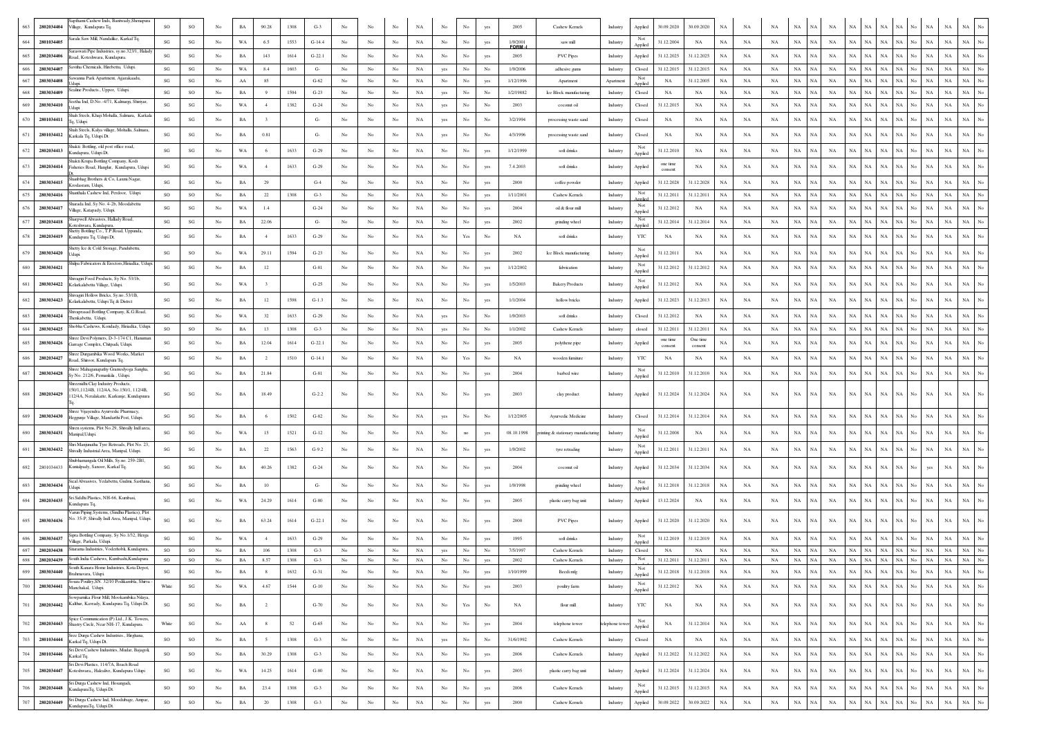| 663 | 2802034404 | Sapthami Cashew Inds, Bantwady,Shenapura Village, Kundapura Tq. | SO | SO | No | BA | 90.28 | 1308 | G-3 | No | No | No | NA | No | No | yes | 2005 | Cashew Kernels | Industry | Applied | 30.09.2020 | 30.09.2020 | NA | NA | NA | NA | NA | NA | NA | NA | NA | NA | NA | No | NA | NA | NA | No |
|---|---|---|---|---|---|---|---|---|---|---|---|---|---|---|---|---|---|---|---|---|---|---|---|---|---|---|---|---|---|---|---|---|---|---|---|---|---|---|
| 664 | 2801034405 | Sarala Saw Mill, Nandalike, Karkal Tq. | SG | SG | No | WA | 6.5 | 1553 | G-14.4 | No | No | No | NA | No | No | yes | 1/9/2001 FORM -I | saw mill | Industry | Not Applied | 31.12.2004 | NA | NA | NA | NA | NA | NA | NA | NA | NA | NA | NA | No | NA | NA | NA | No |
| 665 | 2802034406 | Saraswati Pipe Industries, sy.no.323/1, Halady Road, Koteshwara, Kundapura | SG | SG | No | BA | 143 | 1614 | G-22.1 | No | No | No | NA | No | No | yes | 2005 | PVC Pipes | Industry | Applied | 31.12.2025 | 31.12.2025 | NA | NA | NA | NA | NA | NA | NA | NA | NA | NA | NA | No | NA | NA | NA | No |
| 666 | 2803034407 | Sawitha Chemicals, Hirebettu, Udupi. | SG | SG | No | WA | 8.4 | 1603 | G- | No | No | No | NA | yes | No | No | 1/9/2006 | adhesive gums | Industry | Closed | 31.12.2015 | 31.12.2015 | NA | NA | NA | NA | NA | NA | NA | NA | NA | NA | NA | No | NA | NA | NA | No |
| 667 | 2803034408 | Sawanna Park Apartment, Ajjarakaadu, Udupi. | SG | SG | No | AA | 85 | | G-62 | No | No | No | NA | No | No | yes | 1/12/1996 | Apartment | Apartment | Not Applied | NA | 31.12.2005 | NA | NA | NA | NA | NA | NA | NA | NA | NA | NA | NA | No | NA | NA | NA | No |
| 668 | 2803034409 | Sealine Products., Uppor, Udupi. | SG | SO | No | BA | 9 | 1594 | G-23 | No | No | No | NA | yes | No | No | 1/2/19882 | Ice Block manufacturing | Industry | Closed | NA | NA | NA | NA | NA | NA | NA | NA | NA | NA | NA | NA | NA | No | NA | NA | NA | No |
| 669 | 2803034410 | Seetha Ind, D.No.-4/71, Kalmargi, Shiriyar, Udupi | SG | SG | No | WA | 4 | 1382 | G-24 | No | No | No | NA | yes | No | No | 2003 | coconut oil | Industry | Closed | 31.12.2015 | NA | NA | NA | NA | NA | NA | NA | NA | NA | NA | NA | NA | No | NA | NA | NA | No |
| 670 | 2801034411 | Shah Steels, Khaji Mohalla, Salmara, Karkala Tq, Udupi | SG | SG | No | BA | 3 | | G- | No | No | No | NA | yes | No | No | 3/2/1994 | processing waste sand | Industry | Closed | NA | NA | NA | NA | NA | NA | NA | NA | NA | NA | NA | NA | NA | No | NA | NA | NA | No |
| 671 | 2801034412 | Shah Steels, Kalya village, Mohalla, Salmara, Karkala Tq, Udupi Dt. | SG | SG | No | BA | 0.81 | | G- | No | No | No | NA | yes | No | No | 4/3/1996 | processing waste sand | Industry | Closed | NA | NA | NA | NA | NA | NA | NA | NA | NA | NA | NA | NA | NA | No | NA | NA | NA | No |
| 672 | 2802034413 | Shakti Bottling, old post office road, Kundapura, Udupi Dt. | SG | SG | No | WA | 6 | 1633 | G-29 | No | No | No | NA | No | No | yes | 1/12/1999 | soft drinks | Industry | Not Applied | 31.12.2010 | NA | NA | NA | NA | NA | NA | NA | NA | NA | NA | NA | NA | No | NA | NA | NA | No |
| 673 | 2802034414 | Shakti Krupa Bottling Company, Kodi Fisheries Road, Hanghar, Kundapura, Udupi Dt. | SG | SG | No | WA | 4 | 1633 | G-29 | No | No | No | NA | No | No | yes | 7.4.2003 | soft drinks | Industry | Applied | one time consent | NA | NA | NA | NA | NA | NA | NA | NA | NA | NA | NA | NA | No | NA | NA | NA | No |
| 674 | 2803034415 | Shanbhag Brothers & Co, Laxmi Nagar, Krishnapura, Udupi. | SG | SG | No | BA | 29 | | G-4 | No | No | No | NA | No | No | yes | 2000 | coffee powder | Industry | Applied | 31.12.2028 | 31.12.2028 | NA | NA | NA | NA | NA | NA | NA | NA | NA | NA | NA | No | NA | NA | NA | No |
| 675 | 2803034416 | Shanthala Cashew Ind, Perdoor, Udupi. | SO | SO | No | BA | 22 | 1308 | G-3 | No | No | No | NA | No | No | yes | 1/11/2001 | Cashew Kernels | Industry | Not Applied | 31.12.2011 | 31.12.2011 | NA | NA | NA | NA | NA | NA | NA | NA | NA | NA | NA | No | NA | NA | NA | No |
| 676 | 2803034417 | Sharada Ind, Sy No. 4-26, Moodabettu Village, Katapady, Udupi. | SG | SG | No | WA | 1.4 | | G-24 | No | No | No | NA | No | No | yes | 2004 | oil & flour mill | Industry | Not Applied | 31.12.2012 | NA | NA | NA | NA | NA | NA | NA | NA | NA | NA | NA | NA | No | NA | NA | NA | No |
| 677 | 2802034418 | Sharpwell Abrasives, Hallady Road, Koteshwara, Kundapura. | SG | SG | No | BA | 22.06 | | G- | No | No | No | NA | No | No | yes | 2002 | grinding wheel | Industry | Not Applied | 31.12.2014 | 31.12.2014 | NA | NA | NA | NA | NA | NA | NA | NA | NA | NA | NA | No | NA | NA | NA | No |
| 678 | 2802034419 | Shetty Bottling Co., T.P.Road, Uppunda, Kundapura Tq, Udupi Dt. | SG | SG | No | BA | 4 | 1633 | G-29 | No | No | No | NA | No | Yes | No | NA | soft drinks | Industry | YTC | NA | NA | NA | NA | NA | NA | NA | NA | NA | NA | NA | NA | NA | No | NA | NA | NA | No |
| 679 | 2803034420 | Shetty Ice & Cold Storage, Pandubettu, Udupi. | SG | SO | No | WA | 29.11 | 1594 | G-23 | No | No | No | NA | No | No | yes | 2002 | Ice Block manufacturing | Industry | Not Applied | 31.12.2011 | NA | NA | NA | NA | NA | NA | NA | NA | NA | NA | NA | NA | No | NA | NA | NA | No |
| 680 | 2803034421 | Shilpa Fabricators & Erectors,Hiriadka, Udupi. | SG | SG | No | BA | 12 | | G-81 | No | No | No | NA | No | No | yes | 1/12/2002 | fabrication | Industry | Not Applied | 31.12.2012 | 31.12.2012 | NA | NA | NA | NA | NA | NA | NA | NA | NA | NA | NA | No | NA | NA | NA | No |
| 681 | 2803034422 | Shivagiri Food Products, Sy.No. 53/1b, Kelarkalabettu Village, Udupi. | SG | SG | No | WA | 3 | | G-25 | No | No | No | NA | No | No | yes | 1/5/2003 | Bakery Products | Industry | Not Applied | 31.12.2012 | NA | NA | NA | NA | NA | NA | NA | NA | NA | NA | NA | NA | No | NA | NA | NA | No |
| 682 | 2803034423 | Shivagiri Hollow Bricks, Sy.no.,53/1B, Kelarkalabettu, Udupi Tq & Distrct | SG | SG | No | BA | 12 | 1598 | G-1.3 | No | No | No | NA | No | No | yes | 1/1/2004 | hollow bricks | Industry | Applied | 31.12.2023 | 31.12.2013 | NA | NA | NA | NA | NA | NA | NA | NA | NA | NA | NA | No | NA | NA | NA | No |
| 683 | 2803034424 | Shivaprasad Bottling Company, K.G.Road, Thenkabettu, Udupi. | SG | SG | No | WA | 32 | 1633 | G-29 | No | No | No | NA | yes | No | No | 1/9/2003 | soft drinks | Industry | Closed | 31.12.2012 | NA | NA | NA | NA | NA | NA | NA | NA | NA | NA | NA | NA | No | NA | NA | NA | No |
| 684 | 2803034425 | Shobha Cashews, Kondady, Hiriadka, Udupi. | SO | SO | No | BA | 13 | 1308 | G-3 | No | No | No | NA | yes | No | No | 1/1/2002 | Cashew Kernels | Industry | closed | 31.12.2011 | 31.12.2011 | NA | NA | NA | NA | NA | NA | NA | NA | NA | NA | NA | No | NA | NA | NA | No |
| 685 | 2803034426 | Shree Devi Polymers, D-3-174 C1, Hanuman Garrage Complex, Chitpadi, Udupi. | SG | SG | No | BA | 12.04 | 1614 | G-22.1 | No | No | No | NA | No | No | yes | 2005 | polythene pipe | Industry | Applied | one time consent | One time consent | NA | NA | NA | NA | NA | NA | NA | NA | NA | NA | NA | No | NA | NA | NA | No |
| 686 | 2802034427 | Shree Durgambika Wood Works, Market Road, Shiroor, Kundapura Tq. | SG | SG | No | BA | 2 | 1510 | G-14.1 | No | No | No | NA | No | Yes | No | NA | wooden furniture | Industry | YTC | NA | NA | NA | NA | NA | NA | NA | NA | NA | NA | NA | NA | NA | No | NA | NA | NA | No |
| 687 | 2803034428 | Shree Mahaganapathy Gramodyoga Sangha, Sy No. 212/6, Pernankila , Udupi. | SG | SG | No | BA | 21.84 | | G-81 | No | No | No | NA | No | No | yes | 2004 | barbed wire | Industry | Not Applied | 31.12.2010 | 31.12.2010 | NA | NA | NA | NA | NA | NA | NA | NA | NA | NA | NA | No | NA | NA | NA | No |
| 688 | 2802034429 | Shreenidhi Clay Industry Products, 150/1,112/4B, 112/4A, No.150/1, 112/4B, 112/4A, Neralakatte, Karkunje, Kundapura Tq. | SG | SG | No | BA | 18.49 | | G-2.2 | No | No | No | NA | No | No | yes | 2003 | clay product | Industry | Applied | 31.12.2024 | 31.12.2024 | NA | NA | NA | NA | NA | NA | NA | NA | NA | NA | NA | No | NA | NA | NA | No |
| 689 | 2803034430 | Shree Vijayendra Ayurvedic Pharmacy, Heggunje Village, Mandarthi Post, Udupi. | SG | SG | No | BA | 6 | 1502 | G-82 | No | No | No | NA | yes | No | No | 1/12/2005 | Ayurvedic Medicine | Industry | Closed | 31.12.2014 | 31.12.2014 | NA | NA | NA | NA | NA | NA | NA | NA | NA | NA | NA | No | NA | NA | NA | No |
| 690 | 2803034431 | Shreen systems, Plot No.29, Shivally Indl area, Manipal,Udupi. | SG | SG | No | WA | 15 | 1521 | G-12 | No | No | No | NA | No | no | yes | 08.10.1998 | printing & stationary manufacturing | Industry | Not Applied | 31.12.2008 | NA | NA | NA | NA | NA | NA | NA | NA | NA | NA | NA | NA | No | NA | NA | NA | No |
| 691 | 2803034432 | Shri Manjunatha Tyre Retreads, Plot No. 23, Shivally Industrial Area, Manipal, Udupi. | SG | SG | No | BA | 22 | 1563 | G-9.2 | No | No | No | NA | No | No | yes | 1/9/2002 | tyre retrading | Industry | Not Applied | 31.12.2011 | 31.12.2011 | NA | NA | NA | NA | NA | NA | NA | NA | NA | NA | NA | No | NA | NA | NA | No |
| 692 | 2801034433 | Shubhamangala Oil Mills, Sy.no. 259-2B1, Kundpady, Sanoor, Karkal Tq. | SG | SG | No | BA | 40.26 | 1382 | G-24 | No | No | No | NA | No | No | yes | 2004 | coconut oil | Industry | Applied | 31.12.2034 | 31.12.2034 | NA | NA | NA | NA | NA | NA | NA | NA | NA | NA | NA | No | yes | NA | NA | No |
| 693 | 2803034434 | Sical Abrasives, Yedabettu, Gudmi, Sasthana, Udupi. | SG | SG | No | BA | 10 | | G- | No | No | No | NA | No | No | yes | 1/9/1998 | grinding wheel | Industry | Not Applied | 31.12.2018 | 31.12.2018 | NA | NA | NA | NA | NA | NA | NA | NA | NA | NA | NA | No | NA | NA | NA | No |
| 694 | 2802034435 | Sri Siddha Plastics, NH-66, Kumbasi, Kundapura Tq. | SG | SG | No | WA | 24.29 | 1614 | G-80 | No | No | No | NA | No | No | yes | 2005 | plastic carry bag unit | Industry | Applied | 13.12.2024 | NA | NA | NA | NA | NA | NA | NA | NA | NA | NA | NA | NA | No | NA | NA | NA | No |
| 695 | 2803034436 | Varun Piping Systems (Sindhu Plastics), Plot No. 35-P, Shivally Indl Area, Manipal, Udupi. | SG | SG | No | BA | 63.24 | 1614 | G-22.1 | No | No | No | NA | No | No | yes | 2000 | PVC Pipes | Industry | Applied | 31.12.2020 | 31.12.2020 | NA | NA | NA | NA | NA | NA | NA | NA | NA | NA | NA | No | NA | NA | NA | No |
| 696 | 2803034437 | Sipra Bottling Company, Sy.No.1/32, Herga Village, Parkala, Udupi. | SG | SG | No | WA | 4 | 1633 | G-29 | No | No | No | NA | No | No | yes | 1995 | soft drinks | Industry | Not Applied | 31.12.2019 | 31.12.2019 | NA | NA | NA | NA | NA | NA | NA | NA | NA | NA | NA | No | NA | NA | NA | No |
| 697 | 2802034438 | Sitarama Industries, Vodorhobli, Kundapura, | SO | SO | No | BA | 106 | 1308 | G-3 | No | No | No | NA | yes | No | No | 7/5/1997 | Cashew Kernels | Industry | Closed | NA | NA | NA | NA | NA | NA | NA | NA | NA | NA | NA | NA | NA | No | NA | NA | NA | No |
| 698 | 2802034439 | South India Cashews, Kumbashi,Kundapura | SO | SO | No | BA | 8.57 | 1308 | G-3 | No | No | No | NA | No | No | yes | 2002 | Cashew Kernels | Industry | Not | 31.12.2011 | 31.12.2011 | NA | NA | NA | NA | NA | NA | NA | NA | NA | NA | NA | No | NA | NA | NA | No |
| 699 | 2803034440 | South Kanara Home Industries, Kota Depot, Brahmavara, Udupi. | SG | SG | No | BA | 8 | 1632 | G-31 | No | No | No | NA | No | No | yes | 1/10/1999 | Beedi mfg | Industry | Not Applied | 31.12.2018 | 31.12.2018 | NA | NA | NA | NA | NA | NA | NA | NA | NA | NA | NA | No | NA | NA | NA | No |
| 700 | 2803034441 | Souza Poultry,SN. 32/10 Podikambla, Shirva - Manchakal, Udupi. | White | SG | No | WA | 4.67 | 1544 | G-10 | No | No | No | NA | No | No | yes | 2003 | poultry farm | Industry | Not Applied | 31.12.2012 | NA | NA | NA | NA | NA | NA | NA | NA | NA | NA | NA | NA | No | NA | NA | NA | No |
| 701 | 2802034442 | Sowparnika Flour Mill, Mookambika Nilaya, Kalthur, Kavrady, Kundapura Tq, Udupi Dt. | SG | SG | No | BA | 2 | | G-70 | No | No | No | NA | No | Yes | No | NA | flour mill | Industry | YTC | NA | NA | NA | NA | NA | NA | NA | NA | NA | NA | NA | NA | NA | No | NA | NA | NA | No |
| 702 | 2802034443 | Spice Communication (P) Ltd., J.K. Towers, Shastry Circle, Near NH-17, Kundapura. | White | SG | No | AA | 8 | 52 | G-65 | No | No | No | NA | No | No | yes | 2004 | telephone tower | telephone tower | Not Applied | NA | 31.12.2014 | NA | NA | NA | NA | NA | NA | NA | NA | NA | NA | NA | No | NA | NA | NA | No |
| 703 | 2801034444 | Sree Durga Cashew Industries., Hirghana, Karkal Tq, Udupi Dt. | SO | SO | No | BA | 5 | 1308 | G-3 | No | No | No | NA | yes | No | No | 31/6/1992 | Cashew Kernels | Industry | Closed | NA | NA | NA | NA | NA | NA | NA | NA | NA | NA | NA | NA | NA | No | NA | NA | NA | No |
| 704 | 2801034446 | Sri Devi Cashew Industries, Mudar, Bajagoli, Karkal Tq. | SO | SO | No | BA | 30.29 | 1308 | G-3 | No | No | No | NA | No | No | yes | 2006 | Cashew Kernels | Industry | Applied | 31.12.2022 | 31.12.2022 | NA | NA | NA | NA | NA | NA | NA | NA | NA | NA | NA | No | NA | NA | NA | No |
| 705 | 2802034447 | Sri Devi Plastics, 114/7A, Beach Road Koteshwara., Haleulive, Kundapura Udupi. | SG | SG | No | WA | 14.25 | 1614 | G-80 | No | No | No | NA | No | No | yes | 2005 | plastic carry bag unit | Industry | Applied | 31.12.2024 | 31.12.2024 | NA | NA | NA | NA | NA | NA | NA | NA | NA | NA | NA | No | NA | NA | NA | No |
| 706 | 2802034448 | Sri Durga Cashew Ind, Hosangadi, KundapuraTq, Udupi Dt. | SO | SO | No | BA | 23.4 | 1308 | G-3 | No | No | No | NA | No | No | yes | 2006 | Cashew Kernels | Industry | Not Applied | 31.12.2015 | 31.12.2015 | NA | NA | NA | NA | NA | NA | NA | NA | NA | NA | NA | No | NA | NA | NA | No |
| 707 | 2802034449 | Sri Durga Cashew Ind, Moodubage, Ampar, KundapuraTq, Udupi Dt. | SO | SO | No | BA | 20 | 1308 | G-3 | No | No | No | NA | No | No | yes | 2000 | Cashew Kernels | Industry | Applied | 30.09.2022 | 30.09.2022 | NA | NA | NA | NA | NA | NA | NA | NA | NA | NA | NA | No | NA | NA | NA | No |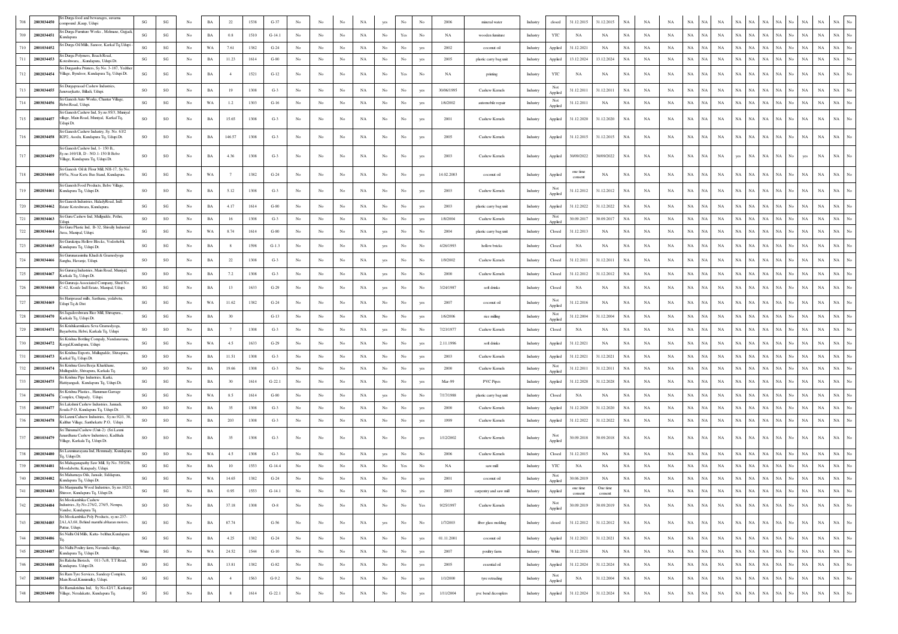| 708 | 2803034450 | Sri Durga food and bewarages, suvarna compound ,Kaup, Udupi | SG | SG | No | BA | 22 | 1538 | G-37 | No | No | No | NA | yes | No | No | 2006 | mineral water | Industry | closed | 31.12.2015 | 31.12.2015 | NA | NA | NA | NA | NA | NA | NA | NA | NA | NA | NA | No | NA | NA | NA | No |
|---|---|---|---|---|---|---|---|---|---|---|---|---|---|---|---|---|---|---|---|---|---|---|---|---|---|---|---|---|---|---|---|---|---|---|---|---|---|---|
| 709 | 2802034451 | Sri Durga Furniture Works , Melmane, Gujjadi, Kundapura | SG | SG | No | BA | 0.8 | 1510 | G-14.1 | No | No | No | NA | No | Yes | No | NA | wooden furniture | Industry | YTC | NA | NA | NA | NA | NA | NA | NA | NA | NA | NA | NA | NA | NA | No | NA | NA | NA | No |
| 710 | 2801034452 | Sri Durga Oil Mills, Sanoor, Karkal Tq,Udupi . | SG | SG | No | WA | 7.61 | 1382 | G-24 | No | No | No | NA | No | No | yes | 2002 | coconut oil | Industry | Applied | 31.12.2021 | NA | NA | NA | NA | NA | NA | NA | NA | NA | NA | NA | NA | No | NA | NA | NA | No |
| 711 | 2802034453 | Sri Durga Polymers, Beach Road, Koteshwara, , Kundapura, Udupi Dt. | SG | SG | No | BA | 11.23 | 1614 | G-80 | No | No | No | NA | No | No | yes | 2005 | plastic carry bag unit | Industry | Applied | 13.12.2024 | 13.12.2024 | NA | NA | NA | NA | NA | NA | NA | NA | NA | NA | NA | No | NA | NA | NA | No |
| 712 | 2802034454 | Sri Durgamba Printers, Sy No. 3-187, Yedthre Village, Byndoor, Kundapura Tq, Udupi Dt. | SG | SG | No | BA | 4 | 1521 | G-12 | No | No | No | NA | No | Yes | No | NA | painting | Industry | YTC | NA | NA | NA | NA | NA | NA | NA | NA | NA | NA | NA | NA | NA | No | NA | NA | NA | No |
| 713 | 2803034455 | Sri Durgaprasad Cashew Industries, Jannavarkatte, Billadi, Udupi. | SO | SO | No | BA | 19 | 1308 | G-3 | No | No | No | NA | No | No | yes | 30/06/1995 | Cashew Kernels | Industry | Not Applied | 31.12.2011 | 31.12.2011 | NA | NA | NA | NA | NA | NA | NA | NA | NA | NA | NA | No | NA | NA | NA | No |
| 714 | 2803034456 | Sri Ganesh Auto Works, Chantar Village, Hebri Road, Udupi. | SG | SG | No | WA | 1.2 | 1303 | G-16 | No | No | No | NA | No | No | yes | 1/6/2002 | automobile repair | Industry | Not Applied | 31.12.2011 | NA | NA | NA | NA | NA | NA | NA | NA | NA | NA | NA | NA | No | NA | NA | NA | No |
| 715 | 2801034457 | Sri Ganesh Cashew Ind, Sy.no.95/3, Munial village, Main Road, Muniyal, Karkal Tq, Udupi Dt. | SO | SO | No | BA | 15.65 | 1308 | G-3 | No | No | No | NA | No | No | yes | 2001 | Cashew Kernels | Industry | Applied | 31.12.2020 | 31.12.2020 | NA | NA | NA | NA | NA | NA | NA | NA | NA | NA | NA | No | NA | NA | NA | No |
| 716 | 2802034458 | Sri Ganesh Cashew Industry, Sy. No. 63/2 B2P2, Asodu, Kundapura Tq, Udupi Dt. | SO | SO | No | BA | 146.57 | 1308 | G-3 | No | No | No | NA | No | No | yes | 2005 | Cashew Kernels | Industry | Applied | 31.12.2015 | 31.12.2015 | NA | NA | NA | NA | NA | NA | NA | NA | NA | NA | NA | No | NA | NA | NA | No |
| 717 | 2802034459 | Sri Ganesh Cashew Ind, 1- 150 B,, Sy.no.169/1B, D - NO. 1-150 B Belve Village, Kundapura Tq, Udupi Dt. | SO | SO | No | BA | 4.36 | 1308 | G-3 | No | No | No | NA | No | No | yes | 2003 | Cashew Kernels | Industry | Applied | 30/09/2022 | 30/09/2022 | NA | NA | NA | NA | NA | NA | yes | NA | NA | NA | No | yes | NA | NA | No |
| 718 | 2802034460 | Sri Ganesh Oil & Flour Mill, NH-17, Sy No. 49/5a, Near Kstrc Bus Stand, Kundapura. | SG | SG | No | WA | 7 | 1382 | G-24 | No | No | No | NA | No | No | yes | 14.02.2003 | coconut oil | Industry | Applied | one time consent | NA | NA | NA | NA | NA | NA | NA | NA | NA | NA | NA | NA | No | NA | NA | NA | No |
| 719 | 2802034461 | Sri Ganesh Food Products, Belve Village, Kundapura Tq, Udupi Dt. | SO | SO | No | BA | 5.12 | 1308 | G-3 | No | No | No | NA | No | No | yes | 2003 | Cashew Kernels | Industry | Not Applied | 31.12.2012 | 31.12.2012 | NA | NA | NA | NA | NA | NA | NA | NA | NA | NA | NA | No | NA | NA | NA | No |
| 720 | 2802034462 | Sri Ganesh Industries, HaladyRoad, Indl. Estate Koteshwara, Kundapura. | SG | SG | No | BA | 4.17 | 1614 | G-80 | No | No | No | NA | No | No | yes | 2003 | plastic carry bag unit | Industry | Applied | 31.12.2022 | 31.12.2022 | NA | NA | NA | NA | NA | NA | NA | NA | NA | NA | NA | No | NA | NA | NA | No |
| 721 | 2803034463 | Sri Guru Cashew Ind, Mullgadde, Pethri, Udupi. | SO | SO | No | BA | 16 | 1308 | G-3 | No | No | No | NA | No | No | yes | 1/8/2004 | Cashew Kernels | Industry | Not Applied | 30.09.2017 | 30.09.2017 | NA | NA | NA | NA | NA | NA | NA | NA | NA | NA | NA | No | NA | NA | NA | No |
| 722 | 2803034464 | Sri Guru Plastic Ind, B-32, Shivally Industrial Area, Manipal, Udupi. | SG | SG | No | WA | 8.74 | 1614 | G-80 | No | No | No | NA | yes | No | No | 2004 | plastic carry bag unit | Industry | Closed | 31.12.2013 | NA | NA | NA | NA | NA | NA | NA | NA | NA | NA | NA | NA | No | NA | NA | NA | No |
| 723 | 2802034465 | Sri Gurukripa Hollow Blocks, Vodeyhobli, Kundapura Tq, Udupi Dt. | SG | SG | No | BA | 8 | 1598 | G-1.3 | No | No | No | NA | yes | No | No | 4/26/1993 | hollow bricks | Industry | Closed | NA | NA | NA | NA | NA | NA | NA | NA | NA | NA | NA | NA | NA | No | NA | NA | NA | No |
| 724 | 2803034466 | Sri Gurunarasimha Khadi & Gramodyoga Sangha, Havanje, Udupi. | SO | SO | No | BA | 22 | 1308 | G-3 | No | No | No | NA | yes | No | No | 1/9/2002 | Cashew Kernels | Industry | Closed | 31.12.2011 | 31.12.2011 | NA | NA | NA | NA | NA | NA | NA | NA | NA | NA | NA | No | NA | NA | NA | No |
| 725 | 2801034467 | Sri Gururaj Industries, Main Road, Muniyal, Karkala Tq, Udupi Dt. | SO | SO | No | BA | 7.2 | 1308 | G-3 | No | No | No | NA | yes | No | No | 2000 | Cashew Kernels | Industry | Closed | 31.12.2012 | 31.12.2012 | NA | NA | NA | NA | NA | NA | NA | NA | NA | NA | NA | No | NA | NA | NA | No |
| 726 | 2803034468 | Sri Gururaja Associated Company, Shed No. C-42, Kssidc Indl Estate, Manipal, Udupi. | SG | SG | No | BA | 13 | 1633 | G-29 | No | No | No | NA | yes | No | No | 3/24/1987 | soft drinks | Industry | Closed | NA | NA | NA | NA | NA | NA | NA | NA | NA | NA | NA | NA | NA | No | NA | NA | NA | No |
| 727 | 2803034469 | Sri Hariprasad mills, Sasthana, yedabettu, Udupi Tq & Dist | SG | SG | No | WA | 11.62 | 1382 | G-24 | No | No | No | NA | No | No | yes | 2007 | coconut oil | Industry | Not Applied | 31.12.2016 | NA | NA | NA | NA | NA | NA | NA | NA | NA | NA | NA | NA | No | NA | NA | NA | No |
| 728 | 2801034470 | Sri Jagadeeshwara Rice Mill, Shivapura., Karkala Tq, Udupi Dt. | SG | SG | No | BA | 30 |  | G-13 | No | No | No | NA | No | No | yes | 1/6/2006 | rice milling | Industry | Not Applied | 31.12.2004 | 31.12.2004 | NA | NA | NA | NA | NA | NA | NA | NA | NA | NA | NA | No | NA | NA | NA | No |
| 729 | 2801034471 | Sri Krishakarmikara Seva Gramodyoga, Bayarbettu, Hebri, Karkala Tq, Udupi | SO | SO | No | BA | 7 | 1308 | G-3 | No | No | No | NA | yes | No | No | 7/23/1977 | Cashew Kernels | Industry | Closed | NA | NA | NA | NA | NA | NA | NA | NA | NA | NA | NA | NA | NA | No | NA | NA | NA | No |
| 730 | 2802034472 | Sri Krishna Bottling Company, Nandanavana, Kergal,Kundapura, Udupi | SG | SG | No | WA | 4.5 | 1633 | G-29 | No | No | No | NA | No | No | yes | 2.11.1996 | soft drinks | Industry | Applied | 31.12.2021 | NA | NA | NA | NA | NA | NA | NA | NA | NA | NA | NA | NA | No | NA | NA | NA | No |
| 731 | 2801034473 | Sri Krishna Exports, Mullagudde, Shivapura, Karkal Tq, Udupi Dt. | SO | SO | No | BA | 11.51 | 1308 | G-3 | No | No | No | NA | No | No | yes | 2003 | Cashew Kernels | Industry | Applied | 31.12.2021 | 31.12.2021 | NA | NA | NA | NA | NA | NA | NA | NA | NA | NA | NA | No | NA | NA | NA | No |
| 732 | 2801034474 | Sri Krishna Geru Beeja Kharkhane, Mullagudde, Shivapura, Karkala Tq. | SO | SO | No | BA | 19.66 | 1308 | G-3 | No | No | No | NA | No | No | yes | 2000 | Cashew Kernels | Industry | Not Applied | 31.12.2011 | 31.12.2011 | NA | NA | NA | NA | NA | NA | NA | NA | NA | NA | NA | No | NA | NA | NA | No |
| 733 | 2802034475 | Sri Krishna Pipe Industries, Karki, Hattiyangadi, Kundapura Tq, Udupi Dt. | SG | SG | No | BA | 30 | 1614 | G-22.1 | No | No | No | NA | No | No | yes | Mar-99 | PVC Pipes | Industry | Applied | 31.12.2028 | 31.12.2028 | NA | NA | NA | NA | NA | NA | NA | NA | NA | NA | NA | No | NA | NA | NA | No |
| 734 | 2803034476 | Sri Krishna Plastics., Hanuman Garrage Complex, Chitpady, Udupi. | SG | SG | No | WA | 8.5 | 1614 | G-80 | No | No | No | NA | yes | No | No | 7/17/1988 | plastic carry bag unit | Industry | Closed | NA | NA | NA | NA | NA | NA | NA | NA | NA | NA | NA | NA | NA | No | NA | NA | NA | No |
| 735 | 2801034477 | Sri Lakshmi Cashew Industries, Jarnadi, Sowda P.O, Kundapura Tq, Udupi Dt. | SO | SO | No | BA | 35 | 1308 | G-3 | No | No | No | NA | No | No | yes | 2000 | Cashew Kernels | Industry | Applied | 31.12.2020 | 31.12.2020 | NA | NA | NA | NA | NA | NA | NA | NA | NA | NA | NA | No | NA | NA | NA | No |
| 736 | 2803034478 | Sri Laxmi Cahsew Industries, Sy.no.92/1, 38, Kalthur Village, Santhekatte P.O., Udupi. | SO | SO | No | BA | 203 | 1308 | G-3 | No | No | No | NA | No | No | yes | 1999 | Cashew Kernels | Industry | Applied | 31.12.2022 | 31.12.2022 | NA | NA | NA | NA | NA | NA | NA | NA | NA | NA | NA | No | NA | NA | NA | No |
| 737 | 2801034479 | Sri Thirumal Cashew (Unit-2) (Sri Laxmi Janardhana Cashew Industries), Kadthala Village, Karkala Tq, Udupi Dt. | SO | SO | No | BA | 35 | 1308 | G-3 | No | No | No | NA | No | No | yes | 1/12/2002 | Cashew Kernels | Industry | Not Applied | 30.09.2018 | 30.09.2018 | NA | NA | NA | NA | NA | NA | NA | NA | NA | NA | NA | No | NA | NA | NA | No |
| 738 | 2802034480 | Sri Laxminarayana Ind, Hemmady, Kundapura Tq, Udupi Dt. | SO | SO | No | WA | 4.5 | 1308 | G-3 | No | No | No | NA | yes | No | No | 2006 | Cashew Kernels | Industry | Closed | 31.12.2015 | NA | NA | NA | NA | NA | NA | NA | NA | NA | NA | NA | NA | No | NA | NA | NA | No |
| 739 | 2803034481 | Sri Mahaganapathy Saw Mill, Sy No. 59/20b, Moodabettu, Katapady, Udupi. | SG | SG | No | BA | 10 | 1553 | G-14.4 | No | No | No | NA | No | Yes | No | NA | saw mill | Industry | YTC | NA | NA | NA | NA | NA | NA | NA | NA | NA | NA | NA | NA | NA | No | NA | NA | NA | No |
| 740 | 2802034482 | Sri Mahamaya Oils, Jaraale, Siddapura, Kundapura Tq, Udupi Dt. | SG | SG | No | WA | 14.65 | 1382 | G-24 | No | No | No | NA | No | No | yes | 2001 | coconut oil | Industry | Not Applied | 30.06.2019 | NA | NA | NA | NA | NA | NA | NA | NA | NA | NA | NA | NA | No | NA | NA | NA | No |
| 741 | 2802034483 | Sri Manjunatha Wood Industries, Sy.no.102/1, Shiroor, Kundapura Tq, Udupi Dt. | SG | SG | No | BA | 0.95 | 1553 | G-14.1 | No | No | No | NA | No | No | yes | 2003 | carpentry and saw mill | Industry | Applied | one time consent | One time consent | NA | NA | NA | NA | NA | NA | NA | NA | NA | NA | NA | No | NA | NA | NA | No |
| 742 | 2802034484 | Sri Mookambika Cashew Industries, Sy.No.276/2, 276/5, Nempu, Vandse, Kundapura Tq. | SO | SO | No | BA | 37.18 | 1308 | O-8 | No | No | No | NA | No | No | Yes | 9/25/1997 | Cashew Kernels | Industry | Not Applied | 30.09.2019 | 30.09.2019 | NA | NA | NA | NA | NA | NA | NA | NA | NA | NA | NA | No | NA | NA | NA | No |
| 743 | 2803034485 | Sri Mookambika Poly Products, sy.no.237-2A1,A3,68, Behind maruthi abharan motors, Puttur, Udupi. | SG | SG | No | BA | 87.74 |  | G-56 | No | No | No | NA | yes | No | No | 1/7/2003 | fiber glass molding | Industry | closed | 31.12.2012 | 31.12.2012 | NA | NA | NA | NA | NA | NA | NA | NA | NA | NA | NA | No | NA | NA | NA | No |
| 744 | 2802034486 | Sri Nidhi Oil Mills, Katta- belthur,Kundapura Tq. | SG | SG | No | BA | 4.25 | 1382 | G-24 | No | No | No | NA | No | No | yes | 01.11.2001 | coconut oil | Industry | Applied | 31.12.2021 | 31.12.2021 | NA | NA | NA | NA | NA | NA | NA | NA | NA | NA | NA | No | NA | NA | NA | No |
| 745 | 2802034487 | Sri Nidhi Poultry farm, Navunda village, Kundapura Tq, Udupi Dt. | White | SG | No | WA | 24.52 | 1544 | G-10 | No | No | No | NA | No | No | yes | 2007 | poultry farm | Industry | White | 31.12.2016 | NA | NA | NA | NA | NA | NA | NA | NA | NA | NA | NA | NA | No | NA | NA | NA | No |
| 746 | 2802034488 | Sri Raksha Biotech, 011-7c/8, T.T Road, Kundapura. Udupi Dt. | SO | SG | No | BA | 13.81 | 1382 | G-82 | No | No | No | NA | No | No | yes | 2005 | essential oil | Industry | Applied | 31.12.2024 | 31.12.2024 | NA | NA | NA | NA | NA | NA | NA | NA | NA | NA | NA | No | NA | NA | NA | No |
| 747 | 2803034489 | Sri Ram Tyre Services, Sandeep Complex, Main Road,Kinnimulky, Udupi. | SG | SG | No | AA | 4 | 1563 | G-9.2 | No | No | No | NA | No | No | yes | 1/1/2000 | tyre retrading | Industry | Not Applied | NA | 31.12.2004 | NA | NA | NA | NA | NA | NA | NA | NA | NA | NA | NA | No | NA | NA | NA | No |
| 748 | 2802034490 | Sri Ramakrishna Ind, Sy No.42/17, Karkunje Village, Neralakatte, Kundapura Tq. | SG | SG | No | BA | 8 | 1614 | G-22.1 | No | No | No | NA | No | No | yes | 1/11/2004 | pvc bend &couplers | Industry | Applied | 31.12.2024 | 31.12.2024 | NA | NA | NA | NA | NA | NA | NA | NA | NA | NA | NA | No | NA | NA | NA | No |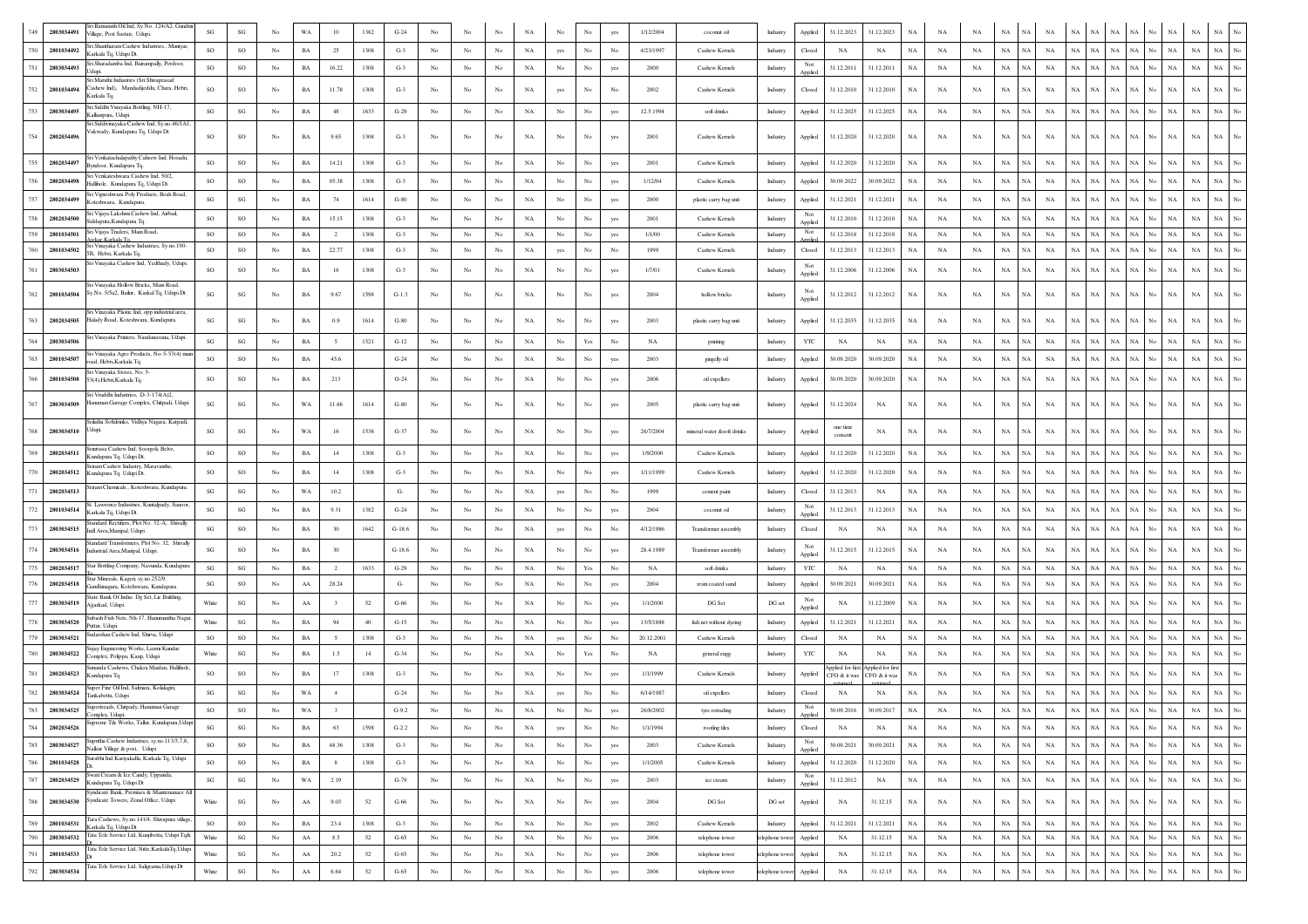| 749 | 2803034491 | Sri Ramanath Oil Ind, Sy.No. 124/A2, Gundmi Village, Post Sastan, Udupi. | SG | SG | No | WA | 10 | 1382 | G-24 | No | No | No | NA | No | No | yes | 1/12/2004 | coconut oil | Industry | Applied | 31.12.2023 | 31.12.2023 | NA | NA | NA | NA | NA | NA | NA | NA | NA | NA | NA | No | NA | NA | NA | No |
|---|---|---|---|---|---|---|---|---|---|---|---|---|---|---|---|---|---|---|---|---|---|---|---|---|---|---|---|---|---|---|---|---|---|---|---|---|---|---|
| 750 | 2801034492 | Sri Shantharam Cashew Industries., Muniyar, Karkala Tq, Udupi Dt. | SO | SO | No | BA | 25 | 1308 | G-3 | No | No | No | NA | yes | No | No | 4/23/1997 | Cashew Kernels | Industry | Closed | NA | NA | NA | NA | NA | NA | NA | NA | NA | NA | NA | NA | NA | No | NA | NA | NA | No |
| 751 | 2803034493 | Sri Sharadamba Ind, Baramapally, Perdoor, Udupi. | SO | SO | No | BA | 16.22 | 1308 | G-3 | No | No | No | NA | No | No | yes | 2000 | Cashew Kernels | Industry | Not Applied | 31.12.2011 | 31.12.2011 | NA | NA | NA | NA | NA | NA | NA | NA | NA | NA | NA | No | NA | NA | NA | No |
| 752 | 2801034494 | Sri Maruthi Industries (Sri Shivaprasad Cashew Ind), Mandadijeddu, Chara, Hebri, Karkala Tq. | SO | SO | No | BA | 11.78 | 1308 | G-3 | No | No | No | NA | yes | No | No | 2002 | Cashew Kernels | Industry | Closed | 31.12.2010 | 31.12.2010 | NA | NA | NA | NA | NA | NA | NA | NA | NA | NA | NA | No | NA | NA | NA | No |
| 753 | 2803034495 | Sri Siddhi Vinayaka Bottling, NH-17, Kallianpura, Udupi. | SG | SG | No | BA | 48 | 1633 | G-29 | No | No | No | NA | No | No | yes | 12.5.1994 | soft drinks | Industry | Applied | 31.12.2025 | 31.12.2025 | NA | NA | NA | NA | NA | NA | NA | NA | NA | NA | NA | No | NA | NA | NA | No |
| 754 | 2802034496 | Sri Siddivinayaka Cashew Ind, Sy.no.46/1A1, Vakwady, Kundapura Tq, Udupi Dt. | SO | SO | No | BA | 9.65 | 1308 | G-3 | No | No | No | NA | No | No | yes | 2001 | Cashew Kernels | Industry | Applied | 31.12.2020 | 31.12.2020 | NA | NA | NA | NA | NA | NA | NA | NA | NA | NA | NA | No | NA | NA | NA | No |
| 755 | 2802034497 | Sri Venkatachalapathy Cahsew Ind, Hosadu, Byndoor, Kundapura Tq. | SO | SO | No | BA | 14.21 | 1308 | G-3 | No | No | No | NA | No | No | yes | 2001 | Cashew Kernels | Industry | Applied | 31.12.2020 | 31.12.2020 | NA | NA | NA | NA | NA | NA | NA | NA | NA | NA | NA | No | NA | NA | NA | No |
| 756 | 2802034498 | Sri Venkateshwara Cashew Ind, 50/2, Hallihole, Kundapura Tq, Udupi Dt. | SO | SO | No | BA | 95.38 | 1308 | G-3 | No | No | No | NA | No | No | yes | 1/12/04 | Cashew Kernels | Industry | Applied | 30.09.2022 | 30.09.2022 | NA | NA | NA | NA | NA | NA | NA | NA | NA | NA | NA | No | NA | NA | NA | No |
| 757 | 2802034499 | Sri Vigneshwara Poly Products, Beali Road, Koteshwara, Kundapura. | SG | SG | No | BA | 74 | 1614 | G-80 | No | No | No | NA | No | No | yes | 2000 | plastic carry bag unit | Industry | Applied | 31.12.2021 | 31.12.2021 | NA | NA | NA | NA | NA | NA | NA | NA | NA | NA | NA | No | NA | NA | NA | No |
| 758 | 2802034500 | Sri Vijaya Lakshmi Cashew Ind, Airbail, Siddapura,Kundapura Tq. | SO | SO | No | BA | 15.15 | 1308 | G-3 | No | No | No | NA | No | No | yes | 2001 | Cashew Kernels | Industry | Not Applied | 31.12.2010 | 31.12.2010 | NA | NA | NA | NA | NA | NA | NA | NA | NA | NA | NA | No | NA | NA | NA | No |
| 759 | 2801034501 | Sri Vijaya Traders, Main Road, Ajekar, Karkala Tq. | SO | SO | No | BA | 2 | 1308 | G-3 | No | No | No | NA | No | No | yes | 1/1/00 | Cashew Kernels | Industry | Not Applied | 31.12.2018 | 31.12.2018 | NA | NA | NA | NA | NA | NA | NA | NA | NA | NA | NA | No | NA | NA | NA | No |
| 760 | 2801034502 | Sri Vinayaka Cashew Industries, Sy.no.190-5B, Hebri, Karkala Tq. | SO | SO | No | BA | 22.77 | 1308 | G-3 | No | No | No | NA | yes | No | No | 1999 | Cashew Kernels | Industry | Closed | 31.12.2013 | 31.12.2013 | NA | NA | NA | NA | NA | NA | NA | NA | NA | NA | NA | No | NA | NA | NA | No |
| 761 | 2803034503 | Sri Vinayaka Cashew Ind, Yedthady, Udupi. | SO | SO | No | BA | 16 | 1308 | G-3 | No | No | No | NA | No | No | yes | 1/7/01 | Cashew Kernels | Industry | Not Applied | 31.12.2006 | 31.12.2006 | NA | NA | NA | NA | NA | NA | NA | NA | NA | NA | NA | No | NA | NA | NA | No |
| 762 | 2801034504 | Sri Vinayaka Hollow Bricks, Main Road, Sy.No. 5/5a2, Bailur, Karkal Tq, Udupi Dt. | SG | SG | No | BA | 9.67 | 1598 | G-1.3 | No | No | No | NA | No | No | yes | 2004 | hollow bricks | Industry | Not Applied | 31.12.2012 | 31.12.2012 | NA | NA | NA | NA | NA | NA | NA | NA | NA | NA | NA | No | NA | NA | NA | No |
| 763 | 2802034505 | Sri Vinayaka Plastic Ind, opp industrial area, Halady Road, Koteshwara, Kundapura. | SG | SG | No | BA | 0.9 | 1614 | G-80 | No | No | No | NA | No | No | yes | 2003 | plastic carry bag unit | Industry | Applied | 31.12.2035 | 31.12.2035 | NA | NA | NA | NA | NA | NA | NA | NA | NA | NA | NA | No | NA | NA | NA | No |
| 764 | 2803034506 | Sri Vinayaka Printers, Nandanavana, Udupi. | SG | SG | No | BA | 5 | 1521 | G-12 | No | No | No | NA | No | Yes | No | NA | printing | Industry | YTC | NA | NA | NA | NA | NA | NA | NA | NA | NA | NA | NA | NA | NA | No | NA | NA | NA | No |
| 765 | 2801034507 | Sri Vinayaka Agro Products, No-5-53(4) main road, Hebri,Karkala Tq. | SO | SO | No | BA | 45.6 | | G-24 | No | No | No | NA | No | No | yes | 2003 | gingelly oil | Industry | Applied | 30.09.2020 | 30.09.2020 | NA | NA | NA | NA | NA | NA | NA | NA | NA | NA | NA | No | NA | NA | NA | No |
| 766 | 2801034508 | Sri Vinayaka Stores, No. 5-53(4),Hebri,Karkala Tq. | SO | SO | No | BA | 213 | | O-24 | No | No | No | NA | No | No | yes | 2006 | oil expellers | Industry | Applied | 30.09.2020 | 30.09.2020 | NA | NA | NA | NA | NA | NA | NA | NA | NA | NA | NA | No | NA | NA | NA | No |
| 767 | 2803034509 | Sri Vruddhi Industries, D-3-174(A)2, Hanuman Garrage Complex, Chitpadi, Udupi. | SG | SG | No | WA | 11.66 | 1614 | G-80 | No | No | No | NA | No | No | yes | 2005 | plastic carry bag unit | Industry | Applied | 31.12.2024 | NA | NA | NA | NA | NA | NA | NA | NA | NA | NA | NA | NA | No | NA | NA | NA | No |
| 768 | 2803034510 | Srilatha Softdrinks, Vidhya Nagara, Katpadi, Udupi. | SG | SG | No | WA | 16 | 1538 | G-37 | No | No | No | NA | No | No | yes | 26/7/2004 | mineral water &soft drinks | Industry | Applied | one time consent | NA | NA | NA | NA | NA | NA | NA | NA | NA | NA | NA | NA | No | NA | NA | NA | No |
| 769 | 2802034511 | Srinivasa Cashew Ind, Soorgoli, Belve, Kundapura Tq, Udupi Dt. | SO | SO | No | BA | 14 | 1308 | G-3 | No | No | No | NA | No | No | yes | 1/9/2000 | Cashew Kernels | Industry | Applied | 31.12.2020 | 31.12.2020 | NA | NA | NA | NA | NA | NA | NA | NA | NA | NA | NA | No | NA | NA | NA | No |
| 770 | 2802034512 | Sriram Cashew Industry, Maravanthe, Kundapura Tq, Udupi Dt. | SO | SO | No | BA | 14 | 1308 | G-3 | No | No | No | NA | No | No | yes | 1/11/1999 | Cashew Kernels | Industry | Applied | 31.12.2020 | 31.12.2020 | NA | NA | NA | NA | NA | NA | NA | NA | NA | NA | NA | No | NA | NA | NA | No |
| 771 | 2802034513 | Sriram Chemicals, Koteshwara, Kundapura. | SG | SG | No | WA | 10.2 | | G- | No | No | No | NA | yes | No | No | 1999 | cement paint | Industry | Closed | 31.12.2013 | NA | NA | NA | NA | NA | NA | NA | NA | NA | NA | NA | NA | No | NA | NA | NA | No |
| 772 | 2801034514 | St. Lawrence Industries, Kuntalpady, Sanoor, Karkala Tq, Udupi Dt. | SG | SG | No | BA | 9.31 | 1382 | G-24 | No | No | No | NA | No | No | yes | 2004 | coconut oil | Industry | Not Applied | 31.12.2013 | 31.12.2013 | NA | NA | NA | NA | NA | NA | NA | NA | NA | NA | NA | No | NA | NA | NA | No |
| 773 | 2803034515 | Standard Rectifiers, Plot No. 32-A, Shivally Indl Area,Manipal, Udupi. | SG | SO | No | BA | 30 | 1642 | G-18.6 | No | No | No | NA | yes | No | No | 4/12/1986 | Transformer assembly | Industry | Closed | NA | NA | NA | NA | NA | NA | NA | NA | NA | NA | NA | NA | NA | No | NA | NA | NA | No |
| 774 | 2803034516 | Standard Transformers, Plot No. 32, Shivally Industrial Area,Manipal, Udupi. | SG | SO | No | BA | 30 | | G-18.6 | No | No | No | NA | No | No | yes | 28.4.1989 | Transformer assembly | Industry | Not Applied | 31.12.2015 | 31.12.2015 | NA | NA | NA | NA | NA | NA | NA | NA | NA | NA | NA | No | NA | NA | NA | No |
| 775 | 2802034517 | Star Bottling Company, Navunda, Kundapura. | SG | SG | No | BA | 2 | 1633 | G-29 | No | No | No | NA | No | Yes | No | NA | soft drinks | Industry | YTC | NA | NA | NA | NA | NA | NA | NA | NA | NA | NA | NA | NA | NA | No | NA | NA | NA | No |
| 776 | 2802034518 | Star Minerals, Kageri, sy.no.252/9, Gandhinagara, Koteshwara, Kundapura | SG | SO | No | AA | 28.24 | | G- | No | No | No | NA | No | No | yes | 2004 | resin coated sand | Industry | Applied | 30.09.2021 | 30.09.2021 | NA | NA | NA | NA | NA | NA | NA | NA | NA | NA | NA | No | NA | NA | NA | No |
| 777 | 2803034519 | State Bank Of India- Dg Set, Lic Building, Ajjarkad, Udupi. | White | SG | No | AA | 3 | 52 | G-66 | No | No | No | NA | No | No | yes | 1/1/2000 | DG Set | DG set | Not Applied | NA | 31.12.2009 | NA | NA | NA | NA | NA | NA | NA | NA | NA | NA | NA | No | NA | NA | NA | No |
| 778 | 2803034520 | Subash Fish Nets, Nh-17, Hanumantha Nagar, Puttur, Udupi. | White | SG | No | BA | 94 | 40 | G-15 | No | No | No | NA | No | No | yes | 13/5/1888 | fish net without dyeing | Industry | Applied | 31.12.2021 | 31.12.2021 | NA | NA | NA | NA | NA | NA | NA | NA | NA | NA | NA | No | NA | NA | NA | No |
| 779 | 2803034521 | Sudarshan Cashew Ind, Shirva, Udupi | SO | SO | No | BA | 5 | 1308 | G-3 | No | No | No | NA | yes | No | No | 20.12.2001 | Cashew Kernels | Industry | Closed | NA | NA | NA | NA | NA | NA | NA | NA | NA | NA | NA | NA | NA | No | NA | NA | NA | No |
| 780 | 2803034522 | Sujay Engineering Works, Laxmi Kundar Complex, Polippu, Kaup, Udupi | White | SG | No | BA | 1.5 | 14 | G-34 | No | No | No | NA | No | Yes | No | NA | general engg | Industry | YTC | NA | NA | NA | NA | NA | NA | NA | NA | NA | NA | NA | NA | NA | No | NA | NA | NA | No |
| 781 | 2802034523 | Sunanda Cashews, Chakra Maidan, Hallihole, Kundapura Tq | SO | SO | No | BA | 17 | 1308 | G-3 | No | No | No | NA | No | No | yes | 1/1/1999 | Cashew Kernels | Industry | Applied | Applied for first CFO & it was returned | Applied for first CFO & it was returned | NA | NA | NA | NA | NA | NA | NA | NA | NA | NA | NA | No | NA | NA | NA | No |
| 782 | 2803034524 | Super Fine Oil Ind, Salmara, Kolalagiri, Tankabettu, Udupi | SG | SG | No | WA | 4 | | G-24 | No | No | No | NA | yes | No | No | 6/14/1987 | oil expellers | Industry | Closed | NA | NA | NA | NA | NA | NA | NA | NA | NA | NA | NA | NA | NA | No | NA | NA | NA | No |
| 783 | 2803034525 | Supertreads, Chitpady, Hanuman Garage Complex, Udupi. | SO | SO | No | WA | 3 | | G-9.2 | No | No | No | NA | No | No | yes | 26/8/2002 | tyre retrading | Industry | Not Applied | 30.09.2016 | 30.09.2017 | NA | NA | NA | NA | NA | NA | NA | NA | NA | NA | NA | No | NA | NA | NA | No |
| 784 | 2802034526 | Supreme Tile Works, Tallur, Kundapura,Udupi | SG | SG | No | BA | 63 | 1598 | G-2.2 | No | No | No | NA | yes | No | No | 1/1/1994 | roofing tiles | Industry | Closed | NA | NA | NA | NA | NA | NA | NA | NA | NA | NA | NA | NA | NA | No | NA | NA | NA | No |
| 785 | 2803034527 | Suprtha Cashew Industries, sy.no.113/3,7,8, Nalkur Village & post, Udupi | SO | SO | No | BA | 48.36 | 1308 | G-3 | No | No | No | NA | No | No | yes | 2003 | Cashew Kernels | Industry | Not Applied | 30.09.2021 | 30.09.2021 | NA | NA | NA | NA | NA | NA | NA | NA | NA | NA | NA | No | NA | NA | NA | No |
| 786 | 2801034528 | Surabhi Ind Kariyakallu, Karkala Tq, Udupi Dt. | SO | SO | No | BA | 8 | 1308 | G-3 | No | No | No | NA | No | No | yes | 1/1/2005 | Cashew Kernels | Industry | Applied | 31.12.2020 | 31.12.2020 | NA | NA | NA | NA | NA | NA | NA | NA | NA | NA | NA | No | NA | NA | NA | No |
| 787 | 2802034529 | Swati Cream & Ice Candy, Uppunda, Kundapura Tq, Udupi Dt. | SG | SG | No | WA | 2.19 | | G-79 | No | No | No | NA | No | No | yes | 2003 | ice cream | Industry | Not Applied | 31.12.2012 | NA | NA | NA | NA | NA | NA | NA | NA | NA | NA | NA | NA | No | NA | NA | NA | No |
| 788 | 2803034530 | Syndicate Bank, Premises & Maintenance All Syndicate Towers, Zonal Office, Udupi | White | SG | No | AA | 9.03 | 52 | G-66 | No | No | No | NA | No | No | yes | 2004 | DG Set | DG set | Applied | NA | 31.12.15 | NA | NA | NA | NA | NA | NA | NA | NA | NA | NA | NA | No | NA | NA | NA | No |
| 789 | 2801034531 | Tara Cashews, Sy.no.141/4, Shivapura village, Karkala Tq, Udupi Dt. | SO | SO | No | BA | 23.4 | 1308 | G-3 | No | No | No | NA | No | No | yes | 2002 | Cashew Kernels | Industry | Applied | 31.12.2021 | 31.12.2021 | NA | NA | NA | NA | NA | NA | NA | NA | NA | NA | NA | No | NA | NA | NA | No |
| 790 | 2803034532 | Tata Tele Service Ltd, Kunjibettu, Udupi Tq& Dt. | White | SG | No | AA | 8.5 | 52 | G-65 | No | No | No | NA | No | No | yes | 2006 | telephone tower | telephone tower | Applied | NA | 31.12.15 | NA | NA | NA | NA | NA | NA | NA | NA | NA | NA | NA | No | NA | NA | NA | No |
| 791 | 2801034533 | Tata Tele Service Ltd, Nitte,KarkalaTq,Udupi Dt. | White | SG | No | AA | 20.2 | 52 | G-65 | No | No | No | NA | No | No | yes | 2006 | telephone tower | telephone tower | Applied | NA | 31.12.15 | NA | NA | NA | NA | NA | NA | NA | NA | NA | NA | NA | No | NA | NA | NA | No |
| 792 | 2803034534 | Tata Tele Service Ltd, Saligrama,Udupi Dt. | White | SG | No | AA | 6.64 | 52 | G-65 | No | No | No | NA | No | No | yes | 2006 | telephone tower | telephone tower | Applied | NA | 31.12.15 | NA | NA | NA | NA | NA | NA | NA | NA | NA | NA | NA | No | NA | NA | NA | No |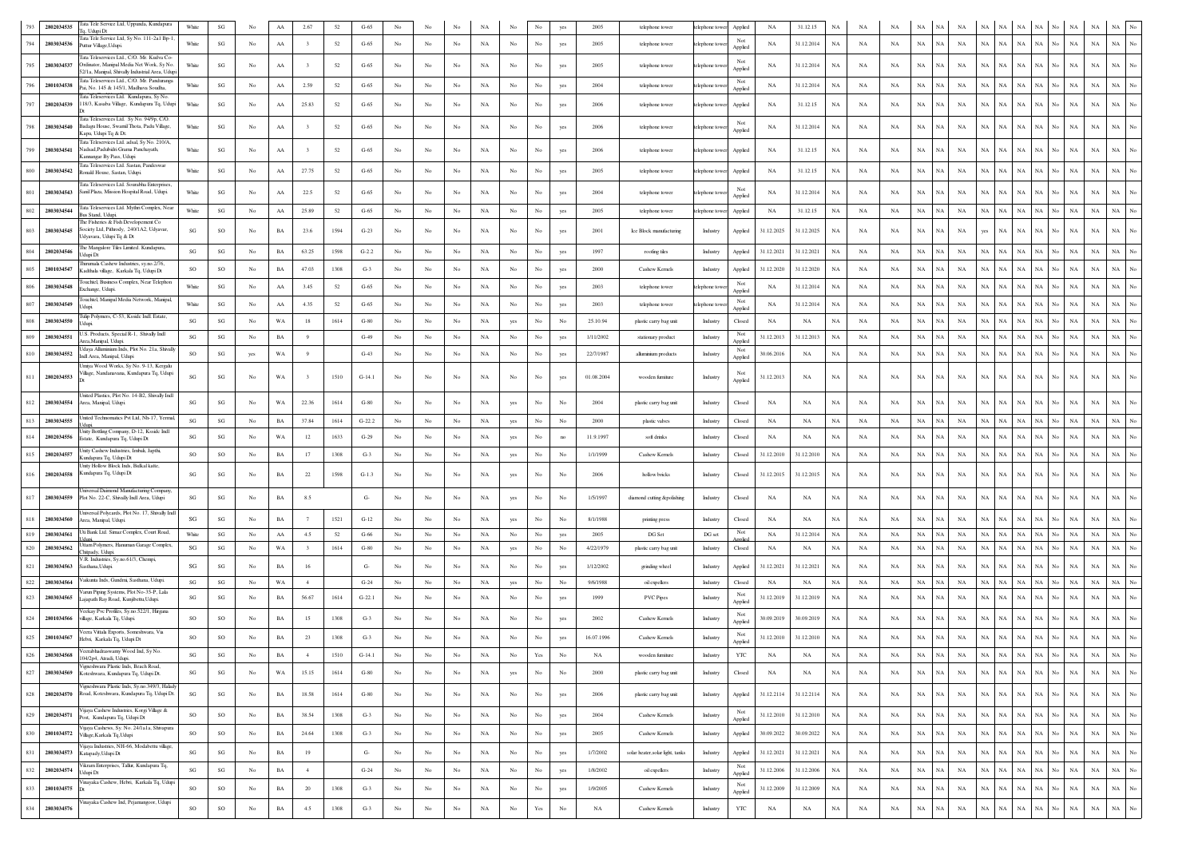| 793 | 2802034535 | Tata Tele Service Ltd, Uppunda, Kundapura Tq, Udupi Dt | White | SG | No | AA | 2.67 | 52 | G-65 | No | No | No | NA | No | No | yes | 2005 | telephone tower | telephone tower | Applied | NA | 31.12.15 | NA | NA | NA | NA | NA | NA | NA | NA | NA | NA | NA | No | NA | NA | NA | No |
|---|---|---|---|---|---|---|---|---|---|---|---|---|---|---|---|---|---|---|---|---|---|---|---|---|---|---|---|---|---|---|---|---|---|---|---|---|---|---|
| 794 | 2803034536 | Tata Tele Service Ltd, Sy No. 111-2a1 Bp-1, Puttur Village,Udupi. | White | SG | No | AA | 3 | 52 | G-65 | No | No | No | NA | No | No | yes | 2005 | telephone tower | telephone tower | Not Applied | NA | 31.12.2014 | NA | NA | NA | NA | NA | NA | NA | NA | NA | NA | NA | No | NA | NA | NA | No |
| 795 | 2803034537 | Tata Teleservices Ltd., C/O. Mr. Kudva Co-Ordinator, Manipal Media Net Work, Sy No. 52/1a, Manipal, Shivally Industrial Area, Udupi | White | SG | No | AA | 3 | 52 | G-65 | No | No | No | NA | No | No | yes | 2005 | telephone tower | telephone tower | Not Applied | NA | 31.12.2014 | NA | NA | NA | NA | NA | NA | NA | NA | NA | NA | NA | No | NA | NA | NA | No |
| 796 | 2801034538 | Tata Teleservices Ltd., C/O. Mr. Pandurange Pai, No. 145 & 145/1, Madhava Soudha, | White | SG | No | AA | 2.59 | 52 | G-65 | No | No | No | NA | No | No | yes | 2004 | telephone tower | telephone tower | Not Applied | NA | 31.12.2014 | NA | NA | NA | NA | NA | NA | NA | NA | NA | NA | NA | No | NA | NA | NA | No |
| 797 | 2802034539 | Tata Teleservices Ltd. Kundapura, Sy No. 118/3, Kasaba Village, Kundapura Tq, Udupi Dt | White | SG | No | AA | 25.83 | 52 | G-65 | No | No | No | NA | No | No | yes | 2006 | telephone tower | telephone tower | Applied | NA | 31.12.15 | NA | NA | NA | NA | NA | NA | NA | NA | NA | NA | NA | No | NA | NA | NA | No |
| 798 | 2803034540 | Tata Teleservices Ltd. Sy No. 94/9p, C/O. Badagu House, Swamil Thota, Padu Village, Kapu, Udupi Tq & Dt | White | SG | No | AA | 3 | 52 | G-65 | No | No | No | NA | No | No | yes | 2006 | telephone tower | telephone tower | Not Applied | NA | 31.12.2014 | NA | NA | NA | NA | NA | NA | NA | NA | NA | NA | NA | No | NA | NA | NA | No |
| 799 | 2803034541 | Tata Teleservices Ltd. adsal, Sy No. 210/A, Nadsal,Padubidri Grama Panchayath, Kannangar By Pass, Udupi | White | SG | No | AA | 3 | 52 | G-65 | No | No | No | NA | No | No | yes | 2006 | telephone tower | telephone tower | Applied | NA | 31.12.15 | NA | NA | NA | NA | NA | NA | NA | NA | NA | NA | NA | No | NA | NA | NA | No |
| 800 | 2803034542 | Tata Teleservices Ltd. Sastan, Pandeswar Ronald House, Sastan, Udupi. | White | SG | No | AA | 27.75 | 52 | G-65 | No | No | No | NA | No | No | yes | 2005 | telephone tower | telephone tower | Applied | NA | 31.12.15 | NA | NA | NA | NA | NA | NA | NA | NA | NA | NA | NA | No | NA | NA | NA | No |
| 801 | 2803034543 | Tata Teleservices Ltd. Sourabha Enterprises, Sanil Plaza, Mission Hospital Road, Udupi. | White | SG | No | AA | 22.5 | 52 | G-65 | No | No | No | NA | No | No | yes | 2004 | telephone tower | telephone tower | Not Applied | NA | 31.12.2014 | NA | NA | NA | NA | NA | NA | NA | NA | NA | NA | NA | No | NA | NA | NA | No |
| 802 | 2803034544 | Tata Teleservices Ltd. Mythri Complex, Near Bus Stand, Udupi. | White | SG | No | AA | 25.89 | 52 | G-65 | No | No | No | NA | No | No | yes | 2005 | telephone tower | telephone tower | Applied | NA | 31.12.15 | NA | NA | NA | NA | NA | NA | NA | NA | NA | NA | NA | No | NA | NA | NA | No |
| 803 | 2803034545 | The Fisheries & Fish Developement Co Society Ltd, Pithrody, 240/1A2, Udyavar, Udyavara, Udupi Tq & Dt | SG | SO | No | BA | 23.6 | 1594 | G-23 | No | No | No | NA | No | No | yes | 2001 | Ice Block manufacturing | Industry | Applied | 31.12.2025 | 31.12.2025 | NA | NA | NA | NA | NA | NA | yes | NA | NA | NA | NA | No | NA | NA | NA | No |
| 804 | 2802034546 | The Mangalore Tiles Limited Kundapura, Udupi Dt | SG | SG | No | BA | 63.25 | 1598 | G-2.2 | No | No | No | NA | No | No | yes | 1997 | roofing tiles | Industry | Applied | 31.12.2021 | 31.12.2021 | NA | NA | NA | NA | NA | NA | NA | NA | NA | NA | NA | No | NA | NA | NA | No |
| 805 | 2801034547 | Thirumala Cashew Industries, sy.no.2/76, Kadthala village, Karkala Tq, Udupi Dt | SO | SO | No | BA | 47.03 | 1308 | G-3 | No | No | No | NA | No | No | yes | 2000 | Cashew Kernels | Industry | Applied | 31.12.2020 | 31.12.2020 | NA | NA | NA | NA | NA | NA | NA | NA | NA | NA | NA | No | NA | NA | NA | No |
| 806 | 2803034548 | Touchtel, Business Complex, Near Telephon Exchange, Udupi. | White | SG | No | AA | 3.45 | 52 | G-65 | No | No | No | NA | No | No | yes | 2003 | telephone tower | telephone tower | Not Applied | NA | 31.12.2014 | NA | NA | NA | NA | NA | NA | NA | NA | NA | NA | NA | No | NA | NA | NA | No |
| 807 | 2803034549 | Touchtel, Manipal Media Network, Manipal, Udupi. | White | SG | No | AA | 4.35 | 52 | G-65 | No | No | No | NA | No | No | yes | 2003 | telephone tower | telephone tower | Not Applied | NA | 31.12.2014 | NA | NA | NA | NA | NA | NA | NA | NA | NA | NA | NA | No | NA | NA | NA | No |
| 808 | 2803034550 | Tulip Polymers, C-53, Kssidc Indl. Estate, Udupi. | SG | SG | No | WA | 18 | 1614 | G-80 | No | No | No | NA | yes | No | No | 25.10.94 | plastic carry bag unit | Industry | Closed | NA | NA | NA | NA | NA | NA | NA | NA | NA | NA | NA | NA | NA | No | NA | NA | NA | No |
| 809 | 2803034551 | U.S. Products, Special R-1, Shivally Indl Area,Manipal, Udupi. | SG | SG | No | BA | 9 | | G-49 | No | No | No | NA | No | No | yes | 1/11/2002 | stationary product | Industry | Not Applied | 31.12.2013 | 31.12.2013 | NA | NA | NA | NA | NA | NA | NA | NA | NA | NA | NA | No | NA | NA | NA | No |
| 810 | 2803034552 | Udaya Alluminium Inds, Plot No. 21a, Shivally Indl Area, Manipal, Udupi. | SO | SG | yes | WA | 9 | | G-43 | No | No | No | NA | No | No | yes | 22/7/1987 | alluminium products | Industry | Not Applied | 30.06.2016 | NA | NA | NA | NA | NA | NA | NA | NA | NA | NA | NA | NA | No | NA | NA | NA | No |
| 811 | 2802034553 | Umiya Wood Works, Sy No. 9-13, Kergalu Village, Nandanavana, Kundapura Tq, Udupi Dt | SG | SG | No | WA | 3 | 1510 | G-14.1 | No | No | No | NA | No | No | yes | 01.08.2004 | wooden furniture | Industry | Not Applied | 31.12.2013 | NA | NA | NA | NA | NA | NA | NA | NA | NA | NA | NA | NA | No | NA | NA | NA | No |
| 812 | 2803034554 | United Plastics, Plot No. 14-B2, Shivally Indl Area, Manipal, Udupi. | SG | SG | No | WA | 22.36 | 1614 | G-80 | No | No | No | NA | yes | No | No | 2004 | plastic carry bag unit | Industry | Closed | NA | NA | NA | NA | NA | NA | NA | NA | NA | NA | NA | NA | NA | No | NA | NA | NA | No |
| 813 | 2803034555 | United Technomatics Pvt Ltd, Nh-17, Yermal, Udupi. | SG | SG | No | BA | 37.84 | 1614 | G-22.2 | No | No | No | NA | yes | No | No | 2000 | plastic valves | Industry | Closed | NA | NA | NA | NA | NA | NA | NA | NA | NA | NA | NA | NA | NA | No | NA | NA | NA | No |
| 814 | 2802034556 | Unity Bottling Company, D-12, Kssidc Indl Estate, Kundapura Tq, Udupi Dt | SG | SG | No | WA | 12 | 1633 | G-29 | No | No | No | NA | yes | No | no | 11.9.1997 | soft drinks | Industry | Closed | NA | NA | NA | NA | NA | NA | NA | NA | NA | NA | NA | NA | NA | No | NA | NA | NA | No |
| 815 | 2802034557 | Unity Cashew Industries, Imbali, Japthi, Kundapura Tq, Udupi Dt | SO | SO | No | BA | 17 | 1308 | G-3 | No | No | No | NA | yes | No | No | 1/1/1999 | Cashew Kernels | Industry | Closed | 31.12.2010 | 31.12.2010 | NA | NA | NA | NA | NA | NA | NA | NA | NA | NA | NA | No | NA | NA | NA | No |
| 816 | 2802034558 | Unity Hollow Block Inds, Balkal katte, Kundapura Tq, Udupi Dt | SG | SG | No | BA | 22 | 1598 | G-1.3 | No | No | No | NA | yes | No | No | 2006 | hollow bricks | Industry | Closed | 31.12.2015 | 31.12.2015 | NA | NA | NA | NA | NA | NA | NA | NA | NA | NA | NA | No | NA | NA | NA | No |
| 817 | 2803034559 | Universal Daimond Manufacturing Company, Plot No. 22-C, Shivally Indl Area, Udupi | SG | SG | No | BA | 8.5 | | G- | No | No | No | NA | yes | No | No | 1/5/1997 | diamond cutting &polishing | Industry | Closed | NA | NA | NA | NA | NA | NA | NA | NA | NA | NA | NA | NA | NA | No | NA | NA | NA | No |
| 818 | 2803034560 | Universal Polycards, Plot No. 17, Shivally Indl Area, Manipal, Udupi. | SG | SG | No | BA | 7 | 1521 | G-12 | No | No | No | NA | yes | No | No | 8/1/1988 | printing press | Industry | Closed | NA | NA | NA | NA | NA | NA | NA | NA | NA | NA | NA | NA | NA | No | NA | NA | NA | No |
| 819 | 2803034561 | Uti Bank Ltd. Simaz Complex, Court Road, Udupi. | White | SG | No | AA | 4.5 | 52 | G-66 | No | No | No | NA | No | No | yes | 2005 | DG Set | DG set | Not Applied | NA | 31.12.2014 | NA | NA | NA | NA | NA | NA | NA | NA | NA | NA | NA | No | NA | NA | NA | No |
| 820 | 2803034562 | Uttam Polymers, Hanuman Garage Complex, Chitpady, Udupi. | SG | SG | No | WA | 3 | 1614 | G-80 | No | No | No | NA | yes | No | No | 4/22/1979 | plastic carry bag unit | Industry | Closed | NA | NA | NA | NA | NA | NA | NA | NA | NA | NA | NA | NA | NA | No | NA | NA | NA | No |
| 821 | 2803034563 | V.R. Industries, Sy.no.61/3, Chempi, Saathana,Udupi | SG | SG | No | BA | 16 | | G- | No | No | No | NA | No | No | yes | 1/12/2002 | grinding wheel | Industry | Applied | 31.12.2021 | 31.12.2021 | NA | NA | NA | NA | NA | NA | NA | NA | NA | NA | NA | No | NA | NA | NA | No |
| 822 | 2803034564 | Vaikunta Inds, Gundmi, Sasthana, Udupi. | SG | SG | No | WA | 4 | | G-24 | No | No | No | NA | yes | No | No | 9/6/1988 | oil expellers | Industry | Closed | NA | NA | NA | NA | NA | NA | NA | NA | NA | NA | NA | NA | NA | No | NA | NA | NA | No |
| 823 | 2803034565 | Varun Piping Systems, Plot No-35-P, Lala Lajapath Ray Road, Kunjibettu,Udupi. | SG | SG | No | BA | 56.67 | 1614 | G-22.1 | No | No | No | NA | No | No | yes | 1999 | PVC Pipes | Industry | Not Applied | 31.12.2019 | 31.12.2019 | NA | NA | NA | NA | NA | NA | NA | NA | NA | NA | NA | No | NA | NA | NA | No |
| 824 | 2801034566 | Veekay Pvc Profiles, Sy.no.522/1, Hirgana village, Karkala Tq, Udupi. | SO | SO | No | BA | 15 | 1308 | G-3 | No | No | No | NA | No | No | yes | 2002 | Cashew Kernels | Industry | Not Applied | 30.09.2019 | 30.09.2019 | NA | NA | NA | NA | NA | NA | NA | NA | NA | NA | NA | No | NA | NA | NA | No |
| 825 | 2801034567 | Veera Vitala Exports, Someshwara, Via Hebri, Karkala Tq, Udupi Dt | SO | SO | No | BA | 23 | 1308 | G-3 | No | No | No | NA | No | No | yes | 16.07.1996 | Cashew Kernels | Industry | Not Applied | 31.12.2010 | 31.12.2010 | NA | NA | NA | NA | NA | NA | NA | NA | NA | NA | NA | No | NA | NA | NA | No |
| 826 | 2803034568 | Veerabhadraswamy Wood Ind, Sy No. 104/2p4, Atradi, Udupi. | SG | SG | No | BA | 4 | 1510 | G-14.1 | No | No | No | NA | No | Yes | No | NA | wooden furniture | Industry | YTC | NA | NA | NA | NA | NA | NA | NA | NA | NA | NA | NA | NA | NA | No | NA | NA | NA | No |
| 827 | 2802034569 | Vigneshwara Plastic Inds, Beach Road, Koteshwara, Kundapura Tq, Udupi Dt. | SG | SG | No | WA | 15.15 | 1614 | G-80 | No | No | No | NA | yes | No | No | 2000 | plastic carry bag unit | Industry | Closed | NA | NA | NA | NA | NA | NA | NA | NA | NA | NA | NA | NA | NA | No | NA | NA | NA | No |
| 828 | 2802034570 | Vigneshwara Plastic Inds, Sy.no.349/3, Halady Road, Koteshwara, Kundapura Tq, Udupi Dt. | SG | SG | No | BA | 18.58 | 1614 | G-80 | No | No | No | NA | No | No | yes | 2006 | plastic carry bag unit | Industry | Applied | 31.12.2114 | 31.12.2114 | NA | NA | NA | NA | NA | NA | NA | NA | NA | NA | NA | No | NA | NA | NA | No |
| 829 | 2802034571 | Vijaya Cashew Industries, Korgi Village & Post, Kundapura Tq, Udupi Dt | SO | SO | No | BA | 38.54 | 1308 | G-3 | No | No | No | NA | No | No | yes | 2004 | Cashew Kernels | Industry | Not Applied | 31.12.2010 | 31.12.2010 | NA | NA | NA | NA | NA | NA | NA | NA | NA | NA | NA | No | NA | NA | NA | No |
| 830 | 2801034572 | Vijaya Cashews, Sy. No. 24/1a1a, Shivapura Village, Karkala Tq, Udupi | SO | SO | No | BA | 24.64 | 1308 | G-3 | No | No | No | NA | No | No | yes | 2005 | Cashew Kernels | Industry | Applied | 30.09.2022 | 30.09.2022 | NA | NA | NA | NA | NA | NA | NA | NA | NA | NA | NA | No | NA | NA | NA | No |
| 831 | 2803034573 | Vijaya Industries, NH-66, Modabettu village, Katapady,Udupi Dt | SG | SG | No | BA | 19 | | G- | No | No | No | NA | No | No | yes | 1/7/2002 | solar heater,solar light, tanks | Industry | Applied | 31.12.2021 | 31.12.2021 | NA | NA | NA | NA | NA | NA | NA | NA | NA | NA | NA | No | NA | NA | NA | No |
| 832 | 2802034574 | Vikram Enterprises, Tallur, Kundapura Tq, Udupi Dt | SG | SG | No | BA | 4 | | G-24 | No | No | No | NA | No | No | yes | 1/8/2002 | oil expellers | Industry | Not Applied | 31.12.2006 | 31.12.2006 | NA | NA | NA | NA | NA | NA | NA | NA | NA | NA | NA | No | NA | NA | NA | No |
| 833 | 2801034575 | Vinayaka Cashew, Hebri, Karkala Tq, Udupi Dt | SO | SO | No | BA | 20 | 1308 | G-3 | No | No | No | NA | No | No | yes | 1/9/2005 | Cashew Kernels | Industry | Not Applied | 31.12.2009 | 31.12.2009 | NA | NA | NA | NA | NA | NA | NA | NA | NA | NA | NA | No | NA | NA | NA | No |
| 834 | 2803034576 | Vinayaka Cashew Ind, Pejamangoor, Udupi | SO | SO | No | BA | 4.5 | 1308 | G-3 | No | No | No | NA | No | Yes | No | NA | Cashew Kernels | Industry | YTC | NA | NA | NA | NA | NA | NA | NA | NA | NA | NA | NA | NA | NA | No | NA | NA | NA | No |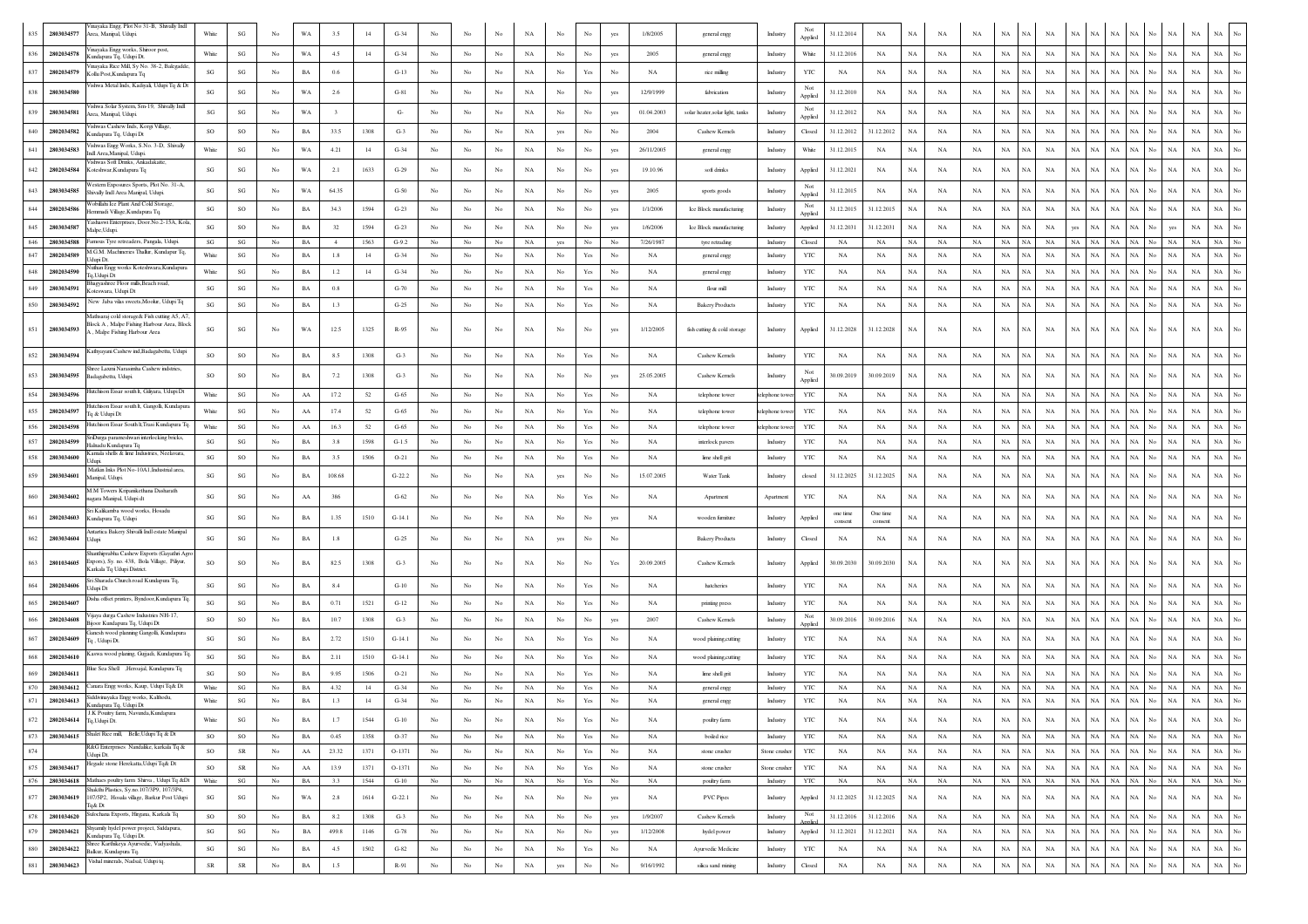| | | | | | | | | | | | | | | | | | | | | | | | | | | | | | | | | | | | | | | | |
|---|---|---|---|---|---|---|---|---|---|---|---|---|---|---|---|---|---|---|---|---|---|---|---|---|---|---|---|---|---|---|---|---|---|---|---|---|---|---|---|
| 835 | 2803034577 | Vinayaka Engg. Plot No 31-B, Shivally Indl Area, Manipal, Udupi. | White | SG | No | WA | 3.5 | 14 | G-34 | No | No | No | NA | No | No | yes | 1/8/2005 | general engg | Industry | Not Applied | 31.12.2014 | NA | NA | NA | NA | NA | NA | NA | NA | NA | NA | NA | NA | NA | No | NA | NA | NA | No |
| 836 | 2803034578 | Vinayaka Engg works, Shiroor post, Kundapura Tq, Udupi Dt | White | SG | No | WA | 4.5 | 14 | G-34 | No | No | No | NA | No | No | yes | 2005 | general engg | Industry | White | 31.12.2016 | NA | NA | NA | NA | NA | NA | NA | NA | NA | NA | NA | NA | NA | No | NA | NA | NA | No |
| 837 | 2802034579 | Vinayaka Rice Mill, Sy No. 38-2, Balegadde, Kolla Post,Kundapura Tq | SG | SG | No | BA | 0.6 | | G-13 | No | No | No | NA | No | Yes | No | NA | rice milling | Industry | YTC | NA | NA | NA | NA | NA | NA | NA | NA | NA | NA | NA | NA | NA | NA | No | NA | NA | NA | No |
| 838 | 2803034580 | Vishwa Metal Inds, Kadiyali, Udupi Tq & Dt | SG | SG | No | WA | 2.6 | | G-81 | No | No | No | NA | No | No | yes | 12/9/1999 | fabrication | Industry | Not Applied | 31.12.2010 | NA | NA | NA | NA | NA | NA | NA | NA | NA | NA | NA | NA | NA | No | NA | NA | NA | No |
| 839 | 2803034581 | Vishwa Solar System, Sm-19, Shivally Indl Area, Manipal, Udupi. | SG | SG | No | WA | 3 | | G- | No | No | No | NA | No | No | yes | 01.04.2003 | solar heater,solar light, tanks | Industry | Not Applied | 31.12.2012 | NA | NA | NA | NA | NA | NA | NA | NA | NA | NA | NA | NA | NA | No | NA | NA | NA | No |
| 840 | 2802034582 | Vishwas Cashew Inds, Kergi Village, Kundapura Tq, Udupi Dt | SO | SO | No | BA | 33.5 | 1308 | G-3 | No | No | No | NA | yes | No | No | 2004 | Cashew Kernels | Industry | Closed | 31.12.2012 | 31.12.2012 | NA | NA | NA | NA | NA | NA | NA | NA | NA | NA | NA | NA | No | NA | NA | NA | No |
| 841 | 2803034583 | Vishwas Engg Works, S.No. 3-D, Shivally Indl Area,Manipal, Udupi. | White | SG | No | WA | 4.21 | 14 | G-34 | No | No | No | NA | No | No | yes | 26/11/2005 | general engg | Industry | White | 31.12.2015 | NA | NA | NA | NA | NA | NA | NA | NA | NA | NA | NA | NA | NA | No | NA | NA | NA | No |
| 842 | 2802034584 | Vishwas Soft Drinks, Ankadakatte, Koteshwar,Kundapura Tq | SG | SG | No | WA | 2.1 | 1633 | G-29 | No | No | No | NA | No | No | yes | 19.10.96 | soft drinks | Industry | Applied | 31.12.2021 | NA | NA | NA | NA | NA | NA | NA | NA | NA | NA | NA | NA | NA | No | NA | NA | NA | No |
| 843 | 2803034585 | Western Exposures Sports, Plot No. 31-A, Shivally Indl Area Manipal, Udupi. | SG | SG | No | WA | 64.35 | | G-50 | No | No | No | NA | No | No | yes | 2005 | sports goods | Industry | Not Applied | 31.12.2015 | NA | NA | NA | NA | NA | NA | NA | NA | NA | NA | NA | NA | NA | No | NA | NA | NA | No |
| 844 | 2802034586 | Wobdlabi Ice Plant And Cold Storage, Hemmadi Village,Kundapura Tq | SG | SO | No | BA | 34.3 | 1594 | G-23 | No | No | No | NA | No | No | yes | 1/1/2006 | Ice Block manufacturing | Industry | Not Applied | 31.12.2015 | 31.12.2015 | NA | NA | NA | NA | NA | NA | NA | NA | NA | NA | NA | NA | No | NA | NA | NA | No |
| 845 | 2803034587 | Yashaswi Enterprises, Door.No.2-15A, Kola, Malpe,Udupi. | SG | SO | No | BA | 32 | 1594 | G-23 | No | No | No | NA | No | No | yes | 1/8/2006 | Ice Block manufacturing | Industry | Applied | 31.12.2031 | 31.12.2031 | NA | NA | NA | NA | NA | NA | yes | NA | NA | NA | NA | No | yes | NA | NA | No |
| 846 | 2803034588 | Famous Tyre retreaders, Pangala, Udupi. | SG | SG | No | BA | 4 | 1563 | G-9.2 | No | No | No | NA | yes | No | No | 7/26/1987 | tyre retrading | Industry | Closed | NA | NA | NA | NA | NA | NA | NA | NA | NA | NA | NA | NA | NA | NA | No | NA | NA | NA | No |
| 847 | 2802034589 | M.G.M. Machineries Thallur, Kundapur Tq, Udupi Dt. | White | SG | No | BA | 1.8 | 14 | G-34 | No | No | No | NA | No | Yes | No | NA | general engg | Industry | YTC | NA | NA | NA | NA | NA | NA | NA | NA | NA | NA | NA | NA | NA | NA | No | NA | NA | NA | No |
| 848 | 2802034590 | Nuthan Engg works Koteshwara,Kundapura Tq,Udupi Dt | White | SG | No | BA | 1.2 | 14 | G-34 | No | No | No | NA | No | Yes | No | NA | general engg | Industry | YTC | NA | NA | NA | NA | NA | NA | NA | NA | NA | NA | NA | NA | NA | NA | No | NA | NA | NA | No |
| 849 | 2803034591 | Bhagyashree Floor mills,Beach road, Koteswara, Udupi Dt | SG | SG | No | BA | 0.8 | | G-70 | No | No | No | NA | No | Yes | No | NA | flour mill | Industry | YTC | NA | NA | NA | NA | NA | NA | NA | NA | NA | NA | NA | NA | NA | NA | No | NA | NA | NA | No |
| 850 | 2803034592 | New Jaiba vilas sweets,Moolur, Udupi Tq | SG | SG | No | BA | 1.3 | | G-25 | No | No | No | NA | No | Yes | No | NA | Bakery Products | Industry | YTC | NA | NA | NA | NA | NA | NA | NA | NA | NA | NA | NA | NA | NA | NA | No | NA | NA | NA | No |
| 851 | 2803034593 | Mathsarraj cold storage& Fish cutting A5, A7, Block A , Malpe Fishing Harbour Area, Block A , Malpe Fishing Harbour Area | SG | SG | No | WA | 12.5 | 1325 | R-95 | No | No | No | NA | No | No | yes | 1/12/2005 | fish cutting & cold storage | Industry | Applied | 31.12.2028 | 31.12.2028 | NA | NA | NA | NA | NA | NA | NA | NA | NA | NA | NA | NA | No | NA | NA | NA | No |
| 852 | 2803034594 | Kathyayani Cashew ind,Badagabettu, Udupi | SO | SO | No | BA | 8.5 | 1308 | G-3 | No | No | No | NA | No | Yes | No | NA | Cashew Kernels | Industry | YTC | NA | NA | NA | NA | NA | NA | NA | NA | NA | NA | NA | NA | NA | NA | No | NA | NA | NA | No |
| 853 | 2803034595 | Shree Laxmi Narasimha Cashew industries, Badagabettu, Udupi. | SO | SO | No | BA | 7.2 | 1308 | G-3 | No | No | No | NA | No | No | yes | 25.05.2005 | Cashew Kernels | Industry | Not Applied | 30.09.2019 | 30.09.2019 | NA | NA | NA | NA | NA | NA | NA | NA | NA | NA | NA | NA | No | NA | NA | NA | No |
| 854 | 2803034596 | Hutchison Essar south ltı, Githyara, Udupi Dt | White | SG | No | AA | 17.2 | 52 | G-65 | No | No | No | NA | No | Yes | No | NA | telephone tower | telephone tower | YTC | NA | NA | NA | NA | NA | NA | NA | NA | NA | NA | NA | NA | NA | NA | No | NA | NA | NA | No |
| 855 | 2802034597 | Hutchison Essar south lt, Gangolli, Kundapura Tq & Udupi Dt | White | SG | No | AA | 17.4 | 52 | G-65 | No | No | No | NA | No | Yes | No | NA | telephone tower | telephone tower | YTC | NA | NA | NA | NA | NA | NA | NA | NA | NA | NA | NA | NA | NA | NA | No | NA | NA | NA | No |
| 856 | 2802034598 | Hutchison Essar South lt,Trasi Kundapura Tq | White | SG | No | AA | 16.3 | 52 | G-65 | No | No | No | NA | No | Yes | No | NA | telephone tower | telephone tower | YTC | NA | NA | NA | NA | NA | NA | NA | NA | NA | NA | NA | NA | NA | NA | No | NA | NA | NA | No |
| 857 | 2802034599 | SriDurga parameshwari interlocking bricks, Halnadu Kundapura Tq | SG | SG | No | BA | 3.8 | 1598 | G-1.5 | No | No | No | NA | No | Yes | No | NA | interlock pavers | Industry | YTC | NA | NA | NA | NA | NA | NA | NA | NA | NA | NA | NA | NA | NA | NA | No | NA | NA | NA | No |
| 858 | 2803034600 | Kamala shells & lime Industries, Neelavara, Udupi | SG | SO | No | BA | 3.5 | 1506 | O-21 | No | No | No | NA | No | Yes | No | NA | lime shell grit | Industry | YTC | NA | NA | NA | NA | NA | NA | NA | NA | NA | NA | NA | NA | NA | NA | No | NA | NA | NA | No |
| 859 | 2803034601 | Mathias Inks Plot No-10A1,Industrial area, Manipal, Udupi. | SG | SG | No | BA | 108.68 | | G-22.2 | No | No | No | NA | yes | No | No | 15.07.2005 | Water Tank | Industry | closed | 31.12.2025 | 31.12.2025 | NA | NA | NA | NA | NA | NA | NA | NA | NA | NA | NA | NA | No | NA | NA | NA | No |
| 860 | 2803034602 | M.M Towers Kotpanikethana Dasharath nagara Manipal, Udupi dt. | SG | SG | No | AA | 386 | | G-62 | No | No | No | NA | No | Yes | No | NA | Apartment | Apartment | YTC | NA | NA | NA | NA | NA | NA | NA | NA | NA | NA | NA | NA | NA | NA | No | NA | NA | NA | No |
| 861 | 2802034603 | Sri Kalikamba wood works, Hosadu Kundapura Tq, Udupi | SG | SG | No | BA | 1.35 | 1510 | G-14.1 | No | No | No | NA | No | No | yes | NA | wooden furniture | Industry | Applied | one time consent | One time consent | NA | NA | NA | NA | NA | NA | NA | NA | NA | NA | NA | NA | No | NA | NA | NA | No |
| 862 | 2803034604 | Antartica Bakery Shivalli Indl estate Manipal Udupi | SG | SG | No | BA | 1.8 | | G-25 | No | No | No | NA | yes | No | No | NA | Bakery Products | Industry | Closed | NA | NA | NA | NA | NA | NA | NA | NA | NA | NA | NA | NA | NA | NA | No | NA | NA | NA | No |
| 863 | 2801034605 | Shanthiprabha Cashew Exports (Gayathri Agro Expors), Sy. no. 43/8, Bola Village, Pilyur, Karkala Tq Udupi District. | SO | SO | No | BA | 82.5 | 1308 | G-3 | No | No | No | NA | No | No | Yes | 20.09.2005 | Cashew Kernels | Industry | Applied | 30.09.2030 | 30.09.2030 | NA | NA | NA | NA | NA | NA | NA | NA | NA | NA | NA | NA | No | NA | NA | NA | No |
| 864 | 2802034606 | Sri Sharada Church road Kundapura Tq, Udupi Dt | SG | SG | No | BA | 8.4 | | G-10 | No | No | No | NA | No | Yes | No | NA | hatcheries | Industry | YTC | NA | NA | NA | NA | NA | NA | NA | NA | NA | NA | NA | NA | NA | NA | No | NA | NA | NA | No |
| 865 | 2802034607 | Disha offset printers, Byndoor,Kundapura Tq | SG | SG | No | BA | 0.71 | 1521 | G-12 | No | No | No | NA | No | Yes | No | NA | printing press | Industry | YTC | NA | NA | NA | NA | NA | NA | NA | NA | NA | NA | NA | NA | NA | NA | No | NA | NA | NA | No |
| 866 | 2802034608 | Vijaya durga Cashew Industries NH-17, Bijoor Kundapura Tq, Udupi Dt | SO | SO | No | BA | 10.7 | 1308 | G-3 | No | No | No | NA | No | No | yes | 2007 | Cashew Kernels | Industry | Not Applied | 30.09.2016 | 30.09.2016 | NA | NA | NA | NA | NA | NA | NA | NA | NA | NA | NA | NA | No | NA | NA | NA | No |
| 867 | 2802034609 | Ganesh wood planing Gangolli, Kundapura Tq , Udupi Dt. | SG | SG | No | BA | 2.72 | 1510 | G-14.1 | No | No | No | NA | No | Yes | No | NA | wood planing,cutting | Industry | YTC | NA | NA | NA | NA | NA | NA | NA | NA | NA | NA | NA | NA | NA | NA | No | NA | NA | NA | No |
| 868 | 2802034610 | Kaswa wood planing, Gujjadi, Kundapura Tq | SG | SG | No | BA | 2.11 | 1510 | G-14.1 | No | No | No | NA | No | Yes | No | NA | wood planing,cutting | Industry | YTC | NA | NA | NA | NA | NA | NA | NA | NA | NA | NA | NA | NA | NA | NA | No | NA | NA | NA | No |
| 869 | 2802034611 | Blue Sea Shell , Hiroojal, Kundapura Tq | SG | SO | No | BA | 9.95 | 1506 | O-21 | No | No | No | NA | No | Yes | No | NA | lime shell grit | Industry | YTC | NA | NA | NA | NA | NA | NA | NA | NA | NA | NA | NA | NA | NA | NA | No | NA | NA | NA | No |
| 870 | 2803034612 | Canara Engg works, Kaup, Udupi Tq& Dt | White | SG | No | BA | 4.32 | 14 | G-34 | No | No | No | NA | No | Yes | No | NA | general engg | Industry | YTC | NA | NA | NA | NA | NA | NA | NA | NA | NA | NA | NA | NA | NA | NA | No | NA | NA | NA | No |
| 871 | 2802034613 | Siddivinayaka Engg works, Kalthodu, Kundapura Tq, Udupi Dt | White | SG | No | BA | 1.3 | 14 | G-34 | No | No | No | NA | No | Yes | No | NA | general engg | Industry | YTC | NA | NA | NA | NA | NA | NA | NA | NA | NA | NA | NA | NA | NA | NA | No | NA | NA | NA | No |
| 872 | 2802034614 | J.K Poultry farm, Navunda,Kundapura Tq,Udupi Dt. | White | SG | No | BA | 1.7 | 1544 | G-10 | No | No | No | NA | No | Yes | No | NA | poultry farm | Industry | YTC | NA | NA | NA | NA | NA | NA | NA | NA | NA | NA | NA | NA | NA | NA | No | NA | NA | NA | No |
| 873 | 2803034615 | Shalet Rice mill, Belle,Udupi Tq & Dt | SO | SO | No | BA | 0.45 | 1358 | O-37 | No | No | No | NA | No | Yes | No | NA | boiled rice | Industry | YTC | NA | NA | NA | NA | NA | NA | NA | NA | NA | NA | NA | NA | NA | NA | No | NA | NA | NA | No |
| 874 | 2803034616 | R&G Enterprises Nandalike, karkala Tq & Udupi Dt. | SO | SR | No | AA | 23.32 | 1371 | O-1371 | No | No | No | NA | No | Yes | No | NA | stone crusher | Stone crusher | YTC | NA | NA | NA | NA | NA | NA | NA | NA | NA | NA | NA | NA | NA | NA | No | NA | NA | NA | No |
| 875 | 2803034617 | Hegade stone Herekattu,Udupi Tq& Dt | SO | SR | No | AA | 13.9 | 1371 | O-1371 | No | No | No | NA | No | Yes | No | NA | stone crusher | Stone crusher | YTC | NA | NA | NA | NA | NA | NA | NA | NA | NA | NA | NA | NA | NA | NA | No | NA | NA | NA | No |
| 876 | 2803034618 | Mathaes poultry farm Shirva , Udupi Tq &Dt | White | SG | No | BA | 3.3 | 1544 | G-10 | No | No | No | NA | No | Yes | No | NA | poultry farm | Industry | YTC | NA | NA | NA | NA | NA | NA | NA | NA | NA | NA | NA | NA | NA | NA | No | NA | NA | NA | No |
| 877 | 2803034619 | Shakthi Plastics, Sy.no.107/5P9, 107/3P4, 107/5P2, Hosala village, Barkur Post Udupi Tq& Dt | SG | SG | No | WA | 2.8 | 1614 | G-22.1 | No | No | No | NA | No | No | yes | NA | PVC Pipes | Industry | Applied | 31.12.2025 | 31.12.2025 | NA | NA | NA | NA | NA | NA | NA | NA | NA | NA | NA | NA | No | NA | NA | NA | No |
| 878 | 2801034620 | Sulochana Exports, Hirgana, Karkala Tq | SO | SO | No | BA | 8.2 | 1308 | G-3 | No | No | No | NA | No | No | yes | 1/9/2007 | Cashew Kernels | Industry | Not Applied | 31.12.2016 | 31.12.2016 | NA | NA | NA | NA | NA | NA | NA | NA | NA | NA | NA | NA | No | NA | NA | NA | No |
| 879 | 2802034621 | Shyamily hydel power project, Siddapura, Kundapura Tq, Udupi Dt. | SG | SG | No | BA | 499.8 | 1146 | G-78 | No | No | No | NA | No | No | yes | 1/12/2008 | hydel power | Industry | Applied | 31.12.2021 | 31.12.2021 | NA | NA | NA | NA | NA | NA | NA | NA | NA | NA | NA | NA | No | NA | NA | NA | No |
| 880 | 2802034622 | Shree Karthikeya Ayurvedic, Vadyashala, Balkur, Kundapura Tq. | SG | SG | No | BA | 4.5 | 1502 | G-82 | No | No | No | NA | No | Yes | No | NA | Ayurvedic Medicine | Industry | YTC | NA | NA | NA | NA | NA | NA | NA | NA | NA | NA | NA | NA | NA | NA | No | NA | NA | NA | No |
| 881 | 2803034623 | Vishal minerals, Nadsal, Udupi tq. | SR | SR | No | BA | 1.25 | | R-91 | No | No | No | NA | yes | No | No | 9/16/1992 | silica sand mining | Industry | Closed | NA | NA | NA | NA | NA | NA | NA | NA | NA | NA | NA | NA | NA | NA | No | NA | NA | NA | No |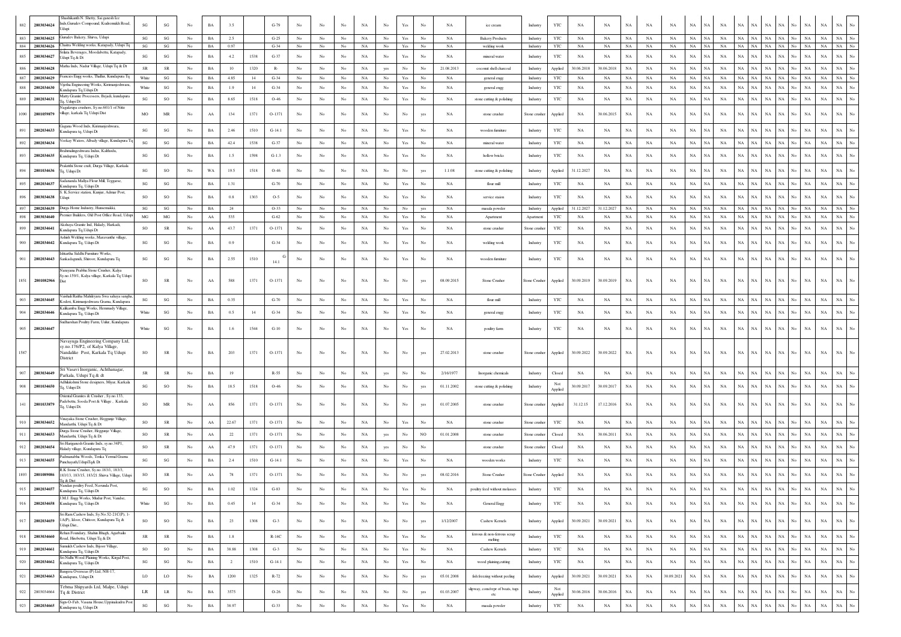| 882 | 2803034624 | Shashikanth N. Shetty, Sai ganesh Ice Inds,Gurudev Compound, Kudremukh Road, Udupi | SG | SG | No | BA | 3.5 | | G-79 | No | No | No | NA | No | Yes | No | NA | ice cream | Industry | YTC | NA | NA | NA | NA | NA | NA | NA | NA | NA | NA | NA | NA | No | NA | NA | NA | No |
|---|---|---|---|---|---|---|---|---|---|---|---|---|---|---|---|---|---|---|---|---|---|---|---|---|---|---|---|---|---|---|---|---|---|---|---|---|---|
| 883 | 2803034625 | Gurudev Bakery, Shirva, Udupi | SG | SG | No | BA | 2.5 | | G-25 | No | No | No | NA | No | Yes | No | NA | Bakery Products | Industry | YTC | NA | NA | NA | NA | NA | NA | NA | NA | NA | NA | NA | NA | No | NA | NA | NA | No |
| 884 | 2803034626 | Chaitra Welding works, Katapady, Udupi Tq | SG | SG | No | BA | 0.97 | | G-34 | No | No | No | NA | No | Yes | No | NA | welding work | Industry | YTC | NA | NA | NA | NA | NA | NA | NA | NA | NA | NA | NA | NA | No | NA | NA | NA | No |
| 885 | 2803034627 | Srikata Beverages, Moodabettu, Katapady, Udupi Tq & Dt | SG | SG | No | BA | 4.2 | 1538 | G-37 | No | No | No | NA | No | Yes | No | NA | mineral water | Industry | YTC | NA | NA | NA | NA | NA | NA | NA | NA | NA | NA | NA | NA | No | NA | NA | NA | No |
| 886 | 2803034628 | Mathu Inds, Nadur Village, Udupi Tq & Dt | SR | SR | No | BA | 10 | 1320 | R- | No | No | No | NA | yes | No | No | 21.08.2013 | coconut shell charcoal | Industry | Applied | 30.06.2018 | 30.06.2018 | NA | NA | NA | NA | NA | NA | NA | NA | NA | NA | No | NA | NA | NA | No |
| 887 | 2802034629 | Francies Engg works, Thallur, Kundapura Tq | White | SG | No | BA | 4.85 | 14 | G-34 | No | No | No | NA | No | Yes | No | NA | general engg | Industry | YTC | NA | NA | NA | NA | NA | NA | NA | NA | NA | NA | NA | NA | No | NA | NA | NA | No |
| 888 | 2802034630 | Vijetha Engineering Works, Kirimanjeshwara, Kundapura Tq,Udupi Dt | White | SG | No | BA | 1.9 | 14 | G-34 | No | No | No | NA | No | Yes | No | NA | general engg | Industry | YTC | NA | NA | NA | NA | NA | NA | NA | NA | NA | NA | NA | NA | No | NA | NA | NA | No |
| 889 | 2802034631 | Matty Granite Processers, Bejadi, kundapura Tq, Udupi Dt | SG | SO | No | BA | 8.65 | 1518 | O-46 | No | No | No | NA | No | Yes | No | NA | stone cutting & polishing | Industry | YTC | NA | NA | NA | NA | NA | NA | NA | NA | NA | NA | NA | NA | No | NA | NA | NA | No |
| 1090 | 2801059879 | Nagakrupa crushers, Sy.no.601/1 of Nitte village, karkala Tq Udupi Dist | MO | MR | No | AA | 134 | 1371 | O-1371 | No | No | No | NA | No | No | yes | NA | stone crusher | Stone crusher | Applied | NA | 30.06.2015 | NA | NA | NA | NA | NA | NA | NA | NA | NA | NA | No | NA | NA | NA | No |
| 891 | 2802034633 | Gagana Wood Inds, Kirimanjeshwara, Kundapura tq, Udupi Dt | SG | SG | No | BA | 2.46 | 1510 | G-14.1 | No | No | No | NA | No | Yes | No | NA | wooden furniture | Industry | YTC | NA | NA | NA | NA | NA | NA | NA | NA | NA | NA | NA | NA | No | NA | NA | NA | No |
| 892 | 2802034634 | Veekay Waters, Albady village, Kundapura Tq | SG | SG | No | BA | 42.4 | 1538 | G-37 | No | No | No | NA | No | Yes | No | NA | mineral water | Industry | YTC | NA | NA | NA | NA | NA | NA | NA | NA | NA | NA | NA | NA | No | NA | NA | NA | No |
| 893 | 2802034635 | Brahmalingeshwara Indus, Kalthodu, Kundapura Tq, Udupi Dt | SG | SG | No | BA | 1.5 | 1598 | G-1.3 | No | No | No | NA | No | Yes | No | NA | hollow bricks | Industry | YTC | NA | NA | NA | NA | NA | NA | NA | NA | NA | NA | NA | NA | No | NA | NA | NA | No |
| 894 | 2801034636 | Prakruthi Stone craft, Durga Village, Karkala Tq, Udupi Dt | SG | SO | No | WA | 19.5 | 1518 | O-46 | No | No | No | NA | No | No | yes | 1.1.08 | stone cutting & polishing | Industry | Applied | 31.12.2027 | NA | NA | NA | NA | NA | NA | NA | NA | NA | NA | NA | No | NA | NA | NA | No |
| 895 | 2802034637 | Sadananda Mallya Flour Mill, Tegganse, Kundapura Tq, Udupi Dt | SG | SG | No | BA | 1.31 | | G-70 | No | No | No | NA | No | Yes | No | NA | flour mill | Industry | YTC | NA | NA | NA | NA | NA | NA | NA | NA | NA | NA | NA | NA | No | NA | NA | NA | No |
| 896 | 2803034638 | S. K.Service station, Kunjur, Admar Post, Udupi | SO | SO | No | BA | 0.8 | 1303 | O-5 | No | No | No | NA | No | Yes | No | NA | service staion | Industry | YTC | NA | NA | NA | NA | NA | NA | NA | NA | NA | NA | NA | NA | No | NA | NA | NA | No |
| 897 | 2802034639 | Durga Home Industry, Hunsemakki, | SG | SG | No | BA | 24 | | O-33 | No | No | No | NA | No | No | yes | NA | masala powder | Industry | Applied | 31.12.2027 | 31.12.2027 | NA | NA | NA | NA | NA | NA | NA | NA | NA | NA | No | NA | NA | NA | No |
| 898 | 2803034640 | Premier Builders, Old Post Office Road, Udupi | MG | MG | No | AA | 535 | | G-62 | No | No | No | NA | No | Yes | No | NA | Apartment | Apartment | YTC | NA | NA | NA | NA | NA | NA | NA | NA | NA | NA | NA | NA | No | NA | NA | NA | No |
| 899 | 2802034641 | Akshaya Granite Ind, Halady, Harkadi, Kundapura Tq,Udupi Dt | SO | SR | No | AA | 43.7 | 1371 | O-1371 | No | No | No | NA | No | Yes | No | NA | stone crusher | Stone crusher | YTC | NA | NA | NA | NA | NA | NA | NA | NA | NA | NA | NA | NA | No | NA | NA | NA | No |
| 900 | 2802034642 | Ashish Welding works, Maravanthe village, Kundapura Tq, Udupi Dt | SG | SG | No | BA | 0.9 | | G-34 | No | No | No | NA | No | Yes | No | NA | welding work | Industry | YTC | NA | NA | NA | NA | NA | NA | NA | NA | NA | NA | NA | NA | No | NA | NA | NA | No |
| 901 | 2802034643 | Ishtartha Siddhi Furniture Works, Sankadagundi, Shiroor, Kundapura Tq | SG | SG | No | BA | 2.55 | 1510 | G-14.1 | No | No | No | NA | No | Yes | No | NA | wooden furniture | Industry | YTC | NA | NA | NA | NA | NA | NA | NA | NA | NA | NA | NA | NA | No | NA | NA | NA | No |
| 1851 | 2801082966 | Narayana Prabhu Stone Crusher, Kalya Sy.no.159/1, Kalya village, Karkala Tq Udupi Dist | SO | SR | No | AA | 588 | 1371 | O-1371 | No | No | No | NA | No | No | yes | 08.09.2015 | Stone Crusher | Stone Crusher | Applied | 30.09.2019 | 30.09.2019 | NA | NA | NA | NA | NA | NA | NA | NA | NA | NA | No | NA | NA | NA | No |
| 903 | 2802034645 | Vasihali Raitha Mahileyara Swa sahaya sangha, Kodera, Kirimanjeshwara Grama, Kundapura | SG | SG | No | BA | 0.35 | | G-70 | No | No | No | NA | No | Yes | No | NA | flour mill | Industry | YTC | NA | NA | NA | NA | NA | NA | NA | NA | NA | NA | NA | NA | No | NA | NA | NA | No |
| 904 | 2802034646 | Kalikamba Engg Works, Hemmady Village, Kundapura Tq, Udupi Dt | White | SG | No | BA | 0.5 | 14 | G-34 | No | No | No | NA | No | Yes | No | NA | general engg | Industry | YTC | NA | NA | NA | NA | NA | NA | NA | NA | NA | NA | NA | NA | No | NA | NA | NA | No |
| 905 | 2802034647 | Sudharshan Poultry Farm, Uskar, Kundapura | White | SG | No | BA | 1.6 | 1544 | G-10 | No | No | No | NA | No | Yes | No | NA | poultry farm | Industry | YTC | NA | NA | NA | NA | NA | NA | NA | NA | NA | NA | NA | NA | No | NA | NA | NA | No |
| 1587 | | Navayuga Engineering Company Ltd, sy.no.176/P2, of Kalya Village, Nandalike Post, Karkala Tq Udupi District | SO | SR | No | BA | 203 | 1371 | O-1371 | No | No | No | NA | No | No | yes | 27.02.2013 | stone crusher | Stone crusher | Applied | 30.09.2022 | 30.09.2022 | NA | NA | NA | NA | NA | NA | NA | NA | NA | NA | No | NA | NA | NA | No |
| 907 | 2803034649 | Sri Vasavi Inorganic, Achthanagar, Parkala, Udupi Tq & dt | SR | SR | No | BA | 19 | | R-55 | No | No | No | NA | yes | No | No | 2/16/1977 | Inorganic chemicals | Industry | Closed | NA | NA | NA | NA | NA | NA | NA | NA | NA | NA | NA | NA | No | NA | NA | NA | No |
| 908 | 2801034650 | Adhilakshmi Stone designers, Miyar, Karkala Tq, Udupi Dt | SG | SO | No | BA | 18.5 | 1518 | O-46 | No | No | No | NA | No | No | yes | 01.11.2002 | stone cutting & polishing | Industry | Not Applied | 30.09.2017 | 30.09.2017 | NA | NA | NA | NA | NA | NA | NA | NA | NA | NA | No | NA | NA | NA | No |
| 141 | 2801033879 | Oriental Granites & Crusher , Sy.no.133, Padebettu, Sooda Post & Village , Karkala Tq, Udupi Dt. | SO | MR | No | AA | 856 | 1371 | O-1371 | No | No | No | NA | No | No | yes | 01.07.2005 | stone crusher | Stone crusher | Applied | 31.12.15 | 17.12.2016 | NA | NA | NA | NA | NA | NA | NA | NA | NA | NA | No | NA | NA | NA | No |
| 910 | 2803034652 | Vinayaka Stone Crusher, Heggunje Village, Mandarthi, Udupi Tq & Dt | SO | SR | No | AA | 22.67 | 1371 | O-1371 | No | No | No | NA | No | Yes | No | NA | stone crusher | Stone crusher | YTC | NA | NA | NA | NA | NA | NA | NA | NA | NA | NA | NA | NA | No | NA | NA | NA | No |
| 911 | 2803034653 | Durga Stone Crusher, Heggunje Village, Mandarthi, Udupi Tq & Dt | SO | SR | No | AA | 22 | 1371 | O-1371 | No | No | No | NA | yes | No | NO | 01.01.2008 | stone crusher | Stone crusher | Closed | NA | 30.06.2011 | NA | NA | NA | NA | NA | NA | NA | NA | NA | NA | No | NA | NA | NA | No |
| 912 | 2802034654 | Sri Hariganesh Granite Inds, sy.no.34P1, Halady village, Kundapura Tq | SO | SR | No | AA | 47.9 | 1371 | O-1371 | No | No | No | NA | yes | No | No | | stone crusher | Stone crusher | Closed | NA | NA | NA | NA | NA | NA | NA | NA | NA | NA | NA | NA | No | NA | NA | NA | No |
| 913 | 2803034655 | Padmanabha Woods, Tenka Yermal Grama Punchayath,Udupi Tq& Dt | SG | SG | No | BA | 2.4 | 1510 | G-14.1 | No | No | No | NA | No | Yes | No | NA | wooden works | Industry | YTC | NA | NA | NA | NA | NA | NA | NA | NA | NA | NA | NA | NA | No | NA | NA | NA | No |
| 1893 | 2801089086 | R.K Stone Crusher, Sy.no.183/1, 183/3, 183/13, 183/15, 183/21 Shirva Village, Udupi Tq & Dist | SO | SR | No | AA | 78 | 1371 | O-1371 | No | No | No | NA | No | No | yes | 08.02.2016 | Stone Crusher | Stone Crusher | Applied | NA | NA | NA | NA | NA | NA | NA | NA | NA | NA | NA | NA | No | NA | NA | NA | No |
| 915 | 2802034657 | Nandan poultry Feed, Navunda Post, Kundapura Tq, Udupi Dt | SG | SO | No | BA | 1.02 | 1324 | G-83 | No | No | No | NA | No | Yes | No | NA | poultry feed without molasses | Industry | YTC | NA | NA | NA | NA | NA | NA | NA | NA | NA | NA | NA | NA | No | NA | NA | NA | No |
| 916 | 2802034658 | J.M.J. Engg Works, Mudur Post, Vandse, Kundapura Tq, Udupi Dt | White | SG | No | BA | 0.45 | 14 | G-34 | No | No | No | NA | No | Yes | No | NA | General Engg | Industry | YTC | NA | NA | NA | NA | NA | NA | NA | NA | NA | NA | NA | NA | No | NA | NA | NA | No |
| 917 | 2802034659 | Sri Ram Cashew Inds, Sy.No.52-21C(P), 1-1A(P), Idoor, Chittoor, Kundapura Tq & Udupi Dist., | SO | SO | No | BA | 23 | 1308 | G-3 | No | No | No | NA | No | No | yes | 1/12/2007 | Cashew Kernels | Industry | Applied | 30.09.2021 | 30.09.2021 | NA | NA | NA | NA | NA | NA | NA | NA | NA | NA | No | NA | NA | NA | No |
| 918 | 2803034660 | Rehan Foundary, Shahin Blugh, Agarbailu Road, Hirebettu, Udupi Tq & Dt | SR | SR | No | BA | 1.8 | | R-14C | No | No | No | NA | No | Yes | No | NA | ferrous & non-ferrous scrap melting | Industry | YTC | NA | NA | NA | NA | NA | NA | NA | NA | NA | NA | NA | NA | No | NA | NA | NA | No |
| 919 | 2802034661 | Samukh Cashew Inds, Bijoor Village, Kundapura Tq, Udupi Dt | SO | SO | No | BA | 38.88 | 1308 | G-3 | No | No | No | NA | No | Yes | No | NA | Cashew Kernels | Industry | YTC | NA | NA | NA | NA | NA | NA | NA | NA | NA | NA | NA | NA | No | NA | NA | NA | No |
| 920 | 2802034662 | Sri Nidhi Wood Planing Works, Kirpal Post, Kundapura Tq, Udupi Dt | SG | SG | No | BA | 2 | 1510 | G-14.1 | No | No | No | NA | No | Yes | No | NA | wood plaining,cutting | Industry | YTC | NA | NA | NA | NA | NA | NA | NA | NA | NA | NA | NA | NA | No | NA | NA | NA | No |
| 921 | 2802034663 | Bangera Overseas (P) Ltd, NH-17, Kundapura, Udupi Dt | LO | LO | No | BA | 1200 | 1325 | R-72 | No | No | No | NA | No | No | yes | 05.01.2008 | fish freezing without peeling | Industry | Applied | 30.09.2021 | 30.09.2021 | NA | NA | 30.09.2021 | NA | NA | NA | NA | NA | NA | NA | No | NA | NA | NA | No |
| 922 | 2803034664 | Tebma Shipyards Ltd, Malpe, Udupi Tq & District | LR | LR | No | BA | 3575 | | O-26 | No | No | No | NA | No | No | yes | 01.03.2007 | slipway, const/repr of boats, tugs etc | Industry | Not Applied | 30.06.2016 | 30.06.2016 | NA | NA | NA | NA | NA | NA | NA | NA | NA | NA | No | NA | NA | NA | No |
| 923 | 2802034665 | Sign-O-Fab, Vasana House,Uppinakudru Post Kundapura tq, Udupi Dt | SG | SG | No | BA | 38.97 | | G-33 | No | No | No | NA | No | Yes | No | NA | masala powder | Industry | YTC | NA | NA | NA | NA | NA | NA | NA | NA | NA | NA | NA | NA | No | NA | NA | NA | No |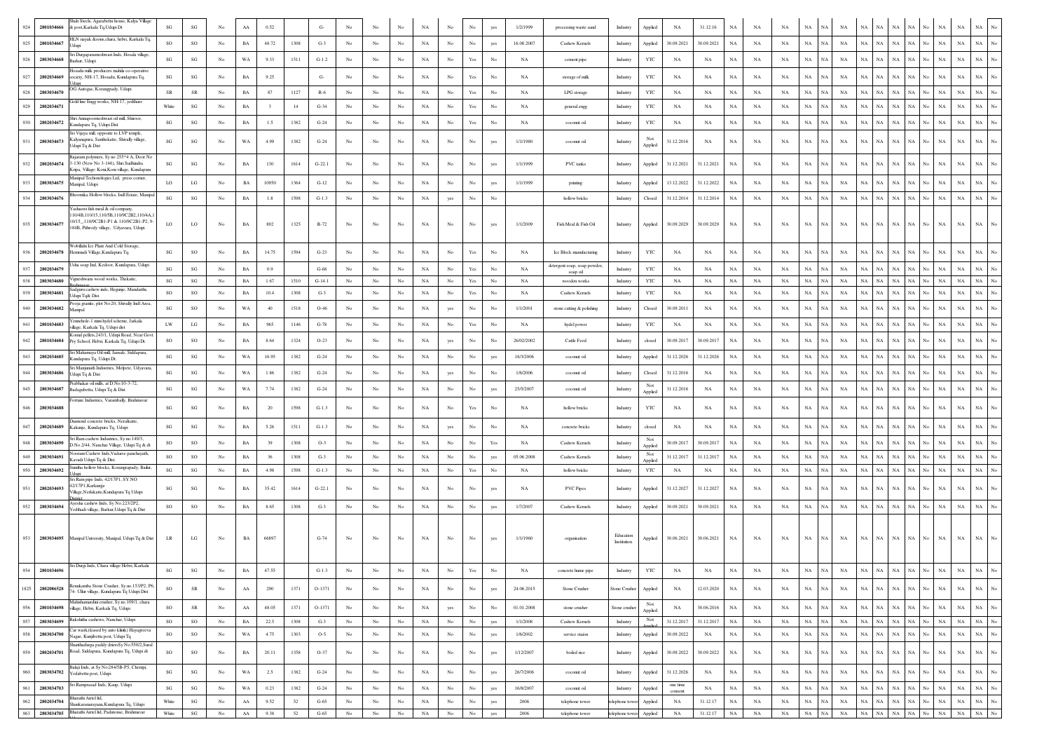| | | | | | | | | | | | | | | | | | | | | | | | | | | | | | | | | | | | | | | |
|---|---|---|---|---|---|---|---|---|---|---|---|---|---|---|---|---|---|---|---|---|---|---|---|---|---|---|---|---|---|---|---|---|---|---|---|---|---|---|
| 924 | 2801034666 | Shah Steels, Agarabettu house, Kalya Village & post,Karkala Tq,Udupi Dt | SG | SG | No | AA | 0.52 | | G- | No | No | No | NA | No | No | yes | 1/2/1999 | processing waste sand | Industry | Applied | NA | 31.12.16 | NA | NA | NA | NA | NA | NA | NA | NA | NA | NA | NA | NA | No | NA | NA | No |
| 925 | 2801034667 | HLN nayak &sons,chara, hebri, Karkala Tq, Udupi | SO | SO | No | BA | 48.72 | 1308 | G-3 | No | No | No | NA | No | No | yes | 16.08.2007 | Cashew Kernels | Industry | Applied | 30.09.2021 | 30.09.2021 | NA | NA | NA | NA | NA | NA | NA | NA | NA | NA | NA | NA | No | NA | NA | No |
| 926 | 2802034668 | Sri Durgaparameshwari Inds, Hosala village, Barkur, Udupi | SG | SG | No | WA | 9.33 | 1511 | G-1.2 | No | No | No | NA | No | Yes | No | NA | cement pipe | Industry | YTC | NA | NA | NA | NA | NA | NA | NA | NA | NA | NA | NA | NA | NA | NA | No | NA | NA | No |
| 927 | 2802034669 | Hosadu milk producers mahila co-operative society, NH-17, Hosadu, Kundapura Tq, Udupi | SG | SG | No | BA | 9.25 | | G- | No | No | No | NA | No | Yes | No | NA | storage of milk | Industry | YTC | NA | NA | NA | NA | NA | NA | NA | NA | NA | NA | NA | NA | NA | NA | No | NA | NA | No |
| 928 | 2803034670 | OG Autogas, Korangrapady, Udupi | SR | SR | No | BA | 87 | 1127 | R-6 | No | No | No | NA | No | Yes | No | NA | LPG storage | Industry | YTC | NA | NA | NA | NA | NA | NA | NA | NA | NA | NA | NA | NA | NA | NA | No | NA | NA | No |
| 929 | 2802034671 | Gold line Engg works, NH-17, yedthare | White | SG | No | BA | 3 | 14 | G-34 | No | No | No | NA | No | Yes | No | NA | general engg | Industry | YTC | NA | NA | NA | NA | NA | NA | NA | NA | NA | NA | NA | NA | NA | NA | No | NA | NA | No |
| 930 | 2802034672 | Shri Annapoorneshwari oil mill, Shiroor, Kundapura Tq, Udupi Dist | SG | SG | No | BA | 1.5 | 1382 | G-24 | No | No | No | NA | No | Yes | No | NA | coconut oil | Industry | YTC | NA | NA | NA | NA | NA | NA | NA | NA | NA | NA | NA | NA | NA | NA | No | NA | NA | No |
| 931 | 2803034673 | Sri Vijaya mill, opposite to LVP temple, Kalyanapura, Santhekatte, Shivally village, Udupi Tq & Dist | SG | SG | No | WA | 4.99 | 1382 | G-24 | No | No | No | NA | No | No | yes | 1/1/1980 | coconut oil | Industry | Not Applied | 31.12.2016 | NA | NA | NA | NA | NA | NA | NA | NA | NA | NA | NA | NA | NA | No | NA | NA | No |
| 932 | 2802034674 | Rajaram polymers Sy no 255*4 A, Door No 3-130 (New No 3-146), Shri Sudhindra Kripa, Village: Koni,Koni village, Kundapura | SG | SG | No | BA | 130 | 1614 | G-22.1 | No | No | No | NA | No | No | yes | 1/1/1999 | PVC tanks | Industry | Applied | 31.12.2021 | 31.12.2021 | NA | NA | NA | NA | NA | NA | NA | NA | NA | NA | NA | NA | No | NA | NA | No |
| 933 | 2803034675 | Manipal Technologies Ltd, press corner, Manipal, Udupi | LO | LG | No | BA | 10950 | 1364 | G-12 | No | No | No | NA | No | No | yes | 1/1/1999 | printing | Industry | Applied | 13.12.2022 | 31.12.2022 | NA | NA | NA | NA | NA | NA | NA | NA | NA | NA | NA | NA | No | NA | NA | No |
| 934 | 2803034676 | Bhoomika Hollow blocks, Indl Estate, Manipal | SG | SG | No | BA | 1.8 | 1598 | G-1.3 | No | No | No | NA | yes | No | No | | hollow bricks | Industry | Closed | 31.12.2014 | 31.12.2014 | NA | NA | NA | NA | NA | NA | NA | NA | NA | NA | NA | NA | No | NA | NA | No |
| 935 | 2803034677 | Yashaswi fish meal & oil company, 110/4B,110/15,110/5B,110/9C2B2,110/4A,110/15_,110/9C2B1-P1 & 110/9C2B1-P2, 9-184B, Pithrody village, Udyavara, Udupi. | LO | LO | No | BA | 892 | 1325 | R-72 | No | No | No | NA | No | No | yes | 1/1/2009 | Fish Meal & Fish Oil | Industry | Applied | 30.09.2029 | 30.09.2029 | NA | NA | NA | NA | NA | NA | NA | NA | NA | NA | NA | NA | No | NA | NA | No |
| 936 | 2802034678 | Wobillahi Ice Plant And Cold Storage, Hemmadi Village,Kundapura Tq. | SG | SO | No | BA | 14.75 | 1594 | G-23 | No | No | No | NA | No | Yes | No | NA | Ice Block manufacturing | Industry | YTC | NA | NA | NA | NA | NA | NA | NA | NA | NA | NA | NA | NA | NA | NA | No | NA | NA | No |
| 937 | 2802034679 | Usha soap Ind, Kedoor, Kundapura, Udupi | SG | SG | No | BA | 0.9 | | G-68 | No | No | No | NA | No | Yes | No | NA | detergent soap, soap powder, soap oil | Industry | YTC | NA | NA | NA | NA | NA | NA | NA | NA | NA | NA | NA | NA | NA | NA | No | NA | NA | No |
| 938 | 2803034680 | Vigneshwara wood works, Thekatte, Brahmavar | SG | SG | No | BA | 1.67 | 1510 | G-14.1 | No | No | No | NA | No | Yes | No | NA | wooden works | Industry | YTC | NA | NA | NA | NA | NA | NA | NA | NA | NA | NA | NA | NA | NA | NA | No | NA | NA | No |
| 939 | 2803034681 | Sadguru cashew inds, Hejamje, Mandarthi, Udupi Tq& Dist | SO | SO | No | BA | 10.4 | 1308 | G-3 | No | No | No | NA | No | Yes | No | NA | Cashew Kernels | Industry | YTC | NA | NA | NA | NA | NA | NA | NA | NA | NA | NA | NA | NA | NA | NA | No | NA | NA | No |
| 940 | 2803034682 | Pooja granite, plot No 20, Shivally Indl Area, Manipal | SG | SO | No | WA | 40 | 1518 | O-46 | No | No | No | NA | yes | No | No | 1/1/2001 | stone cutting & polishing | Industry | Closed | 30.09.2011 | NA | NA | NA | NA | NA | NA | NA | NA | NA | NA | NA | NA | NA | No | NA | NA | No |
| 941 | 2801034683 | Yennehole-1 mini hydel scheme, Jarkala village, Karkala Tq, Udupi dist | LW | LG | No | BA | 965 | 1146 | G-78 | No | No | No | NA | No | Yes | No | NA | hydel power | Industry | YTC | NA | NA | NA | NA | NA | NA | NA | NA | NA | NA | NA | NA | NA | NA | No | NA | NA | No |
| 942 | 2801034684 | Komal pellets,243/1, Udupi Road, Near Govt. Pry School, Hebri, Karkala Tq, Udupi Dt. | SO | SO | No | BA | 8.64 | 1324 | O-23 | No | No | No | NA | yes | No | No | 26/02/2002 | Cattle Feed | Industry | closed | 30.09.2017 | 30.09.2017 | NA | NA | NA | NA | NA | NA | NA | NA | NA | NA | NA | NA | No | NA | NA | No |
| 943 | 2802034685 | Sri Mahamaya Oil mill, Jansale, Siddapura, Kundapura Tq, Udupi Dt. | SG | SG | No | WA | 16.95 | 1382 | G-24 | No | No | No | NA | No | No | yes | 18/3/2006 | coconut oil | Industry | Applied | 31.12.2026 | 31.12.2026 | NA | NA | NA | NA | NA | NA | NA | NA | NA | NA | NA | NA | No | NA | NA | No |
| 944 | 2803034686 | Sri Manjunath Industries, Melpete, Udyavara, Udupi Tq & Dist | SG | SG | No | WA | 1.86 | 1382 | G-24 | No | No | No | NA | yes | No | No | 1/6/2006 | coconut oil | Industry | Closed | 31.12.2016 | NA | NA | NA | NA | NA | NA | NA | NA | NA | NA | NA | NA | NA | No | NA | NA | No |
| 945 | 2803034687 | Prabhakar oil mills, at D.No:10-3-72, Budagubettu, Udupi Tq & Dist | SG | SG | No | WA | 7.74 | 1382 | G-24 | No | No | No | NA | No | No | yes | 25/5/2007 | coconut oil | Industry | Not Applied | 31.12.2016 | NA | NA | NA | NA | NA | NA | NA | NA | NA | NA | NA | NA | NA | No | NA | NA | No |
| 946 | 2803034688 | Fortune Industries, Varambally, Brahmavar | SG | SG | No | BA | 20 | 1598 | G-1.3 | No | No | No | NA | No | Yes | No | NA | hollow bricks | Industry | YTC | NA | NA | NA | NA | NA | NA | NA | NA | NA | NA | NA | NA | NA | NA | No | NA | NA | No |
| 947 | 2802034689 | Diamond concrete bricks, Neralkatte, Kakanje, Kundapura Tq, Udupi | SG | SG | No | BA | 5.26 | 1511 | G-1.3 | No | No | No | NA | yes | No | No | NA | concrete bricks | Industry | closed | NA | NA | NA | NA | NA | NA | NA | NA | NA | NA | NA | NA | NA | NA | No | NA | NA | No |
| 948 | 2803034690 | Sri Ram cashew Industries, Sy.no.149/3, D.No.2/44, Nanchar Village, Udupi Tq & dt | SO | SO | No | BA | 39 | 1308 | O-3 | No | No | No | NA | No | No | Yes | NA | Cashew Kernels | Industry | Not Applied | 30.09.2017 | 30.09.2017 | NA | NA | NA | NA | NA | NA | NA | NA | NA | NA | NA | NA | No | NA | NA | No |
| 949 | 2803034691 | Noorani Cashew Inds,Vadarse panchayath, Kavadi Udupi Tq & Dist. | SO | SO | No | BA | 36 | 1308 | G-3 | No | No | No | NA | No | No | yes | 05.06.2008 | Cashew Kernels | Industry | Not Applied | 31.12.2017 | 31.12.2017 | NA | NA | NA | NA | NA | NA | NA | NA | NA | NA | NA | NA | No | NA | NA | No |
| 950 | 2803034692 | Sunitha hollow blocks, Korangrapady, Baikar, Udupi | SG | SG | No | BA | 4.98 | 1598 | G-1.3 | No | No | No | NA | No | Yes | No | NA | hollow bricks | Industry | YTC | NA | NA | NA | NA | NA | NA | NA | NA | NA | NA | NA | NA | NA | NA | No | NA | NA | No |
| 951 | 2802034693 | Sri Ram pipe Inds, 42/17P1, SY.NO 42/17P1,Karkunje Village,Nerlakatte,Kundapura Tq Udupi District | SG | SG | No | BA | 35.42 | 1614 | G-22.1 | No | No | No | NA | No | No | yes | NA | PVC Pipes | Industry | Applied | 31.12.2027 | 31.12.2027 | NA | NA | NA | NA | NA | NA | NA | NA | NA | NA | NA | NA | No | NA | NA | No |
| 952 | 2803034694 | Ayesha cashew Inds, Sy.No.223/2P2, Yedthadi village, Barkur,Udupi Tq & Dist | SO | SO | No | BA | 8.65 | 1308 | G-3 | No | No | No | NA | No | No | yes | 1/7/2007 | Cashew Kernels | Industry | Applied | 30.09.2021 | 30.09.2021 | NA | NA | NA | NA | NA | NA | NA | NA | NA | NA | NA | NA | No | NA | NA | No |
| 953 | 2803034695 | Manipal University, Manipal, Udupi Tq & Dist | LR | LG | No | BA | 66897 | | G-74 | No | No | No | NA | No | No | yes | 1/1/1960 | organisation | Education Institution | Applied | 30.06.2021 | 30.06.2021 | NA | NA | NA | NA | NA | NA | NA | NA | NA | NA | NA | NA | No | NA | NA | No |
| 954 | 2801034696 | Sri Durga Inds, Chara village Hebri, Karkala | SG | SG | No | BA | 47.55 | | G-1.3 | No | No | No | NA | No | Yes | No | NA | concrete hume pipe | Industry | YTC | NA | NA | NA | NA | NA | NA | NA | NA | NA | NA | NA | NA | NA | NA | No | NA | NA | No |
| 1825 | 2802086528 | Renukamba Stone Crusher, Sy.no.153P2, P6, 74- Ulur village, Kundapura Tq Udupi Dist | SO | SR | No | AA | 290 | 1371 | O-1371 | No | No | No | NA | No | No | yes | 24.06.2015 | Stone Crusher | Stone Crusher | Applied | NA | 12.03.2020 | NA | NA | NA | NA | NA | NA | NA | NA | NA | NA | NA | NA | No | NA | NA | No |
| 956 | 2801034698 | Mahishamardini crusher, Sy.no.109/1, chara village, Hebri, Karkala Tq, Udupi | SO | SR | No | AA | 48.05 | 1371 | O-1371 | No | No | No | NA | yes | No | No | 01.01.2008 | stone crusher | Stone crusher | Not Applied | NA | 30.06.2016 | NA | NA | NA | NA | NA | NA | NA | NA | NA | NA | NA | NA | No | NA | NA | No |
| 957 | 2803034699 | Rakshitha cashews, Nanchar, Udupi | SO | SO | No | BA | 22.5 | 1308 | G-3 | No | No | No | NA | No | No | yes | 1/1/2008 | Cashew Kernels | Industry | Not Applied | 31.12.2017 | 31.12.2017 | NA | NA | NA | NA | NA | NA | NA | NA | NA | NA | NA | NA | No | NA | NA | No |
| 958 | 2803034700 | Car wash,(leased by auto klinik) Hayagreeva Nagar, Kunjibettu post, Udupi Tq | SO | SO | No | WA | 4.75 | 1303 | O-5 | No | No | No | NA | No | No | yes | 1/6/2002 | service station | Industry | Applied | 30.09.2022 | NA | NA | NA | NA | NA | NA | NA | NA | NA | NA | NA | NA | NA | No | NA | NA | No |
| 959 | 2802034701 | Shanthadurga paddy driers Sy No:550/2,Surai Road, Siddapura, Kundapura Tq, Udupi dt | SO | SO | No | BA | 20.11 | 1358 | O-37 | No | No | No | NA | No | No | yes | 1/12/2007 | boiled rice | Industry | Applied | 30.09.2022 | 30.09.2022 | NA | NA | NA | NA | NA | NA | NA | NA | NA | NA | NA | NA | No | NA | NA | No |
| 960 | 2803034702 | Balaji Inds, at Sy No:284/5B-P5, Chempi, Yedabettu post, Udupi | SG | SG | No | WA | 2.5 | 1382 | G-24 | No | No | No | NA | No | No | yes | 26/7/2006 | coconut oil | Industry | Applied | 31.12.2026 | NA | NA | NA | NA | NA | NA | NA | NA | NA | NA | NA | NA | NA | No | NA | NA | No |
| 961 | 2803034703 | Sri Ramprasad Inds, Kaup, Udupi | SG | SG | No | WA | 0.23 | 1382 | G-24 | No | No | No | NA | No | No | yes | 16/8/2007 | coconut oil | Industry | Applied | one time consent | NA | NA | NA | NA | NA | NA | NA | NA | NA | NA | NA | NA | NA | No | NA | NA | No |
| 962 | 2802034704 | Bharathi Airtel ltd, Shankaranarayana,Kundapura Tq, Udupi | White | SG | No | AA | 9.52 | 52 | G-65 | No | No | No | NA | No | No | yes | 2006 | telephone tower | telephone tower | Applied | NA | 31.12.17 | NA | NA | NA | NA | NA | NA | NA | NA | NA | NA | NA | NA | No | NA | NA | No |
| 963 | 2803034705 | Bharathi Airtel ltd, Padutonse, Brahmavar | White | SG | No | AA | 9.38 | 52 | G-65 | No | No | No | NA | No | No | yes | 2006 | telephone tower | telephone tower | Applied | NA | 31.12.17 | NA | NA | NA | NA | NA | NA | NA | NA | NA | NA | NA | NA | No | NA | NA | No |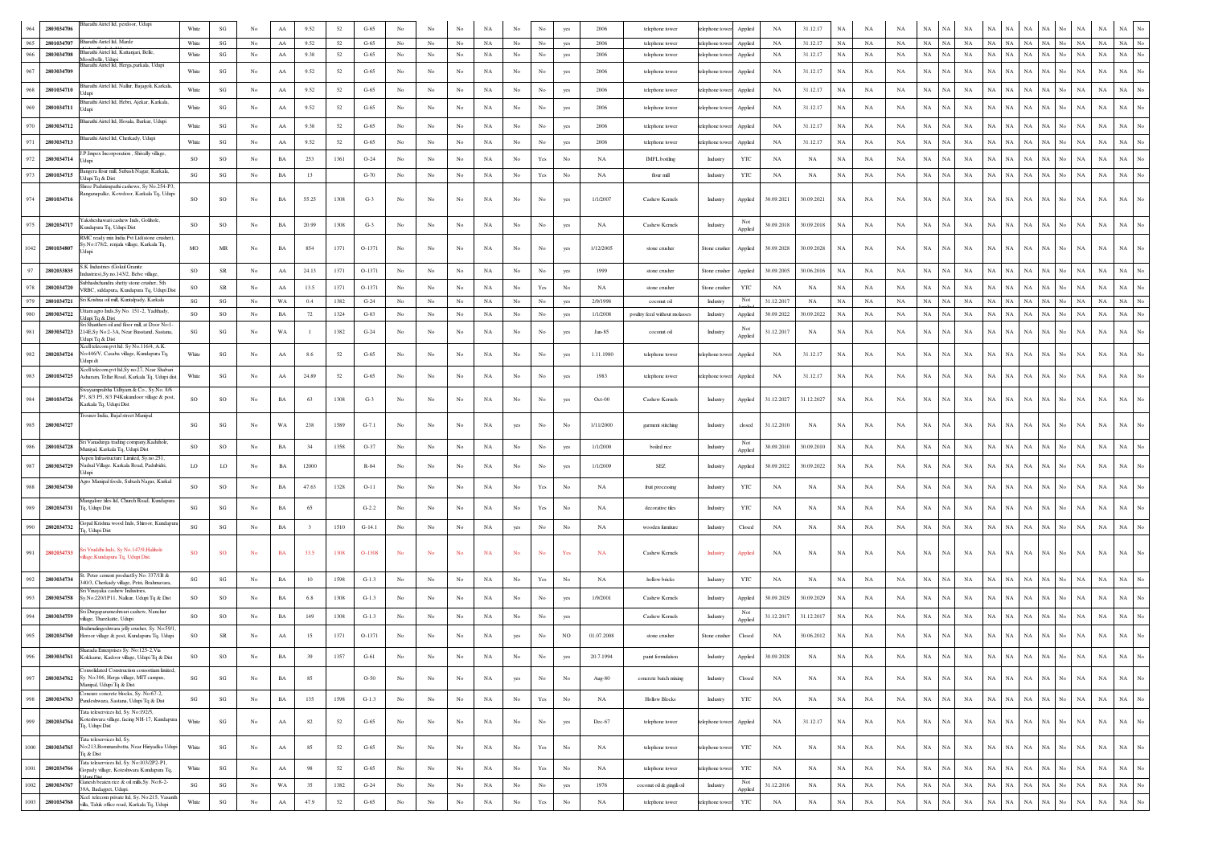| | | | | | | | | | | | | | | | | | | | | | | | | | | | | | | | | | | | | | | | |
|---|---|---|---|---|---|---|---|---|---|---|---|---|---|---|---|---|---|---|---|---|---|---|---|---|---|---|---|---|---|---|---|---|---|---|---|---|---|---|---|
| 964 | 2803034706 | Bharathi Airtel ltd, perdoor, Udupi | White | SG | No | AA | 9.52 | 52 | G-65 | No | No | No | NA | No | No | yes | 2006 | telephone tower | telephone tower | Applied | NA | 31.12.17 | NA | NA | NA | NA | NA | NA | NA | NA | NA | NA | NA | NA | No | NA | NA | NA | No |
| 965 | 2801034707 | Bharathi Airtel ltd, Marde | White | SG | No | AA | 9.52 | 52 | G-65 | No | No | No | NA | No | No | yes | 2006 | telephone tower | telephone tower | Applied | NA | 31.12.17 | NA | NA | NA | NA | NA | NA | NA | NA | NA | NA | NA | NA | No | NA | NA | NA | No |
| 966 | 2803034708 | Bharathi Airtel ltd, Kattangeri, Belle, Moodbelle, Udupi | White | SG | No | AA | 9.38 | 52 | G-65 | No | No | No | NA | No | No | yes | 2006 | telephone tower | telephone tower | Applied | NA | 31.12.17 | NA | NA | NA | NA | NA | NA | NA | NA | NA | NA | NA | NA | No | NA | NA | NA | No |
| 967 | 2803034709 | Bharathi Airtel ltd, Herga,parkala, Udupi | White | SG | No | AA | 9.52 | 52 | G-65 | No | No | No | NA | No | No | yes | 2006 | telephone tower | telephone tower | Applied | NA | 31.12.17 | NA | NA | NA | NA | NA | NA | NA | NA | NA | NA | NA | NA | No | NA | NA | NA | No |
| 968 | 2801034710 | Bharathi Airtel ltd, Nallur, Bajagoli, Karkala, Udupi | White | SG | No | AA | 9.52 | 52 | G-65 | No | No | No | NA | No | No | yes | 2006 | telephone tower | telephone tower | Applied | NA | 31.12.17 | NA | NA | NA | NA | NA | NA | NA | NA | NA | NA | NA | NA | No | NA | NA | NA | No |
| 969 | 2801034711 | Bharathi Airtel ltd, Hebri, Ajekar, Karkala, Udupi | White | SG | No | AA | 9.52 | 52 | G-65 | No | No | No | NA | No | No | yes | 2006 | telephone tower | telephone tower | Applied | NA | 31.12.17 | NA | NA | NA | NA | NA | NA | NA | NA | NA | NA | NA | NA | No | NA | NA | NA | No |
| 970 | 2803034712 | Bharathi Airtel ltd, Hosala, Barkur, Udupi | White | SG | No | AA | 9.38 | 52 | G-65 | No | No | No | NA | No | No | yes | 2006 | telephone tower | telephone tower | Applied | NA | 31.12.17 | NA | NA | NA | NA | NA | NA | NA | NA | NA | NA | NA | NA | No | NA | NA | NA | No |
| 971 | 2803034713 | Bharathi Airtel ltd, Cherkady, Udupi | White | SG | No | AA | 9.52 | 52 | G-65 | No | No | No | NA | No | No | yes | 2006 | telephone tower | telephone tower | Applied | NA | 31.12.17 | NA | NA | NA | NA | NA | NA | NA | NA | NA | NA | NA | NA | No | NA | NA | NA | No |
| 972 | 2803034714 | J.P.Impex Incorporation , Shivally village, Udupi | SO | SO | No | BA | 253 | 1361 | O-24 | No | No | No | NA | No | Yes | No | NA | IMFL bottling | Industry | YTC | NA | NA | NA | NA | NA | NA | NA | NA | NA | NA | NA | NA | NA | NA | No | NA | NA | NA | No |
| 973 | 2801034715 | Bangera flour mill, Subash Nagar, Karkala, Udupi Tq & Dist | SG | SG | No | BA | 13 | | G-70 | No | No | No | NA | No | Yes | No | NA | flour mill | Industry | YTC | NA | NA | NA | NA | NA | NA | NA | NA | NA | NA | NA | NA | NA | NA | No | NA | NA | NA | No |
| 974 | 2801034716 | Shree Padutirupathi cashews, Sy.No.254-P3, Ranganapalke, Kowdoor, Karkala Tq, Udupi | SO | SO | No | BA | 55.25 | 1308 | G-3 | No | No | No | NA | No | No | yes | 1/1/2007 | Cashew Kernels | Industry | Applied | 30.09.2021 | 30.09.2021 | NA | NA | NA | NA | NA | NA | NA | NA | NA | NA | NA | NA | No | NA | NA | NA | No |
| 975 | 2802034717 | Yakshеshawari cashew Inds, Golihole, Kundapura Tq, Udupi Dist | SO | SO | No | BA | 20.99 | 1308 | G-3 | No | No | No | NA | No | No | yes | NA | Cashew Kernels | Industry | Not Applied | 30.09.2018 | 30.09.2018 | NA | NA | NA | NA | NA | NA | NA | NA | NA | NA | NA | NA | No | NA | NA | NA | No |
| 1042 | 2801034807 | RMC ready mix India Pvt Ltd(stone crusher), Sy.No:178/2, renjala village, Karkala Tq, Udupi | MO | MR | No | BA | 854 | 1371 | O-1371 | No | No | No | NA | No | No | yes | 1/12/2005 | stone crusher | Stone crusher | Applied | 30.09.2028 | 30.09.2028 | NA | NA | NA | NA | NA | NA | NA | NA | NA | NA | NA | NA | No | NA | NA | NA | No |
| 97 | 2802033835 | S.K Industries (Gokul Granite Industries),Sy.no.143/2, Belve village, | SO | SR | No | AA | 24.13 | 1371 | O-1371 | No | No | No | NA | No | No | yes | 1999 | stone crusher | Stone crusher | Applied | 30.09.2005 | 30.06.2016 | NA | NA | NA | NA | NA | NA | NA | NA | NA | NA | NA | NA | No | NA | NA | NA | No |
| 978 | 2802034720 | Subhashchandra shetty stone crusher, 5th VRBC, siddapura, Kundapura Tq, Udupi Dist | SO | SR | No | AA | 13.5 | 1371 | O-1371 | No | No | No | NA | No | Yes | No | NA | stone crusher | Stone crusher | YTC | NA | NA | NA | NA | NA | NA | NA | NA | NA | NA | NA | NA | NA | NA | No | NA | NA | NA | No |
| 979 | 2801034721 | Sri Krishna oil mill, Kuntalpady, Karkala | SG | SG | No | WA | 0.4 | 1382 | G-24 | No | No | No | NA | No | No | yes | 2/9/1998 | coconut oil | Industry | Not Applied | 31.12.2017 | NA | NA | NA | NA | NA | NA | NA | NA | NA | NA | NA | NA | NA | No | NA | NA | NA | No |
| 980 | 2803034722 | Uttamagro Inds,Sy No. 151-2, Yadthady, Udupi Tq & Dist | SO | SO | No | BA | 72 | 1324 | G-83 | No | No | No | NA | No | No | yes | 1/1/2008 | poultry feed without molasses | Industry | Applied | 30.09.2022 | 30.09.2022 | NA | NA | NA | NA | NA | NA | NA | NA | NA | NA | NA | NA | No | NA | NA | NA | No |
| 981 | 2803034723 | Sri Shanthri oil and floor mill, at Door No:1-214E,Sy No:2-3A, Near Busstand, Sastana, Udupi Tq & Dist | SG | SG | No | WA | 1 | 1382 | G-24 | No | No | No | NA | No | No | yes | Jan-85 | coconut oil | Industry | Not Applied | 31.12.2017 | NA | NA | NA | NA | NA | NA | NA | NA | NA | NA | NA | NA | NA | No | NA | NA | NA | No |
| 982 | 2802034724 | Xcell telecom pvt ltd. Sy No.116/4, A.K. No:446/V, Casaba village, Kundapura Tq, Udupi dt | White | SG | No | AA | 8.6 | 52 | G-65 | No | No | No | NA | No | No | yes | 1.11.1980 | telephone tower | telephone tower | Applied | NA | 31.12.17 | NA | NA | NA | NA | NA | NA | NA | NA | NA | NA | NA | NA | No | NA | NA | NA | No |
| 983 | 2801034725 | Xcell telecom pvt ltd,Sy no:27, Near Shabari Ashnram, Tellar Road, Karkala Tq, Udupi dist. | White | SG | No | AA | 24.89 | 52 | G-65 | No | No | No | NA | No | No | yes | 1983 | telephone tower | telephone tower | Applied | NA | 31.12.17 | NA | NA | NA | NA | NA | NA | NA | NA | NA | NA | NA | NA | No | NA | NA | NA | No |
| 984 | 2801034726 | Swayamprabha Udhyam & Co., Sy.No. 8/6 P3, 8/3 P5, 8/3 P4Kukundoor village & post, Karkala Tq, Udupi Dist | SO | SO | No | BA | 63 | 1308 | G-3 | No | No | No | NA | No | No | yes | Oct-00 | Cashew Kernels | Industry | Applied | 31.12.2027 | 31.12.2027 | NA | NA | NA | NA | NA | NA | NA | NA | NA | NA | NA | NA | No | NA | NA | NA | No |
| 985 | 2803034727 | Trouser India, Bajal street Manipal | SG | SG | No | WA | 238 | 1589 | G-7.1 | No | No | No | NA | yes | No | No | 1/11/2000 | garment stitching | Industry | closed | 31.12.2010 | NA | NA | NA | NA | NA | NA | NA | NA | NA | NA | NA | NA | NA | No | NA | NA | NA | No |
| 986 | 2801034728 | Sri Vanadurga trading company,Kadubole, Muniyal, Karkala Tq, Udupi Dist | SO | SO | No | BA | 34 | 1358 | O-37 | No | No | No | NA | No | No | yes | 1/1/2000 | boiled rice | Industry | Not Applied | 30.09.2010 | 30.09.2010 | NA | NA | NA | NA | NA | NA | NA | NA | NA | NA | NA | NA | No | NA | NA | NA | No |
| 987 | 2803034729 | Aspen Infrastructure Limited, Sy.no:251, Nadsal Village: Karkala Road, Padubidri, Udupi | LO | LO | No | BA | 12000 | | R-84 | No | No | No | NA | No | No | yes | 1/1/2009 | SEZ | Industry | Applied | 30.09.2022 | 30.09.2022 | NA | NA | NA | NA | NA | NA | NA | NA | NA | NA | NA | NA | No | NA | NA | NA | No |
| 988 | 2803034730 | Agro Manipal foods, Subash Nagar, Karkal | SO | SO | No | BA | 47.63 | 1328 | O-11 | No | No | No | NA | No | Yes | No | NA | fruit processing | Industry | YTC | NA | NA | NA | NA | NA | NA | NA | NA | NA | NA | NA | NA | NA | NA | No | NA | NA | NA | No |
| 989 | 2802034731 | Mangalore tiles ltd, Church Road, Kundapura Tq, Udupi Dist | SG | SG | No | BA | 65 | | G-2.2 | No | No | No | NA | No | Yes | No | NA | decorative tiles | Industry | YTC | NA | NA | NA | NA | NA | NA | NA | NA | NA | NA | NA | NA | NA | NA | No | NA | NA | NA | No |
| 990 | 2802034732 | Gopal Krishna wood Inds, Shiroor, Kundapura Tq, Udupi Dist | SG | SG | No | BA | 3 | 1510 | G-14.1 | No | No | No | NA | yes | No | No | NA | wooden furniture | Industry | Closed | NA | NA | NA | NA | NA | NA | NA | NA | NA | NA | NA | NA | NA | NA | No | NA | NA | NA | No |
| 991 | 2802034733 | Sri Vinadella Inds, Sy No.147/9,Halihole village,Kundapura Tq, Udupi Dist | SO | SO | No | BA | 33.5 | 1308 | O-1308 | No | No | No | NA | No | No | Yes | NA | Cashew Kernels | Industry | Applied | NA | NA | NA | NA | NA | NA | NA | NA | NA | NA | NA | NA | NA | NA | No | NA | NA | NA | No |
| 992 | 2803034734 | St. Peter cement productSy.No: 337/1B & 340/3, Cherkady village, Pern, Brahmavara, | SG | SG | No | BA | 10 | 1598 | G-1.3 | No | No | No | NA | No | Yes | No | NA | hollow bricks | Industry | YTC | NA | NA | NA | NA | NA | NA | NA | NA | NA | NA | NA | NA | NA | NA | No | NA | NA | NA | No |
| 993 | 2803034758 | Sri Vinayaka cashew Industries, Sy.No:220/1P11, Nalkur, Udupi Tq & Dist | SO | SO | No | BA | 6.8 | 1308 | G-1.3 | No | No | No | NA | No | No | yes | 1/9/2001 | Cashew Kernels | Industry | Applied | 30.09.2029 | 30.09.2029 | NA | NA | NA | NA | NA | NA | NA | NA | NA | NA | NA | NA | No | NA | NA | NA | No |
| 994 | 2803034759 | Sri Durgaparameshwari cashew, Nanchar village, Tharekatte, Udupi | SO | SO | No | BA | 149 | 1308 | G-1.3 | No | No | No | NA | No | No | yes | | Cashew Kernels | Industry | Not Applied | 31.12.2017 | 31.12.2017 | NA | NA | NA | NA | NA | NA | NA | NA | NA | NA | NA | NA | No | NA | NA | NA | No |
| 995 | 2802034760 | Brahmalingeshwara jelly crusher, Sy. No:59/1, Hesoor village & post, Kundapura Tq, Udupi | SO | SR | No | AA | 15 | 1371 | O-1371 | No | No | No | NA | yes | No | NO | 01.07.2008 | stone crusher | Stone crusher | Closed | NA | 30.06.2012 | NA | NA | NA | NA | NA | NA | NA | NA | NA | NA | NA | NA | No | NA | NA | NA | No |
| 996 | 2803034761 | Sharada Enterprises Sy. No:125-2 Via Kokkarne, Kadoor village, Udupi Tq & Dist | SO | SO | No | BA | 39 | 1357 | G-61 | No | No | No | NA | No | No | yes | 20.7.1994 | paint formulation | Industry | Applied | 30.09.2028 | NA | NA | NA | NA | NA | NA | NA | NA | NA | NA | NA | NA | NA | No | NA | NA | NA | No |
| 997 | 2803034762 | Consolidated Construction consortium limited, Sy. No:306, Herga village, MIT campus, Manipal, Udupi Tq & Dist | SG | SG | No | BA | 85 | | O-50 | No | No | No | NA | yes | No | No | Aug-80 | concrete batch mixing | Industry | Closed | NA | NA | NA | NA | NA | NA | NA | NA | NA | NA | NA | NA | NA | NA | No | NA | NA | NA | No |
| 998 | 2803034763 | Concare concrete blocks, Sy. No:67-2, Pandeshwara, Sastana, Udupi Tq & Dist | SG | SG | No | BA | 135 | 1598 | G-1.3 | No | No | No | NA | No | Yes | No | NA | Hollow Blocks | Industry | YTC | NA | NA | NA | NA | NA | NA | NA | NA | NA | NA | NA | NA | NA | NA | No | NA | NA | NA | No |
| 999 | 2802034764 | Tata teleservices ltd, Sy. No:192/5, Koteshwara village, facing NH-17, Kundapura Tq, Udupi Dist | White | SG | No | AA | 82 | 52 | G-65 | No | No | No | NA | No | No | yes | Dec-67 | telephone tower | telephone tower | Applied | NA | 31.12.17 | NA | NA | NA | NA | NA | NA | NA | NA | NA | NA | NA | NA | No | NA | NA | NA | No |
| 1000 | 2803034765 | Tata teleservices ltd, Sy. No:213,Bommarabettu, Near Hiriyadka Udupi Tq & Dist | White | SG | No | AA | 85 | 52 | G-65 | No | No | No | NA | No | Yes | No | NA | telephone tower | telephone tower | YTC | NA | NA | NA | NA | NA | NA | NA | NA | NA | NA | NA | NA | NA | NA | No | NA | NA | NA | No |
| 1001 | 2802034766 | Tata teleservices ltd, Sy. No:103/2P2-P1, Gopady village, Koteshwara Kundapura Tq, Udupi Dist | White | SG | No | AA | 98 | 52 | G-65 | No | No | No | NA | No | Yes | No | NA | telephone tower | telephone tower | YTC | NA | NA | NA | NA | NA | NA | NA | NA | NA | NA | NA | NA | NA | NA | No | NA | NA | NA | No |
| 1002 | 2803034767 | Ganesh beaten rice & oil mills,Sy. No:8-2-39A, Badagpet, Udupi. | SG | SG | No | WA | 35 | 1382 | G-24 | No | No | No | NA | No | No | yes | 1976 | coconut oil & gingili oil | Industry | Not Applied | 31.12.2016 | NA | NA | NA | NA | NA | NA | NA | NA | NA | NA | NA | NA | NA | No | NA | NA | NA | No |
| 1003 | 2801034768 | Xcel telecom private ltd, Sy. No:215, Vasanth villa, Taluk office road, Karkala Tq, Udupi | White | SG | No | AA | 47.9 | 52 | G-65 | No | No | No | NA | No | Yes | No | NA | telephone tower | telephone tower | YTC | NA | NA | NA | NA | NA | NA | NA | NA | NA | NA | NA | NA | NA | NA | No | NA | NA | NA | No |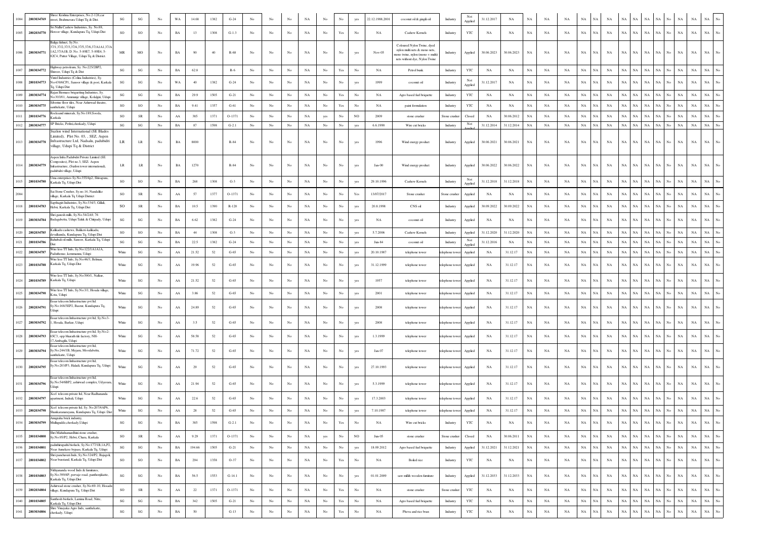| | | | | | | | | | | | | | | | | | | | | | | | | | | | | | | | | | | | | | | |
|---|---|---|---|---|---|---|---|---|---|---|---|---|---|---|---|---|---|---|---|---|---|---|---|---|---|---|---|---|---|---|---|---|---|---|---|---|---|---|
| 1004 | 2803034769 | Shree Krishna Enterprises, No.2-126,car street, Brahmavara Udupi Tq & Dist. | SG | SG | No | WA | 14.68 | 1382 | G-24 | No | No | No | NA | No | No | yes | 22.12.1988,2001 | coconut oil & gingili oil | Industry | Not Applied | 31.12.2017 | NA | NA | NA | NA | NA | NA | NA | NA | NA | NA | NA | NA | No | NA | NA | NA | No |
| 1005 | 2802034770 | Sri Nidhi Cashew Industries, Sy. No.88, Hosoor village, Kundapura Tq, Udupi Dist | SO | SO | No | BA | 13 | 1308 | G-1.3 | No | No | No | NA | No | Yes | No | NA | Cashew Kernels | Industry | YTC | NA | NA | NA | NA | NA | NA | NA | NA | NA | NA | NA | NA | NA | No | NA | NA | NA | No |
| 1006 | 2803034771 | Baliga fishnet, Sy.No. 37/1,37/2,37/3,37/4,37/5,37/6,37/A1A1,37/A1A2,37/A1B, D. No. 5-89E7, 5-89E4, 5-82C4, Puttur Village, Udupi Tq & District. | MR | MO | No | BA | 90 | 40 | R-68 | No | No | No | NA | No | No | yes | Nov-05 | Coloured Nylon Twine, dyed nylon multi nets & mono nets, mono twine, nylon (mono + multi) nets without dye, Nylon Twine | Industry | Applied | 30.06.2023 | 30.06.2023 | NA | NA | NA | NA | NA | NA | NA | NA | NA | NA | NA | No | NA | NA | NA | No |
| 1007 | 2803034772 | Highway petroleum, Sy. No.225/2BP2, Shiroor, Udupi Tq & Dist | SG | SG | No | BA | 62.8 | | R-6 | No | No | No | NA | No | Yes | No | NA | Petrol bunk | Industry | YTC | NA | NA | NA | NA | NA | NA | NA | NA | NA | NA | NA | NA | NA | No | NA | NA | NA | No |
| 1008 | 2801034773 | Vinod Industries (Celina Industries), Sy. No.439/6CP1, Sanoor village & post, Karkala Tq, Udupi Dist | SG | SG | No | WA | 40 | 1382 | G-24 | No | No | No | NA | No | No | yes | 1999 | coconut oil | Industry | Not Applied | 31.12.2017 | NA | NA | NA | NA | NA | NA | NA | NA | NA | NA | NA | NA | No | NA | NA | NA | No |
| 1009 | 2803034774 | Rajan Biomass briquetting Industries, Sy. No.303/01, Ammunje village, Kokalgiri, Udupi | SG | SG | No | BA | 29.9 | 1505 | G-21 | No | No | No | NA | No | Yes | No | NA | Agro based fuel briquette | Industry | YTC | NA | NA | NA | NA | NA | NA | NA | NA | NA | NA | NA | NA | NA | No | NA | NA | NA | No |
| 1010 | 2803034775 | Silverine floor tiles, Near Ashirwad theatre, santhekatte, Udupi | SO | SO | No | BA | 9.41 | 1357 | G-61 | No | No | No | NA | No | Yes | No | NA | paint formulation | Industry | YTC | NA | NA | NA | NA | NA | NA | NA | NA | NA | NA | NA | NA | NA | No | NA | NA | NA | No |
| 1011 | 2801034776 | Rockland minerals, Sy.No.189,Sooda, Karkala | SO | SR | No | AA | 385 | 1371 | O-1371 | No | No | No | NA | yes | No | NO | 2009 | stone crusher | Stone crusher | Closed | NA | 30.06.2012 | NA | NA | NA | NA | NA | NA | NA | NA | NA | NA | NA | No | NA | NA | NA | No |
| 1012 | 2803034777 | SP Bricks, Pethri,cherkady, Udupi | SG | SG | No | BA | 87 | 1598 | G-2.1 | No | No | No | NA | No | No | yes | 6.6.1990 | Wire cut bricks | Industry | Not Applied | 31.12.2014 | 31.12.2014 | NA | NA | NA | NA | NA | NA | NA | NA | NA | NA | NA | No | NA | NA | NA | No |
| 1013 | 2803034778 | Suzlon wind International (SE Blades Limited), Plot No. 03, , SEZ, Aspen Infrastructure Ltd, Nadsalu, padubidri village, Udupi Tq & District | LR | LR | No | BA | 8000 | | R-84 | No | No | No | NA | No | No | yes | 1996 | Wind energy product | Industry | Applied | 30.06.2021 | 30.06.2021 | NA | NA | NA | NA | NA | NA | NA | NA | NA | NA | NA | No | NA | NA | NA | No |
| 1014 | 2803034779 | Aspen Infra Padubidri Private Limited (SE Composites), Plot no 3, SEZ- Aspen Infrastructure, (Suzlon tower international), padubidri village, Udupi | LR | LR | No | BA | 1270 | | R-84 | No | No | No | NA | No | No | yes | Jan-00 | Wind energy product | Industry | Applied | 30.06.2022 | 30.06.2022 | NA | NA | NA | NA | NA | NA | NA | NA | NA | NA | NA | No | NA | NA | NA | No |
| 1015 | 2801034780 | Uma enterprises Sy.No.355/4p2, Shivapura, Karkala Tq, Udupi Dist | SO | SO | No | BA | 268 | 1308 | G-3 | No | No | No | NA | No | No | yes | 29.10.1996 | Cashew Kernels | Industry | Not Applied | 31.12.2018 | 31.12.2018 | NA | NA | NA | NA | NA | NA | NA | NA | NA | NA | NA | No | NA | NA | NA | No |
| 2004 | | Sai Stone Crusher, Sy.no.14, Nandalike village, Karkala Tq Udupi District | SO | SR | No | AA | 57 | 1377 | O-1371 | No | No | No | NA | No | No | Yes | 13/07/2017 | Stone crusher | Stone crusher | Applied | NA | NA | NA | NA | NA | NA | NA | NA | NA | NA | NA | NA | NA | No | NA | NA | NA | No |
| 1018 | 2801034783 | Sapthagiri Industries, Sy.No.334/3, Gillali, Hebri, Karkala Tq, Udupi Dist | SO | SR | No | BA | 10.5 | 1390 | R-120 | No | No | No | NA | No | No | yes | 20.8.1998 | CNS oil | Industry | Applied | 30.09.2022 | 30.09.2022 | NA | NA | NA | NA | NA | NA | NA | NA | NA | NA | NA | No | NA | NA | NA | No |
| 1019 | 2803034784 | Shri ganesh mills, Sy.No.54/2A9, 76 Badagabettu, Udupi Taluk & Chitpady, Udupi | SG | SG | No | BA | 6.62 | 1382 | G-24 | No | No | No | NA | No | No | yes | NA | coconut oil | Industry | Applied | NA | NA | NA | NA | NA | NA | NA | NA | NA | NA | NA | NA | NA | No | NA | NA | NA | No |
| 1020 | 2802034785 | Kalikadu cashews, Balikere-kalikadu, devalkunda, Kundapura Tq, Udupi Dist | SO | SO | No | BA | 44 | 1308 | G-3 | No | No | No | NA | No | No | yes | 5.7.2006 | Cashew Kernels | Industry | Applied | 31.12.2020 | 31.12.2020 | NA | NA | NA | NA | NA | NA | NA | NA | NA | NA | NA | No | NA | NA | NA | No |
| 1021 | 2801034786 | Bahubali oil mills, Sanoor, Karkala Tq, Udupi Dist | SG | SG | No | BA | 22.5 | 1382 | G-24 | No | No | No | NA | No | No | yes | Jun-84 | coconut oil | Industry | Not Applied | 31.12.2016 | NA | NA | NA | NA | NA | NA | NA | NA | NA | NA | NA | NA | No | NA | NA | NA | No |
| 1022 | 2803034787 | Wire less TT Info, Sy.No.122/1A1A1A, Paduthonse, kemmannu, Udupi | White | SG | No | AA | 21.52 | 52 | G-65 | No | No | No | NA | No | No | yes | 20.10.1987 | telephone tower | telephone tower | Applied | NA | 31.12.17 | NA | NA | NA | NA | NA | NA | NA | NA | NA | NA | NA | No | NA | NA | NA | No |
| 1023 | 2801034788 | Wire less TT Info, Sy.No.46/3, Belman, Karkala Tq, Udupi Dist | White | SG | No | AA | 19.96 | 52 | G-65 | No | No | No | NA | No | No | yes | 31.12.1999 | telephone tower | telephone tower | Applied | NA | 31.12.17 | NA | NA | NA | NA | NA | NA | NA | NA | NA | NA | NA | No | NA | NA | NA | No |
| 1024 | 2801034789 | Wire less TT Info, Sy.No.500/1, Nalkur, Karkala Tq, Udupi | White | SG | No | AA | 21.52 | 52 | G-65 | No | No | No | NA | No | No | yes | 1957 | telephone tower | telephone tower | Applied | NA | 31.12.17 | NA | NA | NA | NA | NA | NA | NA | NA | NA | NA | NA | No | NA | NA | NA | No |
| 1025 | 2803034790 | Wire less TT Info, Sy.No.3/1, Hosala village, Kota, Udupi | White | SG | No | AA | 3.86 | 52 | G-65 | No | No | No | NA | No | No | yes | 2001 | telephone tower | telephone tower | Applied | NA | 31.12.17 | NA | NA | NA | NA | NA | NA | NA | NA | NA | NA | NA | No | NA | NA | NA | No |
| 1026 | 2802034791 | Essar telecom Infrastructure pvt ltd. Sy.No.168/3EP2, Basrur, Kundapura Tq, Udupi | White | SG | No | AA | 24.89 | 52 | G-65 | No | No | No | NA | No | No | yes | 2008 | telephone tower | telephone tower | Applied | NA | 31.12.17 | NA | NA | NA | NA | NA | NA | NA | NA | NA | NA | NA | No | NA | NA | NA | No |
| 1027 | 2803034792 | Essar telecom Infrastructure pvt ltd, Sy.No:3-1, Hosala, Barkur, Udupi | White | SG | No | AA | 3.5 | 52 | G-65 | No | No | No | NA | No | No | yes | 2008 | telephone tower | telephone tower | Applied | NA | 31.12.17 | NA | NA | NA | NA | NA | NA | NA | NA | NA | NA | NA | No | NA | NA | NA | No |
| 1028 | 2803034793 | Essar telecom Infrastructure pvt ltd. Sy.No:2-65C3, opp bharath tile factory, NH-17,Ambagilu, Udupi | White | SG | No | AA | 58.58 | 52 | G-65 | No | No | No | NA | No | No | yes | 1.3.1999 | telephone tower | telephone tower | Applied | NA | 31.12.17 | NA | NA | NA | NA | NA | NA | NA | NA | NA | NA | NA | No | NA | NA | NA | No |
| 1029 | 2803034794 | Essar telecom Infrastructure pvt ltd. Sy.No:244/1B, Mejaru, Moodabettu, santhekatte, Udupi | White | SG | No | AA | 71.72 | 52 | G-65 | No | No | No | NA | No | No | yes | Jun-07 | telephone tower | telephone tower | Applied | NA | 31.12.17 | NA | NA | NA | NA | NA | NA | NA | NA | NA | NA | NA | No | NA | NA | NA | No |
| 1030 | 2802034795 | Essar telecom Infrastructure pvt ltd, Sy.No:203/P3, Haladi, Kundapura Tq, Udupi | White | SG | No | AA | 29 | 52 | G-65 | No | No | No | NA | No | No | yes | 27.10.1993 | telephone tower | telephone tower | Applied | NA | 31.12.17 | NA | NA | NA | NA | NA | NA | NA | NA | NA | NA | NA | No | NA | NA | NA | No |
| 1031 | 2803034796 | Essar telecom Infrastructure pvt ltd, Sy.No:54/6BP2, ashirwad complex, Udyavara, Udupi | White | SG | No | AA | 21.94 | 52 | G-65 | No | No | No | NA | No | No | yes | 5.3.1999 | telephone tower | telephone tower | Applied | NA | 31.12.17 | NA | NA | NA | NA | NA | NA | NA | NA | NA | NA | NA | No | NA | NA | NA | No |
| 1032 | 2803034797 | Xcel telecom private ltd, Near Radhananda apartment, Indrali, Udupi | White | SG | No | AA | 22.6 | 52 | G-65 | No | No | No | NA | No | No | yes | 17.3.2003 | telephone tower | telephone tower | Applied | NA | 31.12.17 | NA | NA | NA | NA | NA | NA | NA | NA | NA | NA | NA | No | NA | NA | NA | No |
| 1033 | 2802034798 | Xcel telecom private ltd. Sy. No:207/4AP6, Shankaranarayana, Kundapura Tq, Udupi Dist | White | SG | No | AA | 28 | 52 | G-65 | No | No | No | NA | No | No | yes | 7.10.1987 | telephone tower | telephone tower | Applied | NA | 31.12.17 | NA | NA | NA | NA | NA | NA | NA | NA | NA | NA | NA | No | NA | NA | NA | No |
| 1034 | 2803034799 | Anugraha brick industry, Mullugudde,cherkady,Udupi | SG | SG | No | BA | 385 | 1598 | G-2.1 | No | No | No | NA | No | Yes | No | NA | Wire cut bricks | Industry | YTC | NA | NA | NA | NA | NA | NA | NA | NA | NA | NA | NA | NA | NA | No | NA | NA | NA | No |
| 1035 | 2801034800 | Shri Mahalsamardhini stone crusher, Sy.No:95/P2, Hebri, Chara, Karkala | SO | SR | No | AA | 9.29 | 1371 | O-1371 | No | No | No | NA | yes | No | NO | Jun-05 | stone crusher | Stone crusher | Closed | NA | 30.06.2011 | NA | NA | NA | NA | NA | NA | NA | NA | NA | NA | NA | No | NA | NA | NA | No |
| 1036 | 2801034801 | padubirupathi biofuels, Sy.No:177/1B,1A,P2, Near Annekere bypass, Karkala Tq, Udupi | SG | SG | No | BA | 194.66 | 1505 | G-21 | No | No | No | NA | No | No | yes | 18.09.2012 | Agro based fuel briquette | Industry | Applied | 31.12.2021 | 31.12.2021 | NA | NA | NA | NA | NA | NA | NA | NA | NA | NA | NA | No | NA | NA | NA | No |
| 1037 | 2801034802 | Shri panchavati Inds, Sy.No:324/P2, Bajagoli, Near busstand, Karkala Tq, Udupi Dist | SO | SO | No | BA | 294 | 1358 | O-37 | No | No | No | NA | No | Yes | No | NA | Boiled rice | Industry | YTC | NA | NA | NA | NA | NA | NA | NA | NA | NA | NA | NA | NA | NA | No | NA | NA | NA | No |
| 1038 | 2801034803 | Nithyananda wood Inds & furnitures, Sy.No:399/4P, pervaje road, panthonjikatte, Karkala Tq, Udupi Dist | SG | SG | No | BA | 56.5 | 1553 | G-14.1 | No | No | No | NA | No | No | yes | 01.01.2009 | saw mill& wooden furniture | Industry | Applied | 31.12.2033 | 31.12.2033 | NA | NA | NA | NA | NA | NA | NA | NA | NA | NA | NA | No | NA | NA | NA | No |
| 1039 | 2802034804 | Ashirwad stone crusher, Sy.No:69-10, Hosadu village, Kundapura Tq, Udupi Dist | SO | SR | No | AA | 22 | 1371 | O-1371 | No | No | No | NA | No | Yes | No | NA | stone crusher | Stone crusher | YTC | NA | NA | NA | NA | NA | NA | NA | NA | NA | NA | NA | NA | NA | No | NA | NA | NA | No |
| 1040 | 2801034805 | Santhosh biofuels, Lamina Road, Nitte, Karkala Tq, Udupi Dist | SG | SG | No | BA | 342 | 1505 | G-21 | No | No | No | NA | No | Yes | No | NA | Agro based fuel briquette | Industry | YTC | NA | NA | NA | NA | NA | NA | NA | NA | NA | NA | NA | NA | NA | No | NA | NA | NA | No |
| 1041 | 2803034806 | Shree Vinayaka Agro Inds, santhekatte, cherkady, Udupi | SG | SG | No | BA | 50 | | G-13 | No | No | No | NA | No | Yes | No | NA | Phova and rice bran | Industry | YTC | NA | NA | NA | NA | NA | NA | NA | NA | NA | NA | NA | NA | NA | No | NA | NA | NA | No |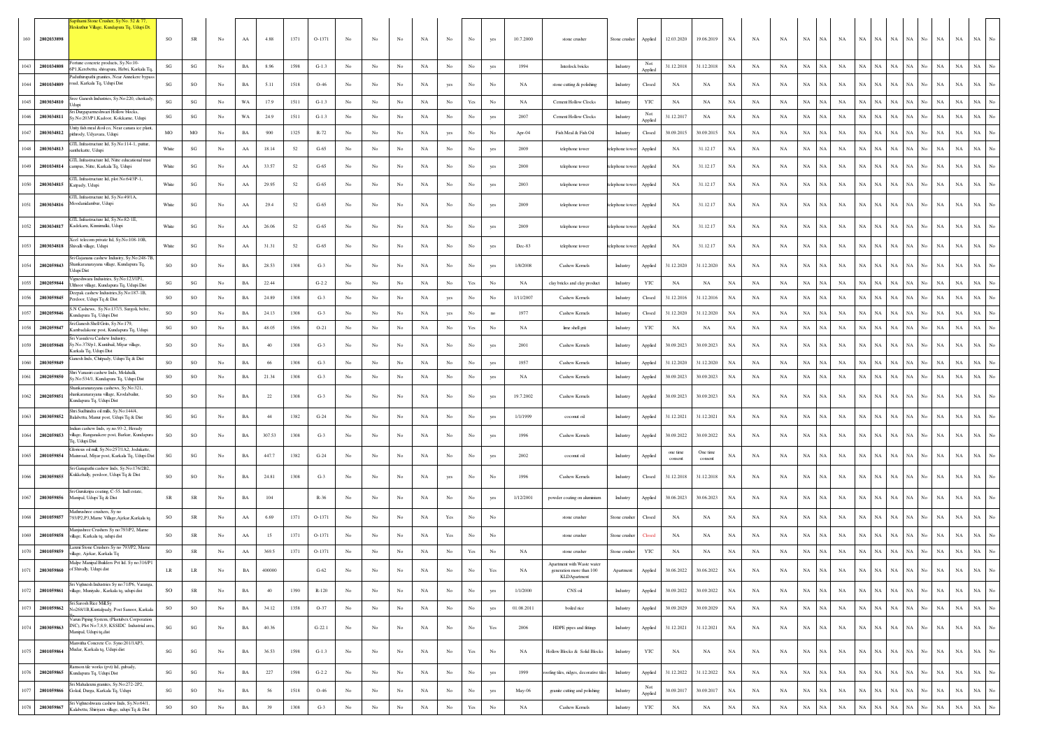| 160 | 2802033898 | Sapthami Stone Crusher, Sy.No. 52 & 77, Heskuthur Village, Kundapura Tq, Udupi Dt. | SO | SR | No | AA | 4.88 | 1371 | O-1371 | No | No | No | NA | No | No | yes | 10.7.2000 | stone crusher | Stone crusher | Applied | 12.03.2020 | 19.06.2019 | NA | NA | NA | NA | NA | NA | NA | NA | NA | NA | No | NA | NA | NA | No |
|---|---|---|---|---|---|---|---|---|---|---|---|---|---|---|---|---|---|---|---|---|---|---|---|---|---|---|---|---|---|---|---|---|---|---|---|---|---|
| 1043 | 2801034808 | Fortune concrete products, Sy.No.10-6P1, Kerebettu, shiroguna, Hebri, Karkala Tq | SG | SG | No | BA | 8.96 | 1598 | G-1.3 | No | No | No | NA | No | No | yes | 1994 | Interlock bricks | Industry | Not Applied | 31.12.2018 | 31.12.2018 | NA | NA | NA | NA | NA | NA | NA | NA | NA | NA | No | NA | NA | NA | No |
| 1044 | 2801034809 | Padathirupathi granites, Near Annekere bypass road, Karkala Tq, Udupi Dist | SG | SO | No | BA | 5.11 | 1518 | O-46 | No | No | No | NA | yes | No | No | NA | stone cutting & polishing | Industry | Closed | NA | NA | NA | NA | NA | NA | NA | NA | NA | NA | NA | NA | No | NA | NA | NA | No |
| 1045 | 2803034810 | Sree Ganesh Industries, Sy.No.220, cherkady, Udupi | SG | SG | No | WA | 17.9 | 1511 | G-1.3 | No | No | No | NA | No | Yes | No | NA | Cement Hollow Clocks | Industry | YTC | NA | NA | NA | NA | NA | NA | NA | NA | NA | NA | NA | NA | No | NA | NA | NA | No |
| 1046 | 2803034811 | Sri Durgaparmeshwari Hollow blocks, Sy.No.20/1P1,Kudoor, Kokkarne, Udupi | SG | SG | No | WA | 24.9 | 1511 | G-1.3 | No | No | No | NA | No | No | yes | 2007 | Cement Hollow Clocks | Industry | Not Applied | 31.12.2017 | NA | NA | NA | NA | NA | NA | NA | NA | NA | NA | NA | No | NA | NA | NA | No |
| 1047 | 2803034812 | Unity fish meal &oil co, Near canara ice plant, nithrody, Udyavara, Udupi | MO | MO | No | BA | 900 | 1325 | R-72 | No | No | No | NA | yes | No | No | Apr-04 | Fish Meal & Fish Oil | Industry | Closed | 30.09.2015 | 30.09.2015 | NA | NA | NA | NA | NA | NA | NA | NA | NA | NA | No | NA | NA | NA | No |
| 1048 | 2803034813 | GTL Infrastructure ltd, Sy.No.114-1, puttur, santhekatte, Udupi | White | SG | No | AA | 18.14 | 52 | G-65 | No | No | No | NA | No | No | yes | 2009 | telephone tower | telephone tower | Applied | NA | 31.12.17 | NA | NA | NA | NA | NA | NA | NA | NA | NA | NA | No | NA | NA | NA | No |
| 1049 | 2801034814 | GTL Infrastructure ltd, Nitte educational trust campus, Nitte, Karkala Tq, Udupi | White | SG | No | AA | 33.57 | 52 | G-65 | No | No | No | NA | No | No | yes | 2000 | telephone tower | telephone tower | Applied | NA | 31.12.17 | NA | NA | NA | NA | NA | NA | NA | NA | NA | NA | No | NA | NA | NA | No |
| 1050 | 2803034815 | GTL Infrastructure ltd, plot No.64/3P-1, Kaipady, Udupi | White | SG | No | AA | 29.95 | 52 | G-65 | No | No | No | NA | No | No | yes | 2003 | telephone tower | telephone tower | Applied | NA | 31.12.17 | NA | NA | NA | NA | NA | NA | NA | NA | NA | NA | No | NA | NA | NA | No |
| 1051 | 2803034816 | GTL Infrastructure ltd, Sy.No.49/1A, Moodanidambur, Udupi | White | SG | No | AA | 29.4 | 52 | G-65 | No | No | No | NA | No | No | yes | 2009 | telephone tower | telephone tower | Applied | NA | 31.12.17 | NA | NA | NA | NA | NA | NA | NA | NA | NA | NA | No | NA | NA | NA | No |
| 1052 | 2803034817 | GTL Infrastructure ltd, Sy.No.82-1E, Kadekaru, Kinnimulki, Udupi | White | SG | No | AA | 26.06 | 52 | G-65 | No | No | No | NA | No | No | yes | 2009 | telephone tower | telephone tower | Applied | NA | 31.12.17 | NA | NA | NA | NA | NA | NA | NA | NA | NA | NA | No | NA | NA | NA | No |
| 1053 | 2803034818 | Xcel telecom private ltd, Sy.No.108-10B, Shivalli village, Udupi | White | SG | No | AA | 31.31 | 52 | G-65 | No | No | No | NA | No | No | yes | Dec-83 | telephone tower | telephone tower | Applied | NA | 31.12.17 | NA | NA | NA | NA | NA | NA | NA | NA | NA | NA | No | NA | NA | NA | No |
| 1054 | 2802059843 | Sri Gajanana cashew Industry, Sy.No:248-7B, Shankaranarayana village, Kundapura Tq, Udupi Dist | SO | SO | No | BA | 28.53 | 1308 | G-3 | No | No | No | NA | No | No | yes | 1/8/2008 | Cashew Kernels | Industry | Applied | 31.12.2020 | 31.12.2020 | NA | NA | NA | NA | NA | NA | NA | NA | NA | NA | No | NA | NA | NA | No |
| 1055 | 2802059844 | Vigneshwara Industries, Sy.No:123/1P1, Ulltoor village, Kundapura Tq, Udupi Dist | SG | SG | No | BA | 22.44 | | G-2.2 | No | No | No | NA | No | Yes | No | NA | clay bricks and clay product | Industry | YTC | NA | NA | NA | NA | NA | NA | NA | NA | NA | NA | NA | NA | No | NA | NA | NA | No |
| 1056 | 2803059845 | Deepak cashew Industries,Sy.No:187-1B, Perdoor, Udupi Tq & Dist | SO | SO | No | BA | 24.89 | 1308 | G-3 | No | No | No | NA | yes | No | No | 1/11/2007 | Cashew Kernels | Industry | Closed | 31.12.2016 | 31.12.2016 | NA | NA | NA | NA | NA | NA | NA | NA | NA | NA | No | NA | NA | NA | No |
| 1057 | 2802059846 | S.N Cashews, Sy.No:137/3, Surgoli, bebe, Kundapura Tq, Udupi Dist | SO | SO | No | BA | 24.13 | 1308 | G-3 | No | No | No | NA | yes | No | no | 1977 | Cashew Kernels | Industry | Closed | 31.12.2020 | 31.12.2020 | NA | NA | NA | NA | NA | NA | NA | NA | NA | NA | No | NA | NA | NA | No |
| 1058 | 2802059847 | Sri Ganesh Shell Grits, Sy.No:179, Kambadakone post, Kundapura Tq, Udupi | SG | SO | No | BA | 48.05 | 1506 | O-21 | No | No | No | NA | No | Yes | No | NA | lime shell grit | Industry | YTC | NA | NA | NA | NA | NA | NA | NA | NA | NA | NA | NA | NA | No | NA | NA | NA | No |
| 1059 | 2801059848 | Sri Vasudeva Cashew Industry, Sy.No.378/p1, Kumbhasi, Miyar village, Karkala Tq, Udupi Dist | SO | SO | No | BA | 40 | 1308 | G-3 | No | No | No | NA | No | No | yes | 2001 | Cashew Kernels | Industry | Applied | 30.09.2023 | 30.09.2023 | NA | NA | NA | NA | NA | NA | NA | NA | NA | NA | No | NA | NA | NA | No |
| 1060 | 2803059849 | Ganesh Inds, Chitpady, Udupi Tq & Dist | SO | SO | No | BA | 66 | 1308 | G-3 | No | No | No | NA | No | No | yes | 1957 | Cashew Kernels | Industry | Applied | 31.12.2020 | 31.12.2020 | NA | NA | NA | NA | NA | NA | NA | NA | NA | NA | No | NA | NA | NA | No |
| 1061 | 2802059850 | Shri Vanasiri cashew Inds, Molahalli, Sy.No:534/1, Kundapura Tq, Udupi Dist | SO | SO | No | BA | 21.34 | 1308 | G-3 | No | No | No | NA | No | No | yes | NA | Cashew Kernels | Industry | Applied | 30.09.2023 | 30.09.2023 | NA | NA | NA | NA | NA | NA | NA | NA | NA | NA | No | NA | NA | NA | No |
| 1062 | 2802059851 | Shankaranarayana cashews, Sy.No:321, shankaranarayana village, Krodabailur, Kundapura Tq, Udupi Dist | SO | SO | No | BA | 22 | 1308 | G-3 | No | No | No | NA | No | No | yes | 19.7.2002 | Cashew Kernels | Industry | Applied | 30.09.2023 | 30.09.2023 | NA | NA | NA | NA | NA | NA | NA | NA | NA | NA | No | NA | NA | NA | No |
| 1063 | 2803059852 | Shri Sudhindra oil mills, Sy.No:144/4, Balabettu, Manur post, Udupi Tq & Dist | SG | SG | No | BA | 44 | 1382 | G-24 | No | No | No | NA | No | No | yes | 1/1/1999 | coconut oil | Industry | Applied | 31.12.2021 | 31.12.2021 | NA | NA | NA | NA | NA | NA | NA | NA | NA | NA | No | NA | NA | NA | No |
| 1064 | 2802059853 | Indian cashew Inds, sy.no.93-2, Herady village, Ranganakere post, Barkur, Kundapura Tq, Udupi Dist | SO | SO | No | BA | 307.53 | 1308 | G-3 | No | No | No | NA | No | No | yes | 1996 | Cashew Kernels | Industry | Applied | 30.09.2022 | 30.09.2022 | NA | NA | NA | NA | NA | NA | NA | NA | NA | NA | No | NA | NA | NA | No |
| 1065 | 2801059854 | Glorious oil mill, Sy.No:257/1A2, Joshikatte, Munnroad, Miyar post, Karkala Tq, Udupi Dist | SG | SG | No | BA | 447.7 | 1382 | G-24 | No | No | No | NA | No | No | yes | 2002 | coconut oil | Industry | Applied | one time consent | One time consent | NA | NA | NA | NA | NA | NA | NA | NA | NA | NA | No | NA | NA | NA | No |
| 1066 | 2803059855 | Sri Ganapathi cashew Inds, Sy.No:176/2B2, Kukkehally, perdoor, Udupi Tq & Dist | SO | SO | No | BA | 24.81 | 1308 | G-3 | No | No | No | NA | yes | No | No | 1996 | Cashew Kernels | Industry | Closed | 31.12.2018 | 31.12.2018 | NA | NA | NA | NA | NA | NA | NA | NA | NA | NA | No | NA | NA | NA | No |
| 1067 | 2803059856 | Sri Gurukripa coating, C-55, Indl estate, Manipal, Udupi Tq & Dist | SR | SR | No | BA | 104 | | R-36 | No | No | No | NA | No | No | yes | 1/12/2001 | powder coating on aluminium | Industry | Applied | 30.06.2023 | 30.06.2023 | NA | NA | NA | NA | NA | NA | NA | NA | NA | NA | No | NA | NA | NA | No |
| 1068 | 2801059857 | Madhushree crushers, Sy no 793/P2,P3,Marne Village,Ajekar,Karkala tq. | SO | SR | No | AA | 6.69 | 1371 | O-1371 | No | No | No | NA | Yes | No | No | | stone crusher | Stone crusher | Closed | NA | NA | NA | NA | NA | NA | NA | NA | NA | NA | NA | NA | No | NA | NA | NA | No |
| 1069 | 2801059858 | Manjushree Crushers Sy no 793/P2, Marne village, Karkala tq, udupi dist | SO | SR | No | AA | 15 | 1371 | O-1371 | No | No | No | NA | Yes | No | No | | stone crusher | Stone crusher | Closed | NA | NA | NA | NA | NA | NA | NA | NA | NA | NA | NA | NA | No | NA | NA | NA | No |
| 1070 | 2801059859 | Laxmi Stone Crushers Sy no 793/P2, Marne village, Ajekar, Karkala Tq | SO | SR | No | AA | 369.5 | 1371 | O-1371 | No | No | No | NA | No | Yes | No | NA | stone crusher | Stone crusher | YTC | NA | NA | NA | NA | NA | NA | NA | NA | NA | NA | NA | NA | No | NA | NA | NA | No |
| 1071 | 2803059860 | Malpe Manipal Builders Pvt ltd. Sy no:316/P1 of Shivally, Udupi dist | LR | LR | No | BA | 400000 | | G-62 | No | No | No | NA | No | No | Yes | NA | Apartment with Waste water generation more than 100 KLD/Apartment | Apartment | Applied | 30.06.2022 | 30.06.2022 | NA | NA | NA | NA | NA | NA | NA | NA | NA | NA | No | NA | NA | NA | No |
| 1072 | 2801059861 | Sri Vighnesh Industries Sy no:71/P6, Varanga, village, Muniyalu , Karkala tq, udupi dist | SO | SR | No | BA | 40 | 1390 | R-120 | No | No | No | NA | No | No | yes | 1/1/2000 | CNS oil | Industry | Applied | 30.09.2022 | 30.09.2022 | NA | NA | NA | NA | NA | NA | NA | NA | NA | NA | No | NA | NA | NA | No |
| 1073 | 2801059862 | Sri Suresh Rice Mill,Sy No.268/1B,Kuntalpady, Post Sanoor, Karkala | SO | SO | No | BA | 34.12 | 1358 | O-37 | No | No | No | NA | No | No | yes | 01.08.2011 | boiled rice | Industry | Applied | 30.09.2029 | 30.09.2029 | NA | NA | NA | NA | NA | NA | NA | NA | NA | NA | No | NA | NA | NA | No |
| 1074 | 2803059863 | Varun Piping System, (Plastubex Corporation INC), Plot No.7,8,9, KSSIDC Industrial area, Manipal, Udupi tq,dist | SG | SG | No | BA | 40.36 | | G-22.1 | No | No | No | NA | No | No | Yes | 2006 | HDPE pipes and fittings | Industry | Applied | 31.12.2021 | 31.12.2021 | NA | NA | NA | NA | NA | NA | NA | NA | NA | NA | No | NA | NA | NA | No |
| 1075 | 2801059864 | Mamatha Concrete Co. Syno:201/1AP3, Mudar, Karkala tq, Udupi dist | SG | SG | No | BA | 36.53 | 1598 | G-1.3 | No | No | No | NA | No | Yes | No | NA | Hollow Blocks & Solid Blocks | Industry | YTC | NA | NA | NA | NA | NA | NA | NA | NA | NA | NA | NA | NA | No | NA | NA | NA | No |
| 1076 | 2802059865 | Ramson tile works (pvt) ltd, gulvady, Kundapura Tq, Udupi Dist | SG | SG | No | BA | 227 | 1598 | G-2.2 | No | No | No | NA | No | No | yes | 1999 | roofing tiles, ridges, decorative tiles | Industry | Applied | 31.12.2022 | 31.12.2022 | NA | NA | NA | NA | NA | NA | NA | NA | NA | NA | No | NA | NA | NA | No |
| 1077 | 2801059866 | Sri Mahalaxmi granites, Sy.No:272-2P2, Gokul, Durga, Karkala Tq, Udupi | SG | SO | No | BA | 56 | 1518 | O-46 | No | No | No | NA | No | No | yes | May-06 | granite cutting and polishing | Industry | Not Applied | 30.09.2017 | 30.09.2017 | NA | NA | NA | NA | NA | NA | NA | NA | NA | NA | No | NA | NA | NA | No |
| 1078 | 2803059867 | Sri Vighneshwara cashew Inds, Sy.No:64/1, Kalabettu, Shirayara village, udupi Tq & Dist | SO | SO | No | BA | 39 | 1308 | G-3 | No | No | No | NA | No | Yes | No | NA | Cashew Kernels | Industry | YTC | NA | NA | NA | NA | NA | NA | NA | NA | NA | NA | NA | NA | No | NA | NA | NA | No |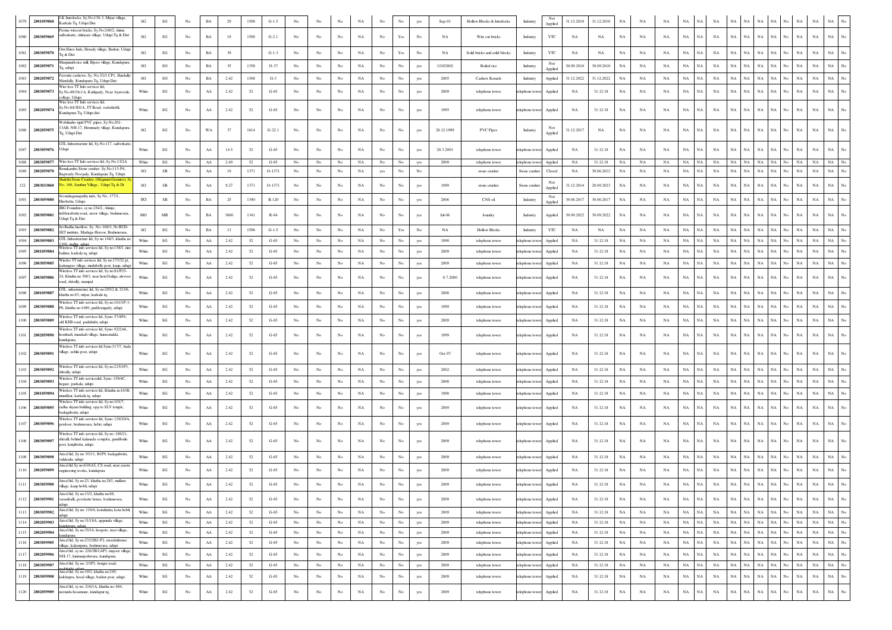| 1079 | 2801059868 | J.K Interlocks, Sy.No:138-3, Miyar village, Karkala Tq, Udupi Dist | SG | SG | No | BA | 29 | 1598 | G-1.5 | No | No | No | NA | No | No | yes | Sep-01 | Hollow Blocks & Interlocks | Industry | Not Applied | 31.12.2018 | 31.12.2018 | NA | NA | NA | NA | NA | NA | NA | NA | NA | No | NA | NA | No |
|---|---|---|---|---|---|---|---|---|---|---|---|---|---|---|---|---|---|---|---|---|---|---|---|---|---|---|---|---|---|---|---|---|---|---|---|
| 1080 | 2803059869 | Pavitra wirecut bricks, Sy.No:248/2, shirni, sabrakatte, shiriyara village, Udupi Tq & Dist | SG | SG | No | BA | 19 | 1598 | G-2.1 | No | No | No | NA | No | Yes | No | NA | Wire cut bricks | Industry | YTC | NA | NA | NA | NA | NA | NA | NA | NA | NA | NA | NA | No | NA | NA | No |
| 1081 | 2803059870 | Om Shree Inds, Heradi village, Barkur, Udupi Tq & Dist | SG | SG | No | BA | 39 | | G-1.3 | No | No | No | NA | No | Yes | No | NA | Solid bricks and solid blocks | Industry | YTC | NA | NA | NA | NA | NA | NA | NA | NA | NA | NA | NA | No | NA | NA | No |
| 1082 | 2802059871 | Manjunath rice mill, Bijoor village, Kundapura Tq, udupi | SO | SO | No | BA | 35 | 1358 | O-37 | No | No | No | NA | No | No | yes | 1/10/2002 | Boiled rice | Industry | Not Applied | 30.09.2010 | 30.09.2010 | NA | NA | NA | NA | NA | NA | NA | NA | NA | No | NA | NA | No |
| 1083 | 2802059872 | Favorite cashews, Sy. No.52/1 CP1, Hardally-Mandally, Kundapura Tq, Udupi Dist | SO | SO | No | BA | 2.42 | 1308 | G-3 | No | No | No | NA | No | No | yes | 2005 | Cashew Kernels | Industry | Applied | 31.12.2022 | 31.12.2022 | NA | NA | NA | NA | NA | NA | NA | NA | NA | No | NA | NA | No |
| 1084 | 2803059873 | Wire less TT Info services ltd, Sy.No:49/10c1A, Kuthpady, Near Ayurvedic college, Udupi | White | SG | No | AA | 2.42 | 52 | G-65 | No | No | No | NA | No | No | yes | 2009 | telephone tower | telephone tower | Applied | NA | 31.12.18 | NA | NA | NA | NA | NA | NA | NA | NA | NA | No | NA | NA | No |
| 1085 | 2802059874 | Wire less TT Info services ltd, Sy.No:84/3D1A, TT Road, vaderhobli, Kundapura Tq, Udupi dist | White | SG | No | AA | 2.42 | 52 | G-65 | No | No | No | NA | No | No | yes | 1995 | telephone tower | telephone tower | Applied | NA | 31.12.18 | NA | NA | NA | NA | NA | NA | NA | NA | NA | No | NA | NA | No |
| 1086 | 2802059875 | Wobikasho rigid PVC pipes, Sy.No:201-13AB, NH-17, Hemmady village, Kundapura Tq, Udupi Dist | SG | SG | No | WA | 37 | 1614 | G-22.1 | No | No | No | NA | No | No | yes | 28.12.1999 | PVC Pipes | Industry | Not Applied | 31.12.2017 | NA | NA | NA | NA | NA | NA | NA | NA | NA | NA | No | NA | NA | No |
| 1087 | 2803059876 | GTL Infrastructure ltd, Sy.No:117, sadverkatte, Udupi | White | SG | No | AA | 14.5 | 52 | G-65 | No | No | No | NA | No | No | yes | 28.3.2001 | telephone tower | telephone tower | Applied | NA | 31.12.18 | NA | NA | NA | NA | NA | NA | NA | NA | NA | No | NA | NA | No |
| 1088 | 2803059877 | Wire less TT Info services ltd, Sy.No:13/2A | White | SG | No | AA | 2.49 | 52 | G-65 | No | No | No | NA | No | No | yes | 2009 | telephone tower | telephone tower | Applied | NA | 31.12.18 | NA | NA | NA | NA | NA | NA | NA | NA | NA | No | NA | NA | No |
| 1089 | 2802059878 | Renukamba Stone crusher, Sy.No:113-P4, Bagwady-Noorjady, Kundapura Tq, Udupi | SO | SR | No | AA | 19 | 1371 | O-1371 | No | No | No | NA | yes | No | No | | stone crusher | Stone crusher | Closed | NA | 30.06.2012 | NA | NA | NA | NA | NA | NA | NA | NA | NA | No | NA | NA | No |
| 122 | 2803033860 | Shakthi Stone Crusher, (Magnum Granites), Sy No. 168, Santhur Village, Udupi Tq & Dt | SO | SR | No | AA | 9.27 | 1371 | O-1371 | No | No | No | NA | No | No | yes | 1999 | stone crusher | Stone crusher | Not Applied | 31.12.2014 | 28.09.2023 | NA | NA | NA | NA | NA | NA | NA | NA | NA | No | NA | NA | No |
| 1091 | 2803059880 | Sri mahaganapathy inds, Sy No. 177/1, Hirebettu, Udupi. | SO | SR | No | BA | 25 | 1390 | R-120 | No | No | No | NA | No | No | yes | 2006 | CNS oil | Industry | Not Applied | 30.06.2017 | 30.06.2017 | NA | NA | NA | NA | NA | NA | NA | NA | NA | No | NA | NA | No |
| 1092 | 2803059881 | JBG Foundries, sy no 254/2, Alunje, hebbaralbettu road, aroor village, brahmavara, Udupi Tq & Dist | MO | MR | No | BA | 3660 | 1341 | R-84 | No | No | No | NA | No | No | yes | Jul-06 | foundry | Industry | Applied | 30.09.2022 | 30.09.2022 | NA | NA | NA | NA | NA | NA | NA | NA | NA | No | NA | NA | No |
| 1093 | 2803059882 | Sri Radha hacllow, Sy. No: 168/3, Nr.RUD-SET institute, Madaga-Heroor, Brahmavara, | SG | SG | No | BA | 13 | 1598 | G-1.5 | No | No | No | NA | No | Yes | No | NA | Hollow Blocks | Industry | YTC | NA | NA | NA | NA | NA | NA | NA | NA | NA | NA | NA | No | NA | NA | No |
| 1094 | 2803059883 | GTL Infrastructure ltd, Sy no 148/3, khatha no 1106, mallar, udupi | White | SG | No | AA | 2.42 | 52 | G-65 | No | No | No | NA | No | No | yes | 1998 | telephone tower | telephone tower | Applied | NA | 31.12.18 | NA | NA | NA | NA | NA | NA | NA | NA | NA | No | NA | NA | No |
| 1095 | 2801059884 | Wireless TT info services ltd, Sy no:138/1, nire baileru, karkala tq, udupi | White | SG | No | AA | 2.42 | 52 | G-65 | No | No | No | NA | No | No | yes | 2009 | telephone tower | telephone tower | Applied | NA | 31.12.18 | NA | NA | NA | NA | NA | NA | NA | NA | NA | No | NA | NA | No |
| 1096 | 2803059885 | Wireless TT info services ltd, Sy no:173/32 pt, kattangere village, mudubelle post, kaup, udupi | White | SG | No | AA | 2.42 | 52 | G-65 | No | No | No | NA | No | No | yes | 2009 | telephone tower | telephone tower | Applied | NA | 31.12.18 | NA | NA | NA | NA | NA | NA | NA | NA | NA | No | NA | NA | No |
| 1097 | 2803059886 | Wireless TT info services ltd, Sy no:S1/P25-24, Khatha no 5963, near hotel baliga, alevoor road, shivally, manipal | White | SG | No | AA | 2.42 | 52 | G-65 | No | No | No | NA | No | No | yes | 8.7.2000 | telephone tower | telephone tower | Applied | NA | 31.12.18 | NA | NA | NA | NA | NA | NA | NA | NA | NA | No | NA | NA | No |
| 1098 | 2801059887 | GTL infrastructure ltd, Sy no:295/2 & 323/6, khatha no 83, miyar, karkala tq, | White | SG | No | AA | 2.42 | 52 | G-65 | No | No | No | NA | No | No | yes | 2000 | telephone tower | telephone tower | Applied | NA | 31.12.18 | NA | NA | NA | NA | NA | NA | NA | NA | NA | No | NA | NA | No |
| 1099 | 2803059888 | Wireless TT info services ltd, Sy no:161/1P-1-P6, khatha no:1480, guddeangady, udupi | White | SG | No | AA | 2.42 | 52 | G-65 | No | No | No | NA | No | No | yes | 1999 | telephone tower | telephone tower | Applied | NA | 31.12.18 | NA | NA | NA | NA | NA | NA | NA | NA | NA | No | NA | NA | No |
| 1100 | 2803059889 | Wireless TT info services ltd, Syno: 57/4P4, old KEB road, padubidri, udupi | White | SG | No | AA | 2.42 | 52 | G-65 | No | No | No | NA | No | No | yes | 2009 | telephone tower | telephone tower | Applied | NA | 31.12.18 | NA | NA | NA | NA | NA | NA | NA | NA | NA | No | NA | NA | No |
| 1101 | 2802059890 | Wireless TT info services ltd, Syno: 92/2A6, hombadi, mandadi village, hunsemakki, kundapura, | White | SG | No | AA | 2.42 | 52 | G-65 | No | No | No | NA | No | No | yes | 1999 | telephone tower | telephone tower | Applied | NA | 31.12.18 | NA | NA | NA | NA | NA | NA | NA | NA | NA | No | NA | NA | No |
| 1102 | 2803059891 | Wireless TT info services ltd Syno:317/7, bada village, uchila post, udupi | White | SG | No | AA | 2.42 | 52 | G-65 | No | No | No | NA | No | No | yes | Oct-97 | telephone tower | telephone tower | Applied | NA | 31.12.18 | NA | NA | NA | NA | NA | NA | NA | NA | NA | No | NA | NA | No |
| 1103 | 2803059892 | Wireless TT info services ltd, Sy no:215/1P3, shivally, udupi | White | SG | No | AA | 2.42 | 52 | G-65 | No | No | No | NA | No | No | yes | 2002 | telephone tower | telephone tower | Applied | NA | 31.12.18 | NA | NA | NA | NA | NA | NA | NA | NA | NA | No | NA | NA | No |
| 1104 | 2803059893 | Wireless TT info servicesltd, Syno: 159/4C, hegare, parkala, udupi | White | SG | No | AA | 2.42 | 52 | G-65 | No | No | No | NA | No | No | yes | 2000 | telephone tower | telephone tower | Applied | NA | 31.12.18 | NA | NA | NA | NA | NA | NA | NA | NA | NA | No | NA | NA | No |
| 1105 | 2801059894 | Wireless TT info services ltd, Khatha no163B, mundkur, karkala tq, udupi | White | SG | No | AA | 2.42 | 52 | G-65 | No | No | No | NA | No | No | yes | 1998 | telephone tower | telephone tower | Applied | NA | 31.12.18 | NA | NA | NA | NA | NA | NA | NA | NA | NA | No | NA | NA | No |
| 1106 | 2803059895 | Wireless TT info services ltd, Sy no:101/7, radha shyam building, opp to SLV temple, badagubettu, udupi | White | SG | No | AA | 2.42 | 52 | G-65 | No | No | No | NA | No | No | yes | 2009 | telephone tower | telephone tower | Applied | NA | 31.12.18 | NA | NA | NA | NA | NA | NA | NA | NA | NA | No | NA | NA | No |
| 1107 | 2803059896 | Wireless TT info services ltd, Syno: 129/20A, perdoor, brahmavara, hebri, udupi | White | SG | No | AA | 2.42 | 52 | G-65 | No | No | No | NA | No | No | yes | 2009 | telephone tower | telephone tower | Applied | NA | 31.12.18 | NA | NA | NA | NA | NA | NA | NA | NA | NA | No | NA | NA | No |
| 1108 | 2803059897 | Wireless TT info services ltd, Sy no: 188/21, shivalli, behind kalsnada complex, gundibailu post, kunjibettu, udupi | White | SG | No | AA | 2.42 | 52 | G-65 | No | No | No | NA | No | No | yes | 2009 | telephone tower | telephone tower | Applied | NA | 31.12.18 | NA | NA | NA | NA | NA | NA | NA | NA | NA | No | NA | NA | No |
| 1109 | 2803059898 | Aircel ltd, Sy no :93/11, B1P9, badagubettu, valakadu, udupi | White | SG | No | AA | 2.42 | 52 | G-65 | No | No | No | NA | No | No | yes | 2009 | telephone tower | telephone tower | Applied | NA | 31.12.18 | NA | NA | NA | NA | NA | NA | NA | NA | NA | No | NA | NA | No |
| 1110 | 2802059899 | Aircel ltd Sy no 638/A5, CS road, near crasta engineering works, kundapura | White | SG | No | AA | 2.42 | 52 | G-65 | No | No | No | NA | No | No | yes | 2009 | telephone tower | telephone tower | Applied | NA | 31.12.18 | NA | NA | NA | NA | NA | NA | NA | NA | NA | No | NA | NA | No |
| 1111 | 2803059900 | Aircel ltd, Sy no:23, khatha no:283, mullaru village, kaup hobli, udupi | White | SG | No | AA | 2.42 | 52 | G-65 | No | No | No | NA | No | No | yes | 2009 | telephone tower | telephone tower | Applied | NA | 31.12.18 | NA | NA | NA | NA | NA | NA | NA | NA | NA | No | NA | NA | No |
| 1112 | 2803059901 | Aircel ltd, Sy no:13/2, khatha no:68, varambally, gowdkatte house, brahmavara, udupi | White | SG | No | AA | 2.42 | 52 | G-65 | No | No | No | NA | No | No | yes | 2009 | telephone tower | telephone tower | Applied | NA | 31.12.18 | NA | NA | NA | NA | NA | NA | NA | NA | NA | No | NA | NA | No |
| 1113 | 2803059902 | Aircel ltd, Sy no: 110/4, kotathattu, kota hobli, udupi | White | SG | No | AA | 2.42 | 52 | G-65 | No | No | No | NA | No | No | yes | 2009 | telephone tower | telephone tower | Applied | NA | 31.12.18 | NA | NA | NA | NA | NA | NA | NA | NA | NA | No | NA | NA | No |
| 1114 | 2802059903 | Aircel ltd, Sy no:31/18A, uppunda village, kundapura, udupi | White | SG | No | AA | 2.42 | 52 | G-65 | No | No | No | NA | No | No | yes | 2009 | telephone tower | telephone tower | Applied | NA | 31.12.18 | NA | NA | NA | NA | NA | NA | NA | NA | NA | No | NA | NA | No |
| 1115 | 2802059904 | Aircel ltd, Sy no:35/18, hospete, trasi village, kundapura | White | SG | No | AA | 2.42 | 52 | G-65 | No | No | No | NA | No | No | yes | 2009 | telephone tower | telephone tower | Applied | NA | 31.12.18 | NA | NA | NA | NA | NA | NA | NA | NA | NA | No | NA | NA | No |
| 1116 | 2803059905 | Aircel ltd, Sy no:232/2B2-P2, moodathouse village, kalyanpura, brahmavara, udupi | White | SG | No | AA | 2.42 | 52 | G-65 | No | No | No | NA | No | No | yes | 2009 | telephone tower | telephone tower | Applied | NA | 31.12.18 | NA | NA | NA | NA | NA | NA | NA | NA | NA | No | NA | NA | No |
| 1117 | 2802059906 | Aircel ltd, sy no: 226/3B/1AP3, majoor village, NH-17, kimmanjeshwara, kundapura | White | SG | No | AA | 2.42 | 52 | G-65 | No | No | No | NA | No | No | yes | 2009 | telephone tower | telephone tower | Applied | NA | 31.12.18 | NA | NA | NA | NA | NA | NA | NA | NA | NA | No | NA | NA | No |
| 1118 | 2803059907 | Aircel ltd, Sy no: 2/3P5, bengre road, padubidri, udupi | White | SG | No | AA | 2.42 | 52 | G-65 | No | No | No | NA | No | No | yes | 2009 | telephone tower | telephone tower | Applied | NA | 31.12.18 | NA | NA | NA | NA | NA | NA | NA | NA | NA | No | NA | NA | No |
| 1119 | 2803059908 | Aircel ltd, Sy no:19/2, khatha no:249, kalchapra, hosal village, barkur post, udupi | White | SG | No | AA | 2.42 | 52 | G-65 | No | No | No | NA | No | No | yes | 2009 | telephone tower | telephone tower | Applied | NA | 31.12.18 | NA | NA | NA | NA | NA | NA | NA | NA | NA | No | NA | NA | No |
| 1120 | 2802059909 | Aircel ltd, sy no: 216/1A, khatha no: 684, navunda hosamane, kundapur tq, | White | SG | No | AA | 2.42 | 52 | G-65 | No | No | No | NA | No | No | yes | 2009 | telephone tower | telephone tower | Applied | NA | 31.12.18 | NA | NA | NA | NA | NA | NA | NA | NA | NA | No | NA | NA | No |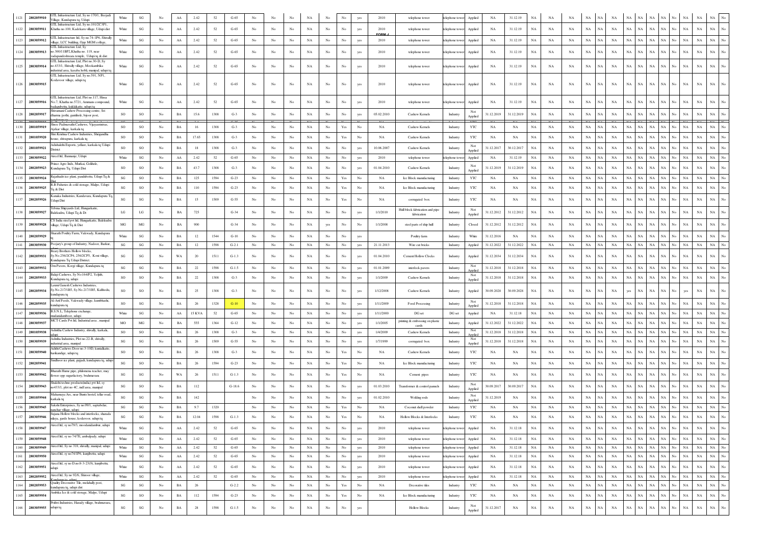| 1121 | 2803059910 | GTL Infrastructure Ltd, Sy no 170/1, Beejadi Village, Kundapura tq, Udupi | White | SG | No | AA | 2.42 | 52 | G-65 | No | No | No | NA | No | No | yes | 2010 | telephone tower | telephone tower | Applied | NA | 31.12.19 | NA | NA | NA | NA | NA | NA | NA | NA | NA | NA | NA | No | NA | NA | No |
|---|---|---|---|---|---|---|---|---|---|---|---|---|---|---|---|---|---|---|---|---|---|---|---|---|---|---|---|---|---|---|---|---|---|---|---|---|---|
| 1122 | 2803059911 | GTL Infrastructure Ltd, Sy no.101/2C3P1, Khatha no.100, Kadekaru village, Udupi dist | White | SG | No | AA | 2.42 | 52 | G-65 | No | No | No | NA | No | No | yes | 2010 FORM -I | telephone tower | telephone tower | Applied | NA | 31.12.19 | NA | NA | NA | NA | NA | NA | NA | NA | NA | NA | NA | No | NA | NA | No |
| 1123 | 2803059912 | GTL Infrastructure Ltd, Sy no 74-1P6, Shivally village, LCC building, Opp MGM college, | White | SG | No | AA | 2.42 | 52 | G-65 | No | No | No | NA | No | No | yes | 2010 | telephone tower | telephone tower | Applied | NA | 31.12.19 | NA | NA | NA | NA | NA | NA | NA | NA | NA | NA | NA | No | NA | NA | No |
| 1124 | 2803059913 | GTL Infrastructure Ltd, Sy no.300/11BP2,Khatha no. 119, near vadapandeshwara temple, Udupi tq & dist | White | SG | No | AA | 2.42 | 52 | G-65 | No | No | No | NA | No | No | yes | 2010 | telephone tower | telephone tower | Applied | NA | 31.12.19 | NA | NA | NA | NA | NA | NA | NA | NA | NA | NA | NA | No | NA | NA | No |
| 1125 | 2803059914 | GTL Infrastructure Ltd, Plot no.30-D, Sy no.433/1, Shivally village, Mookambika industrial area, kasaba hobli, manipal, udupi tq | White | SG | No | AA | 2.42 | 52 | G-65 | No | No | No | NA | No | No | yes | 2010 | telephone tower | telephone tower | Applied | NA | 31.12.19 | NA | NA | NA | NA | NA | NA | NA | NA | NA | NA | NA | No | NA | NA | No |
| 1126 | 2803059915 | GTL Infrastructure Ltd, Sy no.591, NP1, Kodavoor village, udupi tq | White | SG | No | AA | 2.42 | 52 | G-65 | No | No | No | NA | No | No | yes | 2010 | telephone tower | telephone tower | Applied | NA | 31.12.19 | NA | NA | NA | NA | NA | NA | NA | NA | NA | NA | NA | No | NA | NA | No |
| 1127 | 2803059916 | GTL Infrastructure Ltd, Plot no.117, Hissa No.7, Khatha no.5721, Ammans compound, badanidiyoor, kukkikatte, udupi tq | White | SG | No | AA | 2.42 | 52 | G-65 | No | No | No | NA | No | No | yes | 2010 | telephone tower | telephone tower | Applied | NA | 31.12.19 | NA | NA | NA | NA | NA | NA | NA | NA | NA | NA | NA | No | NA | NA | No |
| 1128 | 2802059917 | Shivamani Cashew Processing centre, Sri dharma jyothi, ganthole, bijoor post, | SO | SO | No | BA | 15.6 | 1308 | G-3 | No | No | No | NA | No | No | yes | 05.02.2010 | Cashew Kernels | Industry | Not Applied | 31.12.2019 | 31.12.2019 | NA | NA | NA | NA | NA | NA | NA | NA | NA | NA | NA | No | NA | NA | No |
| 1130 | 2801059919 | Shree Padmavathi Cashews, Vijayasrinivas, Ajekar village, karkala tq | SO | SO | No | BA | 16 | 1308 | G-3 | No | No | No | NA | No | Yes | No | NA | Cashew Kernels | Industry | YTC | NA | NA | NA | NA | NA | NA | NA | NA | NA | NA | NA | NA | NA | No | NA | NA | No |
| 1131 | 2801059920 | Shri Krishna Cashew Industries, Shrigandha house, shivapura, karkala tq | SO | SO | No | BA | 17.65 | 1308 | G-3 | No | No | No | NA | No | Yes | No | NA | Cashew Kernels | Industry | YTC | NA | NA | NA | NA | NA | NA | NA | NA | NA | NA | NA | NA | NA | No | NA | NA | No |
| 1132 | 2801059921 | Adishakthi Exports, yellare, karkala tq Udupi District | SO | SO | No | BA | 18 | 1308 | G-3 | No | No | No | NA | No | No | yes | 10.06.2007 | Cashew Kernels | Industry | Not Applied | 31.12.2017 | 30.12.2017 | NA | NA | NA | NA | NA | NA | NA | NA | NA | NA | NA | No | NA | NA | No |
| 1133 | 2803059922 | Aircel ltd, Bannanje, Udupi | White | SG | No | AA | 2.42 | 52 | G-65 | No | No | No | NA | No | No | yes | 2010 | telephone tower | telephone tower | Applied | NA | 31.12.19 | NA | NA | NA | NA | NA | NA | NA | NA | NA | NA | NA | No | NA | NA | No |
| 1134 | 2802059923 | Prince Agro Inds, Murkai, Golihole, Kundapura Tq, Udupi Dist | SO | SO | No | BA | 43.7 | 1308 | G-3 | No | No | No | NA | No | No | yes | 01.04.2010 | Cashew Kernels | Industry | Not Applied | 31.12.2019 | 31.12.2019 | NA | NA | NA | NA | NA | NA | NA | NA | NA | NA | NA | No | NA | NA | No |
| 1135 | 2803059924 | Rajathadri ice plant, panihebettu, Udupi Tq & Dist | SG | SO | No | BA | 125 | 1594 | G-23 | No | No | No | NA | No | Yes | No | NA | Ice Block manufacturing | Industry | YTC | NA | NA | NA | NA | NA | NA | NA | NA | NA | NA | NA | NA | NA | No | NA | NA | No |
| 1136 | 2803059925 | R.B Fisheries & cold storage, Malpe, Udupi Tq & Dist | SG | SO | No | BA | 110 | 1594 | G-23 | No | No | No | NA | No | Yes | No | NA | Ice Block manufacturing | Industry | YTC | NA | NA | NA | NA | NA | NA | NA | NA | NA | NA | NA | NA | NA | No | NA | NA | No |
| 1137 | 2802059926 | Kanaka Industries, Kandavara, Kundapura Tq, Udupi Dist | SG | SG | No | BA | 15 | 1509 | G-55 | No | No | No | NA | No | Yes | No | NA | corrugated box | Industry | YTC | NA | NA | NA | NA | NA | NA | NA | NA | NA | NA | NA | NA | NA | No | NA | NA | No |
| 1138 | 2803059927 | Tebma Shipyards Ltd, Hangarkatte, Balekudru, Udupi Tq & Dt | LG | LG | No | BA | 725 | | G-34 | No | No | No | NA | No | No | yes | 1/1/2010 | Hull block fabrication and pipe fabrication | Industry | Not Applied | 31.12.2012 | 31.12.2012 | NA | NA | NA | NA | NA | NA | NA | NA | NA | NA | NA | No | NA | NA | No |
| 1139 | 2803059928 | CS India steel pvt ltd, Hangarkatte, Balekudru village, Udupi Tq & Dist | MG | MG | No | BA | 900 | | G-34 | No | No | No | NA | yes | No | No | 1/1/2008 | steel parts of ship hull | Industry | Closed | 31.12.2012 | 31.12.2012 | NA | NA | NA | NA | NA | NA | NA | NA | NA | NA | NA | No | NA | NA | No |
| 1140 | 2802059929 | Sharath Poultry Farm, Vakwady, Kundapura tq | White | SG | No | BA | 12 | 1544 | G-10 | No | No | No | NA | No | No | yes | | Poultry farm | Industry | White | 31.12.2016 | NA | NA | NA | NA | NA | NA | NA | NA | NA | NA | NA | NA | No | NA | NA | No |
| 1141 | 2802059930 | Poojary's group of Industry, Nadoor, Barkur, | SG | SG | No | BA | 12 | 1598 | G-2.1 | No | No | No | NA | No | No | yes | 21.11.2013 | Wire cut bricks | Industry | Applied | 31.12.2022 | 31.12.2022 | NA | NA | NA | NA | NA | NA | NA | NA | NA | NA | NA | No | NA | NA | No |
| 1142 | 2802059931 | Beary Brothers Hollow blocks, Sy.No.256/2CP4, 256/2CP5, Koni village, Kundapura Tq Udupi District. | SG | SG | No | WA | 20 | 1511 | G-1.3 | No | No | No | NA | No | No | yes | 01.04.2010 | Cement Hollow Clocks | Industry | Applied | 31.12.2034 | 31.12.2034 | NA | NA | NA | NA | NA | NA | NA | NA | NA | NA | NA | No | NA | NA | No |
| 1143 | 2802059932 | Om Pavers, Korgi village, Kundapura tq | SG | SG | No | BA | 22 | 1598 | G-1.5 | No | No | No | NA | No | No | yes | 01.01.2009 | interlock pavers | Industry | Not Applied | 31.12.2018 | 31.12.2018 | NA | NA | NA | NA | NA | NA | NA | NA | NA | NA | NA | No | NA | NA | No |
| 1144 | 2802059933 | Balaji Cashews, Sy No-164/P2, Yeljith, Kundapura tq, udupi | SO | SO | No | BA | 22 | 1308 | G-3 | No | No | No | NA | No | No | yes | 1/1/2009 | Cashew Kernels | Industry | Not Applied | 31.12.2018 | 31.12.2018 | NA | NA | NA | NA | NA | NA | NA | NA | NA | NA | NA | No | NA | NA | No |
| 1145 | 2802059934 | Laxmi Ganesh Cashews Industries, Sy.No.217/1B5, Sy.No.217/1B5, Kalthodu, kundapura tq | SO | SO | No | BA | 25 | 1308 | G-3 | No | No | No | NA | No | No | yes | 1/12/2008 | Cashew Kernels | Industry | Applied | 30.09.2028 | 30.09.2028 | NA | NA | NA | NA | NA | NA | yes | NA | NA | NA | No | yes | NA | NA | No |
| 1146 | 2802059935 | Al-Arif Foods, Vakwady village, kumbhashi, kundapura tq | SO | SG | No | BA | 26 | 1328 | G-10 | No | No | No | NA | No | No | yes | 1/11/2009 | Food Processing | Industry | Not Applied | 31.12.2018 | 31.12.2018 | NA | NA | NA | NA | NA | NA | NA | NA | NA | NA | NA | No | NA | NA | No |
| 1147 | 2803059936 | B.S.N.L, Telephone exchange, mudanidamboor, udupi | White | SG | No | AA | 15 KVA | 52 | G-65 | No | No | No | NA | No | No | yes | 1/11/2000 | DG set | DG set | Applied | NA | 31.12.18 | NA | NA | NA | NA | NA | NA | NA | NA | NA | NA | NA | No | NA | NA | No |
| 1148 | 2803059937 | MCT Cards Pvt ltd, Industrial area , manipal | MO | MG | No | BA | 555 | 1364 | G-12 | No | No | No | NA | No | No | yes | 1/1/2005 | printing & embossing on plastic cards | Industry | Applied | 31.12.2022 | 31.12.2022 | NA | NA | NA | NA | NA | NA | NA | NA | NA | NA | NA | No | NA | NA | No |
| 1149 | 2801059938 | Ashritha Cashew Industry, shivally, karkala, udupi | SO | SO | No | BA | 26 | 1308 | G-3 | No | No | No | NA | No | No | yes | 1/4/2009 | Cashew Kernels | Industry | Not Applied | 31.12.2018 | 31.12.2018 | NA | NA | NA | NA | NA | NA | NA | NA | NA | NA | NA | No | NA | NA | No |
| 1150 | 2803059939 | Ashritha Industries, Plot no.22-B, shivally, industrial area, manipal | SG | SG | No | BA | 26 | 1509 | G-55 | No | No | No | NA | No | No | yes | 1/7/1999 | corrugated box | Industry | Not Applied | 31.12.2018 | 31.12.2018 | NA | NA | NA | NA | NA | NA | NA | NA | NA | NA | NA | No | NA | NA | No |
| 1151 | 2803059940 | Adithi Cashews Door no.3-10D, kuntalkatte, hankandige, udupi tq | SO | SO | No | BA | 26 | 1308 | G-3 | No | No | No | NA | No | Yes | No | NA | Cashew Kernels | Industry | YTC | NA | NA | NA | NA | NA | NA | NA | NA | NA | NA | NA | NA | NA | No | NA | NA | No |
| 1152 | 2802059941 | Sindhoor ice plant, gujjadi, kundapura tq, udupi | SG | SO | No | BA | 26 | 1594 | G-23 | No | No | No | NA | No | Yes | No | NA | Ice Block manufacturing | Industry | YTC | NA | NA | NA | NA | NA | NA | NA | NA | NA | NA | NA | NA | NA | No | NA | NA | No |
| 1153 | 2803059942 | Bharath Hume pipe, philomena teacher, may flower opp sugarfactory, brahmavara | SG | SG | No | WA | 26 | 1511 | G-1.3 | No | No | No | NA | No | Yes | No | NA | Cement pipes | Industry | YTC | NA | NA | NA | NA | NA | NA | NA | NA | NA | NA | NA | NA | NA | No | NA | NA | No |
| 1154 | 2803059943 | Shakthi techno products(india) pvt ltd, sy no433/1, plot no 4C, indl area, manipal | SG | SO | No | BA | 112 | | G-18.6 | No | No | No | NA | No | No | yes | 01.03.2010 | Transformer & control pannels | Industry | Not Applied | 30.09.2017 | 30.09.2017 | NA | NA | NA | NA | NA | NA | NA | NA | NA | NA | NA | No | NA | NA | No |
| 1155 | 2801059944 | Maharnaya Arc, near Bunts hostel, tellar road, karkala tq | SG | SG | No | BA | 142 | | | No | No | No | NA | No | No | yes | 01.02.2010 | Welding rods | Industry | Not Applied | 31.12.2019 | NA | NA | NA | NA | NA | NA | NA | NA | NA | NA | NA | NA | No | NA | NA | No |
| 1156 | 2803059945 | Sakshi Enterprises, Sy no.99/1, saptabelar, natchar village, udupi | SG | SG | No | BA | 9.7 | 1320 | | No | No | No | NA | No | Yes | No | NA | Coconut shell powder | Industry | YTC | NA | NA | NA | NA | NA | NA | NA | NA | NA | NA | NA | NA | NA | No | NA | NA | No |
| 1157 | 2803059946 | Sujana Hollow blocks and interlocks, sharada nilaya, garde house, kodavoor, udupi tq | SG | SG | No | BA | 12.04 | 1598 | G-1.3 | No | No | No | NA | No | Yes | No | NA | Hollow Blocks & Interlocks | Industry | YTC | NA | NA | NA | NA | NA | NA | NA | NA | NA | NA | NA | NA | NA | No | NA | NA | No |
| 1158 | 2803059947 | Aircel ltd, sy no79/3, moodanidambur, udupi | White | SG | No | AA | 2.42 | 52 | G-65 | No | No | No | NA | No | No | yes | 2010 | telephone tower | telephone tower | Applied | NA | 31.12.18 | NA | NA | NA | NA | NA | NA | NA | NA | NA | NA | NA | No | NA | NA | No |
| 1159 | 2803059948 | Aircel ltd, sy no 74/7E, ambalpady, udupi | White | SG | No | AA | 2.42 | 52 | G-65 | No | No | No | NA | No | No | yes | 2010 | telephone tower | telephone tower | Applied | NA | 31.12.18 | NA | NA | NA | NA | NA | NA | NA | NA | NA | NA | NA | No | NA | NA | No |
| 1160 | 2803059949 | Aircel ltd, Sy no 318, shivally, manipal, udupi | White | SG | No | AA | 2.42 | 52 | G-65 | No | No | No | NA | No | No | yes | 2010 | telephone tower | telephone tower | Applied | NA | 31.12.18 | NA | NA | NA | NA | NA | NA | NA | NA | NA | NA | NA | No | NA | NA | No |
| 1161 | 2803059950 | Aircel ltd, sy no74/1P6, kunjibettu, udupi | White | SG | No | AA | 2.42 | 52 | G-65 | No | No | No | NA | No | No | yes | 2010 | telephone tower | telephone tower | Applied | NA | 31.12.18 | NA | NA | NA | NA | NA | NA | NA | NA | NA | NA | NA | No | NA | NA | No |
| 1162 | 2803059951 | Aircel ltd, sy no D.no 8-3-23(9), kunjibettu, udupi | White | SG | No | AA | 2.42 | 52 | G-65 | No | No | No | NA | No | No | yes | 2010 | telephone tower | telephone tower | Applied | NA | 31.12.18 | NA | NA | NA | NA | NA | NA | NA | NA | NA | NA | NA | No | NA | NA | No |
| 1163 | 2802059952 | Aircel ltd, Sy no 92/6, Shiroor village, Kundapura tq, udupi | White | SG | No | AA | 2.42 | 52 | G-65 | No | No | No | NA | No | No | yes | 2010 | telephone tower | telephone tower | Applied | NA | 31.12.18 | NA | NA | NA | NA | NA | NA | NA | NA | NA | NA | NA | No | NA | NA | No |
| 1164 | 2802059953 | Quality Decorative Tile, medubally post, kundapura tq, udupi dist | SG | SG | No | BA | 26 | | G-2.2 | No | No | No | NA | No | Yes | No | NA | Decorative tiles | Industry | YTC | NA | NA | NA | NA | NA | NA | NA | NA | NA | NA | NA | NA | NA | No | NA | NA | No |
| 1165 | 2803059954 | Ambika Ice & cold storage, Malpe, Udupi | SG | SO | No | BA | 112 | 1594 | G-23 | No | No | No | NA | No | Yes | No | NA | Ice Block manufacturing | Industry | YTC | NA | NA | NA | NA | NA | NA | NA | NA | NA | NA | NA | NA | NA | No | NA | NA | No |
| 1166 | 2803059955 | Prithvi Industries, Harady village, brahmavara, udupi tq | SG | SG | No | BA | 28 | 1598 | G-1.5 | No | No | No | NA | No | No | yes | | Hollow Blocks | Industry | Not Applied | 31.12.2017 | NA | NA | NA | NA | NA | NA | NA | NA | NA | NA | NA | NA | No | NA | NA | No |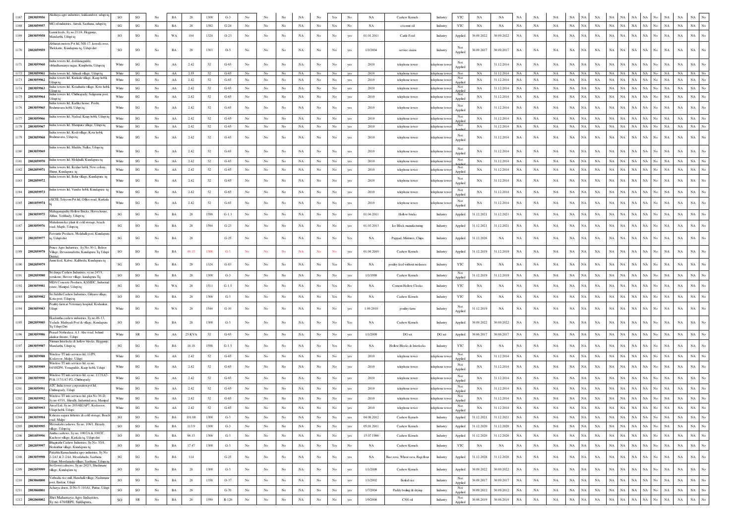| | | | | | | | | | | | | | | | | | | | | | | | | | | | | | | | | | | | | | |
|---|---|---|---|---|---|---|---|---|---|---|---|---|---|---|---|---|---|---|---|---|---|---|---|---|---|---|---|---|---|---|---|---|---|---|---|---|---|
| 1167 | 2803059956 | Akshaya agro industries, kukkundoor, udupi tq | SO | SO | No | BA | 28 | 1308 | G-3 | No | No | No | NA | No | Yes | No | NA | Cashew Kernels | Industry | YTC | NA | NA | NA | NA | NA | NA | NA | NA | NA | NA | NA | NA | No | NA | NA | NA | No |
| 1168 | 2803059957 | MG oil industries, Airodi, Sasthana, udupi tq | SG | SG | No | BA | 28 | 1382 | G-24 | No | No | No | NA | No | Yes | No | NA | coconut oil | Industry | YTC | NA | NA | NA | NA | NA | NA | NA | NA | NA | NA | NA | NA | No | NA | NA | NA | No |
| 1169 | 2803059958 | Laxmi feeds, Sy.no.211/4, Hegganje, Mandartha, Udupi tq | SO | SO | No | WA | 104 | 1324 | O-23 | No | No | No | NA | No | No | yes | 01.01.2011 | Cattle Feed | Industry | Applied | 30.09.2022 | 30.09.2022 | NA | NA | NA | NA | NA | NA | NA | NA | NA | NA | No | NA | NA | NA | No |
| 1170 | 2802059959 | Abharan motors Pvt ltd, NH-17, korodi cross, Thekkatte, Kundapura tq, Udupi dist | SO | SO | No | BA | 28 | 1303 | O-5 | No | No | No | NA | No | No | yes | 1/1/2004 | service station | Industry | Not Applied | 30.09.2017 | 30.09.2017 | NA | NA | NA | NA | NA | NA | NA | NA | NA | NA | No | NA | NA | NA | No |
| 1171 | 2803059960 | Indus towers ltd, doddanaguddle, vibhudhamanya nagar, Kunjibettu, Udupi tq | White | SG | No | AA | 2.42 | 52 | G-65 | No | No | No | NA | No | No | yes | 2010 | telephone tower | telephone tower | Not Applied | NA | 31.12.2014 | NA | NA | NA | NA | NA | NA | NA | NA | NA | NA | No | NA | NA | NA | No |
| 1172 | 2803059961 | Indus towers ltd, Athradi village, Udupi tq | White | SG | No | AA | 2.55 | 52 | G-65 | No | No | No | NA | No | No | yes | 2010 | telephone tower | telephone tower | Not Applied | NA | 31.12.2014 | NA | NA | NA | NA | NA | NA | NA | NA | NA | NA | No | NA | NA | NA | No |
| 1173 | 2803059962 | Indus towers ltd, Karkada village, Kaup hobli, Udupi tq | White | SG | No | AA | 2.42 | 52 | G-65 | No | No | No | NA | No | No | yes | 2010 | telephone tower | telephone tower | Not Applied | NA | 31.12.2014 | NA | NA | NA | NA | NA | NA | NA | NA | NA | NA | No | NA | NA | NA | No |
| 1174 | 2803059963 | Indus towers ltd, Kotathattu village, Kote hobli, Udupi tq | White | SG | No | AA | 2.42 | 52 | G-65 | No | No | No | NA | No | No | yes | 2010 | telephone tower | telephone tower | Not Applied | NA | 31.12.2014 | NA | NA | NA | NA | NA | NA | NA | NA | NA | NA | No | NA | NA | NA | No |
| 1175 | 2803059964 | Indus towers ltd, Chitbrapady, Saligrama post, Udupi tq | White | SG | No | AA | 2.42 | 52 | G-65 | No | No | No | NA | No | No | yes | 2010 | telephone tower | telephone tower | Not Applied | NA | 31.12.2014 | NA | NA | NA | NA | NA | NA | NA | NA | NA | NA | No | NA | NA | NA | No |
| 1176 | 2803059965 | Indus towers ltd, Kadike house, Perdu, Brahmavara hobli, Udupi tq | White | SG | No | AA | 2.42 | 52 | G-65 | No | No | No | NA | No | No | yes | 2010 | telephone tower | telephone tower | Not Applied | NA | 31.12.2014 | NA | NA | NA | NA | NA | NA | NA | NA | NA | NA | No | NA | NA | NA | No |
| 1177 | 2803059966 | Indus towers ltd, Nadsal, Kaup hobli, Udupi tq | White | SG | No | AA | 2.42 | 52 | G-65 | No | No | No | NA | No | No | yes | 2010 | telephone tower | telephone tower | Not Applied | NA | 31.12.2014 | NA | NA | NA | NA | NA | NA | NA | NA | NA | NA | No | NA | NA | NA | No |
| 1178 | 2803059967 | Indus towers ltd, Manipura village, Udupi tq | White | SG | No | AA | 2.42 | 52 | G-65 | No | No | No | NA | No | No | yes | 2010 | telephone tower | telephone tower | Not Applied | NA | 31.12.2014 | NA | NA | NA | NA | NA | NA | NA | NA | NA | NA | No | NA | NA | NA | No |
| 1179 | 2803059968 | Indus towers ltd, Kodi village, Kota hobli, Brahmavara, Udupi tq | White | SG | No | AA | 2.42 | 52 | G-65 | No | No | No | NA | No | No | yes | 2010 | telephone tower | telephone tower | Not Applied | NA | 31.12.2014 | NA | NA | NA | NA | NA | NA | NA | NA | NA | NA | No | NA | NA | NA | No |
| 1180 | 2803059969 | Indus towers ltd, Maddu. Nalku, Udupi tq | White | SG | No | AA | 2.42 | 52 | G-65 | No | No | No | NA | No | No | yes | 2010 | telephone tower | telephone tower | Not Applied | NA | 31.12.2014 | NA | NA | NA | NA | NA | NA | NA | NA | NA | NA | No | NA | NA | NA | No |
| 1181 | 2802059970 | Indus towers ltd, Molahalli, Kundapura tq | White | SG | No | AA | 2.42 | 52 | G-65 | No | No | No | NA | No | No | yes | 2010 | telephone tower | telephone tower | Not Applied | NA | 31.12.2014 | NA | NA | NA | NA | NA | NA | NA | NA | NA | NA | No | NA | NA | NA | No |
| 1182 | 2802059971 | Indus towers ltd, Keshar hobli. New colony, Shirur, Kundapura tq | White | SG | No | AA | 2.42 | 52 | G-65 | No | No | No | NA | No | No | yes | 2010 | telephone tower | telephone tower | Not Applied | NA | 31.12.2014 | NA | NA | NA | NA | NA | NA | NA | NA | NA | NA | No | NA | NA | NA | No |
| 1183 | 2802059972 | Indus towers ltd, Belur village, Kundapura tq | White | SG | No | AA | 2.42 | 52 | G-65 | No | No | No | NA | No | No | yes | 2010 | telephone tower | telephone tower | Not Applied | NA | 31.12.2014 | NA | NA | NA | NA | NA | NA | NA | NA | NA | NA | No | NA | NA | NA | No |
| 1184 | 2802059973 | Indus towers ltd, Vandse hobli, Kundapura tq | White | SG | No | AA | 2.42 | 52 | G-65 | No | No | No | NA | No | No | yes | 2010 | telephone tower | telephone tower | Not Applied | NA | 31.12.2014 | NA | NA | NA | NA | NA | NA | NA | NA | NA | NA | No | NA | NA | NA | No |
| 1185 | 2801059974 | eXCEL Telecom Pvt ltd, Office road, Karkala tq | White | SG | No | AA | 2.42 | 52 | G-65 | No | No | No | NA | No | No | yes | 2010 | telephone tower | telephone tower | Not Applied | NA | 31.12.2014 | NA | NA | NA | NA | NA | NA | NA | NA | NA | NA | No | NA | NA | NA | No |
| 1186 | 2803059975 | Mahaganapathy Hollow Bricks, Horva house, Alihar, Yedthady, Udupi tq | SG | SG | No | BA | 28 | 1598 | G-1.3 | No | No | No | NA | No | No | yes | 01.04.2011 | Hollow bricks | Industry | Applied | 31.12.2021 | 31.12.2021 | NA | NA | NA | NA | NA | NA | NA | NA | NA | NA | No | NA | NA | NA | No |
| 1187 | 2803059976 | Mahalaxmi Ice plant & cold storage, beach road, Maple, Udupi tq | SG | SO | No | BA | 28 | 1594 | G-23 | No | No | No | NA | No | No | yes | 01.03.2013 | Ice Block manufacturing | Industry | Applied | 31.12.2021 | 31.12.2021 | NA | NA | NA | NA | NA | NA | NA | NA | NA | NA | No | NA | NA | NA | No |
| 1188 | 2802059977 | Favourite Products, Molahalli post, Kundapura tq, Udupi dist | SG | SG | No | BA | 28 | | G-25 | No | No | No | NA | No | No | Yes | NA | Pappad, Mixtures, Chips | Industry | Applied | 31.12.2026 | NA | NA | NA | NA | NA | NA | NA | NA | NA | NA | NA | No | NA | NA | NA | No |
| 1189 | 2802059978 | Prince Agro Industries, Sy.No.30-1, Belsor Village, Devasthanabettu, Kundapura Tq Udupi District. | SO | SO | No | BA | 48.15 | 1308 | G-3 | No | No | No | NA | No | No | yes | 01.04.2010 | Cashew Kernels | Industry | Applied | 31.12.2019 | 31.12.2019 | NA | NA | NA | NA | NA | NA | NA | NA | NA | NA | No | NA | NA | NA | No |
| 1190 | 2802059979 | Annu feed, Kabse, Kalthodu, Kundapura tq | SG | SG | No | BA | 28 | 1324 | G-83 | No | No | No | NA | No | Yes | No | NA | poultry feed without molasses | Industry | YTC | NA | NA | NA | NA | NA | NA | NA | NA | NA | NA | NA | NA | No | NA | NA | NA | No |
| 1191 | 2802059980 | Sri durga Cashew Industries, sy.no.247/1, seruksone, Heroor village, kundapura Tq | SO | SO | No | BA | 28 | 1308 | G-3 | No | No | No | NA | No | No | yes | 1/1/1998 | Cashew Kernels | Industry | Not Applied | 31.12.2019 | 31.12.2019 | NA | NA | NA | NA | NA | NA | NA | NA | NA | NA | No | NA | NA | NA | No |
| 1192 | 2803059981 | MDA Concrete Products, KSSIDC, Industrial estate, Manipal, Udupi tq | SG | SG | No | WA | 28 | 1511 | G-1.5 | No | No | No | NA | No | Yes | No | NA | Cement Hollow Clocks | Industry | YTC | NA | NA | NA | NA | NA | NA | NA | NA | NA | NA | NA | NA | No | NA | NA | NA | No |
| 1193 | 2803059982 | Sri Siddhi Cashew Industries, Giliyaru village, Kota post, Udupi tq | SO | SO | No | BA | 28 | 1308 | G-3 | No | No | No | NA | No | Yes | No | NA | Cashew Kernels | Industry | YTC | NA | NA | NA | NA | NA | NA | NA | NA | NA | NA | NA | NA | No | NA | NA | NA | No |
| 1194 | 2803059983 | Poultry farm at Veterinary hospital, Kodankur, Udupi | White | SG | No | WA | 28 | 1544 | G-10 | No | No | No | NA | No | No | yes | 1.09.2010 | poultry farm | Industry | Not Applied | 31.12.2019 | NA | NA | NA | NA | NA | NA | NA | NA | NA | NA | NA | No | NA | NA | NA | No |
| 1195 | 2802059985 | Ekadantha cashew industries, Sy.no.46-13, Yedadi- Mathyadi Post & village, Kundapura Tq Udupi Dist | SO | SO | No | BA | 28 | 1308 | G-3 | No | No | No | NA | No | No | Yes | NA | Cashew Kernels | Industry | Applied | 30.09.2022 | 30.09.2022 | NA | NA | NA | NA | NA | NA | NA | NA | NA | NA | No | NA | NA | NA | No |
| 1196 | 2803059986 | Prasad Nethralaya, A.J. Also road, behind alankar theatre, Udupi | White | SR | No | AA | 25 KVA | 52 | G-65 | No | No | No | NA | No | No | yes | 1/1/2009 | DG set | DG set | Applied | 30.06.2017 | 30.06.2017 | NA | NA | NA | NA | NA | NA | NA | NA | NA | NA | No | NA | NA | NA | No |
| 1197 | 2803059987 | Nirman Interlocks & hollow blocks, Hegganje, Mandartha, Udupi tq | SG | SG | No | BA | 18.18 | 1598 | G-1.5 | No | No | No | NA | No | Yes | No | NA | Hollow Blocks & Interlocks | Industry | YTC | NA | NA | NA | NA | NA | NA | NA | NA | NA | NA | NA | NA | No | NA | NA | NA | No |
| 1198 | 2803059988 | Wireless TT info services ltd, 11/P9, Kodavoor, Malpe, Udupi | White | SG | No | AA | 2.42 | 52 | G-65 | No | No | No | NA | No | No | yes | 2010 | telephone tower | telephone tower | Not Applied | NA | 31.12.2014 | NA | NA | NA | NA | NA | NA | NA | NA | NA | NA | No | NA | NA | NA | No |
| 1199 | 2803059989 | Wireless TT info services ltd, sy.no. 64/1H2P9, Yenagudde, Kaup hobli, Udupi | White | SG | No | AA | 2.42 | 52 | G-65 | No | No | No | NA | No | No | yes | 2010 | telephone tower | telephone tower | Not Applied | NA | 31.12.2014 | NA | NA | NA | NA | NA | NA | NA | NA | NA | NA | No | NA | NA | NA | No |
| 1200 | 2803059990 | Wireless TT info services ltd, sy.no. 117/1A7-P1 & 117/1A7-P2, Chitbrapady | White | SG | No | AA | 2.42 | 52 | G-65 | No | No | No | NA | No | No | yes | 2010 | telephone tower | telephone tower | Not Applied | NA | 31.12.2014 | NA | NA | NA | NA | NA | NA | NA | NA | NA | NA | No | NA | NA | NA | No |
| 1201 | 2803059991 | ATC India tower corporation pvt ltd, Chithrapady, Udupi | White | SG | No | AA | 2.42 | 52 | G-65 | No | No | No | NA | No | No | yes | 2010 | telephone tower | telephone tower | Not Applied | NA | 31.12.2014 | NA | NA | NA | NA | NA | NA | NA | NA | NA | NA | No | NA | NA | NA | No |
| 1202 | 2803059992 | Wireless TT info services ltd, plot No 30-D, Sy.no 433/1, Shivally Industrial area, Manipal | White | SG | No | AA | 2.42 | 52 | G-65 | No | No | No | NA | No | No | yes | 2010 | telephone tower | telephone tower | Not Applied | NA | 31.12.2014 | NA | NA | NA | NA | NA | NA | NA | NA | NA | NA | No | NA | NA | NA | No |
| 1203 | 2803059993 | Aircel Ltd, Sy.no 205/4B2AP7, Kodavoor, Udupi hobli, Udupi | White | SG | No | AA | 2.42 | 52 | G-65 | No | No | No | NA | No | No | yes | 2010 | telephone tower | telephone tower | Not Applied | NA | 31.12.2014 | NA | NA | NA | NA | NA | NA | NA | NA | NA | NA | No | NA | NA | NA | No |
| 1204 | 2803059994 | Ksheera sagara fisheries & cold storage, Beach road, Malpe | SO | SO | No | BA | 101.08 | 1308 | G-3 | No | No | No | NA | No | No | yes | 04.08.2012 | Cashew Kernels | Industry | Applied | 31.12.2021 | 31.12.2021 | NA | NA | NA | NA | NA | NA | NA | NA | NA | NA | No | NA | NA | NA | No |
| 1205 | 2803059995 | Meenakshi cashews, Sy.no. 106/1, Herady village, Udupi tq | SO | SO | No | BA | 113.9 | 1308 | G-3 | No | No | No | NA | No | No | yes | 05.01.2011 | Cashew Kernels | Industry | Applied | 31.12.2020 | 31.12.2020 | NA | NA | NA | NA | NA | NA | NA | NA | NA | NA | No | NA | NA | NA | No |
| 1206 | 2801059996 | Amitha cashews, Sy.no. 100/2A & 100/2C, Kuchoor village, Karkala tq, Udupi dist | SO | SO | No | BA | 96.13 | 1308 | G-3 | No | No | No | NA | No | No | yes | 15.07.1986 | Cashew Kernels | Industry | Applied | 31.12.2020 | 31.12.2020 | NA | NA | NA | NA | NA | NA | NA | NA | NA | NA | No | NA | NA | NA | No |
| 1207 | 2802059997 | Bhagirathi Cashew Industries, Sy.No. 53/4, Heskuthur village, Kundapura tq | SO | SO | No | BA | 17.47 | 1308 | G-3 | No | No | No | NA | No | Yes | No | NA | Cashew Kernels | Industry | YTC | NA | NA | NA | NA | NA | NA | NA | NA | NA | NA | NA | NA | No | NA | NA | NA | No |
| 1208 | 2803059998 | Pattabhi Ramachandra agro industries, Sy.No 2-2A3 & 2-2A4, Moodahadu, Sasthana Udupi, Moodahadu village, Sasthana, Udupi tq | SG | SG | No | BA | 11.4 | | G-25 | No | No | No | NA | No | No | yes | NA | Rice rava, Wheat rava, Ragi flour | Industry | Applied | 31.12.2028 | 31.12.2028 | NA | NA | NA | NA | NA | NA | NA | NA | NA | NA | No | NA | NA | NA | No |
| 1209 | 2802059999 | Sri Gowri cahsews, Sy.no 242/3, Shedimane village, Kundapura tq | SO | SO | No | BA | 28 | 1308 | G-3 | No | No | No | NA | No | No | yes | 1/1/2008 | Cashew Kernels | Industry | Applied | 30.09.2022 | 30.09.2022 | NA | NA | NA | NA | NA | NA | NA | NA | NA | NA | No | NA | NA | NA | No |
| 1210 | 2803060000 | Vathsala rice mill, Hanehalli village, Nadumane post, Barkur, Udupi | SO | SO | No | BA | 28 | 1358 | O-37 | No | No | No | NA | No | No | yes | 1/1/2002 | Boiled rice | Industry | Not Applied | 30.09.2017 | 30.09.2017 | NA | NA | NA | NA | NA | NA | NA | NA | NA | NA | No | NA | NA | NA | No |
| 1211 | 2803060001 | Acharya driers, D.No.5-110A1, Puttur, Udupi | SO | SO | No | BA | 28 | | G-70 | No | No | No | NA | No | No | yes | 1/7/2004 | Paddy boiling & drying | Industry | Not Applied | 30.09.2012 | 30.09.2012 | NA | NA | NA | NA | NA | NA | NA | NA | NA | NA | No | NA | NA | NA | No |
| 1212 | 2802060002 | Shri Mahamaya Agro Industries, Sy.no.470/IBPI, Siddapura, | SO | SR | No | BA | 26 | 1390 | R-120 | No | No | No | NA | No | No | yes | 1/9/2008 | CNS oil | Industry | Not Applied | 30.06.2019 | 30.06.2019 | NA | NA | NA | NA | NA | NA | NA | NA | NA | NA | No | NA | NA | NA | No |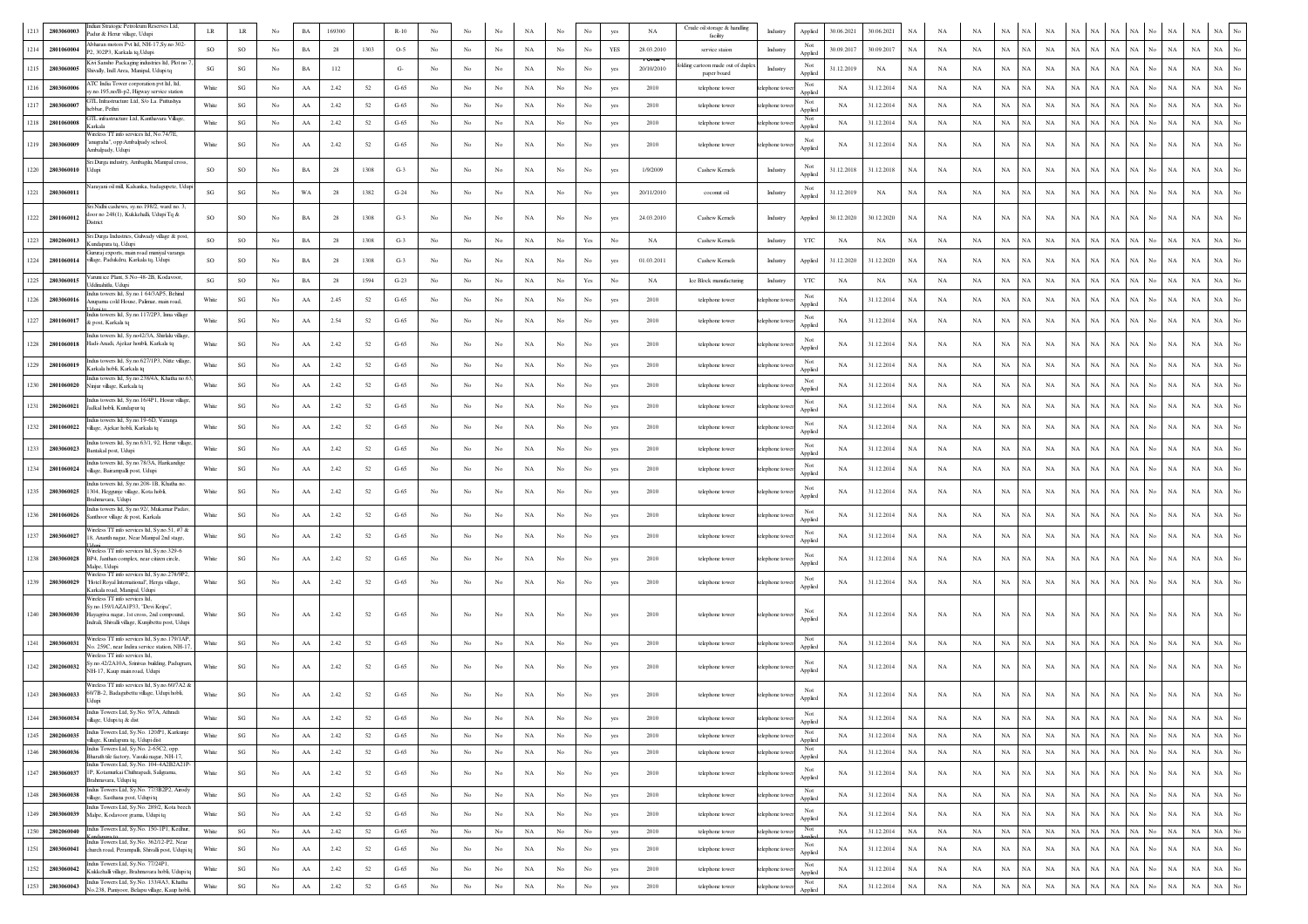| | | | | | | | | | | | | | | | | | | | | | | | | | | | | | | | | | | | | | | |
|---|---|---|---|---|---|---|---|---|---|---|---|---|---|---|---|---|---|---|---|---|---|---|---|---|---|---|---|---|---|---|---|---|---|---|---|---|---|---|
| 1213 | 2803060003 | Indian Strategic Petroleum Reserves Ltd, Padur & Herur village, Udupi | LR | LR | No | BA | 169300 | | R-10 | No | No | No | NA | No | No | yes | NA | Crude oil storage & handling facility | Industry | Applied | 30.06.2021 | 30.06.2021 | NA | NA | NA | NA | NA | NA | NA | NA | NA | NA | NA | No | NA | NA | NA | No |
| 1214 | 2801060004 | Abharan motors Pvt ltd, NH-17,Sy.no 302-P2, 302P3, Karkala tq,Udupi | SO | SO | No | BA | 28 | 1303 | O-5 | No | No | No | NA | No | No | YES | 28.03.2010 | service staion | Industry | Not Applied | 30.09.2017 | 30.09.2017 | NA | NA | NA | NA | NA | NA | NA | NA | NA | NA | NA | No | NA | NA | NA | No |
| 1215 | 2803060005 | Kwi Sansho Packaging industries ltd, Plot no 7, Shivally, Indl Area, Manipal, Udupi tq | SG | SG | No | BA | 112 | | G- | No | No | No | NA | No | No | yes | 20/10/2010 | folding cartoon made out of duplex paper board | Industry | Not Applied | 31.12.2019 | NA | NA | NA | NA | NA | NA | NA | NA | NA | NA | NA | NA | No | NA | NA | NA | No |
| 1216 | 2803060006 | ATC India Tower corporation pvt ltd, ltd, sy.no.195.no/B-p2, Higway service station | White | SG | No | AA | 2.42 | 52 | G-65 | No | No | No | NA | No | No | yes | 2010 | telephone tower | telephone tower | Not Applied | NA | 31.12.2014 | NA | NA | NA | NA | NA | NA | NA | NA | NA | NA | NA | No | NA | NA | NA | No |
| 1217 | 2803060007 | GTL Infrastructure Ltd, S/o La. Puttashya hebbar, Perthu | White | SG | No | AA | 2.42 | 52 | G-65 | No | No | No | NA | No | No | yes | 2010 | telephone tower | telephone tower | Not Applied | NA | 31.12.2014 | NA | NA | NA | NA | NA | NA | NA | NA | NA | NA | NA | No | NA | NA | NA | No |
| 1218 | 2801060008 | GTL infrastructure Ltd, Kanthavara Village, Karkala | White | SG | No | AA | 2.42 | 52 | G-65 | No | No | No | NA | No | No | yes | 2010 | telephone tower | telephone tower | Not Applied | NA | 31.12.2014 | NA | NA | NA | NA | NA | NA | NA | NA | NA | NA | NA | No | NA | NA | NA | No |
| 1219 | 2803060009 | Wireless TT info services ltd, No.74/7E, "anugraha", opp:Ambalpady school, Ambalpady, Udupi | White | SG | No | AA | 2.42 | 52 | G-65 | No | No | No | NA | No | No | yes | 2010 | telephone tower | telephone tower | Not Applied | NA | 31.12.2014 | NA | NA | NA | NA | NA | NA | NA | NA | NA | NA | NA | No | NA | NA | NA | No |
| 1220 | 2803060010 | Sri Durga industry, Ambagilu, Manipal cross, Udupi | SO | SO | No | BA | 28 | 1308 | G-3 | No | No | No | NA | No | No | yes | 1/9/2009 | Cashew Kernels | Industry | Not Applied | 31.12.2018 | 31.12.2018 | NA | NA | NA | NA | NA | NA | NA | NA | NA | NA | NA | No | NA | NA | NA | No |
| 1221 | 2803060011 | Narayani oil mill, Kalsanka, badagupete, Udupi | SG | SG | No | WA | 28 | 1382 | G-24 | No | No | No | NA | No | No | yes | 20/11/2010 | coconut oil | Industry | Not Applied | 31.12.2019 | NA | NA | NA | NA | NA | NA | NA | NA | NA | NA | NA | NA | No | NA | NA | NA | No |
| 1222 | 2801060012 | Sri Nidhi cashews, sy.no.198/2, ward no. 3, door no 248(1), Kukkehalli Udupi Tq & District | SO | SO | No | BA | 28 | 1308 | G-3 | No | No | No | NA | No | No | yes | 24.03.2010 | Cashew Kernels | Industry | Applied | 30.12.2020 | 30.12.2020 | NA | NA | NA | NA | NA | NA | NA | NA | NA | NA | NA | No | NA | NA | NA | No |
| 1223 | 2802060013 | Sri Durga Industries, Gulwady village & post, Kundapura tq, Udupi | SO | SO | No | BA | 28 | 1308 | G-3 | No | No | No | NA | No | Yes | No | NA | Cashew Kernels | Industry | YTC | NA | NA | NA | NA | NA | NA | NA | NA | NA | NA | NA | NA | NA | No | NA | NA | NA | No |
| 1224 | 2801060014 | Gururaj exports, main road muniyal varanga village, Padukdru, Karkala tq, Udupi | SO | SO | No | BA | 28 | 1308 | G-3 | No | No | No | NA | No | No | yes | 01.03.2011 | Cashew Kernels | Industry | Applied | 31.12.2020 | 31.12.2020 | NA | NA | NA | NA | NA | NA | NA | NA | NA | NA | NA | No | NA | NA | NA | No |
| 1225 | 2803060015 | Varun ice Plant, S.No-48-2B, Kodavoor, Uddinahitlu, Udupi | SG | SO | No | BA | 28 | 1594 | G-23 | No | No | No | NA | No | Yes | No | NA | Ice Block manufacturing | Industry | YTC | NA | NA | NA | NA | NA | NA | NA | NA | NA | NA | NA | NA | NA | No | NA | NA | NA | No |
| 1226 | 2803060016 | Indus towers ltd, Sy.no.1 64/3AP5, Behind Anupama cold House, Padmur, main road, Udupi tq | White | SG | No | AA | 2.45 | 52 | G-65 | No | No | No | NA | No | No | yes | 2010 | telephone tower | telephone tower | Not Applied | NA | 31.12.2014 | NA | NA | NA | NA | NA | NA | NA | NA | NA | NA | NA | No | NA | NA | NA | No |
| 1227 | 2801060017 | Indus towers ltd, Sy.no.117/2P3, Innu village & post, Karkala tq | White | SG | No | AA | 2.54 | 52 | G-65 | No | No | No | NA | No | No | yes | 2010 | telephone tower | telephone tower | Not Applied | NA | 31.12.2014 | NA | NA | NA | NA | NA | NA | NA | NA | NA | NA | NA | No | NA | NA | NA | No |
| 1228 | 2801060018 | Indus towers ltd, Sy.no42/3A, Shirlalu village, Hadi-Anadi, Ajekar hobli, Karkala tq | White | SG | No | AA | 2.42 | 52 | G-65 | No | No | No | NA | No | No | yes | 2010 | telephone tower | telephone tower | Not Applied | NA | 31.12.2014 | NA | NA | NA | NA | NA | NA | NA | NA | NA | NA | NA | No | NA | NA | NA | No |
| 1229 | 2801060019 | Indus towers ltd, Sy.no.627/1P3, Nitte village, Karkala hobli, Karkala tq | White | SG | No | AA | 2.42 | 52 | G-65 | No | No | No | NA | No | No | yes | 2010 | telephone tower | telephone tower | Not Applied | NA | 31.12.2014 | NA | NA | NA | NA | NA | NA | NA | NA | NA | NA | NA | No | NA | NA | NA | No |
| 1230 | 2801060020 | Indus towers ltd, Sy.no.238/4A, Khatha no.63, Ningar village, Karkala tq | White | SG | No | AA | 2.42 | 52 | G-65 | No | No | No | NA | No | No | yes | 2010 | telephone tower | telephone tower | Not Applied | NA | 31.12.2014 | NA | NA | NA | NA | NA | NA | NA | NA | NA | NA | NA | No | NA | NA | NA | No |
| 1231 | 2802060021 | Indus towers ltd, Sy.no.16/4P1, Hosur village, Jadkal hobli, Kundapur tq | White | SG | No | AA | 2.42 | 52 | G-65 | No | No | No | NA | No | No | yes | 2010 | telephone tower | telephone tower | Not Applied | NA | 31.12.2014 | NA | NA | NA | NA | NA | NA | NA | NA | NA | NA | NA | No | NA | NA | NA | No |
| 1232 | 2801060022 | Indus towers ltd, Sy.no.19-6D, Varanga village, Ajekar hobli, Karkala tq | White | SG | No | AA | 2.42 | 52 | G-65 | No | No | No | NA | No | No | yes | 2010 | telephone tower | telephone tower | Not Applied | NA | 31.12.2014 | NA | NA | NA | NA | NA | NA | NA | NA | NA | NA | NA | No | NA | NA | NA | No |
| 1233 | 2803060023 | Indus towers ltd, Sy.no.63/1, 92, Herur village, Bantakal post, Udupi | White | SG | No | AA | 2.42 | 52 | G-65 | No | No | No | NA | No | No | yes | 2010 | telephone tower | telephone tower | Not Applied | NA | 31.12.2014 | NA | NA | NA | NA | NA | NA | NA | NA | NA | NA | NA | No | NA | NA | NA | No |
| 1234 | 2801060024 | Indus towers ltd, Sy.no.78/3A, Harikandige village, Barampalli post, Udupi | White | SG | No | AA | 2.42 | 52 | G-65 | No | No | No | NA | No | No | yes | 2010 | telephone tower | telephone tower | Not Applied | NA | 31.12.2014 | NA | NA | NA | NA | NA | NA | NA | NA | NA | NA | NA | No | NA | NA | NA | No |
| 1235 | 2803060025 | Indus towers ltd, Sy.no.208-1B, Khatha no. 1304, Hegganje village, Kota hobli, Brahmavara, Udupi | White | SG | No | AA | 2.42 | 52 | G-65 | No | No | No | NA | No | No | yes | 2010 | telephone tower | telephone tower | Not Applied | NA | 31.12.2014 | NA | NA | NA | NA | NA | NA | NA | NA | NA | NA | NA | No | NA | NA | NA | No |
| 1236 | 2801060026 | Indus towers ltd, Sy.no.92/, Mukamar Padav, Santhoor village & post, Karkala | White | SG | No | AA | 2.42 | 52 | G-65 | No | No | No | NA | No | No | yes | 2010 | telephone tower | telephone tower | Not Applied | NA | 31.12.2014 | NA | NA | NA | NA | NA | NA | NA | NA | NA | NA | NA | No | NA | NA | NA | No |
| 1237 | 2803060027 | Wireless TT info services ltd, Sy.no.51, #7 & 18, Ananth nagar, Near Manipal 2nd stage, Udupi | White | SG | No | AA | 2.42 | 52 | G-65 | No | No | No | NA | No | No | yes | 2010 | telephone tower | telephone tower | Not Applied | NA | 31.12.2014 | NA | NA | NA | NA | NA | NA | NA | NA | NA | NA | NA | No | NA | NA | NA | No |
| 1238 | 2803060028 | Wireless TT info services ltd, Sy.no.329-6 BP4, Janthan complex, near citizen circle, Malpe, Udupi | White | SG | No | AA | 2.42 | 52 | G-65 | No | No | No | NA | No | No | yes | 2010 | telephone tower | telephone tower | Not Applied | NA | 31.12.2014 | NA | NA | NA | NA | NA | NA | NA | NA | NA | NA | NA | No | NA | NA | NA | No |
| 1239 | 2803060029 | Wireless TT info services ltd, Sy.no.278/9P2, "Hotel Royal International", Herga village, Karkala road, Manipal, Udupi | White | SG | No | AA | 2.42 | 52 | G-65 | No | No | No | NA | No | No | yes | 2010 | telephone tower | telephone tower | Not Applied | NA | 31.12.2014 | NA | NA | NA | NA | NA | NA | NA | NA | NA | NA | NA | No | NA | NA | NA | No |
| 1240 | 2803060030 | Wireless TT info services ltd, Sy.no.159/1AZA1P33, "Devi Kripa", Hayagriva nagar, 1st cross, 2nd compound, Indrali, Shivalli village, Kunjibettu post, Udupi | White | SG | No | AA | 2.42 | 52 | G-65 | No | No | No | NA | No | No | yes | 2010 | telephone tower | telephone tower | Not Applied | NA | 31.12.2014 | NA | NA | NA | NA | NA | NA | NA | NA | NA | NA | NA | No | NA | NA | NA | No |
| 1241 | 2803060031 | Wireless TT info services ltd, Sy.no.179/1AP, No. 259C, near Indian service station, NH-17, | White | SG | No | AA | 2.42 | 52 | G-65 | No | No | No | NA | No | No | yes | 2010 | telephone tower | telephone tower | Not Applied | NA | 31.12.2014 | NA | NA | NA | NA | NA | NA | NA | NA | NA | NA | NA | No | NA | NA | NA | No |
| 1242 | 2802060032 | Wireless TT info services ltd, Sy.no.42/2A1OA, Srinivas building, Padugram, NH-17, Kaup main road, Udupi | White | SG | No | AA | 2.42 | 52 | G-65 | No | No | No | NA | No | No | yes | 2010 | telephone tower | telephone tower | Not Applied | NA | 31.12.2014 | NA | NA | NA | NA | NA | NA | NA | NA | NA | NA | NA | No | NA | NA | NA | No |
| 1243 | 2803060033 | Wireless TT info services ltd, Sy.no.60/7A2 & 60/7B-2, Badagubettu village, Udupi hobli, Udupi | White | SG | No | AA | 2.42 | 52 | G-65 | No | No | No | NA | No | No | yes | 2010 | telephone tower | telephone tower | Not Applied | NA | 31.12.2014 | NA | NA | NA | NA | NA | NA | NA | NA | NA | NA | NA | No | NA | NA | NA | No |
| 1244 | 2803060034 | Indus Towers Ltd, Sy.No. 9/7A, Athradi village, Udupi tq & dist | White | SG | No | AA | 2.42 | 52 | G-65 | No | No | No | NA | No | No | yes | 2010 | telephone tower | telephone tower | Not Applied | NA | 31.12.2014 | NA | NA | NA | NA | NA | NA | NA | NA | NA | NA | NA | No | NA | NA | NA | No |
| 1245 | 2802060035 | Indus Towers Ltd, Sy.No. 120/P1, Karkunje village, Kundapura tq, Udupi dist | White | SG | No | AA | 2.42 | 52 | G-65 | No | No | No | NA | No | No | yes | 2010 | telephone tower | telephone tower | Not Applied | NA | 31.12.2014 | NA | NA | NA | NA | NA | NA | NA | NA | NA | NA | NA | No | NA | NA | NA | No |
| 1246 | 2803060036 | Indus Towers Ltd, Sy.No. 2-65C2, opp. Bharath tile factory, Vasuki nagar, NH-17, | White | SG | No | AA | 2.42 | 52 | G-65 | No | No | No | NA | No | No | yes | 2010 | telephone tower | telephone tower | Not Applied | NA | 31.12.2014 | NA | NA | NA | NA | NA | NA | NA | NA | NA | NA | NA | No | NA | NA | NA | No |
| 1247 | 2803060037 | Indus Towers Ltd, Sy.No. 104-4A2B2A21P1P, Kotamurkai Chithrapadi, Saligrama, Brahmavara, Udupi tq | White | SG | No | AA | 2.42 | 52 | G-65 | No | No | No | NA | No | No | yes | 2010 | telephone tower | telephone tower | Not Applied | NA | 31.12.2014 | NA | NA | NA | NA | NA | NA | NA | NA | NA | NA | NA | No | NA | NA | NA | No |
| 1248 | 2803060038 | Indus Towers Ltd, Sy.No. 77/3B2P2, Airody village, Sasthana post, Udupi tq | White | SG | No | AA | 2.42 | 52 | G-65 | No | No | No | NA | No | No | yes | 2010 | telephone tower | telephone tower | Not Applied | NA | 31.12.2014 | NA | NA | NA | NA | NA | NA | NA | NA | NA | NA | NA | No | NA | NA | NA | No |
| 1249 | 2803060039 | Indus Towers Ltd, Sy.No. 289/2, Kota beech Malpe, Kodavoor grama, Udupi tq | White | SG | No | AA | 2.42 | 52 | G-65 | No | No | No | NA | No | No | yes | 2010 | telephone tower | telephone tower | Not Applied | NA | 31.12.2014 | NA | NA | NA | NA | NA | NA | NA | NA | NA | NA | NA | No | NA | NA | NA | No |
| 1250 | 2802060040 | Indus Towers Ltd, Sy.No. 150-1P1, Kedlur, Kundapura tq | White | SG | No | AA | 2.42 | 52 | G-65 | No | No | No | NA | No | No | yes | 2010 | telephone tower | telephone tower | Not Applied | NA | 31.12.2014 | NA | NA | NA | NA | NA | NA | NA | NA | NA | NA | NA | No | NA | NA | NA | No |
| 1251 | 2803060041 | Indus Towers Ltd, Sy.No. 362/12-P2, Near church road, Perampalli, Shivalli post, Udupi tq | White | SG | No | AA | 2.42 | 52 | G-65 | No | No | No | NA | No | No | yes | 2010 | telephone tower | telephone tower | Not Applied | NA | 31.12.2014 | NA | NA | NA | NA | NA | NA | NA | NA | NA | NA | NA | No | NA | NA | NA | No |
| 1252 | 2803060042 | Indus Towers Ltd, Sy.No. 77/24P1, Kukkehalli village, Brahmavara hobli, Udupi tq | White | SG | No | AA | 2.42 | 52 | G-65 | No | No | No | NA | No | No | yes | 2010 | telephone tower | telephone tower | Not Applied | NA | 31.12.2014 | NA | NA | NA | NA | NA | NA | NA | NA | NA | NA | NA | No | NA | NA | NA | No |
| 1253 | 2803060043 | Indus Towers Ltd, Sy.No. 1334/4A3, Khatha No.238, Punjoor, Belapu village, Kaup hobli, | White | SG | No | AA | 2.42 | 52 | G-65 | No | No | No | NA | No | No | yes | 2010 | telephone tower | telephone tower | Not Applied | NA | 31.12.2014 | NA | NA | NA | NA | NA | NA | NA | NA | NA | NA | NA | No | NA | NA | NA | No |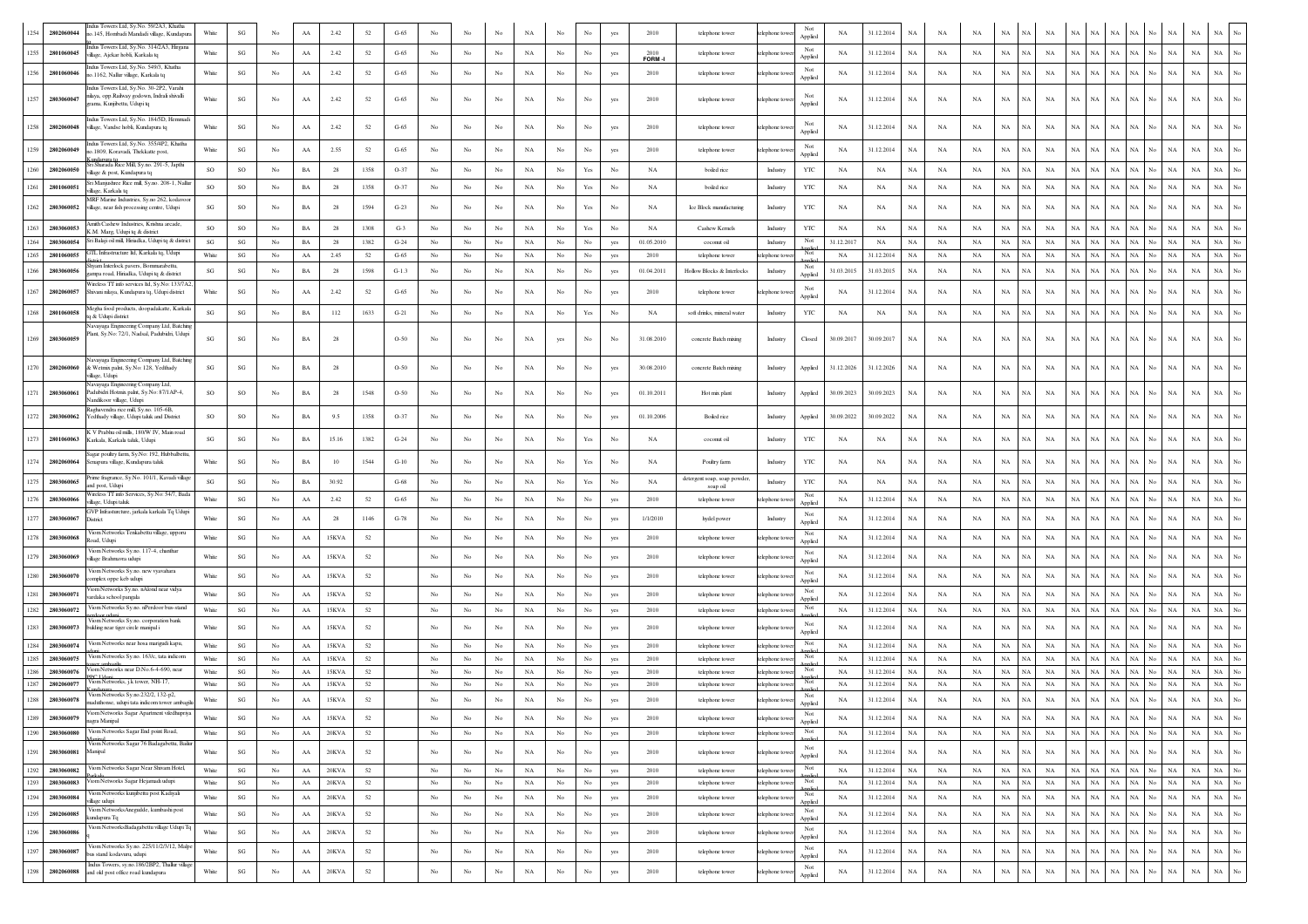| | | | | | | | | | | | | | | | | | | | | | | | | | | | | | | | | | | | | | | |
|---|---|---|---|---|---|---|---|---|---|---|---|---|---|---|---|---|---|---|---|---|---|---|---|---|---|---|---|---|---|---|---|---|---|---|---|---|---|---|
| 1254 | 2802060044 | Indus Towers Ltd, Sy.No. 59/2A3, Khatha no.165, Hombadi Mandadi village, Kundapura tq | White | SG | No | AA | 2.42 | 52 | G-65 | No | No | No | NA | No | No | yes | 2010 | telephone tower | telephone tower | Not Applied | NA | 31.12.2014 | NA | NA | NA | NA | NA | NA | NA | NA | NA | NA | NA | No | NA | NA | NA | No |
| 1255 | 2801060045 | Indus Towers Ltd, Sy.No. 314/2A3, Hirgana village, Ajekar hobli, Karkala tq | White | SG | No | AA | 2.42 | 52 | G-65 | No | No | No | NA | No | No | yes | 2010 FORM -I | telephone tower | telephone tower | Not Applied | NA | 31.12.2014 | NA | NA | NA | NA | NA | NA | NA | NA | NA | NA | NA | No | NA | NA | NA | No |
| 1256 | 2801060046 | Indus Towers Ltd, Sy.No. 540/3, Khatha no.1162, Nallur village, Karkala tq | White | SG | No | AA | 2.42 | 52 | G-65 | No | No | No | NA | No | No | yes | 2010 | telephone tower | telephone tower | Not Applied | NA | 31.12.2014 | NA | NA | NA | NA | NA | NA | NA | NA | NA | NA | NA | No | NA | NA | NA | No |
| 1257 | 2803060047 | Indus Towers Ltd, Sy.No. 30-2P2, Varahi nilaya, opp. Railway godown, Indrali shivalli grama, Kunjibettu, Udupi tq | White | SG | No | AA | 2.42 | 52 | G-65 | No | No | No | NA | No | No | yes | 2010 | telephone tower | telephone tower | Not Applied | NA | 31.12.2014 | NA | NA | NA | NA | NA | NA | NA | NA | NA | NA | NA | No | NA | NA | NA | No |
| 1258 | 2802060048 | Indus Towers Ltd, Sy.No. 184/5D, Hemmadi village, Vandse hobli, Kundapura tq | White | SG | No | AA | 2.42 | 52 | G-65 | No | No | No | NA | No | No | yes | 2010 | telephone tower | telephone tower | Not Applied | NA | 31.12.2014 | NA | NA | NA | NA | NA | NA | NA | NA | NA | NA | NA | No | NA | NA | NA | No |
| 1259 | 2802060049 | Indus Towers Ltd, Sy.No. 355/4P2, Khatha no.1809, Koravadi, Thekkatte post, Kundapura tq | White | SG | No | AA | 2.55 | 52 | G-65 | No | No | No | NA | No | No | yes | 2010 | telephone tower | telephone tower | Not Applied | NA | 31.12.2014 | NA | NA | NA | NA | NA | NA | NA | NA | NA | NA | NA | No | NA | NA | NA | No |
| 1260 | 2802060050 | Sri Sharada Rice Mill, Sy.no. 29/-5, Japthi village & post, Kundapura tq | SO | SO | No | BA | 28 | 1358 | O-37 | No | No | No | NA | No | Yes | No | NA | boiled rice | Industry | YTC | NA | NA | NA | NA | NA | NA | NA | NA | NA | NA | NA | NA | NA | No | NA | NA | NA | No |
| 1261 | 2801060051 | Sri Manjushree Rice Mill, Sy.no. 208-1, Nallur village, Karkala tq | SO | SO | No | BA | 28 | 1358 | O-37 | No | No | No | NA | No | Yes | No | NA | boiled rice | Industry | YTC | NA | NA | NA | NA | NA | NA | NA | NA | NA | NA | NA | NA | NA | No | NA | NA | NA | No |
| 1262 | 2803060052 | MRF Marine Industries, Sy.no 262, kodavoor village, near fish processing centre, Udupi | SG | SO | No | BA | 28 | 1594 | G-23 | No | No | No | NA | No | Yes | No | NA | Ice Block manufacturing | Industry | YTC | NA | NA | NA | NA | NA | NA | NA | NA | NA | NA | NA | NA | NA | No | NA | NA | NA | No |
| 1263 | 2803060053 | Amith Cashew Industries, Krishna arcade, K.M. Marg, Udupi tq & district | SO | SO | No | BA | 28 | 1308 | G-3 | No | No | No | NA | No | Yes | No | NA | Cashew Kernels | Industry | YTC | NA | NA | NA | NA | NA | NA | NA | NA | NA | NA | NA | NA | NA | No | NA | NA | NA | No |
| 1264 | 2803060054 | Sri Balaji oil mill, Hiriadka, Udupi tq & district | SG | SG | No | BA | 28 | 1382 | G-24 | No | No | No | NA | No | No | yes | 01.05.2010 | coconut oil | Industry | Not Applied | 31.12.2017 | NA | NA | NA | NA | NA | NA | NA | NA | NA | NA | NA | NA | No | NA | NA | NA | No |
| 1265 | 2801060055 | GTL Infrastructure ltd, Karkala tq, Udupi district | White | SG | No | AA | 2.45 | 52 | G-65 | No | No | No | NA | No | No | yes | 2010 | telephone tower | telephone tower | Not Applied | NA | 31.12.2014 | NA | NA | NA | NA | NA | NA | NA | NA | NA | NA | NA | No | NA | NA | NA | No |
| 1266 | 2803060056 | Shyam Interlock pavers, Bommarabettu, gampa road, Hiriadka, Udupi tq & district | SG | SG | No | BA | 28 | 1598 | G-1.3 | No | No | No | NA | No | No | yes | 01.04.2011 | Hollow Blocks & Interlocks | Industry | Not Applied | 31.03.2015 | 31.03.2015 | NA | NA | NA | NA | NA | NA | NA | NA | NA | NA | NA | No | NA | NA | NA | No |
| 1267 | 2802060057 | Wireless TT info services ltd, Sy.No. 133/7A2, Shivani nilaya, Kundapura tq, Udupi district | White | SG | No | AA | 2.42 | 52 | G-65 | No | No | No | NA | No | No | yes | 2010 | telephone tower | telephone tower | Not Applied | NA | 31.12.2014 | NA | NA | NA | NA | NA | NA | NA | NA | NA | NA | NA | No | NA | NA | NA | No |
| 1268 | 2801060058 | Megha food products, doopadakatte, Karkala tq & Udupi district | SG | SG | No | BA | 112 | 1633 | G-21 | No | No | No | NA | No | Yes | No | NA | soft drinks, mineral water | Industry | YTC | NA | NA | NA | NA | NA | NA | NA | NA | NA | NA | NA | NA | NA | No | NA | NA | NA | No |
| 1269 | 2803060059 | Navayuga Engineering Company Ltd, Batching Plant, Sy.No: 72/1, Nadsal, Padubidri, Udupi | SG | SG | No | BA | 28 | | O-50 | No | No | No | NA | yes | No | No | 31.08.2010 | concrete Batch mixing | Industry | Closed | 30.09.2017 | 30.09.2017 | NA | NA | NA | NA | NA | NA | NA | NA | NA | NA | NA | No | NA | NA | NA | No |
| 1270 | 2802060060 | Navayuga Engineering Company Ltd, Batching & Wetmix palnt, Sy.No: 128, Yedthady village, Udupi | SG | SG | No | BA | 28 | | O-50 | No | No | No | NA | No | No | yes | 30.08.2010 | concrete Batch mixing | Industry | Applied | 31.12.2026 | 31.12.2026 | NA | NA | NA | NA | NA | NA | NA | NA | NA | NA | NA | No | NA | NA | NA | No |
| 1271 | 2803060061 | Navayuga Engineering Company Ltd, Padubidri Hotmix palnt, Sy.No: 87/1AP-4, Nandikoor village, Udupi | SO | SO | No | BA | 28 | 1548 | O-50 | No | No | No | NA | No | No | yes | 01.10.2011 | Hot mix plant | Industry | Applied | 30.09.2023 | 30.09.2023 | NA | NA | NA | NA | NA | NA | NA | NA | NA | NA | NA | No | NA | NA | NA | No |
| 1272 | 2803060062 | Raghavendra rice mill, Sy.no. 105-6B, Yedthady village, Udupi taluk and District | SO | SO | No | BA | 9.5 | 1358 | O-37 | No | No | No | NA | No | No | yes | 01.10.2006 | Boiled rice | Industry | Applied | 30.09.2022 | 30.09.2022 | NA | NA | NA | NA | NA | NA | NA | NA | NA | NA | NA | No | NA | NA | NA | No |
| 1273 | 2801060063 | K V Prabhu oil mills, 180/W IV, Main road Karkala, Karkala taluk, Udupi | SG | SG | No | BA | 15.16 | 1382 | G-24 | No | No | No | NA | No | Yes | No | NA | coconut oil | Industry | YTC | NA | NA | NA | NA | NA | NA | NA | NA | NA | NA | NA | NA | NA | No | NA | NA | NA | No |
| 1274 | 2802060064 | Sagar poultry farm, Sy.No: 192, Hubbalbettu, Senapura village, Kundapura taluk | White | SG | No | BA | 10 | 1544 | G-10 | No | No | No | NA | No | Yes | No | NA | Poultry farm | Industry | YTC | NA | NA | NA | NA | NA | NA | NA | NA | NA | NA | NA | NA | NA | No | NA | NA | NA | No |
| 1275 | 2803060065 | Prime fragrance, Sy.No. 101/1, Kavadi village and post, Udupi | SG | SG | No | BA | 30.92 | | G-68 | No | No | No | NA | No | Yes | No | NA | detergent soap, soap powder, soap oil | Industry | YTC | NA | NA | NA | NA | NA | NA | NA | NA | NA | NA | NA | NA | NA | No | NA | NA | NA | No |
| 1276 | 2803060066 | Wireless TT info Services, Sy.No: 54/7, Bada village, Udupi taluk | White | SG | No | AA | 2.42 | 52 | G-65 | No | No | No | NA | No | No | yes | 2010 | telephone tower | telephone tower | Not Applied | NA | 31.12.2014 | NA | NA | NA | NA | NA | NA | NA | NA | NA | NA | NA | No | NA | NA | NA | No |
| 1277 | 2803060067 | GVP Infrastucture, jarkala karkala Tq Udupi District | White | SG | No | AA | 28 | 1146 | G-78 | No | No | No | NA | No | No | yes | 1/1/2010 | hydel power | Industry | Not Applied | NA | 31.12.2014 | NA | NA | NA | NA | NA | NA | NA | NA | NA | NA | NA | No | NA | NA | NA | No |
| 1278 | 2803060068 | Viom Networks Tenkabettu village, upporu Road, Udupi | White | SG | No | AA | 15KVA | 52 | | No | No | No | NA | No | No | yes | 2010 | telephone tower | telephone tower | Not Applied | NA | 31.12.2014 | NA | NA | NA | NA | NA | NA | NA | NA | NA | NA | NA | No | NA | NA | NA | No |
| 1279 | 2803060069 | Viom Networks Sy.no. 117-4, chanthar village Brahmavra udupi | White | SG | No | AA | 15KVA | 52 | | No | No | No | NA | No | No | yes | 2010 | telephone tower | telephone tower | Not Applied | NA | 31.12.2014 | NA | NA | NA | NA | NA | NA | NA | NA | NA | NA | NA | No | NA | NA | NA | No |
| 1280 | 2803060070 | Viom Networks Sy.no. new vyavahara complex oppe keb udupi | White | SG | No | AA | 15KVA | 52 | | No | No | No | NA | No | No | yes | 2010 | telephone tower | telephone tower | Not Applied | NA | 31.12.2014 | NA | NA | NA | NA | NA | NA | NA | NA | NA | NA | NA | No | NA | NA | NA | No |
| 1281 | 2803060071 | Viom Networks Sy.no. nAlonal near vidya vardaka school pangala | White | SG | No | AA | 15KVA | 52 | | No | No | No | NA | No | No | yes | 2010 | telephone tower | telephone tower | Not Applied | NA | 31.12.2014 | NA | NA | NA | NA | NA | NA | NA | NA | NA | NA | NA | No | NA | NA | NA | No |
| 1282 | 2803060072 | Viom Networks Sy.no. nPerdoor bus-stand near kaup udupi | White | SG | No | AA | 15KVA | 52 | | No | No | No | NA | No | No | yes | 2010 | telephone tower | telephone tower | Not Applied | NA | 31.12.2014 | NA | NA | NA | NA | NA | NA | NA | NA | NA | NA | NA | No | NA | NA | NA | No |
| 1283 | 2803060073 | Viom Networks Sy.no. corporation bank bulding near tiger circle manipal i | White | SG | No | AA | 15KVA | 52 | | No | No | No | NA | No | No | yes | 2010 | telephone tower | telephone tower | Not Applied | NA | 31.12.2014 | NA | NA | NA | NA | NA | NA | NA | NA | NA | NA | NA | No | NA | NA | NA | No |
| 1284 | 2803060074 | Viom Networks near hosa marigudi kapu, udupi | White | SG | No | AA | 15KVA | 52 | | No | No | No | NA | No | No | yes | 2010 | telephone tower | telephone tower | Not Applied | NA | 31.12.2014 | NA | NA | NA | NA | NA | NA | NA | NA | NA | NA | NA | No | NA | NA | NA | No |
| 1285 | 2803060075 | Viom Networks Sy.no. 163/c, tata indicom tower ambagilu | White | SG | No | AA | 15KVA | 52 | | No | No | No | NA | No | No | yes | 2010 | telephone tower | telephone tower | Not Applied | NA | 31.12.2014 | NA | NA | NA | NA | NA | NA | NA | NA | NA | NA | NA | No | NA | NA | NA | No |
| 1286 | 2803060076 | Viom Networks near D.No.6-4-690, near PPC Udupi | White | SG | No | AA | 15KVA | 52 | | No | No | No | NA | No | No | yes | 2010 | telephone tower | telephone tower | Not Applied | NA | 31.12.2014 | NA | NA | NA | NA | NA | NA | NA | NA | NA | NA | NA | No | NA | NA | NA | No |
| 1287 | 2802060077 | Viom Networks, j k tower, NH-17, Kundapura | White | SG | No | AA | 15KVA | 52 | | No | No | No | NA | No | No | yes | 2010 | telephone tower | telephone tower | Not Applied | NA | 31.12.2014 | NA | NA | NA | NA | NA | NA | NA | NA | NA | NA | NA | No | NA | NA | NA | No |
| 1288 | 2803060078 | Viom Networks Sy.no.232/2, 132-p2, maduthotse, udupi tata indicom tower ambagilu | White | SG | No | AA | 15KVA | 52 | | No | No | No | NA | No | No | yes | 2010 | telephone tower | telephone tower | Not Applied | NA | 31.12.2014 | NA | NA | NA | NA | NA | NA | NA | NA | NA | NA | NA | No | NA | NA | NA | No |
| 1289 | 2803060079 | Viom Networks Sagar Apartment vidhapriya nagra Manipal | White | SG | No | AA | 15KVA | 52 | | No | No | No | NA | No | No | yes | 2010 | telephone tower | telephone tower | Not Applied | NA | 31.12.2014 | NA | NA | NA | NA | NA | NA | NA | NA | NA | NA | NA | No | NA | NA | NA | No |
| 1290 | 2803060080 | Viom Networks Sagar End point Road, Manipal | White | SG | No | AA | 20KVA | 52 | | No | No | No | NA | No | No | yes | 2010 | telephone tower | telephone tower | Not Applied | NA | 31.12.2014 | NA | NA | NA | NA | NA | NA | NA | NA | NA | NA | NA | No | NA | NA | NA | No |
| 1291 | 2803060081 | Viom Networks Sagar 76 Badagabettu, Budur Manipal | White | SG | No | AA | 20KVA | 52 | | No | No | No | NA | No | No | yes | 2010 | telephone tower | telephone tower | Not Applied | NA | 31.12.2014 | NA | NA | NA | NA | NA | NA | NA | NA | NA | NA | NA | No | NA | NA | NA | No |
| 1292 | 2803060082 | Viom Networks Sagar Near Shivam Hotel, Parkala | White | SG | No | AA | 20KVA | 52 | | No | No | No | NA | No | No | yes | 2010 | telephone tower | telephone tower | Not Applied | NA | 31.12.2014 | NA | NA | NA | NA | NA | NA | NA | NA | NA | NA | NA | No | NA | NA | NA | No |
| 1293 | 2803060083 | Viom Networks Sagar Hejamadi udupi | White | SG | No | AA | 20KVA | 52 | | No | No | No | NA | No | No | yes | 2010 | telephone tower | telephone tower | Not Applied | NA | 31.12.2014 | NA | NA | NA | NA | NA | NA | NA | NA | NA | NA | NA | No | NA | NA | NA | No |
| 1294 | 2803060084 | Viom Networks kunjibettu post Kadiyali village udupi | White | SG | No | AA | 20KVA | 52 | | No | No | No | NA | No | No | yes | 2010 | telephone tower | telephone tower | Not Applied | NA | 31.12.2014 | NA | NA | NA | NA | NA | NA | NA | NA | NA | NA | NA | No | NA | NA | NA | No |
| 1295 | 2802060085 | Viom NetworksAnegudde, kumbashi post kundapura Tq | White | SG | No | AA | 20KVA | 52 | | No | No | No | NA | No | No | yes | 2010 | telephone tower | telephone tower | Not Applied | NA | 31.12.2014 | NA | NA | NA | NA | NA | NA | NA | NA | NA | NA | NA | No | NA | NA | NA | No |
| 1296 | 2803060086 | Viom NetworksBadagabettu village Udupi Tq | White | SG | No | AA | 20KVA | 52 | | No | No | No | NA | No | No | yes | 2010 | telephone tower | telephone tower | Not Applied | NA | 31.12.2014 | NA | NA | NA | NA | NA | NA | NA | NA | NA | NA | NA | No | NA | NA | NA | No |
| 1297 | 2803060087 | Viom Networks Sy.no. 225/11/2/3/12, Malpe bus stand kodavuru, udupi | White | SG | No | AA | 20KVA | 52 | | No | No | No | NA | No | No | yes | 2010 | telephone tower | telephone tower | Not Applied | NA | 31.12.2014 | NA | NA | NA | NA | NA | NA | NA | NA | NA | NA | NA | No | NA | NA | NA | No |
| 1298 | 2802060088 | Indus Towers, sy.no.186/2BP2, Thallur village and old post office road kundapura | White | SG | No | AA | 20KVA | 52 | | No | No | No | NA | No | No | yes | 2010 | telephone tower | telephone tower | Not Applied | NA | 31.12.2014 | NA | NA | NA | NA | NA | NA | NA | NA | NA | NA | NA | No | NA | NA | NA | No |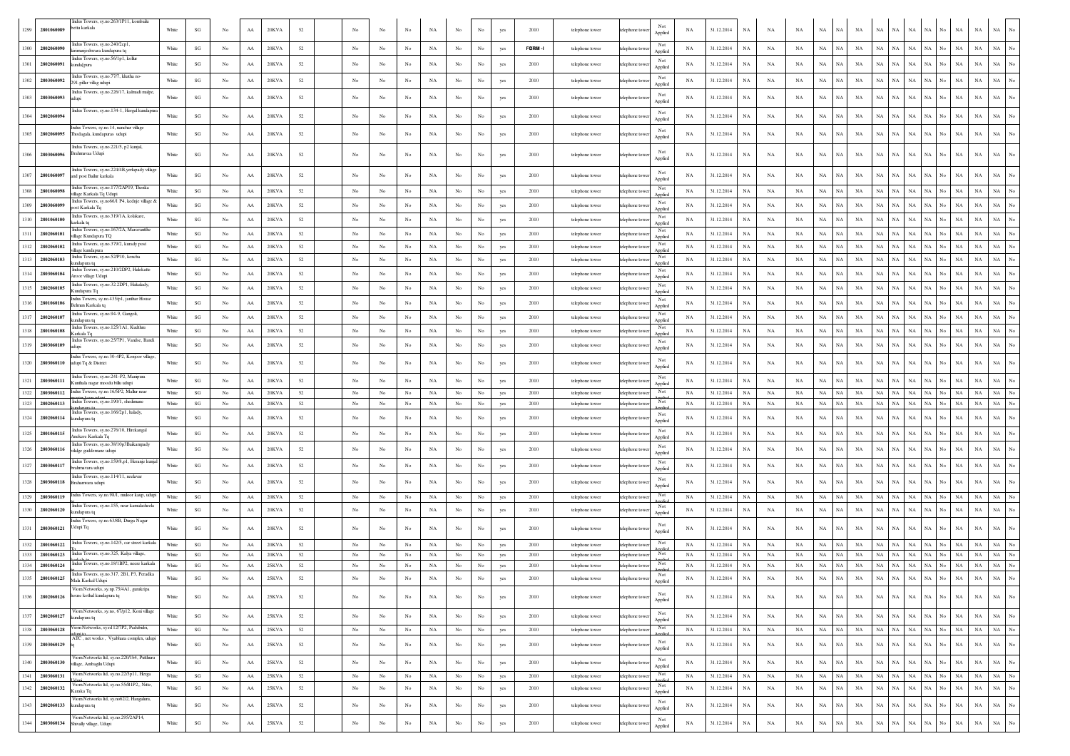| 1299 | 2801060089 | Indus Towers, sy.no:263/1P11, kombailu bettu karkala | White | SG | No | AA | 20KVA | 52 | No | No | No | NA | No | No | yes | 2010 | telephone tower | telephone tower | Not Applied | NA | 31.12.2014 | NA | NA | NA | NA | NA | NA | NA | NA | NA | NA | No | NA | NA | NA | No |
|---|---|---|---|---|---|---|---|---|---|---|---|---|---|---|---|---|---|---|---|---|---|---|---|---|---|---|---|---|---|---|---|---|---|---|---|---|
| 1300 | 2802060090 | Indus Towers, sy.no:240/2cp1, kirimanjeshwara kundapura tq | White | SG | No | AA | 20KVA | 52 | No | No | No | NA | No | No | yes | FORM -I | telephone tower | telephone tower | Not Applied | NA | 31.12.2014 | NA | NA | NA | NA | NA | NA | NA | NA | NA | NA | No | NA | NA | NA | No |
| 1301 | 2802060091 | Indus Towers, sy.no:56/1p1, kollur kundalpura | White | SG | No | AA | 20KVA | 52 | No | No | No | NA | No | No | yes | 2010 | telephone tower | telephone tower | Not Applied | NA | 31.12.2014 | NA | NA | NA | NA | NA | NA | NA | NA | NA | NA | No | NA | NA | NA | No |
| 1302 | 2803060092 | Indus Towers, sy.no.77/7, khathu no-291 pillar villag udupi | White | SG | No | AA | 20KVA | 52 | No | No | No | NA | No | No | yes | 2010 | telephone tower | telephone tower | Not Applied | NA | 31.12.2014 | NA | NA | NA | NA | NA | NA | NA | NA | NA | NA | No | NA | NA | NA | No |
| 1303 | 2803060093 | Indus Towers, sy.no.226/17, kalmadi malpe, udupi | White | SG | No | AA | 20KVA | 52 | No | No | No | NA | No | No | yes | 2010 | telephone tower | telephone tower | Not Applied | NA | 31.12.2014 | NA | NA | NA | NA | NA | NA | NA | NA | NA | NA | No | NA | NA | NA | No |
| 1304 | 2802060094 | Indus Towers, sy.no.134-1, Hengal kundapura | White | SG | No | AA | 20KVA | 52 | No | No | No | NA | No | No | yes | 2010 | telephone tower | telephone tower | Not Applied | NA | 31.12.2014 | NA | NA | NA | NA | NA | NA | NA | NA | NA | NA | No | NA | NA | NA | No |
| 1305 | 2802060095 | Indus Towers, sy.no.14, nanchar village Thodagala, kundapuras udupi | White | SG | No | AA | 20KVA | 52 | No | No | No | NA | No | No | yes | 2010 | telephone tower | telephone tower | Not Applied | NA | 31.12.2014 | NA | NA | NA | NA | NA | NA | NA | NA | NA | NA | No | NA | NA | NA | No |
| 1306 | 2803060096 | Indus Towers, sy.no.221/5, p2 kunjal, Brahmavar Udupi | White | SG | No | AA | 20KVA | 52 | No | No | No | NA | No | No | yes | 2010 | telephone tower | telephone tower | Not Applied | NA | 31.12.2014 | NA | NA | NA | NA | NA | NA | NA | NA | NA | NA | No | NA | NA | NA | No |
| 1307 | 2801060097 | Indus Towers, sy.no.224/4B,yerlapady village and post Bailur karkala | White | SG | No | AA | 20KVA | 52 | No | No | No | NA | No | No | yes | 2010 | telephone tower | telephone tower | Not Applied | NA | 31.12.2014 | NA | NA | NA | NA | NA | NA | NA | NA | NA | NA | No | NA | NA | NA | No |
| 1308 | 2801060098 | Indus Towers, sy.no.177/2AP19, Thenka village Karkala Tq Udupi | White | SG | No | AA | 20KVA | 52 | No | No | No | NA | No | No | yes | 2010 | telephone tower | telephone tower | Not Applied | NA | 31.12.2014 | NA | NA | NA | NA | NA | NA | NA | NA | NA | NA | No | NA | NA | NA | No |
| 1309 | 2803060099 | Indus Towers, sy.no66/1 P4, kedinje village & post Karkala Tq | White | SG | No | AA | 20KVA | 52 | No | No | No | NA | No | No | yes | 2010 | telephone tower | telephone tower | Not Applied | NA | 31.12.2014 | NA | NA | NA | NA | NA | NA | NA | NA | NA | NA | No | NA | NA | NA | No |
| 1310 | 2801060100 | Indus Towers, sy.no.319/1A, kolakare, karkala tq | White | SG | No | AA | 20KVA | 52 | No | No | No | NA | No | No | yes | 2010 | telephone tower | telephone tower | Not Applied | NA | 31.12.2014 | NA | NA | NA | NA | NA | NA | NA | NA | NA | NA | No | NA | NA | NA | No |
| 1311 | 2802060101 | Indus Towers, sy.no.167/2A, Maravanthe village Kundapura TQ | White | SG | No | AA | 20KVA | 52 | No | No | No | NA | No | No | yes | 2010 | telephone tower | telephone tower | Not Applied | NA | 31.12.2014 | NA | NA | NA | NA | NA | NA | NA | NA | NA | NA | No | NA | NA | NA | No |
| 1312 | 2802060102 | Indus Towers, sy.no.379/2, kunady post village kundapura | White | SG | No | AA | 20KVA | 52 | No | No | No | NA | No | No | yes | 2010 | telephone tower | telephone tower | Not Applied | NA | 31.12.2014 | NA | NA | NA | NA | NA | NA | NA | NA | NA | NA | No | NA | NA | NA | No |
| 1313 | 2802060103 | Indus Towers, sy.no.52/P10, kencha kundapura tq | White | SG | No | AA | 20KVA | 52 | No | No | No | NA | No | No | yes | 2010 | telephone tower | telephone tower | Not Applied | NA | 31.12.2014 | NA | NA | NA | NA | NA | NA | NA | NA | NA | NA | No | NA | NA | NA | No |
| 1314 | 2803060104 | Indus Towers, sy.no.210/2DP2, Halekatte Atoor village Udupi | White | SG | No | AA | 20KVA | 52 | No | No | No | NA | No | No | yes | 2010 | telephone tower | telephone tower | Not Applied | NA | 31.12.2014 | NA | NA | NA | NA | NA | NA | NA | NA | NA | NA | No | NA | NA | NA | No |
| 1315 | 2802060105 | Indus Towers, sy.no.32.2DP1, Hakalady, Kundapura Tq | White | SG | No | AA | 20KVA | 52 | No | No | No | NA | No | No | yes | 2010 | telephone tower | telephone tower | Not Applied | NA | 31.12.2014 | NA | NA | NA | NA | NA | NA | NA | NA | NA | NA | No | NA | NA | NA | No |
| 1316 | 2801060106 | Indus Towers, sy.no.435/p1, janthar House Belman Karkala tq | White | SG | No | AA | 20KVA | 52 | No | No | No | NA | No | No | yes | 2010 | telephone tower | telephone tower | Not Applied | NA | 31.12.2014 | NA | NA | NA | NA | NA | NA | NA | NA | NA | NA | No | NA | NA | NA | No |
| 1317 | 2802060107 | Indus Towers, sy.no.94-9, Gangoli, kundapura tq | White | SG | No | AA | 20KVA | 52 | No | No | No | NA | No | No | yes | 2010 | telephone tower | telephone tower | Not Applied | NA | 31.12.2014 | NA | NA | NA | NA | NA | NA | NA | NA | NA | NA | No | NA | NA | NA | No |
| 1318 | 2801060108 | Indus Towers, sy.no.125/1A1, Kadthru Karkala Tq | White | SG | No | AA | 20KVA | 52 | No | No | No | NA | No | No | yes | 2010 | telephone tower | telephone tower | Not Applied | NA | 31.12.2014 | NA | NA | NA | NA | NA | NA | NA | NA | NA | NA | No | NA | NA | NA | No |
| 1319 | 2803060109 | Indus Towers, sy.no.25/7P1, Vandse, Bandi udupi | White | SG | No | AA | 20KVA | 52 | No | No | No | NA | No | No | yes | 2010 | telephone tower | telephone tower | Not Applied | NA | 31.12.2014 | NA | NA | NA | NA | NA | NA | NA | NA | NA | NA | No | NA | NA | NA | No |
| 1320 | 2803060110 | Indus Towers, sy.no.30-4P2, Kenjoor village, udupi Tq & District | White | SG | No | AA | 20KVA | 52 | No | No | No | NA | No | No | yes | 2010 | telephone tower | telephone tower | Not Applied | NA | 31.12.2014 | NA | NA | NA | NA | NA | NA | NA | NA | NA | NA | No | NA | NA | NA | No |
| 1321 | 2803060111 | Indus Towers, sy.no.241-P2, Manipura Kunthala nagar moodu bilu udupi | White | SG | No | AA | 20KVA | 52 | No | No | No | NA | No | No | yes | 2010 | telephone tower | telephone tower | Not Applied | NA | 31.12.2014 | NA | NA | NA | NA | NA | NA | NA | NA | NA | NA | No | NA | NA | NA | No |
| 1322 | 2803060112 | Indus Towers, sy.no.16/5P2, Malur near | White | SG | No | AA | 20KVA | 52 | No | No | No | NA | No | No | yes | 2010 | telephone tower | telephone tower | Not Applied | NA | 31.12.2014 | NA | NA | NA | NA | NA | NA | NA | NA | NA | NA | No | NA | NA | NA | No |
| 1323 | 2802060113 | Indus Towers, sy.no.190/1, shedimane kundapura | White | SG | No | AA | 20KVA | 52 | No | No | No | NA | No | No | yes | 2010 | telephone tower | telephone tower | Not Applied | NA | 31.12.2014 | NA | NA | NA | NA | NA | NA | NA | NA | NA | NA | No | NA | NA | NA | No |
| 1324 | 2802060114 | Indus Towers, sy.no.166/2p1, halady, kundapura tq | White | SG | No | AA | 20KVA | 52 | No | No | No | NA | No | No | yes | 2010 | telephone tower | telephone tower | Not Applied | NA | 31.12.2014 | NA | NA | NA | NA | NA | NA | NA | NA | NA | NA | No | NA | NA | NA | No |
| 1325 | 2801060115 | Indus Towers, sy.no.276/10, Hirekangal Anekere Karkala Tq | White | SG | No | AA | 20KVA | 52 | No | No | No | NA | No | No | yes | 2010 | telephone tower | telephone tower | Not Applied | NA | 31.12.2014 | NA | NA | NA | NA | NA | NA | NA | NA | NA | NA | No | NA | NA | NA | No |
| 1326 | 2803060116 | Indus Towers, sy.no.38/10p3Baikampady vildge guddemane udupi | White | SG | No | AA | 20KVA | 52 | No | No | No | NA | No | No | yes | 2010 | telephone tower | telephone tower | Not Applied | NA | 31.12.2014 | NA | NA | NA | NA | NA | NA | NA | NA | NA | NA | No | NA | NA | NA | No |
| 1327 | 2803060117 | Indus Towers, sy.no.159/8,p1, Heranje kunjal brahmavara udupi | White | SG | No | AA | 20KVA | 52 | No | No | No | NA | No | No | yes | 2010 | telephone tower | telephone tower | Not Applied | NA | 31.12.2014 | NA | NA | NA | NA | NA | NA | NA | NA | NA | NA | No | NA | NA | NA | No |
| 1328 | 2803060118 | Indus Towers, sy.no.114/11, neelavar Brahamvara udupi | White | SG | No | AA | 20KVA | 52 | No | No | No | NA | No | No | yes | 2010 | telephone tower | telephone tower | Not Applied | NA | 31.12.2014 | NA | NA | NA | NA | NA | NA | NA | NA | NA | NA | No | NA | NA | NA | No |
| 1329 | 2803060119 | Indus Towers, sy.no.98/1, muloor kaup, udupi | White | SG | No | AA | 20KVA | 52 | No | No | No | NA | No | No | yes | 2010 | telephone tower | telephone tower | Not Applied | NA | 31.12.2014 | NA | NA | NA | NA | NA | NA | NA | NA | NA | NA | No | NA | NA | NA | No |
| 1330 | 2802060120 | Indus Towers, sy.no.155, near kamalasheela kundapura tq | White | SG | No | AA | 20KVA | 52 | No | No | No | NA | No | No | yes | 2010 | telephone tower | telephone tower | Not Applied | NA | 31.12.2014 | NA | NA | NA | NA | NA | NA | NA | NA | NA | NA | No | NA | NA | NA | No |
| 1331 | 2803060121 | Indus Towers, sy.no.63/8B, Durga Nagar Udupi Tq | White | SG | No | AA | 20KVA | 52 | No | No | No | NA | No | No | yes | 2010 | telephone tower | telephone tower | Not Applied | NA | 31.12.2014 | NA | NA | NA | NA | NA | NA | NA | NA | NA | NA | No | NA | NA | NA | No |
| 1332 | 2801060122 | Indus Towers, sy.no.142/5, car street karkala Tq | White | SG | No | AA | 20KVA | 52 | No | No | No | NA | No | No | yes | 2010 | telephone tower | telephone tower | Not Applied | NA | 31.12.2014 | NA | NA | NA | NA | NA | NA | NA | NA | NA | NA | No | NA | NA | NA | No |
| 1333 | 2801060123 | Indus Towers, sy.no.325, Kalya village, | White | SG | No | AA | 20KVA | 52 | No | No | No | NA | No | No | yes | 2010 | telephone tower | telephone tower | Not Applied | NA | 31.12.2014 | NA | NA | NA | NA | NA | NA | NA | NA | NA | NA | No | NA | NA | NA | No |
| 1334 | 2801060124 | Indus Towers, sy.no.18/1BP2, neere karkala | White | SG | No | AA | 25KVA | 52 | No | No | No | NA | No | No | yes | 2010 | telephone tower | telephone tower | Not Applied | NA | 31.12.2014 | NA | NA | NA | NA | NA | NA | NA | NA | NA | NA | No | NA | NA | NA | No |
| 1335 | 2801060125 | Indus Towers, sy.no.317, 2B1, P3, Peradka Mala Karkal Udupi | White | SG | No | AA | 25KVA | 52 | No | No | No | NA | No | No | yes | 2010 | telephone tower | telephone tower | Not Applied | NA | 31.12.2014 | NA | NA | NA | NA | NA | NA | NA | NA | NA | NA | No | NA | NA | NA | No |
| 1336 | 2802060126 | Viom Networks, sy.no.75/4A1, gurukripa house kothal kundapura tq | White | SG | No | AA | 25KVA | 52 | No | No | No | NA | No | No | yes | 2010 | telephone tower | telephone tower | Not Applied | NA | 31.12.2014 | NA | NA | NA | NA | NA | NA | NA | NA | NA | NA | No | NA | NA | NA | No |
| 1337 | 2802060127 | Viom Networks, sy.no, 67/p12, Koni village kundapura tq | White | SG | No | AA | 25KVA | 52 | No | No | No | NA | No | No | yes | 2010 | telephone tower | telephone tower | Not Applied | NA | 31.12.2014 | NA | NA | NA | NA | NA | NA | NA | NA | NA | NA | No | NA | NA | NA | No |
| 1338 | 2803060128 | Viom Networks, sy.n112/7P2, Padubidri, udupi tq | White | SG | No | AA | 25KVA | 52 | No | No | No | NA | No | No | yes | 2010 | telephone tower | telephone tower | Not Applied | NA | 31.12.2014 | NA | NA | NA | NA | NA | NA | NA | NA | NA | NA | No | NA | NA | NA | No |
| 1339 | 2803060129 | ATC , net works , Vyabhara complex, udupi tq | White | SG | No | AA | 25KVA | 52 | No | No | No | NA | No | No | yes | 2010 | telephone tower | telephone tower | Not Applied | NA | 31.12.2014 | NA | NA | NA | NA | NA | NA | NA | NA | NA | NA | No | NA | NA | NA | No |
| 1340 | 2803060130 | Viom Networks ltd, sy.no.220/1b4, Putthuru village, Ambagilu Udupi | White | SG | No | AA | 25KVA | 52 | No | No | No | NA | No | No | yes | 2010 | telephone tower | telephone tower | Not Applied | NA | 31.12.2014 | NA | NA | NA | NA | NA | NA | NA | NA | NA | NA | No | NA | NA | NA | No |
| 1341 | 2803060131 | Viom Networks ltd, sy.no.22/3p11, Herga Udupi | White | SG | No | AA | 25KVA | 52 | No | No | No | NA | No | No | yes | 2010 | telephone tower | telephone tower | Not Applied | NA | 31.12.2014 | NA | NA | NA | NA | NA | NA | NA | NA | NA | NA | No | NA | NA | NA | No |
| 1342 | 2802060132 | Viom Networks ltd, sy.no.55/B1P2,, Nitte, Karaka Tq | White | SG | No | AA | 25KVA | 52 | No | No | No | NA | No | No | yes | 2010 | telephone tower | telephone tower | Not Applied | NA | 31.12.2014 | NA | NA | NA | NA | NA | NA | NA | NA | NA | NA | No | NA | NA | NA | No |
| 1343 | 2802060133 | Viom Networks ltd, sy.no62/2, Hangaluru, kundapura tq | White | SG | No | AA | 25KVA | 52 | No | No | No | NA | No | No | yes | 2010 | telephone tower | telephone tower | Not Applied | NA | 31.12.2014 | NA | NA | NA | NA | NA | NA | NA | NA | NA | NA | No | NA | NA | NA | No |
| 1344 | 2803060134 | Viom Networks ltd, sy.no.295/2AP14, Shivally village, Udupi | White | SG | No | AA | 25KVA | 52 | No | No | No | NA | No | No | yes | 2010 | telephone tower | telephone tower | Not Applied | NA | 31.12.2014 | NA | NA | NA | NA | NA | NA | NA | NA | NA | NA | No | NA | NA | NA | No |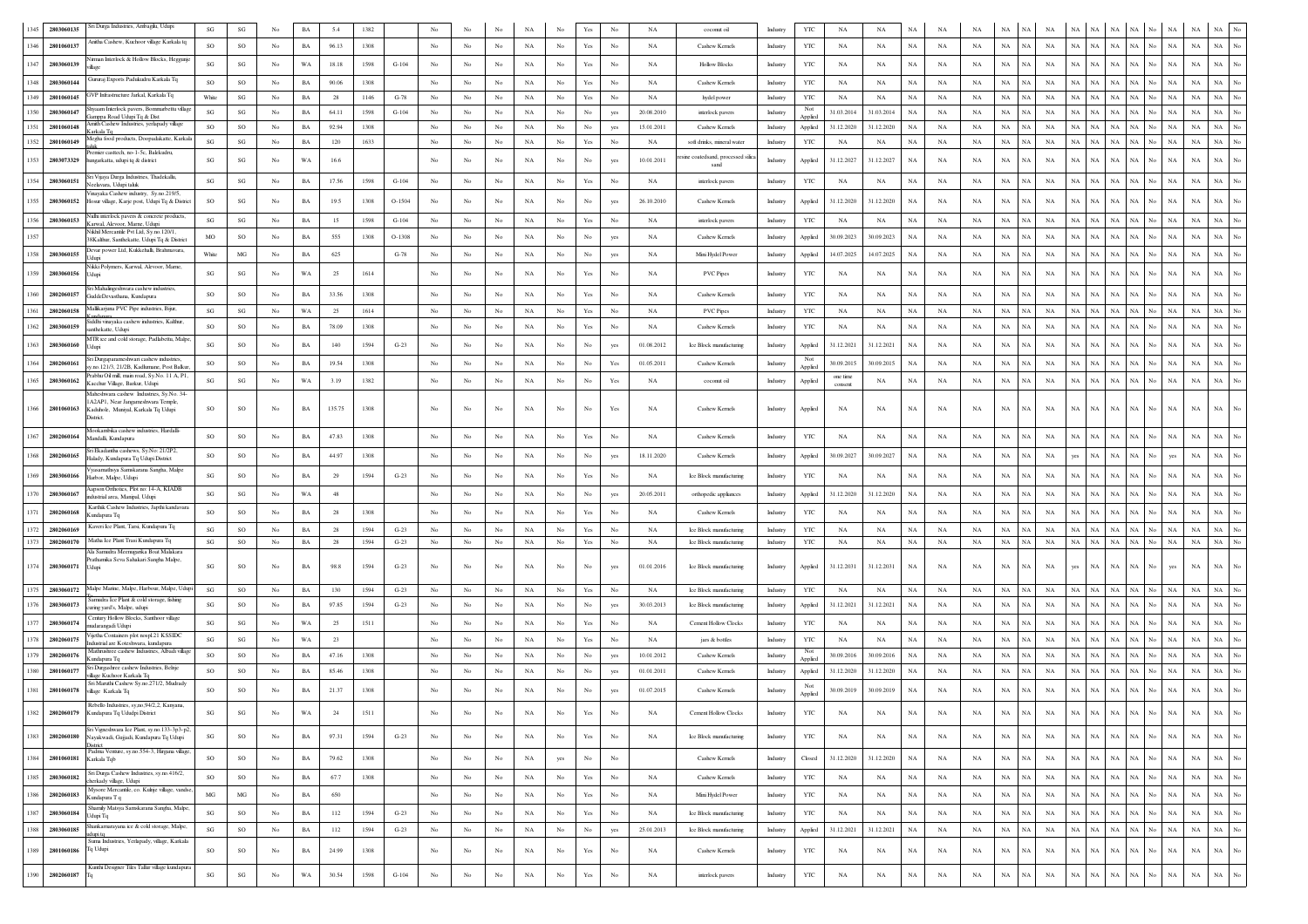| 1345 | 2803060135 | Sri Durga Industries, Ambagilu, Udupi | SG | SG | No | BA | 5.4 | 1382 | | No | No | No | NA | No | Yes | No | NA | coconut oil | Industry | YTC | NA | NA | NA | NA | NA | NA | NA | NA | NA | NA | NA | NA | No | NA | NA | NA | No |
|---|---|---|---|---|---|---|---|---|---|---|---|---|---|---|---|---|---|---|---|---|---|---|---|---|---|---|---|---|---|---|---|---|---|---|---|---|---|
| 1346 | 2801060137 | Anitha Cashew, Kuchoor village Karkala tq | SO | SO | No | BA | 96.13 | 1308 | | No | No | No | NA | No | Yes | No | NA | Cashew Kernels | Industry | YTC | NA | NA | NA | NA | NA | NA | NA | NA | NA | NA | NA | NA | No | NA | NA | NA | No |
| 1347 | 2803060139 | Nirman Interlock & Hollow Blocks, Hegganje village | SG | SG | No | WA | 18.18 | 1598 | G-104 | No | No | No | NA | No | Yes | No | NA | Hollow Blocks | Industry | YTC | NA | NA | NA | NA | NA | NA | NA | NA | NA | NA | NA | NA | No | NA | NA | NA | No |
| 1348 | 2803060144 | Gururaj Exports Padukudru Karkala Tq | SO | SO | No | BA | 90.06 | 1308 | | No | No | No | NA | No | Yes | No | NA | Cashew Kernels | Industry | YTC | NA | NA | NA | NA | NA | NA | NA | NA | NA | NA | NA | NA | No | NA | NA | NA | No |
| 1349 | 2801060145 | GVP Infrastructure Jarkal, Karkala Tq | White | SG | No | BA | 28 | 1146 | G-78 | No | No | No | NA | No | Yes | No | NA | hydel power | Industry | YTC | NA | NA | NA | NA | NA | NA | NA | NA | NA | NA | NA | NA | No | NA | NA | NA | No |
| 1350 | 2803060147 | Shyaam Interlock pavers, Bommarbettu village Gamppra Road Udupi Tq & Dist | SG | SG | No | BA | 64.11 | 1598 | G-104 | No | No | No | NA | No | No | yes | 20.08.2010 | interlock pavers | Industry | Not Applied | 31.03.2014 | 31.03.2014 | NA | NA | NA | NA | NA | NA | NA | NA | NA | NA | No | NA | NA | NA | No |
| 1351 | 2801060148 | Amith Cashew Industries, yerlapady village Karkala Tq | SO | SO | No | BA | 92.94 | 1308 | | No | No | No | NA | No | No | yes | 15.01.2011 | Cashew Kernels | Industry | Applied | 31.12.2020 | 31.12.2020 | NA | NA | NA | NA | NA | NA | NA | NA | NA | NA | No | NA | NA | NA | No |
| 1352 | 2801060149 | Megha food products, Doopadakatte, Karkala taluk | SG | SG | No | BA | 120 | 1633 | | No | No | No | NA | No | Yes | No | NA | soft drinks, mineral water | Industry | YTC | NA | NA | NA | NA | NA | NA | NA | NA | NA | NA | NA | NA | No | NA | NA | NA | No |
| 1353 | 2803073329 | Premier castech, no-1-5c, Balekudru, hangarkatta, udupi tq & district | SG | SG | No | WA | 16.6 | | | No | No | No | NA | No | No | yes | 10.01.2011 | resine coatedsand, processed silica sand | Industry | Applied | 31.12.2027 | 31.12.2027 | NA | NA | NA | NA | NA | NA | NA | NA | NA | NA | No | NA | NA | NA | No |
| 1354 | 2803060151 | Sri Vijaya Durga Industries, Thadekallu, Neelavara, Udupi taluk | SG | SG | No | BA | 17.56 | 1598 | G-104 | No | No | No | NA | No | Yes | No | NA | interlock pavers | Industry | YTC | NA | NA | NA | NA | NA | NA | NA | NA | NA | NA | NA | NA | No | NA | NA | NA | No |
| 1355 | 2803060152 | Vinayaka Cashew industry, Sy.no.219/5, Hosur village, Karje post, Udupi Tq & District | SO | SG | No | BA | 19.5 | 1308 | O-1504 | No | No | No | NA | No | No | yes | 26.10.2010 | Cashew Kernels | Industry | Applied | 31.12.2020 | 31.12.2020 | NA | NA | NA | NA | NA | NA | NA | NA | NA | NA | No | NA | NA | NA | No |
| 1356 | 2803060153 | Nidhi interlock pavers & concrete products, Karwal, Alevoor, Marne, Udupi | SG | SG | No | BA | 15 | 1598 | G-104 | No | No | No | NA | No | Yes | No | NA | interlock pavers | Industry | YTC | NA | NA | NA | NA | NA | NA | NA | NA | NA | NA | NA | NA | No | NA | NA | NA | No |
| 1357 | | Nikhil Mercantile Pvt Ltd, Sy.no.120/1, 38Kalthur, Santhekatte, Udupi Tq & District | MO | SO | No | BA | 555 | 1308 | O-1308 | No | No | No | NA | No | No | yes | NA | Cashew Kernels | Industry | Applied | 30.09.2023 | 30.09.2023 | NA | NA | NA | NA | NA | NA | NA | NA | NA | NA | No | NA | NA | NA | No |
| 1358 | 2803060155 | Devar power Ltd, Kukkehalli, Brahmavara, Udupi | White | MG | No | BA | 625 | | G-78 | No | No | No | NA | No | No | yes | NA | Mini Hydel Power | Industry | Applied | 14.07.2025 | 14.07.2025 | NA | NA | NA | NA | NA | NA | NA | NA | NA | NA | No | NA | NA | NA | No |
| 1359 | 2803060156 | Nikki Polymers, Karwal, Alevoor, Marne, Udupi | SG | SG | No | WA | 25 | 1614 | | No | No | No | NA | No | Yes | No | NA | PVC Pipes | Industry | YTC | NA | NA | NA | NA | NA | NA | NA | NA | NA | NA | NA | NA | No | NA | NA | NA | No |
| 1360 | 2802060157 | Sri Mahalingeshwara cashew industries, GuddeDevasthana, Kundapura | SO | SO | No | BA | 33.56 | 1308 | | No | No | No | NA | No | Yes | No | NA | Cashew Kernels | Industry | YTC | NA | NA | NA | NA | NA | NA | NA | NA | NA | NA | NA | NA | No | NA | NA | NA | No |
| 1361 | 2802060158 | Mallikarjuna PVC Pipe industries, Bijur, Kundapura | SG | SG | No | WA | 25 | 1614 | | No | No | No | NA | No | Yes | No | NA | PVC Pipes | Industry | YTC | NA | NA | NA | NA | NA | NA | NA | NA | NA | NA | NA | NA | No | NA | NA | NA | No |
| 1362 | 2803060159 | Siddhi vinayaka cashew industries, Kalthur, santhekatte, Udupi | SO | SO | No | BA | 78.09 | 1308 | | No | No | No | NA | No | Yes | No | NA | Cashew Kernels | Industry | YTC | NA | NA | NA | NA | NA | NA | NA | NA | NA | NA | NA | NA | No | NA | NA | NA | No |
| 1363 | 2803060160 | MTR ice and cold storage, Padkebettu, Malpe, Udupi | SG | SO | No | BA | 140 | 1594 | G-23 | No | No | No | NA | No | No | yes | 01.08.2012 | Ice Block manufacturing | Industry | Applied | 31.12.2021 | 31.12.2021 | NA | NA | NA | NA | NA | NA | NA | NA | NA | NA | No | NA | NA | NA | No |
| 1364 | 2802060161 | Sri Durgaparameshwari cashew industries, sy.no.121/3, 21/2B, Kadhamane, Post Balkur, | SO | SO | No | BA | 19.54 | 1308 | | No | No | No | NA | No | No | Yes | 01.05.2011 | Cashew Kernels | Industry | Not Applied | 30.09.2015 | 30.09.2015 | NA | NA | NA | NA | NA | NA | NA | NA | NA | NA | No | NA | NA | NA | No |
| 1365 | 2803060162 | Prabhu Oil mill, main road, Sy.No. 11 A, P1, Kacchur Village, Barkur, Udupi | SG | SG | No | WA | 3.19 | 1382 | | No | No | No | NA | No | No | Yes | NA | coconut oil | Industry | Applied | one time consent | NA | NA | NA | NA | NA | NA | NA | NA | NA | NA | NA | No | NA | NA | NA | No |
| 1366 | 2801060163 | Maheshwara cashew Industries, Sy.No. 34-1A2AP1, Near Jangameshwara Temple, Kadduhole, Muniyal, Karkala Tq Udupi District. | SO | SO | No | BA | 135.75 | 1308 | | No | No | No | NA | No | No | Yes | NA | Cashew Kernels | Industry | Applied | NA | NA | NA | NA | NA | NA | NA | NA | NA | NA | NA | NA | No | NA | NA | NA | No |
| 1367 | 2802060164 | Mookambika cashew industries, Hardalli-Mandalli, Kundapura | SO | SO | No | BA | 47.83 | 1308 | | No | No | No | NA | No | Yes | No | NA | Cashew Kernels | Industry | YTC | NA | NA | NA | NA | NA | NA | NA | NA | NA | NA | NA | NA | No | NA | NA | NA | No |
| 1368 | 2802060165 | Sri Ekadantha cashews, Sy.No: 21/2P2, Hulady, Kundapura Tq Udupi District | SO | SO | No | BA | 44.97 | 1308 | | No | No | No | NA | No | No | yes | 18.11.2020 | Cashew Kernels | Industry | Applied | 30.09.2027 | 30.09.2027 | NA | NA | NA | NA | NA | yes | NA | NA | NA | NA | No | yes | NA | NA | No |
| 1369 | 2803060166 | Vyasamathsya Samskarana Sangha, Malpe Harbor, Malpe, Udupi | SG | SO | No | BA | 29 | 1594 | G-23 | No | No | No | NA | No | Yes | No | NA | Ice Block manufacturing | Industry | YTC | NA | NA | NA | NA | NA | NA | NA | NA | NA | NA | NA | NA | No | NA | NA | NA | No |
| 1370 | 2803060167 | Aapson Orthotics, Plot no 14-A, KIADB industrial area, Manipal, Udupi | SG | SG | No | WA | 48 | | | No | No | No | NA | No | No | yes | 20.05.2011 | orthopedic appliances | Industry | Applied | 31.12.2020 | 31.12.2020 | NA | NA | NA | NA | NA | NA | NA | NA | NA | NA | No | NA | NA | NA | No |
| 1371 | 2802060168 | Karthik Cashew Industries, Japthi kandavara Kundapura Tq | SO | SO | No | BA | 28 | 1308 | | No | No | No | NA | No | Yes | No | NA | Cashew Kernels | Industry | YTC | NA | NA | NA | NA | NA | NA | NA | NA | NA | NA | NA | NA | No | NA | NA | NA | No |
| 1372 | 2802060169 | Kaveri Ice Plant, Tarsi, Kundapura Tq | SG | SO | No | BA | 28 | 1594 | G-23 | No | No | No | NA | No | Yes | No | NA | Ice Block manufacturing | Industry | YTC | NA | NA | NA | NA | NA | NA | NA | NA | NA | NA | NA | NA | No | NA | NA | NA | No |
| 1373 | 2802060170 | Mathu Ice Plant Trasi Kundapura Tq | SG | SO | No | BA | 28 | 1594 | G-23 | No | No | No | NA | No | Yes | No | NA | Ice Block manufacturing | Industry | YTC | NA | NA | NA | NA | NA | NA | NA | NA | NA | NA | NA | NA | No | NA | NA | NA | No |
| 1374 | 2803060171 | Ala Samudra Meenugarika Boat Malakara Prathamika Seva Sahakari Sangha Malpe, Udupi | SG | SO | No | BA | 98.8 | 1594 | G-23 | No | No | No | NA | No | No | yes | 01.01.2016 | Ice Block manufacturing | Industry | Applied | 31.12.2031 | 31.12.2031 | NA | NA | NA | NA | NA | yes | NA | NA | NA | NA | No | yes | NA | NA | No |
| 1375 | 2803060172 | Malpe Marine, Malpe, Harbour, Malpe, Udupi | SG | SO | No | BA | 130 | 1594 | G-23 | No | No | No | NA | No | Yes | No | NA | Ice Block manufacturing | Industry | YTC | NA | NA | NA | NA | NA | NA | NA | NA | NA | NA | NA | NA | No | NA | NA | NA | No |
| 1376 | 2803060173 | Samudra Ice Plant & cold storage, fishing curing yard's, Malpe, udupi. | SG | SO | No | BA | 97.85 | 1594 | G-23 | No | No | No | NA | No | No | yes | 30.03.2013 | Ice Block manufacturing | Industry | Applied | 31.12.2021 | 31.12.2021 | NA | NA | NA | NA | NA | NA | NA | NA | NA | NA | No | NA | NA | NA | No |
| 1377 | 2803060174 | Century Hollow Blocks, Santhoor village mudarangadi Udupi | SG | SG | No | WA | 25 | 1511 | | No | No | No | NA | No | Yes | No | NA | Cement Hollow Clocks | Industry | YTC | NA | NA | NA | NA | NA | NA | NA | NA | NA | NA | NA | NA | No | NA | NA | NA | No |
| 1378 | 2802060175 | Vijetha Containers plot noupl.21 KSSIDC Industrial are Koteshwara, kundapura | SG | SG | No | WA | 23 | | | No | No | No | NA | No | Yes | No | NA | jars & bottles | Industry | YTC | NA | NA | NA | NA | NA | NA | NA | NA | NA | NA | NA | NA | No | NA | NA | NA | No |
| 1379 | 2802060176 | Mathrushree cashew Industries, Albadi village Kundapura Tq | SO | SO | No | BA | 47.16 | 1308 | | No | No | No | NA | No | No | yes | 10.01.2012 | Cashew Kernels | Industry | Not Applied | 30.09.2016 | 30.09.2016 | NA | NA | NA | NA | NA | NA | NA | NA | NA | NA | No | NA | NA | NA | No |
| 1380 | 2801060177 | Sri Durgashree cashew Industries, Belnje village Kuchoor Karkala Tq | SO | SO | No | BA | 85.46 | 1308 | | No | No | No | NA | No | No | yes | 01.01.2011 | Cashew Kernels | Industry | Applied | 31.12.2020 | 31.12.2020 | NA | NA | NA | NA | NA | NA | NA | NA | NA | NA | No | NA | NA | NA | No |
| 1381 | 2801060178 | Sri Maruthi Cashew Sy.no.271/2, Mudrady village Karkala Tq | SO | SO | No | BA | 21.37 | 1308 | | No | No | No | NA | No | No | yes | 01.07.2015 | Cashew Kernels | Industry | Not Applied | 30.09.2019 | 30.09.2019 | NA | NA | NA | NA | NA | NA | NA | NA | NA | NA | No | NA | NA | NA | No |
| 1382 | 2802060179 | Rebello Industries, sy.no.94/2.2, Kanyana, Kundapura Tq Ududpi District | SG | SG | No | WA | 24 | 1511 | | No | No | No | NA | No | Yes | No | NA | Cement Hollow Clocks | Industry | YTC | NA | NA | NA | NA | NA | NA | NA | NA | NA | NA | NA | NA | No | NA | NA | NA | No |
| 1383 | 2802060180 | Sri Vigneshwara Ice Plant, sy.no.133-3p3-p2, Nayakwadi, Gujjadi, Kundapura Tq Udupi District | SG | SO | No | BA | 97.31 | 1594 | G-23 | No | No | No | NA | No | Yes | No | NA | Ice Block manufacturing | Industry | YTC | NA | NA | NA | NA | NA | NA | NA | NA | NA | NA | NA | NA | No | NA | NA | NA | No |
| 1384 | 2801060181 | Padma Venture, sy.no.554-3, Hirgana village, Karkala Tqb | SO | SO | No | BA | 79.62 | 1308 | | No | No | No | NA | yes | No | No | NA | Cashew Kernels | Industry | Closed | 31.12.2020 | 31.12.2020 | NA | NA | NA | NA | NA | NA | NA | NA | NA | NA | No | NA | NA | NA | No |
| 1385 | 2803060182 | Sri Durga Cashew Industries, sy.no.416/2, cherkady village, Udupi | SO | SO | No | BA | 67.7 | 1308 | | No | No | No | NA | No | Yes | No | NA | Cashew Kernels | Industry | YTC | NA | NA | NA | NA | NA | NA | NA | NA | NA | NA | NA | NA | No | NA | NA | NA | No |
| 1386 | 2802060183 | Mysore Mercantile, co. Kulnje village, vandse, Kundapura T q | MG | MG | No | BA | 650 | | | No | No | No | NA | No | Yes | No | NA | Mini Hydel Power | Industry | YTC | NA | NA | NA | NA | NA | NA | NA | NA | NA | NA | NA | NA | No | NA | NA | NA | No |
| 1387 | 2803060184 | Shamily Matsya Samskarana Sangha, Malpe, Udupi Tq | SG | SO | No | BA | 112 | 1594 | G-23 | No | No | No | NA | No | Yes | No | NA | Ice Block manufacturing | Industry | YTC | NA | NA | NA | NA | NA | NA | NA | NA | NA | NA | NA | NA | No | NA | NA | NA | No |
| 1388 | 2803060185 | Shankarnarayana ice & cold storage, Malpe, udupi tq | SG | SO | No | BA | 112 | 1594 | G-23 | No | No | No | NA | No | No | yes | 25.01.2013 | Ice Block manufacturing | Industry | Applied | 31.12.2021 | 31.12.2021 | NA | NA | NA | NA | NA | NA | NA | NA | NA | NA | No | NA | NA | NA | No |
| 1389 | 2801060186 | Suma Industries, Yerlapady, village, Karkala Tq Udupi | SO | SO | No | BA | 24.99 | 1308 | | No | No | No | NA | No | Yes | No | NA | Cashew Kernels | Industry | YTC | NA | NA | NA | NA | NA | NA | NA | NA | NA | NA | NA | NA | No | NA | NA | NA | No |
| 1390 | 2802060187 | Kunthi Designer Tiles Tallur village kundapura Tq | SG | SG | No | WA | 30.54 | 1598 | G-104 | No | No | No | NA | No | Yes | No | NA | interlock pavers | Industry | YTC | NA | NA | NA | NA | NA | NA | NA | NA | NA | NA | NA | NA | No | NA | NA | NA | No |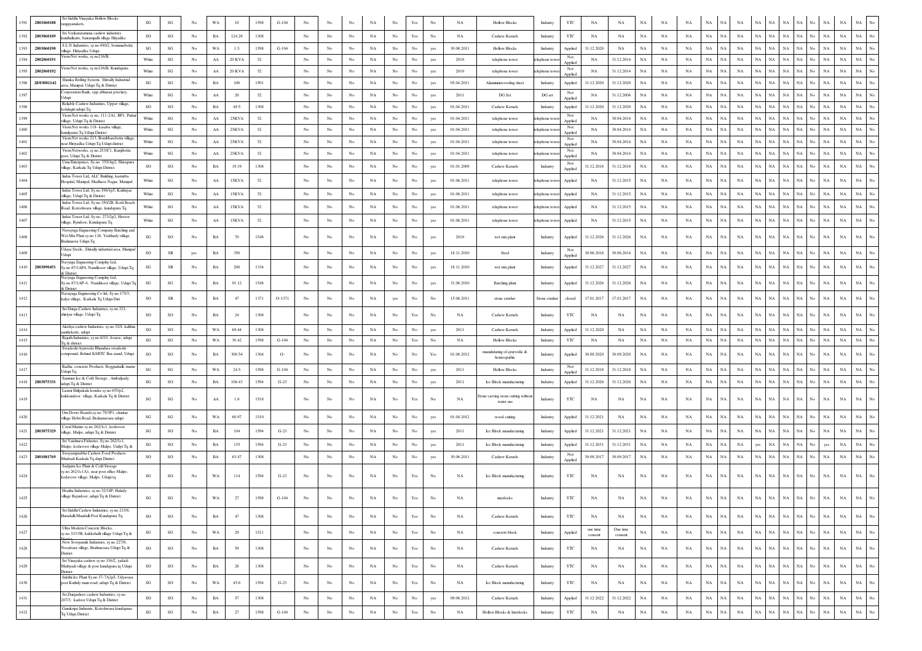| 1391 | 2801060188 | Sri Siddhi Vinayaka Hollow Blocks rangayanakeri, | SG | SG | No | WA | 10 | 1598 | G-104 | No | No | No | NA | No | Yes | No | NA | Hollow Blocks | Industry | YTC | NA | NA | NA | NA | NA | NA | NA | NA | NA | NA | NA | NA | NA | No | NA | NA | NA | No |
|---|---|---|---|---|---|---|---|---|---|---|---|---|---|---|---|---|---|---|---|---|---|---|---|---|---|---|---|---|---|---|---|---|---|---|---|---|---|---|
| 1392 | 2803060189 | Sri Venkataramana cashew industries kunthalkatte, barampalli village Hirjadka | SO | SO | No | BA | 124.29 | 1308 | | No | No | No | NA | No | Yes | No | NA | Cashew Kernels | Industry | YTC | NA | NA | NA | NA | NA | NA | NA | NA | NA | NA | NA | NA | NA | No | NA | NA | NA | No |
| 1393 | 2803060190 | S.L.N Industries, sy.no.490/2, bommarbettu village, Hiriyadka Udupi | SG | SG | No | WA | 1.5 | 1598 | G-104 | No | No | No | NA | No | No | yes | 30.08.2011 | Hollow Blocks | Industry | Applied | 31.12.2020 | NA | NA | NA | NA | NA | NA | NA | NA | NA | NA | NA | NA | No | NA | NA | NA | No |
| 1394 | 2802060191 | Viom Net works, sy.no216/B, | White | SG | No | AA | 20 KVA | 52 | | No | No | No | NA | No | No | yes | 2010 | telephone tower | telephone tower | Not Applied | NA | 31.12.2014 | NA | NA | NA | NA | NA | NA | NA | NA | NA | NA | NA | No | NA | NA | NA | No |
| 1395 | 2802060192 | Viom Net works, sy.no216/B, Kundapura | White | SG | No | AA | 20 KVA | 52 | | No | No | No | NA | No | No | yes | 2010 | telephone tower | telephone tower | Not Applied | NA | 31.12.2014 | NA | NA | NA | NA | NA | NA | NA | NA | NA | NA | NA | No | NA | NA | NA | No |
| 1396 | 28/03081142 | Shanka Roffing System, Shivally Industrial area, Manipal, Udupi Tq & District | SG | SG | No | BA | 100 | 1501 | | No | No | No | NA | No | No | yes | 05.04.2011 | Aluminium roofing sheet | Industry | Applied | 31.12.2020 | 31.12.2020 | NA | NA | NA | NA | NA | NA | NA | NA | NA | NA | NA | No | NA | NA | NA | No |
| 1397 | | Corporation Bank, opp abharan jewelary, Udupi | White | SG | No | AA | 20 | 52 | | No | No | No | NA | No | No | yes | 2011 | DG Set | DG set | Not Applied | NA | 31.12.2006 | NA | NA | NA | NA | NA | NA | NA | NA | NA | NA | NA | No | NA | NA | NA | No |
| 1398 | | Reliable Cashew Industries, Uppor village, kolalagiri udupi Tq | SO | SO | No | BA | 49.5 | 1308 | | No | No | No | NA | No | No | yes | 01.04.2011 | Cashew Kernels | Industry | Applied | 31.12.2020 | 31.12.2020 | NA | NA | NA | NA | NA | NA | NA | NA | NA | NA | NA | No | NA | NA | NA | No |
| 1399 | | Viom Net works sy.no. 111-2A1, BP1, Puttur village, Udupi Tq & District | White | SG | No | AA | 25KVA | 52 | | No | No | No | NA | No | No | yes | 01.04.2011 | telephone tower | telephone tower | Not Applied | NA | 30.04.2014 | NA | NA | NA | NA | NA | NA | NA | NA | NA | NA | NA | No | NA | NA | NA | No |
| 1400 | | Viom Net works 118- kasaba village, kundpaura Tq Udupi District | White | SG | No | AA | 25KVA | 52 | | No | No | No | NA | No | No | yes | 01.04.2011 | telephone tower | telephone tower | Not Applied | NA | 30.04.2014 | NA | NA | NA | NA | NA | NA | NA | NA | NA | NA | NA | No | NA | NA | NA | No |
| 1401 | | Viom Net works 213, Bommarabetta village, near Hiriyadka Udupi Tq Udupi district | White | SG | No | AA | 25KVA | 52 | | No | No | No | NA | No | No | yes | 01.04.2011 | telephone tower | telephone tower | Not Applied | NA | 30.04.2014 | NA | NA | NA | NA | NA | NA | NA | NA | NA | NA | NA | No | NA | NA | NA | No |
| 1402 | | Viom Networks, sy.no.253/C1, Kunjibettu post, Udupi Tq & District | White | SG | No | AA | 25KVA | 52 | | No | No | No | NA | No | No | yes | 01.04.2011 | telephone tower | telephone tower | Not Applied | NA | 30.04.2014 | NA | NA | NA | NA | NA | NA | NA | NA | NA | NA | NA | No | NA | NA | NA | No |
| 1403 | | Uma Enterprises, Sy.no. 355/Ap2, Shivapura village, Karkala Tq Udupi District. | SO | SO | No | BA | 19.19 | 1308 | | No | No | No | NA | No | No | yes | 01.01.2009 | Cashew Kernels | Industry | Not Applied | 31.12.2018 | 31.12.2018 | NA | NA | NA | NA | NA | NA | NA | NA | NA | NA | NA | No | NA | NA | NA | No |
| 1404 | | Indus Tower Ltd, ALC Building, kasturba Hospital, Manipal, Madhava Nagar, Manipal | White | SG | No | AA | 15KVA | 52 | | No | No | No | NA | No | No | yes | 01.06.2011 | telephone tower | telephone tower | Applied | NA | 31.12.2015 | NA | NA | NA | NA | NA | NA | NA | NA | NA | NA | NA | No | NA | NA | NA | No |
| 1405 | | Indus Tower Ltd, Sy.no.196/1p5, Kuthayar village, Udupi Tq & District. | White | SG | No | AA | 15KVA | 52 | | No | No | No | NA | No | No | yes | 01.06.2011 | telephone tower | telephone tower | Applied | NA | 31.12.2015 | NA | NA | NA | NA | NA | NA | NA | NA | NA | NA | NA | No | NA | NA | NA | No |
| 1406 | | Indus Tower Ltd, Sy.no.350/2B, Kodi Beach Road, Koteshwara village, kundapura Tq | White | SG | No | AA | 15KVA | 52 | | No | No | No | NA | No | No | yes | 01.06.2011 | telephone tower | telephone tower | Applied | NA | 31.12.2015 | NA | NA | NA | NA | NA | NA | NA | NA | NA | NA | NA | No | NA | NA | NA | No |
| 1407 | | Indus Tower Ltd, Sy.no. 273/2p2, Heroor village, Byndoor, Kundapura Tq | White | SG | No | AA | 15KVA | 52 | | No | No | No | NA | No | No | yes | 01.06.2011 | telephone tower | telephone tower | Applied | NA | 31.12.2015 | NA | NA | NA | NA | NA | NA | NA | NA | NA | NA | NA | No | NA | NA | NA | No |
| 1408 | | Navayuga Engineering Company Batching and Wet Mix Plant sy.no.128, Yedthady village, Brahmavra Udupi Tq | SG | SO | No | BA | 70 | 1548 | | No | No | No | NA | No | No | yes | 2010 | wet mix plant | Industry | Applied | 31.12.2026 | 31.12.2026 | NA | NA | NA | NA | NA | NA | NA | NA | NA | NA | NA | No | NA | NA | NA | No |
| 1409 | | Udaya Steels , Shivally industrial area, Manipal Udupi | SO | SR | yes | BA | 350 | | | No | No | No | NA | No | No | yes | 18.11.2010 | Steel | Industry | Not Applied | 30.06.2016 | 30.06.2014 | NA | NA | NA | NA | NA | NA | NA | NA | NA | NA | NA | No | NA | NA | NA | No |
| 1410 | 2803090451 | Navyuga Engineering Compny Ltd, Sy.no.87/1AP4, Nandikoor village, Udupi Tq & District | SG | SR | No | BA | 200 | 1334 | | No | No | No | NA | No | No | yes | 18.11.2010 | wet mix plant | Industry | Applied | 31.12.2027 | 31.12.2027 | NA | NA | NA | NA | NA | NA | NA | NA | NA | NA | NA | No | NA | NA | NA | No |
| 1411 | | Navyuga Engineering Compny Ltd, Sy.no.87/1AP-4, Nandikoor village, Udupi Tq & District | SG | SG | No | BA | 91.12 | 1548 | | No | No | No | NA | No | No | yes | 31.08.2010 | Batching plant | Industry | Applied | 31.12.2026 | 31.12.2026 | NA | NA | NA | NA | NA | NA | NA | NA | NA | NA | NA | No | NA | NA | NA | No |
| 1412 | | Navayuga Engineering Co ltd, Sy.no.175/3, kalya village, Karkala Tq Udupi Dist | SO | SR | No | BA | 47 | 1371 | O-1371 | No | No | No | NA | yes | No | No | 15.06.2011 | stone crusher | Stone crusher | closed | 17.01.2017 | 17.01.2017 | NA | NA | NA | NA | NA | NA | NA | NA | NA | NA | NA | No | NA | NA | NA | No |
| 1413 | | Sri Durga Cashew Industries, sy.no.321, shiriyar village, Udupi Tq | SO | SO | No | BA | 24 | 1308 | | No | No | No | NA | No | Yes | No | NA | Cashew Kernels | Industry | YTC | NA | NA | NA | NA | NA | NA | NA | NA | NA | NA | NA | NA | NA | No | NA | NA | NA | No |
| 1414 | | Akshya cashew Industries, sy.no.32/4, kukthur, santhekette, udupi | SO | SO | No | WA | 69.44 | 1308 | | No | No | No | NA | No | No | yes | 2011 | Cashew Kernels | Industry | Applied | 31.12.2020 | NA | NA | NA | NA | NA | NA | NA | NA | NA | NA | NA | NA | No | NA | NA | NA | No |
| 1415 | | Rajath Industries, sy.no.6/10, Avarse, udupi Tq & district | SG | SG | No | WA | 30.42 | 1598 | G-104 | No | No | No | NA | No | Yes | No | NA | Hollow Blocks | Industry | YTC | NA | NA | NA | NA | NA | NA | NA | NA | NA | NA | NA | NA | NA | No | NA | NA | NA | No |
| 1416 | | Swadeshi Ayurveda Bhandara swadeshi compound, Behind KSRTC Bus stand, Udupi | SO | SO | No | BA | 300.54 | 1304 | O- | No | No | No | NA | No | No | Yes | 01.08.2012 | manufaturing of ayurvedic & homeopathic | Industry | Applied | 30.09.2020 | 30.09.2020 | NA | NA | NA | NA | NA | NA | NA | NA | NA | NA | NA | No | NA | NA | NA | No |
| 1417 | | Radha concrete Products, Boggnahalli, marne Udupi Tq | SG | SG | No | WA | 24.5 | 1598 | G-104 | No | No | No | NA | No | No | yes | 2011 | Hollow Blocks | Industry | Not Applied | 31.12.2018 | 31.12.2018 | NA | NA | NA | NA | NA | NA | NA | NA | NA | NA | NA | No | NA | NA | NA | No |
| 1418 | 2803075331 | Sanman Ice & Cold Storage , Ambalpady udupi Tq & District | SG | SO | No | BA | 108.43 | 1594 | G-23 | No | No | No | NA | No | No | yes | 2011 | Ice Block manufacturing | Industry | Applied | 31.12.2026 | 31.12.2026 | NA | NA | NA | NA | NA | NA | NA | NA | NA | NA | NA | No | NA | NA | NA | No |
| 1419 | | Laxmi Shilpakala kendra sy.no.455/p2, kukkundoor village, Karkala Tq & District | SG | SG | No | AA | 1.6 | 1518 | | No | No | No | NA | No | Yes | No | NA | Stone carving stone cutting without water use | Industry | YTC | NA | NA | NA | NA | NA | NA | NA | NA | NA | NA | NA | NA | NA | No | NA | NA | NA | No |
| 1420 | | Om Doors Boards,sy.no.79/3P1, chantar village Hebri Road, Brahamavara udupi | SG | SG | No | WA | 60.97 | 1510 | | No | No | No | NA | No | No | yes | 01.04.2012 | wood cutting | Industry | Applied | 31.12.2021 | NA | NA | NA | NA | NA | NA | NA | NA | NA | NA | NA | NA | No | NA | NA | NA | No |
| 1421 | 2803075329 | Coral Marine sy.no.262/1c1, kodavoor village, Malpe, udupi Tq & District | SG | SO | No | BA | 104 | 1594 | G-23 | No | No | No | NA | No | No | yes | 2011 | Ice Block manufacturing | Industry | Applied | 31.12.2021 | 31.12.2021 | NA | NA | NA | NA | NA | NA | NA | NA | NA | NA | NA | No | NA | NA | NA | No |
| 1422 | | Sri Vaishnavi Fisheries, Sy.no.262/1c1, Malpe, kodavoor village Malpe, Uudpi Tq & | SG | SO | No | BA | 135 | 1594 | G-23 | No | No | No | NA | No | No | yes | 2011 | Ice Block manufacturing | Industry | Applied | 31.12.2031 | 31.12.2031 | NA | NA | NA | NA | NA | NA | yes | NA | NA | NA | NA | No | yes | NA | NA | No |
| 1423 | 2801081769 | Swayamprabha Cashew Food Products Mudradi Karkala Tq dupi District | SO | SO | No | BA | 63.47 | 1308 | | No | No | No | NA | No | No | yes | 30.06.2011 | Cashew Kernels | Industry | Not Applied | 30.09.2017 | 30.09.2017 | NA | NA | NA | NA | NA | NA | NA | NA | NA | NA | NA | No | NA | NA | NA | No |
| 1424 | | Sadguru Ice Plant & Cold Storage sy.no.262/1c1A1, near post office Malpe, kodavoor village, Malpe, Udupi tq | SG | SO | No | WA | 114 | 1594 | G-23 | No | No | No | NA | No | Yes | No | NA | Ice Block manufacturing | Industry | YTC | NA | NA | NA | NA | NA | NA | NA | NA | NA | NA | NA | NA | NA | No | NA | NA | NA | No |
| 1425 | | Heathu Industries, sy.no.32/18P, Halady village Bayndoor, udupi Tq & District | SG | SG | No | WA | 27 | 1598 | G-104 | No | No | No | NA | No | Yes | No | NA | interlocks | Industry | YTC | NA | NA | NA | NA | NA | NA | NA | NA | NA | NA | NA | NA | NA | No | NA | NA | NA | No |
| 1426 | | Sri Siddhi Cashew Industries, sy.no.215/6, Haradalli Mandalli Post Kundapura Tq | SO | SO | No | BA | 47 | 1308 | | No | No | No | NA | No | Yes | No | NA | Cashew Kernels | Industry | YTC | NA | NA | NA | NA | NA | NA | NA | NA | NA | NA | NA | NA | NA | No | NA | NA | NA | No |
| 1427 | | Ultra Modern Concrete Blocks, sy.no.33/15B, kukkehalli village Udupi Tq & District | SG | SG | No | WA | 29 | 1511 | | No | No | No | NA | No | Yes | No | NA | concrete block | Industry | Applied | one time consent | One time consent | NA | NA | NA | NA | NA | NA | NA | NA | NA | NA | NA | No | NA | NA | NA | No |
| 1428 | | New Sowparnik Industries, sy.no.227/8, Neealvara village, Brahmavara Udupi Tq & District | SO | SO | No | BA | 59 | 1308 | | No | No | No | NA | No | Yes | No | NA | Cashew Kernels | Industry | YTC | NA | NA | NA | NA | NA | NA | NA | NA | NA | NA | NA | NA | NA | No | NA | NA | NA | No |
| 1429 | | Sri Vinayaka cashew sy.no.156/2, yadadi Mathyadi village & post kundapura tq Udupi District | SO | SO | No | BA | 28 | 1308 | | No | No | No | NA | No | Yes | No | NA | Cashew Kernels | Industry | YTC | NA | NA | NA | NA | NA | NA | NA | NA | NA | NA | NA | NA | NA | No | NA | NA | NA | No |
| 1430 | | Siddhi Ice Plant Sy.no.37-7A2p5, Udyavara post Kuthaly main road, udupi Tq & District | SG | SO | No | WA | 45.6 | 1594 | G-23 | No | No | No | NA | No | Yes | No | NA | Ice Block manufacturing | Industry | YTC | NA | NA | NA | NA | NA | NA | NA | NA | NA | NA | NA | NA | NA | No | NA | NA | NA | No |
| 1431 | | Sri Durgashree cashew Industries, sy.no. 2/l7/3, kadoor Udupi Tq & District | SO | SO | No | BA | 57 | 1308 | | No | No | No | NA | No | No | yes | 09.08.2012 | Cashew Kernels | Industry | Applied | 31.12.2022 | 31.12.2022 | NA | NA | NA | NA | NA | NA | NA | NA | NA | NA | NA | No | NA | NA | NA | No |
| 1432 | | Gurukripa Industrie, Koteshwara kundapura Tq Udupi District | SG | SG | No | BA | 27 | 1598 | G-104 | No | No | No | NA | No | Yes | No | NA | Hollow Blocks & Interlocks | Industry | YTC | NA | NA | NA | NA | NA | NA | NA | NA | NA | NA | NA | NA | NA | No | NA | NA | NA | No |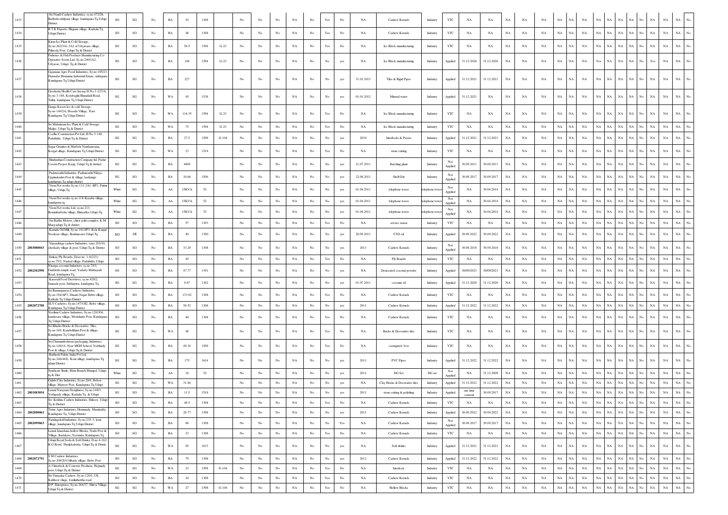| 1433 | | Sri Nandi Cashew Industries, sy.no.472/2b, Badballu siddpura village, kundapura Tq Udupi District | SO | SO | No | BA | 43 | 1308 | | No | No | No | NA | No | Yes | No | NA | Cashew Kernels | Industry | YTC | NA | NA | NA | NA | NA | NA | NA | NA | NA | NA | NA | NA | No | NA | NA | NA | No |
|---|---|---|---|---|---|---|---|---|---|---|---|---|---|---|---|---|---|---|---|---|---|---|---|---|---|---|---|---|---|---|---|---|---|---|---|---|---|---|
| 1434 | | B T K Exports, Hirgana village, Karkala Tq Udupi District | SO | SO | No | BA | 48 | 1308 | | No | No | No | NA | No | Yes | No | NA | Cashew Kernels | Industry | YTC | NA | NA | NA | NA | NA | NA | NA | NA | NA | NA | NA | NA | No | NA | NA | NA | No |
| 1435 | | Kiran Ice Plant & Cold Storage, Sy.no.262/3A1,3A2 of Udyavara village, Pithrody Post, Udupi Tq & District | SG | SO | No | BA | 56.5 | 1594 | G-23 | No | No | No | NA | No | Yes | No | NA | Ice Block manufacturing | Industry | YTC | NA | NA | NA | NA | NA | NA | NA | NA | NA | NA | NA | NA | No | NA | NA | NA | No |
| 1436 | | Fisheries & Fish Products Manufacturing Co-Operative Socity Ltd, Sy.no.240/1A2, Udyavar, Udupi Tq & District | SG | SO | No | BA | 148 | 1594 | G-23 | No | No | No | NA | No | No | yes | NA | Ice Block manufacturing | Industry | Applied | 31.12.2026 | 31.12.2026 | NA | NA | NA | NA | NA | NA | Yes | NA | NA | NA | No | Yes | NA | NA | No |
| 1437 | | Gajanana Agro Food Industries, Sy.no.185/23, Damodar Hemanna Industrial Estate, siddapura Kundapura Tq Udupi District | SG | SG | No | BA | 227 | | | No | No | No | NA | No | No | yes | 31.01.2013 | Tiles & Rigid Pipes | Industry | Applied | 31.12.2021 | 31.12.2021 | NA | NA | NA | NA | NA | NA | NA | NA | NA | NA | No | NA | NA | NA | No |
| 1438 | | Greesheela Health Care Incorp D.No.1-227/A, Sy.no.3-188, Kotebagilu Bhandadi Road, Tallur, kundapura Tq Udupi District | SG | SG | No | WA | 45 | 1538 | | No | No | No | NA | No | No | yes | 01.01.2012 | Mineral water | Industry | Applied | 31.12.2021 | NA | NA | NA | NA | NA | NA | NA | NA | NA | NA | NA | No | NA | NA | NA | No |
| 1439 | | Ganga Kaveri Ice & cold Storage, Sy.no.140/2A, Hosadu Village, Trasi Kundapura Tq Udupi District | SG | SO | No | WA | 116.35 | 1594 | G-23 | No | No | No | NA | No | Yes | No | NA | Ice Block manufacturing | Industry | YTC | NA | NA | NA | NA | NA | NA | NA | NA | NA | NA | NA | NA | No | NA | NA | NA | No |
| 1440 | | Sri Mahalaxmi Ice Plant & Cold Storage, Malpe, Udupi Tq & District | SG | SO | No | WA | 75 | 1594 | G-23 | No | No | No | NA | No | Yes | No | NA | Ice Block manufacturing | Industry | YTC | NA | NA | NA | NA | NA | NA | NA | NA | NA | NA | NA | NA | No | NA | NA | NA | No |
| 1441 | | Coelho Construction Pvt Ltd, H.No.3-146, Padubidri, Udupi Tq & District | SG | SG | No | BA | 27.5 | 1598 | G-104 | No | No | No | NA | No | No | yes | 2010 | Interlocks & Pavers | Industry | Applied | 31.12.2021 | 31.12.2021 | NA | NA | NA | NA | NA | NA | NA | NA | NA | NA | No | NA | NA | NA | No |
| 1442 | | Sagar Granites & Marbels Nandanavana, Kergal village, Kundapura Tq Udupi District | SG | SG | No | WA | 23 | 1518 | | No | No | No | NA | No | Yes | No | NA | stone cutting | Industry | YTC | NA | NA | NA | NA | NA | NA | NA | NA | NA | NA | NA | NA | No | NA | NA | NA | No |
| 1443 | | Hindusthan Construction Company ltd, Padur Cavern Project Kaup, Udupi Tq & district. | SG | SG | No | BA | 4600 | | | No | No | No | NA | No | No | yes | 21.07.2011 | Batching plant | Industry | Not Applied | 30.09.2011 | 30.09.2011 | NA | NA | NA | NA | NA | NA | NA | NA | NA | NA | No | NA | NA | NA | No |
| 1444 | | Padmavathi Industries, Padmavathi Nilaya, Uppinakudru Post & village, karkunje kundapura Tq udupi district | SG | SO | No | BA | 10.66 | 1506 | | No | No | No | NA | No | No | yes | 22.08.2011 | Shell Grit | Industry | Not Applied | 30.09.2017 | 30.09.2017 | NA | NA | NA | NA | NA | NA | NA | NA | NA | NA | No | NA | NA | NA | No |
| 1445 | | Viom Net works Sy.no.111-2A1. BP1, Puttur village, Udupi Tq | White | SG | No | AA | 15KVA | 52 | | No | No | No | NA | No | No | yes | 01.04.2011 | telephone tower | telephone tower | Not Applied | NA | 30.04.2014 | NA | NA | NA | NA | NA | NA | NA | NA | NA | NA | No | NA | NA | NA | No |
| 1446 | | Viom Net works sy.no.118-Kasaba village, kundapura tq | White | SG | No | AA | 15KVA | 52 | | No | No | No | NA | No | No | yes | 01.04.2011 | telephone tower | telephone tower | Not Applied | NA | 30.04.2014 | NA | NA | NA | NA | NA | NA | NA | NA | NA | NA | No | NA | NA | NA | No |
| 1447 | | Viom Net works Ltd, sy.no.213, Bommbarbettu village, Hiriyadka Udupi Tq | White | SG | No | AA | 15KVA | 52 | | No | No | No | NA | No | No | yes | 01.04.2011 | telephone tower | telephone tower | Not Applied | NA | 30.04.2014 | NA | NA | NA | NA | NA | NA | NA | NA | NA | NA | No | NA | NA | NA | No |
| 1448 | | Sai Radha Motors, christ jothi complex, K.M Marg udupi Tq & district | SO | SO | No | BA | 57 | 1303 | | No | No | No | NA | No | Yes | No | NA | service staion | Industry | YTC | NA | NA | NA | NA | NA | NA | NA | NA | NA | NA | NA | NA | No | NA | NA | NA | No |
| 1449 | | Kamala Oil Mill, Sy.no.181/4P3, Kela Kunjal Neelavar village, Brahmavara Udupi Tq | SO | SR | No | BA | 40 | 1390 | | No | No | No | NA | No | No | yes | 20.09.2011 | CNS oil | Industry | Applied | 30.09.2022 | 30.09.2022 | NA | NA | NA | NA | NA | NA | NA | NA | NA | NA | No | NA | NA | NA | No |
| 1450 | 2803080043 | Vijayadurga cashew Industries, syno.203/10, cherkady village & post, Udupi Tq & District | SO | SO | No | BA | 33.29 | 1308 | | No | No | No | NA | No | No | yes | 2011 | Cashew Kernels | Industry | Not Applied | 30.09.2018 | 30.09.2018 | NA | NA | NA | NA | NA | NA | NA | NA | NA | NA | No | NA | NA | NA | No |
| 1451 | | Emkay Ply Boards, Door no. 1-6(221) sy.no.75/2, Nadsal village, Padubidri, Udupi | SO | SO | No | BA | 45 | | | No | No | No | NA | No | Yes | No | NA | Ply Boards | Industry | YTC | NA | NA | NA | NA | NA | NA | NA | NA | NA | NA | NA | NA | No | NA | NA | NA | No |
| 1452 | 2802102990 | Nisarga coconut Industries, sy.no.74/1, Guddettu temple road, Yadady-Mathyadi Road, kundapura Tq | SO | SO | No | BA | 47.77 | 1391 | | No | No | No | NA | No | No | yes | NA | Desiccated coconut powder | Industry | Applied | 30/09/2023 | 30/09/2023 | NA | NA | NA | NA | NA | NA | NA | NA | NA | NA | No | NA | NA | NA | No |
| 1453 | | Karavali Food Derivtives, sy.no.429/2, Jansale post, Siddapura, kundapura Tq | SG | SG | No | BA | 9.67 | 1382 | | No | No | No | NA | No | No | yes | 01.07.2011 | coconut oil | Industry | Applied | 31.12.2020 | 31.12.2020 | NA | NA | NA | NA | NA | NA | NA | NA | NA | NA | No | NA | NA | NA | No |
| 1454 | | Sri Ramanjaneya Cashews Industries, Sy.no.194/AP3, Shastri Nagar Hebri village, Karkala Tq Udupi District | SO | SO | No | BA | 133.92 | 1308 | | No | No | No | NA | No | Yes | No | NA | Cashew Kernels | Industry | YTC | NA | NA | NA | NA | NA | NA | NA | NA | NA | NA | NA | NA | No | NA | NA | NA | No |
| 1455 | 2802072788 | SLV Cashews, Sy.no.147/1H2, Belve village, Kundapura Tq Udupi District | SO | SO | No | BA | 58.52 | 1308 | | No | No | No | NA | No | No | yes | 2011 | Cashew Kernels | Industry | Applied | 31.12.2022 | 31.12.2022 | NA | NA | NA | NA | NA | NA | NA | NA | NA | NA | No | NA | NA | NA | No |
| 1456 | | Neelima Cashew Industries, Sy.no.120/304, kandavara village, Moolahatte Post, Kundapura Tq Udupi District | SO | SO | No | BA | 40 | 1308 | | No | No | No | NA | No | Yes | No | NA | Cashew Kernels | Industry | YTC | NA | NA | NA | NA | NA | NA | NA | NA | NA | NA | NA | NA | No | NA | NA | NA | No |
| 1457 | | Sri Bhadra Bricks & Decorative, Tiles, Sy.no.169, Katabelthuru Post & village, Kundapura Tq Udupi District | SG | SG | No | WA | 48 | | | No | No | No | NA | No | Yes | No | NA | Bricks & Decorative tiles | Industry | YTC | NA | NA | NA | NA | NA | NA | NA | NA | NA | NA | NA | NA | No | NA | NA | NA | No |
| 1458 | | Sri Chamundeshwari packaging, Industries, Sy.no.148/14, Near MGH School, Yedthady Post & village, Udupi Tq & District | SG | SG | No | BA | 49.34 | 1509 | | No | No | No | NA | No | Yes | No | NA | corrugated box | Industry | YTC | NA | NA | NA | NA | NA | NA | NA | NA | NA | NA | NA | NA | No | NA | NA | NA | No |
| 1459 | | Radhesh Palstic India Pvt Ltd, Sy.no.246/4432, Koni village, kundapura Tq udupi District, | SG | SG | No | BA | 175 | 1614 | | No | No | No | NA | No | No | yes | 2011 | PVC Pipes | Industry | Applied | 31.12.2022 | 31.12.2022 | NA | NA | NA | NA | NA | NA | NA | NA | NA | NA | No | NA | NA | NA | No |
| 1460 | | Syndicate Bank, Main Branch Manipal, Udupi tq & Dist | White | SG | No | AA | 18 | 52 | | No | No | No | NA | No | No | yes | 2011 | DG Set | DG set | Not Applied | NA | 31.12.2009 | NA | NA | NA | NA | NA | NA | NA | NA | NA | NA | No | NA | NA | NA | No |
| 1461 | | Gulabi Clay Industries, Sy.no.26/4, Beloor village, Mansor Post, Kundapura Tq Udupi | SG | SG | No | WA | 31.84 | | | No | No | No | NA | No | No | yes | NA | Clay Bricks & Decorative tiles | Industry | Applied | 31.12.2022 | 31.12.2022 | NA | NA | NA | NA | NA | NA | NA | NA | NA | NA | No | NA | NA | NA | No |
| 1462 | 2801083054 | Laxmi Narayana Desighners, Sy.no.149/3, Yerlapady village, Karkala Tq & Udupi | SG | SO | No | BA | 11.5 | 1518 | | No | No | No | NA | No | No | yes | 2011 | stone cutting & polishing | Industry | Applied | one time consent | 30.09.2017 | NA | NA | NA | NA | NA | NA | NA | NA | NA | NA | No | NA | NA | NA | No |
| 1463 | | Sri. Krishna Cashew Industries, Shiroor, Udupi Tq & District | SO | SO | No | BA | 48.5 | 1308 | | No | No | No | NA | No | Yes | No | NA | Cashew Kernels | Industry | YTC | NA | NA | NA | NA | NA | NA | NA | NA | NA | NA | NA | NA | No | NA | NA | NA | No |
| 1464 | 2802080861 | Twins Agro Industries, Hemmady, Mandaddy, Kundapura Tq Udupi District | SO | SO | No | BA | 26.77 | 1308 | | No | No | No | NA | No | No | yes | 2011 | Cashew Kernels | Industry | Applied | 30.09.2022 | 30.09.2022 | NA | NA | NA | NA | NA | NA | NA | NA | NA | NA | No | NA | NA | NA | No |
| 1465 | 2802099863 | Nandagokul Industries, Sy.no.235-3, koni village, kundapura Tq Udupi District | SO | SO | No | BA | 96 | 1308 | | No | No | No | NA | No | No | Yes | NA | Cashew Kernels | Industry | Not Applied | 30.09.2017 | 30.09.2017 | NA | NA | NA | NA | NA | NA | NA | NA | NA | NA | No | NA | NA | NA | No |
| 1466 | | Laxmi Janardana hollow Blocks, Nada Post & Village, Badakere, Navunda, Kundapura Tq | SO | SO | No | BA | 23 | 1308 | | No | No | No | NA | No | Yes | No | NA | Cashew Kernels | Industry | YTC | NA | NA | NA | NA | NA | NA | NA | NA | NA | NA | NA | NA | No | NA | NA | NA | No |
| 1467 | | Udupi Royal Soda & Soft Drinks, D.no.4-162, K.G Road, Thenkkabettu, Udupi Tq & Distric | SG | SG | No | WA | 95 | 1633 | | No | No | No | NA | No | No | yes | NA | Soft drinks | Industry | Applied | 31.12.2021 | 31.12.2021 | NA | NA | NA | NA | NA | NA | NA | NA | NA | NA | No | NA | NA | NA | No |
| 1468 | 2802072791 | S M Cashew Industries, Sy.no.208/201/Albady village, Belve Post | SO | SO | No | BA | 79 | 1308 | | No | No | No | NA | No | No | yes | 2011 | Cashew Kernels | Industry | Applied | 31.12.2022 | 31.12.2022 | NA | NA | NA | NA | NA | NA | NA | NA | NA | NA | No | NA | NA | NA | No |
| 1469 | | A J Interlock & Concrete Products, Hejmady post, Udupi Tq & District | SG | SG | No | WA | 23 | 1598 | G-104 | No | No | No | NA | No | Yes | No | NA | Interlock | Industry | YTC | NA | NA | NA | NA | NA | NA | NA | NA | NA | NA | NA | NA | No | NA | NA | NA | No |
| 1470 | | Sri Vinayaka Cashew, Sy.no.120/1,338, Kalthoor village, Jomluthertha road, | SO | SO | No | BA | 24 | 1308 | | No | No | No | NA | No | Yes | No | NA | Cashew Kernels | Industry | YTC | NA | NA | NA | NA | NA | NA | NA | NA | NA | NA | NA | NA | No | NA | NA | NA | No |
| 1471 | | D P Enterprises, Sy.no.264/17, Shirva Village, Udupi Tq & District | SG | SG | No | WA | 27 | 1598 | G-104 | No | No | No | NA | No | Yes | No | NA | Hollow Blocks | Industry | YTC | NA | NA | NA | NA | NA | NA | NA | NA | NA | NA | NA | NA | No | NA | NA | NA | No |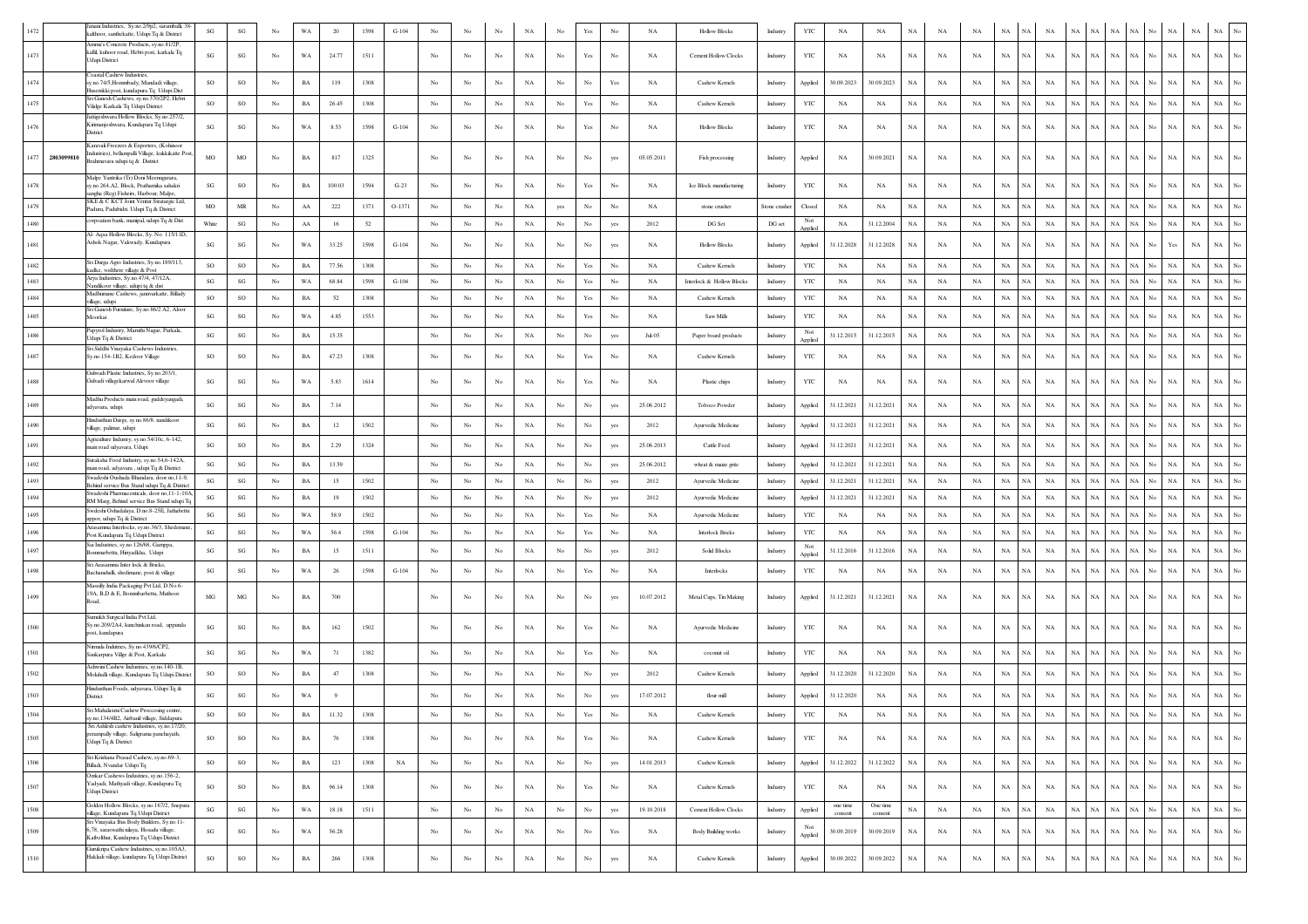| 1472 | | Janani Industries, Sy.no.2/9p2, sarambalk 38-kalthoor, santhekatte, Udupi Tq & District | SG | SG | No | WA | 20 | 1598 | G-104 | No | No | No | NA | No | Yes | No | NA | Hollow Blocks | Industry | YTC | NA | NA | NA | NA | NA | NA | NA | NA | NA | NA | NA | NA | No | NA | NA | No |
|---|---|---|---|---|---|---|---|---|---|---|---|---|---|---|---|---|---|---|---|---|---|---|---|---|---|---|---|---|---|---|---|---|---|---|---|---|
| 1473 | | Ammu's Concrete Products, sy.no.81/2P, kallil, kuhoor road, Hebri post, karkala Tq Udupi District | SG | SG | No | WA | 24.77 | 1511 | | No | No | No | NA | No | Yes | No | NA | Cement Hollow Clocks | Industry | YTC | NA | NA | NA | NA | NA | NA | NA | NA | NA | NA | NA | NA | No | NA | NA | No |
| 1474 | | Coastal Cashew Industries, sy.no.74/5,Hornmbady, Mandadi village, Husemkki post, kundapura Tq Udupi Dist | SO | SO | No | BA | 119 | 1308 | | No | No | No | NA | No | No | Yes | NA | Cashew Kernels | Industry | Applied | 30.09.2023 | 30.09.2023 | NA | NA | NA | NA | NA | NA | NA | NA | NA | NA | No | NA | NA | No |
| 1475 | | Sri Ganesh Cashews, sy.no.370/2P2, Hebri Vilalge Karkala Tq Udupi District | SO | SO | No | BA | 26.45 | 1308 | | No | No | No | NA | No | Yes | No | NA | Cashew Kernels | Industry | YTC | NA | NA | NA | NA | NA | NA | NA | NA | NA | NA | NA | NA | No | NA | NA | No |
| 1476 | | Jattigeshwara Hollow Blocks, Sy.no.257/2, Kinnamjeshwara, Kundapura Tq Udupi District | SG | SG | No | WA | 8.53 | 1598 | G-104 | No | No | No | NA | No | Yes | No | NA | Hollow Blocks | Industry | YTC | NA | NA | NA | NA | NA | NA | NA | NA | NA | NA | NA | NA | No | NA | NA | No |
| 1477 | 2803099810 | Karavali Freezers & Exporters, (Kohinoor Industries), bellampalli Village, kukkikatte Post, Brahmavara udupi tq & District | MO | MO | No | BA | 817 | 1325 | | No | No | No | NA | No | No | yes | 05.05.2011 | Fish processing | Industry | Applied | NA | 30.09.2021 | NA | NA | NA | NA | NA | NA | NA | NA | NA | NA | No | NA | NA | No |
| 1478 | | Malpe Yantrika (Tr) Doni Meenugarara, sy.no.264,A2, Block, Prathamika sahakri sangha (Reg) Fisheris, Harbour, Malpe, | SG | SO | No | BA | 100.03 | 1594 | G-23 | No | No | No | NA | No | Yes | No | NA | Ice Block manufacturing | Industry | YTC | NA | NA | NA | NA | NA | NA | NA | NA | NA | NA | NA | NA | No | NA | NA | No |
| 1479 | | SKE & C KCT Joint Ventur Strategic Ltd, Paduru, Padubidri Udupi Tq & District | MO | MR | No | AA | 222 | 1371 | O-1371 | No | No | No | NA | yes | No | No | NA | stone crusher | Stone crusher | Closed | NA | NA | NA | NA | NA | NA | NA | NA | NA | NA | NA | NA | No | NA | NA | No |
| 1480 | | corpoation bank, manipal, udupi Tq & Dist | White | SG | No | AA | 16 | 52 | | No | No | No | NA | No | No | yes | 2012 | DG Set | DG set | Not Applied | NA | 31.12.2004 | NA | NA | NA | NA | NA | NA | NA | NA | NA | NA | No | NA | NA | No |
| 1481 | | Al- Aqsa Hollow Blocks, Sy. No. 115/11D, Ashok Nagar, Valavady, Kundapura | SG | SG | No | WA | 33.25 | 1598 | G-104 | No | No | No | NA | No | No | yes | NA | Hollow Blocks | Industry | Applied | 31.12.2028 | 31.12.2028 | NA | NA | NA | NA | NA | NA | NA | NA | NA | NA | No | Yes | NA | No |
| 1482 | | Sri Durga Agro Industries, Sy.no.180/113, kadke, vodthere village & Post | SO | SO | No | BA | 77.56 | 1308 | | No | No | No | NA | No | Yes | No | NA | Cashew Kernels | Industry | YTC | NA | NA | NA | NA | NA | NA | NA | NA | NA | NA | NA | NA | No | NA | NA | No |
| 1483 | | Arya Industries, Sy.no.47/4, 47/12A, Nandikoor village, udupi tq & dist | SG | SG | No | WA | 68.84 | 1598 | G-104 | No | No | No | NA | No | Yes | No | NA | Interlock & Hollow Blocks | Industry | YTC | NA | NA | NA | NA | NA | NA | NA | NA | NA | NA | NA | NA | No | NA | NA | No |
| 1484 | | Madhumane Cashews, janruvarkatte, Billady village, udupi | SO | SO | No | BA | 52 | 1308 | | No | No | No | NA | No | Yes | No | NA | Cashew Kernels | Industry | YTC | NA | NA | NA | NA | NA | NA | NA | NA | NA | NA | NA | NA | No | NA | NA | No |
| 1485 | | Sri Ganesh Furniture, Sy.no.86/2 A2, Aloor Moorkai | SG | SG | No | WA | 4.85 | 1553 | | No | No | No | NA | No | Yes | No | NA | Saw Mills | Industry | YTC | NA | NA | NA | NA | NA | NA | NA | NA | NA | NA | NA | NA | No | NA | NA | No |
| 1486 | | Papyrol Industry, Maruthi Nagar, Parkala, Udupi Tq & District | SG | SG | No | BA | 15.35 | | | No | No | No | NA | No | No | yes | Jul-05 | Paper board products | Industry | Not Applied | 31.12.2015 | 31.12.2015 | NA | NA | NA | NA | NA | NA | NA | NA | NA | NA | No | NA | NA | No |
| 1487 | | Sri Siddhi Vinayaka Cashews Industries, Sy.no.154-1B2, Kedoor Village | SO | SO | No | BA | 47.23 | 1308 | | No | No | No | NA | No | Yes | No | NA | Cashew Kernels | Industry | YTC | NA | NA | NA | NA | NA | NA | NA | NA | NA | NA | NA | NA | No | NA | NA | No |
| 1488 | | Gulwadi Plastic Industries, Sy.no.203/1, Gulwadi villagekarwal Alevoor village | SG | SG | No | WA | 5.83 | 1614 | | No | No | No | NA | No | Yes | No | NA | Plastic chips | Industry | YTC | NA | NA | NA | NA | NA | NA | NA | NA | NA | NA | NA | NA | No | NA | NA | No |
| 1489 | | Madhu Products main road, guddeyangadi, udyavara, udupi | SG | SG | No | BA | 7.14 | | | No | No | No | NA | No | No | yes | 25.06.2012 | Toboco Powder | Industry | Applied | 31.12.2021 | 31.12.2021 | NA | NA | NA | NA | NA | NA | NA | NA | NA | NA | No | NA | NA | No |
| 1490 | | Hindusthan Durgs, sy.no.86/8, nandikoor village, palimar, udupi | SG | SG | No | BA | 12 | 1502 | | No | No | No | NA | No | No | yes | 2012 | Ayurvedic Medicine | Industry | Applied | 31.12.2021 | 31.12.2021 | NA | NA | NA | NA | NA | NA | NA | NA | NA | NA | No | NA | NA | No |
| 1491 | | Agriculture Industry, sy.no.54/10c, 6-142, main road udyavara, Udupi | SG | SO | No | BA | 2.29 | 1324 | | No | No | No | NA | No | No | yes | 25.06.2013 | Cattle Feed | Industry | Applied | 31.12.2021 | 31.12.2021 | NA | NA | NA | NA | NA | NA | NA | NA | NA | NA | No | NA | NA | No |
| 1492 | | Surakasha Food Industry, sy.no.54,6-142A, main road, udyavara , udupi Tq & District | SG | SG | No | BA | 13.59 | | | No | No | No | NA | No | No | yes | 25.06.2012 | wheat & maize grite | Industry | Applied | 31.12.2021 | 31.12.2021 | NA | NA | NA | NA | NA | NA | NA | NA | NA | NA | No | NA | NA | No |
| 1493 | | Swadeshi Oushadia Bhandara, door no.11-9, Behind service Bus Stand udupi Tq & District | SG | SG | No | BA | 15 | 1502 | | No | No | No | NA | No | No | yes | 2012 | Ayurvedic Medicine | Industry | Applied | 31.12.2021 | 31.12.2021 | NA | NA | NA | NA | NA | NA | NA | NA | NA | NA | No | NA | NA | No |
| 1494 | | Swadeshi Pharmaceuticals, door no.11-1-10A, RM Marg, Behind service Bus Stand udupi Tq | SG | SG | No | BA | 19 | 1502 | | No | No | No | NA | No | No | yes | 2012 | Ayurvedic Medicine | Industry | Applied | 31.12.2021 | 31.12.2021 | NA | NA | NA | NA | NA | NA | NA | NA | NA | NA | No | NA | NA | No |
| 1495 | | Swdeshi Oshadalaya, D no.8-25E, Jaithabettu uppor, udupi Tq & District | SG | SG | No | WA | 58.9 | 1502 | | No | No | No | NA | No | Yes | No | NA | Ayurvedic Medicine | Industry | YTC | NA | NA | NA | NA | NA | NA | NA | NA | NA | NA | NA | NA | No | NA | NA | No |
| 1496 | | Arasamma Interlocks, sy.no.36/3, Shedemane, Post Kundapura Tq Udupi District | SG | SG | No | WA | 56.4 | 1598 | G-104 | No | No | No | NA | No | Yes | No | NA | Interlock Bricks | Industry | YTC | NA | NA | NA | NA | NA | NA | NA | NA | NA | NA | NA | NA | No | NA | NA | No |
| 1497 | | Sai Industries, sy.no.126/68, Gamppa, Bommarbettu, Hiriyadkha, Udupi | SG | SG | No | BA | 15 | 1511 | | No | No | No | NA | No | No | yes | 2012 | Solid Blocks | Industry | Not Applied | 31.12.2016 | 31.12.2016 | NA | NA | NA | NA | NA | NA | NA | NA | NA | NA | No | NA | NA | No |
| 1498 | | Sri Arasamma Inter lock & Bricks, Bachanahalli, shedimane, post & village | SG | SG | No | WA | 26 | 1598 | G-104 | No | No | No | NA | No | Yes | No | NA | Interlocks | Industry | YTC | NA | NA | NA | NA | NA | NA | NA | NA | NA | NA | NA | NA | No | NA | NA | No |
| 1499 | | Mussolly India Packaging Pvt Ltd, D.No.6-19A, B,D & E, Bommarbettu, Muthoor Road, | MG | MG | No | BA | 700 | | | No | No | No | NA | No | No | yes | 10.07.2012 | Metal Cups, Tin Making | Industry | Applied | 31.12.2021 | 31.12.2021 | NA | NA | NA | NA | NA | NA | NA | NA | NA | NA | No | NA | NA | No |
| 1500 | | Sumukh Surgical India Pvt Ltd, Sy.no.209/2A4, kanchinkan road, uppunda post, kundapura | SG | SG | No | BA | 162 | 1502 | | No | No | No | NA | No | Yes | No | NA | Ayurvedic Medicine | Industry | YTC | NA | NA | NA | NA | NA | NA | NA | NA | NA | NA | NA | NA | No | NA | NA | No |
| 1501 | | Nirmala Industries, Sy.no.439/6/CP2, Sankarpura Villge & Post, Karkala | SG | SG | No | WA | 71 | 1382 | | No | No | No | NA | No | Yes | No | NA | coconut oil | Industry | YTC | NA | NA | NA | NA | NA | NA | NA | NA | NA | NA | NA | NA | No | NA | NA | No |
| 1502 | | Ashwini Cashew Industries, sy.no.140-1B, Molahalli village, Kundapura Tq Udupi District | SO | SO | No | BA | 47 | 1308 | | No | No | No | NA | No | No | yes | 2012 | Cashew Kernels | Industry | Applied | 31.12.2020 | 31.12.2020 | NA | NA | NA | NA | NA | NA | NA | NA | NA | NA | No | NA | NA | No |
| 1503 | | Hindusthan Foods, udyavara, Udupi Tq & District | SG | SG | No | WA | 9 | | | No | No | No | NA | No | No | yes | 17.07.2012 | flour mill | Industry | Applied | 31.12.2020 | NA | NA | NA | NA | NA | NA | NA | NA | NA | NA | NA | No | NA | NA | No |
| 1504 | | Sri Mahalaxmi Cashew Processing centre, sy.no.134/4B2, Airbail village, Saldapura | SO | SO | No | BA | 11.32 | 1308 | | No | No | No | NA | No | Yes | No | NA | Cashew Kernels | Industry | YTC | NA | NA | NA | NA | NA | NA | NA | NA | NA | NA | NA | NA | No | NA | NA | No |
| 1505 | | Sri Ashlesh cashew Industries, sy.no.17/20, perampally village, Saligrama panchayath, Udupi Tq & District | SO | SO | No | BA | 76 | 1308 | | No | No | No | NA | No | Yes | No | NA | Cashew Kernels | Industry | YTC | NA | NA | NA | NA | NA | NA | NA | NA | NA | NA | NA | NA | No | NA | NA | No |
| 1506 | | Sri Krishana Prasad Cashew, sy.no.69-3, Billadi, Nvandar Udupi Tq | SO | SO | No | BA | 123 | 1308 | NA | No | No | No | NA | No | No | yes | 14.01.2013 | Cashew Kernels | Industry | Applied | 31.12.2022 | 31.12.2022 | NA | NA | NA | NA | NA | NA | NA | NA | NA | NA | No | NA | NA | No |
| 1507 | | Omkar Cashews Industries, sy.no.156-2, Yadyadi, Mathyadi village, Kundapura Tq Udupi District | SO | SO | No | BA | 96.14 | 1308 | | No | No | No | NA | No | Yes | No | NA | Cashew Kernels | Industry | YTC | NA | NA | NA | NA | NA | NA | NA | NA | NA | NA | NA | NA | No | NA | NA | No |
| 1508 | | Golden Hollow Blocks, sy.no.167/2, Sneparu village, Kundapura Tq Udupi District | SG | SG | No | WA | 18.18 | 1511 | | No | No | No | NA | No | No | yes | 19.10.2018 | Cement Hollow Clocks | Industry | Applied | one time consent | One time consent | NA | NA | NA | NA | NA | NA | NA | NA | NA | NA | No | NA | NA | No |
| 1509 | | Sri Vinayaka Bus Body Builders, Sy.no.11-6,78, saraswathi nilaya, Hosadu village, Kalbeltur, Kundapura Tq Udupi District | SG | SG | No | WA | 56.28 | | | No | No | No | NA | No | No | Yes | NA | Body Building works | Industry | Not Applied | 30.09.2019 | 30.09.2019 | NA | NA | NA | NA | NA | NA | NA | NA | NA | NA | No | NA | NA | No |
| 1510 | | Gurukripa Cashew Industries, sy.no.105A3, Hakladi village, kundapura Tq Udupi District | SO | SO | No | BA | 266 | 1308 | | No | No | No | NA | No | No | yes | NA | Cashew Kernels | Industry | Applied | 30.09.2022 | 30.09.2022 | NA | NA | NA | NA | NA | NA | NA | NA | NA | NA | No | NA | NA | No |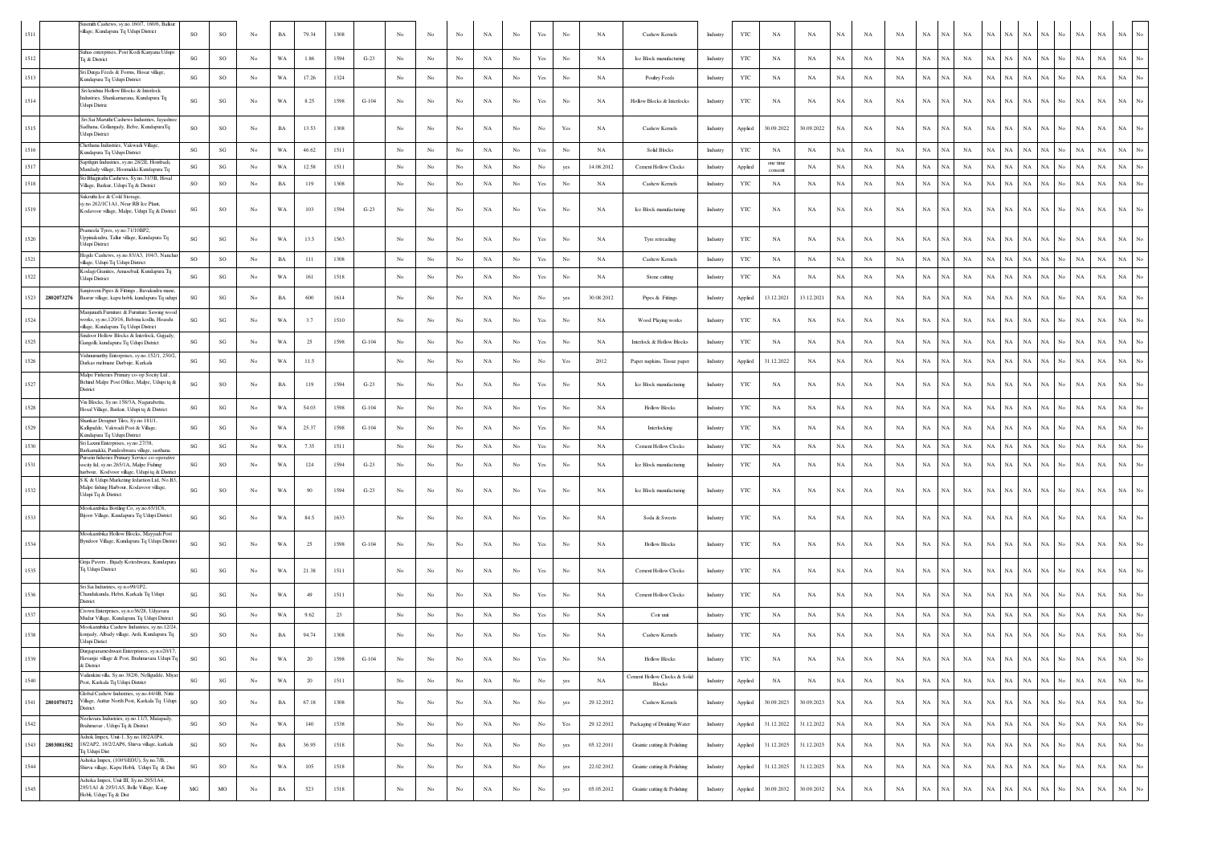| | | | | | | | | | | | | | | | | | | | | | | | | | | | | | | | | | | | | | | |
|---|---|---|---|---|---|---|---|---|---|---|---|---|---|---|---|---|---|---|---|---|---|---|---|---|---|---|---|---|---|---|---|---|---|---|---|---|---|---|
| 1511 | | Susmith Cashews, sy.no.160/7, 160/6, Balkur village, Kundapura Tq Udupi District | SO | SO | No | BA | 79.34 | 1308 | | No | No | No | NA | No | Yes | No | NA | Cashew Kernels | Industry | YTC | NA | NA | NA | NA | NA | NA | NA | NA | NA | NA | NA | NA | NA | No | NA | NA | NA | No |
| 1512 | | Suhas enterprises, Post Kodi Kanyana Udupi Tq & District | SG | SO | No | WA | 1.86 | 1594 | G-23 | No | No | No | NA | No | Yes | No | NA | Ice Block manufacturing | Industry | YTC | NA | NA | NA | NA | NA | NA | NA | NA | NA | NA | NA | NA | NA | No | NA | NA | NA | No |
| 1513 | | Sri Durga Feeds & Forms, Hosur village, Kundapura Tq Udupi District | SG | SO | No | WA | 17.26 | 1324 | | No | No | No | NA | No | Yes | No | NA | Poultry Feeds | Industry | YTC | NA | NA | NA | NA | NA | NA | NA | NA | NA | NA | NA | NA | NA | No | NA | NA | NA | No |
| 1514 | | Srikrishna Hollow Blocks & Interlock Industries, Shankarnarana, Kundapura Tq Udupi Distric | SG | SG | No | WA | 8.25 | 1598 | G-104 | No | No | No | NA | No | Yes | No | NA | Hollow Blocks & Interlocks | Industry | YTC | NA | NA | NA | NA | NA | NA | NA | NA | NA | NA | NA | NA | NA | No | NA | NA | NA | No |
| 1515 | | Sri Sai Maruthi Cashews Industries, Jayashree Sadhana, Gollangady, Belve, KundapuraTq Udupi District | SO | SO | No | BA | 13.53 | 1308 | | No | No | No | NA | No | No | Yes | NA | Cashew Kernels | Industry | Applied | 30.09.2022 | 30.09.2022 | NA | NA | NA | NA | NA | NA | NA | NA | NA | NA | NA | NA | No | NA | NA | NA | No |
| 1516 | | Chethana Industries, Vakwadi Village, Kundapura Tq Udupi District | SG | SG | No | WA | 46.62 | 1511 | | No | No | No | NA | No | Yes | No | NA | Solid Blocks | Industry | YTC | NA | NA | NA | NA | NA | NA | NA | NA | NA | NA | NA | NA | NA | No | NA | NA | NA | No |
| 1517 | | Saptagiri Industries, sy.no.28/2E, Hombadi, Mandadi village, Hosmakki Kundapura Tq | SG | SG | No | WA | 12.58 | 1511 | | No | No | No | NA | No | No | yes | 14.08.2012 | Cement Hollow Clocks | Industry | Applied | one time consent | NA | NA | NA | NA | NA | NA | NA | NA | NA | NA | NA | NA | NA | No | NA | NA | NA | No |
| 1518 | | Sri Bhagirathi Cashews, Sy.no.31/5B, Hosal Village, Barkur, Udupi Tq & District | SO | SO | No | BA | 119 | 1308 | | No | No | No | NA | No | Yes | No | NA | Cashew Kernels | Industry | YTC | NA | NA | NA | NA | NA | NA | NA | NA | NA | NA | NA | NA | NA | No | NA | NA | NA | No |
| 1519 | | Sukrutha Ice & Cold Storage, sy.no.262/1C1A1, Near RB Ice Plant, Kodavoor village, Malpe, Udupi Tq & District | SG | SO | No | WA | 103 | 1594 | G-23 | No | No | No | NA | No | Yes | No | NA | Ice Block manufacturing | Industry | YTC | NA | NA | NA | NA | NA | NA | NA | NA | NA | NA | NA | NA | NA | No | NA | NA | NA | No |
| 1520 | | Prameela Tyres, sy.no.71/10BP2, Uppinakudru, Talur village, Kundapura Tq Udupi District | SG | SG | No | WA | 13.5 | 1563 | | No | No | No | NA | No | Yes | No | NA | Tyre retreading | Industry | YTC | NA | NA | NA | NA | NA | NA | NA | NA | NA | NA | NA | NA | NA | No | NA | NA | NA | No |
| 1521 | | Hegde Cashews, sy.no.83/A3, 104/3, Nanchar village, Udupi Tq Udupi District | SO | SO | No | BA | 111 | 1308 | | No | No | No | NA | No | Yes | No | NA | Cashew Kernels | Industry | YTC | NA | NA | NA | NA | NA | NA | NA | NA | NA | NA | NA | NA | NA | No | NA | NA | NA | No |
| 1522 | | Kodagi Granites, Amasebail, Kundapura Tq Udupi District | SG | SG | No | WA | 161 | 1518 | | No | No | No | NA | No | Yes | No | NA | Stone cutting | Industry | YTC | NA | NA | NA | NA | NA | NA | NA | NA | NA | NA | NA | NA | NA | No | NA | NA | NA | No |
| 1523 | 2802073276 | Sanjeeveni Pipes & Fittings , Bavakudru mane, Basrur village, kapu hobli, kundapura Tq udupi | SG | SG | No | BA | 600 | 1614 | | No | No | No | NA | No | No | yes | 30.08.2012 | Pipes & Fittings | Industry | Applied | 13.12.2021 | 13.12.2021 | NA | NA | NA | NA | NA | NA | NA | NA | NA | NA | NA | NA | No | NA | NA | NA | No |
| 1524 | | Manjunath Furniture & Furniture Sawing wood works, sy.no,120/16, Belvna kodlu, Hosadu village, Kundapura Tq Udupi District | SG | SG | No | WA | 3.7 | 1510 | | No | No | No | NA | No | Yes | No | NA | Wood Playing works | Industry | YTC | NA | NA | NA | NA | NA | NA | NA | NA | NA | NA | NA | NA | NA | No | NA | NA | NA | No |
| 1525 | | Sindoor Hollow Blocks & Interlock, Gujjady, Gangolli, kundapura Tq Udupi District | SG | SG | No | WA | 25 | 1598 | G-104 | No | No | No | NA | No | Yes | No | NA | Interlock & Hollow Blocks | Industry | YTC | NA | NA | NA | NA | NA | NA | NA | NA | NA | NA | NA | NA | NA | No | NA | NA | NA | No |
| 1526 | | Vishnumurthy Enterprises, sy.no.152/1, 250/2, Darkas melmane Durbuje, Karkala | SG | SG | No | WA | 11.5 | | | No | No | No | NA | No | No | Yes | 2012 | Paper napkins, Tissue paper | Industry | Applied | 31.12.2022 | NA | NA | NA | NA | NA | NA | NA | NA | NA | NA | NA | NA | NA | No | NA | NA | NA | No |
| 1527 | | Malpe Fisheries Primary co-op Socity Ltd , Behind Malpe Post Office, Malpe, Udupi tq & District | SG | SO | No | BA | 119 | 1594 | G-23 | No | No | No | NA | No | Yes | No | NA | Ice Block manufacturing | Industry | YTC | NA | NA | NA | NA | NA | NA | NA | NA | NA | NA | NA | NA | NA | No | NA | NA | NA | No |
| 1528 | | Vin Blocks, Sy.no.158/3A, Nagarabettu, Hosal Village, Barkur, Udupi tq & District | SG | SG | No | WA | 54.03 | 1598 | G-104 | No | No | No | NA | No | Yes | No | NA | Hollow Blocks | Industry | YTC | NA | NA | NA | NA | NA | NA | NA | NA | NA | NA | NA | NA | NA | No | NA | NA | NA | No |
| 1529 | | Shankar Designer Tiles, Sy.no.181/1, Kallgudde, Vakwadi Post & Village, Kundapura Tq Udupi District | SG | SG | No | WA | 25.37 | 1598 | G-104 | No | No | No | NA | No | Yes | No | NA | Interlocking | Industry | YTC | NA | NA | NA | NA | NA | NA | NA | NA | NA | NA | NA | NA | NA | No | NA | NA | NA | No |
| 1530 | | Sri Laxmi Enterprises, sy.no.27/38, Barkamakki, Pandeshwara village, sasthana | SG | SG | No | WA | 7.35 | 1511 | | No | No | No | NA | No | Yes | No | NA | Cement Hollow Clocks | Industry | YTC | NA | NA | NA | NA | NA | NA | NA | NA | NA | NA | NA | NA | NA | No | NA | NA | NA | No |
| 1531 | | Purseni fisheries Primary Service co-operative socity ltd, sy.no.265/1A, Malpe Fishing harbour, Kodavoo village, Udupitq & District | SG | SO | No | WA | 124 | 1594 | G-23 | No | No | No | NA | No | Yes | No | NA | Ice Block manufacturing | Industry | YTC | NA | NA | NA | NA | NA | NA | NA | NA | NA | NA | NA | NA | NA | No | NA | NA | NA | No |
| 1532 | | S K & Udupi Marketing fedartion Ltd, No.B3, Malpe fishing Harbour, Kodavoor village, Udupi Tq & District | SG | SO | No | WA | 90 | 1594 | G-23 | No | No | No | NA | No | Yes | No | NA | Ice Block manufacturing | Industry | YTC | NA | NA | NA | NA | NA | NA | NA | NA | NA | NA | NA | NA | NA | No | NA | NA | NA | No |
| 1533 | | Mookambika Bottling Co, sy.no.65/1C6, Bijoor Village, Kundapura Tq Udupi District | SG | SG | No | WA | 84.5 | 1633 | | No | No | No | NA | No | Yes | No | NA | Soda & Sweets | Industry | YTC | NA | NA | NA | NA | NA | NA | NA | NA | NA | NA | NA | NA | NA | No | NA | NA | NA | No |
| 1534 | | Mookambika Hollow Blocks, Maryadi Post Byndoor Village, Kundapura Tq Udupi District | SG | SG | No | WA | 25 | 1598 | G-104 | No | No | No | NA | No | Yes | No | NA | Hollow Blocks | Industry | YTC | NA | NA | NA | NA | NA | NA | NA | NA | NA | NA | NA | NA | NA | No | NA | NA | NA | No |
| 1535 | | Girija Pavers , Bijady Koteshwara, Kundapura Tq Udupi District | SG | SG | No | WA | 21.38 | 1511 | | No | No | No | NA | No | Yes | No | NA | Cement Hollow Clocks | Industry | YTC | NA | NA | NA | NA | NA | NA | NA | NA | NA | NA | NA | NA | NA | No | NA | NA | NA | No |
| 1536 | | Sri Sai Industries, sy.n.o99/1P2, Chandukudru, Hebri, Karkala Tq Udupi District | SG | SG | No | WA | 49 | 1511 | | No | No | No | NA | No | Yes | No | NA | Cement Hollow Clocks | Industry | YTC | NA | NA | NA | NA | NA | NA | NA | NA | NA | NA | NA | NA | NA | No | NA | NA | NA | No |
| 1537 | | Crown Enterprises, sy.n.o.36/28, Udyavara Mudur Village, Kundapura Tq Udupi District | SG | SG | No | WA | 9.62 | 23 | | No | No | No | NA | No | Yes | No | NA | Coir unit | Industry | YTC | NA | NA | NA | NA | NA | NA | NA | NA | NA | NA | NA | NA | NA | No | NA | NA | NA | No |
| 1538 | | Mookambika Cashew Industries, sy.no.12/24, konjady, Albady village, Ardi, Kundapura Tq Udupi Distict | SO | SO | No | BA | 94.74 | 1308 | | No | No | No | NA | No | Yes | No | NA | Cashew Kernels | Industry | YTC | NA | NA | NA | NA | NA | NA | NA | NA | NA | NA | NA | NA | NA | No | NA | NA | NA | No |
| 1539 | | Durgaparameshwari Enterprisers, sy.n.o20/17, Havanje village & Post, Brahmavara Udupi Tq & District | SG | SG | No | WA | 20 | 1598 | G-104 | No | No | No | NA | No | Yes | No | NA | Hollow Blocks | Industry | YTC | NA | NA | NA | NA | NA | NA | NA | NA | NA | NA | NA | NA | NA | No | NA | NA | NA | No |
| 1540 | | Vailankini villa, Sy.no.382/6, Nelligudde, Miyar Post, Karkala Tq Udupi District | SG | SG | No | WA | 20 | 1511 | | No | No | No | NA | No | No | yes | NA | Cement Hollow Clocks & Solid Blocks | Industry | Applied | NA | NA | NA | NA | NA | NA | NA | NA | NA | NA | NA | NA | NA | NA | No | NA | NA | NA | No |
| 1541 | 2801070172 | Global Cashew Industries, sy.no.44/4B, Nitte Village, Auttur North Post, Karkala Tq Udupi District | SO | SO | No | BA | 67.18 | 1308 | | No | No | No | NA | No | No | yes | 29.12.2012 | Cashew Kernels | Industry | Applied | 30.09.2023 | 30.09.2023 | NA | NA | NA | NA | NA | NA | NA | NA | NA | NA | NA | NA | No | NA | NA | NA | No |
| 1542 | | Neelavara Industries, sy.no.11/3, Matapady, Brahmavar , Udupi Tq & District | SG | SO | No | WA | 140 | 1538 | | No | No | No | NA | No | No | Yes | 29.12.2012 | Packaging of Drinking Water | Industry | Applied | 31.12.2022 | 31.12.2022 | NA | NA | NA | NA | NA | NA | NA | NA | NA | NA | NA | NA | No | NA | NA | NA | No |
| 1543 | 2803081582 | Ashok Impex, Unit-1, Sy.no.18/2A1P4, 18/2AP2, 18/2/2AP6, Shirva village, karkala Tq Udupi Dist | SG | SO | No | BA | 36.95 | 1518 | | No | No | No | NA | No | No | yes | 05.12.2011 | Granite cutting & Polishing | Industry | Applied | 31.12.2025 | 31.12.2025 | NA | NA | NA | NA | NA | NA | NA | NA | NA | NA | NA | NA | No | NA | NA | NA | No |
| 1544 | | Ashoka Impex, (100%EOU), Sy.no.7/B, , Shirva village, Kapu Hobli, Udupi Tq & Dist | SG | SO | No | WA | 105 | 1518 | | No | No | No | NA | No | No | yes | 22.02.2012 | Granite cutting & Polishing | Industry | Applied | 31.12.2025 | 31.12.2025 | NA | NA | NA | NA | NA | NA | NA | NA | NA | NA | NA | NA | No | NA | NA | NA | No |
| 1545 | | Ashoka Impex, Unit III, Sy.no.295/1A4, 295/1A1 & 295/1A5, Belle Village, Kaup Hobli, Udupi Tq & Dist | MG | MO | No | BA | 523 | 1518 | | No | No | No | NA | No | No | yes | 05.05.2012 | Granite cutting & Polishing | Industry | Applied | 30.09.2032 | 30.09.2032 | NA | NA | NA | NA | NA | NA | NA | NA | NA | NA | NA | NA | No | NA | NA | NA | No |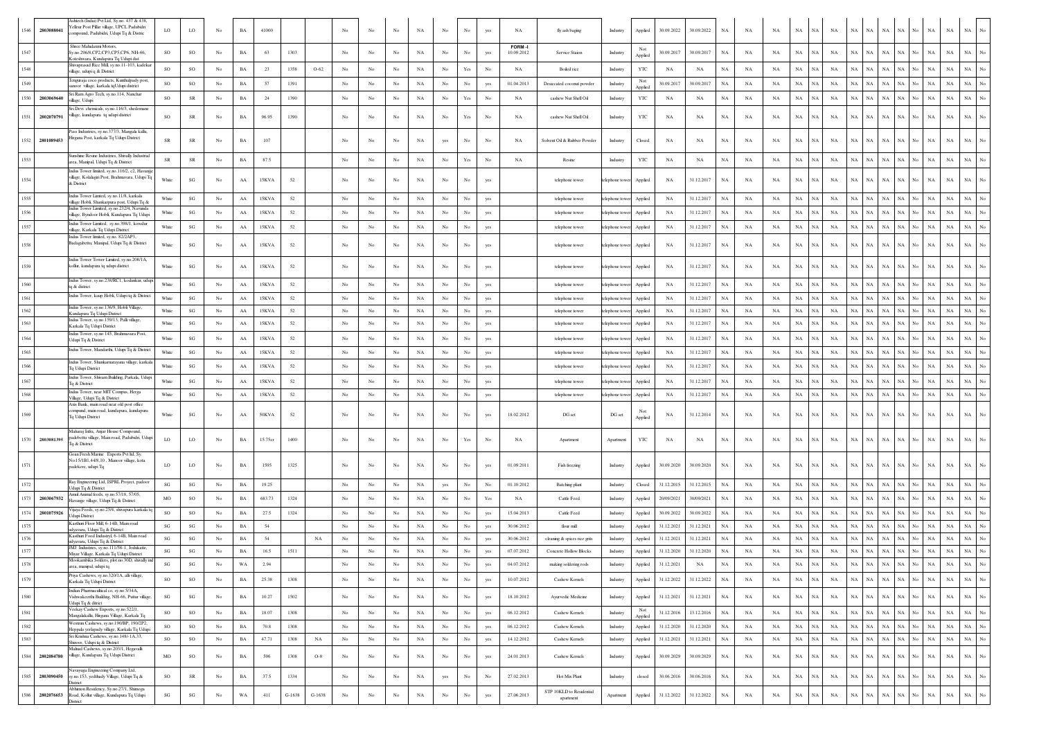| 1546 | 2803088041 | Ashtech (India) Pvt Ltd, Sy.no. 437 & 438, Yellur Post Pillar village, UPCL Padubidri compound, Padubidri, Udupi Tq & Distric | LO | LO | No | BA | 41000 | | | No | No | No | NA | No | No | yes | NA | fly ash baging | Industry | Applied | 30.09.2022 | 30.09.2022 | NA | NA | NA | NA | NA | NA | NA | NA | NA | NA | No | NA | NA | NA | No |
|---|---|---|---|---|---|---|---|---|---|---|---|---|---|---|---|---|---|---|---|---|---|---|---|---|---|---|---|---|---|---|---|---|---|---|---|---|---|---|
| 1547 | | Shree Mahalaxmi Motors, Sy.no.296/8,CP2,CP3,CP5,CP6, NH-66, Koteshwara, Kundapura Tq Udupi dist | SO | SO | No | BA | 63 | 1303 | | No | No | No | NA | No | No | yes | FORM -I 10.09.2012 | Service Staion | Industry | Not Applied | 30.09.2017 | 30.09.2017 | NA | NA | NA | NA | NA | NA | NA | NA | NA | NA | No | NA | NA | NA | No |
| 1548 | | Shivaprasad Rice Mill, sy.no.11-103, kadekar village, udupi q & District | SO | SO | No | BA | 23 | 1358 | O-62 | No | No | No | NA | No | Yes | No | NA | Boiled rice | Industry | YTC | NA | NA | NA | NA | NA | NA | NA | NA | NA | NA | NA | NA | No | NA | NA | NA | No |
| 1549 | | Tenguraja coco products, Kambalpady post, sanoor village, karkala tqUdupi district | SO | SO | No | BA | 57 | 1391 | | No | No | No | NA | No | No | yes | 01.04.2013 | Desiccated coconut powder | Industry | Not Applied | 30.09.2017 | 30.09.2017 | NA | NA | NA | NA | NA | NA | NA | NA | NA | NA | No | NA | NA | NA | No |
| 1550 | 2803069640 | Sri Ram Agro Tech, sy.no.114, Nanchar village, Udupi | SO | SR | No | BA | 24 | 1390 | | No | No | No | NA | No | Yes | No | NA | cashew Nut Shell Oil | Industry | YTC | NA | NA | NA | NA | NA | NA | NA | NA | NA | NA | NA | NA | No | NA | NA | NA | No |
| 1551 | 2802070791 | Sri Devi chemicals, sy.no.116/3, shedemane village, kundapura tq udupi district | SO | SR | No | BA | 96.95 | 1390 | | No | No | No | NA | No | Yes | No | NA | cashew Nut Shell Oil | Industry | YTC | NA | NA | NA | NA | NA | NA | NA | NA | NA | NA | NA | NA | No | NA | NA | NA | No |
| 1552 | 2801089453 | Poco Industries, sy.no.377/3, Mangala kallu, Hirgana Post, karkala Tq Udupi District | SR | SR | No | BA | 107 | | | No | No | No | NA | yes | No | No | NA | Solvent Oil & Rubber Powder | Industry | Closed | NA | NA | NA | NA | NA | NA | NA | NA | NA | NA | NA | NA | No | NA | NA | NA | No |
| 1553 | | Sunshine Resine Industries, Shivally Industrial area, Manipal, Udupi Tq & District | SR | SR | No | BA | 87.5 | | | No | No | No | NA | No | Yes | No | NA | Resine | Industry | YTC | NA | NA | NA | NA | NA | NA | NA | NA | NA | NA | NA | NA | No | NA | NA | NA | No |
| 1554 | | Indus Tower limited, sy.no.116/2, c2, Havanje village, Kolalagiri Post, Brahmavara, Udupi Tq & District | White | SG | No | AA | 15KVA | 52 | | No | No | No | NA | No | No | yes | | telephone tower | telephone tower | Applied | NA | 31.12.2017 | NA | NA | NA | NA | NA | NA | NA | NA | NA | NA | No | NA | NA | NA | No |
| 1555 | | Indus Tower Limted, sy.no.11/8, karkala village Hobli, Shankarpura post, Udupi Tq & | White | SG | No | AA | 15KVA | 52 | | No | No | No | NA | No | No | yes | | telephone tower | telephone tower | Applied | NA | 31.12.2017 | NA | NA | NA | NA | NA | NA | NA | NA | NA | NA | No | NA | NA | NA | No |
| 1556 | | Indus Tower Limited, sy.no.232/4, Navunda village, Byndoor Hobli, Kundapura Tq Udupi | White | SG | No | AA | 15KVA | 52 | | No | No | No | NA | No | No | yes | | telephone tower | telephone tower | Applied | NA | 31.12.2017 | NA | NA | NA | NA | NA | NA | NA | NA | NA | NA | No | NA | NA | NA | No |
| 1557 | | Indus Tower Limited, sy.no.398/1, kowdur village, Karkala Tq Udupi District | White | SG | No | AA | 15KVA | 52 | | No | No | No | NA | No | No | yes | | telephone tower | telephone tower | Applied | NA | 31.12.2017 | NA | NA | NA | NA | NA | NA | NA | NA | NA | NA | No | NA | NA | NA | No |
| 1558 | | Indus Tower limited, sy.no. 82/2AP3, Badagabettu, Manipal, Udupi Tq & District | White | SG | No | AA | 15KVA | 52 | | No | No | No | NA | No | No | yes | | telephone tower | telephone tower | Applied | NA | 31.12.2017 | NA | NA | NA | NA | NA | NA | NA | NA | NA | NA | No | NA | NA | NA | No |
| 1559 | | Indus Tower Tower Limited, sy.no.208/1A, kollur, kundapura tq udupi district | White | SG | No | AA | 15KVA | 52 | | No | No | No | NA | No | No | yes | | telephone tower | telephone tower | Applied | NA | 31.12.2017 | NA | NA | NA | NA | NA | NA | NA | NA | NA | NA | No | NA | NA | NA | No |
| 1560 | | Indus Tower, sy.no.238/8C1, koshankar, udupi tq & district | White | SG | No | AA | 15KVA | 52 | | No | No | No | NA | No | No | yes | | telephone tower | telephone tower | Applied | NA | 31.12.2017 | NA | NA | NA | NA | NA | NA | NA | NA | NA | NA | No | NA | NA | NA | No |
| 1561 | | Indus Tower, kaup Hobli, Udupi tq & District | White | SG | No | AA | 15KVA | 52 | | No | No | No | NA | No | No | yes | | telephone tower | telephone tower | Applied | NA | 31.12.2017 | NA | NA | NA | NA | NA | NA | NA | NA | NA | NA | No | NA | NA | NA | No |
| 1562 | | Indus Tower, sy.no.136/9, Hobli Village, Kundapura Tq Udupi District | White | SG | No | AA | 15KVA | 52 | | No | No | No | NA | No | No | yes | | telephone tower | telephone tower | Applied | NA | 31.12.2017 | NA | NA | NA | NA | NA | NA | NA | NA | NA | NA | No | NA | NA | NA | No |
| 1563 | | Indus Tower, sy.no.159/13, Palli village, Karkala Tq Udupi District | White | SG | No | AA | 15KVA | 52 | | No | No | No | NA | No | No | yes | | telephone tower | telephone tower | Applied | NA | 31.12.2017 | NA | NA | NA | NA | NA | NA | NA | NA | NA | NA | No | NA | NA | NA | No |
| 1564 | | Indus Tower, sy.no 145, Brahmavara Post, Udupi Tq & District | White | SG | No | AA | 15KVA | 52 | | No | No | No | NA | No | No | yes | | telephone tower | telephone tower | Applied | NA | 31.12.2017 | NA | NA | NA | NA | NA | NA | NA | NA | NA | NA | No | NA | NA | NA | No |
| 1565 | | Indus Tower, Mandarthi, Udupi Tq & District | White | SG | No | AA | 15KVA | 52 | | No | No | No | NA | No | No | yes | | telephone tower | telephone tower | Applied | NA | 31.12.2017 | NA | NA | NA | NA | NA | NA | NA | NA | NA | NA | No | NA | NA | NA | No |
| 1566 | | Indus Tower, Shankarnarayana village, karkala Tq Udupi District | White | SG | No | AA | 15KVA | 52 | | No | No | No | NA | No | No | yes | | telephone tower | telephone tower | Applied | NA | 31.12.2017 | NA | NA | NA | NA | NA | NA | NA | NA | NA | NA | No | NA | NA | NA | No |
| 1567 | | Indus Tower, Shivam Building, Parkala, Udupi Tq & District | White | SG | No | AA | 15KVA | 52 | | No | No | No | NA | No | No | yes | | telephone tower | telephone tower | Applied | NA | 31.12.2017 | NA | NA | NA | NA | NA | NA | NA | NA | NA | NA | No | NA | NA | NA | No |
| 1568 | | Indus Tower, near MIT Compus, Herga Village, Udupi Tq & District | White | SG | No | AA | 15KVA | 52 | | No | No | No | NA | No | No | yes | | telephone tower | telephone tower | Applied | NA | 31.12.2017 | NA | NA | NA | NA | NA | NA | NA | NA | NA | NA | No | NA | NA | NA | No |
| 1569 | | Axis Bank, main road near old post office compund, main road, kundapura, kundapura Tq Udupi District | White | SG | No | AA | 50KVA | 52 | | No | No | No | NA | No | No | yes | 18.02.2012 | DG set | DG set | Not Applied | NA | 31.12.2014 | NA | NA | NA | NA | NA | NA | NA | NA | NA | NA | No | NA | NA | NA | No |
| 1570 | 2803081395 | Maharaj Infra, Anjar House Compound, padebettu village, Main road, Padubidri, Udupi Tq & District | LO | LO | No | BA | 15.75cr | 1400 | | No | No | No | NA | No | Yes | No | NA | Apartment | Apartment | YTC | NA | NA | NA | NA | NA | NA | NA | NA | NA | NA | NA | NA | No | NA | NA | NA | No |
| 1571 | | Goan Fresh Marine Experts Pvt ltd, Sy. No:15/1B1,44/8,10 , Munoor village, kota padekerre, udupi Tq | LO | LO | No | BA | 1595 | 1325 | | No | No | No | NA | No | No | yes | 01.09.2011 | Fish freezing | Industry | Applied | 30.09.2020 | 30.09.2020 | NA | NA | NA | NA | NA | NA | NA | NA | NA | NA | No | NA | NA | NA | No |
| 1572 | | Ray Engineering Ltd, ISPRL Project, padoor Udupi Tq & District | SG | SG | No | BA | 19.25 | | | No | No | No | NA | yes | No | No | 01.10.2012 | Batching plant | Industry | Closed | 31.12.2015 | 31.12.2015 | NA | NA | NA | NA | NA | NA | NA | NA | NA | NA | No | NA | NA | NA | No |
| 1573 | 2803067932 | Amul Animal feeds, sy.no.57/18, 57/05, Havanje village, Udupi Tq & District | MO | SO | No | BA | 683.73 | 1324 | | No | No | No | NA | No | No | Yes | NA | Cattle Feed | Industry | Applied | 20/09/2021 | 30/09/2021 | NA | NA | NA | NA | NA | NA | NA | NA | NA | NA | No | NA | NA | NA | No |
| 1574 | 2801075926 | Vijaya Feeds, sy.no.25/4, shivapura karkala tq Udupi District | SO | SO | No | BA | 27.5 | 1324 | | No | No | No | NA | No | No | yes | 15.04.2013 | Cattle Feed | Industry | Applied | 30.09.2022 | 30.09.2022 | NA | NA | NA | NA | NA | NA | NA | NA | NA | NA | No | NA | NA | NA | No |
| 1575 | | Kasthuri Floor Mill, 6-14B, Main road udyavara, Udupi Tq & District | SG | SG | No | BA | 54 | | | No | No | No | NA | No | No | yes | 30.06.2012 | flour mill | Industry | Applied | 31.12.2021 | 31.12.2021 | NA | NA | NA | NA | NA | NA | NA | NA | NA | NA | No | NA | NA | NA | No |
| 1576 | | Kasthuri Food Industryl, 6-14B, Main road udyavara, Udupi Tq & District | SG | SG | No | BA | 54 | | NA | No | No | No | NA | No | No | yes | 30.06.2012 | cleaning & spices rice grits | Industry | Applied | 31.12.2021 | 31.12.2021 | NA | NA | NA | NA | NA | NA | NA | NA | NA | NA | No | NA | NA | NA | No |
| 1577 | | JMJ Industries, sy.no.111/58-1, Jodukatte, Miyar Village, Karkala Tq Udupi District | SG | SG | No | BA | 16.5 | 1511 | | No | No | No | NA | No | No | yes | 07.07.2012 | Concrete Hollow Blocks | Industry | Applied | 31.12.2020 | 31.12.2020 | NA | NA | NA | NA | NA | NA | NA | NA | NA | NA | No | NA | NA | NA | No |
| 1578 | | Mookambika Solders, plot no.30D, shivally ind area, manipal, udupi tq | SG | SG | No | WA | 2.94 | | | No | No | No | NA | No | No | yes | 04.07.2012 | making soldering rods | Industry | Applied | 31.12.2021 | NA | NA | NA | NA | NA | NA | NA | NA | NA | NA | NA | No | NA | NA | NA | No |
| 1579 | | Priya Cashews, sy.no.320/1A, alli village, Karkala Tq Udupi District | SO | SO | No | BA | 25.38 | 1308 | | No | No | No | NA | No | No | yes | 10.07.2012 | Cashew Kernels | Industry | Applied | 31.12.2022 | 31.12.2022 | NA | NA | NA | NA | NA | NA | NA | NA | NA | NA | No | NA | NA | NA | No |
| 1580 | | Indian Pharmaceitical co, sy.no.5/34A, Vishwakeerthi Building, NH-66, Puttur village, Udupi Tq & ditrict | SG | SG | No | BA | 10.27 | 1502 | | No | No | No | NA | No | No | yes | 18.10.2012 | Ayurvedic Medicine | Industry | Applied | 31.12.2021 | 31.12.2021 | NA | NA | NA | NA | NA | NA | NA | NA | NA | NA | No | NA | NA | NA | No |
| 1581 | | Veekay Cashew Exports, sy.no.522/1, Mangalakallu, Hirgana Village, Karkala Tq | SO | SO | No | BA | 18.07 | 1308 | | No | No | No | NA | No | No | yes | 06.12.2012 | Cashew Kernels | Industry | Not Applied | 31.12.2016 | 13.12.2016 | NA | NA | NA | NA | NA | NA | NA | NA | NA | NA | No | NA | NA | NA | No |
| 1582 | | Westrun Cashews, sy.no.190/8P, 190/2P2, Heppada yerlapady village, Karkala Tq Udupi | SO | SO | No | BA | 70.8 | 1308 | | No | No | No | NA | No | No | yes | 06.12.2012 | Cashew Kernels | Industry | Applied | 31.12.2020 | 31.12.2020 | NA | NA | NA | NA | NA | NA | NA | NA | NA | NA | No | NA | NA | NA | No |
| 1583 | | Sri Krishna Cashews, sy.no.148/-1A,33, Shiroor, Udupi tq & District | SO | SO | No | BA | 47.71 | 1308 | NA | No | No | No | NA | No | No | yes | 14.12.2012 | Cashew Kernels | Industry | Applied | 31.12.2021 | 31.12.2021 | NA | NA | NA | NA | NA | NA | NA | NA | NA | NA | No | NA | NA | NA | No |
| 1584 | 2802084780 | Mahaul Cashews, sy.no.203/1, Hegavalli village, Kundapura Tq Udupi District | MO | SO | No | BA | 596 | 1308 | O-8 | No | No | No | NA | No | No | yes | 24.01.2013 | Cashew Kernels | Industry | Applied | 30.09.2029 | 30.09.2029 | NA | NA | NA | NA | NA | NA | NA | NA | NA | NA | No | NA | NA | NA | No |
| 1585 | 2803090450 | Navayuga Engineering Company Ltd, sy.no.153, yedthady Village, Udupi Tq & District | SO | SR | No | BA | 37.5 | 1334 | | No | No | No | NA | yes | No | No | 27.02.2013 | Hot Mix Plant | Industry | closed | 30.06.2016 | 30.06.2016 | NA | NA | NA | NA | NA | NA | NA | NA | NA | NA | No | NA | NA | NA | No |
| 1586 | 2802076653 | Abhiman Residency, Sy.no.27/1, Shimoga Road, Kollur village, Kundapura Tq Udupi District | SG | SG | No | WA | 411 | G-1638 | G-1638 | No | No | No | NA | No | No | yes | 27.06.2013 | STP 10KLD to Residential apartment | Apartment | Applied | 31.12.2022 | 31.12.2022 | NA | NA | NA | NA | NA | NA | NA | NA | NA | NA | No | NA | NA | NA | No |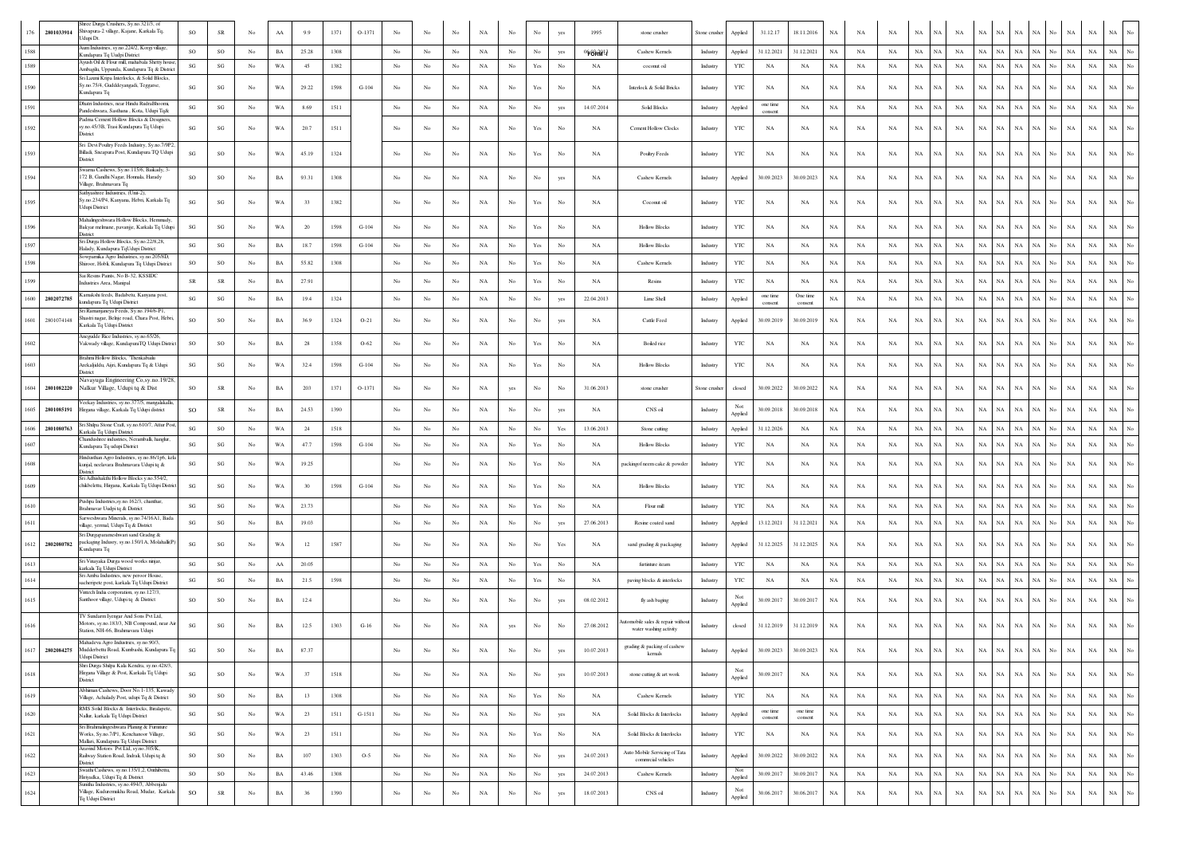| 176 | 2801033914 | Shree Durga Crushers, Sy.no 321/3, of Shivapura-2 village, Kojane, Karkala Tq, Udupi Dt. | SO | SR | No | AA | 9.9 | 1371 | O-1371 | No | No | No | NA | No | No | yes | 1995 | stone crusher | Stone crusher | Applied | 31.12.17 | 18.11.2016 | NA | NA | NA | NA | NA | NA | NA | NA | NA | NA | No | NA | NA | NA | No |
|---|---|---|---|---|---|---|---|---|---|---|---|---|---|---|---|---|---|---|---|---|---|---|---|---|---|---|---|---|---|---|---|---|---|---|---|---|---|
| 1588 | | Arun Industries, sy.no.224/2, Kergi village, Kundapura Tq Udupi District | SO | SO | No | BA | 25.28 | 1308 | | No | No | No | NA | No | No | yes | 09.02.2017 | Cashew Kernels | Industry | Applied | 31.12.2021 | 31.12.2021 | NA | NA | NA | NA | NA | NA | NA | NA | NA | NA | No | NA | NA | NA | No |
| 1589 | | Ayush Oil & Flour mill, mahabala Shetty house, Ambagilu, Uppunda, Kundapura Tq & District | SG | SG | No | WA | 45 | 1382 | | No | No | No | NA | No | Yes | No | NA | coconut oil | Industry | YTC | NA | NA | NA | NA | NA | NA | NA | NA | NA | NA | NA | NA | No | NA | NA | NA | No |
| 1590 | | Sri Laxmi Kripa Interlocks, & Solid Blocks, Sy.no.75/4, Guddeyangadi, Tegganse, Kundapura Tq | SG | SG | No | WA | 29.22 | 1598 | G-104 | No | No | No | NA | No | Yes | No | NA | Interlock & Solid Bricks | Industry | YTC | NA | NA | NA | NA | NA | NA | NA | NA | NA | NA | NA | NA | No | NA | NA | NA | No |
| 1591 | | Dhatri Industries, near Hindu RudraBhoomi, Pandeshwara, Sasthana , Kota, Udupi Tq& | SG | SG | No | WA | 8.69 | 1511 | | No | No | No | NA | No | No | yes | 14.07.2014 | Solid Blocks | Industry | Applied | one time consent | NA | NA | NA | NA | NA | NA | NA | NA | NA | NA | NA | No | NA | NA | NA | No |
| 1592 | | Padma Cement Hollow Blocks & Designers, sy.no.45/3B, Trasi Kundapura Tq Udupi District | SG | SG | No | WA | 20.7 | 1511 | | No | No | No | NA | No | Yes | No | NA | Cement Hollow Clocks | Industry | YTC | NA | NA | NA | NA | NA | NA | NA | NA | NA | NA | NA | NA | No | NA | NA | NA | No |
| 1593 | | Sri Devi Poultry Feeds Industry, Sy.no.7/9P2, Billadi, Sracapura Post, Kundapura TQ Udupi District | SG | SO | No | WA | 45.19 | 1324 | | No | No | No | NA | No | Yes | No | NA | Poultry Feeds | Industry | YTC | NA | NA | NA | NA | NA | NA | NA | NA | NA | NA | NA | NA | No | NA | NA | NA | No |
| 1594 | | Swarna Cashews, Sy.no.115/6, Baikady, 3-172 B, Gandhi Nagar, Honnala, Harady Village, Brahmavara Tq | SO | SO | No | BA | 93.31 | 1308 | | No | No | No | NA | No | No | yes | NA | Cashew Kernels | Industry | Applied | 30.09.2023 | 30.09.2023 | NA | NA | NA | NA | NA | NA | NA | NA | NA | NA | No | NA | NA | NA | No |
| 1595 | | Sathyashree Industries, (Unit-2), Sy.no.234/P4, Kanyana, Hebri, Karkala Tq Udupi District | SG | SG | No | WA | 33 | 1382 | | No | No | No | NA | No | Yes | No | NA | Coconut oil | Industry | YTC | NA | NA | NA | NA | NA | NA | NA | NA | NA | NA | NA | NA | No | NA | NA | NA | No |
| 1596 | | Mahalingeshwara Hollow Blocks, Hemmady, Balyar melmane, pavanje, Karkala Tq Udupi District | SG | SG | No | WA | 20 | 1598 | G-104 | No | No | No | NA | No | Yes | No | NA | Hollow Blocks | Industry | YTC | NA | NA | NA | NA | NA | NA | NA | NA | NA | NA | NA | NA | No | NA | NA | NA | No |
| 1597 | | Sri Durga Hollow Blocks, Sy.no.22/8,28, Halady, Kundapura Tq Udupi District | SG | SG | No | BA | 18.7 | 1598 | G-104 | No | No | No | NA | No | Yes | No | NA | Hollow Blocks | Industry | YTC | NA | NA | NA | NA | NA | NA | NA | NA | NA | NA | NA | NA | No | NA | NA | NA | No |
| 1598 | | Sowparnika Agro Industries, sy.no.205/8D, Shiroor, Hobli, Kundapura Tq Udupi District | SO | SO | No | BA | 55.82 | 1308 | | No | No | No | NA | No | Yes | No | NA | Cashew Kernels | Industry | YTC | NA | NA | NA | NA | NA | NA | NA | NA | NA | NA | NA | NA | No | NA | NA | NA | No |
| 1599 | | Sai Resins Paints, No B-32, KSSIDC Industries Area, Manipal | SR | SR | No | BA | 27.91 | | | No | No | No | NA | No | Yes | No | NA | Resins | Industry | YTC | NA | NA | NA | NA | NA | NA | NA | NA | NA | NA | NA | NA | No | NA | NA | NA | No |
| 1600 | 2802072785 | Kamakshi feeds, Badabettu, Kanyana post, kundapura Tq Udupi District | SG | SG | No | BA | 19.4 | 1324 | | No | No | No | NA | No | No | yes | 22.04.2013 | Lime Shell | Industry | Applied | one time consent | One time consent | NA | NA | NA | NA | NA | NA | NA | NA | NA | NA | No | NA | NA | NA | No |
| 1601 | 2801074148 | Sri Ramanjaneya Feeds, Sy.no.194/8-P1, Shastri nagar, Belaje road, Chara Post, Hebri, Karkala Tq Udupi District | SO | SO | No | BA | 36.9 | 1324 | O-21 | No | No | No | NA | No | No | yes | NA | Cattle Feed | Industry | Applied | 30.09.2019 | 30.09.2019 | NA | NA | NA | NA | NA | NA | NA | NA | NA | NA | No | NA | NA | NA | No |
| 1602 | | Aneguddi Rice Industries, sy.no.65/26, Vakwady village, Kundapura TQ Udupi District | SO | SO | No | BA | 28 | 1358 | O-62 | No | No | No | NA | No | Yes | No | NA | Boiled rice | Industry | YTC | NA | NA | NA | NA | NA | NA | NA | NA | NA | NA | NA | NA | No | NA | NA | NA | No |
| 1603 | | Brahmi Hollow Blocks, "Theskabadu Arekadjuddu, Ajri, Kundapura Tq & Udupi District | SG | SG | No | WA | 32.4 | 1598 | G-104 | No | No | No | NA | No | Yes | No | NA | Hollow Blocks | Industry | YTC | NA | NA | NA | NA | NA | NA | NA | NA | NA | NA | NA | NA | No | NA | NA | NA | No |
| 1604 | 2801082220 | Navayuga Engineering Co,sy.no.19/28, Nalkur Village, Udupi tq & Dist | SO | SR | No | BA | 203 | 1371 | O-1371 | No | No | No | NA | yes | No | No | 31.06.2013 | stone crusher | Stone crusher | closed | 30.09.2022 | 30.09.2022 | NA | NA | NA | NA | NA | NA | NA | NA | NA | NA | No | NA | NA | NA | No |
| 1605 | 2801085191 | Veekay Industries, sy.no.377/5, mangalakallu, Hirgana village, Karkala Tq Udupi district | SO | SR | No | BA | 24.53 | 1390 | | No | No | No | NA | No | No | yes | NA | CNS oil | Industry | Not Applied | 30.09.2018 | 30.09.2018 | NA | NA | NA | NA | NA | NA | NA | NA | NA | NA | No | NA | NA | NA | No |
| 1606 | 2801080763 | Sri Shilpa Stone Craft, sy.no.610/7, Attur Post, Karkala Tq Udupi District | SG | SO | No | WA | 24 | 1518 | | No | No | No | NA | No | No | Yes | 13.06.2013 | Stone cutting | Industry | Applied | 31.12.2026 | NA | NA | NA | NA | NA | NA | NA | NA | NA | NA | NA | No | NA | NA | NA | No |
| 1607 | | Chandashree industries, Nerambalh, hanglur, Kundapura Tq udupi District | SG | SG | No | WA | 47.7 | 1598 | G-104 | No | No | No | NA | No | Yes | No | NA | Hollow Blocks | Industry | YTC | NA | NA | NA | NA | NA | NA | NA | NA | NA | NA | NA | NA | No | NA | NA | NA | No |
| 1608 | | Hindusthan Agro Industries, sy.no.86/1p6, kela kunjal, neelavara Brahmavara Udupi tq & District | SG | SG | No | WA | 19.25 | | | No | No | No | NA | No | Yes | No | NA | packingof neem cake & powder | Industry | YTC | NA | NA | NA | NA | NA | NA | NA | NA | NA | NA | NA | NA | No | NA | NA | NA | No |
| 1609 | | Sri Adhishaktha Hollow Blocks y.no.554/2, chikbeletta, Hirgana, Karkala Tq Udupi District | SG | SG | No | WA | 30 | 1598 | G-104 | No | No | No | NA | No | Yes | No | NA | Hollow Blocks | Industry | YTC | NA | NA | NA | NA | NA | NA | NA | NA | NA | NA | NA | NA | No | NA | NA | NA | No |
| 1610 | | Pushpa Industries,sy.no.162/3, chanthar, Brahmavar Uudpi tq & District | SG | SG | No | WA | 23.73 | | | No | No | No | NA | No | Yes | No | NA | Flour mill | Industry | YTC | NA | NA | NA | NA | NA | NA | NA | NA | NA | NA | NA | NA | No | NA | NA | NA | No |
| 1611 | | Sarweshwara Minerals, sy.no.74/16A1, Bada village, yermal, Udupi Tq & District | SG | SG | No | BA | 19.03 | | | No | No | No | NA | No | No | yes | 27.06.2013 | Resine coated sand | Industry | Applied | 13.12.2021 | 31.12.2021 | NA | NA | NA | NA | NA | NA | NA | NA | NA | NA | No | NA | NA | NA | No |
| 1612 | 2802080782 | Sri Durgaparameshwari sand Grading & packaging Indusry, sy.no.150/1A, Molahalli(P) Kundapura Tq | SG | SG | No | WA | 12 | 1587 | | No | No | No | NA | No | No | Yes | NA | sand grading & packaging | Industry | Applied | 31.12.2025 | 31.12.2025 | NA | NA | NA | NA | NA | NA | NA | NA | NA | NA | No | NA | NA | NA | No |
| 1613 | | Sri Vinayaka Durga wood works ninjar, karkala Tq Udupi District | SG | SG | No | AA | 20.05 | | | No | No | No | NA | No | Yes | No | NA | furniture itesm | Industry | YTC | NA | NA | NA | NA | NA | NA | NA | NA | NA | NA | NA | NA | No | NA | NA | NA | No |
| 1614 | | Sri Ambu Industries, new peroor House, sacheripete post, karkala Tq Udupi District | SG | SG | No | BA | 21.5 | 1598 | | No | No | No | NA | No | Yes | No | NA | paving blocks & interlocks | Industry | YTC | NA | NA | NA | NA | NA | NA | NA | NA | NA | NA | NA | NA | No | NA | NA | NA | No |
| 1615 | | Vintech India corporation, sy.no.127/3, Santhoor village, Udupi tq & District | SO | SO | No | BA | 12.4 | | | No | No | No | NA | No | No | yes | 08.02.2012 | fly ash baging | Industry | Not Applied | 30.09.2017 | 30.09.2017 | NA | NA | NA | NA | NA | NA | NA | NA | NA | NA | No | NA | NA | NA | No |
| 1616 | | TV Sundaram Iyengar And Sons Pvt Ltd, Motors, sy.no.183/3, NB Compound, near Air Station, NH-66, Brahmavara Udupi | SG | SG | No | BA | 12.5 | 1303 | G-16 | No | No | No | NA | yes | No | No | 27.08.2012 | Automobile sales & repair without water washing activity | Industry | closed | 31.12.2019 | 31.12.2019 | NA | NA | NA | NA | NA | NA | NA | NA | NA | NA | No | NA | NA | NA | No |
| 1617 | 2802084275 | Mahadeva Agro Industries, sy.no.90/3, Mudderbettu Road, Kumbashi, Kundapura Tq Udupi District | SG | SO | No | BA | 87.37 | | | No | No | No | NA | No | No | yes | 10.07.2013 | grading & packing of cashew kernels | Industry | Applied | 30.09.2023 | 30.09.2023 | NA | NA | NA | NA | NA | NA | NA | NA | NA | NA | No | NA | NA | NA | No |
| 1618 | | Shri Durga Shilpa Kala Kendra, sy.no.428/3, Hirgana Village & Post, Karkala Tq Udupi District | SG | SO | No | WA | 37 | 1518 | | No | No | No | NA | No | No | yes | 10.07.2013 | stone cutting & art work | Industry | Not Applied | 30.09.2017 | NA | NA | NA | NA | NA | NA | NA | NA | NA | NA | NA | No | NA | NA | NA | No |
| 1619 | | Abhiman Cashews, Door No.1-135, Kawady Village, Achalady Post, udupi Tq & District | SO | SO | No | BA | 13 | 1308 | | No | No | No | NA | No | Yes | No | NA | Cashew Kernels | Industry | YTC | NA | NA | NA | NA | NA | NA | NA | NA | NA | NA | NA | NA | No | NA | NA | NA | No |
| 1620 | | RMS Solid Blocks & Interlocks, Bindapete, Nalkur, karkala Tq Udupi District | SG | SG | No | WA | 23 | 1511 | G-1511 | No | No | No | NA | No | No | yes | NA | Solid Blocks & Interlocks | Industry | Applied | one time consent | one time consent | NA | NA | NA | NA | NA | NA | NA | NA | NA | NA | No | NA | NA | NA | No |
| 1621 | | Sri Brahmalingeshwara Planing & Furniture Works, Sy.no.7/P1, Kenchanoor Village, Mallari, Kundapura Tq Udupi District | SG | SG | No | WA | 23 | 1511 | | No | No | No | NA | No | Yes | No | NA | Solid Blocks & Interlocks | Industry | YTC | NA | NA | NA | NA | NA | NA | NA | NA | NA | NA | NA | NA | No | NA | NA | NA | No |
| 1622 | | Aravind Motors Pvt Ltd, sy.no.305/K, Railway Station Road, Indrali, Udupi tq & District | SO | SO | No | BA | 107 | 1303 | O-5 | No | No | No | NA | No | No | yes | 24.07.2013 | Auto Mobile Servicing of Tata commercial vehicles | Industry | Applied | 30.09.2022 | 30.09.2022 | NA | NA | NA | NA | NA | NA | NA | NA | NA | NA | No | NA | NA | NA | No |
| 1623 | | Swathi Cashews, sy.no.135/1,2, Oruthabettu, Hiriyadka, Udupi Tq & District | SO | SO | No | BA | 43.46 | 1308 | | No | No | No | NA | No | No | yes | 24.07.2013 | Cashew Kernels | Industry | Not Applied | 30.09.2017 | 30.09.2017 | NA | NA | NA | NA | NA | NA | NA | NA | NA | NA | No | NA | NA | NA | No |
| 1624 | | Sunitha Industries, sy.no.494/3, Abbenjalu Village, Kuduremukha Road, Mudar, Karkala Tq Udupi District | SO | SR | No | BA | 36 | 1390 | | No | No | No | NA | No | No | yes | 18.07.2013 | CNS oil | Industry | Not Applied | 30.06.2017 | 30.06.2017 | NA | NA | NA | NA | NA | NA | NA | NA | NA | NA | No | NA | NA | NA | No |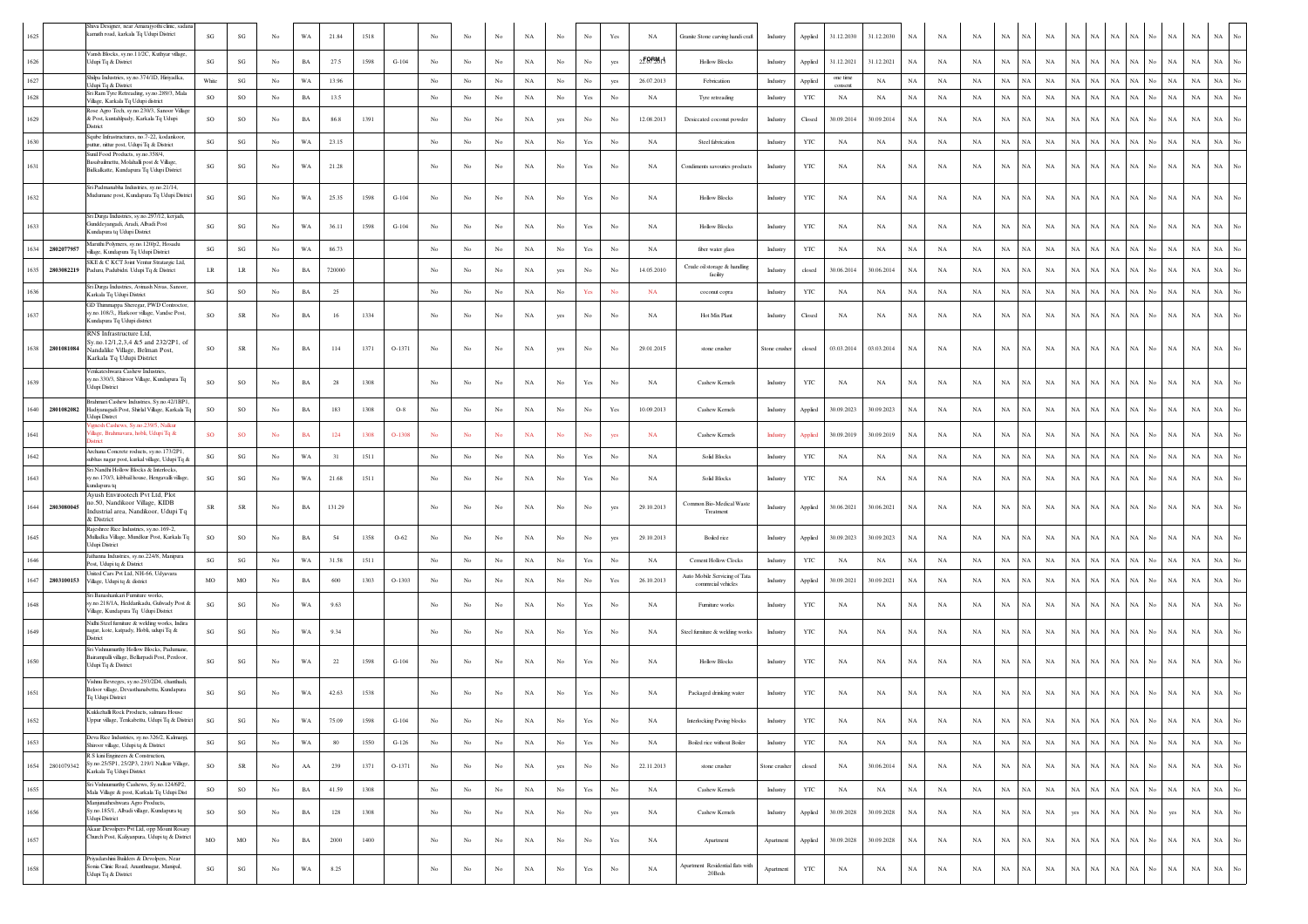| 1625 | | Shiva Designer, near Amarajyothi clinic, sadana kamath road, karkala Tq Udupi District | SG | SG | No | WA | 21.84 | 1518 | | No | No | No | NA | No | No | Yes | NA | Granite Stone carving handicraft | Industry | Applied | 31.12.2030 | 31.12.2030 | NA | NA | NA | NA | NA | NA | NA | NA | NA | NA | No | NA | NA | NA | No |
|---|---|---|---|---|---|---|---|---|---|---|---|---|---|---|---|---|---|---|---|---|---|---|---|---|---|---|---|---|---|---|---|---|---|---|---|---|---|
| 1626 | | Vansh Blocks, sy.no.11/2C, Kathyar village, Udupi Tq & District | SG | SG | No | BA | 27.5 | 1598 | G-104 | No | No | No | NA | No | No | yes | 22.07.2013 | Hollow Blocks | Industry | Applied | 31.12.2021 | 31.12.2021 | NA | NA | NA | NA | NA | NA | NA | NA | NA | NA | No | NA | NA | NA | No |
| 1627 | | Shilpa Industries, sy.no.374/1D, Hiriyadka, Udupi Tq & District | White | SG | No | WA | 13.96 | | | No | No | No | NA | No | No | yes | 26.07.2013 | Febrication | Industry | Applied | one time consent | NA | NA | NA | NA | NA | NA | NA | NA | NA | NA | NA | No | NA | NA | NA | No |
| 1628 | | Sri Ram Tyre Retreading, sy.no.289/3, Mala Village, Karkala Tq Udupi district | SO | SO | No | BA | 13.5 | | | No | No | No | NA | No | Yes | No | NA | Tyre retreading | Industry | YTC | NA | NA | NA | NA | NA | NA | NA | NA | NA | NA | NA | NA | No | NA | NA | NA | No |
| 1629 | | Rose Agro Tech, sy.no.230/3, Sanoor Village & Post, kantahpady, Karkala Tq Udupi District | SO | SO | No | BA | 86.8 | 1391 | | No | No | No | NA | yes | No | No | 12.08.2013 | Desiccated coconut powder | Industry | Closed | 30.09.2014 | 30.09.2014 | NA | NA | NA | NA | NA | NA | NA | NA | NA | NA | No | NA | NA | NA | No |
| 1630 | | Squibe Infrastructures, no.7-22, kodankoor, puttur, nittur post, Udupi Tq & District | SG | SG | No | WA | 23.15 | | | No | No | No | NA | No | Yes | No | NA | Steel fabrication | Industry | YTC | NA | NA | NA | NA | NA | NA | NA | NA | NA | NA | NA | NA | No | NA | NA | NA | No |
| 1631 | | Sunil Food Products, sy.no.358/4, Basabailmettu, Molahalli post & Village, Balkalkatte, Kundapura Tq Udupi District | SG | SG | No | WA | 21.28 | | | No | No | No | NA | No | Yes | No | NA | Condiments savouries products | Industry | YTC | NA | NA | NA | NA | NA | NA | NA | NA | NA | NA | NA | NA | No | NA | NA | NA | No |
| 1632 | | Sri Padmanabha Industries, sy.no.21/14, Mudumane post, Kundapura Tq Udupi District | SG | SG | No | WA | 25.35 | 1598 | G-104 | No | No | No | NA | No | Yes | No | NA | Hollow Blocks | Industry | YTC | NA | NA | NA | NA | NA | NA | NA | NA | NA | NA | NA | NA | No | NA | NA | NA | No |
| 1633 | | Sri Durga Industries, sy.no.297/12, kerjadi, Gundderyangadi, Arudi, Albadi Post Kundapura tq Udupi District | SG | SG | No | WA | 36.11 | 1598 | G-104 | No | No | No | NA | No | Yes | No | NA | Hollow Blocks | Industry | YTC | NA | NA | NA | NA | NA | NA | NA | NA | NA | NA | NA | NA | No | NA | NA | NA | No |
| 1634 | 2802077957 | Maruthi Polymers, sy.no.120/p2, Hosadu village, Kundapura Tq Udupi District | SG | SG | No | WA | 86.73 | | | No | No | No | NA | No | Yes | No | NA | fiber water glass | Industry | YTC | NA | NA | NA | NA | NA | NA | NA | NA | NA | NA | NA | NA | No | NA | NA | NA | No |
| 1635 | 2803082219 | SKE & C KCT Joint Venture Strategic Ltd, Paduru, Padubidri. Udupi Tq & District | LR | LR | No | BA | 720000 | | | No | No | No | NA | yes | No | No | 14.05.2010 | Crude oil storage & handling facility | Industry | closed | 30.06.2014 | 30.06.2014 | NA | NA | NA | NA | NA | NA | NA | NA | NA | NA | No | NA | NA | NA | No |
| 1636 | | Sri Durga Industries, Avinash Nivas, Sanoor, Karkala Tq Udupi District | SG | SO | No | BA | 25 | | | No | No | No | NA | No | Yes | No | NA | coconut copra | Industry | YTC | NA | NA | NA | NA | NA | NA | NA | NA | NA | NA | NA | NA | No | NA | NA | NA | No |
| 1637 | | GD Thimmappa Sheregar, PWD Contractor, sy.no.108/3,, Harkoor village, Vandse Post, Kundapura Tq Udupi district | SO | SR | No | BA | 16 | 1334 | | No | No | No | NA | yes | No | No | NA | Hot Mix Plant | Industry | Closed | NA | NA | NA | NA | NA | NA | NA | NA | NA | NA | NA | NA | No | NA | NA | NA | No |
| 1638 | 2801081084 | RNS Infrastructure Ltd, Sy.no.12/1,2,3,4 &5 and 232/2P1, of Nandalike Village, Belman Post, Karkala Tq Udupi District | SO | SR | No | BA | 114 | 1371 | O-1371 | No | No | No | NA | yes | No | No | 29.01.2015 | stone crusher | Stone crusher | closed | 03.03.2014 | 03.03.2014 | NA | NA | NA | NA | NA | NA | NA | NA | NA | NA | No | NA | NA | NA | No |
| 1639 | | Venkateshwara Cashew Industries, sy.no.330/3, Shirvor Village, Kundapura Tq Udupi District | SO | SO | No | BA | 28 | 1308 | | No | No | No | NA | No | Yes | No | NA | Cashew Kernels | Industry | YTC | NA | NA | NA | NA | NA | NA | NA | NA | NA | NA | NA | NA | No | NA | NA | NA | No |
| 1640 | 2801082082 | Brahmari Cashew Industries, Sy.no.42/1BP1, Hadyangadi Post, Shirlal Village, Karkala Tq Udupi District | SO | SO | No | BA | 183 | 1308 | O-8 | No | No | No | NA | No | No | Yes | 10.09.2013 | Cashew Kernels | Industry | Applied | 30.09.2023 | 30.09.2023 | NA | NA | NA | NA | NA | NA | NA | NA | NA | NA | No | NA | NA | NA | No |
| 1641 | | Vignesh Cashews, Sy.no.236/5, Nalkur Village, Brahmavara, hobli, Udupi Tq & District | SO | SO | No | BA | 124 | 1308 | O-1308 | No | No | No | NA | No | No | yes | NA | Cashew Kernels | Industry | Applied | 30.09.2019 | 30.09.2019 | NA | NA | NA | NA | NA | NA | NA | NA | NA | NA | No | NA | NA | NA | No |
| 1642 | | Archana Concrete roducts, sy.no.173/2P1, subhas nagar post, karkal village, Udupi Tq & | SG | SG | No | WA | 31 | 1511 | | No | No | No | NA | No | Yes | No | NA | Solid Blocks | Industry | YTC | NA | NA | NA | NA | NA | NA | NA | NA | NA | NA | NA | NA | No | NA | NA | NA | No |
| 1643 | | Sri Nandhi Hollow Blocks & Interlocks, sy.no.170/3, kibbail house, Hengavalli village, kundapura tq | SG | SG | No | WA | 21.68 | 1511 | | No | No | No | NA | No | Yes | No | NA | Solid Blocks | Industry | YTC | NA | NA | NA | NA | NA | NA | NA | NA | NA | NA | NA | NA | No | NA | NA | NA | No |
| 1644 | 2803080045 | Ayush Envirootech Pvt Ltd, Plot no.50, Nandikoor Village, KIDB Industrial area, Nandikoor, Udupi Tq & District | SR | SR | No | BA | 131.29 | | | No | No | No | NA | No | No | yes | 29.10.2013 | Common Bio-Medical Waste Treatment | Industry | Applied | 30.06.2021 | 30.06.2021 | NA | NA | NA | NA | NA | NA | NA | NA | NA | NA | No | NA | NA | NA | No |
| 1645 | | Rajeshree Rice Industries, sy.no.169-2, Mullaika Village, Mundkur Post, Karkala Tq Udupi District | SO | SO | No | BA | 54 | 1358 | O-62 | No | No | No | NA | No | No | yes | 29.10.2013 | Boiled rice | Industry | Applied | 30.09.2023 | 30.09.2023 | NA | NA | NA | NA | NA | NA | NA | NA | NA | NA | No | NA | NA | NA | No |
| 1646 | | Jathanna Industries, sy.no.224/8, Manipura Post, Udupi tq & District | SG | SG | No | WA | 31.58 | 1511 | | No | No | No | NA | No | Yes | No | NA | Cement Hollow Clocks | Industry | YTC | NA | NA | NA | NA | NA | NA | NA | NA | NA | NA | NA | NA | No | NA | NA | NA | No |
| 1647 | 2803100153 | United Cars Pvt Ltd, NH-66, Udyavara Village, Udupi tq & district | MO | MO | No | BA | 600 | 1303 | O-1303 | No | No | No | NA | No | No | Yes | 26.10.2013 | Auto Mobile Servicing of Tata commercial vehicles | Industry | Applied | 30.09.2021 | 30.09.2021 | NA | NA | NA | NA | NA | NA | NA | NA | NA | NA | No | NA | NA | NA | No |
| 1648 | | Sri Banashankari Furniture works, sy.no.218/1A, Heddankadu, Gulwady Post & Village, Kundapura Tq Udupi District | SG | SG | No | WA | 9.63 | | | No | No | No | NA | No | Yes | No | NA | Furniture works | Industry | YTC | NA | NA | NA | NA | NA | NA | NA | NA | NA | NA | NA | NA | No | NA | NA | NA | No |
| 1649 | | Nidhi Steel furniture & welding works, Indira nagar, kote, katpady, Hobli, udupi Tq & District | SG | SG | No | WA | 9.34 | | | No | No | No | NA | No | Yes | No | NA | Steel furniture & welding works | Industry | YTC | NA | NA | NA | NA | NA | NA | NA | NA | NA | NA | NA | NA | No | NA | NA | NA | No |
| 1650 | | Sri Vishnumurthy Hollow Blocks, Padumane, Bantampalli village, Bellarpadi Post, Perdoor, Udupi Tq & District | SG | SG | No | WA | 22 | 1598 | G-104 | No | No | No | NA | No | Yes | No | NA | Hollow Blocks | Industry | YTC | NA | NA | NA | NA | NA | NA | NA | NA | NA | NA | NA | NA | No | NA | NA | NA | No |
| 1651 | | Vishnu Bevreges, sy.no.293/2D4, chanthadi, Beloor village, Devasthanabettu, Kundapura Tq Udupi District | SG | SG | No | WA | 42.63 | 1538 | | No | No | No | NA | No | Yes | No | NA | Packaged drinking water | Industry | YTC | NA | NA | NA | NA | NA | NA | NA | NA | NA | NA | NA | NA | No | NA | NA | NA | No |
| 1652 | | Kukkehalli Rock Products, salmara House Uppur village, Tenkabettu, Udupi Tq & District | SG | SG | No | WA | 75.09 | 1598 | G-104 | No | No | No | NA | No | Yes | No | NA | Interlocking Paving blocks | Industry | YTC | NA | NA | NA | NA | NA | NA | NA | NA | NA | NA | NA | NA | No | NA | NA | NA | No |
| 1653 | | Deva Rice Industries, sy.no.326/2, Kalmargi, Shiroor village, Udupi tq & District | SG | SG | No | WA | 80 | 1550 | G-126 | No | No | No | NA | No | Yes | No | NA | Boiled rice without Boiler | Industry | YTC | NA | NA | NA | NA | NA | NA | NA | NA | NA | NA | NA | NA | No | NA | NA | NA | No |
| 1654 | 2801079342 | R S Iona Engineers & Construction, Sy.no.25/5P1, 25/2P3, 219/1 Nalkur Village, Karkala Tq Udupi District | SO | SR | No | AA | 239 | 1371 | O-1371 | No | No | No | NA | yes | No | No | 22.11.2013 | stone crusher | Stone crusher | closed | NA | 30.06.2014 | NA | NA | NA | NA | NA | NA | NA | NA | NA | NA | No | NA | NA | NA | No |
| 1655 | | Sri Vishnumurthy Cashews, Sy.no.124/6P2, Mala Village & post, Karkala Tq Udupi Dist | SO | SO | No | BA | 41.59 | 1308 | | No | No | No | NA | No | Yes | No | NA | Cashew Kernels | Industry | YTC | NA | NA | NA | NA | NA | NA | NA | NA | NA | NA | NA | NA | No | NA | NA | NA | No |
| 1656 | | Manjunatheshwara Agro Products, Sy.no.185/1, Albadi village, Kundapura tq Udupi District | SO | SO | No | BA | 128 | 1308 | | No | No | No | NA | No | No | yes | NA | Cashew Kernels | Industry | Applied | 30.09.2028 | 30.09.2028 | NA | NA | NA | NA | NA | yes | NA | NA | NA | NA | No | yes | NA | NA | No |
| 1657 | | Akaar Devolpers Pvt Ltd, opp Mount Rosary Church Post, Kalyanpura, Udupi tq & District | MO | MO | No | BA | 2000 | 1400 | | No | No | No | NA | No | No | Yes | NA | Apartment | Apartment | Applied | 30.09.2028 | 30.09.2028 | NA | NA | NA | NA | NA | NA | NA | NA | NA | NA | No | NA | NA | NA | No |
| 1658 | | Priyadarshini Builders & Devolpers, Near Sonia Clinic Road, Ananthnagar, Manipal, Udupi Tq & District | SG | SG | No | WA | 8.25 | | | No | No | No | NA | No | Yes | No | NA | Apartment Residential flats with 20Beds | Apartment | YTC | NA | NA | NA | NA | NA | NA | NA | NA | NA | NA | NA | NA | No | NA | NA | NA | No |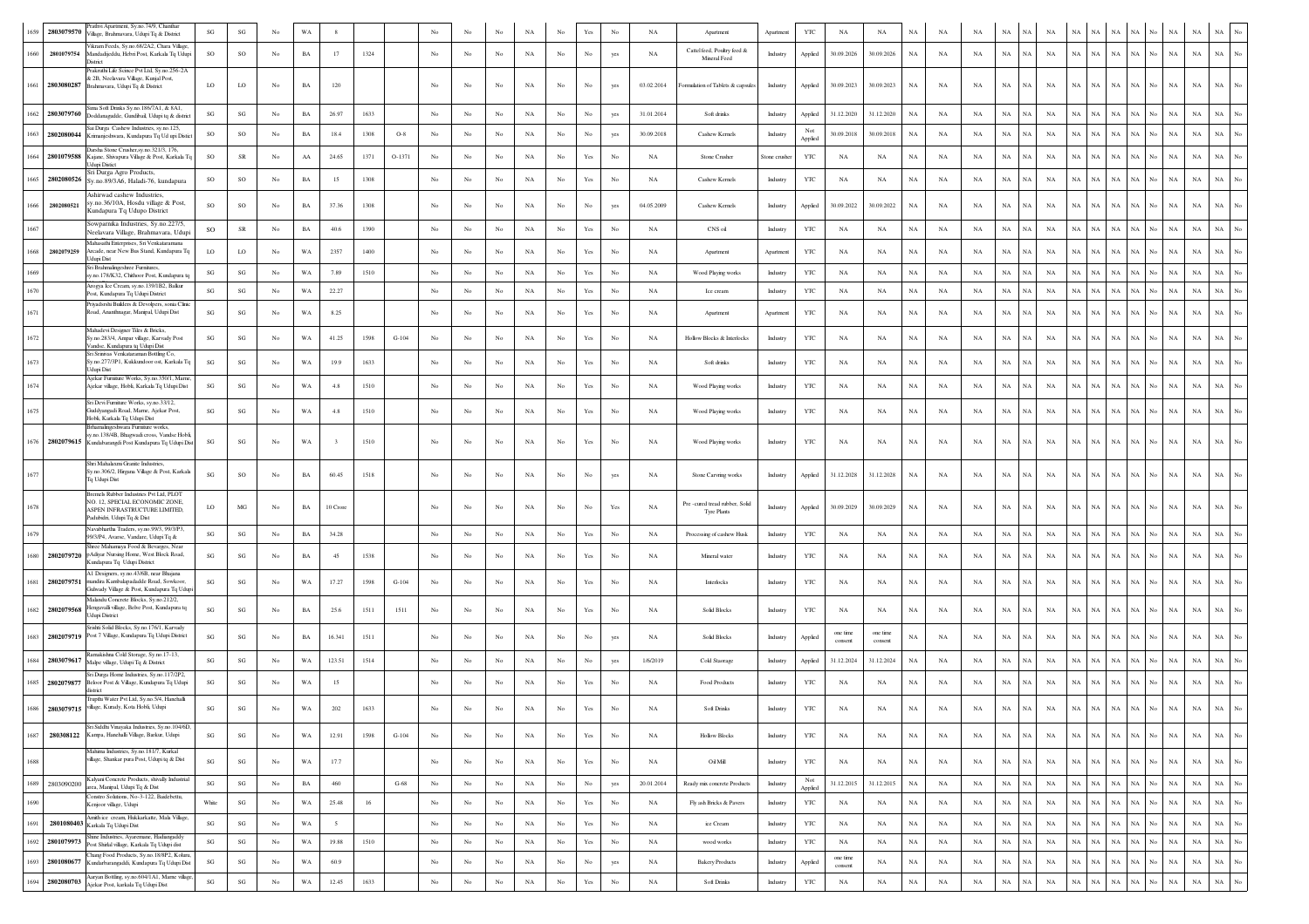| 1659 | 2803079570 | Prathvi Apartment, Sy.no.74/9, Chanthar Village, Brahmavara, Udupi Tq & District | SG | SG | No | WA | 8 | | | No | No | No | NA | No | Yes | No | NA | Apartment | Apartment | YTC | NA | NA | NA | NA | NA | NA | NA | NA | NA | NA | NA | NA | NA | No | NA | NA | NA | No |
|---|---|---|---|---|---|---|---|---|---|---|---|---|---|---|---|---|---|---|---|---|---|---|---|---|---|---|---|---|---|---|---|---|---|---|---|---|---|---|
| 1660 | 2801079754 | Vikram Feeds, Sy.no.68/2A2, Chara Village, Mandadijeddu, Hebri Post, Karkala Tq Udupi District | SO | SO | No | BA | 17 | 1324 | | No | No | No | NA | No | No | yes | NA | Cattelfeed, Poultry feed & Mineral Feed | Industry | Applied | 30.09.2026 | 30.09.2026 | NA | NA | NA | NA | NA | NA | NA | NA | NA | NA | NA | No | NA | NA | NA | No |
| 1661 | 2803080287 | Prakruthi Life Scince Pvt Ltd, Sy.no.256-2A & 2B, Neelavara Village, Kunjal Post, Brahmavara, Udupi Tq & District | LO | LO | No | BA | 120 | | | No | No | No | NA | No | No | yes | 03.02.2014 | Formulation of Tablets & capsules | Industry | Applied | 30.09.2023 | 30.09.2023 | NA | NA | NA | NA | NA | NA | NA | NA | NA | NA | NA | No | NA | NA | NA | No |
| 1662 | 2803079760 | Sima Soft Drinks Sy.no.186/7A1, & 8A1, Doddanagudde, Gundibail Udupi tq & district | SG | SG | No | BA | 26.97 | 1633 | | No | No | No | NA | No | No | yes | 31.01.2014 | Soft drinks | Industry | Applied | 31.12.2020 | 31.12.2020 | NA | NA | NA | NA | NA | NA | NA | NA | NA | NA | NA | No | NA | NA | NA | No |
| 1663 | 2802080044 | Sai Durga Cashew Industries, sy.no.125, Kirimanjeshwara, Kundapura Tq Ud upi Distict | SO | SO | No | BA | 18.4 | 1308 | O-8 | No | No | No | NA | No | No | yes | 30.09.2018 | Cashew Kernels | Industry | Not Applied | 30.09.2018 | 30.09.2018 | NA | NA | NA | NA | NA | NA | NA | NA | NA | NA | NA | No | NA | NA | NA | No |
| 1664 | 2801079588 | Darshu Stone Crusher,sy.no.321/3, 176, Kajane, Shirapura Village & Post, Karkala Tq Udupi Distict | SO | SR | No | AA | 24.65 | 1371 | O-1371 | No | No | No | NA | No | Yes | No | NA | Stone Crusher | Stone crusher | YTC | NA | NA | NA | NA | NA | NA | NA | NA | NA | NA | NA | NA | NA | No | NA | NA | NA | No |
| 1665 | 2802080526 | Sri Durga Agro Products, Sy.no.89/3A6, Haladi-76, kundapura | SO | SO | No | BA | 15 | 1308 | | No | No | No | NA | No | Yes | No | NA | Cashew Kernels | Industry | YTC | NA | NA | NA | NA | NA | NA | NA | NA | NA | NA | NA | NA | NA | No | NA | NA | NA | No |
| 1666 | 2802080521 | Ashirwad cashew Industries, sy.no.36/10A, Hosdu village & Post, Kundapura Tq Udupo District | SO | SO | No | BA | 37.36 | 1308 | | No | No | No | NA | No | No | yes | 04.05.2009 | Cashew Kernels | Industry | Applied | 30.09.2022 | 30.09.2022 | NA | NA | NA | NA | NA | NA | NA | NA | NA | NA | NA | No | NA | NA | NA | No |
| 1667 | | Sowparnika Industries, Sy.no.227/5, Neelavara Village, Brahmavara, Udupi | SO | SR | No | BA | 40.6 | 1390 | | No | No | No | NA | No | Yes | No | NA | CNS oil | Industry | YTC | NA | NA | NA | NA | NA | NA | NA | NA | NA | NA | NA | NA | NA | No | NA | NA | NA | No |
| 1668 | 2802079259 | Mahasathi Enterprises, Sri Venkataramana Arcade, near New Bus Stand, Kundapura Tq Udupi Dist | LO | LO | No | WA | 2357 | 1400 | | No | No | No | NA | No | Yes | No | NA | Apartment | Apartment | YTC | NA | NA | NA | NA | NA | NA | NA | NA | NA | NA | NA | NA | NA | No | NA | NA | NA | No |
| 1669 | | Sri Brahmalingeshwre Furnitures, sy.no.178/K32, Chithoor Post, Kundapura tq | SG | SG | No | WA | 7.89 | 1510 | | No | No | No | NA | No | Yes | No | NA | Wood Playing works | Industry | YTC | NA | NA | NA | NA | NA | NA | NA | NA | NA | NA | NA | NA | NA | No | NA | NA | NA | No |
| 1670 | | Arogya Ice Cream, sy.no.139/1B2, Balkur Post, Kundapura Tq Udupi District | SG | SG | No | WA | 22.27 | | | No | No | No | NA | No | Yes | No | NA | Ice cream | Industry | YTC | NA | NA | NA | NA | NA | NA | NA | NA | NA | NA | NA | NA | NA | No | NA | NA | NA | No |
| 1671 | | Priyadarshi Builders & Devolpers, sonia Clinic Road, Ananthnagar, Manipal, Udupi Dist | SG | SG | No | WA | 8.25 | | | No | No | No | NA | No | Yes | No | NA | Apartment | Apartment | YTC | NA | NA | NA | NA | NA | NA | NA | NA | NA | NA | NA | NA | NA | No | NA | NA | NA | No |
| 1672 | | Mahadevi Designer Tiles & Bricks, Sy.no.283/4, Ampar village, Karvady Post Vandse, Kundapura tq Udupi Dist | SG | SG | No | WA | 41.25 | 1598 | G-104 | No | No | No | NA | No | Yes | No | NA | Hollow Blocks & Interlocks | Industry | YTC | NA | NA | NA | NA | NA | NA | NA | NA | NA | NA | NA | NA | NA | No | NA | NA | NA | No |
| 1673 | | Sri Srinivas Venkataraman Bottling Co, Sy.no.277/3P1, Kukkundoor out, Karkala Tq Udupi Dist | SG | SG | No | WA | 19.9 | 1633 | | No | No | No | NA | No | Yes | No | NA | Soft drinks | Industry | YTC | NA | NA | NA | NA | NA | NA | NA | NA | NA | NA | NA | NA | NA | No | NA | NA | NA | No |
| 1674 | | Ajekar Furniture Works, Sy.no.350/1, Marne, Ajekar village, Hobli, Karkala Tq Udupi Dist | SG | SG | No | WA | 4.8 | 1510 | | No | No | No | NA | No | Yes | No | NA | Wood Playing works | Industry | YTC | NA | NA | NA | NA | NA | NA | NA | NA | NA | NA | NA | NA | NA | No | NA | NA | NA | No |
| 1675 | | Sri Devi Furniture Works, sy.no.33/12, Guddyangadi Road, Marne, Ajekar Post, Hobli, Karkala Tq Udupi Dist | SG | SG | No | WA | 4.8 | 1510 | | No | No | No | NA | No | Yes | No | NA | Wood Playing works | Industry | YTC | NA | NA | NA | NA | NA | NA | NA | NA | NA | NA | NA | NA | NA | No | NA | NA | NA | No |
| 1676 | 2802079615 | Brhamalingeshwara Furniture works, sy.no.138/4B, Bhagwadi cross, Vandse Hobli, Kundabarangdi Post Kundapura Tq Udupi Dist | SG | SG | No | WA | 3 | 1510 | | No | No | No | NA | No | Yes | No | NA | Wood Playing works | Industry | YTC | NA | NA | NA | NA | NA | NA | NA | NA | NA | NA | NA | NA | NA | No | NA | NA | NA | No |
| 1677 | | Shri Mahalaxmi Granite Industries, Sy.no.306/2, Hirgana Village & Post, Karkala Tq Udupi Dist | SG | SO | No | BA | 60.45 | 1518 | | No | No | No | NA | No | No | yes | NA | Stone Carving works | Industry | Applied | 31.12.2028 | 31.12.2028 | NA | NA | NA | NA | NA | NA | NA | NA | NA | NA | NA | No | NA | NA | NA | No |
| 1678 | | Bremels Rubber Industries Pvt Ltd, PLOT NO. 12, SPECIAL ECONOMIC ZONE, ASPEN INFRASTRUCTURE LIMITED, Padubidri, Udupi Tq & Dist | LO | MG | No | BA | 10 Crore | | | No | No | No | NA | No | No | Yes | NA | Pre -cured tread rubber, Solid Tyre Plants | Industry | Applied | 30.09.2029 | 30.09.2029 | NA | NA | NA | NA | NA | NA | NA | NA | NA | NA | NA | No | NA | NA | NA | No |
| 1679 | | Navabharthi Traders, sy.no.99/3, 99/3P3, 99/3P4, Avarse, Vandare, Udupi Tq & | SG | SG | No | BA | 34.28 | | | No | No | No | NA | No | Yes | No | NA | Processing of cashew Husk | Industry | YTC | NA | NA | NA | NA | NA | NA | NA | NA | NA | NA | NA | NA | NA | No | NA | NA | NA | No |
| 1680 | 2802079720 | Shree Mahamaya Food & Bevarges, Near pAdiyar Nursing Home, West Block Road, Kundapura Tq Udupi District | SG | SG | No | BA | 45 | 1538 | | No | No | No | NA | No | Yes | No | NA | Mineral water | Industry | YTC | NA | NA | NA | NA | NA | NA | NA | NA | NA | NA | NA | NA | NA | No | NA | NA | NA | No |
| 1681 | 2802079751 | A1 Designers, sy.no.43/6B, near Bhajana mandira Kambalagadaddo Road, Sowkoor, Gulwady Village & Post, Kundapura Tq Udupi | SG | SG | No | WA | 17.27 | 1598 | G-104 | No | No | No | NA | No | Yes | No | NA | Interlocks | Industry | YTC | NA | NA | NA | NA | NA | NA | NA | NA | NA | NA | NA | NA | NA | No | NA | NA | NA | No |
| 1682 | 2802079568 | Malandu Concrete Blocks, Sy.no.212/2, Hengavalli village, Belve Post, Kundapura tq Udupi District | SG | SG | No | BA | 25.6 | 1511 | 1511 | No | No | No | NA | No | Yes | No | NA | Solid Blocks | Industry | YTC | NA | NA | NA | NA | NA | NA | NA | NA | NA | NA | NA | NA | NA | No | NA | NA | NA | No |
| 1683 | 2802079719 | Srishti Solid Blocks, Sy.no.176/1, Karvady Post 7 Village, Kundapura Tq Udupi District | SG | SG | No | BA | 16.341 | 1511 | | No | No | No | NA | No | No | yes | NA | Solid Blocks | Industry | Applied | one time consent | one time consent | NA | NA | NA | NA | NA | NA | NA | NA | NA | NA | NA | No | NA | NA | NA | No |
| 1684 | 2803079617 | Ramakrishna Cold Storage, Sy.no.17-13, Malpe village, Udupi Tq & District | SG | SG | No | WA | 123.51 | 1514 | | No | No | No | NA | No | No | yes | 1/6/2019 | Cold Staorage | Industry | Applied | 31.12.2024 | 31.12.2024 | NA | NA | NA | NA | NA | NA | NA | NA | NA | NA | NA | No | NA | NA | NA | No |
| 1685 | 2802079877 | Sri Durga Home Industries, Sy.no.117/2P2, Belvor Post & Village, Kundapura Tq Udupi district | SG | SG | No | WA | 15 | | | No | No | No | NA | No | Yes | No | NA | Food Products | Industry | YTC | NA | NA | NA | NA | NA | NA | NA | NA | NA | NA | NA | NA | NA | No | NA | NA | NA | No |
| 1686 | 2803079715 | Trupthi Water Pvt Ltd, Sy.no.5/4, Hanehalli village, Kurady, Kota Hobli, Udupi | SG | SG | No | WA | 202 | 1633 | | No | No | No | NA | No | Yes | No | NA | Soft Drinks | Industry | YTC | NA | NA | NA | NA | NA | NA | NA | NA | NA | NA | NA | NA | NA | No | NA | NA | NA | No |
| 1687 | 280308122 | Sri Siddhi Vinayaka Industries, Sy.no.104/6D, Kampa, Hanehalli Village, Barkur, Udupi | SG | SG | No | WA | 12.91 | 1598 | G-104 | No | No | No | NA | No | Yes | No | NA | Hollow Blocks | Industry | YTC | NA | NA | NA | NA | NA | NA | NA | NA | NA | NA | NA | NA | NA | No | NA | NA | NA | No |
| 1688 | | Mahima Industries, Sy.no.181/7, Kurkal village, Shankar pura Post, Udupi tq & Dist | SG | SG | No | WA | 17.7 | | | No | No | No | NA | No | Yes | No | NA | Oil Mill | Industry | YTC | NA | NA | NA | NA | NA | NA | NA | NA | NA | NA | NA | NA | NA | No | NA | NA | NA | No |
| 1689 | 2803090200 | Kalyani Concrete Products, shivally Industrial area, Manipal, Udupi Tq & Dist | SG | SG | No | BA | 460 | | G-68 | No | No | No | NA | No | No | yes | 20.01.2014 | Ready mix concrete Products | Industry | Not Applied | 31.12.2015 | 31.12.2015 | NA | NA | NA | NA | NA | NA | NA | NA | NA | NA | NA | No | NA | NA | NA | No |
| 1690 | | Constro Solutions, No-3-122, Baidebettu, Kenjoor village, Udupi | White | SG | No | WA | 25.48 | 16 | | No | No | No | NA | No | Yes | No | NA | Fly ash Bricks & Pavers | Industry | YTC | NA | NA | NA | NA | NA | NA | NA | NA | NA | NA | NA | NA | NA | No | NA | NA | NA | No |
| 1691 | 2801080403 | Amith ice cream, Hukkarkatte, Mala Village, Karkala Tq Udupi Dist | SG | SG | No | WA | 5 | | | No | No | No | NA | No | Yes | No | NA | ice Cream | Industry | YTC | NA | NA | NA | NA | NA | NA | NA | NA | NA | NA | NA | NA | NA | No | NA | NA | NA | No |
| 1692 | 2801079973 | Shine Industries, Ayaremane, Hadangaddy Post Shirlal village, Karkala Tq Udupi dist | SG | SG | No | WA | 19.88 | 1510 | | No | No | No | NA | No | Yes | No | NA | wood works | Industry | YTC | NA | NA | NA | NA | NA | NA | NA | NA | NA | NA | NA | NA | NA | No | NA | NA | NA | No |
| 1693 | 2801080677 | Chang Food Products, Sy.no.18/8P2, Kolare, Kundabarangadi, Kundapura Tq Udupi Dist | SG | SG | No | WA | 60.9 | | | No | No | No | NA | No | No | yes | NA | Bakery Products | Industry | Applied | one time consent | NA | NA | NA | NA | NA | NA | NA | NA | NA | NA | NA | NA | NA | No | NA | NA | NA | No |
| 1694 | 2802080703 | Aaryan Bottling, sy.no.60/4/1A1, Marne village, Ajekar Post, karkala Tq Udupi Dist | SG | SG | No | WA | 12.45 | 1633 | | No | No | No | NA | No | Yes | No | NA | Soft Drinks | Industry | YTC | NA | NA | NA | NA | NA | NA | NA | NA | NA | NA | NA | NA | NA | No | NA | NA | NA | No |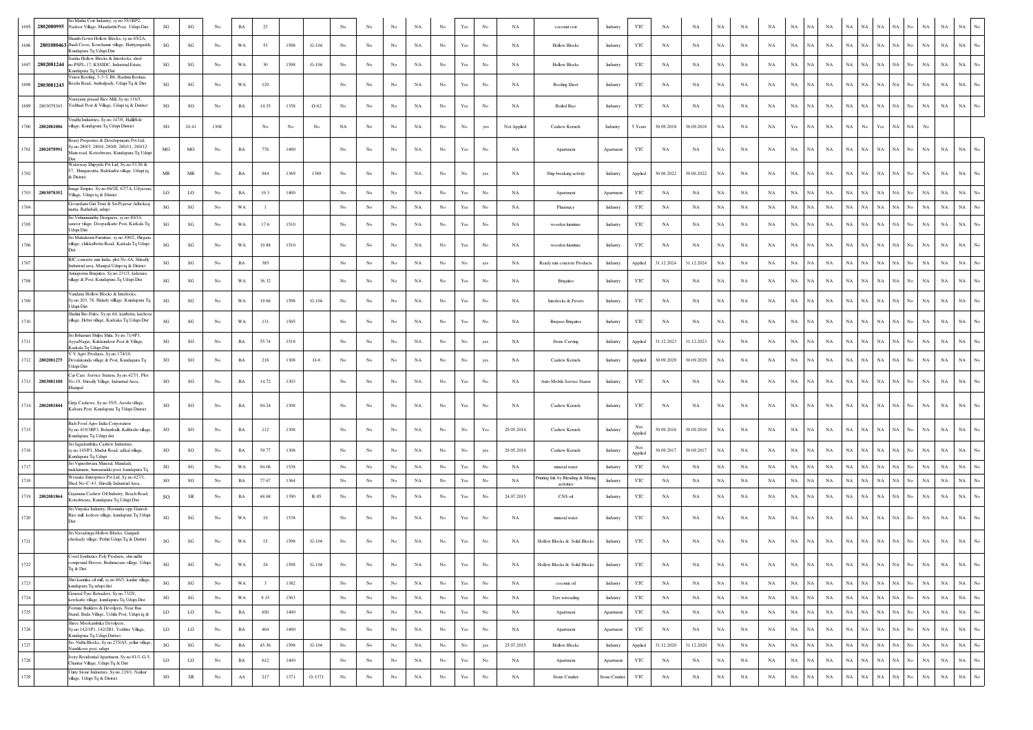| 1695 | 2802080995 | Sri Mathu Coir Industry, sy.no.55/1BP2, Nadoor Village, Mandarthi Post, Udupi Dist | SG | SG | No | BA | 23 | | | No | No | No | NA | No | Yes | No | NA | coconut coir | Industry | YTC | NA | NA | NA | NA | NA | NA | NA | NA | NA | NA | NA | NA | No | NA | NA | NA | No |
|---|---|---|---|---|---|---|---|---|---|---|---|---|---|---|---|---|---|---|---|---|---|---|---|---|---|---|---|---|---|---|---|---|---|---|---|---|---|
| 1696 | 2801080463 | Shanth Gowri Hollow Blocks, sy.no.85/2A, Bush Cross, Kenchanur village, Hattiyangadi, Kundapura Tq Udupi Dist | SG | SG | No | WA | 53 | 1598 | G-104 | No | No | No | NA | No | Yes | No | NA | Hollow Blocks | Industry | YTC | NA | NA | NA | NA | NA | NA | NA | NA | NA | NA | NA | NA | No | NA | NA | NA | No |
| 1697 | 2802081244 | Saisha Hollow Blocks & Interlocks, shed no.PSPL-17, KSSIDC, Industrial Estate, Kundapura Tq Udupi Dist | SG | SG | No | WA | 30 | 1598 | G-104 | No | No | No | NA | No | Yes | No | NA | Hollow Blocks | Industry | YTC | NA | NA | NA | NA | NA | NA | NA | NA | NA | NA | NA | NA | No | NA | NA | NA | No |
| 1698 | 2803081243 | Vision Roofing, 3-3-5, B6, Rashmi Roshan, Beedu Road, Ambalpady, Udupi Tq & Dist | SG | SG | No | WA | 129 | | | No | No | No | NA | No | Yes | No | NA | Roofing Sheet | Industry | YTC | NA | NA | NA | NA | NA | NA | NA | NA | NA | NA | NA | NA | No | NA | NA | NA | No |
| 1699 | 2803079343 | Narayana prasad Rice Mill, Sy.no.116/3, Yedthad Post & Village, Udupi tq & District | SO | SO | No | BA | 14.35 | 1358 | O-62 | No | No | No | NA | No | Yes | No | NA | Boiled Rice | Industry | YTC | NA | NA | NA | NA | NA | NA | NA | NA | NA | NA | NA | NA | No | NA | NA | NA | No |
| 1700 | 2802081006 | Vradhi Industries, Sy.no.147/9, HallIhole village, Kundapura Tq Udupi District | SO | 24.41 | 1308 | | No | No | No | NA | No | No | NA | No | No | yes | Not Applied | Cashew Kernels | Industry | 5 Years | 30.09.2018 | 30.09.2018 | NA | NA | NA | Yes | NA | NA | NA | No | Yes | NA | NA | No | | | |
| 1701 | 2802078991 | Beary Properties & Developments Pvt Ltd, Sy.no.280/3, 280/4, 280/8, 280/11, 280/12 Main road, Koteshwara, Kundapura Tq Udupi Dist | MO | MO | No | BA | 776 | 1400 | | No | No | No | NA | No | Yes | No | NA | Apartment | Apartment | YTC | NA | NA | NA | NA | NA | NA | NA | NA | NA | NA | NA | NA | No | NA | NA | NA | No |
| 1702 | | Waterway Shipyrds Pvt Ltd, Sy.no.53,56 & 57, Hungarcutta, Balekudru village, Udupi tq & District | MR | MR | No | BA | 944 | 1369 | 1369 | No | No | No | NA | No | No | yes | NA | Ship breaking activity | Industry | Applied | 30.06.2022 | 30.06.2022 | NA | NA | NA | NA | NA | NA | NA | NA | NA | NA | No | NA | NA | NA | No |
| 1703 | 2803078352 | Image Empire, Sy.no.66/2E, 67/7A, Udyavara Village, Udupi tq & District | LO | LO | No | BA | 10.3 | 1400 | | No | No | No | NA | No | Yes | No | NA | Apartment | Apartment | YTC | NA | NA | NA | NA | NA | NA | NA | NA | NA | NA | NA | NA | No | NA | NA | NA | No |
| 1704 | | Govardana Giri Trust & Sri Pejavar Adhokshaj mutta, Rathabidi, udupi | SG | SG | No | WA | 1 | | | No | No | No | NA | No | Yes | No | NA | Pharmacy | Industry | YTC | NA | NA | NA | NA | NA | NA | NA | NA | NA | NA | NA | NA | No | NA | NA | NA | No |
| 1705 | | Sri Vishnumurthy Designers, sy.no.40/14, sanoor vilage, Doopadkatte Post, Karkala Tq Udupi Dist | SG | SG | No | WA | 17.6 | 1510 | | No | No | No | NA | No | Yes | No | NA | wooden furniture | Industry | YTC | NA | NA | NA | NA | NA | NA | NA | NA | NA | NA | NA | NA | No | NA | NA | NA | No |
| 1706 | | Sri Mahalaxmi Furniture, sy.no.300/2, Hirgana village, chikkalbettu Road, Karkala Tq Udupi Dist | SG | SG | No | WA | 19.88 | 1510 | | No | No | No | NA | No | Yes | No | NA | wooden furniture | Industry | YTC | NA | NA | NA | NA | NA | NA | NA | NA | NA | NA | NA | NA | No | NA | NA | NA | No |
| 1707 | | RJC concrete mix India, plot No.4A, Shivally Industrial area, Manipal Udupi tq & District | SG | SG | No | BA | 385 | | | No | No | No | NA | No | No | yes | NA | Ready mix concrete Products | Industry | Applied | 31.12.2024 | 31.12.2024 | NA | NA | NA | NA | NA | NA | NA | NA | NA | NA | No | NA | NA | NA | No |
| 1708 | | Annapoorna Briquites, Sy.no.231/3, kalavara village & Post, Kundapura Tq Udupi Dist | SG | SG | No | WA | 36.32 | | | No | No | No | NA | No | Yes | No | NA | Briquites | Industry | YTC | NA | NA | NA | NA | NA | NA | NA | NA | NA | NA | NA | NA | No | NA | NA | NA | No |
| 1709 | | Vandana Hollow Blocks & Interlocks, Sy.no.203, 76, Halady village, Kundapura Tq Udupi Dist | SG | SG | No | WA | 19.66 | 1598 | G-104 | No | No | No | NA | No | Yes | No | NA | Interlocks & Pavers | Industry | YTC | NA | NA | NA | NA | NA | NA | NA | NA | NA | NA | NA | NA | No | NA | NA | NA | No |
| 1710 | | Shalini Bio-Fules, Sy.no.64, kanbettu, kuchoor village, Hebri village, Karkala Tq Udupi Dist | SG | SG | No | WA | 131 | 1505 | | No | No | No | NA | No | Yes | No | NA | Biopass Briquites | Industry | YTC | NA | NA | NA | NA | NA | NA | NA | NA | NA | NA | NA | NA | No | NA | NA | NA | No |
| 1711 | | Sri Brhamari Shilpa Shila, Sy.no.71/4P3, AyyaNagar, Kukkundoor Post & Village, Karkala Tq Udupi Dist | SG | SO | No | BA | 55.74 | 1518 | | No | No | No | NA | No | No | yes | NA | Stone Carving | Industry | Applied | 31.12.2023 | 31.12.2023 | NA | NA | NA | NA | NA | NA | NA | NA | NA | NA | No | NA | NA | NA | No |
| 1712 | 2802081275 | V V Agro Products, Sy.no.174/10, Devalakunda village & Post, Kundapura Tq Udupi Dist | SO | SO | No | BA | 218 | 1308 | O-8 | No | No | No | NA | No | No | yes | NA | Cashew Kernels | Industry | Applied | 30.09.2029 | 30.09.2029 | NA | NA | NA | NA | NA | NA | NA | NA | NA | NA | No | NA | NA | NA | No |
| 1713 | 2803081100 | Car Care Service Station, Sy.no.427/1, Plot No.19, Shivally Village, Industrial Area, Manipal | SO | SO | No | BA | 14.72 | 1303 | | No | No | No | NA | No | Yes | No | NA | Auto Mobile Service Staion | Industry | YTC | NA | NA | NA | NA | NA | NA | NA | NA | NA | NA | NA | NA | No | NA | NA | NA | No |
| 1714 | 2802081844 | Girija Cashews, Sy.no.55/5, Asodu village, Kalvara Post, Kundapura Tq Udupi District | SO | SO | No | BA | 94.24 | 1308 | | No | No | No | NA | No | Yes | No | NA | Cashew Kernels | Industry | YTC | NA | NA | NA | NA | NA | NA | NA | NA | NA | NA | NA | NA | No | NA | NA | NA | No |
| 1715 | | Rich Food Agro India Corporation Sy.no.419/3BP3, Bolambalh, Kalthodu village, Kundapura Tq Udupi dist | SO | SO | No | BA | 112 | 1308 | | No | No | No | NA | No | No | Yes | 29.05.2014 | Cashew Kernels | Industry | Not Applied | 30.09.2016 | 30.09.2016 | NA | NA | NA | NA | NA | NA | NA | NA | NA | NA | No | NA | NA | NA | No |
| 1716 | | Sri Jagadambika Cashew Industries, sy.no.145/P1, Mudur Road, adkal village, Kundapura Tq Udupi | SO | SO | No | BA | 39.77 | 1308 | | No | No | No | NA | No | No | yes | 29.05.2014 | Cashew Kernels | Industry | Not Applied | 30.09.2017 | 30.09.2017 | NA | NA | NA | NA | NA | NA | NA | NA | NA | NA | No | NA | NA | NA | No |
| 1717 | | Sri Vigneshwara Mineral, Mandadi, mukkimane, hunsamakki post, kundapura Tq | SG | SG | No | WA | 94.06 | 1538 | | No | No | No | NA | No | Yes | No | NA | mineral water | Industry | YTC | NA | NA | NA | NA | NA | NA | NA | NA | NA | NA | NA | NA | No | NA | NA | NA | No |
| 1718 | | Westake Enterprises Pvt Ltd, Sy.no.427/1, Shed No-C-43, Shivally Industrial Area, | SO | SO | No | BA | 77.67 | 1364 | | No | No | No | NA | No | Yes | No | NA | Printing Ink by Blending & Mixing activities | Industry | YTC | NA | NA | NA | NA | NA | NA | NA | NA | NA | NA | NA | NA | No | NA | NA | NA | No |
| 1719 | 2802081864 | Gajanana Cashew Oil Industry, Beach Road, Koteshwara, Kundapura Tq Udupi Dist | SO | SR | No | BA | 48.68 | 1390 | R-95 | No | No | No | NA | No | Yes | No | 24.07.2015 | CNS oil | Industry | YTC | NA | NA | NA | NA | NA | NA | NA | NA | NA | NA | NA | NA | No | NA | NA | NA | No |
| 1720 | | Sri Vinyaka Industry, Hosmutta opp Ganesh Rice mill, kedoor village, kundapura Tq Udupi Dist | SG | SG | No | WA | 19 | 1538 | | No | No | No | NA | No | Yes | No | NA | mineral water | Industry | YTC | NA | NA | NA | NA | NA | NA | NA | NA | NA | NA | NA | NA | No | NA | NA | NA | No |
| 1721 | | Sri Navadurga Hollow Blocks, Gangadi cherkady village, Perdri Udupi Tq & District | SG | SG | No | WA | 15 | 1598 | G-104 | No | No | No | NA | No | Yes | No | NA | Hollow Blocks & Solid Blocks | Industry | YTC | NA | NA | NA | NA | NA | NA | NA | NA | NA | NA | NA | NA | No | NA | NA | NA | No |
| 1722 | | Corel Synthetics Poly Products, shri nidhi compound Heroor, Brahmavara village, Udupi Tq & Dist | SG | SG | No | WA | 24 | 1598 | G-104 | No | No | No | NA | No | Yes | No | NA | Hollow Blocks & Solid Blocks | Industry | YTC | NA | NA | NA | NA | NA | NA | NA | NA | NA | NA | NA | NA | No | NA | NA | NA | No |
| 1723 | | Shri kannika oil mill, sy.no.86/3, kunlur village, kundapura Tq udupi dist | SG | SG | No | WA | 3 | 1382 | | No | No | No | NA | No | Yes | No | NA | coconut oil | Industry | YTC | NA | NA | NA | NA | NA | NA | NA | NA | NA | NA | NA | NA | No | NA | NA | NA | No |
| 1724 | | General Tyre Retraders, Sy.no.73/29, kerekatte village, kundapura Tq Udupi Dist | SG | SG | No | WA | 9.15 | 1563 | | No | No | No | NA | No | Yes | No | NA | Tyre retreading | Industry | YTC | NA | NA | NA | NA | NA | NA | NA | NA | NA | NA | NA | NA | No | NA | NA | NA | No |
| 1725 | | Fortune Builders & Devolpers, Near Bus Stand, Bada Village, Uchila Post, Udupi tq & | LO | LO | No | BA | 650 | 1400 | | No | No | No | NA | No | Yes | No | NA | Apartment | Apartment | YTC | NA | NA | NA | NA | NA | NA | NA | NA | NA | NA | NA | NA | No | NA | NA | NA | No |
| 1726 | | Shree Mookambika Devolpers, Sy.no.142/1P1, 142/2B1, Yedthre Village, Kundapura Tq Udupi District | LO | LO | No | BA | 464 | 1400 | | No | No | No | NA | No | Yes | No | NA | Apartment | Apartment | YTC | NA | NA | NA | NA | NA | NA | NA | NA | NA | NA | NA | NA | No | NA | NA | NA | No |
| 1727 | | Sri Nidhi Blocks, Sy.no.275/A5, yellur village, Nandikoor post, udupi | SG | SG | No | BA | 45.36 | 1598 | G-104 | No | No | No | NA | No | No | yes | 25.07.2015 | Hollow Blocks | Industry | Applied | 31.12.2020 | 31.12.2020 | NA | NA | NA | NA | NA | NA | NA | NA | NA | NA | No | NA | NA | NA | No |
| 1728 | | Ivory Residential Apartment, Sy.no.81/1-G-5, Chantar Village, Udupi Tq & Dist | LO | LO | No | BA | 612 | 1400 | | No | No | No | NA | No | Yes | No | NA | Apartment | Apartment | YTC | NA | NA | NA | NA | NA | NA | NA | NA | NA | NA | NA | NA | No | NA | NA | NA | No |
| 1729 | | Unity Stone Industries, Sy.no.219/1, Nalkur village, Udupi Tq & District | SO | SR | No | AA | 217 | 1371 | O-1371 | No | No | No | NA | No | Yes | No | NA | Stone Crusher | Stone Crusher | YTC | NA | NA | NA | NA | NA | NA | NA | NA | NA | NA | NA | NA | No | NA | NA | NA | No |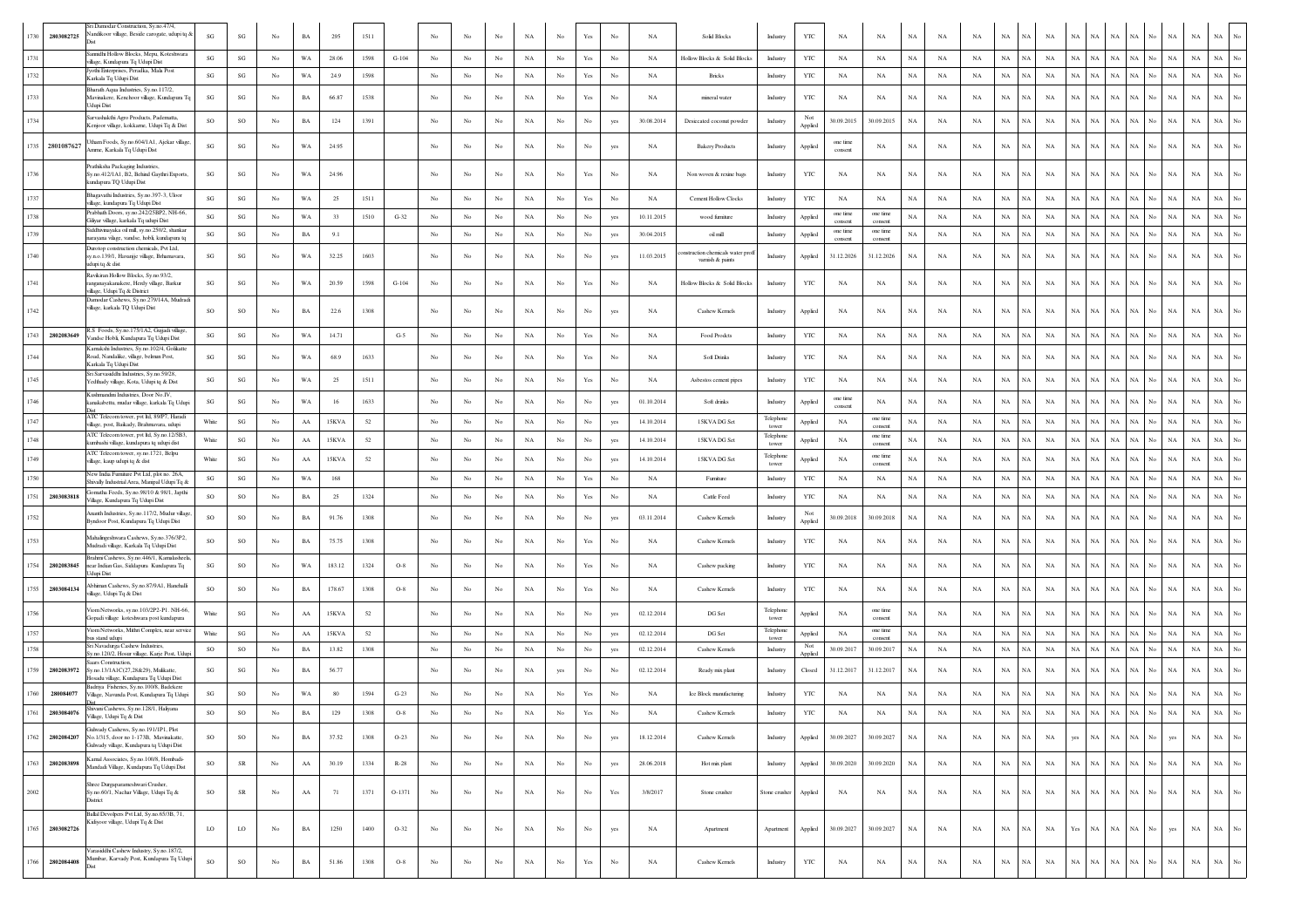| | | | | | | | | | | | | | | | | | | | | | | | | | | | | | | | | | | | | | |
|---|---|---|---|---|---|---|---|---|---|---|---|---|---|---|---|---|---|---|---|---|---|---|---|---|---|---|---|---|---|---|---|---|---|---|---|---|---|
| 1730 | 2803082725 | Sri Damodar Construction, Sy.no.47/4, Nandikoor village, Beside carogate, udupi tq & Dist | SG | SG | No | BA | 295 | 1511 | | No | No | No | NA | No | Yes | No | NA | Solid Blocks | Industry | YTC | NA | NA | NA | NA | NA | NA | NA | NA | NA | NA | NA | NA | No | NA | NA | NA | No |
| 1731 | | Samudhi Hollow Blocks, Mepu, Koteshwara village, Kundapura Tq Udupi Dist | SG | SG | No | WA | 28.06 | 1598 | G-104 | No | No | No | NA | No | Yes | No | NA | Hollow Blocks & Solid Blocks | Industry | YTC | NA | NA | NA | NA | NA | NA | NA | NA | NA | NA | NA | NA | No | NA | NA | NA | No |
| 1732 | | Jyothi Enterprises, Peradka, Mala Post Karkala Tq Udupi Dist | SG | SG | No | WA | 24.9 | 1598 | | No | No | No | NA | No | Yes | No | NA | Bricks | Industry | YTC | NA | NA | NA | NA | NA | NA | NA | NA | NA | NA | NA | NA | No | NA | NA | NA | No |
| 1733 | | Bharath Aqua Industries, Sy.no.117/2, Mavinakere, Kenchoor village, Kundapura Tq Udupi Dist | SG | SG | No | BA | 66.87 | 1538 | | No | No | No | NA | No | Yes | No | NA | mineral water | Industry | YTC | NA | NA | NA | NA | NA | NA | NA | NA | NA | NA | NA | NA | No | NA | NA | NA | No |
| 1734 | | Sarvasiddhi Agro Products, Pademutta, Kenjoor village, kokkarne, Udupi Tq & Dist | SO | SO | No | BA | 124 | 1391 | | No | No | No | NA | No | No | yes | 30.08.2014 | Desiccated coconut powder | Industry | Not Applied | 30.09.2015 | 30.09.2015 | NA | NA | NA | NA | NA | NA | NA | NA | NA | NA | No | NA | NA | NA | No |
| 1735 | 2801087627 | Uthum Foods, Sy.no.604/1A1, Ajekar village, Amme, Karkala Tq Udupi Dist | SG | SG | No | WA | 24.95 | | | No | No | No | NA | No | No | yes | NA | Bakery Products | Industry | Applied | one time consent | NA | NA | NA | NA | NA | NA | NA | NA | NA | NA | NA | No | NA | NA | NA | No |
| 1736 | | Prathiksha Packaging Industries, Sy.no.412/1A1, B2, Behind Gaythri Exports, kundapura TQ Udupi Dist | SG | SG | No | WA | 24.96 | | | No | No | No | NA | No | Yes | No | NA | Non woven & rexine bags | Industry | YTC | NA | NA | NA | NA | NA | NA | NA | NA | NA | NA | NA | NA | No | NA | NA | NA | No |
| 1737 | | Bhagavathi Industries, Sy.no.397-3, Uloor village, kundapura Tq Udupi Dist | SG | SG | No | WA | 25 | 1511 | | No | No | No | NA | No | Yes | No | NA | Cement Hollow Clocks | Industry | YTC | NA | NA | NA | NA | NA | NA | NA | NA | NA | NA | NA | NA | No | NA | NA | NA | No |
| 1738 | | Prabhath Doors, sy.no.242/25BP2, NH-66, Giliyar village, karkala Tq udupi Dist | SG | SG | No | WA | 33 | 1510 | G-32 | No | No | No | NA | No | No | yes | 10.11.2015 | wood furniture | Industry | Applied | one time consent | one time consent | NA | NA | NA | NA | NA | NA | NA | NA | NA | NA | No | NA | NA | NA | No |
| 1739 | | Siddhivinayaka oil mill, sy.no.250/2, shankar narayana village, vandse, hobli, kundapura tq | SG | SG | No | BA | 9.1 | | | No | No | No | NA | No | No | yes | 30.04.2015 | oil mill | Industry | Applied | one time consent | one time consent | NA | NA | NA | NA | NA | NA | NA | NA | NA | NA | No | NA | NA | NA | No |
| 1740 | | Durotop construction chemicals, Pvt Ltd, sy.no.139/1, Havanje village, Brhamavara, udupi tq & dist | SG | SG | No | WA | 32.25 | 1603 | | No | No | No | NA | No | No | yes | 11.03.2015 | construction chemicals water proff varnish & paints | Industry | Applied | 31.12.2026 | 31.12.2026 | NA | NA | NA | NA | NA | NA | NA | NA | NA | NA | No | NA | NA | NA | No |
| 1741 | | Ravikiran Hollow Blocks, Sy.no.93/2, ranganayakanakere, Herdy village, Barkur village, Udupi Tq & District | SG | SG | No | WA | 20.59 | 1598 | G-104 | No | No | No | NA | No | Yes | No | NA | Hollow Blocks & Solid Blocks | Industry | YTC | NA | NA | NA | NA | NA | NA | NA | NA | NA | NA | NA | NA | No | NA | NA | NA | No |
| 1742 | | Damodar Cashews, Sy.no.279/14A, Mudradi village, karkala TQ Udupi Dist | SO | SO | No | BA | 22.6 | 1308 | | No | No | No | NA | No | No | yes | NA | Cashew Kernels | Industry | Applied | NA | NA | NA | NA | NA | NA | NA | NA | NA | NA | NA | NA | No | NA | NA | NA | No |
| 1743 | 2802083649 | R.S. Foods, Sy.no.175/1A2, Gujjadi village, Vandse Hobli, Kundapura Tq Udupi Dist | SG | SG | No | WA | 14.71 | | G-5 | No | No | No | NA | No | Yes | No | NA | Food Prodcts | Industry | YTC | NA | NA | NA | NA | NA | NA | NA | NA | NA | NA | NA | NA | No | NA | NA | NA | No |
| 1744 | | Kamakshi Industries, Sy.no.102/4, Golikatte Road, Nandalike, village, belman Post, Karkala Tq Udupi Dist | SG | SG | No | WA | 68.9 | 1633 | | No | No | No | NA | No | Yes | No | NA | Soft Drinks | Industry | YTC | NA | NA | NA | NA | NA | NA | NA | NA | NA | NA | NA | NA | No | NA | NA | NA | No |
| 1745 | | Sri Sarvasiddhi Industries, Sy.no.59/28, Yedthady village, Kota, Udupi tq & Dist | SG | SG | No | WA | 25 | 1511 | | No | No | No | NA | No | Yes | No | NA | Asbestos cement pipes | Industry | YTC | NA | NA | NA | NA | NA | NA | NA | NA | NA | NA | NA | NA | No | NA | NA | NA | No |
| 1746 | | Krishnanalini Industries, Door No.IV, kanakabettu, mudar village, karkala Tq Udupi Dist | SG | SG | No | WA | 16 | 1633 | | No | No | No | NA | No | No | yes | 01.10.2014 | Soft drinks | Industry | Applied | one time consent | NA | NA | NA | NA | NA | NA | NA | NA | NA | NA | NA | No | NA | NA | NA | No |
| 1747 | | ATC Telecom tower, pvt ltd, 89/P7, Harady village, post, Baikady, Brahmavara, udupi | White | SG | No | AA | 15KVA | 52 | | No | No | No | NA | No | No | yes | 14.10.2014 | 15KVA DG Set | Telephone tower | Applied | NA | one time consent | NA | NA | NA | NA | NA | NA | NA | NA | NA | NA | No | NA | NA | NA | No |
| 1748 | | ATC Telecom tower, pvt ltd, Sy.no.12/5B3, kumbashi village, kundapura tq udupi dist | White | SG | No | AA | 15KVA | 52 | | No | No | No | NA | No | No | yes | 14.10.2014 | 15KVA DG Set | Telephone tower | Applied | NA | one time consent | NA | NA | NA | NA | NA | NA | NA | NA | NA | NA | No | NA | NA | NA | No |
| 1749 | | ATC Telecom tower, sy.no.1721, Belpu village, kaup tudupi tq & dist | White | SG | No | AA | 15KVA | 52 | | No | No | No | NA | No | No | yes | 14.10.2014 | 15KVA DG Set | Telephone tower | Applied | NA | one time consent | NA | NA | NA | NA | NA | NA | NA | NA | NA | NA | No | NA | NA | NA | No |
| 1750 | | New India Furniture Pvt Ltd, plot no. 26A, Shivally Industrial Area, Manipal Udupi Tq & | SG | SG | No | WA | 168 | | | No | No | No | NA | No | Yes | No | NA | Furniture | Industry | YTC | NA | NA | NA | NA | NA | NA | NA | NA | NA | NA | NA | NA | No | NA | NA | NA | No |
| 1751 | 2803083818 | Gomatha Feeds, Sy.no.98/10 & 98/1, Japthi Village, Kundapura Tq Udupi Dist | SO | SO | No | BA | 25 | 1324 | | No | No | No | NA | No | Yes | No | NA | Cattle Feed | Industry | YTC | NA | NA | NA | NA | NA | NA | NA | NA | NA | NA | NA | NA | No | NA | NA | NA | No |
| 1752 | | Ananth Industries, Sy.no.117/2, Mudur village, Byndoor Post, Kundapura Tq Udupi Dist | SO | SO | No | BA | 91.76 | 1308 | | No | No | No | NA | No | No | yes | 03.11.2014 | Cashew Kernels | Industry | Not Applied | 30.09.2018 | 30.09.2018 | NA | NA | NA | NA | NA | NA | NA | NA | NA | NA | No | NA | NA | NA | No |
| 1753 | | Mahalingeshwara Cashews, Sy.no.376/3P2, Mudradi village, Karkala Tq Udupi Dist | SO | SO | No | BA | 75.75 | 1308 | | No | No | No | NA | No | Yes | No | NA | Cashew Kernels | Industry | YTC | NA | NA | NA | NA | NA | NA | NA | NA | NA | NA | NA | NA | No | NA | NA | NA | No |
| 1754 | 2802083845 | Brahmi Cashews, Sy.no.446/1, Kamalasheela, near Indian Gas, Siddapura Kundapura Tq Udupi Dist | SG | SO | No | WA | 183.12 | 1324 | O-8 | No | No | No | NA | No | Yes | No | NA | Cashew packing | Industry | YTC | NA | NA | NA | NA | NA | NA | NA | NA | NA | NA | NA | NA | No | NA | NA | NA | No |
| 1755 | 2803084134 | Abhiman Cashews, Sy.no.87/9A1, Hunehalli village, Udupi Tq & Dist | SO | SO | No | BA | 178.67 | 1308 | O-8 | No | No | No | NA | No | Yes | No | NA | Cashew Kernels | Industry | YTC | NA | NA | NA | NA | NA | NA | NA | NA | NA | NA | NA | NA | No | NA | NA | NA | No |
| 1756 | | Viom Networks, sy.no.103/2P2-P1. NH-66, Gopadi village koteshwara post kundapura | White | SG | No | AA | 15KVA | 52 | | No | No | No | NA | No | No | yes | 02.12.2014 | DG Set | Telephone tower | Applied | NA | one time consent | NA | NA | NA | NA | NA | NA | NA | NA | NA | NA | No | NA | NA | NA | No |
| 1757 | | Viom Networks, Mithri Complex, near service bus stand udupi | White | SG | No | AA | 15KVA | 52 | | No | No | No | NA | No | No | yes | 02.12.2014 | DG Set | Telephone tower | Applied | NA | one time consent | NA | NA | NA | NA | NA | NA | NA | NA | NA | NA | No | NA | NA | NA | No |
| 1758 | | Sri Navadurga Cashew Industries, Sy.no.120/2, Hosur village, Karje Post, Udupi | SO | SO | No | BA | 13.82 | 1308 | | No | No | No | NA | No | No | yes | 02.12.2014 | Cashew Kernels | Industry | Not Applied | 30.09.2017 | 30.09.2017 | NA | NA | NA | NA | NA | NA | NA | NA | NA | NA | No | NA | NA | NA | No |
| 1759 | 2802083972 | Saars Construction, Sy.no.13/1A1C(27,28&29), Mulikatte, Hosadu village, Kundapura Tq Udupi Dist | SG | SG | No | BA | 56.77 | | | No | No | No | NA | yes | No | No | 02.12.2014 | Ready mix plant | Industry | Closed | 31.12.2017 | 31.12.2017 | NA | NA | NA | NA | NA | NA | NA | NA | NA | NA | No | NA | NA | NA | No |
| 1760 | 280084077 | Badriya Fisheries, Sy.no.100/6, Badekere Village, Navunda Post, Kundapura Tq Udupi Dist | SG | SO | No | WA | 80 | 1594 | G-23 | No | No | No | NA | No | Yes | No | NA | Ice Block manufacturing | Industry | YTC | NA | NA | NA | NA | NA | NA | NA | NA | NA | NA | NA | NA | No | NA | NA | NA | No |
| 1761 | 2803084076 | Shivani Cashews, Sy.no 128/1, Haliyana Village, Udupi Tq & Dist | SO | SO | No | BA | 129 | 1308 | O-8 | No | No | No | NA | No | Yes | No | NA | Cashew Kernels | Industry | YTC | NA | NA | NA | NA | NA | NA | NA | NA | NA | NA | NA | NA | No | NA | NA | NA | No |
| 1762 | 2802084072 | Gulwady Cashews, Sy.no.191/1P1, Plot No.1/315, door no 1-173B, Mavinakatte, Gulwady village, Kundapura tq Udupi Dist | SO | SO | No | BA | 37.52 | 1308 | O-23 | No | No | No | NA | No | No | yes | 18.12.2014 | Cashew Kernels | Industry | Applied | 30.09.2027 | 30.09.2027 | NA | NA | NA | NA | NA | NA | yes | NA | NA | NA | No | yes | NA | NA | No |
| 1763 | 2802083898 | Kamal Associates, Sy.no.100/8, Hombadi-Mandadi Village, Kundapura Tq Udupi Dist | SO | SR | No | AA | 30.19 | 1334 | R-28 | No | No | No | NA | No | No | yes | 28.06.2018 | Hot mix plant | Industry | Applied | 30.09.2020 | 30.09.2020 | NA | NA | NA | NA | NA | NA | NA | NA | NA | NA | No | NA | NA | NA | No |
| 2002 | | Shree Durgaparameshwari Crusher, Sy.no.60/1, Nachar Village, Udupi Tq & District | SO | SR | No | AA | 71 | 1371 | O-1371 | No | No | No | NA | No | No | Yes | 3/8/2017 | Stone crusher | Stone crusher | Applied | NA | NA | NA | NA | NA | NA | NA | NA | NA | NA | NA | NA | No | NA | NA | NA | No |
| 1765 | 2803082726 | Ballal Devolpers Pvt Ltd, Sy.no.65/3B, 71, Kidiyoor village, Udupi Tq & Dist | LO | LO | No | BA | 1250 | 1400 | O-32 | No | No | No | NA | No | No | yes | NA | Apartment | Apartment | Applied | 30.09.2027 | 30.09.2027 | NA | NA | NA | NA | NA | NA | Yes | NA | NA | NA | No | yes | NA | NA | No |
| 1766 | 2802084408 | Varasiddhi Cashew Industry, Sy.no.187/2, Mumbar, Karvady Post, Kundapura Tq Udupi Dist | SO | SO | No | BA | 51.86 | 1308 | O-8 | No | No | No | NA | No | Yes | No | NA | Cashew Kernels | Industry | YTC | NA | NA | NA | NA | NA | NA | NA | NA | NA | NA | NA | NA | No | NA | NA | NA | No |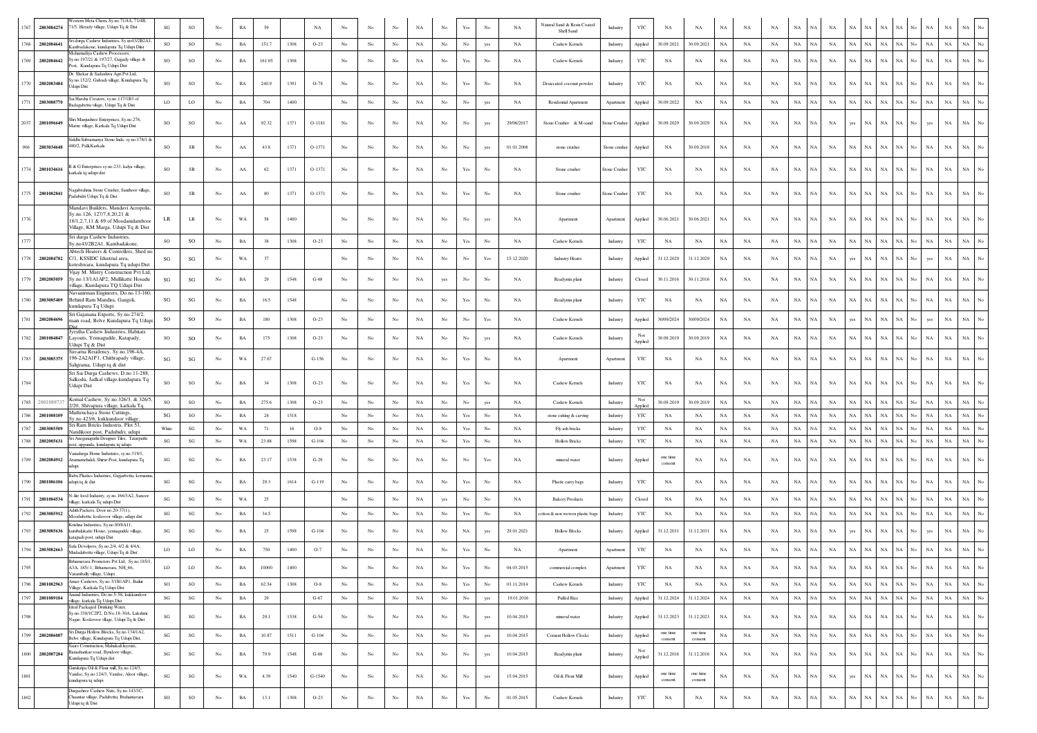| | | | | | | | | | | | | | | | | | | | | | | | | | | | | | | | | | | | | | | |
|---|---|---|---|---|---|---|---|---|---|---|---|---|---|---|---|---|---|---|---|---|---|---|---|---|---|---|---|---|---|---|---|---|---|---|---|---|---|---|
| 1767 | 2803084274 | Western Metra Chem, Sy.no.71/4A, 71/4B, 71/5. Heradly village, Udupi Tq & Dist | SG | SO | No | BA | 59 | | NA | No | No | No | NA | No | Yes | No | NA | Natural Sand & Resin Coated Shell Sand | Industry | YTC | NA | NA | NA | NA | NA | NA | NA | NA | NA | NA | NA | NA | No | NA | NA | NA | No |
| 1768 | 2802084641 | Sri durga Cashew Industries, Sy.no43/2B2A1, Kambadakone, kundapura Tq Udupi Dist | SO | SO | No | BA | 151.7 | 1308 | O-23 | No | No | No | NA | No | No | yes | NA | Cashew Kernels | Industry | Applied | 30.09.2021 | 30.09.2021 | NA | NA | NA | NA | NA | NA | NA | NA | NA | NA | NA | No | NA | NA | NA | No |
| 1769 | 2802084642 | Mohamadiya Cashew Processors, Sy.no.197/21 & 197/27, Gujjady village & Post, Kundapura Tq Udupi Dist | SO | SO | No | BA | 161.05 | 1308 | | No | No | No | NA | No | Yes | No | NA | Cashew Kernels | Industry | YTC | NA | NA | NA | NA | NA | NA | NA | NA | NA | NA | NA | NA | No | NA | NA | NA | No |
| 1770 | 2802083484 | Dr. Shekar & Sadashiva Agri Pvt Ltd, Sy.no.152/2, Gulvadi village, Kundapura Tq Udupi Dist | SO | SO | No | BA | 240.9 | 1391 | O-78 | No | No | No | NA | No | Yes | No | NA | Desiccated coconut powder | Industry | YTC | NA | NA | NA | NA | NA | NA | NA | NA | NA | NA | NA | NA | No | NA | NA | NA | No |
| 1771 | 2803088770 | Sai Harsha Creaters, sy.no.117/1B3 of Badagabettu vilage, Udupi Tq & Dist | LO | LO | No | BA | 704 | 1400 | | No | No | No | NA | No | No | yes | NA | Residential Apartment | Apartment | Applied | 30.09.2022 | NA | NA | NA | NA | NA | NA | NA | NA | NA | NA | NA | NA | No | NA | NA | NA | No |
| 2037 | 2801096649 | Shri Manjushree Enterprises, Sy.no.276, Marne village, Karkala Tq Udupi Dist | SO | SO | No | AA | 92.32 | 1371 | O-1181 | No | No | No | NA | No | No | yes | 29/08/2017 | Stone Crusher & M-sand | Stone Crusher | Applied | 30.09.2029 | 30.09.2029 | NA | NA | NA | NA | NA | NA | NA | yes | NA | NA | NA | No | yes | NA | NA | No |
| 906 | 2803034648 | Siddhi Subramanya Stone Inds, sy.no.178/1 & 480/2, Palli,Karkala | SO | SR | No | AA | 43.8 | 1371 | O-1371 | No | No | No | NA | No | No | yes | 01.01.2008 | stone crusher | Stone crusher | Applied | NA | 30.09.2018 | NA | NA | NA | NA | NA | NA | NA | NA | NA | NA | NA | No | NA | NA | NA | No |
| 1774 | 2801034616 | R & G Enterprises sy.no.233, kalya village, karkala tq udupi dist | SO | SR | No | AA | 62 | 1371 | O-1371 | No | No | No | NA | No | Yes | No | NA | Stone crusher | Stone Crusher | YTC | NA | NA | NA | NA | NA | NA | NA | NA | NA | NA | NA | NA | NA | No | NA | NA | NA | No |
| 1775 | 2801082841 | Nagabrahma Stone Crusher, Santhoor village, Padubidri Udupi Tq & Dist | SO | SR | No | AA | 80 | 1371 | O-1371 | No | No | No | NA | No | Yes | No | NA | Stone crusher | Stone Crusher | YTC | NA | NA | NA | NA | NA | NA | NA | NA | NA | NA | NA | NA | NA | No | NA | NA | NA | No |
| 1776 | | Mandavi Builders, Mandavi Acropolis, Sy.no.126, 127/7,8,20,21 & 18/1,2,7,11 & 69 of Moodanidamboor Village, KM Marga, Udupi Tq & Dist | LR | LR | No | WA | 58 | 1400 | | No | No | No | NA | No | No | yes | NA | Apartment | Apartment | Applied | 30.06.2021 | 30.06.2021 | NA | NA | NA | NA | NA | NA | NA | NA | NA | NA | NA | No | NA | NA | NA | No |
| 1777 | | Sri durga Cashew Industries, Sy.no43/2B2A1, Kambadakone, | SO | SO | No | BA | 38 | 1308 | O-23 | No | No | No | NA | No | Yes | No | NA | Cashew Kernels | Industry | YTC | NA | NA | NA | NA | NA | NA | NA | NA | NA | NA | NA | NA | NA | No | NA | NA | NA | No |
| 1778 | 2802084782 | Abtech Heaters & Controllers, Shed no C/1, KSSIDC Idustrial area, koteshwara, kundapura tq udupi Dist | SG | SG | No | WA | 37 | | | No | No | No | NA | No | No | Yes | 15.12.2020 | Industry Heaters | Industry | Applied | 31.12.2029 | 31.12.2029 | NA | NA | NA | NA | NA | NA | NA | yes | NA | NA | NA | No | yes | NA | NA | No |
| 1779 | 2802085059 | Vijay M. Mistry Construction Pvt Ltd, Sy.no.13/1A1AP2, Mullikatte Hosadu village, Kundapura TQ Udupi Dist | SG | SG | No | BA | 29 | 1548 | G-68 | No | No | No | NA | yes | No | No | NA | Readymix plant | Industry | Closed | 30.11.2016 | 30.11.2016 | NA | NA | NA | NA | NA | NA | NA | NA | NA | NA | NA | No | NA | NA | NA | No |
| 1780 | 2803085409 | Navanirman Engineers, Do.no.13-160, Behind Ram Mandira, Gangoli, kundapura Tq Udupi | SG | SG | No | BA | 16.5 | 1548 | | No | No | No | NA | No | Yes | No | NA | Readymix plant | Industry | YTC | NA | NA | NA | NA | NA | NA | NA | NA | NA | NA | NA | NA | NA | No | NA | NA | NA | No |
| 1781 | 2802084696 | Sri Gajanana Exports, Sy.no.274/2, main road, Belve Kundapura Tq Udupi Dist | SO | SO | No | BA | 180 | 1308 | O-23 | No | No | No | NA | No | No | Yes | NA | Cashew Kernels | Industry | Applied | 30/09/2024 | 30/09/2024 | NA | NA | NA | NA | NA | NA | NA | yes | NA | NA | NA | No | yes | NA | NA | No |
| 1782 | 2801084847 | Jyestha Cashew Industries, Habitats Layouts, Yennagudde, Katapady, Udupi Tq & Dist | SO | SO | No | BA | 175 | 1308 | O-23 | No | No | No | NA | No | No | yes | NA | Cashew Kernels | Industry | Not Applied | 30.09.2019 | 30.09.2019 | NA | NA | NA | NA | NA | NA | NA | NA | NA | NA | NA | No | NA | NA | NA | No |
| 1783 | 2803085375 | Suvarna Residency, Sy.no.196-4A, 196-2A2A1P1, Chitrapady village, Saligrama, Udupi tq & dist | SG | SG | No | WA | 27.67 | 1308 | G-156 | No | No | No | NA | No | Yes | No | NA | Apartment | Apartment | YTC | NA | NA | NA | NA | NA | NA | NA | NA | NA | NA | NA | NA | NA | No | NA | NA | NA | No |
| 1784 | | Sri Sai Durga Cashews, D.no.11-288, Salkodu, Jadkal village,kundapura Tq Udupi Dist | SO | SO | No | BA | 34 | 1308 | O-23 | No | No | No | NA | No | Yes | No | NA | Cashew Kernels | Industry | YTC | NA | NA | NA | NA | NA | NA | NA | NA | NA | NA | NA | NA | NA | No | NA | NA | NA | No |
| 1785 | 2801088737 | Komal Cashew, Sy.no.326/3, & 326/5, 2/20, Shivapura village, karkala Tq | SO | SO | No | BA | 275.6 | 1308 | O-23 | No | No | No | NA | No | No | yes | NA | Cashew Kernels | Industry | Not Applied | 30.09.2019 | 30.09.2019 | NA | NA | NA | NA | NA | NA | NA | NA | NA | NA | NA | No | NA | NA | NA | No |
| 1786 | 2801088109 | Mathruchaya Stone Cuttings, Sy.no.423/6, kukkundoor village, | SG | SO | No | BA | 24 | 1518 | | No | No | No | NA | No | Yes | No | NA | stone cutting & carving | Industry | YTC | NA | NA | NA | NA | NA | NA | NA | NA | NA | NA | NA | NA | NA | No | NA | NA | NA | No |
| 1787 | 2803085509 | Sri Ram Bricks Industrie, Plot 53, Nandikoor post, Padubidri, udupi | White | SG | No | WA | 71 | 16 | O-8 | No | No | No | NA | No | Yes | No | NA | Fly ash bricks | Industry | YTC | NA | NA | NA | NA | NA | NA | NA | NA | NA | NA | NA | NA | NA | No | NA | NA | NA | No |
| 1788 | 2802085631 | Sri Anegampathi Designer Tiles, Tatarpathi post, uppunda, kundapura tq udupi | SG | SG | No | WA | 23.88 | 1598 | G-104 | No | No | No | NA | No | Yes | No | NA | Hollow Bricks | Industry | YTC | NA | NA | NA | NA | NA | NA | NA | NA | NA | NA | NA | NA | NA | No | NA | NA | NA | No |
| 1789 | 2802084912 | Varadurga Home Industries, sy.no.318/1, Aramamehakli, Shirur Post, kundapura Tq udupi | SG | SG | No | BA | 23.17 | 1538 | G-29 | No | No | No | NA | No | No | Yes | NA | mineral water | Industry | Applied | one time consent | NA | NA | NA | NA | NA | NA | NA | NA | NA | NA | NA | NA | No | NA | NA | NA | No |
| 1790 | 2801086106 | Babu Plastics Industries, Gujjarbettu, kernanna, udupi tq & dist | SG | SG | No | BA | 29.3 | 1614 | G-119 | No | No | No | NA | No | Yes | No | NA | Plastic carry bags | Industry | YTC | NA | NA | NA | NA | NA | NA | NA | NA | NA | NA | NA | NA | NA | No | NA | NA | NA | No |
| 1791 | 2801084534 | N-hie food Industry, sy.no.166/3A2, Sanoor village, karkala Tq udupi Dist | SG | SG | No | WA | 25 | | | No | No | No | NA | yes | No | No | NA | Bakery Products | Industry | Closed | NA | NA | NA | NA | NA | NA | NA | NA | NA | NA | NA | NA | NA | No | NA | NA | NA | No |
| 1792 | 2803085912 | Adith Packers, Door no 20-37(1), Moodubettu, kodavoor village, udupi dist | SG | SG | No | BA | 34.5 | | | No | No | No | NA | No | Yes | No | NA | cotton & non wowen plastic bags | Industry | YTC | NA | NA | NA | NA | NA | NA | NA | NA | NA | NA | NA | NA | NA | No | NA | NA | NA | No |
| 1793 | 2803085636 | Krishna Industries, Sy.no.80/8A11, kumbalakatte House, yennagudde village, katapadi post, udupi Dist | SG | SG | No | BA | 25 | 1598 | G-104 | No | No | No | NA | No | NA | yes | 29.01.2021 | Hollow Blocks | Industry | Applied | 31.12.2031 | 31.12.2031 | NA | NA | NA | NA | NA | NA | NA | yes | NA | NA | NA | No | yes | NA | NA | No |
| 1794 | 2803082663 | Safa Devolpers, Sy.no.2/4, 4/2 & 4/4A, Mudaalabettu village, Udupi Tq & Dist | LO | LO | No | BA | 750 | 1400 | O-7 | No | No | No | NA | No | Yes | No | NA | Apartment | Apartment | YTC | NA | NA | NA | NA | NA | NA | NA | NA | NA | NA | NA | NA | NA | No | NA | NA | NA | No |
| 1795 | | Brhamavara Promotors Pvt Ltd, Sy.no.185/1, A3A, 185/-1, Bhamavara, NH_66, Varambally village, Udupi | LO | LO | No | BA | 10000 | 1400 | | No | No | No | NA | No | Yes | No | 04.03.2015 | commercial complex | Apartment | YTC | NA | NA | NA | NA | NA | NA | NA | NA | NA | NA | NA | NA | NA | No | NA | NA | NA | No |
| 1796 | 2801082963 | Arnav Cashews, Sy.no.3/1B1AP1, Bailur Village, Karkala Tq Udupi Dist | SO | SO | No | BA | 62.54 | 1308 | O-8 | No | No | No | NA | No | Yes | No | 03.11.2014 | Cashew Kernels | Industry | YTC | NA | NA | NA | NA | NA | NA | NA | NA | NA | NA | NA | NA | NA | No | NA | NA | NA | No |
| 1797 | 2801089184 | Anand Industries, Do.no.5-58, kukkundoor village, karkala Tq Udupi Dist | SG | SG | No | BA | 29 | | G-67 | No | No | No | NA | No | No | yes | 19.01.2016 | Puffed Rice | Industry | Applied | 31.12.2024 | 31.12.2024 | NA | NA | NA | NA | NA | NA | NA | NA | NA | NA | NA | No | NA | NA | NA | No |
| 1798 | | Ideal Packaged Drinking Water, Sy.no.338/1C2P2, D.No.18-30A, Lakshmi Nagar, Kodavoor vilage, Udupi Tq & Dist | SG | SG | No | BA | 29.1 | 1538 | G-54 | No | No | No | NA | No | No | yes | 10.04.2015 | mineral water | Industry | Applied | 31.12.2023 | 31.12.2023 | NA | NA | NA | NA | NA | NA | NA | NA | NA | NA | NA | No | NA | NA | NA | No |
| 1799 | 2802086087 | Sri Durga Hollow Blocks, Sy.no.134/1A2, Belve village, Kundapura Tq Udupi Dist, | SG | SG | No | BA | 10.87 | 1511 | G-104 | No | No | No | NA | No | No | yes | 10.04.2015 | Cement Hollow Clocks | Industry | Applied | one time consent | one time consent | NA | NA | NA | NA | NA | NA | NA | NA | NA | NA | NA | No | NA | NA | NA | No |
| 1800 | 2802087284 | Saani Construction, Malukadi layouts, Banashankar road, Byndoor village, Kundapura Tq Udupi dist | SG | SG | No | BA | 79.9 | 1548 | G-68 | No | No | No | NA | No | No | yes | 10.04.2015 | Readymix plant | Industry | Not Applied | 31.12.2016 | 31.12.2016 | NA | NA | NA | NA | NA | NA | NA | NA | NA | NA | NA | No | NA | NA | NA | No |
| 1801 | | Gurukripa Oil & Flour mill, Sy.no.124/3, Vandse, Sy.no.124/3, Vandse, Aloor village, kundapura tq udupi | SG | SG | No | WA | 4.39 | 1540 | G-1540 | No | No | No | NA | No | No | yes | 15.04.2015 | Oil & Flour Mill | Industry | Applied | one time consent | one time consent | NA | NA | NA | NA | NA | NA | NA | yes | NA | NA | NA | No | NA | NA | NA | No |
| 1802 | | Durgashree Cashew Nuts, Sy.no.143/1C, Cheantar village, Padubettu, Brahamavara Udupi tq & Dist | SO | SO | No | BA | 13.1 | 1308 | O-23 | No | No | No | NA | No | Yes | No | 01.05.2015 | Cashew Kernels | Industry | YTC | NA | NA | NA | NA | NA | NA | NA | NA | NA | NA | NA | NA | NA | No | NA | NA | NA | No |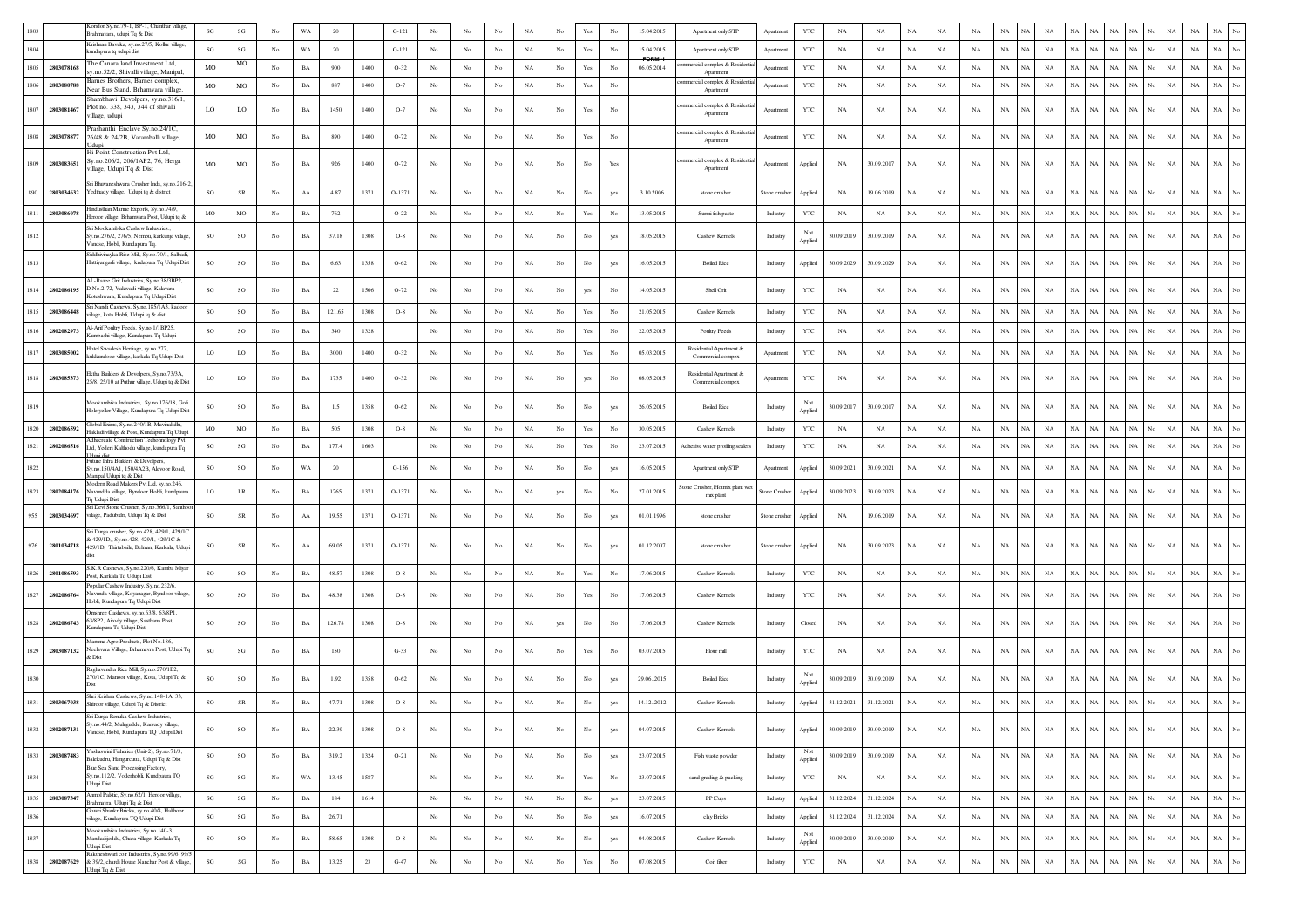| | | | | | | | | | | | | | | | | | | | | | | | | | | | | | | | | | | | | | | | | |
|---|---|---|---|---|---|---|---|---|---|---|---|---|---|---|---|---|---|---|---|---|---|---|---|---|---|---|---|---|---|---|---|---|---|---|---|---|---|---|---|---|
| 1803 | | Kondor Sy.no.79-1, BP-1, Chanthar village, Brahmavara, udupi Tq & Dist | SG | SG | No | WA | 20 | | G-121 | No | No | No | NA | No | Yes | No | 15.04.2015 | Apartment only STP | Apartment | YTC | NA | NA | NA | NA | NA | NA | NA | NA | NA | NA | NA | NA | NA | NA | NA | No | NA | NA | NA | No |
| 1804 | | Krishnan Bavaka, sy.no.27/5, Kollur village, kundapura tq udupi dist | SG | SG | No | WA | 20 | | G-121 | No | No | No | NA | No | Yes | No | 15.04.2015 | Apartment only STP | Apartment | YTC | NA | NA | NA | NA | NA | NA | NA | NA | NA | NA | NA | NA | NA | NA | NA | No | NA | NA | NA | No |
| 1805 | 2803078168 | The Canara land Investment Ltd, sy.no.52/2, Shivalli village, Manipal, | MO | MO | No | BA | 900 | 1400 | O-32 | No | No | No | NA | No | Yes | No | 06.05.2014 | commercial complex & Residential Apartment | Apartment | YTC | NA | NA | NA | NA | NA | NA | NA | NA | NA | NA | NA | NA | NA | NA | NA | No | NA | NA | NA | No |
| 1806 | 2803080780 | Barnes Brothers, Barnes complex, Near Bus Stand, Brhamvara village, | MO | MO | No | BA | 887 | 1400 | O-7 | No | No | No | NA | No | Yes | No | | commercial complex & Residential Apartment | Apartment | YTC | NA | NA | NA | NA | NA | NA | NA | NA | NA | NA | NA | NA | NA | NA | NA | No | NA | NA | NA | No |
| 1807 | 2803081467 | Shambhavi Devolpers, sy.no.316/1, Plot no. 338, 343, 344 of shivalli village, udupi | LO | LO | No | BA | 1450 | 1400 | O-7 | No | No | No | NA | No | Yes | No | | commercial complex & Residential Apartment | Apartment | YTC | NA | NA | NA | NA | NA | NA | NA | NA | NA | NA | NA | NA | NA | NA | NA | No | NA | NA | NA | No |
| 1808 | 2803078877 | Prashanthi Enclave Sy.no.24/1C, 26/48 & 24/2B, Varamballi village, Udupi | MO | MO | No | BA | 890 | 1400 | O-72 | No | No | No | NA | No | Yes | No | | commercial complex & Residential Apartment | Apartment | YTC | NA | NA | NA | NA | NA | NA | NA | NA | NA | NA | NA | NA | NA | NA | NA | No | NA | NA | NA | No |
| 1809 | 2803083651 | Hi-Point Construction Pvt Ltd, Sy.no.206/2, 206/1AP2, 76, Herga village, Udupi Tq & Dist | MO | MO | No | BA | 926 | 1400 | O-72 | No | No | No | NA | No | No | Yes | | commercial complex & Residential Apartment | Apartment | Applied | NA | 30.09.2017 | NA | NA | NA | NA | NA | NA | NA | NA | NA | NA | NA | NA | NA | No | NA | NA | NA | No |
| 890 | 2803034632 | Sri Bhuvaneshwara Crusher Inds, sy.no.216-2, Yedthady village. Udupi tq & district | SO | SR | No | AA | 4.87 | 1371 | O-1371 | No | No | No | NA | No | No | yes | 3.10.2006 | stone crusher | Stone crusher | Applied | NA | 19.06.2019 | NA | NA | NA | NA | NA | NA | NA | NA | NA | NA | NA | NA | NA | No | NA | NA | NA | No |
| 1811 | 2803086078 | Hindusthan Marine Exports, Sy.no.74/9, Heroor village, Brhamvara Post, Udupi tq & | MO | MO | No | BA | 762 | | O-22 | No | No | No | NA | No | Yes | No | 13.05.2015 | Surmi fish paste | Industry | YTC | NA | NA | NA | NA | NA | NA | NA | NA | NA | NA | NA | NA | NA | NA | NA | No | NA | NA | NA | No |
| 1812 | | Sri Mookambika Cashew Industries, Sy.no.276/2, 276/5, Nempu, karkunje village, Vandse, Hobli, Kundapura Tq | SO | SO | No | BA | 37.18 | 1308 | O-8 | No | No | No | NA | No | No | yes | 18.05.2015 | Cashew Kernels | Industry | Not Applied | 30.09.2019 | 30.09.2019 | NA | NA | NA | NA | NA | NA | NA | NA | NA | NA | NA | NA | NA | No | NA | NA | NA | No |
| 1813 | | Siddhivinayka Rice Mill, Sy.no.70/1, Salbadi, Hattiyangadi village,, kndapura Tq Udupi Dist | SO | SO | No | BA | 6.63 | 1358 | O-62 | No | No | No | NA | No | No | yes | 16.05.2015 | Boiled Rice | Industry | Applied | 30.09.2029 | 30.09.2029 | NA | NA | NA | NA | NA | NA | NA | NA | NA | NA | NA | NA | NA | No | NA | NA | NA | No |
| 1814 | 2802086195 | AL-Razee Grit Industries, Sy.no.38/3BP2, D.No.2-72, Vakwadi village, Kuloora Koteshwara, Kundapura Tq Udupi Dist | SG | SO | No | BA | 22 | 1506 | O-72 | No | No | No | NA | No | yes | No | 14.05.2015 | Shell Grit | Industry | YTC | NA | NA | NA | NA | NA | NA | NA | NA | NA | NA | NA | NA | NA | NA | NA | No | NA | NA | NA | No |
| 1815 | 2803086448 | Sri Nandi Cashews, Sy.no.185/1A3, kudoor village, kota Hobli, Udupi tq & dist | SO | SO | No | BA | 121.65 | 1308 | O-8 | No | No | No | NA | No | Yes | No | 21.05.2015 | Cashew Kernels | Industry | YTC | NA | NA | NA | NA | NA | NA | NA | NA | NA | NA | NA | NA | NA | NA | NA | No | NA | NA | NA | No |
| 1816 | 2802082973 | Al-Arif Poultry Feeds, Sy.no.1/1BP25, Kumbashi village, Kundapura Tq Udupi | SO | SO | No | BA | 340 | 1328 | | | No | No | NA | No | Yes | No | 22.05.2015 | Poultry Feeds | Industry | YTC | NA | NA | NA | NA | NA | NA | NA | NA | NA | NA | NA | NA | NA | NA | NA | No | NA | NA | NA | No |
| 1817 | 2803085002 | Hotel Swadesh Heritage, sy.no.277, kukkundoor village, karkala Tq Udupi Dist | LO | LO | No | BA | 3000 | 1400 | O-32 | No | No | No | NA | No | Yes | No | 05.03.2015 | Residential Apartment & Commercial compex | Apartment | YTC | NA | NA | NA | NA | NA | NA | NA | NA | NA | NA | NA | NA | NA | NA | NA | No | NA | NA | NA | No |
| 1818 | 2803085373 | Ekitha Builders & Devolpers, Sy.no.73/3A, 25/8, 25/10 at Puthur village, Udupi tq & Dist | LO | LO | No | BA | 1735 | 1400 | O-32 | No | No | No | NA | No | yes | No | 08.05.2015 | Residential Apartment & Commercial compex | Apartment | YTC | NA | NA | NA | NA | NA | NA | NA | NA | NA | NA | NA | NA | NA | NA | NA | No | NA | NA | NA | No |
| 1819 | | Mookambika Industries, Sy.no.176/18, Goli Hole yeller Village, Kundapura Tq Udupi Dist | SO | SO | No | BA | 1.5 | 1358 | O-62 | No | No | No | NA | No | No | yes | 26.05.2015 | Boiled Rice | Industry | Not Applied | 30.09.2017 | 30.09.2017 | NA | NA | NA | NA | NA | NA | NA | NA | NA | NA | NA | NA | NA | No | NA | NA | NA | No |
| 1820 | 2802086592 | Global Enms, Sy.no.240/1B, Mavinakallu, Hakladi village & Post, Kundapura Tq Udupi | MO | MO | No | BA | 505 | 1308 | O-8 | No | No | No | NA | No | Yes | No | 30.05.2015 | Cashew Kernels | Industry | YTC | NA | NA | NA | NA | NA | NA | NA | NA | NA | NA | NA | NA | NA | NA | NA | No | NA | NA | NA | No |
| 1821 | 2802086516 | Adhecreate Construction Techohnology Pvt Ltd, Yedere Kalthodu village, kundapura Tq Udupi dist | SG | SG | No | BA | 177.4 | 1603 | | No | No | No | NA | No | Yes | No | 23.07.2015 | Adhesive water proofing sealers | Industry | YTC | NA | NA | NA | NA | NA | NA | NA | NA | NA | NA | NA | NA | NA | NA | NA | No | NA | NA | NA | No |
| 1822 | | Future Infra Builders & Devolpers, Sy.no.150/4A1, 150/4A2B, Alevoor Road, Manipal Udupi tq & Dist | SO | SO | No | WA | 20 | | G-156 | No | No | No | NA | No | No | yes | 16.05.2015 | Apartment only STP | Apartment | Applied | 30.09.2021 | 30.09.2021 | NA | NA | NA | NA | NA | NA | NA | NA | NA | NA | NA | NA | NA | No | NA | NA | NA | No |
| 1823 | 2802084176 | Modern Road Makers Pvt Ltd, sy.no.246, Navunda village, Byndoor Hobli, kundpaura Tq Udupi Dist | LO | LR | No | BA | 1765 | 1371 | O-1371 | No | No | No | NA | yes | No | No | 27.01.2015 | Stone Crusher, Hotmix plant wet mix plant | Stone Crusher | Applied | 30.09.2023 | 30.09.2023 | NA | NA | NA | NA | NA | NA | NA | NA | NA | NA | NA | NA | NA | No | NA | NA | NA | No |
| 955 | 2803034697 | Sri Devi Stone Crusher, Sy.no.366/1, Santhoor village, Padubidri, Udupi Tq & Dist | SO | SR | No | AA | 19.55 | 1371 | O-1371 | No | No | No | NA | No | No | yes | 01.01.1996 | stone crusher | Stone crusher | Applied | NA | 19.06.2019 | NA | NA | NA | NA | NA | NA | NA | NA | NA | NA | NA | NA | NA | No | NA | NA | NA | No |
| 976 | 2801034718 | Sri Durga crusher, Sy.no.428, 429/1, 429/1C & 429/1D,, Sy.no.428, 429/1, 429/1C & 429/1D, Thirtabailu, Belman, Karkala, Udupi dist | SO | SR | No | AA | 69.05 | 1371 | O-1371 | No | No | No | NA | No | No | yes | 01.12.2007 | stone crusher | Stone crusher | Applied | NA | 30.09.2023 | NA | NA | NA | NA | NA | NA | NA | NA | NA | NA | NA | NA | NA | No | NA | NA | NA | No |
| 1826 | 2801086593 | S.K.R Cashews, Sy.no-220/6, Kamba Mijar Post, Karkala Tq Udupi Dist | SO | SO | No | BA | 48.57 | 1308 | O-8 | No | No | No | NA | No | Yes | No | 17.06.2015 | Cashew Kernels | Industry | YTC | NA | NA | NA | NA | NA | NA | NA | NA | NA | NA | NA | NA | NA | NA | NA | No | NA | NA | NA | No |
| 1827 | 2802086764 | Popular Cashew Industry, Sy.no.232/6, Navunda village, Koyanagar, Byndoor village, Hobli, Kundapura Tq Udupi Dist | SO | SO | No | BA | 48.38 | 1308 | O-8 | No | No | No | NA | No | Yes | No | 17.06.2015 | Cashew Kernels | Industry | YTC | NA | NA | NA | NA | NA | NA | NA | NA | NA | NA | NA | NA | NA | NA | NA | No | NA | NA | NA | No |
| 1828 | 2802086743 | Omshree Cashews, sy.no.63/8, 63/8P1, 63/8P2, Amsily village, Santhana Post, Kundapura Tq Udupi Dist | SO | SO | No | BA | 126.78 | 1308 | O-8 | No | No | No | NA | yes | No | No | 17.06.2015 | Cashew Kernels | Industry | Closed | NA | NA | NA | NA | NA | NA | NA | NA | NA | NA | NA | NA | NA | NA | NA | No | NA | NA | NA | No |
| 1829 | 2803087132 | Mamma Agro Products, Plot No.186, Neelavara Village, Brhamavra Post, Udupi Tq & Dist | SG | SG | No | BA | 150 | | G-33 | No | No | No | NA | No | Yes | No | 03.07.2015 | Flour mill | Industry | YTC | NA | NA | NA | NA | NA | NA | NA | NA | NA | NA | NA | NA | NA | NA | NA | No | NA | NA | NA | No |
| 1830 | | Raghavendra Rice Mill, Sy.n.o.270/1B2, 270/1C, Manoor village, Kota, Udupi Tq & Dist | SO | SO | No | BA | 1.92 | 1358 | O-62 | No | No | No | NA | No | No | yes | 29.06..2015 | Boiled Rice | Industry | Not Applied | 30.09.2019 | 30.09.2019 | NA | NA | NA | NA | NA | NA | NA | NA | NA | NA | NA | NA | NA | No | NA | NA | NA | No |
| 1831 | 2803067038 | Shri Krishna Cashews, Sy.no.148-1A, 33, Shiroor village, Udupi Tq & District | SO | SR | No | BA | 47.71 | 1308 | O-8 | No | No | No | NA | No | No | yes | 14.12..2012 | Cashew Kernels | Industry | Applied | 31.12.2021 | 31.12.2021 | NA | NA | NA | NA | NA | NA | NA | NA | NA | NA | NA | NA | NA | No | NA | NA | NA | No |
| 1832 | 2802087131 | Sri Durga Renuka Cashew Industries, Sy.no.44/2, Mulaguddu, Karvady village, Vandse, Hobli, Kundapura TQ Udupi Dist | SO | SO | No | BA | 22.39 | 1308 | O-8 | No | No | No | NA | No | No | yes | 04.07.2015 | Cashew Kernels | Industry | Applied | 30.09.2019 | 30.09.2019 | NA | NA | NA | NA | NA | NA | NA | NA | NA | NA | NA | NA | NA | No | NA | NA | NA | No |
| 1833 | 2803087483 | Yashaswini Fisheries (Unit-2), Sy.no.71/3, Balekudru, Hangarcatta, Udupi Tq & Dist | SO | SO | No | BA | 319.2 | 1324 | O-21 | No | No | No | NA | No | No | yes | 23.07.2015 | Fish waste powder | Industry | Not Applied | 30.09.2019 | 30.09.2019 | NA | NA | NA | NA | NA | NA | NA | NA | NA | NA | NA | NA | NA | No | NA | NA | NA | No |
| 1834 | | Blue Sea Sand Processing Factory, Sy.no.112/2, Vederhobli, Kundpaura TQ Udupi Dist | SG | SG | No | WA | 13.45 | 1587 | | | No | No | NA | No | Yes | No | 23.07.2015 | sand grading & packing | Industry | YTC | NA | NA | NA | NA | NA | NA | NA | NA | NA | NA | NA | NA | NA | NA | NA | No | NA | NA | NA | No |
| 1835 | 2803087347 | Anmol Palstic, Sy.no.62/1, Heroor village, Brahmavra, Udupi Tq & Dist | SG | SG | No | BA | 184 | 1614 | | | No | No | NA | No | No | yes | 23.07.2015 | PP Cups | Industry | Applied | 31.12.2024 | 31.12.2024 | NA | NA | NA | NA | NA | NA | NA | NA | NA | NA | NA | NA | NA | No | NA | NA | NA | No |
| 1836 | | Gowri Shanker Bricks, sy.no.40/8, Halthoor village, Kundapura TQ Udupi Dist | SG | SG | No | BA | 26.71 | | | | No | No | NA | No | No | yes | 16.07.2015 | clay Bricks | Industry | Applied | 31.12.2024 | 31.12.2024 | NA | NA | NA | NA | NA | NA | NA | NA | NA | NA | NA | NA | NA | No | NA | NA | NA | No |
| 1837 | | Mookambika Industries, Sy.no.140-3, Mandadyeddu, Chara village, Karkala Tq Udupi Dist | SO | SO | No | BA | 58.65 | 1308 | O-8 | No | No | No | NA | No | No | yes | 04.08.2015 | Cashew Kernels | Industry | Not Applied | 30.09.2019 | 30.09.2019 | NA | NA | NA | NA | NA | NA | NA | NA | NA | NA | NA | NA | NA | No | NA | NA | NA | No |
| 1838 | 2802087629 | Rakheshwari coir Industries, Sy.no.99/6, 99/5 & 39/2, church House Nanchar Post & village, Udupi Tq & Dist | SG | SG | No | BA | 13.25 | 23 | G-47 | No | No | No | NA | No | Yes | No | 07.08.2015 | Coir fiber | Industry | YTC | NA | NA | NA | NA | NA | NA | NA | NA | NA | NA | NA | NA | NA | NA | NA | No | NA | NA | NA | No |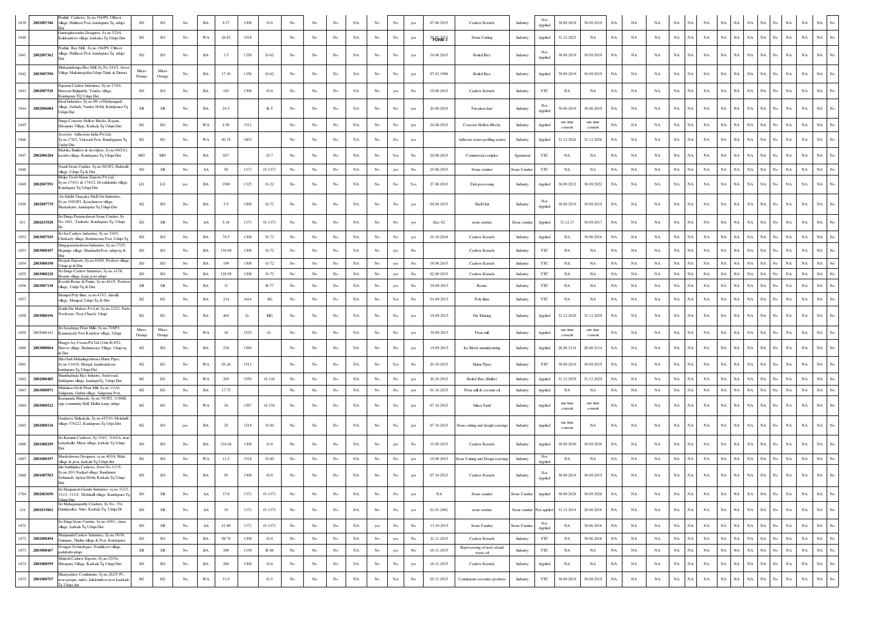| 1839 | 2802087346 | Prathik Cashews, Sy.no.194/P9, Ullhoor village, Halthoor Post, kundapura Tq udupi Dist | SO | SO | No | BA | 9.27 | 1308 | O-8 | No | No | No | NA | No | No | yes | 07.08.2015 | Cashew Kernels | Industry | Not Applied | 30.09.2019 | 30.09.2019 | NA | NA | NA | NA | NA | NA | NA | NA | NA | NA | No | NA | NA | NA | No |
|---|---|---|---|---|---|---|---|---|---|---|---|---|---|---|---|---|---|---|---|---|---|---|---|---|---|---|---|---|---|---|---|---|---|---|---|---|---|
| 1840 | | Gururaghavendra Designers, Sy.no.525/4, Kukkundoor village, karkala Tq Udupi Dist | SG | SO | No | WA | 26.82 | 1518 | | No | No | No | NA | No | No | yes | 20.07.2015 | Stone Cutting | Industry | Applied | 31.12.2025 | NA | NA | NA | NA | NA | NA | NA | NA | NA | NA | NA | No | NA | NA | NA | No |
| 1841 | 2802087362 | Prathik Rice Mill, Sy.no.194/P9, Ullhoor village, Halthoor Post, kundapura Tq udupi Dist | SO | SO | No | BA | 3.5 | 1358 | O-62 | No | No | No | NA | No | No | yes | 14.08.2015 | Boiled Rice | Industry | Not Applied | 30.09.2019 | 30.09.2019 | NA | NA | NA | NA | NA | NA | NA | NA | NA | NA | No | NA | NA | NA | No |
| 1842 | 2803087590 | Mukundakrupa Rice Mill, Sy.No.241/5, Aroor Village Mukunajeddu,Udupi Taluk & District | Micro Orange | Micro Orange | No | BA | 17.36 | 1358 | O-62 | No | No | No | NA | No | No | yes | 07.03.1998 | Boiled Rice | Industry | Applied | 30.09.2019 | 30.09.2019 | NA | NA | NA | NA | NA | NA | NA | NA | NA | NA | No | NA | NA | NA | No |
| 1843 | 2802087528 | Suparna Cashew Industries, Sy.no.174/4, Hunsvari Baliguddle, Vandse village, Kundapura TQ Udupi Dist | SO | SO | No | BA | 185 | 1308 | O-8 | No | No | No | NA | No | yes | No | 19.08.2015 | Cashew Kernels | Industry | YTC | NA | NA | NA | NA | NA | NA | NA | NA | NA | NA | NA | NA | No | NA | NA | NA | No |
| 1844 | 2802086084 | Ideal Industries, Sy.no.98/ of Hattiyangadi village, Sabladi, Vandse Hobli, Kundapura Tq Udupi Dist | SR | SR | No | BA | 24.5 | | R-5 | No | No | No | NA | No | No | yes | 20.08.2015 | Frication dust | Industry | Not Applied | 30.06.2019 | 30.06.2019 | NA | NA | NA | NA | NA | NA | NA | NA | NA | NA | No | NA | NA | NA | No |
| 1845 | | Durga Concrete Hollow Blocks, Kajane, Shivapura Village, Karkala Tq Udupi Dist | SG | SG | No | WA | 9.56 | 1511 | | No | No | No | NA | No | No | yes | 24.08.2015 | Concrete Hollow Blocks | Industry | Applied | one time consent | one time consent | NA | NA | NA | NA | NA | NA | NA | NA | NA | NA | No | NA | NA | NA | No |
| 1846 | | Accecrete Adhesions India Pvt Ltd, Sy.no.178/2, Vakwadi Post, Kundappura Tq Uudpi Dist | SG | SG | No | WA | 40.74 | 1603 | | No | No | No | NA | No | No | yes | | Adhesive water proffing sealers | Industry | Applied | 31.12.2026 | 31.12.2026 | NA | NA | NA | NA | NA | NA | NA | NA | NA | NA | No | NA | NA | NA | No |
| 1847 | 2802086204 | Malsika Builders & devolpers, Sy.no.69/2A1, kasaba village, Kundapura Tq Udupi Dist | MO | MO | No | BA | 657 | | O-7 | No | No | No | NA | No | Yes | No | 24.08.2015 | Commercial complex | Apartment | YTC | NA | NA | NA | NA | NA | NA | NA | NA | NA | NA | NA | NA | No | NA | NA | NA | No |
| 1848 | | Nandi Stone Crusher, Sy.no.98/1P2, Halwalli village, Udupi Tq & Dist | SO | SR | No | AA | 50 | 1371 | O-1371 | No | No | No | NA | No | yes | No | 25.08.2015 | Stone crusher | Stone Crusher | YTC | NA | NA | NA | NA | NA | NA | NA | NA | NA | NA | NA | NA | No | NA | NA | NA | No |
| 1849 | 2802087591 | Malpe Fresh Marine Exports Pvt Ltd, Sy.no.174/11 & 174/12, Devalakunda village, Kundapura Tq Udupi Dist | LO | LO | yes | BA | 1500 | 1325 | O-22 | No | No | No | NA | No | No | Yes | 27.08.2015 | Fish processing | Industry | Applied | 30.09.2022 | 30.09.2022 | NA | NA | NA | NA | NA | NA | NA | NA | NA | NA | No | NA | NA | NA | No |
| 1850 | 2802087735 | Sri Siddhi Vinayaka Shell Grit Industries, Sy.no.109/2P2, Kenchanoor village, Shettarkatte, kundapura Tq Udupi Dist | SG | SO | No | BA | 5.5 | 1506 | O-72 | No | No | No | NA | No | No | yes | 04.09.2015 | Shell Grit | Industry | Not Applied | 30.09.2019 | 30.09.2019 | NA | NA | NA | NA | NA | NA | NA | NA | NA | NA | No | NA | NA | NA | No |
| 181 | 2802033920 | Sri Durga Parameshwari Stone Crusher, Sy No. 68/1, ,Tankatte, Kundapura Tq, Udupi Dt. | SO | SR | No | AA | 9.18 | 1371 | O-1371 | No | No | No | NA | No | No | yes | Dec-02 | stone crusher | Stone crusher | Applied | 31.12.17 | 30.09.2017 | NA | NA | NA | NA | NA | NA | NA | NA | NA | NA | No | NA | NA | NA | No |
| 1852 | 2803087929 | Sri Sai Cashew Industries, Sy.no.330/3, Cherkady village, Brahmavara Post, Udupi Tq | SO | SO | No | BA | 70.5 | 1308 | O-72 | No | No | No | NA | No | No | yes | 10.10.2018 | Cashew Kernels | Industry | Applied | NA | 30.06.2016 | NA | NA | NA | NA | NA | NA | NA | NA | NA | NA | No | NA | NA | NA | No |
| 1853 | 2803088107 | Durgaparameshwari Industries, Sy.no.172/5, Heganje village, Mandarthi Post, udupi tq & Dist | SO | SO | No | BA | 138.89 | 1308 | O-72 | No | No | No | NA | No | yes | No | | Cashew Kernels | Industry | YTC | NA | NA | NA | NA | NA | NA | NA | NA | NA | NA | NA | NA | No | NA | NA | NA | No |
| 1854 | 2803088198 | Deepak Exports, Sy.no.636/8, Perdoor village, Udupi qt & Dist | SO | SO | No | BA | 199 | 1308 | O-72 | No | No | No | NA | No | yes | No | 19.09.2015 | Cashew Kernels | Industry | YTC | NA | NA | NA | NA | NA | NA | NA | NA | NA | NA | NA | NA | No | NA | NA | NA | No |
| 1855 | 2803088220 | Sri Durga Cashew Industries, Sy.no.147/6, Hosuur village, karje post udupi | SO | SO | No | BA | 128.59 | 1308 | O-72 | No | No | No | NA | No | yes | No | 02.09.2015 | Cashew Kernels | Industry | YTC | NA | NA | NA | NA | NA | NA | NA | NA | NA | NA | NA | NA | No | NA | NA | NA | No |
| 1856 | 2803087130 | Keerthi Resine & Paints, Sy.no.461/5, Perdoor village, Uudpi Tq & Dist | SR | SR | No | BA | 31 | | R-77 | No | No | No | NA | No | yes | No | 29.09.2015 | Resine | Industry | YTC | NA | NA | NA | NA | NA | NA | NA | NA | NA | NA | NA | NA | No | NA | NA | NA | No |
| 1857 | | Manipal Poly films, sy.no.433/1, shivally village, Manipal, Udupi Tq & Dist | SG | SG | No | BA | 214 | 1614 | SG | No | No | No | NA | No | Yes | No | 01.09.2015 | Poly films | Industry | YTC | NA | NA | NA | NA | NA | NA | NA | NA | NA | NA | NA | NA | No | NA | NA | NA | No |
| 1858 | 2803088196 | Zenith Die Makers Pvt Ltd, Sy.no.222/2, Padu Neelavara, Near Church, Udupi | SG | SG | No | BA | 465 | G- | MG | No | No | No | NA | No | No | yes | 19.09.2015 | Die Making | Industry | Applied | 31.12.2029 | 31.12.2029 | NA | NA | NA | NA | NA | NA | NA | NA | NA | NA | No | NA | NA | NA | No |
| 1859 | 2803088141 | Sri Jayadurga Flour Mills, Sy.no.75/6P3, Kunnarpady Post Kadekar village, Udupi | Micro Orange | Micro Orange | No | WA | 18 | 1525 | G- | No | No | No | NA | No | No | yes | 30.09.2015 | Flour mill | Industry | Applied | one time consent | one time consent | NA | NA | NA | NA | NA | NA | NA | NA | NA | NA | No | NA | NA | NA | No |
| 1860 | 2803088064 | Hangyo Ice Cream Pvt Ltd (Unit-II) #52, Hessor village, Brahmavara Village, Udupi tq & Dist | SG | SO | No | BA | 238 | 1594 | | No | No | No | NA | No | No | yes | 19.09.2015 | Ice Block manufacturing | Industry | Applied | 26.08.2114 | 26.08.2114 | NA | NA | NA | NA | NA | NA | NA | NA | NA | NA | No | NA | NA | NA | No |
| 1861 | | Shri Guali Mahalingeshwara Hume Pipes, Sy.no.134/16, Hernjal, kambadakone kundapura Tq Udupi Dist | SG | SG | No | WA | 56.26 | 1511 | | No | No | No | NA | No | Yes | No | 20.10.2015 | Hume Pipes | Industry | YTC | 30.09.2019 | 30.09.2019 | NA | NA | NA | NA | NA | NA | NA | NA | NA | NA | No | NA | NA | NA | No |
| 1862 | 2802088485 | Shanthadurga Rice Industry, Surul road, Siddapura village, kundapuTq Udupi Dist | SG | SG | No | WA | 265 | 1550 | G-126 | No | No | No | NA | No | No | yes | 20.10.2015 | Boiled Rice (Huller) | Industry | Applied | 31.12.2029 | 31.12.2029 | NA | NA | NA | NA | NA | NA | NA | NA | NA | NA | No | NA | NA | NA | No |
| 1863 | 2803088871 | Mahalasa Oil & Flour Mill, Sy.no.1/1A3, Saligrama, Guilmi village, Saligrama Post, | SG | SG | No | BA | 17.75 | | | No | No | No | NA | No | No | yes | 01.10.2015 | Flour mill & coconut oil | Industry | Applied | NA | NA | NA | NA | NA | NA | NA | NA | NA | NA | NA | NA | No | NA | NA | NA | No |
| 1864 | 2803088522 | Karunanda Minerals, Sy.no.70/3P2, 119/6B, opp community Hall, Mallar kaup, udupi | SG | SG | No | WA | 16 | 1587 | G-154 | No | No | No | NA | No | No | yes | 07.10.2015 | Silaca Sand | Industry | Applied | one time consent | one time consent | NA | NA | NA | NA | NA | NA | NA | NA | NA | NA | No | NA | NA | NA | No |
| 1865 | 2802088136 | Gandarva Shilpakala, Sy.no.447/10, Molahalli village- 576222, Kundapura Tq Udpi Dist | SG | SO | yes | BA | 25 | 1518 | O-80 | No | No | No | NA | No | No | yes | 07.10.2015 | Stone cutting and desigh (carving) | Industry | Applied | one time consent | NA | NA | NA | NA | NA | NA | NA | NA | NA | NA | NA | No | NA | NA | NA | No |
| 1866 | 2801088299 | Sri Kusuma Cashews, Sy.316/1, 316/2A, near karyakallu, Miyar village, karkala Tq Udupi Dist | SO | SO | No | BA | 216.46 | 1308 | O-8 | No | No | No | NA | No | yes | No | 15.09.2015 | Cashew Kernels | Industry | Applied | 30.09.2030 | 30.09.2030 | NA | NA | NA | NA | NA | NA | NA | NA | NA | NA | No | NA | NA | NA | No |
| 1867 | 2801088197 | Murdeshwara Designers, sy.no.403/4, Mala village & post, karkala Tq Udupi dist | SG | SO | No | WA | 11.2 | 1518 | O-80 | No | No | No | NA | No | No | yes | 19.09.2015 | Stone Cutting and Design (carving) | Industry | Not Applied | NA | NA | NA | NA | NA | NA | NA | NA | NA | NA | NA | NA | No | NA | NA | NA | No |
| 1868 | 2801087503 | shri Sudhindra Cashews, Door No.1/135, Sy.no.20/1 Nadpal village, Bandimata Sethurudi, Ajekar Hobli, Karkala Tq Udupi Dist | SO | SO | No | BA | 95 | 1308 | O-8 | No | No | No | NA | No | No | yes | 07.10.2015 | Cashew Kernels | Industry | Not Applied | 30.09.2019 | 30.09.2019 | NA | NA | NA | NA | NA | NA | NA | NA | NA | NA | No | NA | NA | NA | No |
| 1764 | 2802083650 | Sri Hariganesh Granite Industries, sy.no.311/3, 311/3, 311/4, Molahalli village, Kundapura Tq Udupi Dist | SO | SR | No | AA | 37.8 | 1371 | O-1371 | No | No | No | NA | No | No | yes | NA | Stone crusher | Stone Crusher | Applied | 30.09.2028 | 30.09.2028 | NA | NA | NA | NA | NA | NA | NA | NA | NA | NA | No | NA | NA | NA | No |
| 124 | 2801033862 | Sri Mahaganapathy Crushers, Sy No. 354, Gundyadka, Nitte, Karkala Tq, Udupi Dt | SO | SR | No | AA | 19 | 1371 | O-1371 | No | No | No | NA | No | No | yes | 01.01.2001 | stone crusher | Stone crusher | Not applied | 31.12.2014 | 20.08.2016 | NA | NA | NA | NA | NA | NA | NA | NA | NA | NA | No | NA | NA | NA | No |
| 1871 | | Sri Durgi Stone Crusher, Sy.no.109/1, chara village, karkala Tq Udupi Dist | SO | SR | No | AA | 41.69 | 1371 | O-1371 | No | No | No | NA | yes | No | No | 13.10.2015 | Stone Crusher | Stone Crusher | Not Applied | NA | 30.06.2016 | NA | NA | NA | NA | NA | NA | NA | NA | NA | NA | No | NA | NA | NA | No |
| 1872 | 2802088494 | Manjunath Cashew Industries, Sy.no.18/16, Onmane, Thallur village & Post, Kundapura | SO | SO | No | BA | 98.74 | 1308 | O-8 | No | No | No | NA | No | yes | No | 22.11.2015 | Cashew Kernels | Industry | YTC | NA | 30.06.2016 | NA | NA | NA | NA | NA | NA | NA | NA | NA | NA | No | NA | NA | NA | No |
| 1873 | 2803088467 | Nexagen Technologies, Nandikoor village, padubidri udupi | SR | SR | No | BA | 290 | 1339 | R-68 | No | No | No | NA | No | yes | No | 16.11.2015 | Reprocessing of used oil and waste oil | Industry | YTC | NA | NA | NA | NA | NA | NA | NA | NA | NA | NA | NA | NA | No | NA | NA | NA | No |
| 1874 | 2801088559 | Mahesh Cashew Exports, Sy.no.25/5A, Shivapura Village, Karkala Tq Udupi Dist | SO | SO | No | BA | 260 | 1308 | O-8 | No | No | No | NA | No | No | yes | 18.11.2015 | Cashew Kernels | Industry | Applied | NA | NA | NA | NA | NA | NA | NA | NA | NA | NA | NA | NA | No | NA | NA | NA | No |
| 1875 | 2801088767 | Dhanyashree Condiments, Sy.no.262/5-P1, near parapu, nakre, kukkundoor post kaarkala Tq Udupi dist | SG | SG | No | WA | 33.9 | | G-5 | No | No | No | NA | No | Yes | No | 05.11.2015 | Condiments savouries products | Industry | YTC | 30.09.2019 | 30.09.2019 | NA | NA | NA | NA | NA | NA | NA | NA | NA | NA | No | NA | NA | NA | No |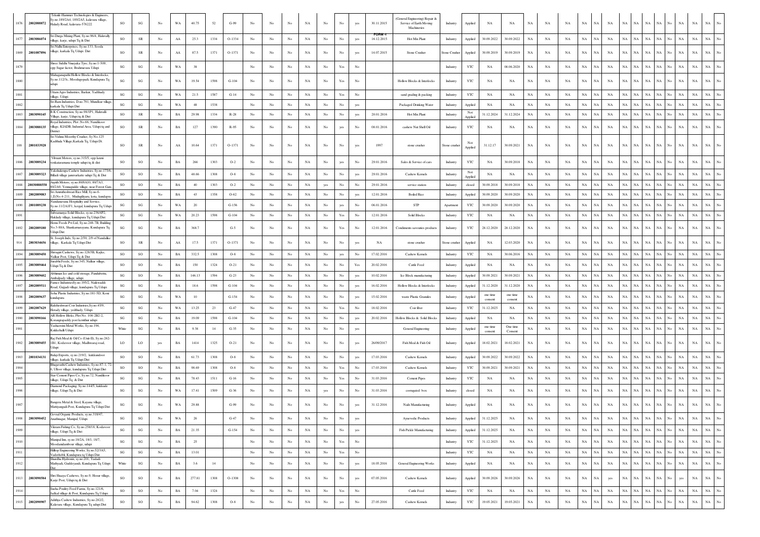| | | | | | | | | | | | | | | | | | | | | | | | | | | | | | | | | | | | | | |
|---|---|---|---|---|---|---|---|---|---|---|---|---|---|---|---|---|---|---|---|---|---|---|---|---|---|---|---|---|---|---|---|---|---|---|---|---|---|
| 1876 | 2802088872 | Teknik-Hammer Technologies & Engineers, Sy.no.189/2A4, 189/2A5, kalavara village, Halady Road, kalavara-576222 | SO | SG | No | WA | 40.75 | 52 | G-99 | No | No | No | NA | No | No | yes | 30.11.2015 | (General Engineering) Repair & Service of Earth Moving Machineries | Industry | Applied | NA | NA | NA | NA | NA | NA | NA | NA | NA | NA | NA | NA | No | NA | NA | NA | No |
| 1877 | 2803086074 | Sri Durga Mixing Plant, Sy.no.96/4, Halavally village, karje, udupi Tq & Dist | SO | SR | No | AA | 25.3 | 1334 | O-1334 | No | No | No | NA | No | No | yes | FORM-I 16.12.2015 | Hot Mix Plant | Industry | Applied | 30.09.2022 | 30.09.2022 | NA | NA | NA | NA | NA | NA | NA | NA | NA | NA | NA | No | NA | NA | NA | No |
| 1869 | 2801087896 | Sri Nidhi Enterprises, Sy.no.133, Sooda village, karkala Tq Udupi Dist | SO | SR | No | AA | 87.5 | 1371 | O-1371 | No | No | No | NA | No | No | yes | 14.07.2015 | Stone Crusher | Stone Crusher | Applied | 30.09.2019 | 30.09.2019 | NA | NA | NA | NA | NA | NA | NA | NA | NA | NA | NA | No | NA | NA | NA | No |
| 1879 | | Shree Siddhi Vinayaka Tyre, Sy.no.1-509, opp.Sugar factor, Brahmavara Udupi | SG | SG | No | WA | 38 | | | No | No | No | NA | No | Yes | No | | | Industry | YTC | NA | 08.06.2020 | NA | NA | NA | NA | NA | NA | NA | NA | NA | NA | NA | No | NA | NA | NA | No |
| 1880 | | Mahaganapathi Hollow Blocks & Interlocks, Sy.no.112/3c, Moodugopadi, Kundapura Tq udupi | SG | SG | No | WA | 19.54 | 1598 | G-104 | No | No | No | NA | No | Yes | No | | Hollow Blocks & Interlocks | Industry | YTC | NA | NA | NA | NA | NA | NA | NA | NA | NA | NA | NA | NA | NA | No | NA | NA | NA | No |
| 1881 | | Uttam Agro Industries, Barkur, Yadthady village, Udupi | SG | SG | No | WA | 21.5 | 1587 | G-14 | No | No | No | NA | No | Yes | No | | sand grading & packing | Industry | YTC | NA | NA | NA | NA | NA | NA | NA | NA | NA | NA | NA | NA | NA | No | NA | NA | NA | No |
| 1882 | | Sri Ram Industries, D.no.791, Mundkur village, karkala Tq Udupi Dist | SG | SG | No | WA | 48 | 1538 | | No | No | No | NA | No | No | yes | | Packaged Drinking Water | Industry | Applied | NA | NA | NA | NA | NA | NA | NA | NA | NA | NA | NA | NA | NA | No | NA | NA | NA | No |
| 1883 | 2803090145 | B.K Construction, Sy.no.98/1P1, Halavalli Village, karje, Udupi tq & Dist | SO | SR | No | BA | 29.98 | 1334 | R-28 | No | No | No | NA | No | No | yes | 20.01.2016 | Hot Mix Plant | Industry | Not Applied | 31.12.2024 | 31.12.2024 | NA | NA | NA | NA | NA | NA | NA | NA | NA | NA | NA | No | NA | NA | NA | No |
| 1884 | 2803088135 | Royal Industries, Plot .No.66, Nandikoor village, KIADB, Industial Area, Udupi tq and District | SO | SR | No | BA | 127 | 1390 | R-95 | No | No | No | NA | No | yes | No | 08.01.2016 | cashew Nut Shell Oil | Industry | YTC | NA | NA | NA | NA | NA | NA | NA | NA | NA | NA | NA | NA | NA | No | NA | NA | NA | No |
| 188 | 2801033928 | Sri Vishnu Moorthy Crusher, Sy No.125 Kadthala Village,Karkala Tq, Udupi Dt. | SO | SR | No | AA | 10.64 | 1371 | O-1371 | No | No | No | NA | No | No | yes | 1997 | stone crusher | Stone crusher | Not Applied | 31.12.17 | 30.09.2021 | NA | NA | NA | NA | NA | NA | NA | NA | NA | NA | NA | No | NA | NA | NA | No |
| 1886 | 2803089234 | Vibrant Motors, sy.no.315/5, opp laxmi venkataramana temple udupi tq & dist | SO | SO | No | BA | 266 | 1303 | O-2 | No | No | No | NA | No | yes | No | 29.01.2016 | Sales & Service of cars | Industry | YTC | NA | 30.09.2018 | NA | NA | NA | NA | NA | NA | NA | NA | NA | NA | NA | No | NA | NA | NA | No |
| 1887 | 2803089323 | Yakshakrupa Cashew Industries, Sy.no.175/6, Billadi village janavarkatte udupi Tq & Dist | SO | SO | No | BA | 48.66 | 1308 | O-8 | No | No | No | NA | No | No | yes | 29.01.2016 | Cashew Kernels | Industry | Not Applied | NA | NA | NA | NA | NA | NA | NA | NA | NA | NA | NA | NA | NA | No | NA | NA | NA | No |
| 1888 | 28030888558 | Arpith Motors, sy.no.80/8A10, 80/7A3, 80/2A9, Yennagudde village, near Forest Gate, | SO | SO | No | BA | 40 | 1303 | O-2 | No | No | No | NA | yes | No | No | 29.01.2016 | service station | Industry | closed | 30.09.2018 | 30.09.2018 | NA | NA | NA | NA | NA | NA | NA | NA | NA | NA | NA | No | NA | NA | NA | No |
| 1889 | 2802089083 | Sri Annutheshwari Rice Mill, Sy.no.6-1,D.No.4-211, Mudupilyaru, kota, kundapra | SO | SO | No | BA | 43 | 1358 | O-62 | No | No | No | NA | No | No | yes | 12.01.2016 | Boiled Rice | Industry | Applied | 30.09.2020 | 30.09.2020 | NA | NA | NA | NA | NA | NA | NA | NA | NA | NA | NA | No | NA | NA | NA | No |
| 1890 | 2801089238 | Nandanavana Hospitality and Service, Sy.no.11/2A1P1, kergal, kundapura Tq Udupi | SG | SG | No | WA | 20 | | G-156 | No | No | No | NA | No | yes | No | 06.01.2016 | STP | Apartment | YTC | 30.09.2020 | 30.09.2020 | NA | NA | NA | NA | NA | NA | NA | NA | NA | NA | NA | No | NA | NA | NA | No |
| 1891 | | Subramanya Solid Blocks, sy.no.236/4P2, Halchady village, kundapura Tq Udupi Dist | SG | SG | No | WA | 20.23 | 1598 | G-104 | No | No | No | NA | No | Yes | No | 12.01.2016 | Solid Blocks | Industry | YTC | NA | NA | NA | NA | NA | NA | NA | NA | NA | NA | NA | NA | NA | No | NA | NA | NA | No |
| 1892 | 2802089180 | Hema Foods Pvt Ltd, Sy.no.248-7B, Building No.3-88A, Shankarnarayana, Kundapura Tq Udupi Dist | SG | SG | No | BA | 368.7 | | G-5 | No | No | No | NA | No | Yes | No | 12.01.2016 | Condiments savouries products | Industry | YTC | 28.12.2020 | 28.12.2020 | NA | NA | NA | NA | NA | NA | NA | NA | NA | NA | NA | No | NA | NA | NA | No |
| 914 | 2803034656 | St. Joseph Inds, Sy.no.2/50, 2/9 of Nandalike village, Karkala Tq Udupi Dist | SO | SR | No | AA | 17.5 | 1371 | O-1371 | No | No | No | NA | No | No | yes | NA | stone crusher | Stone crusher | Applied | NA | 12.03.2020 | NA | NA | NA | NA | NA | NA | NA | NA | NA | NA | NA | No | NA | NA | NA | No |
| 1894 | 2803089450 | Shivagiri Cashews, Sy.no.128/3B, Kajke, Nalkur Post, Udupi Tq & Dist | SO | SO | No | BA | 332.5 | 1308 | O-8 | No | No | No | NA | No | yes | No | 17.02.2016 | Cashew Kernels | Industry | YTC | NA | 30.06.2016 | NA | NA | NA | NA | NA | NA | NA | NA | NA | NA | NA | No | NA | NA | NA | No |
| 1895 | 2803089464 | Surabhi Feeds, Sy.no.345, Nalkur village, Udupi Tq & Dist | SO | SO | No | BA | 150 | 1324 | O-21 | No | No | No | NA | No | No | Yes | 20.02.2016 | Cattle Feed | Industry | Applied | NA | NA | NA | NA | NA | NA | NA | NA | NA | NA | NA | NA | NA | No | NA | NA | NA | No |
| 1896 | 2803089602 | Abhiman Ice and cold storage, Pandubettu, Ambalpady village, udupi | SG | SO | No | BA | 146.13 | 1594 | G-23 | No | No | No | NA | No | No | yes | 10.02.2016 | Ice Block manufacturing | Industry | Applied | 30.09.2021 | 30.09.2021 | NA | NA | NA | NA | NA | NA | NA | NA | NA | NA | NA | No | NA | NA | NA | No |
| 1897 | 2802089511 | Pamco IndustriesSy.no.195/2, Naikwaddi Road, Gujjadi village, kundapura Tq Udupi | SG | SG | No | BA | 18.6 | 1598 | G-104 | No | No | No | NA | No | No | yes | 16.02.2016 | Hollow Blocks & Interlocks | Industry | Applied | 31.12.2020 | 31.12.2020 | NA | NA | NA | NA | NA | NA | NA | NA | NA | NA | NA | No | NA | NA | NA | No |
| 1898 | 2802089637 | Soha Plastic Industries, Sy.no.181-5D, Koni kundapura | SG | SG | No | WA | 10 | | G-154 | No | No | No | NA | No | No | yes | 15.02.2016 | waste Plastic Granules | Industry | Applied | one time consent | one time consent | NA | NA | NA | NA | NA | NA | NA | NA | NA | NA | NA | No | NA | NA | NA | No |
| 1899 | 2802087629 | Raktheshwari Coir Industries,Sy.no.45/9, Herady village, yedthady, Udupi | SG | SG | No | WA | 13.25 | 23 | G-47 | No | No | No | NA | No | Yes | No | 18.02.2016 | Coir fiber | Industry | YTC | 31.12.2025 | NA | NA | NA | NA | NA | NA | NA | NA | NA | NA | NA | NA | No | NA | NA | NA | No |
| 1900 | 2803090166 | AR Hollow Bloks, Plot No. 108-2B2-2, Korangrapaddy post kemthur udupi | SG | SG | No | BA | 19.09 | 1598 | G-104 | No | No | No | NA | No | No | yes | 20.02.2016 | Hollow Blocks & Solid Blocks | Industry | Applied | NA | NA | NA | NA | NA | NA | NA | NA | NA | NA | NA | NA | NA | No | NA | NA | NA | No |
| 1901 | | Yashaswini Metal Works, Sy.no.194, Kukkehalli Udupi | White | SG | No | BA | 9.38 | 14 | G-35 | No | No | No | NA | No | No | yes | | General Engineering | Industry | Applied | one time consent | One time Consent | NA | NA | NA | NA | NA | NA | NA | NA | NA | NA | NA | No | NA | NA | NA | No |
| 1902 | 2803089455 | Raj Fish Meal & Oil Co (Unit-II), Sy.no.262-1B1, Kodavoor village, Madhwaraj road, Udupi | LO | LO | yes | BA | 1414 | 1325 | O-21 | No | No | No | NA | No | No | yes | 26/09/2017 | Fish Meal & Fish Oil | Industry | Applied | 18.02.2021 | 18.02.2021 | NA | NA | NA | NA | NA | NA | NA | NA | NA | NA | NA | No | NA | NA | NA | No |
| 1903 | 2801034131 | Balaji Exports, sy.no.219/2, kukkundoor village, karkala Tq Udupi Dist | SO | SO | No | BA | 61.73 | 1308 | O-8 | No | No | No | NA | No | No | yes | 17.03.2016 | Cashew Kernels | Industry | Applied | 30.09.2022 | 30.09.2022 | NA | NA | NA | NA | NA | NA | NA | NA | NA | NA | NA | No | NA | NA | NA | No |
| 1904 | | Bhagavathi Cashew Industries, Sy.no.87-1, 72-6, Ulloor village, kundapura Tq Udupi Dist | SO | SO | No | BA | 98.69 | 1308 | O-8 | No | No | No | NA | No | Yes | No | 17.03.2016 | Cashew Kernels | Industry | YTC | 30.09.2021 | 30.09.2021 | NA | NA | NA | NA | NA | NA | NA | NA | NA | NA | NA | No | NA | NA | NA | No |
| 1905 | | Star Cement Pipes Co, Sy.no.72, Nandikoor village, Udupi Tq & Dist | SG | SG | No | BA | 78.43 | 1511 | G-16 | No | No | No | NA | No | Yes | No | 31.03.2016 | Cement Pipes | Industry | YTC | NA | NA | NA | NA | NA | NA | NA | NA | NA | NA | NA | NA | NA | No | NA | NA | NA | No |
| 1906 | | Diamond Packaging, Sy.no.144/5, kakkunje village, Udupi Tq & Dist | SG | SG | No | WA | 17.41 | 1509 | G-36 | No | No | No | NA | yes | No | No | 31.03.2016 | corrugated box | Industry | closed | NA | NA | NA | NA | NA | NA | NA | NA | NA | NA | NA | NA | NA | No | NA | NA | NA | No |
| 1907 | | Bangera Metal & Steel, Kayana village, Mattiyangadi Post, Kundapura Tq Udupi Dist | SG | SG | No | WA | 29.88 | | G-99 | No | No | No | NA | No | No | yes | 31.12.2016 | Nails Manufacturing | Industry | Applied | NA | NA | NA | NA | NA | NA | NA | NA | NA | NA | NA | NA | NA | No | NA | NA | NA | No |
| 1908 | 2803090452 | Govsal Organic Products, sy.no.318/47, Anathnagar, Manipal, Udupi | SG | SG | No | WA | 26 | | G-47 | No | No | No | NA | No | No | yes | | Ayurvedic Products | Industry | Applied | 31.12.2025 | NA | NA | NA | NA | NA | NA | NA | NA | NA | NA | NA | NA | No | NA | NA | NA | No |
| 1909 | | Vikram Fishing Co, Sy.no.258/18, Kodavoor village, Udupi Tq & Dist | SG | SG | No | BA | 21.35 | | G-154 | No | No | No | NA | No | No | yes | | Fish Pickle Manufacturing | Industry | Applied | 31.12.2025 | NA | NA | NA | NA | NA | NA | NA | NA | NA | NA | NA | NA | No | NA | NA | NA | No |
| 1910 | | Manipal Inn, sy.no.18/2A, 18/1, 18/7, Moodanidambour village, udupi | SG | SG | No | BA | 25 | | | No | No | No | NA | No | Yes | No | | | Industry | YTC | 31.12.2025 | NA | NA | NA | NA | NA | NA | NA | NA | NA | NA | NA | NA | No | NA | NA | NA | No |
| 1911 | | Hilltop Engineering Works, Sy.no.52/3A5, Vaderhobli, Kundapura tq Udupi Dist | SG | SG | No | BA | 13.01 | | | No | No | No | NA | No | Yes | No | | | Industry | YTC | NA | NA | NA | NA | NA | NA | NA | NA | NA | NA | NA | NA | NA | No | NA | NA | NA | No |
| 1912 | | Shardha Hydromi, sy.no.201, Yadadi Mathyadi, Guddeyandi, Kundapura Tq Udupi Dist | White | SG | No | BA | 3.6 | 14 | | No | No | No | NA | No | No | yes | 18.05.2016 | General Engineering Works | Industry | Applied | NA | NA | NA | NA | NA | NA | NA | NA | NA | NA | NA | NA | NA | No | NA | NA | NA | No |
| 1913 | 2803090584 | Shri Shreya Cashews, Sy.no.9, Hosur village, Karje Post, Udupi tq & Dist | SO | SO | No | BA | 277.81 | 1308 | O-1308 | No | No | No | NA | No | No | yes | 07.05.2016 | Cashew Kernels | Industry | Applied | 30.09.2026 | 30.09.2026 | NA | NA | NA | NA | NA | yes | NA | NA | NA | NA | No | yes | NA | NA | No |
| 1914 | | Sneha Poultry Feed Farms, Sy.no.121/6, Jadkal village & Post, Kundapura Tq Udupi | SO | SO | No | BA | 7.04 | 1324 | | No | No | No | NA | No | Yes | No | | Cattle Feed | Industry | YTC | NA | NA | NA | NA | NA | NA | NA | NA | NA | NA | NA | NA | NA | No | NA | NA | NA | No |
| 1915 | 2802090907 | Adithya Cashew Industries, Sy.no.282/2, Kalavara village, Kundapura Tq udupi Dist | SO | SO | No | BA | 94.62 | 1308 | O-8 | No | No | No | NA | No | yes | No | 27.05.2016 | Cashew Kernels | Industry | YTC | 19.05.2021 | 19.05.2021 | NA | NA | NA | NA | NA | NA | NA | NA | NA | NA | NA | No | NA | NA | NA | No |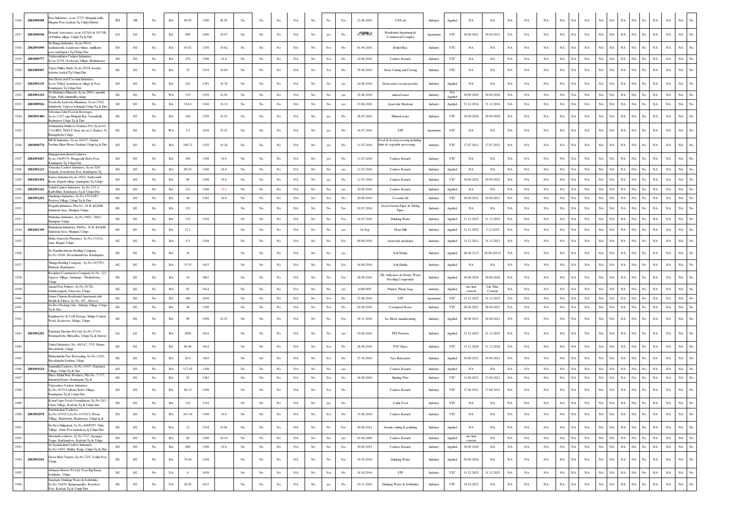| 1916 | 2801090508 | Pass Industries, sy.no.377/3, Mangala kallu, Hiryana Post, karkala Tq Udupi District | SO | SR | No | BA | 90.95 | 1390 | R-95 | No | No | No | NA | No | No | Yes | 12.06.2016 | CNS oil | Industry | Applied | NA | NA | NA | NA | NA | NA | NA | NA | NA | NA | NA | NA | No | NA | NA | NA | No |
|---|---|---|---|---|---|---|---|---|---|---|---|---|---|---|---|---|---|---|---|---|---|---|---|---|---|---|---|---|---|---|---|---|---|---|---|---|---|
| 1917 | 2803090546 | Deepak Associates, sy.no.167/4A & 167/3B, of Puthur village, Uudpi Tq & Dist | LO | LO | No | BA | 899 | 1400 | O-07 | No | No | No | NA | No | yes | No | 02.06.2016 | Residential Apartment & Commercial Complex | Apartment | YTC | 30.09.2021 | 30.09.2021 | NA | NA | NA | NA | NA | NA | NA | NA | NA | NA | No | NA | NA | NA | No |
| 1918 | 2802091090 | Sri Durga Industries, Sy.no.50/14, kodnakonda, kandavara village, mullikatte post, kundapura Tq UDupi Dist. | SO | SO | No | BA | 45.02 | 1358 | O-62 | No | No | No | NA | No | Yes | No | 01.06.2016 | Boiled Rice | Industry | YTC | NA | NA | NA | NA | NA | NA | NA | NA | NA | NA | NA | NA | No | NA | NA | NA | No |
| 1919 | 2803090777 | Vishwambhara Cashew Industries, Sy.no.227/8, Neelavara Village, Brahmavara | SO | SO | No | BA | 270 | 1308 | O-8 | No | No | No | NA | No | Yes | No | 24.06.2016 | Cashew Kernels | Industry | YTC | NA | NA | NA | NA | NA | NA | NA | NA | NA | NA | NA | NA | No | NA | NA | NA | No |
| 1920 | 2801089987 | Vijaya Shilpa Shala, Sy.no.203/4, kasaba, kabettu, karkal Tq Udupi Dist | SG | SO | No | BA | 25 | 1518 | O-80 | No | No | No | NA | No | Yes | No | 25.06.2016 | Stone Cutting and Carving | Industry | YTC | NA | NA | NA | NA | NA | NA | NA | NA | NA | NA | NA | NA | No | NA | NA | NA | No |
| 1921 | 2802091135 | Star Desiccated Coconut Industries, Sy.no.70/4p4, kenchanoor village & Post Kundapura Tq Udupi Dist | SO | SO | No | BA | 242 | 1391 | O-78 | No | No | No | NA | No | No | yes | 24.06.2016 | Desiccated coconut powder | Industry | Applied | NA | NA | NA | NA | NA | NA | NA | NA | NA | NA | NA | NA | No | NA | NA | NA | No |
| 1922 | 2803091210 | Sri Mahalasa Minerals, Sy.no.290/3, marutthi Nagar, Palli, kunimulky udupi | SG | SG | No | WA | 135 | 1538 | G-54 | No | No | No | NA | No | No | yes | 25.06.2016 | mineral water | Industry | Not Applied | 30.09.2020 | 30.09.2020 | NA | NA | NA | NA | NA | NA | NA | NA | NA | NA | No | NA | NA | NA | No |
| 1923 | 2803090926 | Swadeshi Ayurveda Bhandara, Sy.no.276/2, Jathabettu, Uppoor kolalagiri Udupi Tq & Dist | SO | SO | No | BA | 354.6 | 1304 | O-32 | No | No | No | NA | No | No | yes | 23.06.2016 | Ayurvedic Medicine | Industry | Applied | 31.12.2016 | 31.12.2016 | NA | NA | NA | NA | NA | NA | NA | NA | NA | NA | No | NA | NA | NA | No |
| 1924 | 2803091486 | Sebestian John Food & Beverages, Sy.no.112/7 opp Malgudi Bar, Varambulli, Brahmavra Udupi Tq & Dist | SG | SG | No | BA | 148 | 1538 | G-15 | No | No | No | NA | No | yes | No | 26.07.2016 | Mineral water | Industry | YTC | 30.09.2020 | 30.09.2020 | NA | NA | NA | NA | NA | NA | NA | NA | NA | NA | No | NA | NA | NA | No |
| 1925 | | Abhinandan Buildcon Ventures Pvt, Sy.no.63-17A1BP4, NGO Colony site no.2, Bailoor 76, Badagabettu Udupi | SG | SG | No | WA | 3.5 | 1638 | G-23 | No | No | No | NA | No | yes | No | 18.07.2016 | STP | Apartment | YTC | NA | NA | NA | NA | NA | NA | NA | NA | NA | NA | NA | NA | No | NA | NA | NA | No |
| 1926 | 2803090776 | MCK Industries, Sy.no.104/27, Gudmi Sasthna Hijari House Sasthna Udupi tq & Dist | SO | SO | No | BA | 108.72 | 1355 | O-24 | No | No | No | NA | No | yes | No | 11.07.2016 | Food & food processing including fruits & vegetable processing, | Industry | YTC | 17.07.2021 | 17.07.2021 | NA | NA | NA | NA | NA | NA | NA | NA | NA | NA | No | NA | NA | NA | No |
| 1927 | 2802091067 | Durgaparameshwari Cashews, Sy.no.146/P179, Hengavalli, Belve Post, Kundapura Tq Udupi Dist | SO | SO | No | BA | 169 | 1308 | O-8 | No | No | No | NA | No | yes | No | 11.07.2016 | Cashew Kernels | Industry | YTC | NA | NA | NA | NA | NA | NA | NA | NA | NA | NA | NA | NA | No | NA | NA | NA | No |
| 1928 | 2802091125 | Vinayaka Cashew Industries, Sy.no.52/6, Gopady, koteshwara Post, Kundapura Tq | SO | SO | No | BA | 89.25 | 1308 | O-8 | No | No | No | NA | No | No | yes | 11.07.2016 | Cashew Kernels | Industry | Applied | NA | NA | NA | NA | NA | NA | NA | NA | NA | NA | NA | NA | No | NA | NA | NA | No |
| 1929 | 2801091454 | Fancey IndustriesSy.no.195/2, Naikwadhi Road, Guguli village, kundapura Tq Udupi | SO | SO | No | BA | 90 | 1308 | O-8 | No | No | No | NA | No | yes | No | 11.07.2016 | Cashew Kernels | Industry | YTC | 30.09.2022 | 30.09.2022 | NA | NA | NA | NA | NA | NA | NA | NA | NA | NA | No | NA | NA | NA | No |
| 1930 | 2802092162 | Vishal Cashew Industries, Sy.No.123-2, Kalbelthur, Kundapura Tq & Udupi Dist. | SO | SO | No | BA | 321 | 1308 | O-8 | No | No | No | NA | No | No | yes | 20.09.2016 | Cashew Kernels | Industry | Applied | NA | NA | NA | NA | NA | NA | NA | NA | NA | NA | NA | NA | No | NA | NA | NA | No |
| 1931 | 2803092292 | Gurukripa Industries, Sy.No.155/16P1 Perdoor Village, Udupi Tq & Dist. | SG | SO | No | BA | 48 | 1382 | O-8 | No | No | No | NA | No | Yes | No | 20.09.2016 | Coconut Oil | Industry | YTC | 30.09.2021 | 30.09.2021 | NA | NA | NA | NA | NA | NA | NA | NA | NA | NA | No | NA | NA | NA | No |
| 1932 | | Pragathi Industries, Plot No. 28 B, KIADB Industrial Area, Manipal, Udupi | SG | SG | No | BA | 153 | | | No | No | No | NA | No | No | Yes | 02.07.2016 | Green Suction Pipes & Tubing Pipes | Industry | Applied | NA | NA | NA | NA | NA | NA | NA | NA | NA | NA | NA | NA | No | NA | NA | NA | No |
| 1933 | | Mahalasa Industries, Sy.No.306/1, 306/2, Manipura Udupi | SG | SG | No | BA | 135 | 1538 | | No | No | No | NA | No | No | Yes | 18.07.2016 | Drinking Water | Industry | Applied | 31.12.2025 | 31.12.2025 | NA | NA | NA | NA | NA | NA | NA | NA | NA | NA | No | NA | NA | NA | No |
| 1934 | 2801091349 | Mahalaxmi Industries, PlotNo. 28 B, KIADB Industrial Area, Manipal, Udupi | SG | SG | No | BA | 32.1 | | | No | No | No | NA | No | No | yes | 16-Sep | Flour Mill | Industry | Applied | 31.12.2025 | 3.12.2025 | NA | NA | NA | NA | NA | NA | NA | NA | NA | NA | No | NA | NA | NA | No |
| 1935 | | Disha Ayurveda Pharmacy, Sy.No.131/2A, Arur, Kunjal, Udupi | SG | SG | No | BA | 9.5 | 1304 | | No | No | No | NA | No | No | Yes | 09.09.2016 | Ayurvedic medicines | Industry | Applied | 31.12.2021 | 31.12.2021 | NA | NA | NA | NA | NA | NA | NA | NA | NA | NA | No | NA | NA | NA | No |
| 1936 | | Sri Nandikeshwara Bottling Company, Sy.No.362/6, Devasthanabettu, Kundapura | SG | SG | No | BA | 34 | | | No | No | No | NA | No | No | yes | | Soft Drinks | Industry | Applied | 28.08.2115 | 28.08.20115 | NA | NA | NA | NA | NA | NA | NA | NA | NA | NA | No | NA | NA | NA | No |
| 1937 | | Thunga Bottling Company , Sy.No.167/7P1, Malyadi, Kundapura. | SG | SG | No | BA | 33.35 | 1633 | | No | No | No | NA | No | No | Yes | 16.09.2016 | Soft Drinks | Industry | Applied | NA | NA | NA | NA | NA | NA | NA | NA | NA | NA | NA | NA | No | NA | NA | NA | No |
| 1938 | | Roofplast Construction Company Sy.No. 221, Uppoor Village, Ammunje , Thenkabettu, Udupi | SG | SG | No | BA | 10 | 1603 | | No | No | No | NA | No | No | Yes | 28.09.2016 | Tile Adhesives & Grouts, Water Proofing Compounds | Industry | Applied | 30.06.2026 | 30.06.2026 | NA | NA | NA | NA | NA | NA | NA | NA | NA | NA | No | NA | NA | NA | No |
| 1939 | | Anand Poly Printers, Sy.No.5/17D, Guddeyangadi, Udyavara, Udupi | SG | SG | No | BA | 65 | 1614 | | No | No | No | NA | No | No | yes | 6/28/1905 | Printed Plastic bags | Industry | Applied | one time consent | Life Time Consent | NA | NA | NA | NA | NA | NA | NA | NA | NA | NA | No | NA | NA | NA | No |
| 1940 | | Senior Citizens Residential Apartment with Health & Fitness, Sy.No. 6/5 , Alevoor, | SG | SG | No | BA | 380 | 1638 | | No | No | No | NA | No | Yes | No | 27.08.2016 | STP | Apartment | YTC | 31.12.2025 | 31.12.2025 | NA | NA | NA | NA | NA | NA | NA | NA | NA | NA | No | NA | NA | NA | No |
| 1941 | | Sri Devi Packing Unit , Athradiy Village, Udupi Tq & Dist. | SG | SG | No | BA | 48 | 1398 | | No | No | No | NA | No | Yes | No | 02.09.2016 | Corrugated Boxes | Industry | YTC | 26.08.2021 | 26.08.2021 | NA | NA | NA | NA | NA | NA | NA | NA | NA | NA | No | NA | NA | NA | No |
| 1942 | | Sangham Ice & Cold Storage, Malpe Central Ward, Kodavoor, Malpe, Udupi. | SG | SG | No | BA | 90 | 1594 | G-23 | No | No | No | NA | No | No | Yes | 26.11.2016 | Ice Block manufacturing | Industry | Applied | 28.08.2021 | 28.08.2021 | NA | NA | NA | NA | NA | NA | NA | NA | NA | NA | No | NA | NA | NA | No |
| 1943 | 2803092291 | Panchum Thechno Pvt Ltd, Sy.No.271/4, Bommarbettu, Hiriyadka, Udupi Tq & District | LG | LG | No | BA | 2000 | 1614 | | No | No | No | NA | No | No | yes | 19.06.2016 | PET Preform | Industry | Applied | 31.12.2025 | 31.12.2025 | NA | NA | NA | NA | NA | NA | NA | NA | NA | NA | No | NA | NA | NA | No |
| 1944 | | United Industries, No. 40/3A7, 37/5, Mume, Moodabelle, Udupi. | SG | SG | No | BA | 86.96 | 1614 | | No | No | No | NA | No | Yes | No | 28.09.2016 | PVC Pipes | Industry | YTC | 31.12.2026 | 31.12.2026 | NA | NA | NA | NA | NA | NA | NA | NA | NA | NA | No | NA | NA | NA | No |
| 1945 | | Mahashakthi Tyre Retreading, Sy.No.13/20, Moodubaithu Sasthan, Udupi | SG | SG | No | BA | 26.4 | 1563 | | No | No | No | NA | No | Yes | No | 27.10.2016 | Tyre Retreaders | Industry | Applied | 30.08.2021 | 30.08.2021 | NA | NA | NA | NA | NA | NA | NA | NA | NA | NA | No | NA | NA | NA | No |
| 1946 | 2801091618 | Samrudhi Cashews, Sy.No.103/7, Nanchara Village, Udupi Tq & Dist. | SO | SO | No | BA | 137.45 | 1308 | | No | No | No | NA | No | No | yes | | Cashew Kernels | Industry | Applied | NA | NA | NA | NA | NA | NA | NA | NA | NA | NA | NA | NA | No | NA | NA | NA | No |
| 1947 | | Shree Siddhi Wire Products, Plot No. 7-177, Industrial Estate, Kundapura Tq & | SG | SO | No | BA | 52 | 1383 | | No | No | No | NA | No | Yes | No | 18.08.2016 | Binding Wire | Industry | YTC | 13.08.2021 | 13.08.2021 | NA | NA | NA | NA | NA | NA | NA | NA | NA | NA | No | NA | NA | NA | No |
| 1948 | | Vijayashree Cashew Industries, Sy.No.297/10,Albady Belve Village, Kundapura Tq & Udupi Dist. | SO | SO | No | BA | 66.13 | 1308 | | No | No | No | NA | No | Yes | No | | Cashew Kernels | Industry | YTC | 17.08.2021 | 17.08.2021 | NA | NA | NA | NA | NA | NA | NA | NA | NA | NA | No | NA | NA | NA | No |
| 1949 | | Komal Agro Feeds Formulations, Sy.No.243, Chara Village, Karkala Tq & Udupi dist. | SO | SO | No | BA | 110 | 1324 | | No | No | No | NA | No | yes | No | | Cattle Feed | Industry | YTC | NA | NA | NA | NA | NA | NA | NA | NA | NA | NA | NA | NA | No | NA | NA | NA | No |
| 1950 | 2803092070 | Panchalolluru Cashews, Sy.No.107/1C2,Sy.No.107/1C2, Hosur Village, Baalebettu, Brahmvara, Udupi tq & | SO | SO | No | BA | 247.44 | 1308 | O-8 | No | No | No | NA | No | Yes | No | 31.08.2016 | Cashew Kernels | Industry | YTC | NA | NA | NA | NA | NA | NA | NA | NA | NA | NA | NA | NA | No | NA | NA | NA | No |
| 1951 | | Sri Devi Shilpakala, Sy.No.448/P2P1, Nitte Village, Attur Post karkala tq & Udupi Dist. | SG | SO | No | WA | 12 | 1518 | G-56 | No | No | No | NA | No | No | Yes | 20.08.2012 | Granite cutting & polishing | Industry | Applied | NA | NA | NA | NA | NA | NA | NA | NA | NA | NA | NA | NA | No | NA | NA | NA | No |
| 1952 | | Sheshadri cashews, Sy.No.7/12, Ayyappa Nagar, Kukkundoor, Karkala Tq & Udupi | SO | SO | No | BA | 69 | 1308 | O-18 | No | No | No | NA | No | No | yes | 01.04.2005 | Cashew Kernels | Industry | Applied | one time consent | NA | NA | NA | NA | NA | NA | NA | NA | NA | NA | NA | No | NA | NA | NA | No |
| 1953 | | Sri Jayalakshmi Cashew Industries, Sy.No.149/2, Mallar, Kaup, Udupi Tq & Dist | SO | SO | No | BA | 400 | 1308 | O-8 | No | No | No | NA | No | No | Yes | 30.09.2015 | Cashew Kernels | Industry | Applied | 30.09.2020 | NA | NA | NA | NA | NA | NA | NA | NA | NA | NA | NA | No | NA | NA | NA | No |
| 1954 | 2803092541 | Green Mart Traders, Sy.No.72/5, Uchila Post Udupi | SG | SG | No | BA | 70.04 | 1538 | | No | No | No | NA | No | No | Yes | 19.10.2016 | Drinking Water | Industry | Applied | 30.09.2020 | NA | NA | NA | NA | NA | NA | NA | NA | NA | NA | NA | No | NA | NA | NA | No |
| 1955 | | Abharan Motors Pvt Ltd, Near Big Bazar, Indrakatte, Udupi | SG | SG | No | NA | 6 | 1638 | | No | No | No | NA | No | Yes | No | 24.10.2016 | STP | Industry | YTC | 31.12.2025 | 31.12.2025 | NA | NA | NA | NA | NA | NA | NA | NA | NA | NA | No | NA | NA | NA | No |
| 1956 | | Sunshade Drinking Water & Softdrinks, Sy.No.104/29, Ranganapalke, Kawdoor Post, Karkala Tq & Udupi Dist. | SG | SG | No | NA | 26.85 | 1633 | | No | No | No | NA | No | yes | No | 10.11.2016 | Drinking Water & Softdrinks | Industry | YTC | 19.10.2021 | NA | NA | NA | NA | NA | NA | NA | NA | NA | NA | NA | No | NA | NA | NA | No |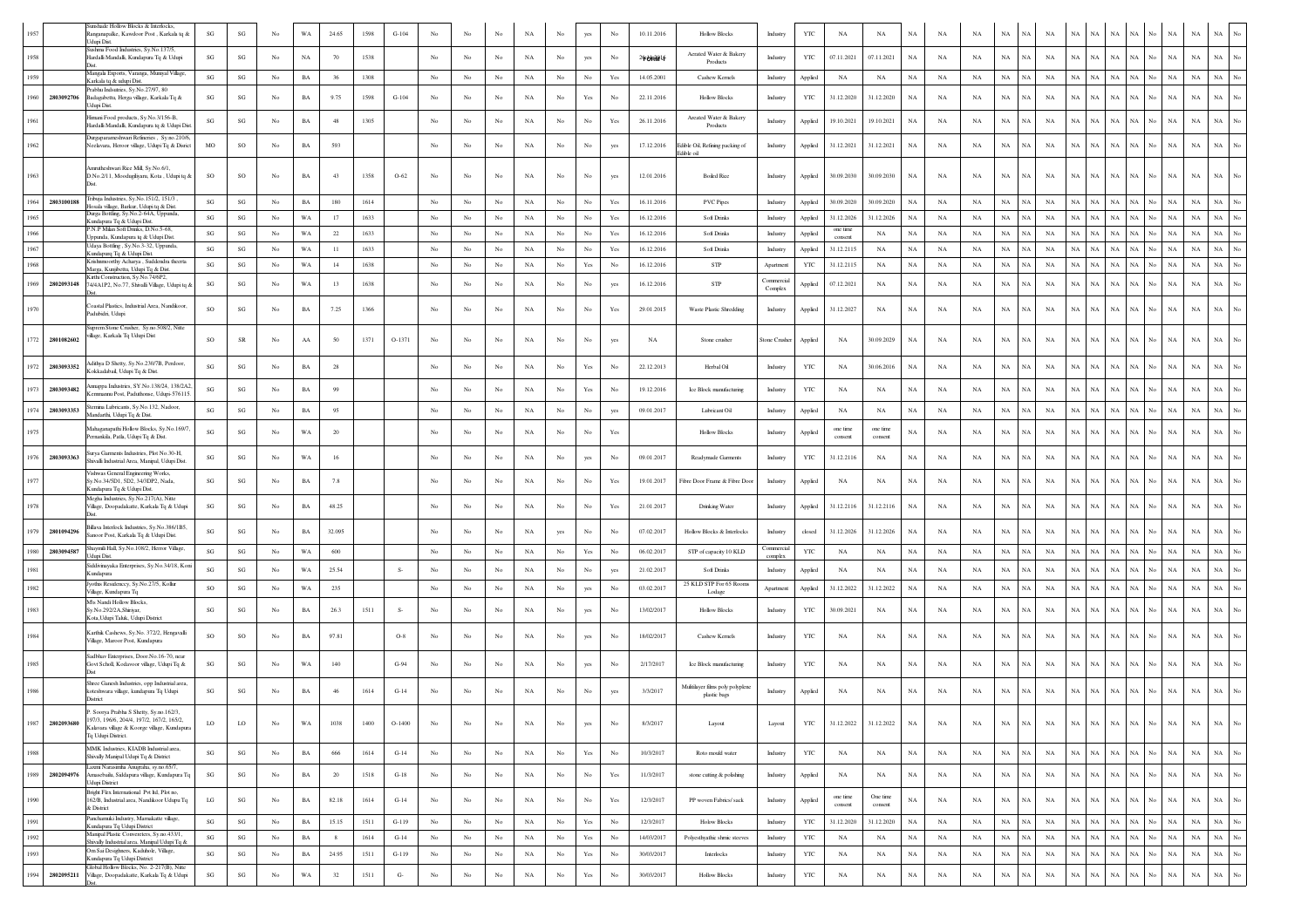| 1957 | | Sunshade Hollow Blocks & Interlocks, Ranganapalke, Kawdoor Post , Karkala tq & Udupi Dist. | SG | SG | No | WA | 24.65 | 1598 | G-104 | No | No | No | NA | No | yes | No | 10.11.2016 | Hollow Blocks | Industry | YTC | NA | NA | NA | NA | NA | NA | NA | NA | NA | NA | NA | NA | NA | NA | No | NA | NA | No |
|---|---|---|---|---|---|---|---|---|---|---|---|---|---|---|---|---|---|---|---|---|---|---|---|---|---|---|---|---|---|---|---|---|---|---|---|---|---|---|
| 1958 | | Sushma Food Industries, Sy.No.137/5, Hardalli Mandalli, Kundapura Tq & Udupi Dist. | SG | SG | No | NA | 70 | 1538 | | No | No | No | NA | No | yes | No | 26.10.2016 | Aerated Water & Bakery Products | Industry | YTC | 07.11.2021 | 07.11.2021 | NA | NA | NA | NA | NA | NA | NA | NA | NA | NA | NA | NA | No | NA | NA | No |
| 1959 | | Mangala Exports, Varanga, Muniyal Village, Karkala tq & udupi Dist. | SG | SG | No | BA | 36 | 1308 | | No | No | No | NA | No | No | Yes | 14.05.2001 | Cashew Kernels | Industry | Applied | NA | NA | NA | NA | NA | NA | NA | NA | NA | NA | NA | NA | NA | NA | No | NA | NA | No |
| 1960 | 2803092706 | Prabhu Industries, Sy.No.27/97, 80 Badagabettu, Herga village, Karkala Tq & Udupi Dist. | SG | SG | No | BA | 9.75 | 1598 | G-104 | No | No | No | NA | No | Yes | No | 22.11.2016 | Hollow Blocks | Industry | YTC | 31.12.2020 | 31.12.2020 | NA | NA | NA | NA | NA | NA | NA | NA | NA | NA | NA | NA | No | NA | NA | No |
| 1961 | | Himani Food products, Sy.No.3/156-B, Hardalli Mandalli, Kundapura tq & Udupi Dist. | SG | SG | No | BA | 48 | 1305 | | No | No | No | NA | No | No | Yes | 26.11.2016 | Aerated Water & Bakery Products | Industry | Applied | 19.10.2021 | 19.10.2021 | NA | NA | NA | NA | NA | NA | NA | NA | NA | NA | NA | NA | No | NA | NA | No |
| 1962 | | Durgaparameshwari Refineries , Sy.no.210/6, Neelavara, Heroor village, Udupi Tq & District | MO | SO | No | BA | 593 | | | No | No | No | NA | No | No | yes | 17.12.2016 | Edible Oil, Refining packing of Edible oil | Industry | Applied | 31.12.2021 | 31.12.2021 | NA | NA | NA | NA | NA | NA | NA | NA | NA | NA | NA | NA | No | NA | NA | No |
| 1963 | | Amrutheshwari Rice Mill, Sy.No.6/1, D.No.2/11, Moodugiliyaru, Kota , Udupi tq & Dist. | SO | SO | No | BA | 43 | 1358 | O-62 | No | No | No | NA | No | No | yes | 12.01.2016 | Boiled Rice | Industry | Applied | 30.09.2030 | 30.09.2030 | NA | NA | NA | NA | NA | NA | NA | NA | NA | NA | NA | NA | No | NA | NA | No |
| 1964 | 2803100188 | Tribuja Industries, Sy.No.151/2, 151/3 , Hosala village, Barkur, Udupi tq & Dist. | SG | SG | No | BA | 180 | 1614 | | No | No | No | NA | No | No | Yes | 16.11.2016 | PVC Pipes | Industry | Applied | 30.09.2020 | 30.09.2020 | NA | NA | NA | NA | NA | NA | NA | NA | NA | NA | NA | NA | No | NA | NA | No |
| 1965 | | Durga Bottling, Sy.No.2-64A, Uppunda, Kundapura Tq & Udupi Dist. | SG | SG | No | WA | 17 | 1633 | | No | No | No | NA | No | No | Yes | 16.12.2016 | Soft Drinks | Industry | Applied | 31.12.2026 | 31.12.2026 | NA | NA | NA | NA | NA | NA | NA | NA | NA | NA | NA | NA | No | NA | NA | No |
| 1966 | | P.N.P Milan Soft Drinks, D.No.5-68, Uppunda, Kundapura tq & Udupi Dist. | SG | SG | No | WA | 22 | 1633 | | No | No | No | NA | No | No | Yes | 16.12.2016 | Soft Drinks | Industry | Applied | one time consent | NA | NA | NA | NA | NA | NA | NA | NA | NA | NA | NA | NA | NA | No | NA | NA | No |
| 1967 | | Udaya Bottling , Sy.No.3-32, Uppunda, Kundapura Tq & Udupi Dist. | SG | SG | No | WA | 11 | 1633 | | No | No | No | NA | No | No | Yes | 16.12.2016 | Soft Drinks | Industry | Applied | 31.12.2115 | NA | NA | NA | NA | NA | NA | NA | NA | NA | NA | NA | NA | NA | No | NA | NA | No |
| 1968 | | Krishnmoorthy Acharya , Saddendra theerta Marga, Kunjibettu, Udupi Tq & Dist. | SG | SG | No | WA | 14 | 1638 | | No | No | No | NA | No | Yes | No | 16.12.2016 | STP | Apartment | YTC | 31.12.2115 | NA | NA | NA | NA | NA | NA | NA | NA | NA | NA | NA | NA | NA | No | NA | NA | No |
| 1969 | 2802093148 | Kirthi Construction, Sy.No.74/6P2, 74/4A1P2, No.77, Shivalli Village, Udupi tq & Dist. | SG | SG | No | WA | 13 | 1638 | | No | No | No | NA | No | No | yes | 16.12.2016 | STP | Commercial Complex | Applied | 07.12.2021 | NA | NA | NA | NA | NA | NA | NA | NA | NA | NA | NA | NA | NA | No | NA | NA | No |
| 1970 | | Coastal Plastics, Industrial Area, Nandikoor, Padubidri, Udupi | SO | SG | No | BA | 7.25 | 1366 | | No | No | No | NA | No | No | Yes | 29.01.2015 | Waste Plastic Shredding | Industry | Applied | 31.12.2027 | NA | NA | NA | NA | NA | NA | NA | NA | NA | NA | NA | NA | NA | No | NA | NA | No |
| 1772 | 2801082602 | Supreem Stone Crusher, Sy.no.508/2, Nitte village, Karkala Tq Udupi Dist | SO | SR | No | AA | 50 | 1371 | O-1371 | No | No | No | NA | No | No | yes | NA | Stone crusher | Stone Crusher | Applied | NA | 30.09.2029 | NA | NA | NA | NA | NA | NA | NA | NA | NA | NA | NA | NA | No | NA | NA | No |
| 1972 | 2803093352 | Adithya D Shetty, Sy.No.230/7B, Perdoor, Kokkadabail, Udupi Tq & Dist. | SG | SG | No | BA | 28 | | | No | No | No | NA | No | Yes | No | 22.12.2013 | Herbal Oil | Industry | YTC | NA | 30.06.2016 | NA | NA | NA | NA | NA | NA | NA | NA | NA | NA | NA | NA | No | NA | NA | No |
| 1973 | 2803093482 | Annappa Industries, SY.No.138/24, 138/2A2, Kemmannu Post, Paduthonse, Udupi-576115. | SG | SG | No | BA | 99 | | | No | No | No | NA | No | Yes | No | 19.12.2016 | Ice Block manufacturing | Industry | YTC | NA | NA | NA | NA | NA | NA | NA | NA | NA | NA | NA | NA | NA | NA | No | NA | NA | No |
| 1974 | 2803093353 | Shrenira Lubricants, Sy.No.132, Nadoor, Mandarthi, Udupi Tq & Dist. | SG | SG | No | BA | 95 | | | No | No | No | NA | No | No | yes | 09.01.2017 | Lubricant Oil | Industry | Applied | NA | NA | NA | NA | NA | NA | NA | NA | NA | NA | NA | NA | NA | NA | No | NA | NA | No |
| 1975 | | Mahaganapathi Hollow Blocks, Sy.No.169/7, Pernankila, Putle, Udupi Tq & Dist. | SG | SG | No | WA | 20 | | | No | No | No | NA | No | No | Yes | | Hollow Blocks | Industry | Applied | one time consent | one time consent | NA | NA | NA | NA | NA | NA | NA | NA | NA | NA | NA | NA | No | NA | NA | No |
| 1976 | 2803093363 | Surya Garments Industries, Plot No.30-H, Shivalli Industrial Area, Manipal, Udupi Dist. | SG | SG | No | WA | 16 | | | No | No | No | NA | No | yes | No | 09.01.2017 | Readymade Garments | Industry | YTC | 31.12.2116 | NA | NA | NA | NA | NA | NA | NA | NA | NA | NA | NA | NA | NA | No | NA | NA | No |
| 1977 | | Vishwas General Engineering Works, Sy.No.34/5D1, 5D2, 34/3DP2, Nada, Kundapura Tq & Udupi Dist. | SG | SG | No | BA | 7.8 | | | No | No | No | NA | No | No | Yes | 19.01.2017 | Fibre Door Frame & Fibre Door | Industry | Applied | NA | NA | NA | NA | NA | NA | NA | NA | NA | NA | NA | NA | NA | NA | No | NA | NA | No |
| 1978 | | Megha Industries, Sy.No.217(A), Nitte Village, Doopadakatte, Karkala Tq & Udupi Dist. | SG | SG | No | BA | 48.25 | | | No | No | No | NA | No | No | Yes | 21.01.2017 | Drinking Water | Industry | Applied | 31.12.2116 | 31.12.2116 | NA | NA | NA | NA | NA | NA | NA | NA | NA | NA | NA | NA | No | NA | NA | No |
| 1979 | 2801094296 | Billava Interlock Industries, Sy.No.386/1B5, Sanoor Post, Karkala Tq & Udupi Dist. | SG | SG | No | BA | 32.095 | | | No | No | No | NA | yes | No | No | 07.02.2017 | Hollow Blocks & Interlocks | Industry | closed | 31.12.2026 | 31.12.2026 | NA | NA | NA | NA | NA | NA | NA | NA | NA | NA | NA | NA | No | NA | NA | No |
| 1980 | 2803094587 | Shaymili Hall, Sy.No.108/2, Heroor Village, Udupi Dist. | SG | SG | No | WA | 600 | | | No | No | No | NA | No | Yes | No | 06.02.2017 | STP of capacity 10 KLD | Commercial complex | YTC | NA | NA | NA | NA | NA | NA | NA | NA | NA | NA | NA | NA | NA | NA | No | NA | NA | No |
| 1981 | | Siddivinayaka Enterprises, Sy.No.34/18, Koni Kundapura | SG | SG | No | WA | 25.54 | | S- | No | No | No | NA | No | No | yes | 21.02.2017 | Soft Drinks | Industry | Applied | NA | NA | NA | NA | NA | NA | NA | NA | NA | NA | NA | NA | NA | NA | No | NA | NA | No |
| 1982 | | Jyothis Residencey, Sy.No.27/5, Kollur Village, Kundapura Tq | SO | SG | No | WA | 235 | | | No | No | No | NA | No | yes | No | 03.02.2017 | 25 KLD STP For 65 Rooms Lodage | Apartment | Applied | 31.12.2022 | 31.12.2022 | NA | NA | NA | NA | NA | NA | NA | NA | NA | NA | NA | NA | No | NA | NA | No |
| 1983 | | M/s Nandi Hollow Blocks, Sy.No.23/2/2A,Shiriyar, Kota,Udupi Taluk, Udupi District | SG | SG | No | BA | 26.3 | 1511 | S- | No | No | No | NA | No | yes | No | 13/02/2017 | Hollow Blocks | Industry | YTC | 30.09.2021 | NA | NA | NA | NA | NA | NA | NA | NA | NA | NA | NA | NA | NA | No | NA | NA | No |
| 1984 | | Karthik Cashews, Sy.No. 372/2, Hengavalli Village, Marvor Post, Kundapura | SO | SO | No | BA | 97.81 | | O-8 | No | No | No | NA | No | yes | No | 18/02/2017 | Cashew Kernels | Industry | YTC | NA | NA | NA | NA | NA | NA | NA | NA | NA | NA | NA | NA | NA | NA | No | NA | NA | No |
| 1985 | | Sadbhav Enterprises, Door.No.16-70, near Govt Scholl, Kodavoor village, Udupi Tq & Dist | SG | SG | No | WA | 140 | | G-94 | No | No | No | NA | No | yes | No | 2/17/2017 | Ice Block manufacturing | Industry | YTC | NA | NA | NA | NA | NA | NA | NA | NA | NA | NA | NA | NA | NA | NA | No | NA | NA | No |
| 1986 | | Shree Ganesh Industries, opp Industrial area, koteshwara village, kundapura Tq Udupi District | SG | SG | No | BA | 46 | 1614 | G-14 | No | No | No | NA | No | No | yes | 3/3/2017 | Multilayer films poly polyplene plastic bags | Industry | Applied | NA | NA | NA | NA | NA | NA | NA | NA | NA | NA | NA | NA | NA | NA | No | NA | NA | No |
| 1987 | 2802093680 | P. Soorya Prabha S Shetty, Sy.no.162/3, 197/3, 196/6, 204/4, 197/2, 167/2, 165/2, Kalavara village & Koorge village, Kundapura Tq Udupi District. | LO | LO | No | WA | 1038 | 1400 | O-1400 | No | No | No | NA | No | yes | No | 8/3/2017 | Layout | Layout | YTC | 31.12.2022 | 31.12.2022 | NA | NA | NA | NA | NA | NA | NA | NA | NA | NA | NA | NA | No | NA | NA | No |
| 1988 | | MMK Industries, KIADB Industrial area, Shivally Manipal Udupi Tq & District | SG | SG | No | BA | 666 | 1614 | G-14 | No | No | No | NA | No | Yes | No | 10/3/2017 | Roto mould water | Industry | YTC | NA | NA | NA | NA | NA | NA | NA | NA | NA | NA | NA | NA | NA | NA | No | NA | NA | No |
| 1989 | 2802094976 | Laxmi Narasimha Anugraha, sy.no.65/7, Amasebaila, Siddapura village, Kundapura Tq Udupi District | SG | SG | No | BA | 20 | 1518 | G-18 | No | No | No | NA | No | No | Yes | 11/3/2017 | stone cutting & polishing | Industry | Applied | NA | NA | NA | NA | NA | NA | NA | NA | NA | NA | NA | NA | NA | NA | No | NA | NA | No |
| 1990 | | Bright Flex International Pvt ltd, Plot no, 162/B, Industrial area, Nandikoor Udupi Tq & District | LG | SG | No | BA | 82.18 | 1614 | G-14 | No | No | No | NA | No | No | Yes | 12/3/2017 | PP woven Fabrics/ sack | Industry | Applied | one time consent | One time consent | NA | NA | NA | NA | NA | NA | NA | NA | NA | NA | NA | NA | No | NA | NA | No |
| 1991 | | Panchamuki Industry, Marnakatte village, Kundapura Tq Udupi District | SG | SG | No | BA | 15.15 | 1511 | G-119 | No | No | No | NA | No | Yes | No | 12/3/2017 | Holow Blocks | Industry | YTC | 31.12.2020 | 31.12.2020 | NA | NA | NA | NA | NA | NA | NA | NA | NA | NA | NA | NA | No | NA | NA | No |
| 1992 | | Manipal Plastic Converters, Sy.no.433/1, Shivally Industrial area, Manipal Udupi Tq & | SG | SG | No | BA | 8 | 1614 | G-14 | No | No | No | NA | No | Yes | No | 14/03/2017 | Polyesthyathe shrnic sleeves | Industry | YTC | NA | NA | NA | NA | NA | NA | NA | NA | NA | NA | NA | NA | NA | NA | No | NA | NA | No |
| 1993 | | Om Sai Designers, Kadshole, Village, Kundapura Tq Udupi District | SG | SG | No | BA | 24.95 | 1511 | G-119 | No | No | No | NA | No | Yes | No | 30/03/2017 | Interlocks | Industry | YTC | NA | NA | NA | NA | NA | NA | NA | NA | NA | NA | NA | NA | NA | NA | No | NA | NA | No |
| 1994 | 2802095211 | Global Hollow Blocks, No. 2-217(B), Nitte Village, Doopadakatte, Karkala Tq & Udupi Dist. | SG | SG | No | WA | 32 | 1511 | G- | No | No | No | NA | No | Yes | No | 30/03/2017 | Hollow Blocks | Industry | YTC | NA | NA | NA | NA | NA | NA | NA | NA | NA | NA | NA | NA | NA | NA | No | NA | NA | No |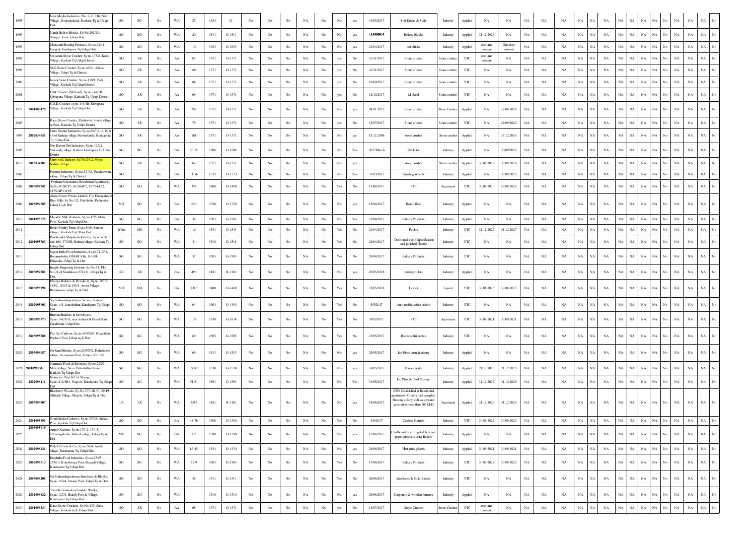| | | | | | | | | | | | | | | | | | | | | | | | | | | | | | | | | | | | | | | |
|---|---|---|---|---|---|---|---|---|---|---|---|---|---|---|---|---|---|---|---|---|---|---|---|---|---|---|---|---|---|---|---|---|---|---|---|---|---|---|
| 1995 | | New Megha Industries, No. 2-217(B), Nitte Village, Doopadakatte, Karkala Tq & Udupi Dist. | SG | SG | No | WA | 25 | 1633 | G- | No | No | No | NA | No | No | yes | 31/03/2017 | Soft Drinks & Soda | Industry | Applied | NA | NA | NA | NA | NA | NA | NA | NA | NA | NA | NA | NA | NA | No | NA | NA | NA | No |
| 1996 | | Nandi Hollow Blocks, Sy.no.292/2A, Shiruyr, Kota, Udupi Dist. | SG | SG | No | WA | 20 | 1511 | G-1511 | No | No | No | NA | No | No | yes | 31/03/2017 FORM-I | Hollow Blocks | Industry | Applied | 31.12.2026 | NA | NA | NA | NA | NA | NA | NA | NA | NA | NA | NA | NA | No | NA | NA | NA | No |
| 1997 | | Mahasathi Bottling Products, Sy.no.24/11, Gangoli, Kundapura Tq Udupi Dist | SG | SG | No | WA | 10 | 1633 | G-1633 | No | No | No | NA | No | No | yes | 21/04/2017 | soft drinks | Industry | Applied | one time consent | One time consent | NA | NA | NA | NA | NA | NA | NA | NA | NA | NA | NA | No | NA | NA | NA | No |
| 1998 | | Sri Laxmi Stone Crusher, Sy.no.175/2, Kalya Village, Karkala Tq Udupi District | SO | SR | No | AA | 87 | 1371 | O-1371 | No | No | No | NA | No | yes | No | 21/11/2017 | Stone crusher | Stone crusher | YTC | one time consent | NA | NA | NA | NA | NA | NA | NA | NA | NA | NA | NA | NA | No | NA | NA | NA | No |
| 1999 | | SLG Stone Crusher, Sy.no.428/1, Shirva Village, Udupi Tq & District | SO | SR | No | AA | 104 | 1371 | O-1371 | No | No | No | NA | No | yes | No | 21/11/2017 | Stone crusher | Stone crusher | YTC | NA | NA | NA | NA | NA | NA | NA | NA | NA | NA | NA | NA | NA | No | NA | NA | NA | No |
| 2000 | | Janani Stone Crusher, Sy.no.178/1, Palli Village, Karkala Tq Udupi District | SO | SR | No | AA | 86 | 1371 | O-1371 | No | No | No | NA | No | yes | No | 16/09/2017 | Stone crusher | Stone crusher | YTC | NA | NA | NA | NA | NA | NA | NA | NA | NA | NA | NA | NA | NA | No | NA | NA | NA | No |
| 2001 | | USK Crusher (M-Sand), Sy.no.144/1B, Shivapura Village, Karkala Tq Udupi District | SO | SR | No | AA | 69 | 1371 | O-1371 | No | No | No | NA | No | yes | No | 12/10/2017 | M-Sand | Stone crusher | YTC | NA | NA | NA | NA | NA | NA | NA | NA | NA | NA | NA | NA | NA | No | NA | NA | NA | No |
| 1773 | 2801083479 | U.S.K Crusher, sy.no.144/1B, Shivapura Village, Karkala Tq Udupi Dist | SO | SR | No | AA | 299 | 1371 | O-1371 | No | No | No | NA | No | No | yes | 08.01.2015 | Stone crusher | Stone Crusher | Applied | NA | 19.06.2019 | NA | NA | NA | NA | NA | NA | NA | NA | NA | NA | NA | No | NA | NA | NA | No |
| 2003 | | Kiran Stone Crusher, Padubettu, Sooda village & Post, Karkala Tq Udupi District | SO | SR | No | AA | 79 | 1371 | O-1371 | No | No | No | NA | No | yes | No | 13/07/2017 | Stone crusher | Stone crusher | YTC | NA | 27/09/2022 | NA | NA | NA | NA | NA | NA | NA | NA | NA | NA | NA | No | NA | NA | NA | No |
| 909 | 2802034651 | Unity Granite Industries, Sy.no.68/7,8,14,15 & 16 of Kukunje village Mavinakatla, Kundapura Tq Udupi Dist | SO | SR | No | AA | 161 | 1371 | O-1371 | No | No | No | NA | No | No | yes | 15.12.2006 | stone crusher | Stone crusher | Applied | NA | 17.12.2016 | NA | NA | NA | NA | NA | NA | NA | NA | NA | NA | NA | No | NA | NA | NA | No |
| 2005 | | Shri Kaveri Grit Industries, Sy.no.122/2, Vakwady village, Kalavar kundapura Tq Udupi District | SG | SG | No | BA | 23.15 | 1506 | G-1506 | No | No | No | NA | No | No | Yes | 2017March | Shell Grit | Industry | Applied | NA | 30/09/2018 | NA | NA | NA | NA | NA | NA | NA | NA | NA | NA | NA | No | NA | NA | NA | No |
| 1017 | 2803034782 | Unity rock Industry, Sy.No.24-2, Miyar, Nalkur, Udupi | SO | SR | No | AA | 342 | 1371 | O-1371 | No | No | No | NA | No | No | yes | | stone crusher | Stone crusher | Applied | 30.09.2029 | 30.09.2029 | NA | NA | NA | NA | NA | NA | NA | NA | NA | NA | NA | No | NA | NA | NA | No |
| 2007 | | Premier Industries, Sy.no.32-3A, Pandeshwara village, Udupi Tq & District | SO | | No | BA | 11.56 | 1333 | O-1333 | No | No | No | NA | No | No | Yes | 31/03/2017 | Grinding Wheels | Industry | Applied | NA | 30.09.2023 | NA | NA | NA | NA | NA | NA | NA | NA | NA | NA | NA | No | NA | NA | NA | No |
| 2008 | 2803094741 | Pratham Nakshathra (Residential Apartment), Sy.No.81/4CP3, 81/1B4P2, 117/24AP2, 117/2AP4 of 69 | SO | SO | No | WA | 356 | 1400 | O-1400 | No | No | No | NA | No | Yes | No | 13/04/2017 | STP | Apartment | YTC | 30.09.2020 | 30.09.2020 | NA | NA | NA | NA | NA | NA | NA | NA | NA | NA | NA | No | NA | NA | NA | No |
| 2009 | 2803094585 | Alaga Foods Private Limited, C/o Dhanyalaxmi Rice Mills, Sy.No.1/2, Padebettu, Padubidri, Udupi Tq & Dist. | MO | SO | No | BA | 624 | 1358 | O-1358 | No | No | No | NA | No | No | yes | 15/04/2017 | Boiled Rice | Industry | Applied | NA | NA | NA | NA | NA | NA | NA | NA | NA | NA | NA | NA | NA | No | NA | NA | NA | No |
| 2010 | 2801095525 | Marathe Milk Products, Sy.no.17/5, Mala Post, Karkala Tq Udupi Dist | SG | SG | No | BA | 34 | 1503 | G-1503 | No | No | No | NA | No | No | Yes | 21/04/2017 | Bakery Products | Industry | Applied | NA | NA | NA | NA | NA | NA | NA | NA | NA | NA | NA | NA | NA | No | NA | NA | NA | No |
| 2011 | | Bosler Poultry Farm, Sy.no.80/9, Sanoor village,, Karkala Tq Udupi Dist | White | MG | No | WA | 16 | 1544 | G-1544 | No | No | No | NA | No | Yes | No | 24/04/2017 | Poultry | Industry | YTC | 31.12.2027 | 31.12.2027 | NA | NA | NA | NA | NA | NA | NA | NA | NA | NA | NA | No | NA | NA | NA | No |
| 2012 | 2801095763 | Panchasiddi Shilpakala Kshetra, Sy.no.409/ and 166, 370/3B, Belman village, Karkala Tq Udupi Dist | SG | SO | No | WA | 34 | 1518 | G-1518 | No | No | No | NA | No | Yes | No | 28/04/2017 | Decorated cut to Specification and polished Granite | Industry | YTC | NA | NA | NA | NA | NA | NA | NA | NA | NA | NA | NA | NA | NA | No | NA | NA | NA | No |
| 2013 | | Sweet India Food Industries, Sy.no.71-9P2, Bommarbettu, OMAR Villa, 8-100C, Hiriyadka Udupi Tq & Dist | SG | SG | No | WA | 37 | 1503 | G-1503 | No | No | No | NA | No | Yes | No | 28/04/2017 | Bakery Products | Industry | YTC | NA | NA | NA | NA | NA | NA | NA | NA | NA | NA | NA | NA | NA | No | NA | NA | NA | No |
| 2014 | 2803092781 | Intaglio Engraving Systems, Sy.No.51, Plot No.21 of Nandikoor-574111, Udupi Tq & Dist. | SR | SR | No | BA | 490 | 1181 | R-1181 | No | No | No | NA | No | No | yes | 20/05/2018 | printing rollers | Industry | Applied | NA | NA | NA | NA | NA | NA | NA | NA | NA | NA | NA | NA | NA | No | NA | NA | NA | No |
| 2015 | 2803095790 | Hiranya Builders & Develpers, Sy.no.183/1, 183/2, 183/3 & 194/1, Aroor Village, Brahmavara udupi Tq & Dist | MO | MO | No | BA | 2383 | 1400 | O-1400 | No | No | No | NA | No | Yes | No | 25/05/2018 | Layout | Layout | YTC | 30.06.2023 | 30.06.2023 | NA | NA | NA | NA | NA | NA | NA | NA | NA | NA | NA | No | NA | NA | NA | No |
| 2016 | 2802095903 | Sri Brahamalingeshwara Service Station, Sy.no.141, kattebelthur Kundapura Tq Udupi Dist | SO | SO | No | WA | 64 | 1303 | O-1303 | No | No | No | NA | No | Yes | No | 5/5/2017 | Auto mobile serice station | Industry | YTC | NA | NA | NA | NA | NA | NA | NA | NA | NA | NA | NA | NA | NA | No | NA | NA | NA | No |
| 2018 | 2802095973 | Bhavani Builders & Developers, Sy.no.141/31A, near Indian Oil Petrol Bunk, Gundibailu, Udupi Dist | SG | SG | No | WA | 10 | 1638 | G-1638 | No | No | No | NA | No | Yes | No | 10/5/2017 | STP | Apartment | YTC | 30.09.2021 | 30.09.2021 | NA | NA | NA | NA | NA | NA | NA | NA | NA | NA | NA | No | NA | NA | NA | No |
| 2019 | 2803095788 | Pro Arc Carbons, Sy.no.605/2B3, Kaapithota, Perdoor Post, Udupi tq & Dist | SG | SG | No | WA | 80 | 1505 | G-1505 | No | No | No | NA | No | Yes | No | 23/05/2017 | Biomass Briquetes | Industry | YTC | NA | NA | NA | NA | NA | NA | NA | NA | NA | NA | NA | NA | NA | No | NA | NA | NA | No |
| 2020 | 2803096057 | Sri Ram Fiheries, Sy.no.205/7P2, Paduthonse village, Kemmannu Post, Udupi- 576 105 | SG | SG | No | WA | 60 | 1513 | G-1513 | No | No | No | NA | No | No | yes | 23/05/2017 | Ice Block manufacturing | Industry | Applied | NA | NA | NA | NA | NA | NA | NA | NA | NA | NA | NA | NA | NA | No | NA | NA | NA | No |
| 2021 | 2801096056 | Narmada Food & Beverges, Sy.no.228/2, Mala Village, Near Pattanhithlu House, Karkala Tq Udupi Dist | SG | SG | No | WA | 74.87 | 1538 | G-1538 | No | No | No | NA | No | No | yes | 31/05/2017 | Mineral water | Industry | Applied | 21.12.2025 | 21.12.2025 | NA | NA | NA | NA | NA | NA | NA | NA | NA | NA | NA | No | NA | NA | NA | No |
| 2022 | 2802096111 | Noon Ice Plant & Col Storage, Sy.no.242/3B4, Nagoor, Kundapura Tq Udupi Dist | SG | SG | No | WA | 51.61 | 1594 | G-1594 | No | No | No | NA | No | No | Yes | 31/05/2017 | Ice Plant & Cold Storage | Industry | Applied | 31.12.2026 | 31.12.2026 | NA | NA | NA | NA | NA | NA | NA | NA | NA | NA | NA | No | NA | NA | NA | No |
| 2023 | 2803093807 | BlueBerry Woods, Sy.No.377-2B-P1, 59-P8, SHivally Village, Manchi, Udupi Tq & Dist | LR | LR | No | WA | 2585 | 1181 | R-1181 | No | No | No | NA | No | No | yes | 14/06/2017 | STPs Established at Residential apartments, Commercial complex, Housing colony with wastewater generation more than 100KLD | Apartment | Applied | 31.12.2026 | 31.12.2026 | NA | NA | NA | NA | NA | NA | NA | NA | NA | NA | NA | No | NA | NA | NA | No |
| 2024 | 2801095891 | South Indian Cashews, Sy.no.337/5, Ajekar Post, Karkala Tq Udupi Dist | SO | SO | No | BA | 48.76 | 1308 | O-1308 | No | No | No | NA | No | Yes | No | 3/6/2017 | Cashew Kernels | Industry | YTC | 30.09.2022 | 30.09.2022 | NA | NA | NA | NA | NA | NA | NA | NA | NA | NA | NA | No | NA | NA | NA | No |
| 2025 | 2803095919 | Armor Kartons, Sy.no.170-2, 170-5, 80Badagabettu, Athradi village, Udupi Tq & Dist | MG | SG | No | BA | 775 | 1398 | O-1398 | No | No | No | NA | No | No | yes | 15/06/2017 | Cardboard or corrugated box and paper products using Boilers | Industry | Applied | NA | NA | NA | NA | NA | NA | NA | NA | NA | NA | NA | NA | NA | No | NA | NA | NA | No |
| 2026 | 2802096431 | Philip D Costa & Co, Sy.no.59/4, Asodu village, Kundapura Tq Udupi Dist | SO | SO | No | WA | 83.45 | 1334 | O-1334 | No | No | No | NA | No | No | yes | 28/06/2017 | Hot mix plants | Industry | Applied | 30.09.2021 | 30.09.2021 | NA | NA | NA | NA | NA | NA | NA | NA | NA | NA | NA | No | NA | NA | NA | No |
| 2027 | 2802096513 | Harshitha Food Industries, Sy.no.253/5, 253/10, Koteshwara Post, Beejadi Village, Kundapura Tq Udupi Dist | SG | SG | No | WA | 17.9 | 1503 | G-1503 | No | No | No | NA | No | Yes | No | 17/06/2017 | Bakery Products | Industry | YTC | 30.09.2022 | 30.09.2022 | NA | NA | NA | NA | NA | NA | NA | NA | NA | NA | NA | No | NA | NA | NA | No |
| 2028 | 2803096208 | Sri Brahmalingeshwara Interlocks & Blocks, Sy.no.180/4, Innanje Post, Udupi Tq & Dist | SG | SG | No | WA | 39 | 1511 | G-1511 | No | No | No | NA | No | Yes | No | 29/06/2017 | Interlocks & Solid Blocks | Industry | YTC | NA | NA | NA | NA | NA | NA | NA | NA | NA | NA | NA | NA | NA | No | NA | NA | NA | No |
| 2029 | 2802096432 | Theertha Vinayaka Furniture Works, Sy.no.127/8, Halady Post & Village, Kundapura Tq Udupi Dist | SG | SG | No | WA | | 1510 | G-1510 | No | No | No | NA | No | No | yes | 29/06/2017 | Carpentry & wooden furniture | Industry | Applied | NA | NA | NA | NA | NA | NA | NA | NA | NA | NA | NA | NA | NA | No | NA | NA | NA | No |
| 2030 | 2801093334 | Kiran Stone Crushers, Sy.No.133, Suda Village, Karkala tq & Udupi Dist | SO | SR | No | AA | 68 | 1371 | O-1371 | No | No | No | NA | No | yes | No | 13/07/2017 | Stone Crusher | Stone Crusher | YTC | one time consent | NA | NA | NA | NA | NA | NA | NA | NA | NA | NA | NA | NA | No | NA | NA | NA | No |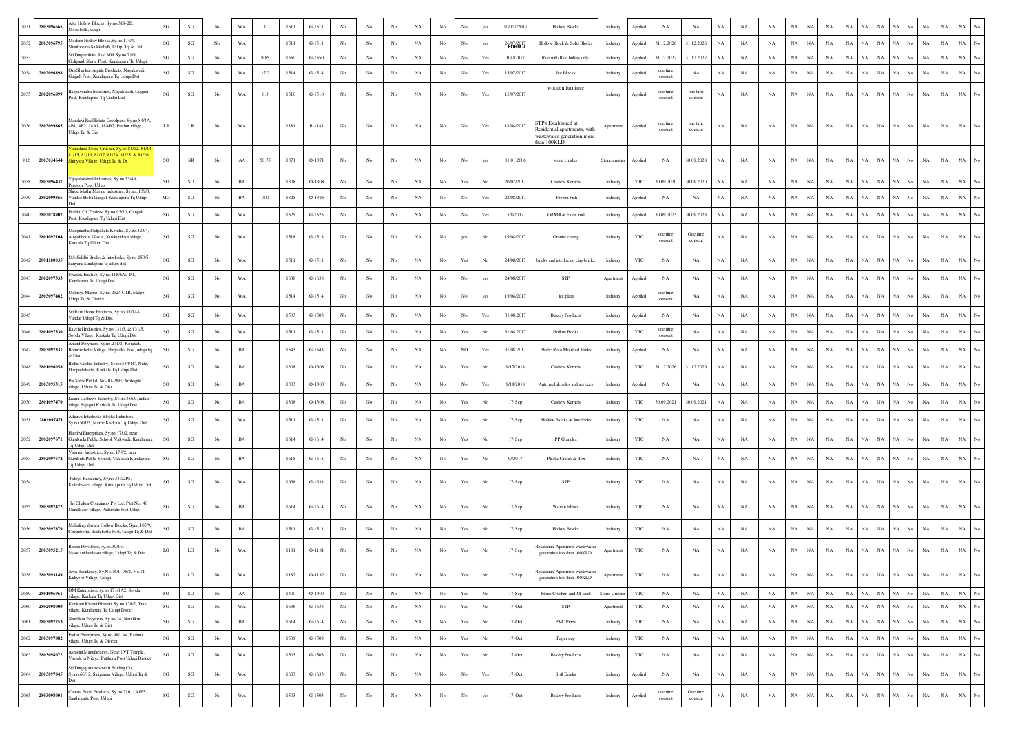| 2031 | 2803096665 | Alva Hollow Blocks, Sy.no.318-2B, Moodbelle, udupi | SG | SG | No | WA | 32 | 1511 | G-1511 | No | No | No | NA | No | No | yes | 10/007/2017 | Hollow Blocks | Industry | Applied | NA | NA | NA | NA | NA | NA | NA | NA | NA | NA | NA | NA | NA | No | NA | NA | NA | No |
|---|---|---|---|---|---|---|---|---|---|---|---|---|---|---|---|---|---|---|---|---|---|---|---|---|---|---|---|---|---|---|---|---|---|---|---|---|---|---|
| 2032 | 2803096795 | Modern Hollow Blocks,Sy.no.174/4, Shanthivana Kukkehalli, Udupi Tq & Dist | SG | SG | No | WA | | 1511 | G-1511 | No | No | No | NA | No | No | yes | 26/07/2017 FORM-I | Hollow Block & Solid Blocks | Industry | Applied | 31.12.2026 | 31.12.2026 | NA | NA | NA | NA | NA | NA | NA | NA | NA | NA | NA | No | NA | NA | NA | No |
| 2033 | | Sri Durgambika Rice Mill, Sy.no.71/9, Golgundi Shirur Post, Kundapura Tq Udupi | SG | SG | No | WA | 9.85 | 1550 | G-1550 | No | No | No | NA | No | No | Yes | 10/7/2017 | Rice mill (Rice hullers only) | Industry | Applied | 31.12.2027 | 31.12.2027 | NA | NA | NA | NA | NA | NA | NA | NA | NA | NA | NA | No | NA | NA | NA | No |
| 2034 | 2802096898 | Om Shankar Aqutic Products, Nayakwadi, Gujjadi Post, Kundapura Tq Udupi Dist | SG | SG | No | WA | 17.2 | 1514 | G-1514 | No | No | No | NA | No | No | Yes | 15/07/2017 | Ice Blocks | Industry | Applied | one time consent | NA | NA | NA | NA | NA | NA | NA | NA | NA | NA | NA | NA | NA | No | NA | NA | NA | No |
| 2035 | 2802096899 | Raghavendra Industries, Nayakwadi, Gujjadi Post, Kundapura Tq Uudpi Dist | SG | SG | No | WA | 8.3 | 1510 | G-1510 | No | No | No | NA | No | No | Yes | 15/07/2017 | wooden furniture | Industry | Applied | one time consent | one time consent | NA | NA | NA | NA | NA | NA | NA | NA | NA | NA | NA | No | NA | NA | NA | No |
| 2036 | 2803099865 | Mandavi Real Estate Develpers, Sy.no.84/4A, 4B1, 4B2, 18A1, 18AB2, Putthur village, Udupi Tq & Dist | LR | LR | No | WA | | 1181 | R-1181 | No | No | No | NA | No | No | Yes | 18/08/2017 | STPs Established at Residential apartments, with wastewater generation more than 100KLD | Apartment | Applied | one time consent | one time consent | NA | NA | NA | NA | NA | NA | NA | NA | NA | NA | NA | No | NA | NA | NA | No |
| 902 | 2803034644 | Vanashree Stone Crusher, Sy.no.81/12, 81/14, 81/15, 81/16, 81/17, 81/24, 81/25, & 81/26, Shiriyara Village, Udupi Tq & Di | SO | SR | No | AA | 58.75 | 1371 | O-1371 | No | No | No | NA | No | No | yes | 01.01.2006 | stone crusher | Stone crusher | Applied | NA | 30.09.2028 | NA | NA | NA | NA | NA | NA | NA | NA | NA | NA | NA | No | NA | NA | NA | No |
| 2038 | 2803096437 | Vijayalakshmi Industries, Sy.no.55/49, Perdoor Post, Udupi | SO | SO | No | BA | | 1308 | O-1308 | No | No | No | NA | No | Yes | No | 20/07/2017 | Cashew Kernels | Industry | YTC | 30.09.2020 | 30.09.2020 | NA | NA | NA | NA | NA | NA | NA | NA | NA | NA | NA | No | NA | NA | NA | No |
| 2039 | 2802099866 | Shree Mathu Marine Industries, Sy.no..139/3, Vandse Hobli Gangoli Kundapura Tq Udupi Dist | MO | SO | No | BA | 700 | 1325 | O-1325 | No | No | No | NA | No | No | Yes | 22/08/2017 | Frozen Fish | Industry | Applied | NA | NA | NA | NA | NA | NA | NA | NA | NA | NA | NA | NA | NA | No | NA | NA | NA | No |
| 2040 | 2802078907 | Prabhu Oil Traders, Sy.no.93/10, Gangoli Post, Kundapura Tq Udupi Dist | SG | SG | No | WA | | 1525 | G-1525 | No | No | No | NA | No | No | Yes | 5/8/2017 | Oil Mill & Flour mill | Industry | Applied | 30.09.2023 | 30.09.2023 | NA | NA | NA | NA | NA | NA | NA | NA | NA | NA | NA | No | NA | NA | NA | No |
| 2041 | 2801097104 | Manjunatha Shilpakala Kendra, Sy.no.423/4, Augudibettu, Nakre, Kukkundoor village, Karkala Tq Udupi Dist | SG | SG | No | WA | | 1518 | G-1518 | No | No | No | NA | No | yes | No | 19/08/2017 | Granite cutting | Industry | YTC | one time consent | One time consent | NA | NA | NA | NA | NA | NA | NA | NA | NA | NA | NA | No | NA | NA | NA | No |
| 2042 | 2801100035 | M/s Siddhi Bricks & Interlocks, Sy.no.150/5, kanyana kundapura tq udupi dist | SG | SG | No | WA | | 1511 | G-1511 | No | No | No | NA | No | Yes | No | 24/08/2017 | bricks and interlocks, clay bricks | Industry | YTC | NA | NA | NA | NA | NA | NA | NA | NA | NA | NA | NA | NA | NA | No | NA | NA | NA | No |
| 2043 | 2802097333 | Swastik Enclave, Sy.no.118/6A2-P1, Kundapura Tq Udupi Dist | SG | SG | No | WA | | 1638 | G-1638 | No | No | No | NA | No | No | yes | 24/08/2017 | STP | Apartment | Applied | NA | NA | NA | NA | NA | NA | NA | NA | NA | NA | NA | NA | NA | No | NA | NA | NA | No |
| 2044 | 2803097462 | Mathsya Marine, Sy.no.262/1C1B, Malpe, Udupi Tq & District | SG | SG | No | WA | | 1514 | G-1514 | No | No | No | NA | No | No | yes | 19/08/2017 | ice plant | Industry | Applied | one time consent | NA | NA | NA | NA | NA | NA | NA | NA | NA | NA | NA | NA | NA | No | NA | NA | NA | No |
| 2045 | | Sri Ram Home Products, Sy.no.55/7A8, Vandar Udupi Tq & Dist | SG | SG | No | WA | | 1503 | G-1503 | No | No | No | NA | No | No | Yes | 31.08.2017 | Bakery Products | Industry | Applied | NA | NA | NA | NA | NA | NA | NA | NA | NA | NA | NA | NA | NA | No | NA | NA | NA | No |
| 2046 | 2801097330 | Raychel Industries, Sy.no.131/3, & 131/5, Sooda Village, Karkala Tq Udupi Dist | SG | SG | No | WA | | 1511 | G-1511 | No | No | No | NA | No | Yes | No | 31.08.2017 | Hollow Bocks | Industry | YTC | one time consent | NA | NA | NA | NA | NA | NA | NA | NA | NA | NA | NA | NA | NA | No | NA | NA | NA | No |
| 2047 | 2803097331 | Anand Polymers, Sy.no.271/2, Kondadi, Bommerbettu Village, Hiriyadka Post, udupi tq & Dist | SG | SG | No | BA | | 1543 | G-1543 | No | No | No | NA | No | NO | Yes | 31.08.2017 | Plastic Roto Moulded Tanks | Industry | Applied | NA | NA | NA | NA | NA | NA | NA | NA | NA | NA | NA | NA | NA | No | NA | NA | NA | No |
| 2048 | 2801096058 | Rishal Cashw Industry, Sy.no.534/1C, Nitte, Doopadakatte, Karkala Tq Udupi Dist | SO | SO | No | BA | | 1308 | O-1308 | No | No | No | NA | No | Yes | No | 9/17/2018 | Cashew Kernels | Industry | YTC | 31.12.2026 | 31.12.2026 | NA | NA | NA | NA | NA | NA | NA | NA | NA | NA | NA | No | NA | NA | NA | No |
| 2049 | 2803095315 | Pai Sales Pvt ltd, No-10-28H, Ambagilu village, Udupi Tq & Dist | SO | SO | No | BA | | 1303 | O-1303 | No | No | No | NA | No | No | Yes | 9/18/2018 | Auto mobile sales and services | Industry | Applied | NA | NA | NA | NA | NA | NA | NA | NA | NA | NA | NA | NA | NA | No | NA | NA | NA | No |
| 2050 | 2801097470 | Laxmi Cashews Industry, Sy.no.356/9, nalkur village Bajagoli Karkala Tq Udupi Dist | SO | SO | No | BA | | 1308 | O-1308 | No | No | No | NA | No | Yes | No | 17-Sep | Cashew Kernels | Industry | YTC | 30.09.2021 | 30.09.2021 | NA | NA | NA | NA | NA | NA | NA | NA | NA | NA | NA | No | NA | NA | NA | No |
| 2051 | 2801097471 | Atharva Interlocks Blocks Industries, Sy.no.501/5, Marne Karkala Tq Udupi Dist | SG | SG | No | WA | | 1511 | G-1511 | No | No | No | NA | No | Yes | No | 17-Sep | Hollow Blocks & Interlocks | Industry | YTC | NA | NA | NA | NA | NA | NA | NA | NA | NA | NA | NA | NA | NA | No | NA | NA | NA | No |
| 2052 | 2802097671 | Harshvi Enterprises, Sy.no.178/2, near Gurukula Public School, Vakwadi, Kundapura Tq Udupi Dist | SG | SG | No | BA | | 1614 | G-1614 | No | No | No | NA | No | Yes | No | 17-Sep | PP Granules | Industry | YTC | NA | NA | NA | NA | NA | NA | NA | NA | NA | NA | NA | NA | NA | No | NA | NA | NA | No |
| 2053 | 2802097672 | Vaishnvi Industries, Sy.no.178/2, near Gurukula Public School, Vakwadi Kundapura Tq Udupi Dist | SG | SG | No | BA | | 1615 | G-1615 | No | No | No | NA | No | Yes | No | 9/2017 | Plastic Crates & Box | Industry | YTC | NA | NA | NA | NA | NA | NA | NA | NA | NA | NA | NA | NA | NA | No | NA | NA | NA | No |
| 2054 | | Jnaleyo Residency, Sy.no.333/2P5, Koteshwara village, Kundapura Tq Udupi Dist | SG | SG | No | WA | | 1638 | G-1638 | No | No | No | NA | No | Yes | No | 17-Sep | STP | Industry | YTC | NA | NA | NA | NA | NA | NA | NA | NA | NA | NA | NA | NA | NA | No | NA | NA | NA | No |
| 2055 | 2803097472 | Sri Chakra Containers Pvt Ltd, Plot No. 40 Nandikoor village, Padubidri Post Udupi | SG | SG | No | BA | | 1614 | G-1614 | No | No | No | NA | No | Yes | No | 17-Sep | Woven fabrics | Industry | YTC | NA | NA | NA | NA | NA | NA | NA | NA | NA | NA | NA | NA | NA | No | NA | NA | NA | No |
| 2056 | 2803097879 | Mahalingeshwara Hollow Blocks, Syno.105/9, Chegribettu, Baadebettu Post, Udupi Tq & Dist | SG | SG | No | BA | | 1511 | G-1511 | No | No | No | NA | No | Yes | No | 17-Sep | Hollow Blocks | Industry | YTC | NA | NA | NA | NA | NA | NA | NA | NA | NA | NA | NA | NA | NA | No | NA | NA | NA | No |
| 2057 | 2803095215 | Bhumi Develpers, sy.no.39/16, Moodanidamboor village, Udupi Tq & Dist | LO | LO | No | WA | | 1181 | O-1181 | No | No | No | NA | No | Yes | No | 17-Sep | Residential Apartment wastewater generation less than 100KLD. | Apartment | YTC | NA | NA | NA | NA | NA | NA | NA | NA | NA | NA | NA | NA | NA | No | NA | NA | NA | No |
| 2058 | 2803093149 | Arya Residency, Sy.No.76/1, 76/2, No.71 Kidiyoor Village, Udupi Dist | LO | LO | No | WA | | 1182 | O-1182 | No | No | No | NA | No | Yes | No | 17-Sep | Residential Apartment wastewater generation less than 100KLD. | Apartment | YTC | NA | NA | NA | NA | NA | NA | NA | NA | NA | NA | NA | NA | NA | No | NA | NA | NA | No |
| 2059 | 2801096961 | OM Enterprises, sy.no.171/1A2, Sooda village, Karkala Tq Udupi Dist | SO | SO | No | AA | | 1400 | O-1400 | No | No | No | NA | No | Yes | No | 17-Sep | Stone Crusher and M-sand | Stone Crusher | YTC | NA | NA | NA | NA | NA | NA | NA | NA | NA | NA | NA | NA | NA | No | NA | NA | NA | No |
| 2060 | 2802098000 | Konkani Kharvi Bhavan, Sy.no.138/2, Trasi village, Kundapura Tq Udupi Dsirict | SG | SG | No | WA | | 1638 | G-1638 | No | No | No | NA | No | Yes | No | 17-Oct | STP | Apartment | YTC | NA | NA | NA | NA | NA | NA | NA | NA | NA | NA | NA | NA | NA | No | NA | NA | NA | No |
| 2061 | 2803097753 | Nandikur Polymers, Sy.no.24, Nandikur village, Udupi Tq & Dist | SG | SG | No | BA | | 1614 | G-1614 | No | No | No | NA | No | Yes | No | 17-Oct | PVC Pipes | Industry | YTC | NA | NA | NA | NA | NA | NA | NA | NA | NA | NA | NA | NA | NA | No | NA | NA | NA | No |
| 2062 | 2803097882 | Padur Enterprises, Sy.no.98/1A4, Padiuru village, Udupi Tq & District | SG | SG | No | WA | | 1509 | G-1509 | No | No | No | NA | No | Yes | No | 17-Oct | Paper cup | Industry | YTC | NA | NA | NA | NA | NA | NA | NA | NA | NA | NA | NA | NA | NA | No | NA | NA | NA | No |
| 2063 | 2803098072 | Ashwini Manufactures, Near LVT Temple, Vasudeva Nilaya, Putthuru Post Udupi District | SG | SG | No | WA | | 1503 | G-1503 | No | No | No | NA | No | Yes | No | 17-Oct | Bakery Products | Industry | YTC | NA | NA | NA | NA | NA | NA | NA | NA | NA | NA | NA | NA | NA | No | NA | NA | NA | No |
| 2064 | 2803097845 | Sri Durgaparameshwari Bottling Co, Sy.no.66/12, Saligrama Village, Udupi Tq & Dist | SG | SG | No | WA | | 1633 | G-1633 | No | No | No | NA | No | No | Yes | 17-Oct | Soft Drinks | Industry | Applied | NA | NA | NA | NA | NA | NA | NA | NA | NA | NA | NA | NA | NA | No | NA | NA | NA | No |
| 2065 | 2803098001 | Canara Food Products, Sy.no.210, 1A1P5, Santhekatte Post, Udupi | SG | SG | No | WA | | 1503 | G-1503 | No | No | No | NA | No | No | yes | 17-Oct | Bakery Products | Industry | Applied | one time consent | One time consent | NA | NA | NA | NA | NA | NA | NA | NA | NA | NA | NA | No | NA | NA | NA | No |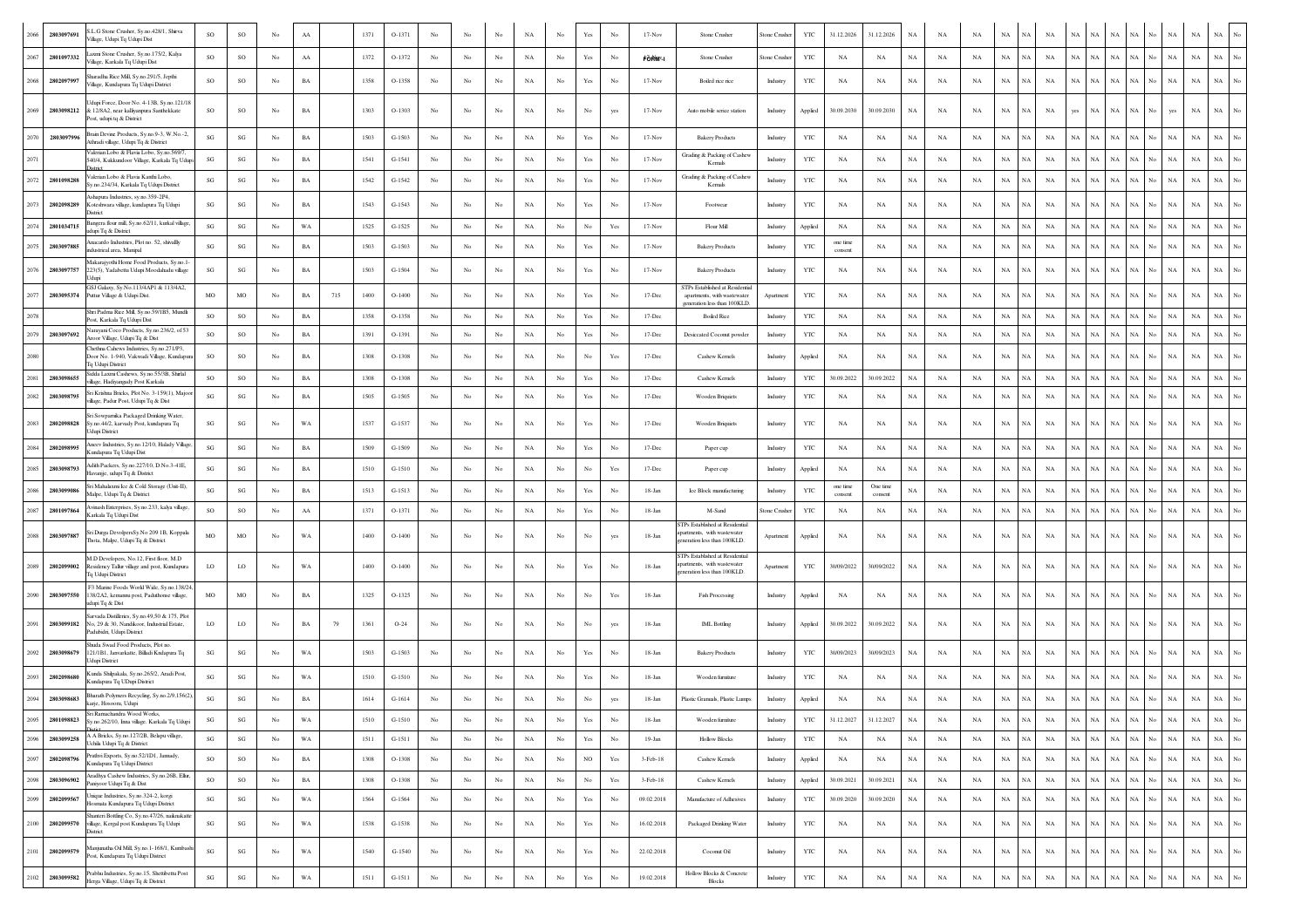| 2066 | 2803097691 | S.L.G Stone Crusher, Sy.no.428/1, Shirva Village, Udupi Tq Udupi Dist | SO | SO | No | AA | | 1371 | O-1371 | No | No | No | NA | No | Yes | No | 17-Nov | Stone Crusher | Stone Crusher | YTC | 31.12.2026 | 31.12.2026 | NA | NA | NA | NA | NA | NA | NA | NA | NA | NA | NA | No | NA | NA | NA | No |
|---|---|---|---|---|---|---|---|---|---|---|---|---|---|---|---|---|---|---|---|---|---|---|---|---|---|---|---|---|---|---|---|---|---|---|---|---|---|---|
| 2067 | 2801097332 | Laxmi Stone Crusher, Sy.no.175/2, Kalya Village, Karkala Tq Udupi Dist | SO | SO | No | AA | | 1372 | O-1372 | No | No | No | NA | No | Yes | No | FORM-I | Stone Crusher | Stone Crusher | YTC | NA | NA | NA | NA | NA | NA | NA | NA | NA | NA | NA | NA | NA | No | NA | NA | NA | No |
| 2068 | 2802097997 | Sharadha Rice Mill, Sy.no.291/5, Jepthi Village, Kundapura Tq Udupi District | SO | SO | No | BA | | 1358 | O-1358 | No | No | No | NA | No | Yes | No | 17-Nov | Boiled rice rice | Industry | YTC | NA | NA | NA | NA | NA | NA | NA | NA | NA | NA | NA | NA | NA | No | NA | NA | NA | No |
| 2069 | 2803098212 | Udupi Force, Door No. 4-13B, Sy.no.121/18 & 12/8A2, near kalliyanpura Santhekkatte Post, udupi tq & District | SO | SO | No | BA | | 1303 | O-1303 | No | No | No | NA | No | No | yes | 17-Nov | Auto mobile serice station | Industry | Applied | 30.09.2030 | 30.09.2030 | NA | NA | NA | NA | NA | NA | yes | NA | NA | NA | NA | No | yes | NA | NA | No |
| 2070 | 2803097996 | Brain Devine Products, Sy.no.9-3, W.No.-2, Athradi village, Udupi Tq & District | SG | SG | No | BA | | 1503 | G-1503 | No | No | No | NA | No | Yes | No | 17-Nov | Bakery Products | Industry | YTC | NA | NA | NA | NA | NA | NA | NA | NA | NA | NA | NA | NA | NA | No | NA | NA | NA | No |
| 2071 | | Valerian Lobo & Flavia Lobo, Sy.no.56/07, 54/04, Kukkundoor Village, Karkala Tq Udupi District | SG | SG | No | BA | | 1541 | G-1541 | No | No | No | NA | No | Yes | No | 17-Nov | Grading & Packing of Cashew Kernals | Industry | YTC | NA | NA | NA | NA | NA | NA | NA | NA | NA | NA | NA | NA | NA | No | NA | NA | NA | No |
| 2072 | 2801098288 | Valerian Lobo & Flavia Kanthi Lobo, Sy.no.234/34, Karkala Tq Udupi District | SG | SG | No | BA | | 1542 | G-1542 | No | No | No | NA | No | Yes | No | 17-Nov | Grading & Packing of Cashew Kernals | Industry | YTC | NA | NA | NA | NA | NA | NA | NA | NA | NA | NA | NA | NA | NA | No | NA | NA | NA | No |
| 2073 | 2802098289 | Ashapura Industries, sy.no.359-2P4, Koteshwara village, kundapura Tq Udupi District | SG | SG | No | BA | | 1543 | G-1543 | No | No | No | NA | No | Yes | No | 17-Nov | Footwear | Industry | YTC | NA | NA | NA | NA | NA | NA | NA | NA | NA | NA | NA | NA | NA | No | NA | NA | NA | No |
| 2074 | 2801034715 | Bangera flour mill, Sy.no.62/11, karkal village, udupi Tq & District | SG | SG | No | WA | | 1525 | G-1525 | No | No | No | NA | No | No | Yes | 17-Nov | Flour Mill | Industry | Applied | NA | NA | NA | NA | NA | NA | NA | NA | NA | NA | NA | NA | NA | No | NA | NA | NA | No |
| 2075 | 2803097885 | Anacardo Industries, Plot no. 52, shivally industrieal area, Manipal | SG | SG | No | BA | | 1503 | G-1503 | No | No | No | NA | No | Yes | No | 17-Nov | Bakery Products | Industry | YTC | one time consent | NA | NA | NA | NA | NA | NA | NA | NA | NA | NA | NA | NA | No | NA | NA | NA | No |
| 2076 | 2803097757 | Makarajyothi Home Food Products, Sy.no.3-223(5), Yadabettu Udupi Moodahadu village Udupi | SG | SG | No | BA | | 1503 | G-1504 | No | No | No | NA | No | Yes | No | 17-Nov | Bakery Products | Industry | YTC | NA | NA | NA | NA | NA | NA | NA | NA | NA | NA | NA | NA | NA | No | NA | NA | NA | No |
| 2077 | 2803095374 | GSJ Galaxy, Sy.No.113/4AP1 & 113/4A2, Puttur Village & Udupi Dist. | MO | MO | No | BA | 715 | 1400 | O-1400 | No | No | No | NA | No | Yes | No | 17-Dec | STPs Established at Residential apartments, with wastewater generation less than 100KLD. | Apartment | YTC | NA | NA | NA | NA | NA | NA | NA | NA | NA | NA | NA | NA | NA | No | NA | NA | NA | No |
| 2078 | | Shri Padma Rice Mill, Sy.no.59/1B5, Mundli Post, Karkala Tq Udupi Dist | SO | SO | No | BA | | 1358 | O-1358 | No | No | No | NA | No | Yes | No | 17-Dec | Boiled Rice | Industry | YTC | NA | NA | NA | NA | NA | NA | NA | NA | NA | NA | NA | NA | NA | No | NA | NA | NA | No |
| 2079 | 2803097692 | Narayani Coco Products, Sy.no.276/2, of 53 Aroor Village, Udupi Tq & Dist | SO | SO | No | BA | | 1391 | O-1391 | No | No | No | NA | No | Yes | No | 17-Dec | Desiccated Coconut powder | Industry | YTC | NA | NA | NA | NA | NA | NA | NA | NA | NA | NA | NA | NA | NA | No | NA | NA | NA | No |
| 2080 | | Chethna Cahews Industries, Sy.no.271/P3, Door No. 1-940, Vakwadi Village, Kundapura Tq Udupi District | SO | SO | No | BA | | 1308 | O-1308 | No | No | No | NA | No | No | Yes | 17-Dec | Cashew Kernels | Industry | Applied | NA | NA | NA | NA | NA | NA | NA | NA | NA | NA | NA | NA | NA | No | NA | NA | NA | No |
| 2081 | 2803098655 | Siddi Laxmi Cashews, Sy.no.55/3B, Shirlal village, Hadiyangady Post Karkala | SO | SO | No | BA | | 1308 | O-1308 | No | No | No | NA | No | Yes | No | 17-Dec | Cashew Kernels | Industry | YTC | 30.09.2022 | 30.09.2022 | NA | NA | NA | NA | NA | NA | NA | NA | NA | NA | NA | No | NA | NA | NA | No |
| 2082 | 2803098795 | Sri Krishna Bricks, Plot No. 3-159(1), Majoor village, Padur Post, Udupi Tq & Dist | SG | SG | No | BA | | 1505 | G-1505 | No | No | No | NA | No | Yes | No | 17-Dec | Wooden Briquets | Industry | YTC | NA | NA | NA | NA | NA | NA | NA | NA | NA | NA | NA | NA | NA | No | NA | NA | NA | No |
| 2083 | 2802098828 | Sri.Sowparnika Packaged Drinking Water, Sy.no.44/2, karvady Post, kundapura Tq Udupi District | SG | SG | No | WA | | 1537 | G-1537 | No | No | No | NA | No | Yes | No | 17-Dec | Wooden Briquets | Industry | YTC | NA | NA | NA | NA | NA | NA | NA | NA | NA | NA | NA | NA | NA | No | NA | NA | NA | No |
| 2084 | 2802098995 | Aneev Industries, Sy.no.12/10, Halady Village, Kundapura Tq Udupi Dist | SG | SG | No | BA | | 1509 | G-1509 | No | No | No | NA | No | Yes | No | 17-Dec | Paper cup | Industry | YTC | NA | NA | NA | NA | NA | NA | NA | NA | NA | NA | NA | NA | NA | No | NA | NA | NA | No |
| 2085 | 2803098793 | Adith Packers, Sy.no.227/10, D.No.3-41E, Havanje, udupi Tq & District | SG | SG | No | BA | | 1510 | G-1510 | No | No | No | NA | No | No | Yes | 17-Dec | Paper cup | Industry | Applied | NA | NA | NA | NA | NA | NA | NA | NA | NA | NA | NA | NA | NA | No | NA | NA | NA | No |
| 2086 | 2803099086 | Sri.Mahalaxmi Ice & Cold Storage (Unit-II), Malpe, Udupi Tq & District | SG | SG | No | BA | | 1513 | G-1513 | No | No | No | NA | No | Yes | No | 18-Jan | Ice Block manufacturing | Industry | YTC | one time consent | One time consent | NA | NA | NA | NA | NA | NA | NA | NA | NA | NA | NA | No | NA | NA | NA | No |
| 2087 | 2801097864 | Avinash Enterprises, Sy.no.233, kalya village, Karkala Tq Udupi Dist | SO | SO | No | AA | | 1371 | O-1371 | No | No | No | NA | No | Yes | No | 18-Jan | M-Sand | Stone Crusher | YTC | NA | NA | NA | NA | NA | NA | NA | NA | NA | NA | NA | NA | NA | No | NA | NA | NA | No |
| 2088 | 2803097887 | Sri Durga DevolpersSy.No 209 1B, Koppala Thota, Malpe, Udupi Tq & District | MO | MO | No | WA | | 1400 | O-1400 | No | No | No | NA | No | No | yes | 18-Jan | STPs Established at Residential apartments, with wastewater generation less than 100KLD. | Apartment | Applied | NA | NA | NA | NA | NA | NA | NA | NA | NA | NA | NA | NA | NA | No | NA | NA | NA | No |
| 2089 | 2802099002 | M.D Developers, No.12, First floor, M.D Residency Tallur village and post, Kundapura Tq Udupi District | LO | LO | No | WA | | 1400 | O-1400 | No | No | No | NA | No | Yes | No | 18-Jan | STPs Established at Residential apartments, with wastewater generation less than 100KLD. | Apartment | YTC | 30/09/2022 | 30/09/2022 | NA | NA | NA | NA | NA | NA | NA | NA | NA | NA | NA | No | NA | NA | NA | No |
| 2090 | 2803097550 | F3 Marine Foods World Wide, Sy.no.138/24, 138/2A2, kemanna post, Paduthonse village, udupi Tq & Dist | MO | MO | No | BA | | 1325 | O-1325 | No | No | No | NA | No | No | Yes | 18-Jan | Fish Processing | Industry | Applied | NA | NA | NA | NA | NA | NA | NA | NA | NA | NA | NA | NA | NA | No | NA | NA | NA | No |
| 2091 | 2803099182 | Sarvada Distilleries, Sy.no.49,50 & 175, Plot No, 29 & 30, Nandikoor, Industrial Estate, Padubidri, Udupi District | LO | LO | No | BA | 79 | 1361 | O-24 | No | No | No | NA | No | No | yes | 18-Jan | IML Bottling | Industry | Applied | 30.09.2022 | 30.09.2022 | NA | NA | NA | NA | NA | NA | NA | NA | NA | NA | NA | No | NA | NA | NA | No |
| 2092 | 2803098679 | Shrada Swad Food Products, Plot no. 121/1B1, Janvarkatte, Billadi Kudapura Tq Udupi District | SG | SG | No | WA | | 1503 | G-1503 | No | No | No | NA | No | Yes | No | 18-Jan | Bakery Products | Industry | YTC | 30/09/2023 | 30/09/2023 | NA | NA | NA | NA | NA | NA | NA | NA | NA | NA | NA | No | NA | NA | NA | No |
| 2093 | 2802098680 | Kunda Shilpakala, Sy.no.265/2, Arudi Post, Kundapura Tq UDupi District | SG | SG | No | WA | | 1510 | G-1510 | No | No | No | NA | No | Yes | No | 18-Jan | Wooden furniture | Industry | YTC | NA | NA | NA | NA | NA | NA | NA | NA | NA | NA | NA | NA | NA | No | NA | NA | NA | No |
| 2094 | 2803098683 | Bharath Polymers Recycling, Sy.no.2/9.156(2), kanje, Hosoorn, Udupi | SG | SG | No | BA | | 1614 | G-1614 | No | No | No | NA | No | No | yes | 18-Jan | Plastic Granuals, Plastic Lumps | Industry | Applied | NA | NA | NA | NA | NA | NA | NA | NA | NA | NA | NA | NA | NA | No | NA | NA | NA | No |
| 2095 | 2801098823 | Sri Ramachandra Wood Works, Sy.no.262/10, Inna village, Karkala Tq Udupi District | SG | SG | No | WA | | 1510 | G-1510 | No | No | No | NA | No | Yes | No | 18-Jan | Wooden furniture | Industry | YTC | 31.12.2027 | 31.12.2027 | NA | NA | NA | NA | NA | NA | NA | NA | NA | NA | NA | No | NA | NA | NA | No |
| 2096 | 2803099258 | A A Bricks, Sy.no.127/2B, Belapu village, Uchila Udupi Tq & District | SG | SG | No | WA | | 1511 | G-1511 | No | No | No | NA | No | Yes | No | 19-Jan | Hollow Blocks | Industry | YTC | NA | NA | NA | NA | NA | NA | NA | NA | NA | NA | NA | NA | NA | No | NA | NA | NA | No |
| 2097 | 2802098796 | Prathvi Exports, Sy.no.52/1D1, Jannady, Kundapura Tq Udupi District | SO | SO | No | BA | | 1308 | O-1308 | No | No | No | NA | No | NO | Yes | 3-Feb-18 | Cashew Kernels | Industry | Applied | NA | NA | NA | NA | NA | NA | NA | NA | NA | NA | NA | NA | NA | No | NA | NA | NA | No |
| 2098 | 2803096902 | Aradhya Cashew Industries, Sy.no.26B, Ellur, Puniyoor Udupi Tq & Dist | SO | SO | No | BA | | 1308 | O-1308 | No | No | No | NA | No | No | Yes | 3-Feb-18 | Cashew Kernels | Industry | Applied | 30.09.2021 | 30.09.2021 | NA | NA | NA | NA | NA | NA | NA | NA | NA | NA | NA | No | NA | NA | NA | No |
| 2099 | 2802099567 | Unique Industries, Sy.no.324-2, korgi Hosmata Kundapura Tq Udupi District | SG | SG | No | WA | | 1564 | G-1564 | No | No | No | NA | No | Yes | No | 09.02.2018 | Manufacture of Adhesives | Industry | YTC | 30.09.2020 | 30.09.2020 | NA | NA | NA | NA | NA | NA | NA | NA | NA | NA | NA | No | NA | NA | NA | No |
| 2100 | 2802099570 | Shanteri Bottling Co, Sy.no.47/26, naikinakatte village, Kergal post Kundapura Tq Udupi District | SG | SG | No | WA | | 1538 | G-1538 | No | No | No | NA | No | Yes | No | 16.02.2018 | Packaged Drinking Water | Industry | YTC | NA | NA | NA | NA | NA | NA | NA | NA | NA | NA | NA | NA | NA | No | NA | NA | NA | No |
| 2101 | 2802099579 | Manjunatha Oil Mill, Sy.no.1-168/1, Kumbashi Post, Kundapura Tq Udupi District | SG | SG | No | WA | | 1540 | G-1540 | No | No | No | NA | No | Yes | No | 22.02.2018 | Coconut Oil | Industry | YTC | NA | NA | NA | NA | NA | NA | NA | NA | NA | NA | NA | NA | NA | No | NA | NA | NA | No |
| 2102 | 2803099582 | Prabhu Industries, Sy.no.15, Shettibettu Post Herga Village, Udupi Tq & District | SG | SG | No | WA | | 1511 | G-1511 | No | No | No | NA | No | Yes | No | 19.02.2018 | Hollow Blocks & Concrete Blocks | Industry | YTC | NA | NA | NA | NA | NA | NA | NA | NA | NA | NA | NA | NA | NA | No | NA | NA | NA | No |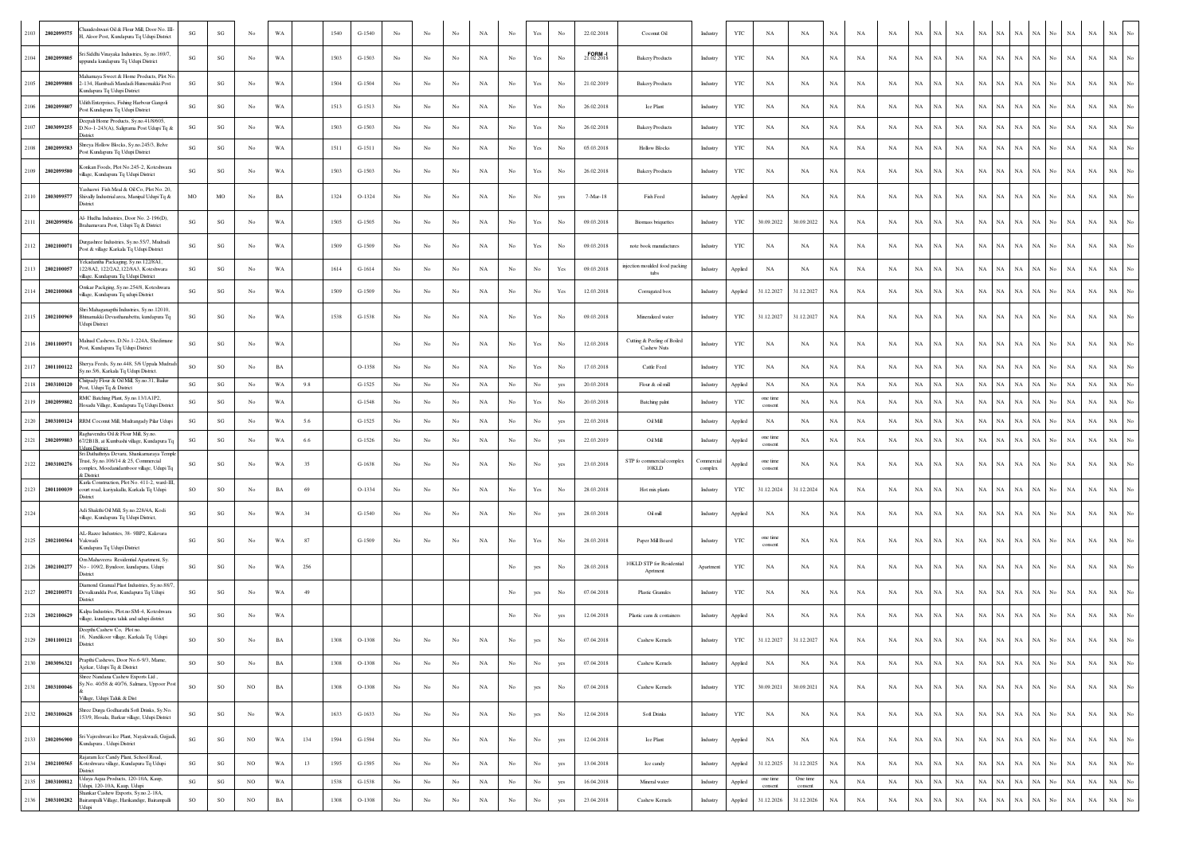| | | | | | | | | | | | | | | | | | | | | | | | | | | | | | | | | | | | | | | | |
|---|---|---|---|---|---|---|---|---|---|---|---|---|---|---|---|---|---|---|---|---|---|---|---|---|---|---|---|---|---|---|---|---|---|---|---|---|---|---|---|
| 2103 | 2802099575 | Chaudeshwari Oil & Flour Mill, Door No. III-H, Alsor Post, Kundapura Tq Udupi District | SG | SG | No | WA | | 1540 | G-1540 | No | No | No | NA | No | Yes | No | 22.02.2018 | Coconut Oil | Industry | YTC | NA | NA | NA | NA | NA | NA | NA | NA | NA | NA | NA | NA | NA | No | NA | NA | NA | No |
| 2104 | 2802099805 | Sri Siddhi Vinayaka Industries, Sy.no.169/7, appunda kundapura Tq Udupi District | SG | SG | No | WA | | 1503 | G-1503 | No | No | No | NA | No | Yes | No | FORM -I 21.02.2018 | Bakery Products | Industry | YTC | NA | NA | NA | NA | NA | NA | NA | NA | NA | NA | NA | NA | NA | No | NA | NA | NA | No |
| 2105 | 2802099808 | Mahamaya Sweet & Home Products, Plot No. 2-134, Harnbush Mandadi Hunsemakki Post Kundapura Tq Udupi District | SG | SG | No | WA | | 1504 | G-1504 | No | No | No | NA | No | Yes | No | 21.02.2019 | Bakery Products | Industry | YTC | NA | NA | NA | NA | NA | NA | NA | NA | NA | NA | NA | NA | NA | No | NA | NA | NA | No |
| 2106 | 2802099807 | Udith Enterprises, Fishing Harbour Gangoli Post Kundapura Tq Udupi District | SG | SG | No | WA | | 1513 | G-1513 | No | No | No | NA | No | Yes | No | 26.02.2018 | Ice Plant | Industry | YTC | NA | NA | NA | NA | NA | NA | NA | NA | NA | NA | NA | NA | NA | No | NA | NA | NA | No |
| 2107 | 2803099255 | Deepak Home Products, Sy.no.41/8/605, D.No-1-243(A), Saligrama Post Udupi Tq & District | SG | SG | No | WA | | 1503 | G-1503 | No | No | No | NA | No | Yes | No | 26.02.2018 | Bakery Products | Industry | YTC | NA | NA | NA | NA | NA | NA | NA | NA | NA | NA | NA | NA | NA | No | NA | NA | NA | No |
| 2108 | 2802099583 | Shreya Hollow Blocks, Sy.no.245/3, Belve Post Kundapura Tq Udupi District | SG | SG | No | WA | | 1511 | G-1511 | No | No | No | NA | No | Yes | No | 05.03.2018 | Hollow Blocks | Industry | YTC | NA | NA | NA | NA | NA | NA | NA | NA | NA | NA | NA | NA | NA | No | NA | NA | NA | No |
| 2109 | 2802099580 | Konkan Foods, Plot No.245-2, Koteshwara village, Kundapura Tq Udupi District | SG | SG | No | WA | | 1503 | G-1503 | No | No | No | NA | No | Yes | No | 26.02.2018 | Bakery Products | Industry | YTC | NA | NA | NA | NA | NA | NA | NA | NA | NA | NA | NA | NA | NA | No | NA | NA | NA | No |
| 2110 | 2803099577 | Yashasvi Fish Meal & Oil Co. Plot No. 20, Shivally Industrial area, Manipal Udupi Tq & District | MO | MO | No | BA | | 1324 | O-1324 | No | No | No | NA | No | No | yes | 7-Mar-18 | Fish Feed | Industry | Applied | NA | NA | NA | NA | NA | NA | NA | NA | NA | NA | NA | NA | NA | No | NA | NA | NA | No |
| 2111 | 2802099856 | Al- Hadha Industries, Door No. 2-196(D), Brahamavara Post, Udupi Tq & District | SG | SG | No | WA | | 1505 | G-1505 | No | No | No | NA | No | Yes | No | 09.03.2018 | Biomass briquettes | Industry | YTC | 30.09.2022 | 30.09.2022 | NA | NA | NA | NA | NA | NA | NA | NA | NA | NA | NA | NA | No | NA | NA | NA | No |
| 2112 | 2802100071 | Durgashree Industries, Sy.no.55/7, Mudradi Post & village Karkala Tq Udupi District | SG | SG | No | WA | | 1509 | G-1509 | No | No | No | NA | No | Yes | No | 09.03.2018 | note book manufactures | Industry | YTC | NA | NA | NA | NA | NA | NA | NA | NA | NA | NA | NA | NA | NA | No | NA | NA | NA | No |
| 2113 | 2802100057 | Yekadantha Packaging, Sy.no.122/8A1, 122/8A2, 122/2A2,122/8A3, Koteshwara village, Kundapura Tq Udupi District | SG | SG | No | WA | | 1614 | G-1614 | No | No | No | NA | No | No | Yes | 09.03.2018 | injection moulded food packing tubs | Industry | Applied | NA | NA | NA | NA | NA | NA | NA | NA | NA | NA | NA | NA | NA | No | NA | NA | NA | No |
| 2114 | 2802100068 | Omkar Packging, Sy.no.254/8, Koteshwara village, Kundapura Tq udupi District | SG | SG | No | WA | | 1509 | G-1509 | No | No | No | NA | No | No | Yes | 12.03.2018 | Corrugated box | Industry | Applied | 31.12.2027 | 31.12.2027 | NA | NA | NA | NA | NA | NA | NA | NA | NA | NA | NA | NA | No | NA | NA | NA | No |
| 2115 | 2802100969 | Shri Mahaganapthi Industries, Sy.no.120/10, Bhimanakki Devasthanabettu, kundapura Tq Udupi District | SG | SG | No | WA | | 1538 | G-1538 | No | No | No | NA | No | Yes | No | 09.03.2018 | Mineralized water | Industry | YTC | 31.12.2027 | 31.12.2027 | NA | NA | NA | NA | NA | NA | NA | NA | NA | NA | NA | NA | No | NA | NA | NA | No |
| 2116 | 2801100971 | Mahnad Cashews, D.No.1-224A, Shedimane Post, Kundapura Tq Udupi District | SG | SG | No | WA | | | | No | No | No | NA | No | Yes | No | 12.03.2018 | Cutting & Peeling of Boiled Cashew Nuts | Industry | YTC | NA | NA | NA | NA | NA | NA | NA | NA | NA | NA | NA | NA | NA | No | NA | NA | NA | No |
| 2117 | 2801100122 | Sherya Feeds, Sy.no.448, S/6 Uppala Mudradi Sy.no.5/6, Karkala Tq Udupi District. | SO | SO | No | BA | | | O-1358 | No | No | No | NA | No | Yes | No | 17.03.2018 | Cattle Feed | Industry | YTC | NA | NA | NA | NA | NA | NA | NA | NA | NA | NA | NA | NA | NA | No | NA | NA | NA | No |
| 2118 | 2803100120 | Chitpady Flour & Oil Mill, Sy.no.31, Badur Post, Udupi Tq & District | SG | SG | No | WA | 9.8 | | G-1525 | No | No | No | NA | No | No | yes | 20.03.2018 | Flour & oil mill | Industry | Applied | NA | NA | NA | NA | NA | NA | NA | NA | NA | NA | NA | NA | NA | No | NA | NA | NA | No |
| 2119 | 2802099802 | RMC Batching Plant, Sy.no.13/1A1P2, Hosadu Village, Kundapura Tq Udupi District | SG | SG | No | WA | | | G-1548 | No | No | No | NA | No | Yes | No | 20.03.2018 | Batching palnt | Industry | YTC | one time consent | NA | NA | NA | NA | NA | NA | NA | NA | NA | NA | NA | NA | NA | No | NA | NA | NA | No |
| 2120 | 2803100124 | RRM Coconut Mill, Mudarangady Pilar Udupi | SG | SG | No | WA | 5.6 | | G-1525 | No | No | No | NA | No | No | yes | 22.03.2018 | Oil Mill | Industry | Applied | NA | NA | NA | NA | NA | NA | NA | NA | NA | NA | NA | NA | NA | No | NA | NA | NA | No |
| 2121 | 2802099803 | Raghavendra Oil & Flour Mill, Sy.no. 67/2B1B, at Kumbashi village, Kundapura Tq Udupi District | SG | SG | No | WA | 6.6 | | G-1526 | No | No | No | NA | No | No | yes | 22.03.2019 | Oil Mill | Industry | Applied | one time consent | NA | NA | NA | NA | NA | NA | NA | NA | NA | NA | NA | NA | NA | No | NA | NA | NA | No |
| 2122 | 2803100276 | Sri Dattathreya Devaru, Shankarnarayana Temple Trust, Sy.no.106/14 & 25, Commercial complex, Moodanidamboor village, Udupi Tq & District | SG | SG | No | WA | 35 | | G-1638 | No | No | No | NA | No | No | yes | 23.03.2018 | STP fo commercial complex 10KLD | Commercial complex | Applied | one time consent | NA | NA | NA | NA | NA | NA | NA | NA | NA | NA | NA | NA | NA | No | NA | NA | NA | No |
| 2123 | 2801100039 | Karki Construction, Plot No. 411-2, ward-III, court road, kariyakallu, Karkala Tq Udupi District | SO | SO | No | BA | 69 | | O-1334 | No | No | No | NA | No | Yes | No | 28.03.2018 | Hot mix plants | Industry | YTC | 31.12.2024 | 31.12.2024 | NA | NA | NA | NA | NA | NA | NA | NA | NA | NA | NA | NA | No | NA | NA | NA | No |
| 2124 | | Adi Shakthi Oil Mill, Sy.no.228/4A, Kodi village, Kundapura Tq Udupi District, | SG | SG | No | WA | 34 | | G-1540 | No | No | No | NA | No | No | yes | 28.03.2018 | Oil mill | Industry | Applied | NA | NA | NA | NA | NA | NA | NA | NA | NA | NA | NA | NA | NA | No | NA | NA | NA | No |
| 2125 | 2802100564 | AL-Raaee Industries, 38- 9BP2, Kalavara Vakwadi Kundapura Tq Udupi District | SG | SG | No | WA | 87 | | G-1509 | No | No | No | NA | No | Yes | No | 28.03.2018 | Paper Mill Board | Industry | YTC | one time consent | NA | NA | NA | NA | NA | NA | NA | NA | NA | NA | NA | NA | NA | No | NA | NA | NA | No |
| 2126 | 2802100277 | Om Mahaveera Residential Apartment, Sy. No - 109/2, Byndoor, kundapura, Udupi District | SG | SG | No | WA | 256 | | | | | | | No | yes | No | 28.03.2018 | 10KLD STP for Residential Aprtment | Apartment | YTC | NA | NA | NA | NA | NA | NA | NA | NA | NA | NA | NA | NA | NA | No | NA | NA | NA | No |
| 2127 | 2802100571 | Diamond Granual Plast Industries, Sy.no.88/7, Devalkunda Post, Kundapura Tq Udupi District | SG | SG | No | WA | 49 | | | | | | | No | yes | No | 07.04.2018 | Plastic Granules | Industry | YTC | NA | NA | NA | NA | NA | NA | NA | NA | NA | NA | NA | NA | NA | No | NA | NA | NA | No |
| 2128 | 2802100629 | Kalpa Industries, Plot.no SM-4, Koteshwara village, kundapura taluk and udupi district | SG | SG | No | WA | | | | | | | | No | No | yes | 12.04.2018 | Plastic cans & containers | Industry | Applied | NA | NA | NA | NA | NA | NA | NA | NA | NA | NA | NA | NA | NA | No | NA | NA | NA | No |
| 2129 | 2801100121 | Deepthi Cashew Co. Plot no. 16, Nandikoor village, Karkala Tq Udupi District | SO | SO | No | BA | | 1308 | O-1308 | No | No | No | NA | No | yes | No | 07.04.2018 | Cashew Kernels | Industry | YTC | 31.12.2027 | 31.12.2027 | NA | NA | NA | NA | NA | NA | NA | NA | NA | NA | NA | NA | No | NA | NA | NA | No |
| 2130 | 2803096321 | Prapthi Cashews, Door No.6-9/3, Mame, Ajekar, Udupi Tq & District | SO | SO | No | BA | | 1308 | O-1308 | No | No | No | NA | No | No | yes | 07.04.2018 | Cashew Kernels | Industry | Applied | NA | NA | NA | NA | NA | NA | NA | NA | NA | NA | NA | NA | NA | No | NA | NA | NA | No |
| 2131 | 2803100046 | Shree Nandana Cashew Exports Ltd , Sy.No. 40/58 & 40/76, Salmara, Uppoor Post & Village, Udupi Taluk & Dist | SO | SO | NO | BA | | 1308 | O-1308 | No | No | No | NA | No | yes | No | 07.04.2018 | Cashew Kernels | Industry | YTC | 30.09.2021 | 30.09.2021 | NA | NA | NA | NA | NA | NA | NA | NA | NA | NA | NA | NA | No | NA | NA | NA | No |
| 2132 | 2803100628 | Shree Durga Godhurathi Soft Drinks, Sy.No. 153/9, Hosala, Barkur village, Udupi District | SG | SG | No | WA | | 1633 | G-1633 | No | No | No | NA | No | yes | No | 12.04.2018 | Soft Drinks | Industry | YTC | NA | NA | NA | NA | NA | NA | NA | NA | NA | NA | NA | NA | NA | No | NA | NA | NA | No |
| 2133 | 2802096900 | Sri Vajreshwari Ice Plant, Nayakwadi, Gujjadi, Kundapura , Udupi District | SG | SG | NO | WA | 134 | 1594 | G-1594 | No | No | No | NA | No | No | yes | 12.04.2018 | Ice Plant | Industry | Applied | NA | NA | NA | NA | NA | NA | NA | NA | NA | NA | NA | NA | NA | No | NA | NA | NA | No |
| 2134 | 2802100565 | Rajaram Ice Candy Plant, School Road, Koteshwara village, Kundapura Tq Udupi District | SG | SG | NO | WA | 13 | 1595 | G-1595 | No | No | No | NA | No | No | yes | 13.04.2018 | Ice candy | Industry | Applied | 31.12.2025 | 31.12.2025 | NA | NA | NA | NA | NA | NA | NA | NA | NA | NA | NA | NA | No | NA | NA | NA | No |
| 2135 | 2803100812 | Udaya Aqua Products, 120-10A, Kaup, Udupi, 120-10A, Kaup, Udupi | SG | SG | NO | WA | | 1538 | G-1538 | No | No | No | NA | No | No | yes | 16.04.2018 | Mineral water | Industry | Applied | one time consent | One time consent | NA | NA | NA | NA | NA | NA | NA | NA | NA | NA | NA | NA | No | NA | NA | NA | No |
| 2136 | 2803100282 | Shankar Cashew Exports, Sy.no.2-18A, Bairampalli Village, Hirikandige, Bairampalli Udupi | SO | SO | NO | BA | | 1308 | O-1308 | No | No | No | NA | No | No | yes | 23.04.2018 | Cashew Kernels | Industry | Applied | 31.12.2026 | 31.12.2026 | NA | NA | NA | NA | NA | NA | NA | NA | NA | NA | NA | NA | No | NA | NA | NA | No |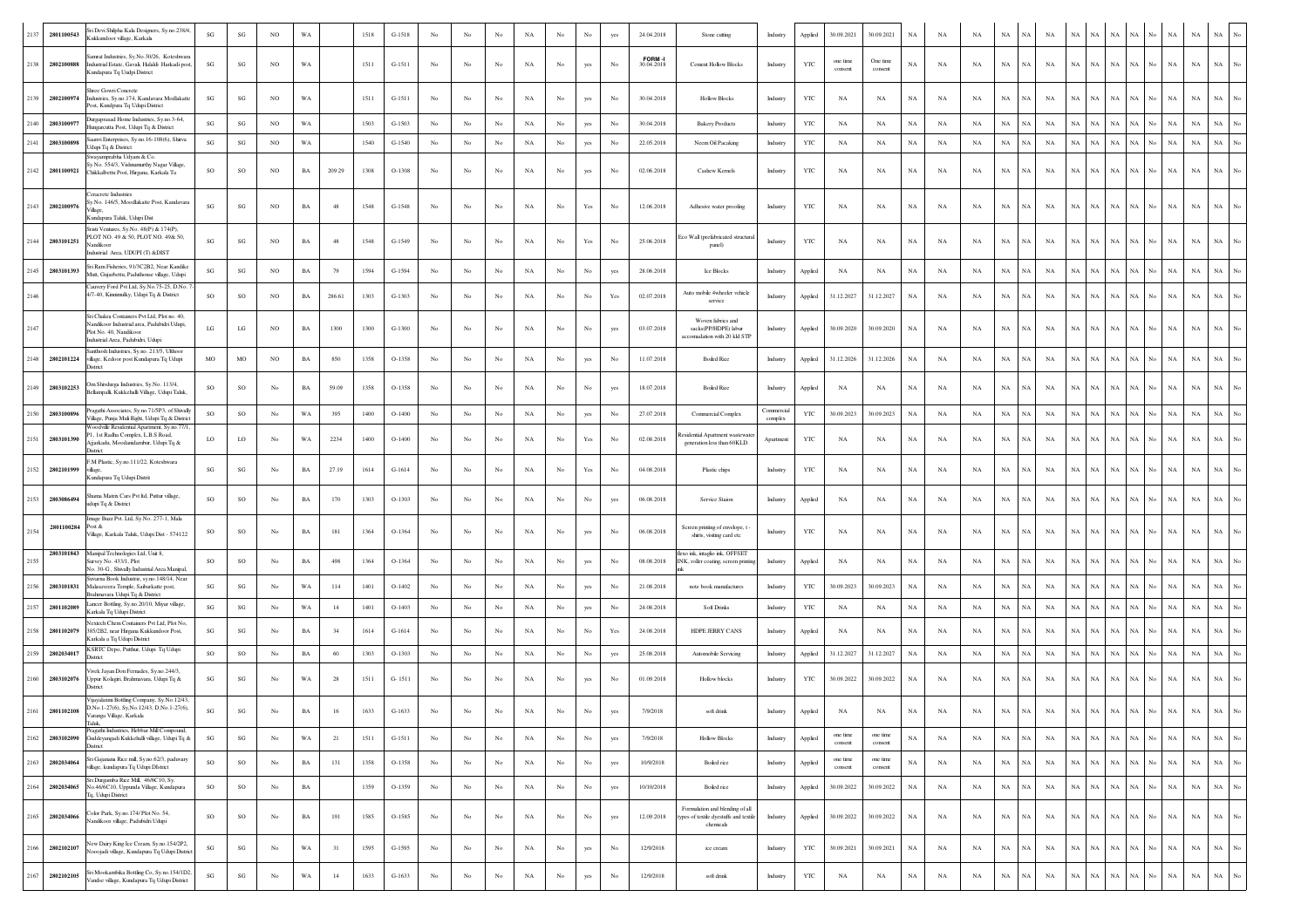| 2137 | 2801100543 | Sri Devi Shilpha Kala Designers, Sy.no 238/4, Kukkundoor village, Karkala | SG | SG | NO | WA | | 1518 | G-1518 | No | No | No | NA | No | No | yes | 24.04.2018 | Stone cutting | Industry | Applied | 30.09.2021 | 30.09.2021 | NA | NA | NA | NA | NA | NA | NA | NA | NA | NA | No | NA | NA | NA | No |
|---|---|---|---|---|---|---|---|---|---|---|---|---|---|---|---|---|---|---|---|---|---|---|---|---|---|---|---|---|---|---|---|---|---|---|---|---|---|
| 2138 | 2802100888 | Samrat Industries, Sy.No.30/26, Koteshwara Industrial Estate, Gavali, Halaldi Harkadi post, Kundapura Tq Uudpi District | SG | SG | NO | WA | | 1511 | G-1511 | No | No | No | NA | No | yes | No | FORM -I 30.04.2018 | Cement Hollow Blocks | Industry | YTC | one time consent | One time consent | NA | NA | NA | NA | NA | NA | NA | NA | NA | NA | No | NA | NA | NA | No |
| 2139 | 2802100974 | Shree Gowri Concrete Industries, Sy.no.174, Kandavara Moodlakatte Post, Kundpura Tq Udupi District | SG | SG | NO | WA | | 1511 | G-1511 | No | No | No | NA | No | yes | No | 30.04.2018 | Hollow Blocks | Industry | YTC | NA | NA | NA | NA | NA | NA | NA | NA | NA | NA | NA | NA | No | NA | NA | NA | No |
| 2140 | 2803100977 | Durgaprasad Home Industries, Sy.no.3-64, Hungarcutta Post, Udupi Tq & District | SG | SG | NO | WA | | 1503 | G-1503 | No | No | No | NA | No | yes | No | 30.04.2018 | Bakery Products | Industry | YTC | NA | NA | NA | NA | NA | NA | NA | NA | NA | NA | NA | NA | No | NA | NA | NA | No |
| 2141 | 2803100898 | Saanvi Enterprises, Sy.no 16-108(6), Shirva Udupi Tq & District | SG | SG | NO | WA | | 1540 | G-1540 | No | No | No | NA | No | yes | No | 22.05.2018 | Neem Oil Pacaking | Industry | YTC | NA | NA | NA | NA | NA | NA | NA | NA | NA | NA | NA | NA | No | NA | NA | NA | No |
| 2142 | 2801100921 | Swayamprabha Udyam & Co. Sy.No. 554/3, Vishnumurthy Nagar Village, Chikkalbettu Post, Hirgana, Karkala Ta | SO | SO | NO | BA | 209.29 | 1308 | O-1308 | No | No | No | NA | No | yes | No | 02.06.2018 | Cashew Kernels | Industry | YTC | NA | NA | NA | NA | NA | NA | NA | NA | NA | NA | NA | NA | No | NA | NA | NA | No |
| 2143 | 2802100976 | Ceracrete Industries Sy.No. 146/5, Moodlakatte Post, Kandavara Village, Kundapura Taluk, Udupi Dist | SG | SG | NO | BA | 48 | 1548 | G-1548 | No | No | No | NA | No | Yes | No | 12.06.2018 | Adhesive water proofing | Industry | YTC | NA | NA | NA | NA | NA | NA | NA | NA | NA | NA | NA | NA | No | NA | NA | NA | No |
| 2144 | 2803101251 | Srinit Ventures, Sy.No. 48(P) & 174(P), PLOT NO. 49 & 50, PLOT NO. 49& 50, Nandikoor Industrial Area, UDUPI (T) &DIST | SG | SG | NO | BA | 48 | 1548 | G-1549 | No | No | No | NA | No | Yes | No | 25.06.2018 | Eco Wall (prefabricated structural panel) | Industry | YTC | NA | NA | NA | NA | NA | NA | NA | NA | NA | NA | NA | NA | No | NA | NA | NA | No |
| 2145 | 2803101393 | Sri Ram Fisheries, 91/3C2B2, Near Kandike Mutt, Gujarbettu, Padathonse village, Udupi | SG | SG | NO | BA | 79 | 1594 | G-1594 | No | No | No | NA | No | No | yes | 28.06.2018 | Ice Blocks | Industry | Applied | NA | NA | NA | NA | NA | NA | NA | NA | NA | NA | NA | NA | No | NA | NA | NA | No |
| 2146 | | Cauvery Ford Pvt Ltd, Sy.No.75-25, D.No. 7-4/7-40, Kinnimulky, Udupi Tq & District | SO | SO | NO | BA | 286.61 | 1303 | O-1303 | No | No | No | NA | No | No | Yes | 02.07.2018 | Auto mobile 4wheeler vehicle service | Industry | Applied | 31.12.2027 | 31.12.2027 | NA | NA | NA | NA | NA | NA | NA | NA | NA | NA | No | NA | NA | NA | No |
| 2147 | | Sri Chakra Containers Pvt Ltd, Plot no. 40, Nandikoor Industrial area, Padubidri Udupi, Plot No. 40, Nandikoor Industrial Area, Padubidri, Udupi | LG | LG | NO | BA | 1300 | 1300 | G-1300 | No | No | No | NA | No | No | yes | 03.07.2018 | Woven fabrics and sacks(PP/HDPE) labour accomodation with 20 kld STP | Industry | Applied | 30.09.2020 | 30.09.2020 | NA | NA | NA | NA | NA | NA | NA | NA | NA | NA | No | NA | NA | NA | No |
| 2148 | 2802101224 | Santhosh Industries, Sy.no. 213/5, Ulthoor village, Kedoor post Kundapura Tq Udupi District | MO | MO | NO | BA | 850 | 1358 | O-1358 | No | No | No | NA | No | yes | No | 11.07.2018 | Boiled Rice | Industry | Applied | 31.12.2026 | 31.12.2026 | NA | NA | NA | NA | NA | NA | NA | NA | NA | NA | No | NA | NA | NA | No |
| 2149 | 2803102253 | Om Shirdurga Industries, Sy.No. 113/4, Bellampalli, Kukkehalli Village, Udupi Taluk, | SO | SO | No | BA | 59.09 | 1358 | O-1358 | No | No | No | NA | No | No | yes | 18.07.2018 | Boiled Rice | Industry | Applied | NA | NA | NA | NA | NA | NA | NA | NA | NA | NA | NA | NA | No | NA | NA | NA | No |
| 2150 | 2803100896 | Pragathi Associates, Sy.no.71/5P3, of Shivally Village, Punja Mul Rights, Udupi Tq & District | SO | SO | No | WA | 395 | 1400 | O-1400 | No | No | No | NA | No | yes | No | 27.07.2018 | Commercial Complex | Commercial complex | YTC | 30.09.2023 | 30.09.2023 | NA | NA | NA | NA | NA | NA | NA | NA | NA | NA | No | NA | NA | NA | No |
| 2151 | 2803101390 | Woodville Residential Apartment, Sy.no.77/1, P1, 1st Radha Complex, L.B.S Road, Ajjarkadu, Moodanidambur, Udupi Tq & District | LO | LO | No | WA | 2234 | 1400 | O-1400 | No | No | No | NA | No | Yes | No | 02.08.2018 | Residential Apartment wastewater generation less than 60KLD. | Apartment | YTC | NA | NA | NA | NA | NA | NA | NA | NA | NA | NA | NA | NA | No | NA | NA | NA | No |
| 2152 | 2802101999 | F.M Plastic, Sy.no.111/22, Koteshwara village, Kundapura Tq Udupi Distrit | SG | SG | No | BA | 27.19 | 1614 | G-1614 | No | No | No | NA | No | Yes | No | 04.08.2018 | Plastic chips | Industry | YTC | NA | NA | NA | NA | NA | NA | NA | NA | NA | NA | NA | NA | No | NA | NA | NA | No |
| 2153 | 2803086494 | Sharnu Matrix Cars Pvt ltd, Puttur village, udupi Tq & District | SO | SO | No | BA | 170 | 1303 | O-1303 | No | No | No | NA | No | No | yes | 06.08.2018 | Service Staion | Industry | Applied | NA | NA | NA | NA | NA | NA | NA | NA | NA | NA | NA | NA | No | NA | NA | NA | No |
| 2154 | 2801100284 | Image Buzz Pvt. Ltd, Sy.No. 277-1, Mala Post & Village, Karkala Taluk, Udupi Dist - 574122 | SO | SO | No | BA | 181 | 1364 | O-1364 | No | No | No | NA | No | yes | No | 06.08.2018 | Screen printing of envelope, t-shirts, visiting card etc | Industry | YTC | NA | NA | NA | NA | NA | NA | NA | NA | NA | NA | NA | NA | No | NA | NA | NA | No |
| 2155 | 2803101843 | Manipal Technologies Ltd, Unit 8, Survey No. 65/1, Plot No. 30-G , Shivally Industrial Area Manipal, | SO | SO | No | BA | 498 | 1364 | O-1364 | No | No | No | NA | No | yes | No | 08.08.2018 | flexo ink, intaglio ink, OFFSET INK, roller coating, screen printing ink | Industry | Applied | NA | NA | NA | NA | NA | NA | NA | NA | NA | NA | NA | NA | No | NA | NA | NA | No |
| 2156 | 2803101831 | Suvarna Book Industrie, sy.no.148/14, Near Mahaaveera Temple, Saibarkatte post, Brahmavara Udupi Tq & District | SG | SG | No | WA | 114 | 1401 | O-1402 | No | No | No | NA | No | yes | No | 21.08.2018 | note book manufactures | Industry | YTC | 30.09.2023 | 30.09.2023 | NA | NA | NA | NA | NA | NA | NA | NA | NA | NA | No | NA | NA | NA | No |
| 2157 | 2801102089 | Lancer Bottling, Sy.no.20/10, Miyar village, Karkala Tq Udupi District | SG | SG | No | WA | 14 | 1401 | O-1403 | No | No | No | NA | No | yes | No | 24.08.2018 | Soft Drinks | Industry | YTC | NA | NA | NA | NA | NA | NA | NA | NA | NA | NA | NA | NA | No | NA | NA | NA | No |
| 2158 | 2801102079 | Nexiech Chem Containers Pvt Ltd, Plot No, 385/2B2, near Hirgana Kukkundoor Post, Karkala a Tq Udupi District | SG | SG | No | BA | 34 | 1614 | G-1614 | No | No | No | NA | No | No | Yes | 24.08.2018 | HDPE JERRY CANS | Industry | Applied | NA | NA | NA | NA | NA | NA | NA | NA | NA | NA | NA | NA | No | NA | NA | NA | No |
| 2159 | 2802034017 | KSRTC Depo, Putthur, Udupi Tq Udupi District | SO | SO | No | BA | 60 | 1303 | O-1303 | No | No | No | NA | No | No | yes | 25.08.2018 | Automobile Servicing | Industry | Applied | 31.12.2027 | 31.12.2027 | NA | NA | NA | NA | NA | NA | NA | NA | NA | NA | No | NA | NA | NA | No |
| 2160 | 2803102076 | Vivek Jayan Don Fernades, Sy.no.244/3, Uppur Kolagiri, Brahmavara, Udupi Tq & District | SG | SG | No | WA | 28 | 1511 | G- 1511 | No | No | No | NA | No | yes | No | 01.09.2018 | Hollow blocks | Industry | YTC | 30.09.2022 | 30.09.2022 | NA | NA | NA | NA | NA | NA | NA | NA | NA | NA | No | NA | NA | NA | No |
| 2161 | 2801102108 | Vijayalaxmi Bottling Company, Sy.No.12/43, D.No.1-27(6), Sy.No.12/43, D.No.1-27(6), Varanga Village, Karkala Taluk, | SG | SG | No | BA | 16 | 1633 | G-1633 | No | No | No | NA | No | No | yes | 7/9/2018 | soft drink | Industry | Applied | NA | NA | NA | NA | NA | NA | NA | NA | NA | NA | NA | NA | No | NA | NA | NA | No |
| 2162 | 2803102090 | Pragathi Industries, Hebbar Mill Compound, Guddeyangadi Kukkehalli village, Udupi Tq & District | SG | SG | No | WA | 21 | 1511 | G-1511 | No | No | No | NA | No | No | yes | 7/9/2018 | Hollow Blocks | Industry | Applied | one time consent | one time consent | NA | NA | NA | NA | NA | NA | NA | NA | NA | NA | No | NA | NA | NA | No |
| 2163 | 2802034064 | Sri Gajanana Rice mill, Sy.no.62/3, paduvary village, kundapura Tq Udupi District | SO | SO | No | BA | 131 | 1358 | O-1358 | No | No | No | NA | No | No | yes | 10/9/2018 | Boiled rice | Industry | Applied | one time consent | one time consent | NA | NA | NA | NA | NA | NA | NA | NA | NA | NA | No | NA | NA | NA | No |
| 2164 | 2802034065 | Sri Durgamba Rice Mill, 46/6C10, Sy. No.46/6C10, Uppunda Village, Kundapura Tq, Udupi District | SO | SO | No | BA | | 1359 | O-1359 | No | No | No | NA | No | No | yes | 10/10/2018 | Boiled rice | Industry | Applied | 30.09.2022 | 30.09.2022 | NA | NA | NA | NA | NA | NA | NA | NA | NA | NA | No | NA | NA | NA | No |
| 2165 | 2802034066 | Color Park, Sy.no.174/ Plot No. 54, Nandikoor village, Padubidri Udupi | SO | SO | No | BA | 191 | 1585 | O-1585 | No | No | No | NA | No | No | yes | 12.09.2018 | Formulation and blending of all types of textile dyestuffs and textile chemicals | Industry | Applied | 30.09.2022 | 30.09.2022 | NA | NA | NA | NA | NA | NA | NA | NA | NA | NA | No | NA | NA | NA | No |
| 2166 | 2802102107 | New Dairy King Ice Cream, Sy.no.154/2P2, Noorjadi village, Kundapura Tq Udupi District | SG | SG | No | WA | 31 | 1595 | G-1595 | No | No | No | NA | No | yes | No | 12/9/2018 | ice cream | Industry | YTC | 30.09.2021 | 30.09.2021 | NA | NA | NA | NA | NA | NA | NA | NA | NA | NA | No | NA | NA | NA | No |
| 2167 | 2802102105 | Sri Mookambika Bottling Co, Sy.no.154/1D2, Vandse village, Kundapura Tq Udupi District | SG | SG | No | WA | 14 | 1633 | G-1633 | No | No | No | NA | No | yes | No | 12/9/2018 | soft drink | Industry | YTC | NA | NA | NA | NA | NA | NA | NA | NA | NA | NA | NA | NA | No | NA | NA | NA | No |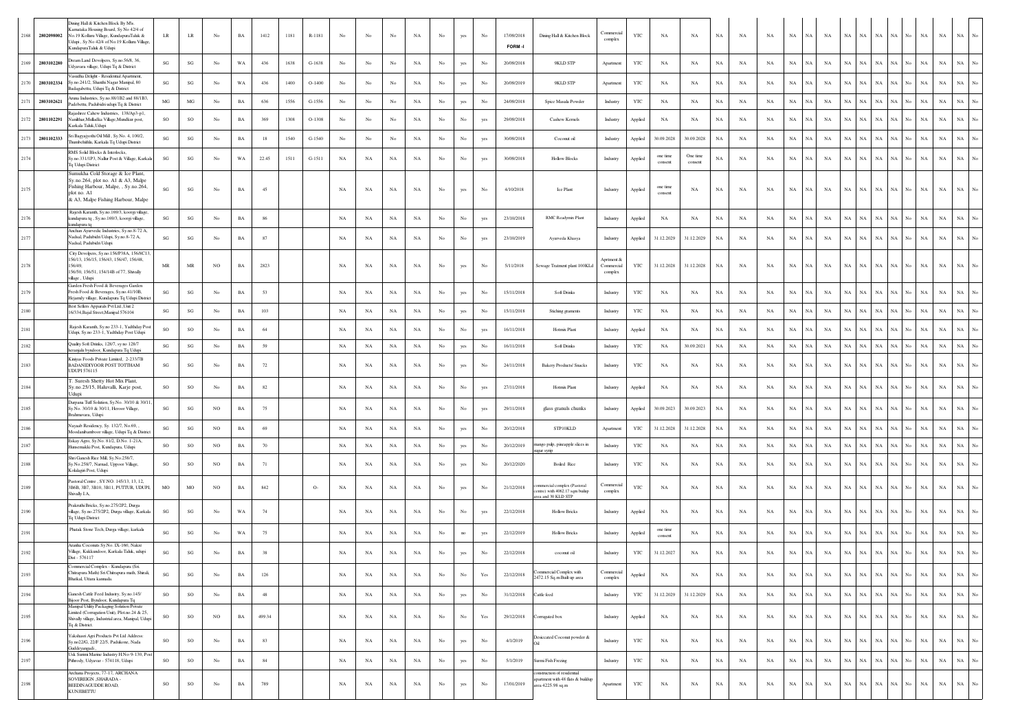| 2168 | 2802098002 | Dining Hall & Kitchen Block By M/s Karnataka Housing Board, Sy No 42/4 of No.19 Kolluru Village, KundapuraTaluk & Udupi , Sy No 42/4 of No.19 Kolluru Village, KundapuraTaluk & Udupi | LR | LR | No | BA | 1412 | 1181 | R-1181 | No | No | No | NA | No | yes | No | 17/09/2018 FORM -I | Dining Hall & Kitchen Block | Commercial complex | YTC | NA | NA | NA | NA | NA | NA | NA | NA | NA | NA | NA | NA | NA | No | NA | NA | NA | No |
|---|---|---|---|---|---|---|---|---|---|---|---|---|---|---|---|---|---|---|---|---|---|---|---|---|---|---|---|---|---|---|---|---|---|---|---|---|---|---|
| 2169 | 2803102280 | Dream Land Developers, Sy.no.56/8, 36, Udyavara village, Udupi Tq & District | SG | SG | No | WA | 436 | 1638 | G-1638 | No | No | No | NA | No | yes | No | 20/09/2018 | 9KLD STP | Apartment | YTC | NA | NA | NA | NA | NA | NA | NA | NA | NA | NA | NA | NA | NA | No | NA | NA | NA | No |
| 2170 | 2803102334 | Vasudha Delight - Residential Apartment, Sy.no.241/2, Shanthi Nagar Manipal, 80 Badagabettu, Udupi Tq & District | SG | SG | No | WA | 436 | 1400 | O-1400 | No | No | No | NA | No | yes | No | 20/09/2019 | 9KLD STP | Apartment | YTC | NA | NA | NA | NA | NA | NA | NA | NA | NA | NA | NA | NA | NA | No | NA | NA | NA | No |
| 2171 | 2803102621 | Aruna Industries, Sy.no.88/1B2 and 88/1B3, Padebettu, Padubidri udupi Tq & District | MG | MG | No | BA | 636 | 1556 | G-1556 | No | No | No | NA | No | yes | No | 24/09/2018 | Spice Masala Powder | Industry | YTC | NA | NA | NA | NA | NA | NA | NA | NA | NA | NA | NA | NA | NA | No | NA | NA | NA | No |
| 2172 | 2801102291 | Rajashree Cahew Industries, 138/Ap3-p1, Nandthar,Mulladka Village,Mundkur post, Karkala Taluk,Udupi | SO | SO | No | BA | 369 | 1308 | O-1308 | No | No | No | NA | No | No | yes | 29/09/2018 | Cashew Kernels | Industry | Applied | NA | NA | NA | NA | NA | NA | NA | NA | NA | NA | NA | NA | NA | No | NA | NA | NA | No |
| 2173 | 2801102321 | Sri Bagyajyothi Oil Mill , Sy.No. 4, 100/2, Thumbeshahla, Karkala Tq Udupi District | SG | SG | No | BA | 18 | 1540 | G-1540 | No | No | No | NA | No | No | yes | 30/09/2018 | Coconut oil | Industry | Applied | 30.09.2028 | 30.09.2028 | NA | NA | NA | NA | NA | NA | NA | NA | NA | NA | NA | No | NA | NA | NA | No |
| 2174 | | RMS Solid Blocks & Interlocks, Sy.no.331/1P3, Nallur Post & Village, Karkala Tq Udupi District | SG | SG | No | WA | 22.45 | 1511 | G-1511 | NA | NA | NA | NA | No | No | yes | 30/09/2018 | Hollow Blocks | Industry | Applied | one time consent | One time consent | NA | NA | NA | NA | NA | NA | NA | NA | NA | NA | NA | No | NA | NA | NA | No |
| 2175 | | Sumukha Cold Storage & Ice Plant, Sy.no.264, plot no. A1 & A3, Malpe Fishing Harbour, Malpe, , Sy.no.264, plot no. A1 & A3, Malpe Fishing Harbour, Malpe | SG | SG | No | BA | 45 | | | NA | NA | NA | NA | No | yes | No | 4/10/2018 | Ice Plant | Industry | Applied | one time consent | NA | NA | NA | NA | NA | NA | NA | NA | NA | NA | NA | NA | No | NA | NA | NA | No |
| 2176 | | Rajesh Karanth, Sy.no.169/3, koorgi village, kundapura tq , Sy.no.169/3, koorgi village, kundapura tq | SG | SG | No | BA | 86 | | | NA | NA | NA | NA | No | No | yes | 23/10/2018 | RMC Readymix Plant | Industry | Applied | NA | NA | NA | NA | NA | NA | NA | NA | NA | NA | NA | NA | NA | No | NA | NA | NA | No |
| 2177 | | Anchan Ayurvedic Industries, Sy.no.8-72 A, Nadsal, Padubidri Udupi, Sy.no.8-72 A, Nadsal, Padubidri Udupi | SG | SG | No | BA | 87 | | | NA | NA | NA | NA | No | No | yes | 23/10/2019 | Ayurveda Khasya | Industry | Applied | 31.12.2029 | 31.12.2029 | NA | NA | NA | NA | NA | NA | NA | NA | NA | NA | NA | No | NA | NA | NA | No |
| 2178 | | City Devolpers, Sy.no.156/P58A, 156/8C13, 156/13, 156/15, 156/43, 156/47, 156/48, 156/49, 156/50, 156/51, 154/14B of 77, Shivally village , Udupi | MR | MR | NO | BA | 2823 | | | NA | NA | NA | NA | No | yes | No | 5/11/2018 | Sewage Tratment plant 100KLd | Aprtment & Commercial complex | YTC | 31.12.2028 | 31.12.2028 | NA | NA | NA | NA | NA | NA | NA | NA | NA | NA | NA | No | NA | NA | NA | No |
| 2179 | | Garden Fresh Food & Beverages Garden Fresh Food & Beverages, Sy.no.41/10B, Hejamdy village, Kundapura Tq Udupi District | SG | SG | No | BA | 53 | | | NA | NA | NA | NA | No | yes | No | 15/11/2018 | Soft Drinks | Industry | YTC | NA | NA | NA | NA | NA | NA | NA | NA | NA | NA | NA | NA | NA | No | NA | NA | NA | No |
| 2180 | | Best Sellers Apparals Pvt Ltd.,Unit 2 16/334,Bajal Street,Manipal 576104 | SG | SG | No | BA | 103 | | | NA | NA | NA | NA | No | yes | No | 15/11/2018 | Stiching graments | Industry | YTC | NA | NA | NA | NA | NA | NA | NA | NA | NA | NA | NA | NA | NA | No | NA | NA | NA | No |
| 2181 | | Rajesh Karanth, Sy.no 233-1, Yadthday Post Udupi, Sy.no 233-1, Yadthday Post Udupi | SO | SO | No | BA | 64 | | | NA | NA | NA | NA | No | No | yes | 16/11/2018 | Hotmix Plant | Industry | Applied | NA | NA | NA | NA | NA | NA | NA | NA | NA | NA | NA | NA | NA | No | NA | NA | NA | No |
| 2182 | | Quality Soft Drinks, 128/7, sy no 128/7 heranjalu byndoor, Kundapura Tq Udupi | SG | SG | No | BA | 59 | | | NA | NA | NA | NA | No | yes | No | 16/11/2018 | Soft Drinks | Industry | YTC | NA | 30.09.2021 | NA | NA | NA | NA | NA | NA | NA | NA | NA | NA | NA | No | NA | NA | NA | No |
| 2183 | | Kiniyas Foods Private Limited, 2-233/7B BADANIDIYOOR POST TOTTHAM UDUPI 576115 | SG | SG | No | BA | 72 | | | NA | NA | NA | NA | No | yes | No | 24/11/2018 | Bakery Products/ Snacks | Industry | YTC | NA | NA | NA | NA | NA | NA | NA | NA | NA | NA | NA | NA | NA | No | NA | NA | NA | No |
| 2184 | | T. Suresh Shetty Hot Mix Plant, Sy.no.25/15, Haluvalli, Karje post, Udupi | SO | SO | No | BA | 82 | | | NA | NA | NA | NA | No | No | yes | 27/11/2018 | Hotmix Plant | Industry | Applied | NA | NA | NA | NA | NA | NA | NA | NA | NA | NA | NA | NA | NA | No | NA | NA | NA | No |
| 2185 | | Durpana Tuff Solution, Sy.No. 30/10 & 30/11, Sy.No. 30/10 & 30/11, Heroor Village, Brahmavara, Udupi | SG | SG | NO | BA | 75 | | | NA | NA | NA | NA | No | No | yes | 29/11/2018 | glass granuals chunks | Industry | Applied | 30.09.2023 | 30.09.2023 | NA | NA | NA | NA | NA | NA | NA | NA | NA | NA | NA | No | NA | NA | NA | No |
| 2186 | | Nayaab Residency, Sy. 132/7, No.69, , Moodanibamboor village, Udupi Tq & District | SG | SG | NO | BA | 69 | | | NA | NA | NA | NA | No | yes | No | 20/12/2018 | STP10KLD | Apartment | YTC | 31.12.2028 | 31.12.2028 | NA | NA | NA | NA | NA | NA | NA | NA | NA | NA | NA | No | NA | NA | NA | No |
| 2187 | | Eskay Agro, Sy.No. 81/2, D.No. 1-21A, Hunsemakki Post, Kundapura, Udupi | SO | SO | NO | BA | 70 | | | NA | NA | NA | NA | No | yes | No | 20/12/2019 | mango pulp, pineapple slices in sugar syrup | Industry | YTC | NA | NA | NA | NA | NA | NA | NA | NA | NA | NA | NA | NA | NA | No | NA | NA | NA | No |
| 2188 | | Shri Ganesh Rice Mill, Sy.No.258/7, Sy.No.258/7, Narnad, Uppoor Village, Kokalagiri Post, Udupi | SO | SO | NO | BA | 71 | | | NA | NA | NA | NA | No | yes | No | 20/12/2020 | Boiled Rice | Industry | YTC | NA | NA | NA | NA | NA | NA | NA | NA | NA | NA | NA | NA | NA | No | NA | NA | NA | No |
| 2189 | | Pastoral Centre , SY.NO. 145/13, 13, 12, 3B6B, 3B7, 3B10, 3B11, PUTTUR, UDUPI, Shivally LA, | MO | MO | NO | BA | 842 | | O- | NA | NA | NA | NA | No | yes | No | 21/12/2018 | commercial complex (Pastoral centre) with 4062.17 sqm builup area and 30 KLD STP | Commercial complex | YTC | NA | NA | NA | NA | NA | NA | NA | NA | NA | NA | NA | NA | NA | No | NA | NA | NA | No |
| 2190 | | Prakruthi Bricks, Sy.no.275/2P2, Durga village, Sy.no.275/2P2, Durga village, Karkala Tq Udupi District | SG | SG | No | WA | 74 | | | NA | NA | NA | NA | No | No | yes | 22/12/2018 | Hollow Bricks | Industry | Applied | NA | NA | NA | NA | NA | NA | NA | NA | NA | NA | NA | NA | NA | No | NA | NA | NA | No |
| 2191 | | Phalak Stone Tech, Durga village, karkala | SG | SG | No | WA | 75 | | | NA | NA | NA | NA | No | no | yes | 22/12/2019 | Hollow Bricks | Industry | Applied | one time consent | NA | NA | NA | NA | NA | NA | NA | NA | NA | NA | NA | NA | No | NA | NA | NA | No |
| 2192 | | Arunha Coconuts Sy.No. IX-160, Nakre Village, Kukkundoor, Karkala Taluk, udupi Dist - 576117 | SG | SG | No | BA | 38 | | | NA | NA | NA | NA | No | yes | No | 22/12/2018 | coconut oil | Industry | YTC | 31.12.2027 | NA | NA | NA | NA | NA | NA | NA | NA | NA | NA | NA | NA | No | NA | NA | NA | No |
| 2193 | | Commercial Complex - Kundapura (Sri Chitrapura Math) Sri Chitrapura math, Shirali, Bhatkal, Uttara kannada | SG | SG | No | BA | 126 | | | NA | NA | NA | NA | No | No | Yes | 22/12/2018 | Commercial Complex with 2472.15 Sq.m Built up area | Commercial complex | Applied | NA | NA | NA | NA | NA | NA | NA | NA | NA | NA | NA | NA | NA | No | NA | NA | NA | No |
| 2194 | | Ganesh Cattle Feed Industry, Sy.no.145/ Bijoor Post, Byndoor, Kundapura Tq | SO | SO | No | BA | 48 | | | NA | NA | NA | NA | No | yes | No | 31/12/2018 | Cattle feed | Industry | YTC | 31.12.2029 | 31.12.2029 | NA | NA | NA | NA | NA | NA | NA | NA | NA | NA | NA | No | NA | NA | NA | No |
| 2195 | | Manipal Utility Packaging Solution Private Limited (Corrugation Unit), Plot no.24 & 25, Shivally village, Industrial area, Manipal, Udupi Tq & District. | SO | SO | NO | BA | 499.34 | | | NA | NA | NA | NA | No | No | Yes | 29/12/2018 | Corrugated box | Industry | Applied | NA | NA | NA | NA | NA | NA | NA | NA | NA | NA | NA | NA | NA | No | NA | NA | NA | No |
| 2196 | | Yakshasri Agri Products Pvt Ltd Address: Sy.no22/G, 22/F 22/5, Padukone, Nada Guddeyangadi , | SO | SO | No | BA | 83 | | | NA | NA | NA | NA | No | yes | No | 4/1/2019 | Desiccated Coconut powder & Oil | Industry | YTC | NA | NA | NA | NA | NA | NA | NA | NA | NA | NA | NA | NA | NA | No | NA | NA | NA | No |
| 2197 | | Usk Surimi Marine Industry H.No-9-130, Post Pithrody, Udyavar - 574118, Udupi | SO | SO | No | BA | 84 | | | NA | NA | NA | NA | No | yes | No | 5/1/2019 | Surmi Fish Frezing | Industry | YTC | NA | NA | NA | NA | NA | NA | NA | NA | NA | NA | NA | NA | NA | No | NA | NA | NA | No |
| 2198 | | Archana Projects, 77-17, ARCHANA SOVEREIGN ,SHARADA - BEEDINAGUDDE ROAD, KUNJIBETTU | SO | SO | No | BA | 789 | | | NA | NA | NA | NA | No | yes | No | 17/01/2019 | construction of residential apartment with 48 flats & buildup area 4225.98 sq.m | Apartment | YTC | NA | NA | NA | NA | NA | NA | NA | NA | NA | NA | NA | NA | NA | No | NA | NA | NA | No |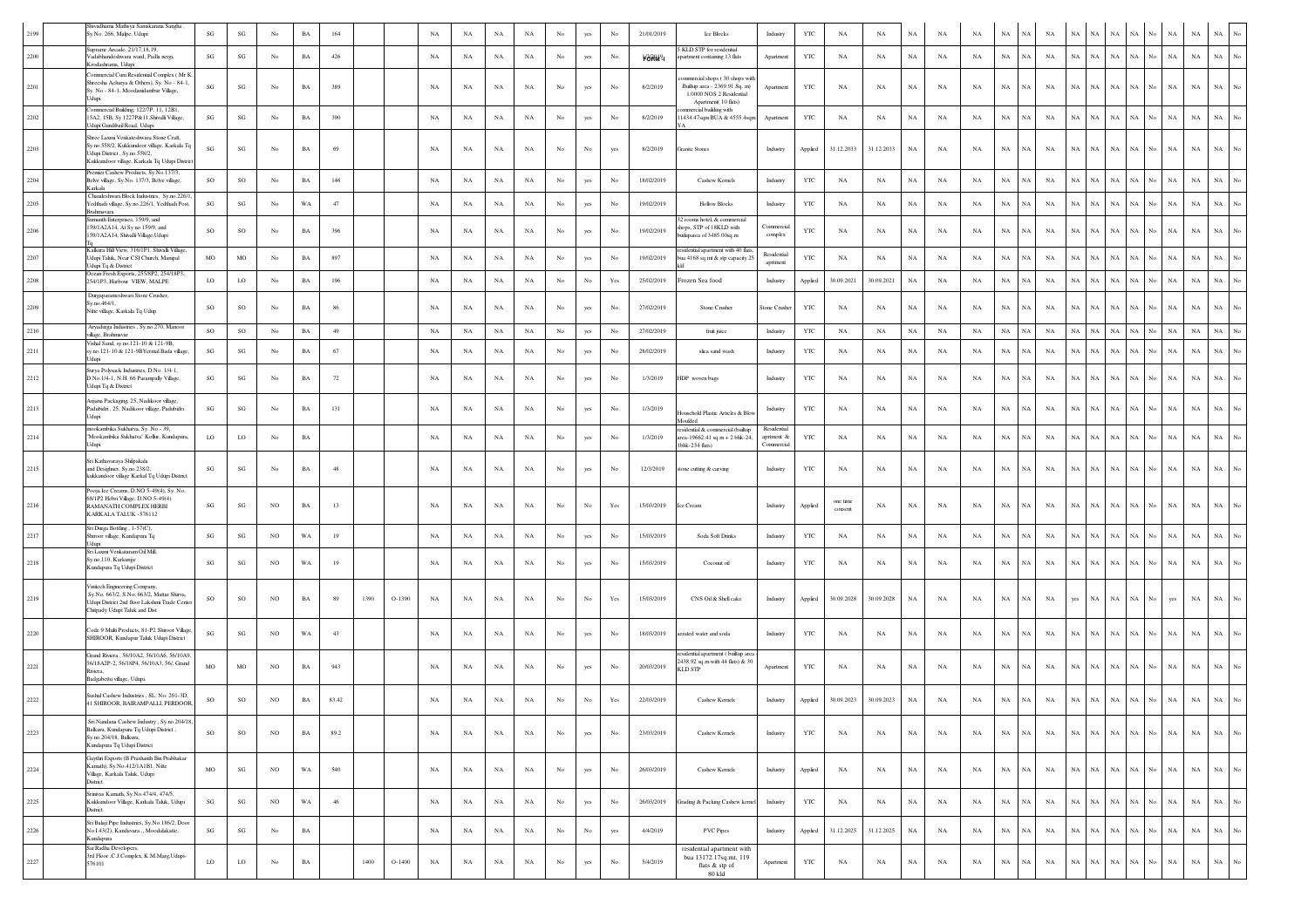| 2199 | Shivadharma Madhaya Samskarana Sangha , Sy.No. 266, Malpe, Udupi | SG | SG | No | BA | 164 | | | NA | NA | NA | NA | No | yes | No | 21/01/2019 | Ice Blocks | Industry | YTC | NA | NA | NA | NA | NA | NA | NA | NA | NA | NA | NA | NA | No | NA | NA | No |
|---|---|---|---|---|---|---|---|---|---|---|---|---|---|---|---|---|---|---|---|---|---|---|---|---|---|---|---|---|---|---|---|---|---|---|---|
| 2200 | Supreme Arcade, 21/17,18,19, Vadabhandeshwara ward, Pudla neegi, Krodashrama, Udupi | SG | SG | No | BA | 426 | | | NA | NA | NA | NA | No | yes | No | FORM 1 | 5 KLD STP for residential apartment containing 13 flats | Apartment | YTC | NA | NA | NA | NA | NA | NA | NA | NA | NA | NA | NA | NA | No | NA | NA | No |
| 2201 | Commercial Cum Residential Complex ( Mr K. Shreesha Acharya & Others), Sy. No - 84-1, Sy. No - 84-1, Moodanidambur Village, Udupi | SG | SG | No | BA | 389 | | | NA | NA | NA | NA | No | yes | No | 8/2/2019 | commercial shops ( 30 shops with Builtup area - 2369.91 Sq. m) 1.0000 NOS 2 Residential Apartment 10 flats) | Apartment | YTC | NA | NA | NA | NA | NA | NA | NA | NA | NA | NA | NA | NA | No | NA | NA | No |
| 2202 | Commercial Building, 122/7P, 11, 12B1, 13A2, 15B, Sy 1227P&11,Shivalli Village, Udupi Gandibail Road, Udupi | SG | SG | No | BA | 390 | | | NA | NA | NA | NA | No | yes | No | 8/2/2019 | commercial building with 11434.47sqm BUA & 4555.4sqm YA | Apartment | YTC | NA | NA | NA | NA | NA | NA | NA | NA | NA | NA | NA | NA | No | NA | NA | No |
| 2203 | Shree Laxmi Venkateshwara Stone Craft, Sy.no.558/2, Kukkundoor village, Karkala Tq Udupi District , Sy.no.558/2, Kukkundoor village, Karkala Tq Udupi District | SG | SG | No | BA | 69 | | | NA | NA | NA | NA | No | No | yes | 8/2/2019 | Granite Stones | Industry | Applied | 31.12.2033 | 31.12.2033 | NA | NA | NA | NA | NA | NA | NA | NA | NA | NA | No | NA | NA | No |
| 2204 | Premier Cashew Products, Sy.No.137/3, Belve village, Sy.No. 137/3, Belve village, Karkala | SO | SO | No | BA | 146 | | | NA | NA | NA | NA | No | yes | No | 18/02/2019 | Cashew Kernels | Industry | YTC | NA | NA | NA | NA | NA | NA | NA | NA | NA | NA | NA | NA | No | NA | NA | No |
| 2205 | Chaudeshwari Block Industries, Sy.no.226/1, Yedthadi village, Sy.no.226/1, Yedthadi Post, Brahmavara | SG | SG | No | WA | 47 | | | NA | NA | NA | NA | No | yes | No | 19/02/2019 | Hollow Blocks | Industry | YTC | NA | NA | NA | NA | NA | NA | NA | NA | NA | NA | NA | NA | No | NA | NA | No |
| 2206 | Sumanth Enterprises, 159/9, and 159/1A2A14, At Sy no 159/9, and 159/1A2A14, Shivalli Village,Udupi Tq | SO | SO | No | BA | 396 | | | NA | NA | NA | NA | No | yes | No | 19/02/2019 | 32 rooms hotel, & commercial shops, STP of 18KLD with buildparea of 3485.00sq.m | Commercial complex | YTC | NA | NA | NA | NA | NA | NA | NA | NA | NA | NA | NA | NA | No | NA | NA | No |
| 2207 | Kalkura Hill View, 316/1P1, Shivalli Village, Udupi Taluk, Near CSI Church, Manipal Udupi Tq & District | MO | MO | No | BA | 897 | | | NA | NA | NA | NA | No | yes | No | 19/02/2019 | residential apartment with 40 flats, bua 4168 sq.mt & stp capacity 25 kld | Residential apartment | YTC | NA | NA | NA | NA | NA | NA | NA | NA | NA | NA | NA | NA | No | NA | NA | No |
| 2208 | Ocean Fresh Exports, 255/8P2, 254/18P3, 254/1P3, Harbour VIEW, MALPE | LO | LO | No | BA | 196 | | | NA | NA | NA | NA | No | No | Yes | 25/02/2019 | Frozen Sea food | Industry | Applied | 30.09.2021 | 30.09.2021 | NA | NA | NA | NA | NA | NA | NA | NA | NA | NA | No | NA | NA | No |
| 2209 | Durgaparameshwari Stone Crusher, Sy.no.464/1, Nitte village, Karkala Tq Udup | SO | SO | No | BA | 86 | | | NA | NA | NA | NA | No | yes | No | 27/02/2019 | Stone Crusher | Stone Crusher | YTC | NA | NA | NA | NA | NA | NA | NA | NA | NA | NA | NA | NA | No | NA | NA | No |
| 2210 | Aryadurga Industries , Sy.no.270, Manoor village, Brahmavar | SO | SO | No | BA | 49 | | | NA | NA | NA | NA | No | yes | No | 27/02/2019 | fruit juice | Industry | YTC | NA | NA | NA | NA | NA | NA | NA | NA | NA | NA | NA | NA | No | NA | NA | No |
| 2211 | Vishal Sand, sy.no.121-10 & 121-9B, sy.no.121-10 & 121-9BYermal Bada village, Udupi | SG | SG | No | BA | 67 | | | NA | NA | NA | NA | No | yes | No | 28/02/2019 | silica sand wash | Industry | YTC | NA | NA | NA | NA | NA | NA | NA | NA | NA | NA | NA | NA | No | NA | NA | No |
| 2212 | Surya Polysack Industries, D.No. 1/4-1, D.No.1/4-1, N.H. 66 Parampally Village, Udupi Tq & District | SG | SG | No | BA | 72 | | | NA | NA | NA | NA | No | yes | No | 1/3/2019 | HDP woven bags | Industry | YTC | NA | NA | NA | NA | NA | NA | NA | NA | NA | NA | NA | NA | No | NA | NA | No |
| 2213 | Anjana Packaging, 25, Nadikoor village, Padubidri, 25, Nadikoor village, Padubidri Udupi | SG | SG | No | BA | 131 | | | NA | NA | NA | NA | No | yes | No | 1/3/2019 | Household Plastic Articles & Blow Moulded | Industry | YTC | NA | NA | NA | NA | NA | NA | NA | NA | NA | NA | NA | NA | No | NA | NA | No |
| 2214 | mookambika Sukhatva, Sy. No - 39, "Mookambika Sukhatva" Kollur, Kundapura, Udupi | LO | LO | No | BA | | | | NA | NA | NA | NA | No | yes | No | 1/3/2019 | residential & commercial (builtup area-19662.41 sq.m + 2 bhk-24, 1bhk-234 flats) | Residential apartment & Commercial | YTC | NA | NA | NA | NA | NA | NA | NA | NA | NA | NA | NA | NA | No | NA | NA | No |
| 2215 | Sri Kathuvaraya Shilpakala and Designer, Sy.no.238/2, kukkundoor village Karkal Tq Udupi District | SG | SG | No | BA | 48 | | | NA | NA | NA | NA | No | yes | No | 12/3/2019 | stone cutting & carving | Industry | YTC | NA | NA | NA | NA | NA | NA | NA | NA | NA | NA | NA | NA | No | NA | NA | No |
| 2216 | Pooja Ice Creams, D.NO 5-49(4), Sy. No. 68/1P2 Hebri Village, D.NO 5-49(4) RAMANATH COMPLEX HEBRI KARKALA TALUK -576112 | SG | SG | NO | BA | 13 | | | NA | NA | NA | NA | No | No | Yes | 15/03/2019 | Ice Cream | Industry | Applied | one time consent | NA | NA | NA | NA | NA | NA | NA | NA | NA | NA | NA | No | NA | NA | No |
| 2217 | Sri Durga Bottling , 1-57(C), Shiroor village, Kundapura Tq Udupi | SG | SG | NO | WA | 19 | | | NA | NA | NA | NA | No | yes | No | 15/03/2019 | Soda Soft Drinks | Industry | YTC | NA | NA | NA | NA | NA | NA | NA | NA | NA | NA | NA | NA | No | NA | NA | No |
| 2218 | Sri Laxmi Venkataram Oil Mill, Sy.no.110, Karkunje Kundapura Tq Udupi District | SG | SG | NO | WA | 19 | | | NA | NA | NA | NA | No | yes | No | 15/03/2019 | Coconut oil | Industry | YTC | NA | NA | NA | NA | NA | NA | NA | NA | NA | NA | NA | NA | No | NA | NA | No |
| 2219 | Vinitech Engineering Company, Sy.No. 663/2, S.No: 663/2, Mattar Shirva, Udupi District 2nd floor Lakshmi Trade Center Chitpady Udupi Taluk and Dist | SO | SO | NO | BA | 89 | 1390 | O-1390 | NA | NA | NA | NA | No | No | Yes | 15/03/2019 | CNS Oil & Shell cake | Industry | Applied | 30.09.2028 | 30.09.2028 | NA | NA | NA | NA | NA | NA | NA | yes | NA | NA | No | yes | NA | No |
| 2220 | Code 9 Multi Products, 81-P2 Shiroor Village, SHIROOR, Kundapur Taluk Udupi District | SG | SG | NO | WA | 43 | | | NA | NA | NA | NA | No | yes | No | 18/03/2019 | aerated water and soda | Industry | YTC | NA | NA | NA | NA | NA | NA | NA | NA | NA | NA | NA | NA | No | NA | NA | No |
| 2221 | Grand Riviera , 56/10A2, 56/10A6, 56/10A9, 56/18A2P-2, 56/18P4, 56/10A3, 56/, Grand Riviera, Budgabettu village, Udupi. | MO | MO | NO | BA | 943 | | | NA | NA | NA | NA | No | yes | No | 20/03/2019 | residential apartment ( builtup area-2438.92 sq.m with 44 flats) & 30 KLD STP | Apartment | YTC | NA | NA | NA | NA | NA | NA | NA | NA | NA | NA | NA | NA | No | NA | NA | No |
| 2222 | Sinhal Cashew Industries , SL. No. 201-3D, 41 SHIROOR, BAIRAMPALLI, PERDOOR, | SO | SO | NO | BA | 83.42 | | | NA | NA | NA | NA | No | No | Yes | 22/03/2019 | Cashew Kernels | Industry | Applied | 30.09.2023 | 30.09.2023 | NA | NA | NA | NA | NA | NA | NA | NA | NA | NA | No | NA | NA | No |
| 2223 | Sri Nandana Cashew Industry , Sy.no.204/18, Balkuru, Kundapura Tq Udupi District , Sy.no.204/18, Balkuru, Kundapura Tq Udupi District | SO | SO | NO | BA | 89.2 | | | NA | NA | NA | NA | No | yes | No | 23/03/2019 | Cashew Kernels | Industry | YTC | NA | NA | NA | NA | NA | NA | NA | NA | NA | NA | NA | NA | No | NA | NA | No |
| 2224 | Guythri Exports (B Prashanth Bin Prabhakar Kamath), Sy.No.412/1A1B1, Nitte Village, Karkala Taluk, Udupi District | MO | SG | NO | WA | 540 | | | NA | NA | NA | NA | No | yes | No | 26/03/2019 | Cashew Kernels | Industry | Applied | NA | NA | NA | NA | NA | NA | NA | NA | NA | NA | NA | NA | No | NA | NA | No |
| 2225 | Srinivas Kamath, Sy.No 474/4, 474/5, Kukkundoor Village, Karkala Taluk, Udupi District | SG | SG | NO | WA | 46 | | | NA | NA | NA | NA | No | yes | No | 26/03/2019 | Grading & Packing Cashew kernel | Industry | YTC | NA | NA | NA | NA | NA | NA | NA | NA | NA | NA | NA | NA | No | NA | NA | No |
| 2226 | Sri Balaji Pipe Industries, Sy.No.186/2, Door No 143(2), Kandavara , , Moodalakatte, Kundapura | SG | SG | No | BA | | | | NA | NA | NA | NA | No | No | yes | 4/4/2019 | PVC Pipes | Industry | Applied | 31.12.2025 | 31.12.2025 | NA | NA | NA | NA | NA | NA | NA | NA | NA | NA | No | NA | NA | No |
| 2227 | Sai Radha Developers, 3rd Floor ,C.J.Complex, K.M.Marg,Udupi-576101 | LO | LO | No | BA | | 1400 | O-1400 | NA | NA | NA | NA | No | yes | No | 5/4/2019 | residential apartment with bua 13172.17sq.mt, 119 flats & stp of 80 kld | Apartment | YTC | NA | NA | NA | NA | NA | NA | NA | NA | NA | NA | NA | NA | No | NA | NA | No |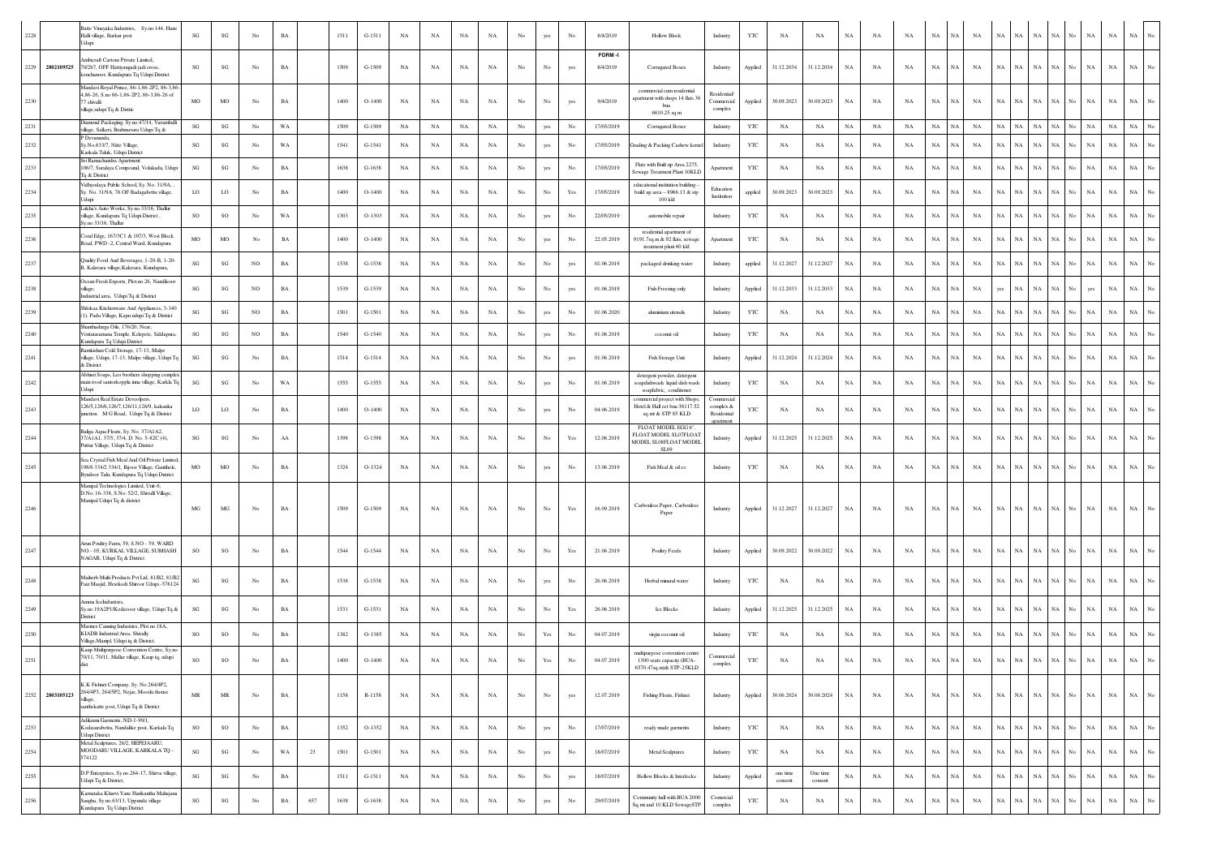| 2228 | | Bute Vinayaka Industries, Sy.no 144, Hane Halli village, Barkur post Udupi | SG | SG | No | BA | | 1511 | G-1511 | NA | NA | NA | NA | No | yes | No | 8/4/2019 | Hollow Block | Industry | YTC | NA | NA | NA | NA | NA | NA | NA | NA | NA | NA | NA | NA | No | NA | NA | NA | No |
|---|---|---|---|---|---|---|---|---|---|---|---|---|---|---|---|---|---|---|---|---|---|---|---|---|---|---|---|---|---|---|---|---|---|---|---|---|---|
| 2229 | 2802109525 | Ambicrafi Cartons Private Limited, 70/2b7, OFF Hattiangadi jnch cross, kenchanoor, Kundapura Tq Udupi District | SG | SG | No | BA | | 1509 | G-1509 | NA | NA | NA | NA | No | No | yes | FORM -I 8/4/2019 | Corrugated Boxes | Industry | Applied | 31.12.2034 | 31.12.2034 | NA | NA | NA | NA | NA | NA | NA | NA | NA | NA | No | NA | NA | NA | No |
| 2230 | | Mandavi Royal Prince, 86-1,86-2P2, 86-3,86-4,86-26, S.no 86-1,86-2P2, 86-3,86-26 of 77 shivalli village,udupi Tq & Distric | MO | MO | No | BA | | 1400 | O-1400 | NA | NA | NA | NA | No | No | yes | 9/4/2019 | commercial cum residential apartment with shops 14 flats 36 bua 6810.25 sq.m | Residential/ Commercial complex | Applied | 30.09.2023 | 30.09.2023 | NA | NA | NA | NA | NA | NA | NA | NA | NA | NA | No | NA | NA | NA | No |
| 2231 | | Diamond Packaging, Sy.no.47/14, Varambalii village, Salkeri, Brahmavara Udupi Tq & | SG | SG | No | WA | | 1509 | G-1509 | NA | NA | NA | NA | No | yes | No | 17/05/2019 | Corrugated Boxes | Industry | YTC | NA | NA | NA | NA | NA | NA | NA | NA | NA | NA | NA | NA | No | NA | NA | NA | No |
| 2232 | | P Devananda, Sy.No.633/7, Nitte Village, Karkala Taluk, Udupi District | SG | SG | No | WA | | 1541 | G-1541 | NA | NA | NA | NA | No | yes | No | 17/05/2019 | Grading & Packing Cashew kernel | Industry | YTC | NA | NA | NA | NA | NA | NA | NA | NA | NA | NA | NA | NA | No | NA | NA | NA | No |
| 2233 | | Sri Ramachandra Apartment 106/7, Saralaya Compound, Volakadu, Udupi Tq & District | SG | SG | No | BA | | 1638 | G-1638 | NA | NA | NA | NA | No | yes | No | 17/05/2019 | Flats with Built up Area 2275, Sewage Treatment Plant 10KLD | Apartment | YTC | NA | NA | NA | NA | NA | NA | NA | NA | NA | NA | NA | NA | No | NA | NA | NA | No |
| 2234 | | Vidhyodaya Public School, Sy. No. 31/9A, , Sy. No. 31/9A, 76 OF Badagabettu village, Udupi | LO | LO | No | BA | | 1400 | O-1400 | NA | NA | NA | NA | No | No | Yes | 17/05/2019 | educational institution building – build up area – 8966.13 & stp 100 kld | Education Institution | applied | 30.09.2023 | 30.09.2023 | NA | NA | NA | NA | NA | NA | NA | NA | NA | NA | No | NA | NA | NA | No |
| 2235 | | Lalcha's Auto Works, Sy.no.33/16, Thallur village, Kundapura Tq Udupi District , Sy.no.33/16, Thallur | SO | SO | No | WA | | 1303 | O-1303 | NA | NA | NA | NA | No | yes | No | 22/05/2019 | automobile repair | Industry | YTC | NA | NA | NA | NA | NA | NA | NA | NA | NA | NA | NA | NA | No | NA | NA | NA | No |
| 2236 | | Coral Edge, 167/3C1 & 107/3, West Block Road, PWD -2, Central Ward, Kundapura | MO | MO | No | BA | | 1400 | O-1400 | NA | NA | NA | NA | No | yes | No | 22.05.2019 | residential apartment of 9191.7sq.m & 92 flats, sewage treatment plant 60 kld | Apartment | YTC | NA | NA | NA | NA | NA | NA | NA | NA | NA | NA | NA | NA | No | NA | NA | NA | No |
| 2237 | | Quality Food And Beverages, 1-20-B, 1-20-B, Kalavara village,Kalavara, Kundapura, | SG | SG | NO | BA | | 1538 | G-1538 | NA | NA | NA | NA | No | No | yes | 01.06.2019 | packaged drinking water | Industry | applied | 31.12.2027 | 31.12.2027 | NA | NA | NA | NA | NA | NA | NA | NA | NA | NA | No | NA | NA | NA | No |
| 2238 | | Ocean Fresh Exports, Plot.no.26, Nandikoor village, Industrial area, Udupi Tq & District | SG | SG | NO | BA | | 1539 | G-1539 | NA | NA | NA | NA | No | No | yes | 01.06.2019 | Fish Freezing only | Industry | Applied | 31.12.2033 | 31.12.2033 | NA | NA | NA | NA | NA | NA | yes | NA | NA | NA | No | yes | NA | NA | No |
| 2239 | | Shloksa Kitchenware And Appliances, 3-140 (1), Padu Village, Kapu udupi Tq & District | SG | SG | NO | BA | | 1501 | G-1501 | NA | NA | NA | NA | No | yes | No | 01.06.2020 | aluminium utensils | Industry | YTC | NA | NA | NA | NA | NA | NA | NA | NA | NA | NA | NA | NA | No | NA | NA | NA | No |
| 2240 | | Shanthadurga Oils, 176/20, Near, Venkataramana Temple, Kelepete, Siddapura, Kundapura Tq Udupi District | SG | SG | NO | BA | | 1540 | G-1540 | NA | NA | NA | NA | No | yes | No | 01.06.2019 | coconut oil | Industry | YTC | NA | NA | NA | NA | NA | NA | NA | NA | NA | NA | NA | NA | No | NA | NA | NA | No |
| 2241 | | Ramkishan Cold Storage, 17-13, Malpe village, Udupi, 17-13, Malpe village, Udupi Tq & District | SG | SG | No | BA | | 1514 | G-1514 | NA | NA | NA | NA | No | No | yes | 01.06.2019 | Fish Storage Unit | Industry | Applied | 31.12.2024 | 31.12.2024 | NA | NA | NA | NA | NA | NA | NA | NA | NA | NA | No | NA | NA | NA | No |
| 2242 | | Abham Soaps, Leo brothers shopping complex main road santorkoppla inna village, Karkla Tq Udupi | SG | SG | No | WA | | 1555 | G-1555 | NA | NA | NA | NA | No | yes | No | 01.06.2019 | detergent powder, detergent soapdishwash liquid dish wash soapfabric, conditioner | Industry | YTC | NA | NA | NA | NA | NA | NA | NA | NA | NA | NA | NA | NA | No | NA | NA | NA | No |
| 2243 | | Mandavi Real Estate Developers, 126/5,126/6,126/7,126/11,126/9, kalsanka junction, M G Road, Udupi Tq & District | LO | LO | No | BA | | 1400 | O-1400 | NA | NA | NA | NA | No | yes | No | 04.06.2019 | commercial project with Shops, Hotel & Hall cct bua 38117.52 sq.mt & STP 85 KLD | Commercial complex & Residental apartment | YTC | NA | NA | NA | NA | NA | NA | NA | NA | NA | NA | NA | NA | No | NA | NA | NA | No |
| 2244 | | Balige Aqua Floats, Sy. No. 37/A1A2, 37/A1A1, 37/5, 37/4, D. No. 5-82C (4), Puttur Village, Udupi Tq & District | SG | SG | No | AA | | 1398 | G-1398 | NA | NA | NA | NA | No | No | Yes | 12.06.2019 | FLOAT MODEL EGG 6", FLOAT MODEL SL07FLOAT MODEL SL08FLOAT MODEL SL09 | Industry | Applied | 31.12.2025 | 31.12.2025 | NA | NA | NA | NA | NA | NA | NA | NA | NA | NA | No | NA | NA | NA | No |
| 2245 | | Sea Crystal Fish Meal And Oil Private Limited, 198/6 334/2 334/1, Bijoor Village, Gantihole, Byndoor Talu, Kundapura Tq Udupi District | MO | MO | No | BA | | 1324 | O-1324 | NA | NA | NA | NA | No | yes | No | 13.06.2019 | Fish Meal & oil co | Industry | YTC | NA | NA | NA | NA | NA | NA | NA | NA | NA | NA | NA | NA | No | NA | NA | NA | No |
| 2246 | | Manipal Technologies Limited, Unit-6, D.No: 16-338, S.No: 52/2, Shivalli Village, Manipal Udupi Tq & district | MG | MG | No | BA | | 1509 | G-1509 | NA | NA | NA | NA | No | No | Yes | 16.09.2019 | Carbonless Paper, Carbonless Paper | Industry | Applied | 31.12.2027 | 31.12.2027 | NA | NA | NA | NA | NA | NA | NA | NA | NA | NA | No | NA | NA | NA | No |
| 2247 | | Arun Poultry Farm, 59, S.NO - 59, WARD NO - 05, KURKAL VILLAGE, SUBHASH NAGAR, Udupi Tq & District | SO | SO | No | BA | | 1544 | G-1544 | NA | NA | NA | NA | No | No | Yes | 21.06.2019 | Poultry Feeds | Industry | Applied | 30.09.2022 | 30.09.2022 | NA | NA | NA | NA | NA | NA | NA | NA | NA | NA | No | NA | NA | NA | No |
| 2248 | | Maiherb Multi Products Pvt Ltd, 81/B2, 81/B2 Faiz Masjid, Hirekodi Shrur Udupi -576124 | SG | SG | No | BA | | 1538 | G-1538 | NA | NA | NA | NA | No | yes | No | 26.06.2019 | Herbal mineral water | Industry | YTC | NA | NA | NA | NA | NA | NA | NA | NA | NA | NA | NA | NA | No | NA | NA | NA | No |
| 2249 | | Amma IceIndustries, Sy.no.19A2P1/Kodavoor village, Udupi Tq & District | SG | SG | No | BA | | 1531 | G-1531 | NA | NA | NA | NA | No | No | Yes | 26.06.2019 | Ice Blocks | Industry | Applied | 31.12.2025 | 31.12.2025 | NA | NA | NA | NA | NA | NA | NA | NA | NA | NA | No | NA | NA | NA | No |
| 2250 | | Marines Canning Industries, Plot.no.18A, KIADB Industrial Area, Shivally Village,Manipl, Udupi tq & District. | SO | SO | No | BA | | 1382 | O-1385 | NA | NA | NA | NA | No | Yes | No | 04.07.2019 | virgin coconut oil | Industry | YTC | NA | NA | NA | NA | NA | NA | NA | NA | NA | NA | NA | NA | No | NA | NA | NA | No |
| 2251 | | Kaup Multipurpose Convention Centre, Sy.no. 70/11, 70/11, Mallar village, Kaup tq, udupi dist | SO | SO | No | BA | | 1400 | O-1400 | NA | NA | NA | NA | No | Yes | No | 04.07.2019 | multipurpose convention centre 1300 seats capacity (BUA-6570.47sq.m)& STP-25KLD | Commercial complex | YTC | NA | NA | NA | NA | NA | NA | NA | NA | NA | NA | NA | NA | No | NA | NA | NA | No |
| 2252 | 2803105123 | K K Fishnet Company, Sy. No.264/4P2, 264/4P3, 264/5P2, Nejar, Moodu thonse village, santhekatte post, Udupi Tq & District | MR | MR | No | BA | | 1158 | R-1158 | NA | NA | NA | NA | No | No | yes | 12.07.2019 | Fishing Floats, Fishnet | Industry | Applied | 30.06.2024 | 30.06.2024 | NA | NA | NA | NA | NA | NA | NA | NA | NA | NA | No | NA | NA | NA | No |
| 2253 | | Adilaxmi Garments, NO-1-99/1, Kodasarabettu, Nandalike post, Karkala Tq Udupi District | SO | SO | No | BA | | 1352 | O-1352 | NA | NA | NA | NA | No | yes | No | 17/07/2019 | ready made garments | Industry | YTC | NA | NA | NA | NA | NA | NA | NA | NA | NA | NA | NA | NA | No | NA | NA | NA | No |
| 2254 | | Metal Sculptures, 26/2, HEPEJAARU, MOODARU VILLAGE, KARKALA TQ - 574122 | SG | SG | No | WA | 23 | 1501 | G-1501 | NA | NA | NA | NA | No | yes | No | 18/07/2019 | Metal Sculptures | Industry | YTC | NA | NA | NA | NA | NA | NA | NA | NA | NA | NA | NA | NA | No | NA | NA | NA | No |
| 2255 | | D.P Enterprises, Sy.no.264-17, Shirva village, Udupi Tq & District, | SG | SG | No | BA | | 1511 | G-1511 | NA | NA | NA | NA | No | No | yes | 18/07/2019 | Hollow Blocks & Interlocks | Industry | Applied | one time consent | One time consent | NA | NA | NA | NA | NA | NA | NA | NA | NA | NA | No | NA | NA | NA | No |
| 2256 | | Karnataka Kharvi Yane Harikantha Mahajana Sangha, Sy.no.63/13, Uppunda village Kundapura Tq Udupi District | SG | SG | No | BA | 657 | 1638 | G-1638 | NA | NA | NA | NA | No | yes | No | 29/07/2019 | Community hall with BUA 2000 Sq.mt and 10 KLD SewageSTP | Comercial complex | YTC | NA | NA | NA | NA | NA | NA | NA | NA | NA | NA | NA | NA | No | NA | NA | NA | No |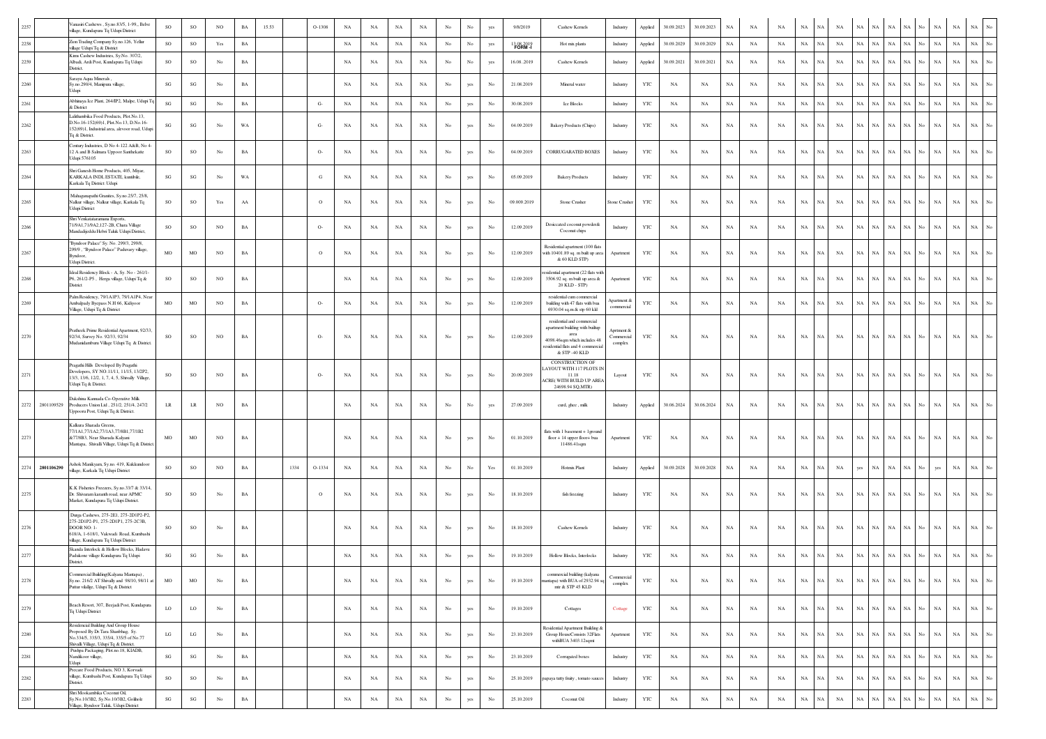| 2257 | | Vanasiri Cashews , Sy.no.83/5, 1-99., Belve village, Kundapura Tq Udupi District | SO | SO | NO | BA | 15.53 | | O-1308 | NA | NA | NA | NA | No | No | yes | 9/8/2019 | Cashew Kernels | Industry | Applied | 30.09.2023 | 30.09.2023 | NA | NA | NA | NA | NA | NA | NA | NA | NA | NA | No | NA | NA | NA | No |
|---|---|---|---|---|---|---|---|---|---|---|---|---|---|---|---|---|---|---|---|---|---|---|---|---|---|---|---|---|---|---|---|---|---|---|---|---|---|---|
| 2258 | | Zion Trading Company Sy.no.126, Yellur village Udupi Tq & District | SO | SO | Yes | BA | | | | NA | NA | NA | NA | No | No | yes | 13.08.2019 FORM -I | Hot mix plants | Industry | Applied | 30.09.2029 | 30.09.2029 | NA | NA | NA | NA | NA | NA | NA | NA | NA | NA | No | NA | NA | NA | No |
| 2259 | | Kims Cashew Industries, Sy.No. 307/2, Albadi, Ardi Post, Kundapura Tq Udupi District. | SO | SO | No | BA | | | | NA | NA | NA | NA | No | No | yes | 16.08..2019 | Cashew Kernels | Industry | Applied | 30.09.2021 | 30.09.2021 | NA | NA | NA | NA | NA | NA | NA | NA | NA | NA | No | NA | NA | NA | No |
| 2260 | | Saraya Aqua Minerals , Sy.no 290/4, Manipura village, Udupi | SG | SG | No | BA | | | | NA | NA | NA | NA | No | yes | No | 21.08.2019 | Mineral water | Industry | YTC | NA | NA | NA | NA | NA | NA | NA | NA | NA | NA | NA | NA | No | NA | NA | NA | No |
| 2261 | | Abhinaya Ice Plant, 264/JP2, Malpe, Udupi Tq & District | SG | SG | No | BA | | | G- | NA | NA | NA | NA | No | yes | No | 30.08.2019 | Ice Blocks | Industry | YTC | NA | NA | NA | NA | NA | NA | NA | NA | NA | NA | NA | NA | No | NA | NA | NA | No |
| 2262 | | Lalithambika Food Products, Plot.No.13, D.No.16-152(69)1, Plot.No.13, D.No.16-152(69)1, Industrial area, alevoor road, Udupi Tq & District. | SG | SG | No | WA | | | G- | NA | NA | NA | NA | No | yes | No | 04.09.2019 | Bakery Products (Chips) | Industry | YTC | NA | NA | NA | NA | NA | NA | NA | NA | NA | NA | NA | NA | No | NA | NA | NA | No |
| 2263 | | Century Industries, D No 4-122 A&B, No 4-12 A and B Salmara Uppoor Santhekatte Udupi 576105 | SO | SO | No | BA | | | O- | NA | NA | NA | NA | No | yes | No | 04.09.2019 | CORRUGARATED BOXES | Industry | YTC | NA | NA | NA | NA | NA | NA | NA | NA | NA | NA | NA | NA | No | NA | NA | NA | No |
| 2264 | | Shri Ganesh Home Products, 405, Miyar, KARKALA INDL ESTATE, kumbhe, Karkala Tq District: Udupi | SG | SG | No | WA | | | G | NA | NA | NA | NA | No | yes | No | 05.09.2019 | Bakery Products | Industry | YTC | NA | NA | NA | NA | NA | NA | NA | NA | NA | NA | NA | NA | No | NA | NA | NA | No |
| 2265 | | Mahaganapathi Granites, Sy.no.25/7, 25/8, Nalkur village, Nalkur village, Karkala Tq Udupi District | SO | SO | Yes | AA | | | O | NA | NA | NA | NA | No | yes | No | 09.009.2019 | Stone Crusher | Stone Crusher | YTC | NA | NA | NA | NA | NA | NA | NA | NA | NA | NA | NA | NA | No | NA | NA | NA | No |
| 2266 | | Shri Venkataramana Exports, 71/9A1,71/9A2,127-2B, Charu Village Mandadijeddu Hebri Taluk Udupi District, | SO | SO | NO | BA | | | O- | NA | NA | NA | NA | No | yes | No | 12.09.2019 | Desiccated coconut powder& Coconut chips | Industry | YTC | NA | NA | NA | NA | NA | NA | NA | NA | NA | NA | NA | NA | No | NA | NA | NA | No |
| 2267 | | "Byndoor Palace" Sy. No. 299/3, 299/8, 299/9 , "Byndoor Palace" Paduvary village, Byndoor, Udupi District. | MO | MO | NO | BA | | | O | NA | NA | NA | NA | No | yes | No | 12.09.2019 | Residential apartment (100 flats with 10401.89 sq. m built up area & 60 KLD STP) | Apartment | YTC | NA | NA | NA | NA | NA | NA | NA | NA | NA | NA | NA | NA | No | NA | NA | NA | No |
| 2268 | | Ideal Residency Block - A, Sy. No - 261/1-P6, 261/2-P5 , Herga village, Udupi Tq & District | SO | SO | NO | BA | | | | NA | NA | NA | NA | No | yes | No | 12.09.2019 | residential apartment (22 flats with 3506.92 sq. m built up area & 20 KLD - STP) | Apartment | YTC | NA | NA | NA | NA | NA | NA | NA | NA | NA | NA | NA | NA | No | NA | NA | NA | No |
| 2269 | | Palm Residency, 79/1A1P3, 79/1A1P4, Near Ambalpady Byepass N.H 66, Kidiyoor Village, Udupi Tq & District | MO | MO | NO | BA | | | O- | NA | NA | NA | NA | No | yes | No | 12.09.2019 | residential cum commercial building with 47 flats with bua 6930.04 sq.m & stp 60 kld | Apartment & commercial | YTC | NA | NA | NA | NA | NA | NA | NA | NA | NA | NA | NA | NA | No | NA | NA | NA | No |
| 2270 | | Pratheek Prime Residential Apartment, 92/33, 92/34, Survey No. 92/33, 92/34 Mudanidamburu Village Udupi Tq & District. | SO | SO | NO | BA | | | O- | NA | NA | NA | NA | No | yes | No | 12.09.2019 | residential and commercial apartment building with builtup area 4098.46sqm which includes 48 residential flats and 4 commercial & STP -40 KLD | Apartment & Commercial complex | YTC | NA | NA | NA | NA | NA | NA | NA | NA | NA | NA | NA | NA | No | NA | NA | NA | No |
| 2271 | | Pragathi Hills Developed By Pragathi Developers, SY NO:11/11, 11/15, 13/2P2, 13/3, 13/6, 12/2, 1, 7, 4, 5, Shivally Village, Udupi Tq & District. | SO | SO | NO | BA | | | O- | NA | NA | NA | NA | No | yes | No | 20.09.2019 | CONSTRUCTION OF LAYOUT WITH 117 PLOTS IN 11.18 ACRE( WITH BUILD UP AREA 24698.94 SQ.MTR) | Layout | YTC | NA | NA | NA | NA | NA | NA | NA | NA | NA | NA | NA | NA | No | NA | NA | NA | No |
| 2272 | 2801109529 | Dakshina Kannada Co-Operative Milk Producers Union Ltd , 251/2, 251/4, 247/2 Uppooru Post, Udupi Tq & District. | LR | LR | NO | BA | | | | NA | NA | NA | NA | No | No | yes | 27.09.2019 | curd, ghee , milk | Industry | Applied | 30.06.2024 | 30.06.2024 | NA | NA | NA | NA | NA | NA | NA | NA | NA | NA | No | NA | NA | NA | No |
| 2273 | | Kalkura Sharada Greens, 77/1A1,77/1A2,77/1A3,77/8B1,77/1B2 &77/8B3, Near Sharada Kalyani Mantapa, Shivalli Village, Udupi Tq & District | MO | MO | NO | BA | | | | NA | NA | NA | NA | No | yes | No | 01.10.2019 | flats with 1 basement + 1ground floor + 14 upper floor+ bua 11486.41sqm | Apartment | YTC | NA | NA | NA | NA | NA | NA | NA | NA | NA | NA | NA | NA | No | NA | NA | NA | No |
| 2274 | 2801106290 | Ashok Manikyam, Sy.no. 419, Kukkundoor village, Karkala Tq Udupi District | SO | SO | NO | BA | | 1334 | O-1334 | NA | NA | NA | NA | No | No | Yes | 01.10.2019 | Hotmix Plant | Industry | Applied | 30.09.2028 | 30.09.2028 | NA | NA | NA | NA | NA | NA | yes | NA | NA | NA | No | yes | NA | NA | No |
| 2275 | | K.K Fisheries Freezers, Sy.no.33/7 & 33/14, Dr. Shivaram karanth road, near APMC Market, Kundapura Tq Udupi District. | SO | SO | No | BA | | | O | NA | NA | NA | NA | No | yes | No | 18.10.2019 | fish freezing | Industry | YTC | NA | NA | NA | NA | NA | NA | NA | NA | NA | NA | NA | NA | No | NA | NA | NA | No |
| 2276 | | Durga Cashews, 275-2E1, 275-2D1P2-P2, 275-2D1P2-P1, 275-2D1P1, 275-2C3B, DOOR NO: 1-618/A, 1-618/1, Vakwadi Road, Kumbashi village, Kundapura Tq Udupi District | SO | SO | No | BA | | | | NA | NA | NA | NA | No | yes | No | 18.10.2019 | Cashew Kernels | Industry | YTC | NA | NA | NA | NA | NA | NA | NA | NA | NA | NA | NA | NA | No | NA | NA | NA | No |
| 2277 | | Skanda Interlock & Hollow Blocks, Hadavu Padukone village Kundapura Tq Udupi District. | SG | SG | No | BA | | | | NA | NA | NA | NA | No | yes | No | 19.10.2019 | Hollow Blocks, Interlocks | Industry | YTC | NA | NA | NA | NA | NA | NA | NA | NA | NA | NA | NA | NA | No | NA | NA | NA | No |
| 2278 | | Commercial Building(Kalyana Mantapa) , Sy.no. 216/2 AT Shivally and 98/10, 98/11 at Puttur vilallge, Udupi Tq & District | MO | MO | No | BA | | | | NA | NA | NA | NA | No | yes | No | 19.10.2019 | commercial building (kalyana mantapa) with BUA of 2932.94 sq mtr & STP 45 KLD | Commercial complex | YTC | NA | NA | NA | NA | NA | NA | NA | NA | NA | NA | NA | NA | No | NA | NA | NA | No |
| 2279 | | Beach Resort, 307, Beejadi Post, Kundapura Tq Udupi District | LO | LO | No | BA | | | | NA | NA | NA | NA | No | yes | No | 19.10.2019 | Cottages | Cottage | YTC | NA | NA | NA | NA | NA | NA | NA | NA | NA | NA | NA | NA | No | NA | NA | NA | No |
| 2280 | | Residencial Building And Group House Proposed By Dr.Tara Shanbhag, Sy. No.334/5, 335/3, 335/4, 335/5 of No.77 Shivalli Village, Udupi Tq & District. | LG | LG | No | BA | | | | NA | NA | NA | NA | No | yes | No | 23.10.2019 | Residential Apartment Building & Group HouseConsists 32Flats withBUA 3403.12sqmt | Apartment | YTC | NA | NA | NA | NA | NA | NA | NA | NA | NA | NA | NA | NA | No | NA | NA | NA | No |
| 2281 | | Pushpa Packaging, Plot no.18, KIADB, Nandikoor village, Udupi | SG | SG | No | BA | | | | NA | NA | NA | NA | No | yes | No | 23.10.2019 | Corrugated boxes | Industry | YTC | NA | NA | NA | NA | NA | NA | NA | NA | NA | NA | NA | NA | No | NA | NA | NA | No |
| 2282 | | Precare Food Products, NO 3, Korwadi village, Kumbashi Post, Kundapura Tq Udupi District. | SO | SO | No | BA | | | | NA | NA | NA | NA | No | yes | No | 25.10.2019 | papaya tutty fruity , tomato sauces | Industry | YTC | NA | NA | NA | NA | NA | NA | NA | NA | NA | NA | NA | NA | No | NA | NA | NA | No |
| 2283 | | Shri Mookambika Coconut Oil, Sy.No.10/3B2, Sy.No.10/3B2, Golihole Village, Byndoor Taluk, Udupi District | SG | SG | No | BA | | | | NA | NA | NA | NA | No | yes | No | 25.10.2019 | Coconut Oil | Industry | YTC | NA | NA | NA | NA | NA | NA | NA | NA | NA | NA | NA | NA | No | NA | NA | NA | No |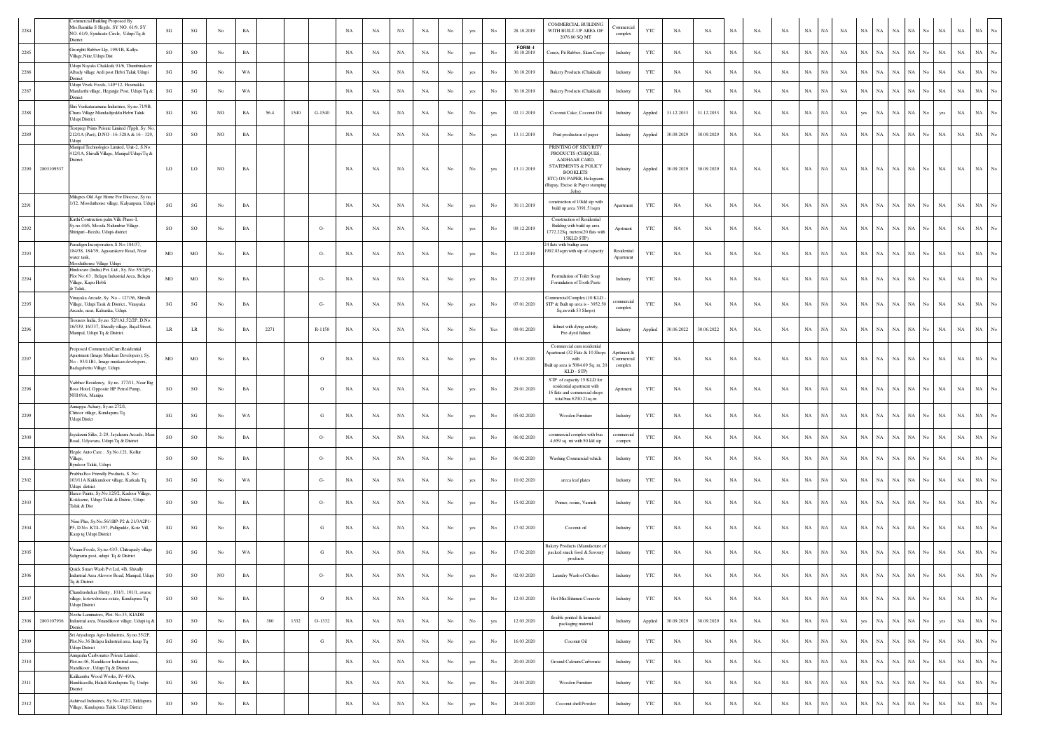| 2284 | | Commercial Building Proposed By Mrs.Ramitha S Hegde, SY NO. 61/9, SY NO. 61/9, Syndicate Circle, Udupi Tq & District | SG | SG | No | BA | | | | NA | NA | NA | NA | No | yes | No | 28.10.2019 | COMMERCIAL BUILDING WITH BUILT-UP AREA OF 2076.80 SQ MT | Commercial complex | YTC | NA | NA | NA | NA | NA | NA | NA | NA | NA | NA | NA | NA | No | NA | NA | NA | No |
|---|---|---|---|---|---|---|---|---|---|---|---|---|---|---|---|---|---|---|---|---|---|---|---|---|---|---|---|---|---|---|---|---|---|---|---|---|---|
| 2285 | | Georghi Rubber Llp, 199/1B, Kallya Village,Nitte,Udupi Dist | SO | SO | No | BA | | | | NA | NA | NA | NA | No | yes | No | FORM -I 30.10.2019 | Cenex, Pit Rubber, Skim Crepe | Industry | YTC | NA | NA | NA | NA | NA | NA | NA | NA | NA | NA | NA | NA | No | NA | NA | NA | No |
| 2286 | | Udupi Nayaks Chakkuli, 91/6, Thumbinakere Albady village Ardi post Hebri Taluk Udupi District | SG | SG | No | WA | | | | NA | NA | NA | NA | No | yes | No | 30.10.2019 | Bakery Products (Chakkuli) | Industry | YTC | NA | NA | NA | NA | NA | NA | NA | NA | NA | NA | NA | NA | No | NA | NA | NA | No |
| 2287 | | Udupi Vivek Foods, 149*12, Hosmakki, Mandarthi village, Heganje Post, Udupi Tq & District | SG | SG | No | WA | | | | NA | NA | NA | NA | No | yes | No | 30.10.2019 | Bakery Products (Chakkuli) | Industry | YTC | NA | NA | NA | NA | NA | NA | NA | NA | NA | NA | NA | NA | No | NA | NA | NA | No |
| 2288 | | Shri Venkataramana Industries, Sy.no.71/9B, Chara Village Mandadijeddu Hebri Taluk, Udupi District. | SG | SG | NO | BA | 56.4 | 1540 | G-1540 | NA | NA | NA | NA | No | No | yes | 02.11.2019 | Coconut Cake, Coconut Oil | Industry | Applied | 31.12.2033 | 31.12.2033 | NA | NA | NA | NA | NA | NA | yes | NA | NA | NA | No | yes | NA | NA | No |
| 2289 | | Testprep Prints Private Limited (Tppl), Sy. No. 212/1A (Part), D.NO : 16-328A & 16 - 329, Udupi | SO | SO | NO | BA | | | | NA | NA | NA | NA | No | No | yes | 13.11.2019 | Print production of paper | Industry | Applied | 30.09.2029 | 30.09.2029 | NA | NA | NA | NA | NA | NA | NA | NA | NA | NA | No | NA | NA | NA | No |
| 2290 | 2803109537 | Manipal Technologies Limited, Unit-2, S.No: 412/1A, Shivalli Village, Manipal Udupi Tq & District. | LO | LO | NO | BA | | | | NA | NA | NA | NA | No | No | yes | 13.11.2019 | PRINTING OF SECURITY PRODUCTS (CHEQUES, AADHAAR CARD, STATEMENTS & POLICY BOOKLETS ETC) ON PAPER, Holograms (Rupay, Excise & Paper stamping Jobs) | Industry | Applied | 30.09.2029 | 30.09.2029 | NA | NA | NA | NA | NA | NA | NA | NA | NA | NA | No | NA | NA | NA | No |
| 2291 | | Milagres Old Age Home For Diocese, Sy no. 1/12, Moodathonse village, Kalyanpura, Udupi | SG | SG | No | BA | | | | NA | NA | NA | NA | No | yes | No | 30.11.2019 | construction of 10kld stp with build up area 3391.51sqm | Apartment | YTC | NA | NA | NA | NA | NA | NA | NA | NA | NA | NA | NA | NA | No | NA | NA | NA | No |
| 2292 | | Kirthi Contruction palm Ville Phase-I, Sy.no.44/6, Moodu Nalumbur Village. Shirupuri--Beechi, Udupi-district | SO | SO | No | BA | | | O- | NA | NA | NA | NA | No | yes | No | 09.12.2019 | Construction of Residential Building with build up area 1772.22Sq. meters(20 flats with 15KLD STP) | Aprtment | YTC | NA | NA | NA | NA | NA | NA | NA | NA | NA | NA | NA | NA | No | NA | NA | NA | No |
| 2293 | | Paradigm Incorporation, S.No-184/37, 184/38, 184/39, Aparanakere Road, Near water tank, Moodathonse Village Udupi | MO | MO | No | BA | | | O- | NA | NA | NA | NA | No | yes | No | 12.12.2019 | 24 flats with builtup area 1992.83sqm with stp of capacity | Residential Apartment | YTC | NA | NA | NA | NA | NA | NA | NA | NA | NA | NA | NA | NA | No | NA | NA | NA | No |
| 2294 | | Hindocare (India) Pvt. Ltd., Sy. No: 55/2(P), Plot No: 63 , Belapu Industrial Area, Belapu Village, Kapu Hobli & Taluk, | MO | MO | No | BA | | | O- | NA | NA | NA | NA | No | yes | No | 27.12.2019 | Formulation of Toilet Soap Formulation of Tooth Paste | Industry | YTC | NA | NA | NA | NA | NA | NA | NA | NA | NA | NA | NA | NA | No | NA | NA | NA | No |
| 2295 | | Vinayaka Arcade, Sy. No – 127/36, Shivalli Village, Udupi Taluk & District , Vinayaka Arcade, near, Kalsanka, Udupi. | SG | SG | No | BA | | | G- | NA | NA | NA | NA | No | yes | No | 07.01.2020 | Commercial Complex (10 KLD - STP & Built up area is - 3952.50 Sq.m with 53 Shops) | commercial complex | YTC | NA | NA | NA | NA | NA | NA | NA | NA | NA | NA | NA | NA | No | NA | NA | NA | No |
| 2296 | | Trousers India, Sy.no. 52/1A1,52/2P, D.No. 16/339, 16/337, Shivally village, Bajal Street, Manipal, Udupi Tq & District. | LR | LR | No | BA | 2271 | | R-1158 | NA | NA | NA | NA | No | No | Yes | 09.01.2020 | fishnet with dying activity, Pre-dyed fishnet | Industry | Applied | 30.06.2022 | 30.06.2022 | NA | NA | NA | NA | NA | NA | NA | NA | NA | NA | No | NA | NA | NA | No |
| 2297 | | Proposed Commercial Cum Residential Apartment (Image Muskan Developers), Sy. No - 93/11B1, Image muskan developers, Badagabettu Village, Udupi. | MO | MO | No | BA | | | O | NA | NA | NA | NA | No | yes | No | 13.01.2020 | Commercial cum residential Apartment (32 Flats & 10 Shops with Built up area is 5084.69 Sq. m, 20 KLD - STP) | Aprtment & Commercial complex | YTC | NA | NA | NA | NA | NA | NA | NA | NA | NA | NA | NA | NA | No | NA | NA | NA | No |
| 2298 | | Vaibhav Residency, Sy.no. 177/11, Near Big Boss Hotel, Opposite HP Petrol Pump, NH169A, Manipa | SO | SO | No | BA | | | O | NA | NA | NA | NA | No | yes | No | 29.01.2020 | STP of capacity 15 KLD for residential apartment with 16 flats and commercial shops total bua 6700.21sq.m | Aprtment | YTC | NA | NA | NA | NA | NA | NA | NA | NA | NA | NA | NA | NA | No | NA | NA | NA | No |
| 2299 | | Annappa Achary, Sy.no.272/1, Chitoor village, Kundapura Tq Udupi Distict | SG | SG | No | WA | | | G | NA | NA | NA | NA | No | yes | No | 05.02.2020 | Wooden Furniture | Industry | YTC | NA | NA | NA | NA | NA | NA | NA | NA | NA | NA | NA | NA | No | NA | NA | NA | No |
| 2300 | | Jayalaxmi Silks, 2-29, Jayalaxmi Arcade, Main Road, Udyavara, Udupi Tq & District | SO | SO | No | BA | | | O- | NA | NA | NA | NA | No | yes | No | 06.02.2020 | commercial complex with bua 4,659 sq. mt with 50 kld stp | commercial compex | YTC | NA | NA | NA | NA | NA | NA | NA | NA | NA | NA | NA | NA | No | NA | NA | NA | No |
| 2301 | | Hegde Auto Care , Sy.No.121, Kollur Village, Byndoor Taluk, Udupi | SO | SO | No | BA | | | O- | NA | NA | NA | NA | No | yes | No | 06.02.2020 | Washing Commercial vehicle | Industry | YTC | NA | NA | NA | NA | NA | NA | NA | NA | NA | NA | NA | NA | No | NA | NA | NA | No |
| 2302 | | Prabhu Eco Friendly Products, S. No: 103/11A Kukkundoor village, Karkala Tq Udupi district | SG | SG | No | WA | | | G- | NA | NA | NA | NA | No | yes | No | 10.02.2020 | areca leaf plates | Industry | YTC | NA | NA | NA | NA | NA | NA | NA | NA | NA | NA | NA | NA | No | NA | NA | NA | No |
| 2303 | | Haseo Paints, Sy.No.125/2, Kadoor Village, Kokkarne, Udupi Taluk & Distric, Udupi Taluk & Dist | SO | SO | No | BA | | | O- | NA | NA | NA | NA | No | yes | No | 15.02.2020 | Primer, resins, Varnish | Industry | YTC | NA | NA | NA | NA | NA | NA | NA | NA | NA | NA | NA | NA | No | NA | NA | NA | No |
| 2304 | | Nine Plus, Sy.No.56/1BP-P2 & 21/3A2P1-P5, D.No. KT4-357, Padigudde, Kote Vill, Kaup tq Udupi District | SG | SG | No | BA | | | G | NA | NA | NA | NA | No | yes | No | 17.02.2020 | Coconut oil | Industry | YTC | NA | NA | NA | NA | NA | NA | NA | NA | NA | NA | NA | NA | No | NA | NA | NA | No |
| 2305 | | Vinaan Foods, Sy.no.43/3, Chitrapady village Saligrama post, udupi Tq & District | SG | SG | No | WA | | | G | NA | NA | NA | NA | No | yes | No | 17.02.2020 | Bakery Products (Manufacture of packed snack food & Savoury products | Industry | YTC | NA | NA | NA | NA | NA | NA | NA | NA | NA | NA | NA | NA | No | NA | NA | NA | No |
| 2306 | | Quick Smart Wash Pvt Ltd, 4B, Shivally Industrial Area Alevoor Road, Manipal, Udupi Tq & District | SO | SO | NO | BA | | | O- | NA | NA | NA | NA | No | yes | No | 02.03.2020 | Laundry Wash of Clothes | Industry | YTC | NA | NA | NA | NA | NA | NA | NA | NA | NA | NA | NA | NA | No | NA | NA | NA | No |
| 2307 | | Chandrashekar Shetty , 101/1, 101/1, avarse village, koteshwara estate, Kundapura Tq Udupi District | SO | SO | No | BA | | | O | NA | NA | NA | NA | No | yes | No | 12.03.2020 | Hot Mix Bitumen Concrete | Industry | YTC | NA | NA | NA | NA | NA | NA | NA | NA | NA | NA | NA | NA | No | NA | NA | NA | No |
| 2308 | 2803107936 | Neeha Laminators, Plot. No.33, KIADB Industrial area, Nnandikoor village, Udupi tq & District | SO | SO | No | BA | 380 | 1332 | O-1332 | NA | NA | NA | NA | No | No | yes | 12.03.2020 | flexible printed & laminated packaging material | Industry | Applied | 30.09.2029 | 30.09.2029 | NA | NA | NA | NA | NA | NA | yes | NA | NA | NA | No | yes | NA | NA | No |
| 2309 | | Sri Aryadurga Agro Industries, Sy.no.55/2P, Plot.No.36 Belapu Industrial area, kaup Tq Udupi District | SG | SG | No | BA | | | G | NA | NA | NA | NA | No | yes | No | 16.03.2020 | Coconut Oil | Industry | YTC | NA | NA | NA | NA | NA | NA | NA | NA | NA | NA | NA | NA | No | NA | NA | NA | No |
| 2310 | | Anugraha Carbonates Private Limited , Plot.no.46, Nandikoor Industrial area, Nandikoor , Udupi Tq & District | SG | SG | No | BA | | | | NA | NA | NA | NA | No | yes | No | 20.03.2020 | Ground Calcium Carbonate | Industry | YTC | NA | NA | NA | NA | NA | NA | NA | NA | NA | NA | NA | NA | No | NA | NA | NA | No |
| 2311 | | Kalikamba Wood Works, IV-49/A, Hundikaodlu, Haladi-Kundapura Tq. Uudpi District | SG | SG | No | BA | | | | NA | NA | NA | NA | No | yes | No | 24.03.2020 | Wooden Furniture | Industry | YTC | NA | NA | NA | NA | NA | NA | NA | NA | NA | NA | NA | NA | No | NA | NA | NA | No |
| 2312 | | Ashirvad Industries, Sy.No.472/2, Siddapura Village, Kundapura Taluk Udupi District | SO | SO | No | BA | | | | NA | NA | NA | NA | No | yes | No | 24.03.2020 | Coconut shell Powder | Industry | YTC | NA | NA | NA | NA | NA | NA | NA | NA | NA | NA | NA | NA | No | NA | NA | NA | No |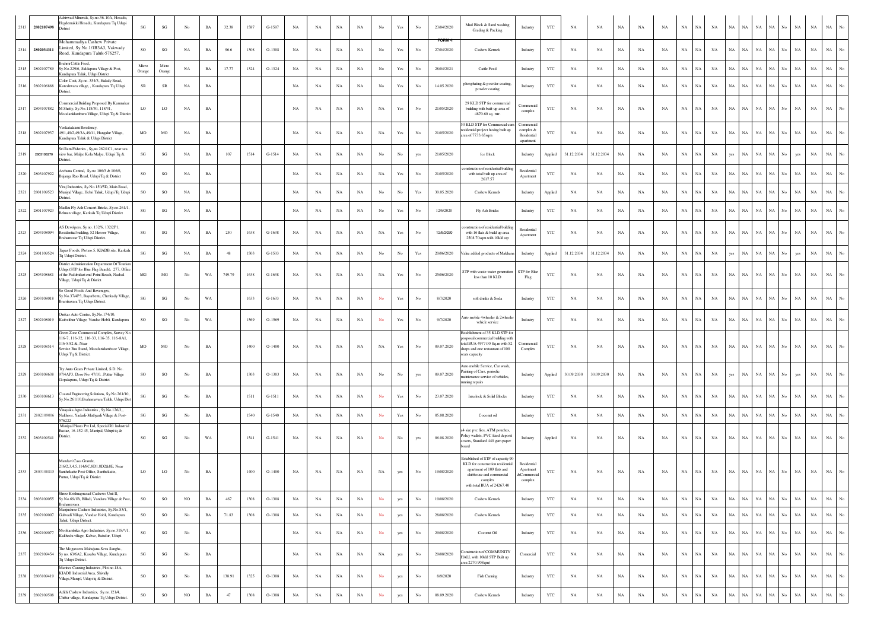| | | | | | | | | | | | | | | | | | | | | | | | | | | | | | | | | | | | | | |
|---|---|---|---|---|---|---|---|---|---|---|---|---|---|---|---|---|---|---|---|---|---|---|---|---|---|---|---|---|---|---|---|---|---|---|---|---|---|
| 2313 | 2802107498 | Ashirwad Minerals, Sy.no.36-10A, Hosadu, Hegdemakki Hosadu, Kundapura Tq Udupi District | SG | SG | No | BA | 32.38 | 1587 | G-1587 | NA | NA | NA | NA | No | Yes | No | 23/04/2020 | Mud Block & Sand washing Grading & Packing | Industry | YTC | NA | NA | NA | NA | NA | NA | NA | NA | NA | NA | NA | NA | No | NA | NA | NA | No |
| 2314 | 2802034311 | Mohammadiya Cashew Private Limited, Sy.No.1/1B3A3, Vakwady Road, Kundapura Taluk-576257, | SO | SO | NA | BA | 96.6 | 1308 | O-1308 | NA | NA | NA | NA | No | Yes | No | FORM-I 27/04/2020 | Cashew Kernels | Industry | YTC | NA | NA | NA | NA | NA | NA | NA | NA | NA | NA | NA | NA | No | NA | NA | NA | No |
| 2315 | 2802107789 | Brahmi Cattle Feed, Sy.No.229/6, Siddapura Village & Post, Kundapura Taluk, Udupi District | Micro Orange | Micro Orange | NA | BA | 17.77 | 1324 | O-1324 | NA | NA | NA | NA | No | Yes | No | 28/04/2021 | Cattle Feed | Industry | YTC | NA | NA | NA | NA | NA | NA | NA | NA | NA | NA | NA | NA | No | NA | NA | NA | No |
| 2316 | 2802106888 | Color Coat, Sy.no. 354/3, Halady Road, Koteshwara village, , Kundapura Tq Udupi District. | SR | SR | NA | BA | | | | NA | NA | NA | NA | No | Yes | No | 14.05.2020 | phosphating & powder coating, powder coating | Industry | YTC | NA | NA | NA | NA | NA | NA | NA | NA | NA | NA | NA | NA | No | NA | NA | NA | No |
| 2317 | 2803107882 | Commercial Building Proposed By Karunakar M Shetty, Sy.No.118/30, 118/31, Moodanidambura Village, Udupi Tq & District | LO | LO | NA | BA | | | | NA | NA | NA | NA | NA | Yes | No | 21/05/2020 | 29 KLD STP for commercial building with built-up area of 4870.60 sq. mtr. | Commercial complex | YTC | NA | NA | NA | NA | NA | NA | NA | NA | NA | NA | NA | NA | No | NA | NA | NA | No |
| 2318 | 2802107937 | Venkatalaxmi Residency, 49/1,49/2,49/3A,49/11, Hangalur Village, Kundapura Taluk & Udupi District | MO | MO | NA | BA | | | | NA | NA | NA | NA | NA | Yes | No | 21/05/2020 | 50 KLD STP for Commercial cum residential project having built up area of 7733.65sqm | Commercial complex & Residential apartment | YTC | NA | NA | NA | NA | NA | NA | NA | NA | NA | NA | NA | NA | No | NA | NA | NA | No |
| 2319 | 2803108270 | Sri Ram Fisheries , Sy.no 262/1C1, near sea view bar, Malpe Kola Malpe, Udupi Tq & District. | SG | SG | NA | BA | 107 | 1514 | G-1514 | NA | NA | NA | NA | No | No | yes | 21/05/2020 | Ice Block | Industry | Applied | 31.12.2034 | 31.12.2034 | NA | NA | NA | NA | NA | NA | yes | NA | NA | NA | No | yes | NA | NA | No |
| 2320 | 2803107922 | Archana Central, Sy.no 106/3 & 106/6, Bujanga Rao Road, Udupi Tq & District | SO | SO | NA | BA | | | | NA | NA | NA | NA | NA | Yes | No | 21/05/2020 | construction of residential building with total built up area of 2617.57 | Residential Apartment | YTC | NA | NA | NA | NA | NA | NA | NA | NA | NA | NA | NA | NA | No | NA | NA | NA | No |
| 2321 | 2801109523 | Viraj Industries, Sy.No 150/5D, Main Road, Muniyal Village, Hebri Taluk, Udupi Tq Udupi District. | SO | SO | NA | BA | | | | NA | NA | NA | NA | No | No | Yes | 30.05.2020 | Cashew Kernels | Industry | Applied | NA | NA | NA | NA | NA | NA | NA | NA | NA | NA | NA | NA | No | NA | NA | NA | No |
| 2322 | 2801107923 | Madhu Fly Ash Concert Bricks, Sy.no 261/1, Belman village, Karkala Tq Udupi District | SG | SG | NA | BA | | | | NA | NA | NA | NA | No | Yes | No | 12/6/2020 | Fly Ash Bricks | Industry | YTC | NA | NA | NA | NA | NA | NA | NA | NA | NA | NA | NA | NA | No | NA | NA | NA | No |
| 2323 | 2803108094 | AS Devolpers, Sy.no. 132/6, 132/2P1, Residential building, 52 Heroor Village, Brahamavar Tq Udupi District. | SG | SG | NA | BA | 250 | 1638 | G-1638 | NA | NA | NA | NA | NA | Yes | No | 12/6/2020 | construction of residential building with 16 flats & build up area 2508.70sqm with 10kld stp | Residential Apartment | YTC | NA | NA | NA | NA | NA | NA | NA | NA | NA | NA | NA | NA | No | NA | NA | NA | No |
| 2324 | 2801109524 | Tapas Foods, Plot no.5, KIADB site, Karkala Tq Udupi District. | SG | SG | NA | BA | 48 | 1503 | G-1503 | NA | NA | NA | NA | No | No | Yes | 20/06/2020 | Value added products of Makhana | Industry | Applied | 31.12.2034 | 31.12.2034 | NA | NA | NA | NA | NA | NA | yes | NA | NA | NA | No | yes | NA | NA | No |
| 2325 | 2803108681 | District Administration Department Of Tourism Udupi (STP for Blue Flag Beach), 277, Office of the Padubidari end Point Beach, Nadsal Village, Udupi Tq & District. | MG | MG | No | WA | 749.79 | 1638 | G-1638 | NA | NA | NA | NA | NA | Yes | No | 25/06/2020 | STP with waste water generation less than 10 KLD | STP for Blue Flag | YTC | NA | NA | NA | NA | NA | NA | NA | NA | NA | NA | NA | NA | No | NA | NA | NA | No |
| 2326 | 2803108018 | So Good Foods And Beverages, Sy.No.37/4P3, Bayarbettu, Cherkady Village, Bramhavara Tq Udupi District. | SG | SG | No | WA | | 1633 | G-1633 | NA | NA | NA | NA | No | Yes | No | 8/7/2020 | soft drinks & Soda | Industry | YTC | NA | NA | NA | NA | NA | NA | NA | NA | NA | NA | NA | NA | No | NA | NA | NA | No |
| 2327 | 2802108019 | Omkar Auto Centre, Sy.No.174/10, Kalbethur Village, Vandse Hobli, Kundapura | SO | SO | No | WA | | 1569 | O-1569 | NA | NA | NA | NA | No | Yes | No | 9/7/2020 | Auto mobile 4wheeler & 2wheeler vehicle service | Industry | YTC | NA | NA | NA | NA | NA | NA | NA | NA | NA | NA | NA | NA | No | NA | NA | NA | No |
| 2328 | 2803108514 | Green Zone Commercial Complex, Survey No. 116-7, 116-32, 116-33, 116-35, 116-8A1, 116-8A2 &, Near Service Bus Stand, Moodanidamboor Village, Udupi Tq & District | MO | MO | No | BA | | 1400 | O-1400 | NA | NA | NA | NA | NA | Yes | No | 09.07.2020 | Establishment of 35 KLD STP for proposed commercial building with total BUA 4977.00 Sq.m with 52 shops and one restaurant of 100 seats capacity | Commercial Complex | YTC | NA | NA | NA | NA | NA | NA | NA | NA | NA | NA | NA | NA | No | NA | NA | NA | No |
| 2329 | 2803108638 | Try Auto Gears Private Limited, S.D. No. 97/4AP3, Door No: 47/10, ,Puttur Village Gopalapura, Udupi Tq & District | SO | SO | No | BA | | 1303 | O-1303 | NA | NA | NA | NA | No | No | yes | 09.07.2020 | Auto mobile Service, Car wash, Painting of Cars, periodic maintenance service of vehicles, running repairs | Industry | Applied | 30.09.2030 | 30.09.2030 | NA | NA | NA | NA | NA | NA | yes | NA | NA | NA | No | yes | NA | NA | No |
| 2330 | 2803108613 | Coastal Engineering Solutions, Sy.No.261/10, Sy.No.261/10,Brahmavara Taluk, Udupi Dist | SG | SG | No | BA | | 1511 | G-1511 | NA | NA | NA | NA | No | Yes | No | 23.07.2020 | Interlock & Solid Blocks | Industry | YTC | NA | NA | NA | NA | NA | NA | NA | NA | NA | NA | NA | NA | No | NA | NA | NA | No |
| 2331 | 2802109006 | Vinayaka Agro Industries , Sy.No.126/3,, Nalkhoor, Yadadi-Mathyadi Village & Post-576222 | SG | SG | No | BA | | 1540 | G-1540 | NA | NA | NA | NA | No | Yes | No | 05.08.2020 | Coconut oil | Industry | YTC | NA | NA | NA | NA | NA | NA | NA | NA | NA | NA | NA | NA | No | NA | NA | NA | No |
| 2332 | 2803109541 | Manipal Plasto Pvt Ltd, Special R1 Industrial Eastae, 16-152 45, Manipal, Udupi tq & District. | SG | SG | No | WA | | 1541 | G-1541 | NA | NA | NA | NA | No | No | yes | 06.08.2020 | a4 size pvc files, ATM pouches, Policy wallets, PVC fixed deposit covers, Standard 440 gsm paper board | Industry | Applied | NA | NA | NA | NA | NA | NA | NA | NA | NA | NA | NA | NA | No | NA | NA | NA | No |
| 2333 | 2803108815 | Manduvi Casa Grande, 216/2,3,4,5,114/8C,8D1,8D2&8E, Near Santhekatte Post Office, Santhekatte, Puttur, Udupi Tq & District | LO | LO | No | BA | | 1400 | O-1400 | NA | NA | NA | NA | NA | yes | No | 19/08/2020 | Established of STP of capacity 90 KLD for construction residential apartment of 109 flats and clubhouse and commercial complex with total BUA of 24267.40 | Residential Apartment &Commercial complex | YTC | NA | NA | NA | NA | NA | NA | NA | NA | NA | NA | NA | NA | No | NA | NA | NA | No |
| 2334 | 2803109055 | Shree Krishnaprasad Cashews Unit II, Sy.No.69/1B, Billadi, Vandaru Village & Post, Brahamavara | SO | SO | NO | BA | 467 | 1308 | O-1308 | NA | NA | NA | NA | No | yes | No | 19/08/2020 | Cashew Kernels | Industry | YTC | NA | NA | NA | NA | NA | NA | NA | NA | NA | NA | NA | NA | No | NA | NA | NA | No |
| 2335 | 2802109007 | Manjushree Cashew Industries, Sy.No.83/1, Gulwadi Village, Vandse Hobli, Kundapura Taluk, Udupi District. | SO | SO | No | BA | 71.83 | 1308 | O-1308 | NA | NA | NA | NA | No | yes | No | 28/08/2020 | Cashew Kernels | Industry | YTC | NA | NA | NA | NA | NA | NA | NA | NA | NA | NA | NA | NA | No | NA | NA | NA | No |
| 2336 | 2802109077 | Mookambika Agro Industries, Sy.no 318/*/1, Kalthodu village, Kabse, Baindur, Udupi | SG | SG | No | BA | | | | NA | NA | NA | NA | No | yes | No | 29/08/2020 | Coconut Oil | Industry | YTC | NA | NA | NA | NA | NA | NA | NA | NA | NA | NA | NA | NA | No | NA | NA | NA | No |
| 2337 | 2802109454 | The Mogaveera Mahajana Seva Sangha , Sy.no. 63/6A2, Kasaba Village, Kundapura Tq Udupi District. | SG | SG | No | BA | | | | NA | NA | NA | NA | NA | yes | No | 29/08/2020 | Construction of COMMUNITY HALL with 10kld STP Built up area 2270.90Sqm | Comercial | YTC | NA | NA | NA | NA | NA | NA | NA | NA | NA | NA | NA | NA | No | NA | NA | NA | No |
| 2338 | 2803109419 | Marines Canning Industries, Plot no.18A, KIADB Industrial Area, Shivally Village,Manipl, Udupi tq & District. | SO | SO | No | BA | 138.91 | 1325 | O-1308 | NA | NA | NA | NA | No | yes | No | 8/9/2020 | Fish Canning | Industry | YTC | NA | NA | NA | NA | NA | NA | NA | NA | NA | NA | NA | NA | No | NA | NA | NA | No |
| 2339 | 2802109508 | Adithi Cashew Industries, Sy.no.121/4, Chittur village, Kundapura Tq Udupi District. | SO | SO | NO | BA | 47 | 1308 | O-1308 | NA | NA | NA | NA | No | yes | No | 08.09.2020 | Cashew Kernels | Industry | YTC | NA | NA | NA | NA | NA | NA | NA | NA | NA | NA | NA | NA | No | NA | NA | NA | No |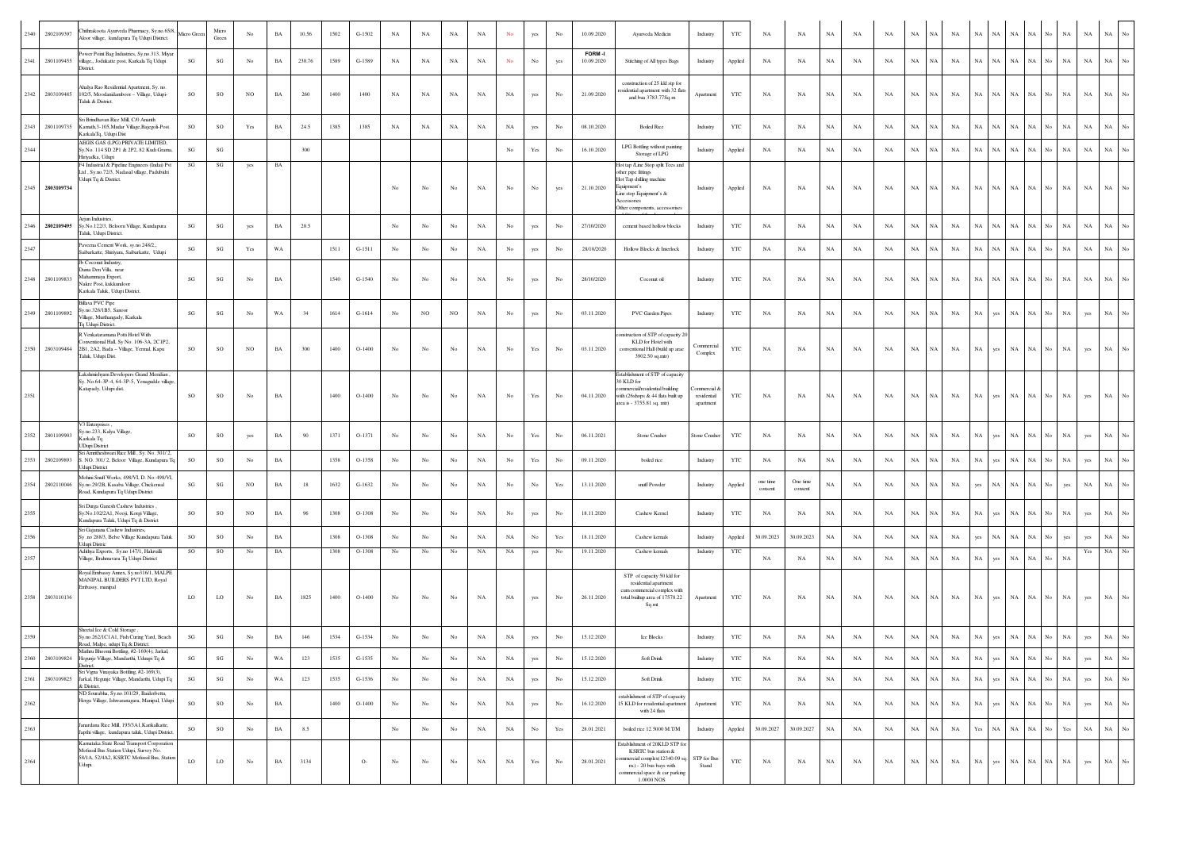| 2340 | 2802109397 | Chithrakoota Ayurveda Pharmacy, Sy.no.65/8, Aloor village, kundapura Tq Udupi District. | Micro Green | Micro Green | No | BA | 10.56 | 1502 | G-1502 | NA | NA | NA | NA | No | yes | No | 10.09.2020 | Ayurveda Medicin | Industry | YTC | NA | NA | NA | NA | NA | NA | NA | NA | NA | NA | NA | NA | NA | No | NA | NA | NA | No |
|---|---|---|---|---|---|---|---|---|---|---|---|---|---|---|---|---|---|---|---|---|---|---|---|---|---|---|---|---|---|---|---|---|---|---|---|---|---|---|
| 2341 | 2801109455 | Power Point Bag Industries, Sy.no.313, Miyar village,, Jodukatte post, Karkala Tq Udupi District. | SG | SG | No | BA | 230.76 | 1589 | G-1589 | NA | NA | NA | NA | No | No | yes | FORM -I 10.09.2020 | Stitching of All types Bags | Industry | Applied | NA | NA | NA | NA | NA | NA | NA | NA | NA | NA | NA | NA | NA | No | NA | NA | NA | No |
| 2342 | 2803109485 | Ahalya Rao Residential Apartment, Sy. no. 102/5, Moodanidambor – Village, Udupi-Taluk & District. | SO | SO | NO | BA | 260 | 1400 | 1400 | NA | NA | NA | NA | NA | yes | No | 21.09.2020 | construction of 25 kld stp for residential apartment with 32 flats and bua 3783.77Sq.m | Apartment | YTC | NA | NA | NA | NA | NA | NA | NA | NA | NA | NA | NA | NA | NA | No | NA | NA | NA | No |
| 2343 | 2801109735 | Sri Brindhavan Rice Mill, C/O Ananth Kamath,3-105,Mudar Village,Bajegoli-Post KarkalaTq, Udupi Dist | SO | SO | Yes | BA | 24.5 | 1385 | 1385 | NA | NA | NA | NA | NA | yes | No | 08.10.2020 | Boiled Rice | Industry | YTC | NA | NA | NA | NA | NA | NA | NA | NA | NA | NA | NA | NA | NA | No | NA | NA | NA | No |
| 2344 | | AEGIS GAS (LPG) PRIVATE LIMITED, Sy.No. 114 SD 2P1 & 2P2, 82 Kudi Grama, Hiriyadka, Udupi | SG | SG | | | 300 | | | | | | | No | Yes | No | 16.10.2020 | LPG Bottling without painting Storage of LPG | Industry | Applied | NA | NA | NA | NA | NA | NA | NA | NA | NA | NA | NA | NA | NA | No | NA | NA | NA | No |
| 2345 | 2803109734 | F4 Industrial & Pipeline Engineers (India) Pvt Ltd , Sy.no.72/3, Nadsoal village, Padubidri Udupi Tq & District. | SG | SG | yes | BA | | | | No | No | No | NA | No | No | yes | 21.10.2020 | Hot tap /Line Stop split Tees and other pipe fittings Hot Tap drilling machine Equipment's Line stop Equipment's & Accessories Other components, accessories | Industry | Applied | NA | NA | NA | NA | NA | NA | NA | NA | NA | NA | NA | NA | NA | No | NA | NA | NA | No |
| 2346 | 2802109495 | Arjun Industries, Sy.No.122/3, Belooru Village, Kundapura Taluk, Udupi District. | SG | SG | yes | BA | 20.5 | | | No | No | No | NA | No | yes | No | 27/10/2020 | cement based hollow blocks | Industry | YTC | NA | NA | NA | NA | NA | NA | NA | NA | NA | NA | NA | NA | NA | No | NA | NA | NA | No |
| 2347 | | Paveena Cement Work, sy.no.248/2,, Saibarkatte, Shiriyara, Saibarkatte, Udupi | SG | SG | Yes | WA | | 1511 | G-1511 | No | No | No | NA | No | yes | No | 28/10/2020 | Hollow Blocks & Interlock | Industry | YTC | NA | NA | NA | NA | NA | NA | NA | NA | NA | NA | NA | NA | NA | No | NA | NA | NA | No |
| 2348 | 2801109833 | Jb Coconut Industry, Dana Den Villa, near Mahammaya Export, Nakre Post, kukkundoor Karkala Taluk, Udupi District. | SG | SG | No | BA | | 1540 | G-1540 | No | No | No | NA | No | yes | No | 28/10/2020 | Coconut oil | Industry | YTC | NA | NA | NA | NA | NA | NA | NA | NA | NA | NA | NA | NA | NA | No | NA | NA | NA | No |
| 2349 | 2801109892 | Billava PVC Pipe Sy.no.326/1B5, Sanoor Village, Murthangady, Karkala Tq Udupi District. | SG | SG | No | WA | 34 | 1614 | G-1614 | No | NO | NO | NA | No | yes | No | 03.11.2020 | PVC Garden Pipes | Industry | YTC | NA | NA | NA | NA | NA | NA | NA | NA | NA | yes | NA | NA | NA | No | NA | yes | NA | No |
| 2350 | 2803109484 | R Venkataramana Potti Hotel With Conventional Hall, Sy No. 106-3A, 2C1P2, 2B1, 2A2, Bada – Village, Yermal, Kapu Taluk, Udupi Dist. | SO | SO | NO | BA | 300 | 1400 | O-1400 | No | No | No | NA | No | Yes | No | 03.11.2020 | construction of STP of capacity 20 KLD for Hotel with conventional Hall (build up arae 3902.50 sq.mtr) | Commercial Complex | YTC | NA | NA | NA | NA | NA | NA | NA | NA | NA | yes | NA | NA | NA | No | NA | yes | NA | No |
| 2351 | | Lakshmishyam Developers Grand Meridian , Sy. No.64-3P-4, 64-3P-5, Yenagudde village, Katapady, Udupi dist. | SO | SO | No | BA | | 1400 | O-1400 | No | No | No | NA | No | Yes | No | 04.11.2020 | Establishment of STP of capacity 30 KLD for commercial/residential building with (26shops & 44 flats built up area is - 3755.81 sq. mtr) | Commercial & residential apartment | YTC | NA | NA | NA | NA | NA | NA | NA | NA | NA | yes | NA | NA | NA | No | NA | yes | NA | No |
| 2352 | 2801109903 | V3 Enterprises , Sy.no.233, Kalya Village, Karkala Tq UDupi District | SO | SO | yes | BA | 90 | 1371 | O-1371 | No | No | No | NA | No | Yes | No | 06.11.2021 | Stone Crusher | Stone Crusher | YTC | NA | NA | NA | NA | NA | NA | NA | NA | NA | yes | NA | NA | NA | No | NA | yes | NA | No |
| 2353 | 2802109893 | Sri Annitheshwara Rice Mill , Sy. No. 301/ 2, S. NO. 301/ 2, Beloor Village, Kundapura Tq Udupi District | SO | SO | No | BA | | 1358 | O-1358 | No | No | No | NA | No | Yes | No | 09.11.2020 | boiled rice | Industry | YTC | NA | NA | NA | NA | NA | NA | NA | NA | NA | yes | NA | NA | NA | No | NA | yes | NA | No |
| 2354 | 2802110046 | Mohini Snuff Works, 498/VI, D. No :498/VI, Sy.no.29/2B, Kasaba Village, Chickensal Road, Kundapura Tq Udupi District | SG | SG | NO | BA | 18 | 1632 | G-1632 | No | No | No | NA | No | No | Yes | 13.11.2020 | snuff Powder | Industry | Applied | one time consent | One time consent | NA | NA | NA | NA | NA | NA | NA | yes | NA | NA | NA | No | yes | NA | NA | No |
| 2355 | | Sri Durga Ganesh Cashew Industries , Sy.No.102/2A1, Noeji, Kergi Village, Kundapura Taluk, Udupi Tq & District | SO | SO | NO | BA | 96 | 1308 | O-1308 | No | No | No | NA | No | yes | No | 18.11.2020 | Cashew Kernel | Industry | YTC | NA | NA | NA | NA | NA | NA | NA | NA | NA | yes | NA | NA | NA | No | NA | yes | NA | No |
| 2356 | | Sri Gajanana Cashew Industries, Sy .no 288/3, Belve Village Kundapura Taluk Udupi District | SO | SO | No | BA | | 1308 | O-1308 | No | No | No | NA | NA | No | Yes | 18.11.2020 | Cashew kernals | Industry | Applied | 30.09.2023 | 30.09.2023 | NA | NA | NA | NA | NA | NA | NA | yes | NA | NA | NA | No | yes | yes | NA | No |
| 2357 | | Adithya Exports, Sy.no 147/1, Halavalli Village, Brahmavara Tq Udupi District | SO | SO | No | BA | | 1308 | O-1308 | No | No | No | NA | NA | yes | No | 19.11.2020 | Cashew kernals | Industry | YTC | NA | NA | NA | NA | NA | NA | NA | NA | NA | NA | yes | NA | NA | No | NA | Yes | NA | No |
| 2358 | 2803110136 | Royal Embassy Annex, Sy.no316/1, MALPE MANIPAL BUILDERS PVT LTD, Royal Embassy, manipal | LO | LO | No | BA | 1825 | 1400 | O-1400 | No | No | No | NA | NA | yes | No | 26.11.2020 | STP of capacity 50 kld for residential apartment cum commercial complex with total builtup area of 17578.22 Sq.mt | Apartment | YTC | NA | NA | NA | NA | NA | NA | NA | NA | NA | yes | NA | NA | NA | No | NA | yes | NA | No |
| 2359 | | Sheetal Ice & Cold Storage , Sy.no.262/1C1A1, Fish Curing Yard, Beach Road, Malpe, udupi Tq & District | SG | SG | No | BA | 146 | 1534 | G-1534 | No | No | No | NA | NA | yes | No | 15.12.2020 | Ice Blocks | Industry | YTC | NA | NA | NA | NA | NA | NA | NA | NA | NA | yes | NA | NA | NA | No | NA | yes | NA | No |
| 2360 | 2803109824 | Madhu Bhooma Bottling, #2-169(4), Jarkal, Heguzje Village, Mandarthi, Udupi Tq & District. | SG | SG | No | WA | 123 | 1535 | G-1535 | No | No | No | NA | NA | yes | No | 15.12.2020 | Soft Drink | Industry | YTC | NA | NA | NA | NA | NA | NA | NA | NA | NA | yes | NA | NA | NA | No | NA | yes | NA | No |
| 2361 | 2803109825 | Sri Vigna Vinayaka Bottling, #2-169(3), Jarkal, Heguzje Village, Mandarthi, Udupi Tq & District. | SG | SG | No | WA | 123 | 1535 | G-1536 | No | No | No | NA | NA | yes | No | 15.12.2020 | Soft Drink | Industry | YTC | NA | NA | NA | NA | NA | NA | NA | NA | NA | yes | NA | NA | NA | No | NA | yes | NA | No |
| 2362 | | ND Sourabha, Sy.no.101/29, Bailerbettu, Heriga Village, Ishwaranagara, Manipal, Udupi | SO | SO | No | BA | | 1400 | O-1400 | No | No | No | NA | NA | yes | No | 16.12.2020 | establishment of STP of capacity 15 KLD for residential apartment with 24 flats | Apartment | YTC | NA | NA | NA | NA | NA | NA | NA | NA | NA | yes | NA | NA | NA | No | NA | yes | NA | No |
| 2363 | | Janardana Rice Mill, 195/3A1,Karikalkatte, Japthi village, kundapura taluk, Udupi District. | SO | SO | No | BA | 8.5 | | | No | No | No | NA | NA | No | Yes | 28.01.2021 | boiled rice 12.5000 M.T/M | Industry | Applied | 30.09.2027 | 30.09.2027 | NA | NA | NA | NA | NA | NA | Yes | NA | NA | NA | NA | No | Yes | NA | NA | No |
| 2364 | | Karnataka State Road Transport Corporation Mofussil Bus Station Udupi, Survey No. 58/1A, 52/4A2, KSRTC Mofussil Bus, Station Udupi. | LO | LO | No | BA | 3134 | | O- | No | No | No | NA | NA | Yes | No | 28.01.2021 | Establishment of 20KLD STP for KSRTC bus station & commercial complex(12340.09 sq. m.) - 20 bus bays with commercial space & car parking 1.0000 NOS | STP for Bus Stand | YTC | NA | NA | NA | NA | NA | NA | NA | NA | NA | yes | NA | NA | NA | NA | NA | yes | NA | No |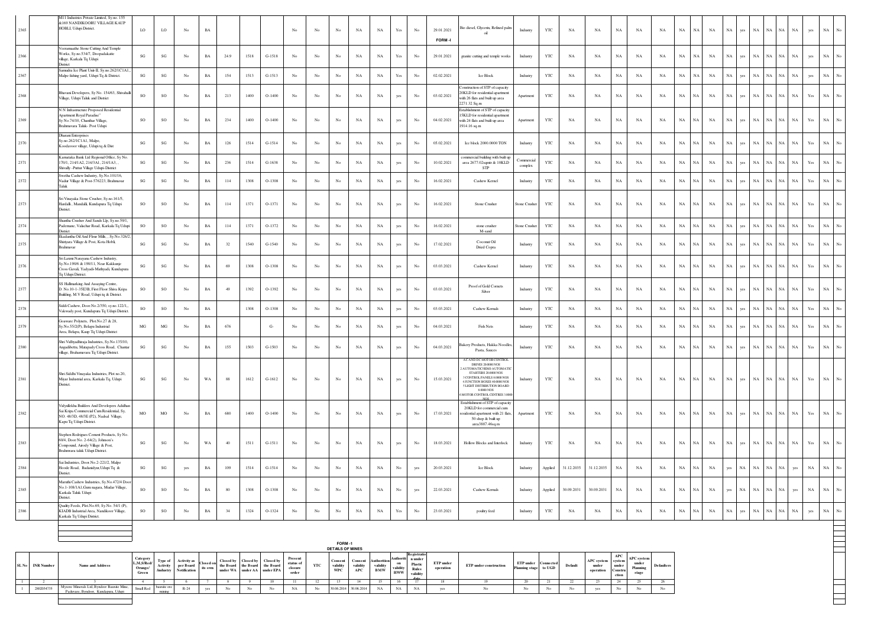| | | | | | | | | | | | | | | | | | | | | | | | | | | | | | | | | | | | | |
|---|---|---|---|---|---|---|---|---|---|---|---|---|---|---|---|---|---|---|---|---|---|---|---|---|---|---|---|---|---|---|---|---|---|---|---|---|
| 2365 | | M11 Industries Private Limited, Sy.no. 155 & 169 NANDIKOORU VILLAGE KAUP HOBLI, Udupi District. | LO | LO | No | BA | | | | No | No | No | NA | NA | Yes | No | 29.01.2021 FORM -I | Bio diesel, Glycerin, Refined palm oil | Industry | YTC | NA | NA | NA | NA | NA | NA | NA | NA | yes | NA | NA | NA | NA | yes | NA | No |
| 2366 | | Veeramaathe Stone Cutting And Temple Works, Sy.no.534/7, Doopadakatte village, Karkala Tq Udupi District | SG | SG | No | BA | 24.9 | 1518 | G-1518 | No | No | No | NA | NA | Yes | No | 29.01.2021 | granite cutting and temple works | Industry | YTC | NA | NA | NA | NA | NA | NA | NA | NA | yes | NA | NA | NA | NA | yes | NA | No |
| 2367 | | Samudra Ice Plant Unit-II, Sy.no.262/1C1A1, Malpe fishing yard, Udupi Tq & District. | SG | SG | No | BA | 154 | 1513 | G-1513 | No | No | No | NA | NA | Yes | No | 02.02.2021 | Ice Block | Industry | YTC | NA | NA | NA | NA | NA | NA | NA | NA | yes | NA | NA | NA | NA | yes | NA | No |
| 2368 | | Bhavani Developers, Sy No. 154/63, Shivalli Village, Udupi Taluk and District | SO | SO | No | BA | 213 | 1400 | O-1400 | No | No | No | NA | NA | yes | No | 03.02.2021 | Construction of STP of capacity 20KLD for residential apartment with 26 flats and built up area 2271.32 Sq.m | Apartment | YTC | NA | NA | NA | NA | NA | NA | NA | NA | yes | NA | NA | NA | NA | Yes | NA | No |
| 2369 | | N.N Infrastructure Proposed Residential Apartment Royal Paradise" Sy No.74/10, Chanthar Village, Brahmavara Taluk- Post Udupi | SO | SO | No | BA | 234 | 1400 | O-1400 | No | No | No | NA | NA | yes | No | 04.02.2021 | Establishment of STP of capacity 15KLD for residential apartment with 24 flats and built up area 1914.16 sq.m | Apartment | YTC | NA | NA | NA | NA | NA | NA | NA | NA | yes | NA | NA | NA | NA | Yes | NA | No |
| 2370 | | Dharani Enterprises Sy.no.262/1C1A1, Malpe, Koodavoor village, Udupi tq & Dist | SG | SG | No | BA | 126 | 1514 | G-1514 | No | No | No | NA | NA | yes | No | 05.02.2021 | Ice block 2000.0000 TON | Industry | YTC | NA | NA | NA | NA | NA | NA | NA | NA | yes | NA | NA | NA | NA | Yes | NA | No |
| 2371 | | Karnataka Bank Ltd Regional Office, Sy No. 170/1, 214/1A2, 214/3A1, 214/1A3, , Shivally -Puttur Village Udupi-District | SG | SG | No | BA | 236 | 1514 | G-1638 | No | No | No | NA | NA | yes | No | 10.02.2021 | commercial building with built up area 2677.02sqmtr & 10KLD STP | Commercial complex | YTC | NA | NA | NA | NA | NA | NA | NA | NA | yes | NA | NA | NA | NA | Yes | NA | No |
| 2372 | | Swetha Cashew Industry, Sy.No.101/16, Nadur Village & Post-576223, Brahmavar Taluk | SG | SG | No | BA | 114 | 1308 | O-1308 | No | No | No | NA | NA | yes | No | 16.02.2021 | Cashew Kernel | Industry | YTC | NA | NA | NA | NA | NA | NA | NA | NA | yes | NA | NA | NA | NA | Yes | NA | No |
| 2373 | | Sri Vinayaka Stone Crusher, Sy.no.161/5, Hardalli, Mandalli, Kundapura Tq Udupi District. | SO | SO | No | BA | 114 | 1371 | O-1371 | No | No | No | NA | NA | yes | No | 16.02.2021 | Stone Crusher | Stone Crusher | YTC | NA | NA | NA | NA | NA | NA | NA | NA | yes | NA | NA | NA | NA | Yes | NA | No |
| 2374 | | Shantha Crusher And Sands Llp, Sy.no.59/1, Pademane, Valachar Road, Karkala Tq Udupi District | SO | SO | No | BA | 114 | 1371 | O-1372 | No | No | No | NA | NA | yes | No | 16.02.2021 | stone crusher M-sand | Stone Crusher | YTC | NA | NA | NA | NA | NA | NA | NA | NA | yes | NA | NA | NA | NA | Yes | NA | No |
| 2375 | | Ekadantha Oil And Flour Mills, , Sy.No.326/2, Shiriyara Village & Post, Kota Hobli, Brahmavar | SG | SG | No | BA | 32 | 1540 | G-1540 | No | No | No | NA | NA | yes | No | 17.02.2021 | Coconut Oil Dried Copra | Industry | YTC | NA | NA | NA | NA | NA | NA | NA | NA | yes | NA | NA | NA | NA | Yes | NA | No |
| 2376 | | Sri Laxmi Narayana Cashew Industry, Sy.No.190/6 & 190/11, Near Kakkunje Cross Gavali, Yadyadi-Mathyadi, Kundapura Tq Udupi District. | SG | SG | No | BA | 69 | 1308 | O-1308 | No | No | No | NA | NA | yes | No | 03.03.2021 | Cashew Kernel | Industry | YTC | NA | NA | NA | NA | NA | NA | NA | NA | yes | NA | NA | NA | NA | Yes | NA | No |
| 2377 | | SS Hallmarking And Assaying Centre, D. No.10-1-35E3B, First Floor Shiva Kripa Building, M.V Road, Udupi tq & District. | SO | SO | No | BA | 49 | 1392 | O-1392 | No | No | No | NA | NA | yes | No | 03.03.2021 | Proof of Gold Cornets Silver | Industry | YTC | NA | NA | NA | NA | NA | NA | NA | NA | yes | NA | NA | NA | NA | Yes | NA | No |
| 2378 | | Siddi Cashew, Door No.2/350, sy.no.122/1, , Vakwady post, Kundapura Tq Udupi District. | SO | SO | No | BA | | 1308 | O-1308 | No | No | No | NA | NA | yes | No | 03.03.2021 | Cashew Kernals | Industry | YTC | NA | NA | NA | NA | NA | NA | NA | NA | yes | NA | NA | NA | NA | Yes | NA | No |
| 2379 | | Goaware Polynets, Plot.No.27 & 28, Sy.No.55/2(P), Belapu Industrial Area, Belapu, Kaup Tq Udupi District | MG | MG | No | BA | 676 | | G- | No | No | No | NA | NA | yes | No | 04.03.2021 | Fish Nets | Industry | YTC | NA | NA | NA | NA | NA | NA | NA | NA | yes | NA | NA | NA | NA | Yes | NA | No |
| 2380 | | Shri Vidhyadhiraja Industries, Sy.No.135/10, Angadibettu, Mutapady Cross Road, Chantar village, Brahmavara Tq Udupi District. | SG | SG | No | BA | 155 | 1503 | G-1503 | No | No | No | NA | NA | yes | No | 04.03.2021 | Bakery Products, Hakka Noodles, Pasta, Sauces | Industry | YTC | NA | NA | NA | NA | NA | NA | NA | NA | yes | NA | NA | NA | NA | Yes | NA | No |
| 2381 | | Shri Siddhi Vinayaka Industries, Plot no 20, Miyar Industrial area, Karkala Tq Udupi District. | SG | SG | No | WA | 88 | 1612 | G-1612 | No | No | No | NA | NA | yes | No | 15.03.2021 | AC AND DC MOTOR CONTROL DRIVES 20.0000 NOS 2 AUTOMATIC/SEMI-AUTOMATIC STARTERS 20.0000 NOS 3 CONTROL PANELS 5.0000 NOS 4 JUNCTION BOXES 40.0000 NOS 5 LIGHT DISTRIBUTION BOARD 8.0000 NOS 6 MOTOR CONTROL CENTRES 3.0000 NOS | Industry | YTC | NA | NA | NA | NA | NA | NA | NA | NA | yes | NA | NA | NA | NA | Yes | NA | No |
| 2382 | | Vidyullekha Builders And Developers Adidhan Sai Kripa Commercial Cum Residential, Sy. NO. 48/3D, 48/3E (P2), Nadsal Village, Kapu Tq Udupi District. | MO | MO | No | BA | 680 | 1400 | O-1400 | No | No | No | NA | NA | yes | No | 17.03.2021 | Establishment of STP of capacity 20KLD for commercial cum residential apartment with 21 flats, 50 shop & built up area5887.46sq.m | Apartment | YTC | NA | NA | NA | NA | NA | NA | NA | NA | yes | NA | NA | NA | NA | Yes | NA | No |
| 2383 | | Stephen Rodrigues Cement Products, Sy No. 60/4, Door No. 2-64(2), Johnson's Compound, Airody Village & Post, Brahmavara taluk Udupi District. | SG | SG | No | WA | 40 | 1511 | G-1511 | No | No | No | NA | NA | yes | No | 18.03.2021 | Hollow Blocks and Interlock | Industry | YTC | NA | NA | NA | NA | NA | NA | NA | NA | yes | NA | NA | NA | NA | Yes | NA | No |
| 2384 | | Sai Industries, Door.No.2-221/2, Malpe Hoode Road, Badanidiyur,Udupi Tq & District. | SG | SG | yes | BA | 109 | 1514 | G-1514 | No | No | No | NA | NA | No | yes | 20.03.2021 | Ice Block | Industry | Applied | 31.12.2035 | 31.12.2035 | NA | NA | NA | NA | NA | yes | NA | NA | NA | NA | yes | NA | NA | No |
| 2385 | | Maruthi Cashew Industries, Sy.No.472/4 Door No.1-108/1A1,Guru nagara, Mudar Village, Karkala Taluk Udupi District. | SO | SO | No | BA | 80 | 1308 | O-1308 | No | No | No | NA | NA | No | yes | 22.03.2021 | Cashew Kernals | Industry | Applied | 30.09.2031 | 30.09.2031 | NA | NA | NA | NA | NA | yes | NA | NA | NA | NA | yes | NA | NA | No |
| 2386 | | Quality Feeds, Plot.No.69, Sy.No. 54/1 (P), KIADB Industrial Area, Nandikoor Village, Karkala Tq Udupi District. | SO | SO | No | BA | 34 | 1324 | O-1324 | No | No | No | NA | NA | Yes | No | 23.03.2021 | poultry feed | Industry | YTC | NA | NA | NA | NA | NA | NA | NA | NA | yes | NA | NA | NA | NA | yes | NA | No |

**FORM -1**

**DETAILS OF MINES**

| Sl. No | INR Number | Name and Address | Category L,M,S/Red/ Orange/ Green | Type of Activity Industry | Activity as per Board Notification | Closed on its own | Closed by the Board under WA | Closed by the Board under AA | Closed by the Board under EPA | Present status of closure order | YTC | Consent validity WPC | Consent validity APC | Authorition validity BMW | Authoriti on validity HWW | Registratio n under Plastic Rules validity date | ETP under operation | ETP under construction | ETP under Planning stage | Connected to UGD | Default | APC system under operation | APC system under Constru ction | APC system under Planning stage | Defaulters |
|---|---|---|---|---|---|---|---|---|---|---|---|---|---|---|---|---|---|---|---|---|---|---|---|---|---|
| 1 | 2 | 3 | 4 | 5 | 6 | 7 | 8 | 9 | 10 | 11 | 12 | 13 | 14 | 15 | 16 | 17 | 18 | 19 | 20 | 21 | 22 | 23 | 24 | 25 | 26 |
| 1 | 2802034735 | Mysore Minerals Ltd, Byndoor Bauxite Mine, Padavare, Byndoor, Kundapura, Udupi | Small Red | bauxite ore mining | R-24 | yes | No | No | No | NA | No | 30.06.2014 | 30.06.2014 | NA | NA | NA | yes | No | No | No | No | yes | No | No | No |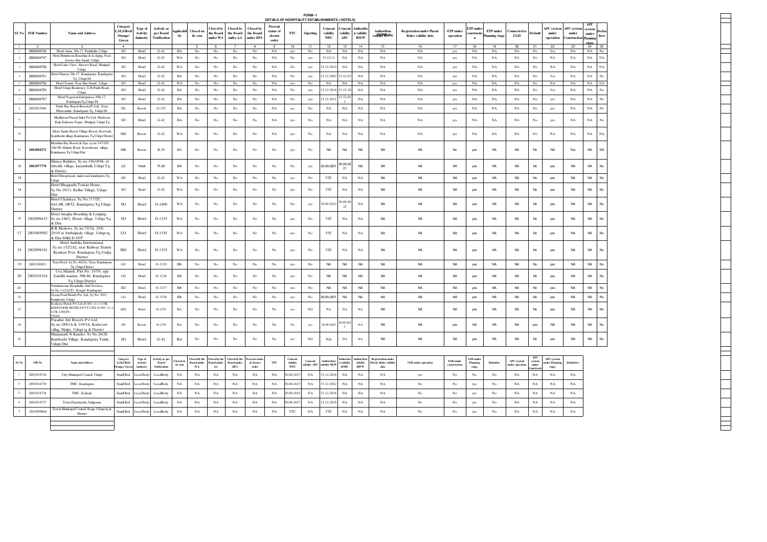FORM -1

DETAILS OF HOSPITALITY ESTABLISHMENTS ( HOTELS)

| Sl. No | INR Number | Name and Address | Category L,M,S/Red/ Orange/ Green | Type of Activity /Industry | Activity as per Board Notification | Applicability | Closed on its own | Closed by the Board under WA | Closed by the Board under AA | Closed by the Board under EPA | Present status of closure order | YTC | Operting | Consent validity WPC | Consent validity APC | Authorition validity BMW | Authorition validity HWM | Registration under Plastic Rules validity date | ETP under operation | ETP under construction | ETP under Planning stage | Connected to UGD | Default | APC system under operation | APC system under Construction | APC system under Planning stage | Defaulters |
|---|---|---|---|---|---|---|---|---|---|---|---|---|---|---|---|---|---|---|---|---|---|---|---|---|---|---|---|
| 1 | 2 | 3 | 4 | | | | 5 | 6 | 7 | 8 | 9 | 10 | 11 | 12 | 13 | 14 | 15 | 16 | 17 | 18 | 19 | 20 | 21 | 22 | 23 | 24 | 25 |
| 1 | 2803034743 | Hotel Amar, Nh-17, Padubidri, Udupi | SO | Hotel | G-42 | BA | No | No | No | No | NA | yes | No | NA | NA | NA | NA | NA | yes | NA | NA | NA | No | Yes | NA | NA | No |
| 2 | 2803034747 | Hotel Brindavan Boarding & Lodging, Near Service Bus Stand, Udupi | SO | Hotel | G-42 | WA | No | No | No | No | NA | No | yes | 31.12.11 | NA | NA | NA | NA | yes | NA | NA | NA | No | NA | NA | NA | NA |
| 3 | 2803034750 | Hotel Lake View, Alevoor Road, Manipal, Udupi. | SO | Hotel | G-42 | WA | No | No | No | No | NA | No | yes | 31.12.2010 | NA | NA | NA | NA | yes | NA | NA | NA | No | NA | NA | NA | NA |
| 4 | 2802034751 | Hotel Sharon, Nh-17, Kundapura, Kundapura Tq, Udupi Dt | SO | Hotel | G-42 | BA | No | No | No | No | NA | No | yes | 31.12.2003 | 31.12.03 | NA | NA | NA | yes | NA | NA | NA | No | Yes | NA | NA | No |
| 5 | 2803034752 | Hotel Tourist, Near Bus Stand, Udupi. | SO | Hotel | G-42 | WA | No | No | No | No | NA | yes | No | NA | NA | NA | NA | NA | yes | NA | NA | NA | No | NA | NA | NA | NA |
| 6 | 2803034753 | Hotel Udupi Residency, G.B.Panth Road, Udupi. | SO | Hotel | G-42 | BA | No | No | No | No | NA | No | yes | 31.12.2010 | 31.12.10 | NA | NA | NA | yes | NA | NA | NA | No | Yes | NA | NA | No |
| 7 | 2802034757 | Hotel Nagaveni Enterprises, NH-17, KundapuraTq,Udupi Dt | SO | Hotel | G-42 | BA | No | No | No | No | NA | No | yes | 31.12.2011 | 31.12.01 1 | NA | NA | NA | yes | NA | NA | NA | No | yes | NA | NA | No |
| 8 | 2802033946 | Turtle Bay Beach Resorts(P) Ltd, Trasi, Maravanthe, Kundapura Tq, Udupi Dt. | SG | Resort | G-153 | BA | No | No | No | No | NA | yes | No | NA | NA | NA | NA | NA | yes | NA | NA | NA | No | yes | NA | NA | No |
| 9 | | Madhuvan Prasad Infra Pvt Ltd, Madavan Krip Eshwara Nagar, Manipal, Udupi Tq | SO | Hotel | G-42 | BA | No | No | No | No | NA | yes | No | NA | NA | NA | NA | NA | yes | NA | NA | NA | No | yes | NA | NA | No |
| 10 | | Silver Sands Beach Village Resort, Korwadi, Kumbashi village,Kundapura Tq Udupi District | MG | Resort | G-42 | WA | No | No | No | No | NA | yes | No | NA | NA | NA | NA | NA | yes | NA | NA | NA | No | NA | NA | NA | NA |
| 11 | 2802084271 | Meridian Bay Resort & Spa, sy.no.347/1P1, 348/3B, Halady Road, Koteshwara village, Kundapura Tq Udupi Dist | MR | Resort | R-29 | BA | No | No | No | No | No | yes | No | NA | NA | NA | NA | NA | No | yes | NA | NA | No | NA | Yes | NA | NA |
| 12 | 2803077778 | Hirnya Builders, Sy.no.316/1P46, of shivally village, karamballi, Udupi Tq & District | LO | Hotel | R-29 | BA | No | No | No | No | No | No | yes | 30.09.2021 | 30.09.20 21 | NA | NA | NA | NA | yes | NA | NA | No | yes | NA | NA | No |
| 13 | | Hotel Shivaprasad, main road kundapura Tq Udupi | SG | Hotel | G-42 | WA | No | No | No | No | No | yes | No | YTC | NA | NA | NA | NA | NA | yes | NA | NA | No | yes | NA | NA | No |
| 14 | | Hotel Bhagirathi Tourist Home, Sy.No.19/11, Kolhr Village, Udupi Dist. | SO | Hotel | G-42 | WA | No | No | No | No | No | yes | No | YTC | NA | NA | NA | NA | NA | yes | NA | NA | No | yes | NA | NA | No |
| 15 | | Hotel Chalukya, Sy.No.117/2C, 8A1,8B, OF52, Kundapura Tq Udupi District | SO | Hotel | O-1400 | WA | No | No | No | No | No | No | yes | 30.09.2022 | 30.09.20 22 | NA | NA | NA | NA | yes | NA | NA | No | yes | NA | NA | No |
| 16 | 2802096433 | Hotel Anagha Boarding & Lodging, Sy.no.246/2, Hosur village, Udupi Tq & Dist | SO | Hotel | O-1335 | WA | No | No | No | No | No | yes | No | YTC | NA | NA | NA | NA | NA | yes | NA | NA | No | yes | NA | NA | No |
| 17 | 2803085002 | B R Medows, Sy.no.73/3A, 25/8, 25/10 at Ambalpady village, Udupi tq & Dist 80KLD STP | LO | Hotel | O-1335 | WA | No | No | No | No | No | yes | No | YTC | NA | NA | NA | NA | NA | yes | NA | NA | No | yes | NA | NA | No |
| 18 | 2802098161 | Hotel Ambika International, Sy.no.132/2A2, near Railway Station Byndoor Post, Kundapura Tq Uudpi District | MO | Hotel | O-1335 | WA | No | No | No | No | No | yes | No | YTC | NA | NA | NA | NA | NA | yes | NA | NA | No | yes | NA | NA | No |
| 19 | 2802100631 | Trasi Hotel, Sy.No.40/2A, Trasi, Kundapura Tq Udupi District | LO | Hotel | O-1335 | BA | No | No | No | No | No | yes | No | NA | NA | NA | NA | NA | NA | yes | NA | NA | No | yes | NA | NA | No |
| 20 | 2802101524 | Uva Manish, Plot No. 247/9, opp Gandhi maidan, NH-66, Kundapura Tq Udupi District | LO | Hotel | O-1336 | BA | No | No | No | No | No | yes | No | NA | NA | NA | NA | NA | NA | yes | NA | NA | No | yes | NA | NA | No |
| 21 | | Nandanavana Hospitality And Services, Sy.No.11/2A1P1, Kergal, Kundapura | SO | Hotel | O-1337 | BA | No | No | No | No | No | yes | No | NA | NA | NA | NA | NA | NA | yes | NA | NA | No | yes | NA | NA | No |
| 22 | | Ocean Pearl Hotels Pvt. Ltd, Sy.No. 85/1, , Kunjibettu, Udupi | LO | Hotel | O-1338 | BA | No | No | No | No | No | yes | No | 30.09.2021 | NA | NA | NA | NA | NA | yes | NA | NA | No | yes | NA | NA | No |
| 23 | | Kediyoor Hotels Pvt Ltd, D.NO. 11-1-117B, KEDIYOOR HOTELS PVT LTD, D.NO. 11-1-117B, UDUPI-576101 | MO | Hotel | O-1335 | BA | No | No | No | No | No | yes | NO | NA | NA | NA | NA | NA | NA | yes | NA | NA | No | yes | NA | NA | No |
| 24 | | Paradise Isle Resorts Pvt Ltd, Sy.no.289/1A & 319/3A, Kodavoor villag, Malpe, Udupi tq & District | SO | Resort | O-1338 | BA | No | No | No | No | No | No | yes | 30.09.2023 | 30.09.202 3 | NA | NA | NA | yes | NA | NA | NA | yes | NA | NA | NA | No |
| 25 | | Manjunath N Kunder, Sy.No.26/28, Kumbashi Village, Kundapura Taluk, Udupi Dist | SG | Hotel | G-42 | BA | No | No | No | No | No | yes | NO | NA | NA | NA | NA | NA | NA | yes | NA | NA | No | yes | NA | NA | No |

| Sl. No | UIN No | Name and Address | Category L,M,S/Red/ Orange/ Green | Type of Activity /Industry | Activity as per Board Notification | Closed on its own | Closed by the Board under WA | Closed by the Board under AA | Closed by the Board under EPA | Present status of closure order | YTC | Consent validity WPC | Consent validity APC | Authorition validity MSW | Authoritio n validity BMW | Authorition validity HWM | Registration under Plastic Rules validity date | UGD under operation | UGD under construction | UGD under Planning stage | Defaulter | APC system under operation | APC system under Constructi | APC system under Planning stage | Defaulters |
|---|---|---|---|---|---|---|---|---|---|---|---|---|---|---|---|---|---|---|---|---|---|---|---|---|---|
| 1 | 2803034736 | City Municipal Council, Udupi | Small Red | Local Body | LocalBody | NA | NA | NA | NA | NA | NA | 30.06.2017 | NA | 31.12.2016 | NA | NA | NA | yes | No | No | No | NA | NA | NA | NA |
| 2 | 2803034739 | TMC, Kundapura | Small Red | Local Body | LocalBody | NA | NA | NA | NA | NA | NA | 30.06.2017 | NA | 31.12.2022 | NA | NA | NA | No | No | yes | No | NA | NA | NA | NA |
| 3 | 2801034738 | TMC, Karkala | Small Red | Local Body | LocalBody | NA | NA | NA | NA | NA | NA | 30.06.2015 | NA | 31.12.2016 | NA | NA | NA | No | No | yes | No | NA | NA | NA | NA |
| 4 | 2802034737 | Town Panchayath, Saligrama | Small Red | Local Body | LocalBody | NA | NA | NA | NA | NA | NA | 30.06.2017 | NA | 31.12.2016 | NA | NA | NA | No | No | yes | No | NA | NA | NA | NA |
| 5 | 2803099864 | Town Municipal Council, Kaup, Udupi tq & District | Small Red | Local Body | LocalBody | NA | NA | NA | NA | NA | NA | YTC | NA | YTC | NA | NA | NA | No | No | yes | No | NA | NA | NA | NA |